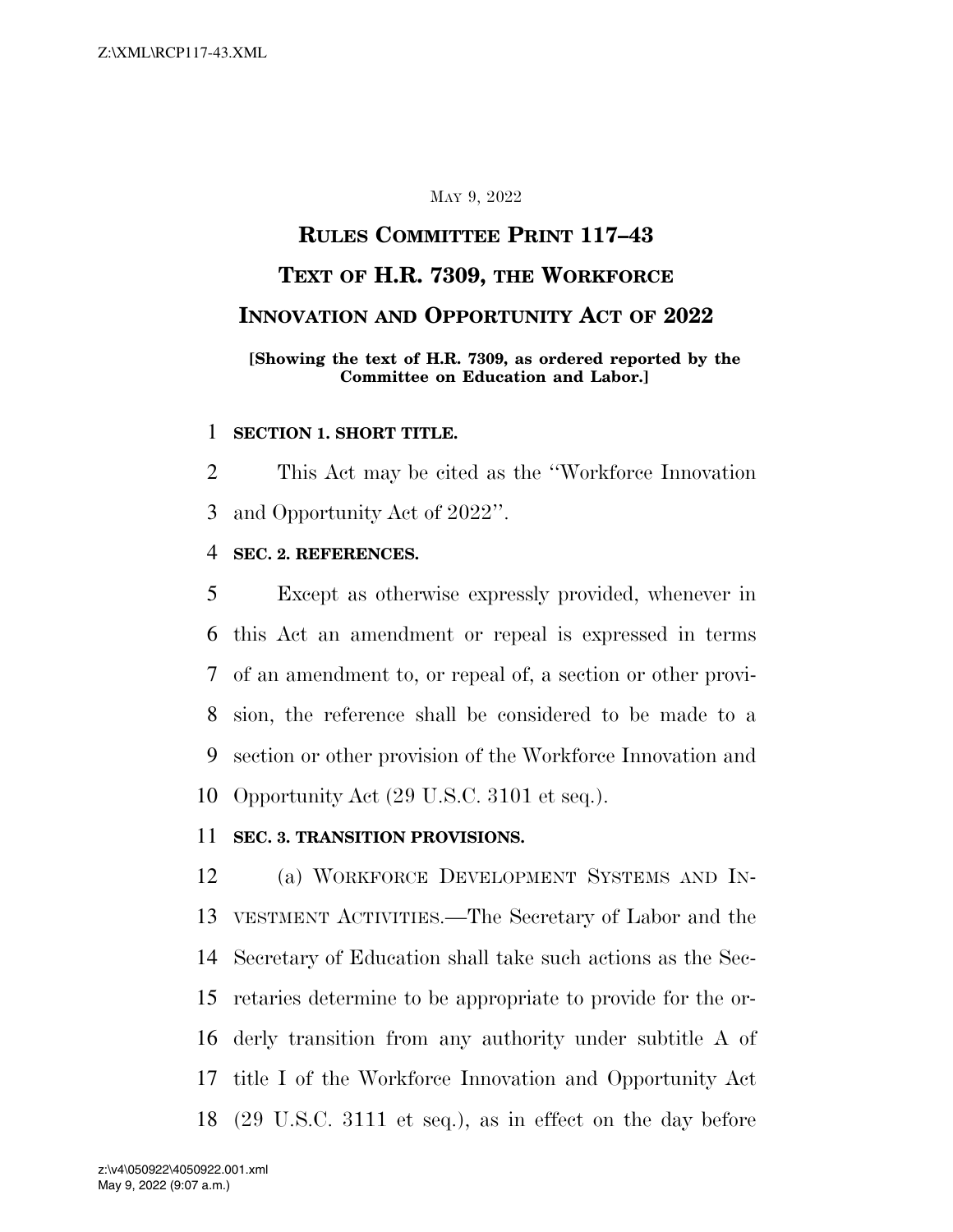May 9, 2022

# RULES COMMITTEE PRINT 117–43

# TEXT OF H.R. 7309, THE WORKFORCE INNOVATION AND OPPORTUNITY ACT OF 2022

**[Showing the text of H.R. 7309, as ordered reported by the Committee on Education and Labor.]**

**SECTION 1. SHORT TITLE.**

This Act may be cited as the ''Workforce Innovation and Opportunity Act of 2022''.

**SEC. 2. REFERENCES.**

Except as otherwise expressly provided, whenever in this Act an amendment or repeal is expressed in terms of an amendment to, or repeal of, a section or other provision, the reference shall be considered to be made to a section or other provision of the Workforce Innovation and Opportunity Act (29 U.S.C. 3101 et seq.).

**SEC. 3. TRANSITION PROVISIONS.**

(a) WORKFORCE DEVELOPMENT SYSTEMS AND INVESTMENT ACTIVITIES.—The Secretary of Labor and the Secretary of Education shall take such actions as the Secretaries determine to be appropriate to provide for the orderly transition from any authority under subtitle A of title I of the Workforce Innovation and Opportunity Act (29 U.S.C. 3111 et seq.), as in effect on the day before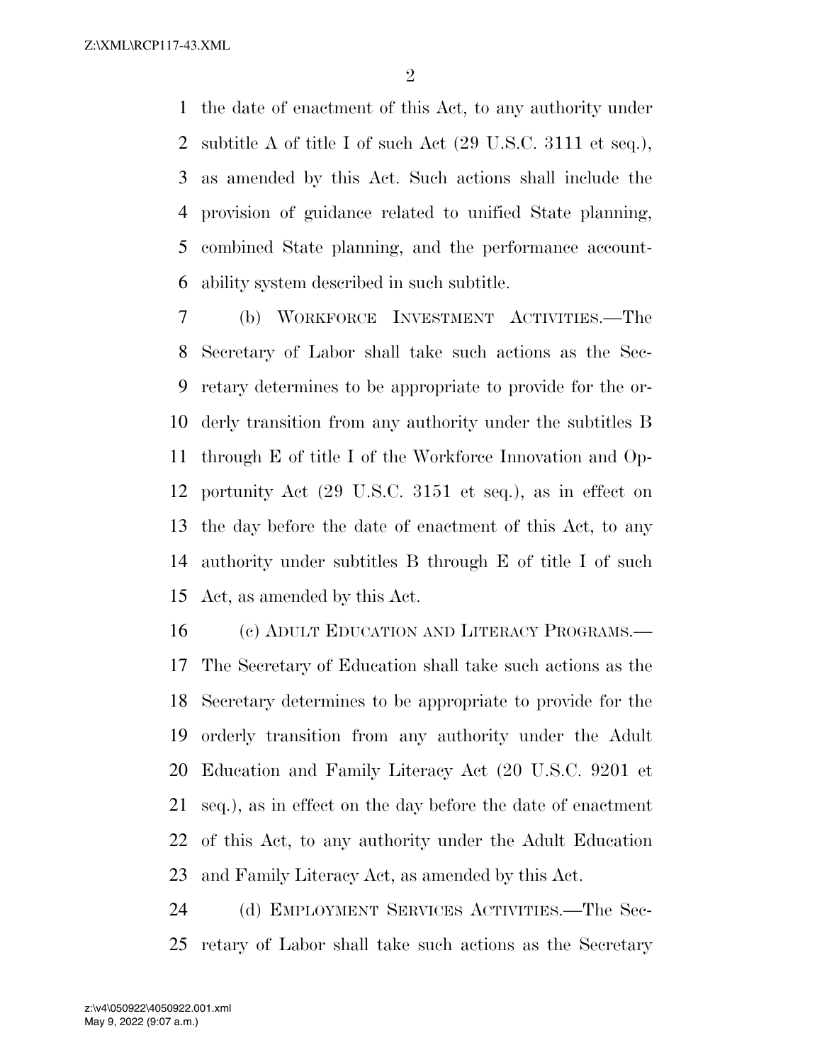the date of enactment of this Act, to any authority under subtitle A of title I of such Act (29 U.S.C. 3111 et seq.), as amended by this Act. Such actions shall include the provision of guidance related to unified State planning, combined State planning, and the performance accountability system described in such subtitle.

(b) WORKFORCE INVESTMENT ACTIVITIES.—The Secretary of Labor shall take such actions as the Secretary determines to be appropriate to provide for the orderly transition from any authority under the subtitles B through E of title I of the Workforce Innovation and Opportunity Act (29 U.S.C. 3151 et seq.), as in effect on the day before the date of enactment of this Act, to any authority under subtitles B through E of title I of such Act, as amended by this Act.

(c) ADULT EDUCATION AND LITERACY PROGRAMS.—The Secretary of Education shall take such actions as the Secretary determines to be appropriate to provide for the orderly transition from any authority under the Adult Education and Family Literacy Act (20 U.S.C. 9201 et seq.), as in effect on the day before the date of enactment of this Act, to any authority under the Adult Education and Family Literacy Act, as amended by this Act.

(d) EMPLOYMENT SERVICES ACTIVITIES.—The Secretary of Labor shall take such actions as the Secretary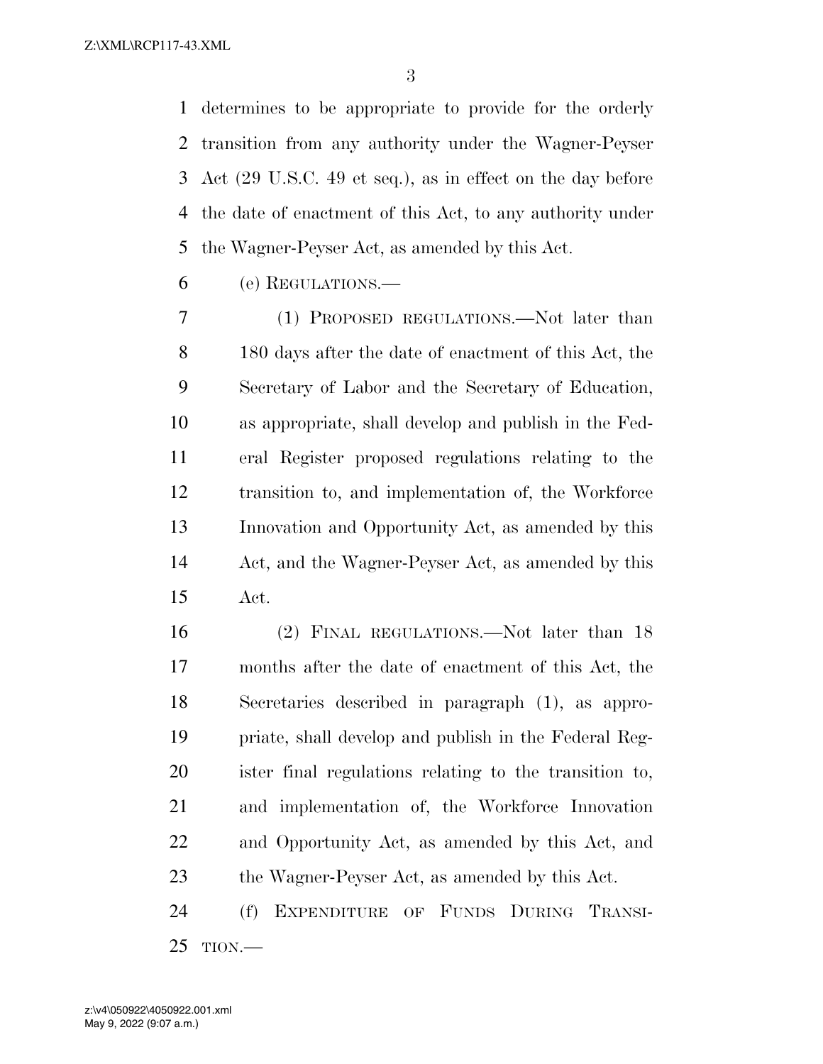determines to be appropriate to provide for the orderly transition from any authority under the Wagner-Peyser Act (29 U.S.C. 49 et seq.), as in effect on the day before the date of enactment of this Act, to any authority under the Wagner-Peyser Act, as amended by this Act.

(e) REGULATIONS.—

(1) PROPOSED REGULATIONS.—Not later than 180 days after the date of enactment of this Act, the Secretary of Labor and the Secretary of Education, as appropriate, shall develop and publish in the Federal Register proposed regulations relating to the transition to, and implementation of, the Workforce Innovation and Opportunity Act, as amended by this Act, and the Wagner-Peyser Act, as amended by this Act.

(2) FINAL REGULATIONS.—Not later than 18 months after the date of enactment of this Act, the Secretaries described in paragraph (1), as appropriate, shall develop and publish in the Federal Register final regulations relating to the transition to, and implementation of, the Workforce Innovation and Opportunity Act, as amended by this Act, and the Wagner-Peyser Act, as amended by this Act.

(f) EXPENDITURE OF FUNDS DURING TRANSITION.—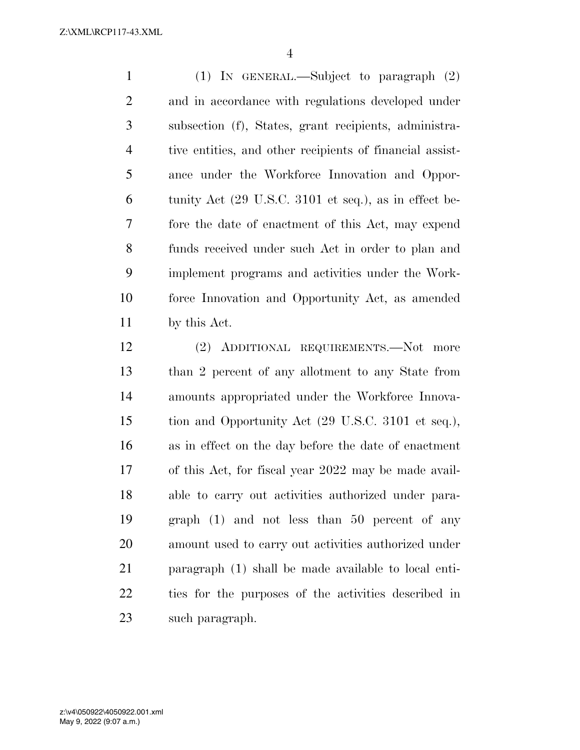(1) IN GENERAL.—Subject to paragraph (2) and in accordance with regulations developed under subsection (f), States, grant recipients, administrative entities, and other recipients of financial assistance under the Workforce Innovation and Opportunity Act (29 U.S.C. 3101 et seq.), as in effect before the date of enactment of this Act, may expend funds received under such Act in order to plan and implement programs and activities under the Workforce Innovation and Opportunity Act, as amended by this Act.

(2) ADDITIONAL REQUIREMENTS.—Not more than 2 percent of any allotment to any State from amounts appropriated under the Workforce Innovation and Opportunity Act (29 U.S.C. 3101 et seq.), as in effect on the day before the date of enactment of this Act, for fiscal year 2022 may be made available to carry out activities authorized under paragraph (1) and not less than 50 percent of any amount used to carry out activities authorized under paragraph (1) shall be made available to local entities for the purposes of the activities described in such paragraph.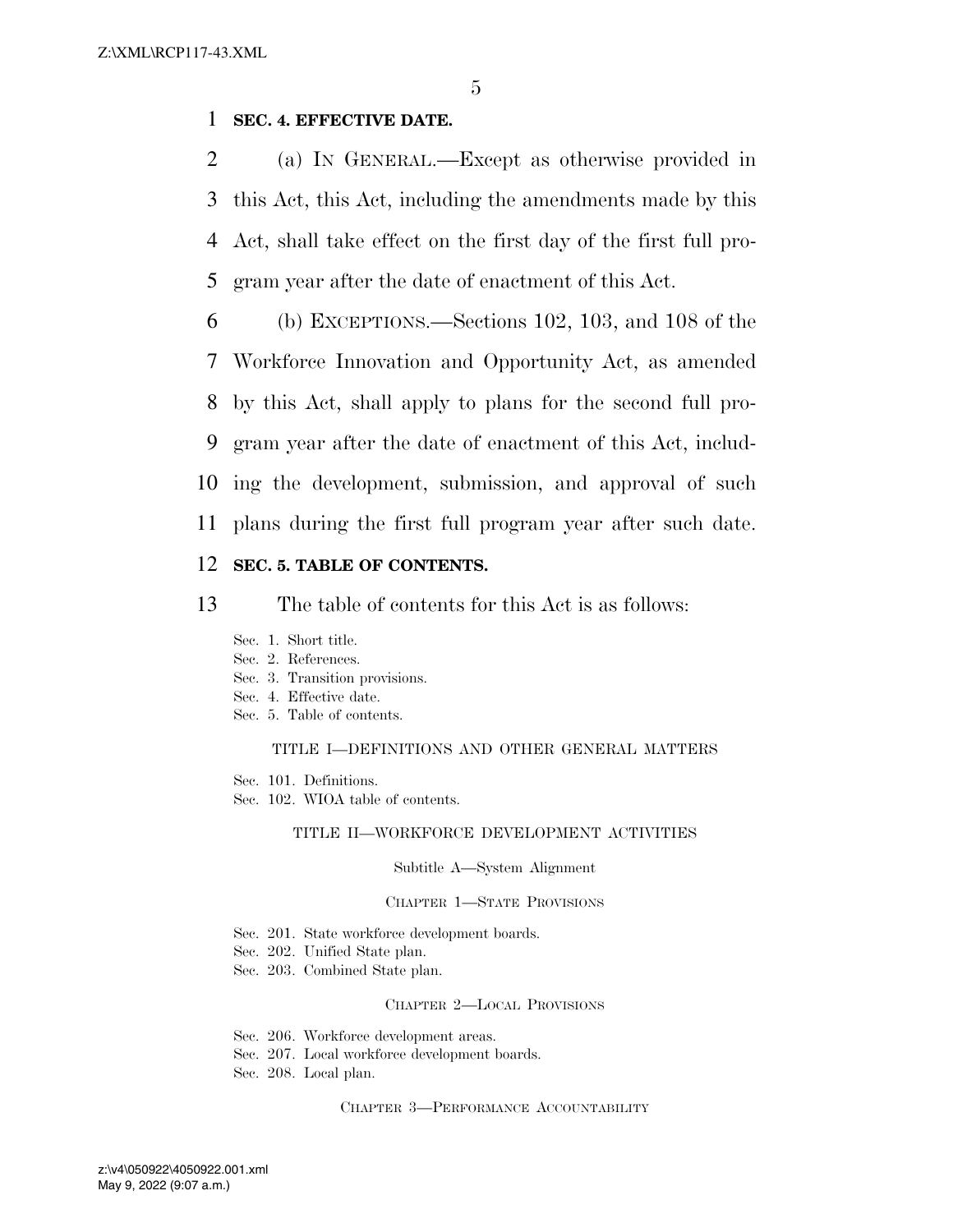**SEC. 4. EFFECTIVE DATE.**

(a) IN GENERAL.—Except as otherwise provided in this Act, this Act, including the amendments made by this Act, shall take effect on the first day of the first full program year after the date of enactment of this Act.

(b) EXCEPTIONS.—Sections 102, 103, and 108 of the Workforce Innovation and Opportunity Act, as amended by this Act, shall apply to plans for the second full program year after the date of enactment of this Act, including the development, submission, and approval of such plans during the first full program year after such date.

**SEC. 5. TABLE OF CONTENTS.**

The table of contents for this Act is as follows:

Sec. 1. Short title.
Sec. 2. References.
Sec. 3. Transition provisions.
Sec. 4. Effective date.
Sec. 5. Table of contents.

TITLE I—DEFINITIONS AND OTHER GENERAL MATTERS

Sec. 101. Definitions.
Sec. 102. WIOA table of contents.

TITLE II—WORKFORCE DEVELOPMENT ACTIVITIES

Subtitle A—System Alignment

CHAPTER 1—STATE PROVISIONS

Sec. 201. State workforce development boards.
Sec. 202. Unified State plan.
Sec. 203. Combined State plan.

CHAPTER 2—LOCAL PROVISIONS

Sec. 206. Workforce development areas.
Sec. 207. Local workforce development boards.
Sec. 208. Local plan.

CHAPTER 3—PERFORMANCE ACCOUNTABILITY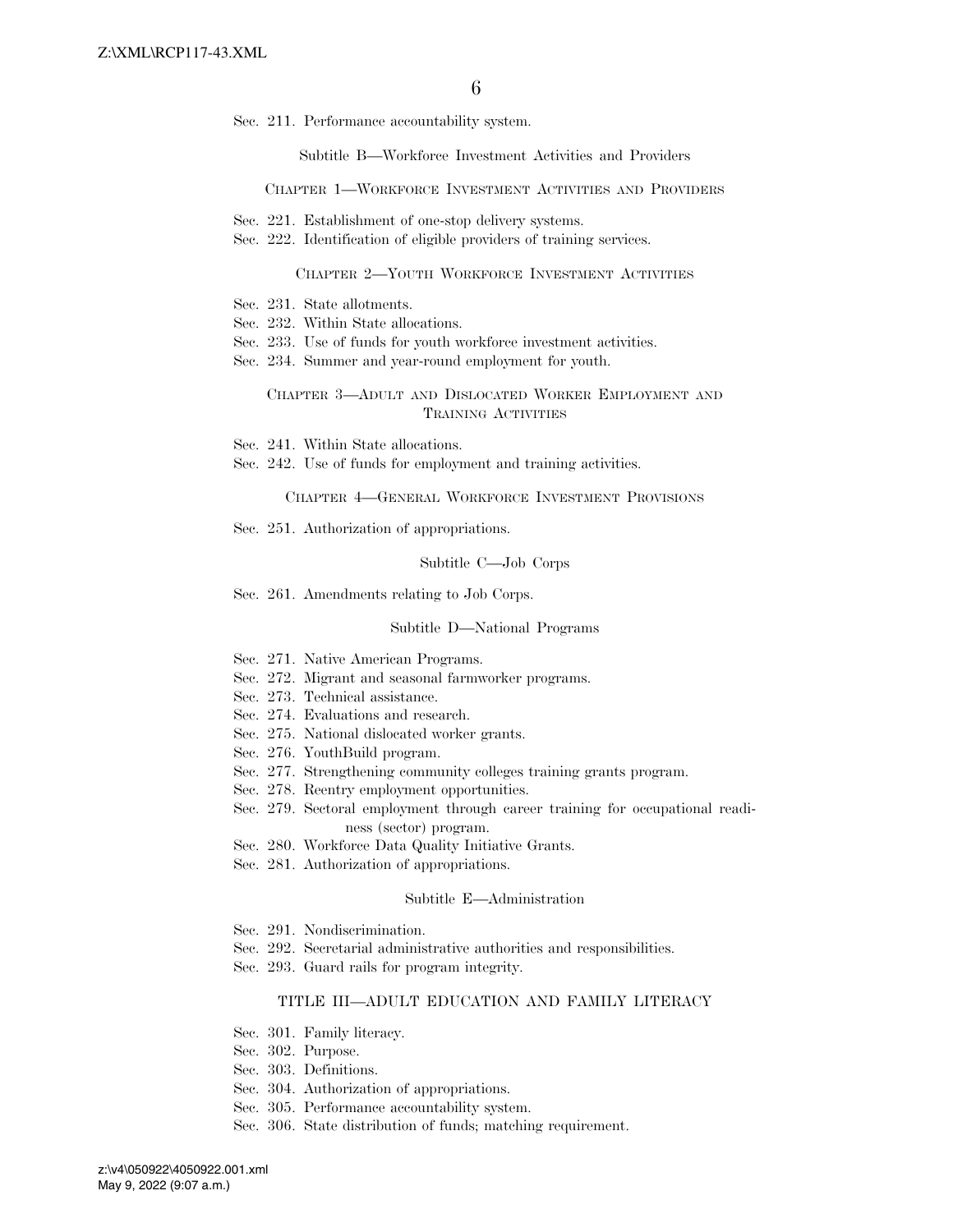Sec. 211. Performance accountability system.

Subtitle B—Workforce Investment Activities and Providers

CHAPTER 1—WORKFORCE INVESTMENT ACTIVITIES AND PROVIDERS

Sec. 221. Establishment of one-stop delivery systems.
Sec. 222. Identification of eligible providers of training services.

CHAPTER 2—YOUTH WORKFORCE INVESTMENT ACTIVITIES

Sec. 231. State allotments.
Sec. 232. Within State allocations.
Sec. 233. Use of funds for youth workforce investment activities.
Sec. 234. Summer and year-round employment for youth.

CHAPTER 3—ADULT AND DISLOCATED WORKER EMPLOYMENT AND TRAINING ACTIVITIES

Sec. 241. Within State allocations.
Sec. 242. Use of funds for employment and training activities.

CHAPTER 4—GENERAL WORKFORCE INVESTMENT PROVISIONS

Sec. 251. Authorization of appropriations.

Subtitle C—Job Corps

Sec. 261. Amendments relating to Job Corps.

Subtitle D—National Programs

Sec. 271. Native American Programs.
Sec. 272. Migrant and seasonal farmworker programs.
Sec. 273. Technical assistance.
Sec. 274. Evaluations and research.
Sec. 275. National dislocated worker grants.
Sec. 276. YouthBuild program.
Sec. 277. Strengthening community colleges training grants program.
Sec. 278. Reentry employment opportunities.
Sec. 279. Sectoral employment through career training for occupational readiness (sector) program.
Sec. 280. Workforce Data Quality Initiative Grants.
Sec. 281. Authorization of appropriations.

Subtitle E—Administration

Sec. 291. Nondiscrimination.
Sec. 292. Secretarial administrative authorities and responsibilities.
Sec. 293. Guard rails for program integrity.

TITLE III—ADULT EDUCATION AND FAMILY LITERACY

Sec. 301. Family literacy.
Sec. 302. Purpose.
Sec. 303. Definitions.
Sec. 304. Authorization of appropriations.
Sec. 305. Performance accountability system.
Sec. 306. State distribution of funds; matching requirement.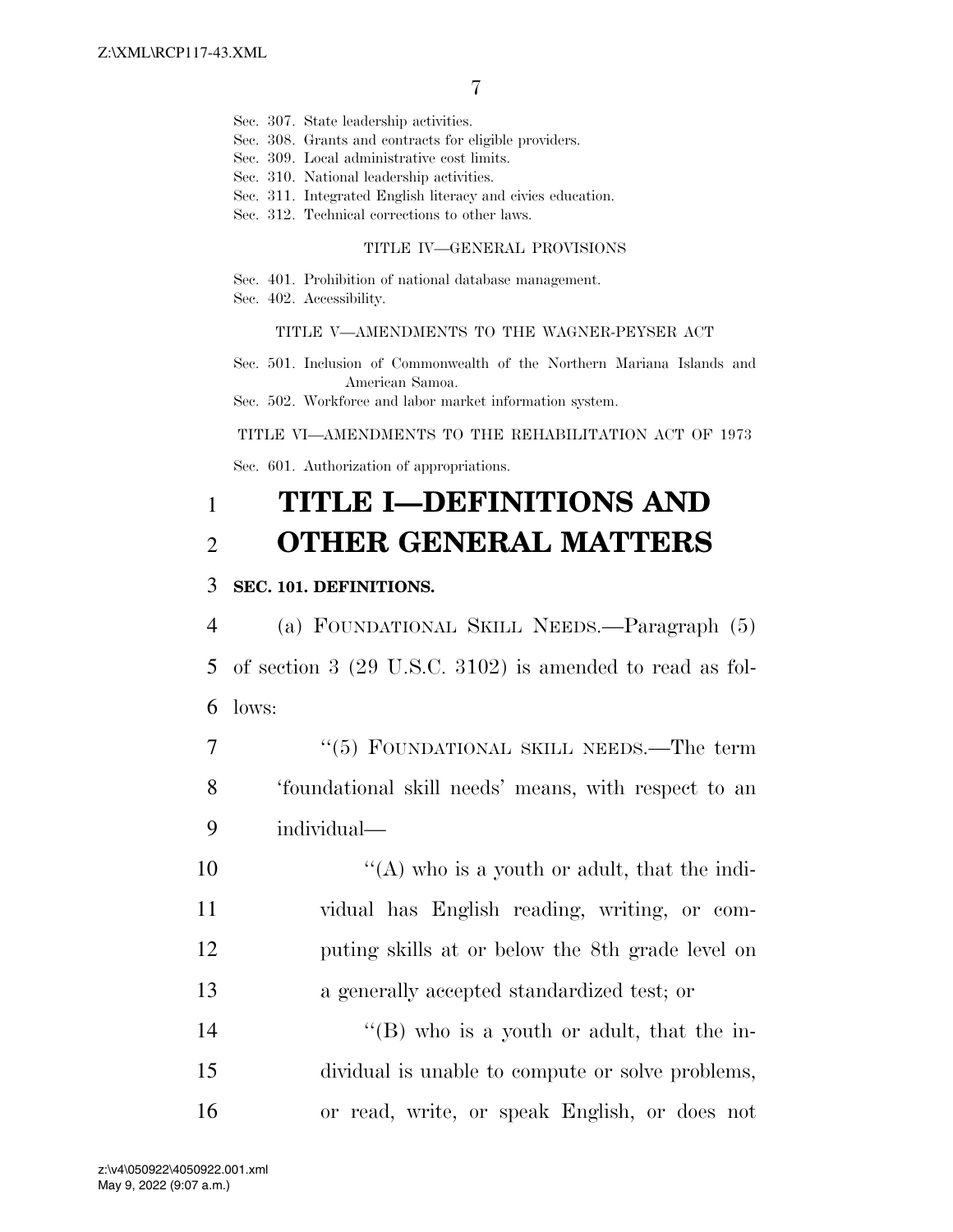Sec. 307. State leadership activities.
Sec. 308. Grants and contracts for eligible providers.
Sec. 309. Local administrative cost limits.
Sec. 310. National leadership activities.
Sec. 311. Integrated English literacy and civics education.
Sec. 312. Technical corrections to other laws.

TITLE IV—GENERAL PROVISIONS

Sec. 401. Prohibition of national database management.
Sec. 402. Accessibility.

TITLE V—AMENDMENTS TO THE WAGNER-PEYSER ACT

Sec. 501. Inclusion of Commonwealth of the Northern Mariana Islands and American Samoa.
Sec. 502. Workforce and labor market information system.

TITLE VI—AMENDMENTS TO THE REHABILITATION ACT OF 1973

Sec. 601. Authorization of appropriations.

# TITLE I—DEFINITIONS AND OTHER GENERAL MATTERS

**SEC. 101. DEFINITIONS.**

(a) FOUNDATIONAL SKILL NEEDS.—Paragraph (5) of section 3 (29 U.S.C. 3102) is amended to read as follows:

"(5) FOUNDATIONAL SKILL NEEDS.—The term 'foundational skill needs' means, with respect to an individual—

"(A) who is a youth or adult, that the individual has English reading, writing, or computing skills at or below the 8th grade level on a generally accepted standardized test; or

"(B) who is a youth or adult, that the individual is unable to compute or solve problems, or read, write, or speak English, or does not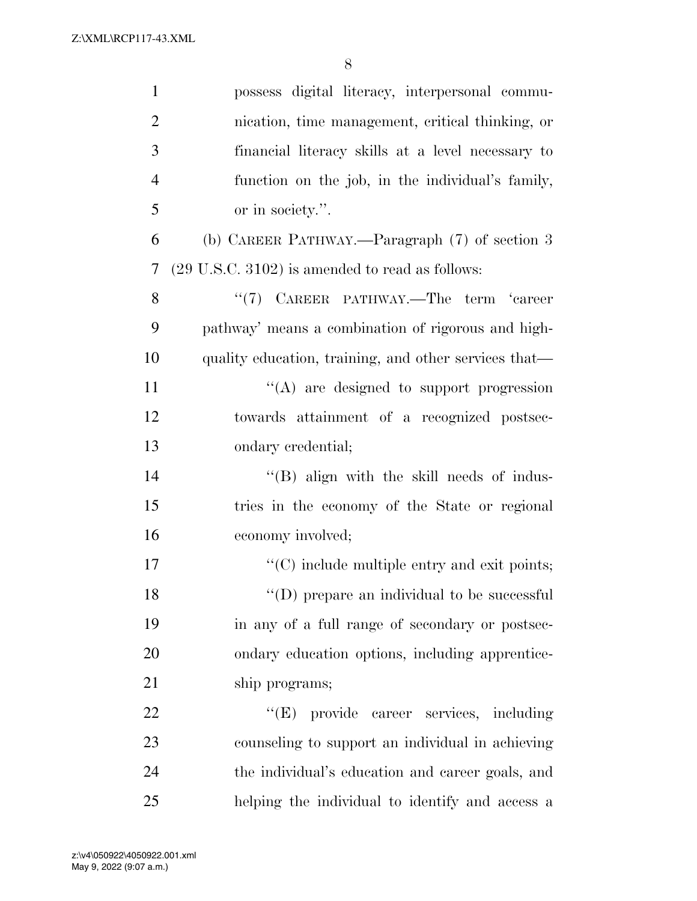possess digital literacy, interpersonal communication, time management, critical thinking, or financial literacy skills at a level necessary to function on the job, in the individual's family, or in society.''.

(b) CAREER PATHWAY.—Paragraph (7) of section 3 (29 U.S.C. 3102) is amended to read as follows:

''(7) CAREER PATHWAY.—The term 'career pathway' means a combination of rigorous and high-quality education, training, and other services that—

''(A) are designed to support progression towards attainment of a recognized postsecondary credential;

''(B) align with the skill needs of industries in the economy of the State or regional economy involved;

''(C) include multiple entry and exit points;

''(D) prepare an individual to be successful in any of a full range of secondary or postsecondary education options, including apprenticeship programs;

''(E) provide career services, including counseling to support an individual in achieving the individual's education and career goals, and helping the individual to identify and access a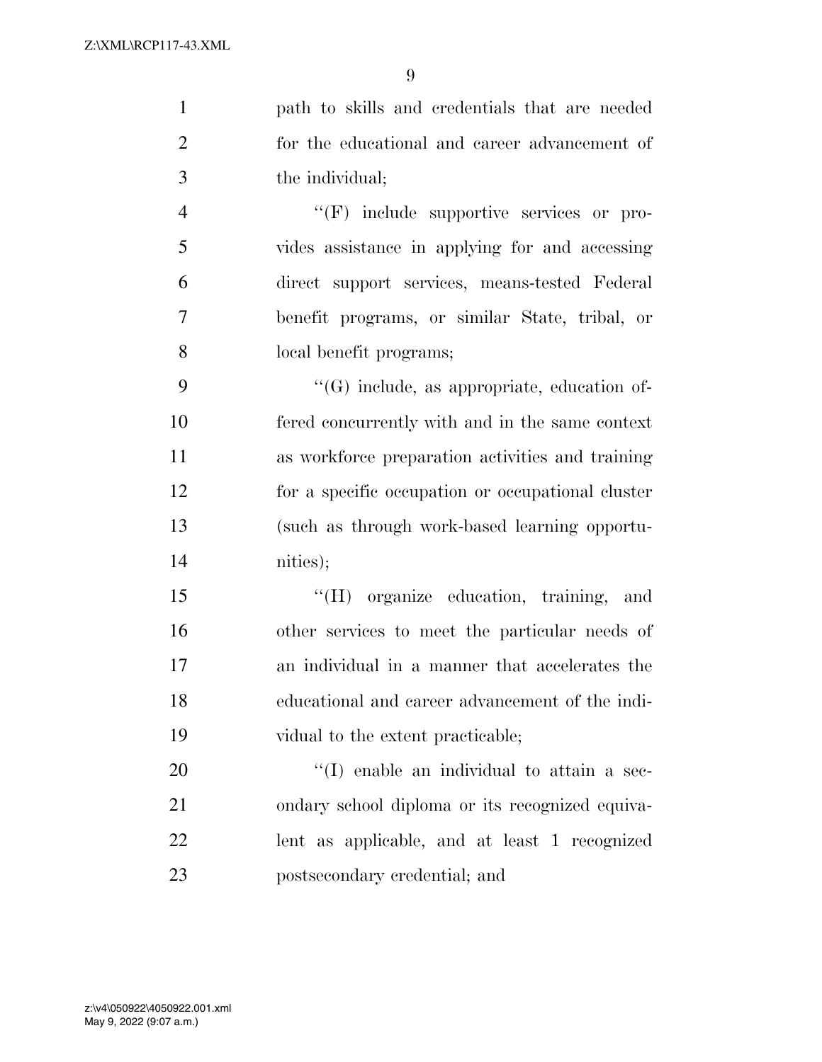path to skills and credentials that are needed for the educational and career advancement of the individual;

''(F) include supportive services or provides assistance in applying for and accessing direct support services, means-tested Federal benefit programs, or similar State, tribal, or local benefit programs;

''(G) include, as appropriate, education offered concurrently with and in the same context as workforce preparation activities and training for a specific occupation or occupational cluster (such as through work-based learning opportunities);

''(H) organize education, training, and other services to meet the particular needs of an individual in a manner that accelerates the educational and career advancement of the individual to the extent practicable;

''(I) enable an individual to attain a secondary school diploma or its recognized equivalent as applicable, and at least 1 recognized postsecondary credential; and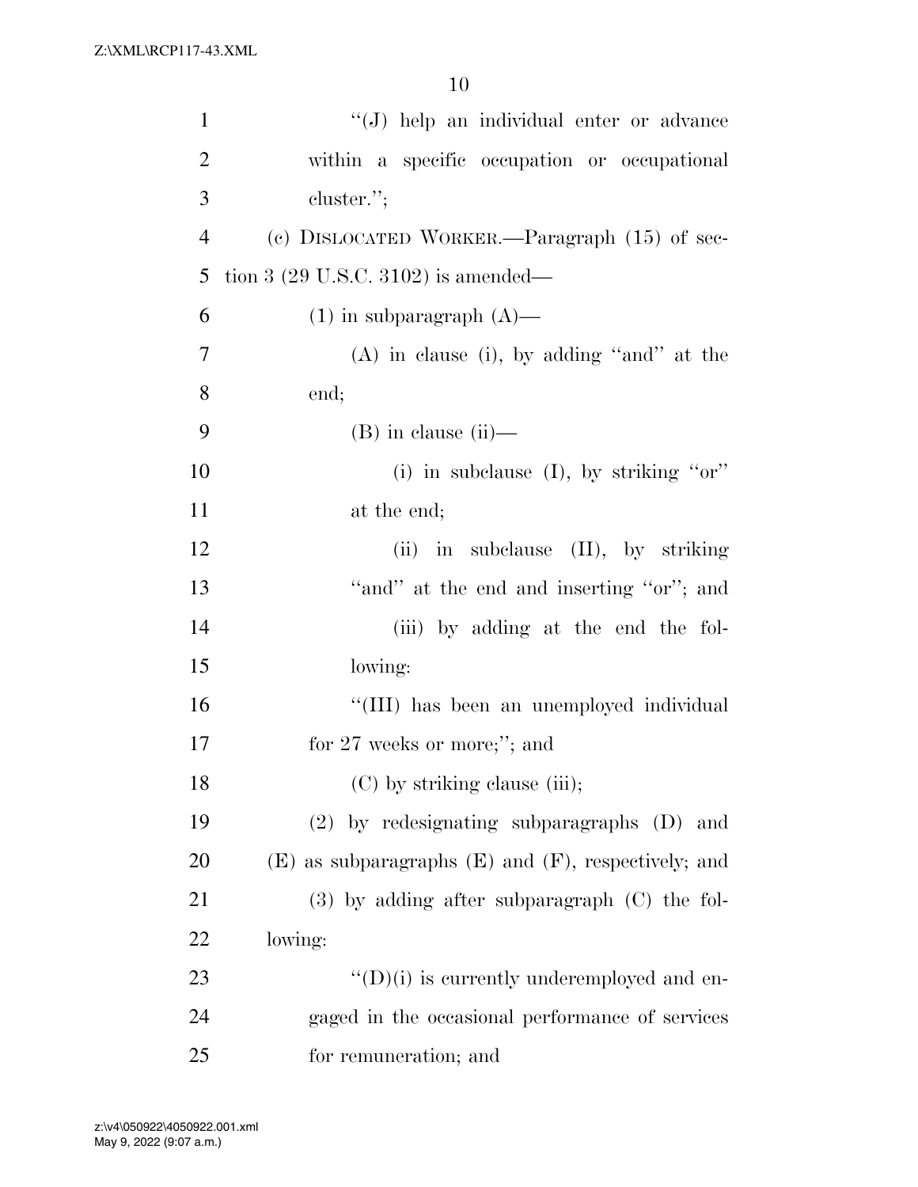"(J) help an individual enter or advance within a specific occupation or occupational cluster.";

(c) DISLOCATED WORKER.—Paragraph (15) of section 3 (29 U.S.C. 3102) is amended—

(1) in subparagraph (A)—

(A) in clause (i), by adding "and" at the end;

(B) in clause (ii)—

(i) in subclause (I), by striking "or" at the end;

(ii) in subclause (II), by striking "and" at the end and inserting "or"; and

(iii) by adding at the end the following:

"(III) has been an unemployed individual for 27 weeks or more;"; and

(C) by striking clause (iii);

(2) by redesignating subparagraphs (D) and (E) as subparagraphs (E) and (F), respectively; and

(3) by adding after subparagraph (C) the following:

"(D)(i) is currently underemployed and engaged in the occasional performance of services for remuneration; and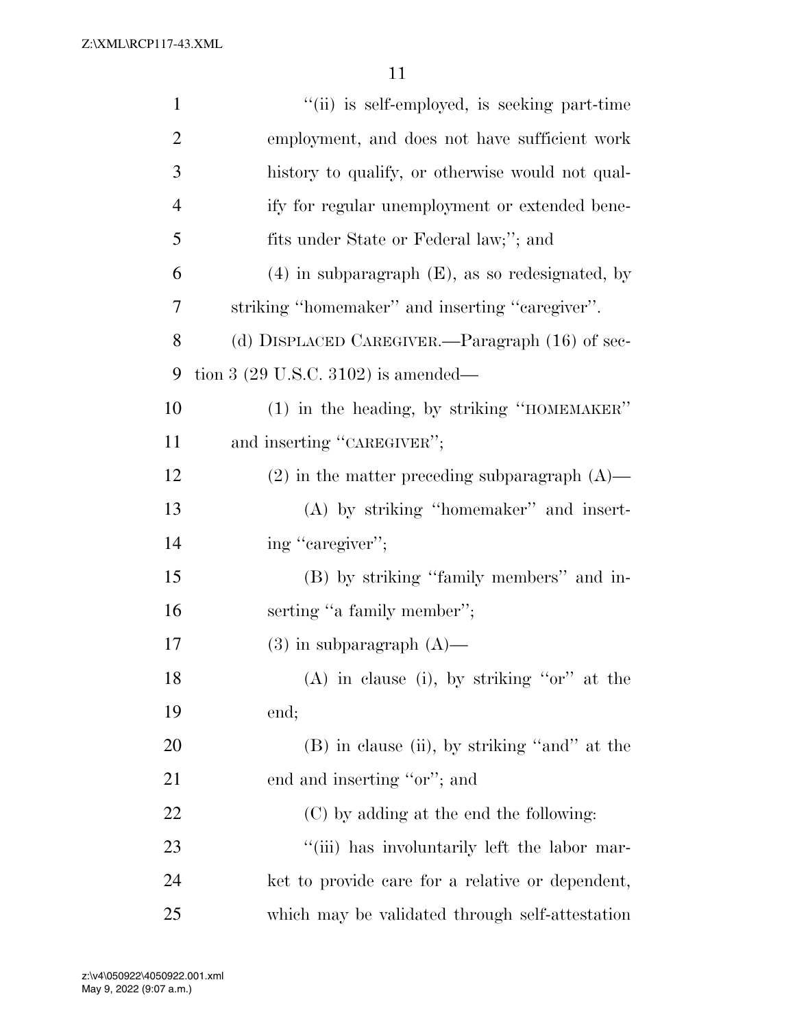''(ii) is self-employed, is seeking part-time employment, and does not have sufficient work history to qualify, or otherwise would not qualify for regular unemployment or extended benefits under State or Federal law;''; and

(4) in subparagraph (E), as so redesignated, by striking ''homemaker'' and inserting ''caregiver''.

(d) DISPLACED CAREGIVER.—Paragraph (16) of section 3 (29 U.S.C. 3102) is amended—

(1) in the heading, by striking ''HOMEMAKER'' and inserting ''CAREGIVER'';

(2) in the matter preceding subparagraph (A)—

(A) by striking ''homemaker'' and inserting ''caregiver'';

(B) by striking ''family members'' and inserting ''a family member'';

(3) in subparagraph (A)—

(A) in clause (i), by striking ''or'' at the end;

(B) in clause (ii), by striking ''and'' at the end and inserting ''or''; and

(C) by adding at the end the following:

''(iii) has involuntarily left the labor market to provide care for a relative or dependent, which may be validated through self-attestation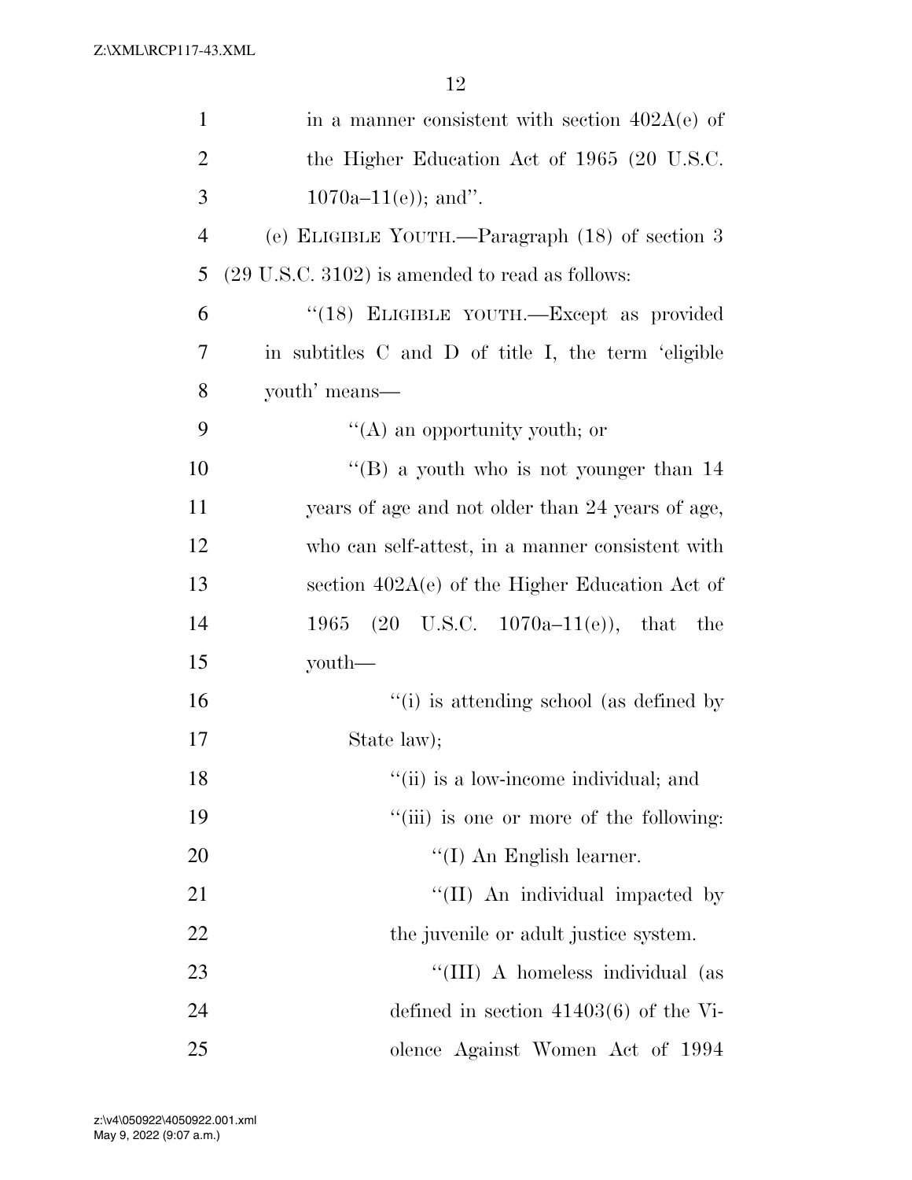in a manner consistent with section 402A(e) of the Higher Education Act of 1965 (20 U.S.C. 1070a–11(e)); and''.

(e) ELIGIBLE YOUTH.—Paragraph (18) of section 3 (29 U.S.C. 3102) is amended to read as follows:

"(18) ELIGIBLE YOUTH.—Except as provided in subtitles C and D of title I, the term 'eligible youth' means—

"(A) an opportunity youth; or

"(B) a youth who is not younger than 14 years of age and not older than 24 years of age, who can self-attest, in a manner consistent with section 402A(e) of the Higher Education Act of 1965 (20 U.S.C. 1070a–11(e)), that the youth—

"(i) is attending school (as defined by State law);

"(ii) is a low-income individual; and

"(iii) is one or more of the following:

"(I) An English learner.

"(II) An individual impacted by the juvenile or adult justice system.

"(III) A homeless individual (as defined in section 41403(6) of the Violence Against Women Act of 1994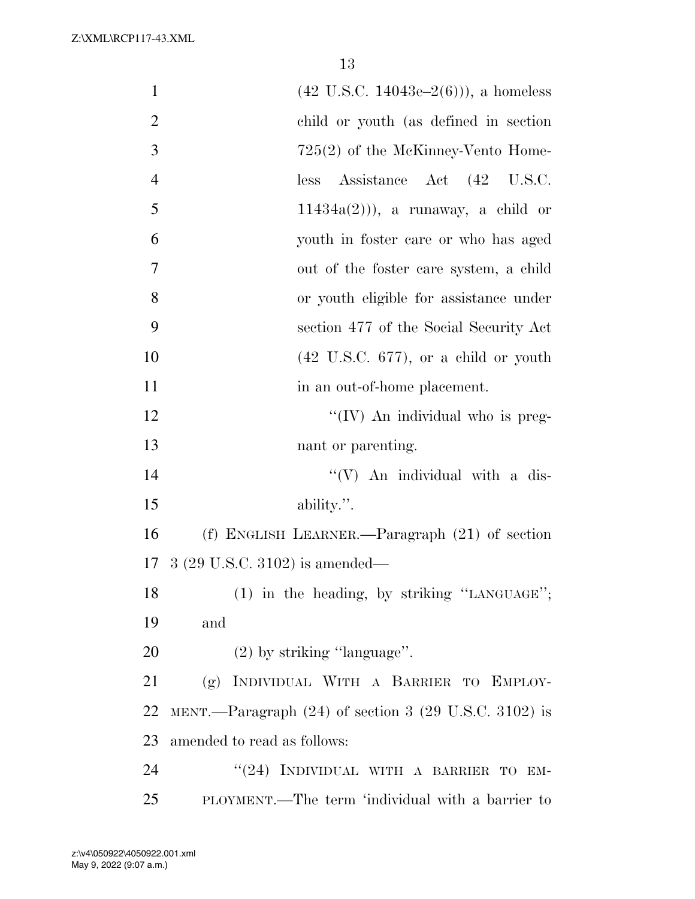(42 U.S.C. 14043e–2(6))), a homeless child or youth (as defined in section 725(2) of the McKinney-Vento Homeless Assistance Act (42 U.S.C. 11434a(2))), a runaway, a child or youth in foster care or who has aged out of the foster care system, a child or youth eligible for assistance under section 477 of the Social Security Act (42 U.S.C. 677), or a child or youth in an out-of-home placement.

''(IV) An individual who is pregnant or parenting.

''(V) An individual with a disability.''.

(f) ENGLISH LEARNER.—Paragraph (21) of section 3 (29 U.S.C. 3102) is amended—

(1) in the heading, by striking ''LANGUAGE''; and

(2) by striking ''language''.

(g) INDIVIDUAL WITH A BARRIER TO EMPLOYMENT.—Paragraph (24) of section 3 (29 U.S.C. 3102) is amended to read as follows:

''(24) INDIVIDUAL WITH A BARRIER TO EMPLOYMENT.—The term 'individual with a barrier to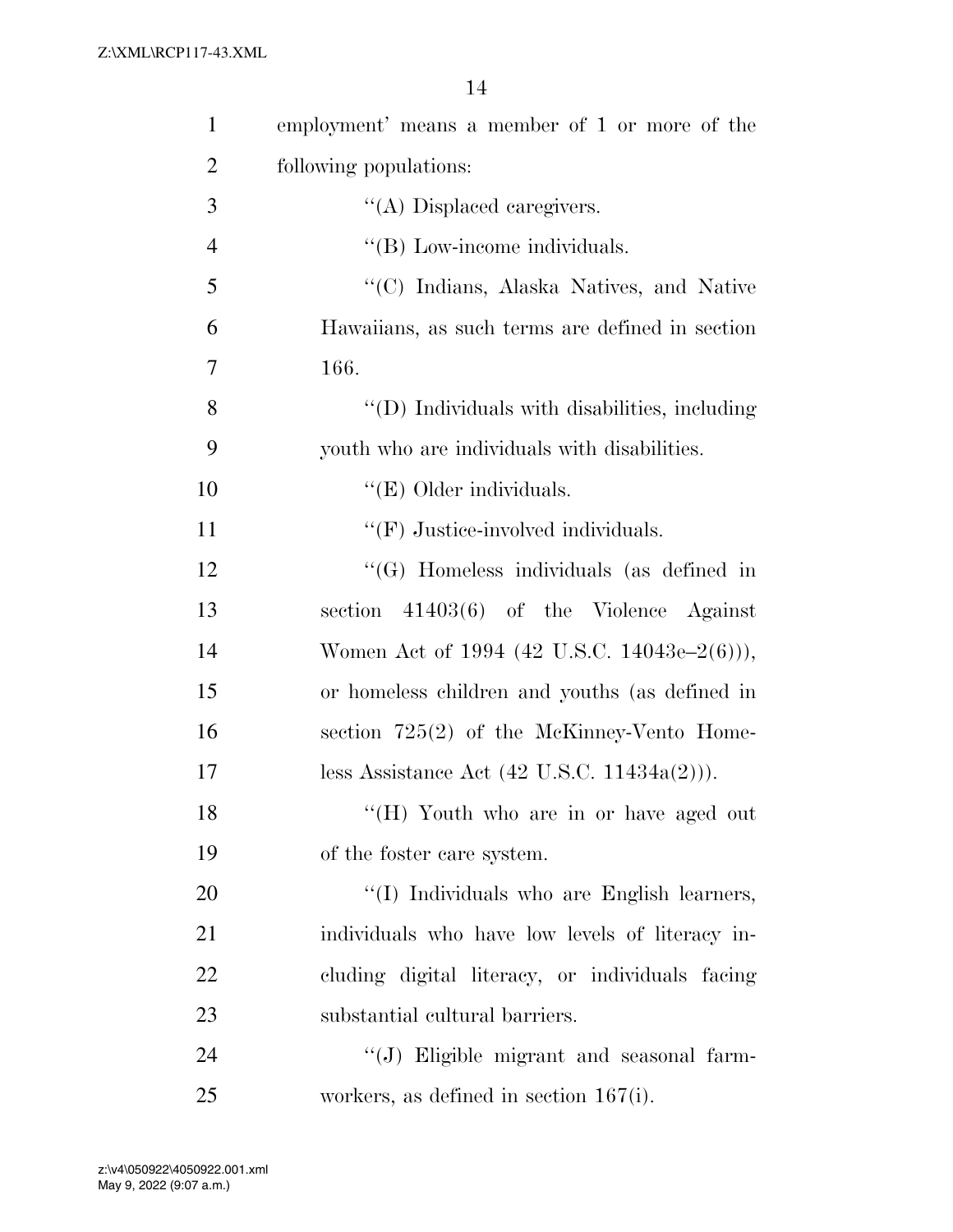employment' means a member of 1 or more of the following populations:

''(A) Displaced caregivers.

''(B) Low-income individuals.

''(C) Indians, Alaska Natives, and Native Hawaiians, as such terms are defined in section 166.

''(D) Individuals with disabilities, including youth who are individuals with disabilities.

''(E) Older individuals.

''(F) Justice-involved individuals.

''(G) Homeless individuals (as defined in section 41403(6) of the Violence Against Women Act of 1994 (42 U.S.C. 14043e–2(6))), or homeless children and youths (as defined in section 725(2) of the McKinney-Vento Homeless Assistance Act (42 U.S.C. 11434a(2))).

''(H) Youth who are in or have aged out of the foster care system.

''(I) Individuals who are English learners, individuals who have low levels of literacy including digital literacy, or individuals facing substantial cultural barriers.

''(J) Eligible migrant and seasonal farmworkers, as defined in section 167(i).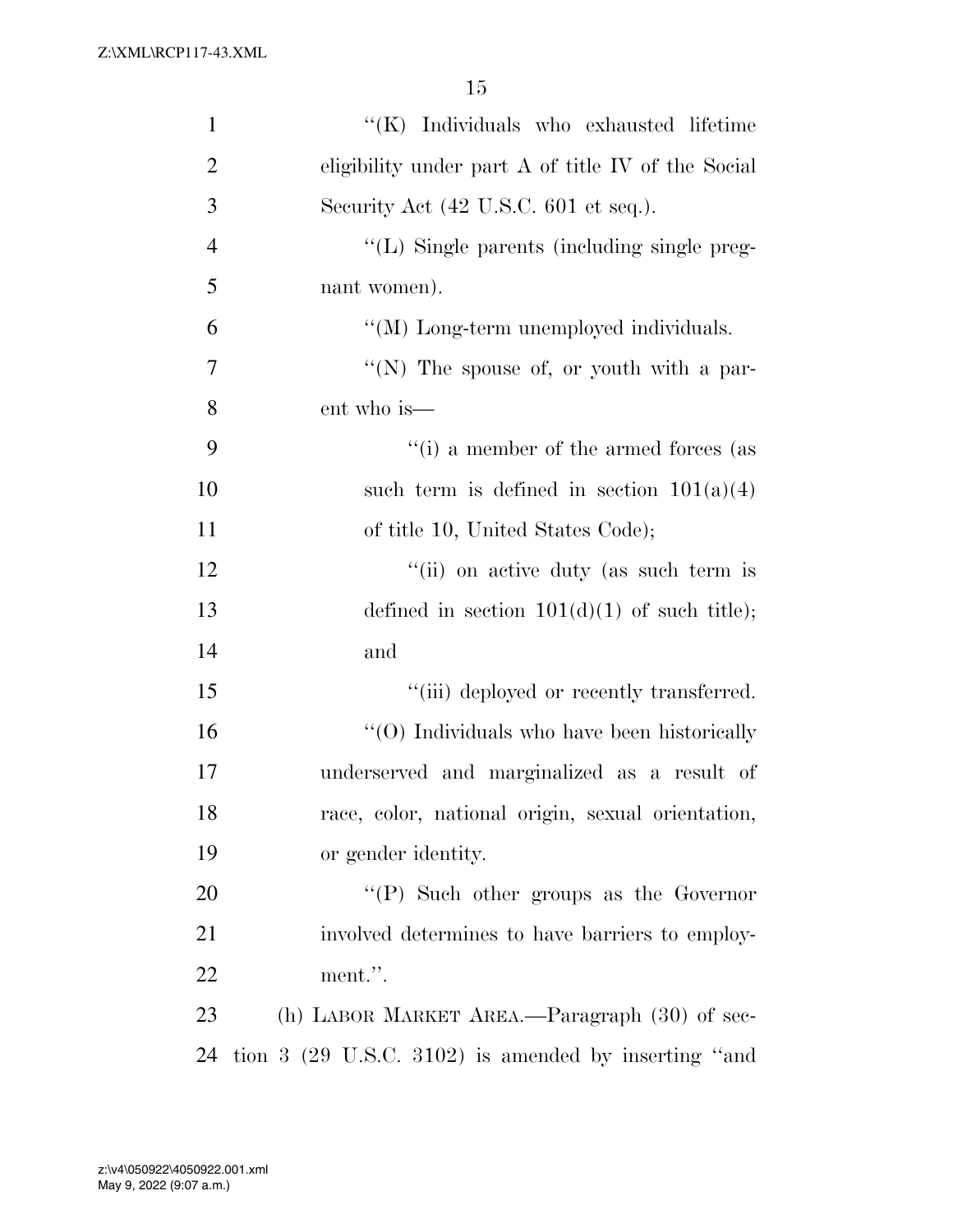''(K) Individuals who exhausted lifetime eligibility under part A of title IV of the Social Security Act (42 U.S.C. 601 et seq.).

''(L) Single parents (including single pregnant women).

''(M) Long-term unemployed individuals.

''(N) The spouse of, or youth with a parent who is—

''(i) a member of the armed forces (as such term is defined in section 101(a)(4) of title 10, United States Code);

''(ii) on active duty (as such term is defined in section 101(d)(1) of such title); and

''(iii) deployed or recently transferred.

''(O) Individuals who have been historically underserved and marginalized as a result of race, color, national origin, sexual orientation, or gender identity.

''(P) Such other groups as the Governor involved determines to have barriers to employment.''.

(h) LABOR MARKET AREA.—Paragraph (30) of section 3 (29 U.S.C. 3102) is amended by inserting ''and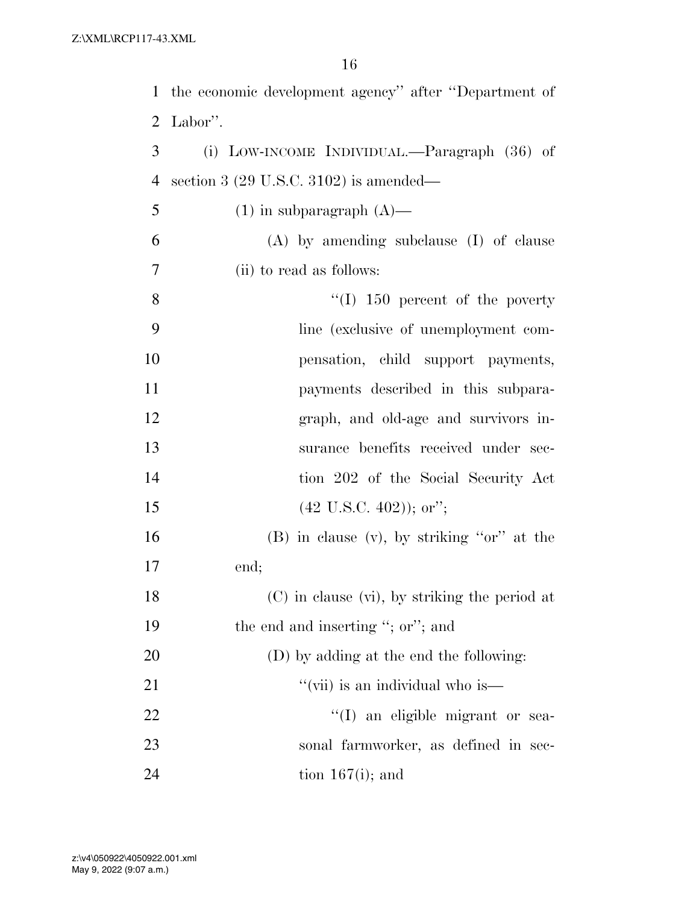the economic development agency'' after ''Department of Labor''.

(i) LOW-INCOME INDIVIDUAL.—Paragraph (36) of section 3 (29 U.S.C. 3102) is amended—

(1) in subparagraph (A)—

(A) by amending subclause (I) of clause (ii) to read as follows:

''(I) 150 percent of the poverty line (exclusive of unemployment compensation, child support payments, payments described in this subparagraph, and old-age and survivors insurance benefits received under section 202 of the Social Security Act (42 U.S.C. 402)); or'';

(B) in clause (v), by striking ''or'' at the end;

(C) in clause (vi), by striking the period at the end and inserting ''; or''; and

(D) by adding at the end the following:

''(vii) is an individual who is—

''(I) an eligible migrant or seasonal farmworker, as defined in section 167(i); and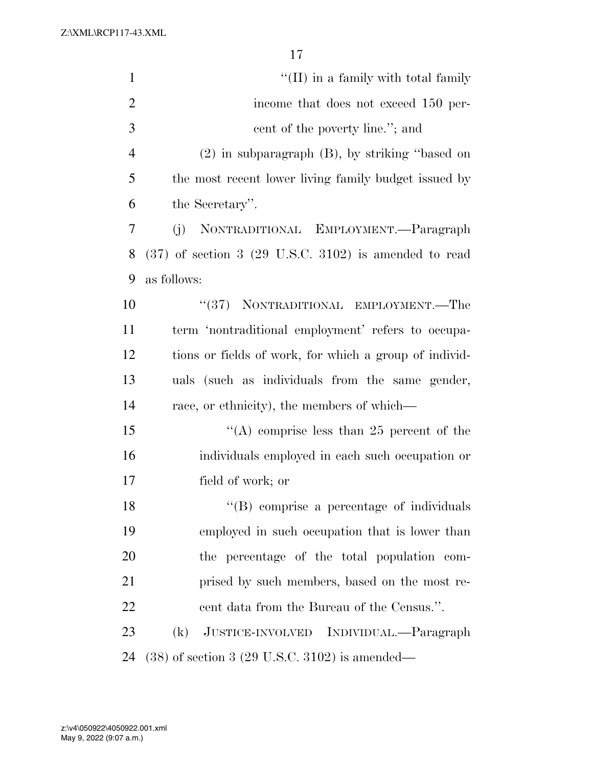"(II) in a family with total family income that does not exceed 150 percent of the poverty line."; and

(2) in subparagraph (B), by striking "based on the most recent lower living family budget issued by the Secretary".

(j) NONTRADITIONAL EMPLOYMENT.—Paragraph (37) of section 3 (29 U.S.C. 3102) is amended to read as follows:

"(37) NONTRADITIONAL EMPLOYMENT.—The term 'nontraditional employment' refers to occupations or fields of work, for which a group of individuals (such as individuals from the same gender, race, or ethnicity), the members of which—

"(A) comprise less than 25 percent of the individuals employed in each such occupation or field of work; or

"(B) comprise a percentage of individuals employed in such occupation that is lower than the percentage of the total population comprised by such members, based on the most recent data from the Bureau of the Census.".

(k) JUSTICE-INVOLVED INDIVIDUAL.—Paragraph (38) of section 3 (29 U.S.C. 3102) is amended—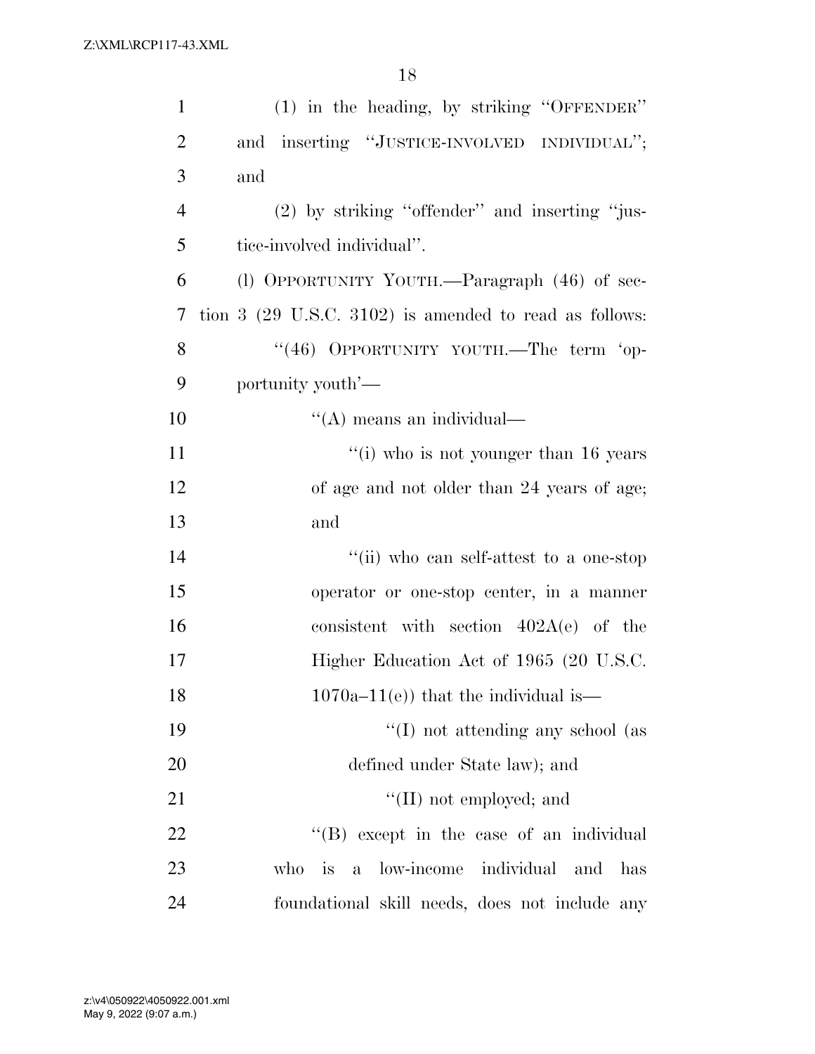(1) in the heading, by striking "OFFENDER" and inserting "JUSTICE-INVOLVED INDIVIDUAL"; and

(2) by striking "offender" and inserting "justice-involved individual".

(l) OPPORTUNITY YOUTH.—Paragraph (46) of section 3 (29 U.S.C. 3102) is amended to read as follows:

"(46) OPPORTUNITY YOUTH.—The term 'opportunity youth'—

"(A) means an individual—

"(i) who is not younger than 16 years of age and not older than 24 years of age; and

"(ii) who can self-attest to a one-stop operator or one-stop center, in a manner consistent with section 402A(e) of the Higher Education Act of 1965 (20 U.S.C. 1070a–11(e)) that the individual is—

"(I) not attending any school (as defined under State law); and

"(II) not employed; and

"(B) except in the case of an individual who is a low-income individual and has foundational skill needs, does not include any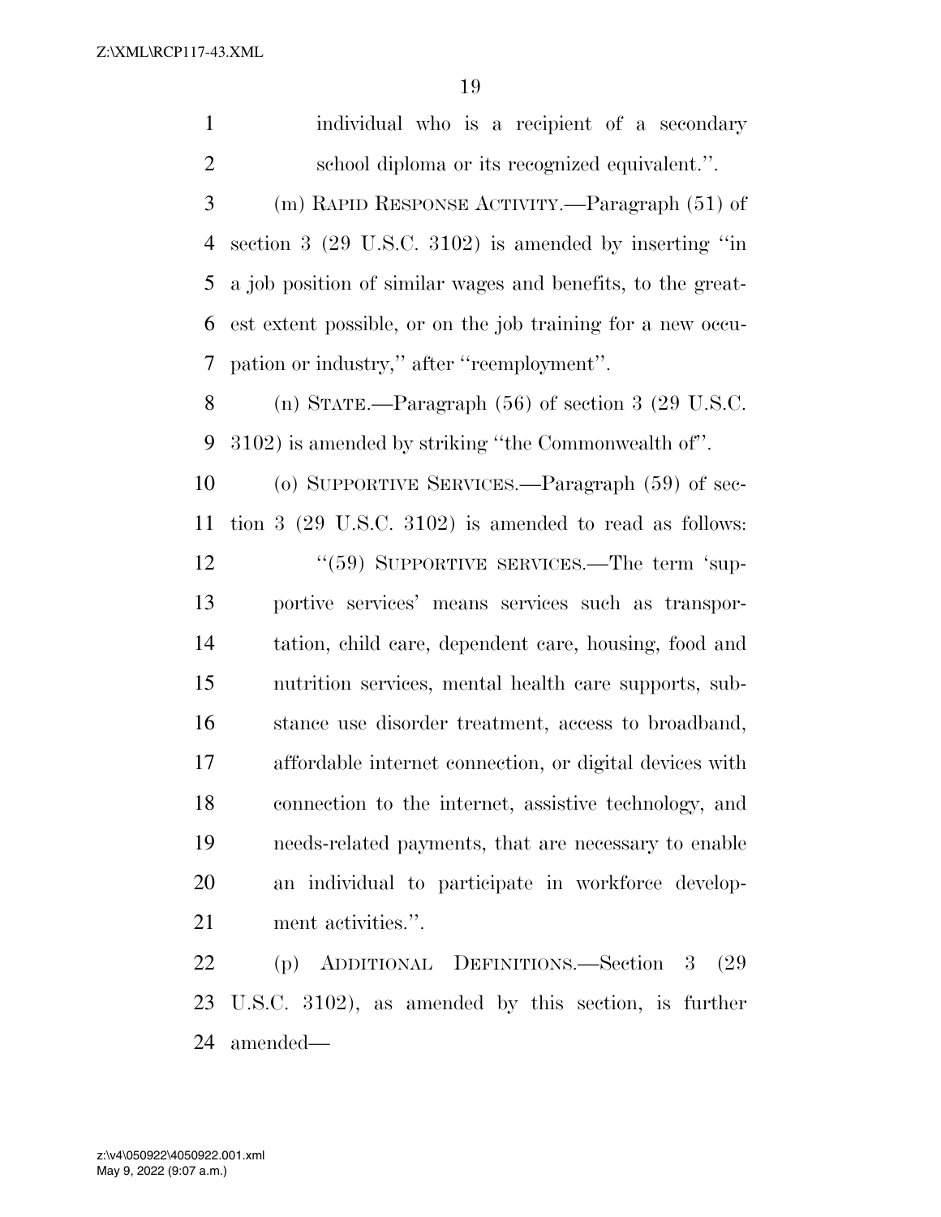individual who is a recipient of a secondary school diploma or its recognized equivalent.''.

(m) RAPID RESPONSE ACTIVITY.—Paragraph (51) of section 3 (29 U.S.C. 3102) is amended by inserting ''in a job position of similar wages and benefits, to the greatest extent possible, or on the job training for a new occupation or industry,'' after ''reemployment''.

(n) STATE.—Paragraph (56) of section 3 (29 U.S.C. 3102) is amended by striking ''the Commonwealth of''.

(o) SUPPORTIVE SERVICES.—Paragraph (59) of section 3 (29 U.S.C. 3102) is amended to read as follows:

''(59) SUPPORTIVE SERVICES.—The term 'supportive services' means services such as transportation, child care, dependent care, housing, food and nutrition services, mental health care supports, substance use disorder treatment, access to broadband, affordable internet connection, or digital devices with connection to the internet, assistive technology, and needs-related payments, that are necessary to enable an individual to participate in workforce development activities.''.

(p) ADDITIONAL DEFINITIONS.—Section 3 (29 U.S.C. 3102), as amended by this section, is further amended—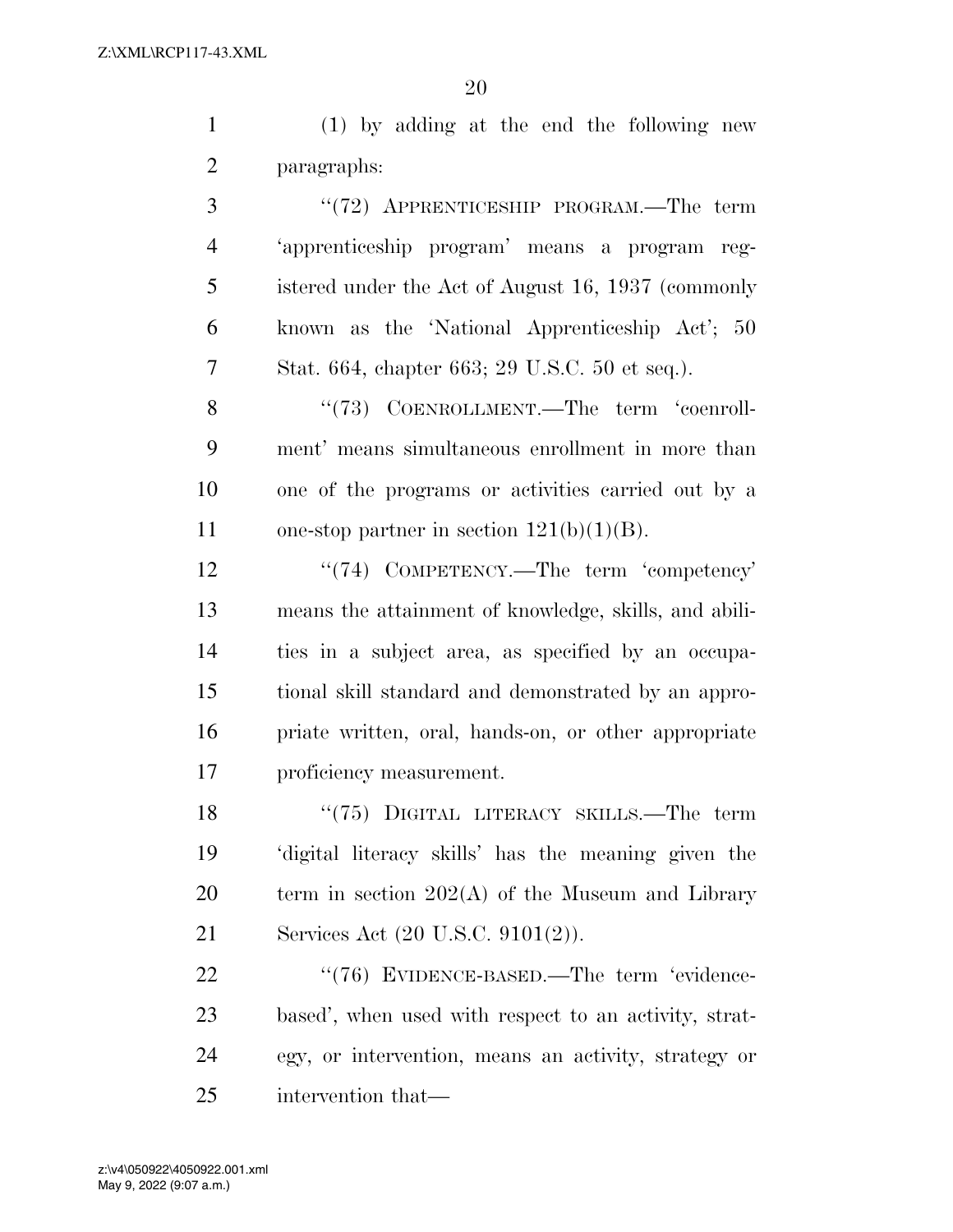(1) by adding at the end the following new paragraphs:

"(72) APPRENTICESHIP PROGRAM.—The term 'apprenticeship program' means a program registered under the Act of August 16, 1937 (commonly known as the 'National Apprenticeship Act'; 50 Stat. 664, chapter 663; 29 U.S.C. 50 et seq.).

"(73) COENROLLMENT.—The term 'coenrollment' means simultaneous enrollment in more than one of the programs or activities carried out by a one-stop partner in section 121(b)(1)(B).

"(74) COMPETENCY.—The term 'competency' means the attainment of knowledge, skills, and abilities in a subject area, as specified by an occupational skill standard and demonstrated by an appropriate written, oral, hands-on, or other appropriate proficiency measurement.

"(75) DIGITAL LITERACY SKILLS.—The term 'digital literacy skills' has the meaning given the term in section 202(A) of the Museum and Library Services Act (20 U.S.C. 9101(2)).

"(76) EVIDENCE-BASED.—The term 'evidence-based', when used with respect to an activity, strategy, or intervention, means an activity, strategy or intervention that—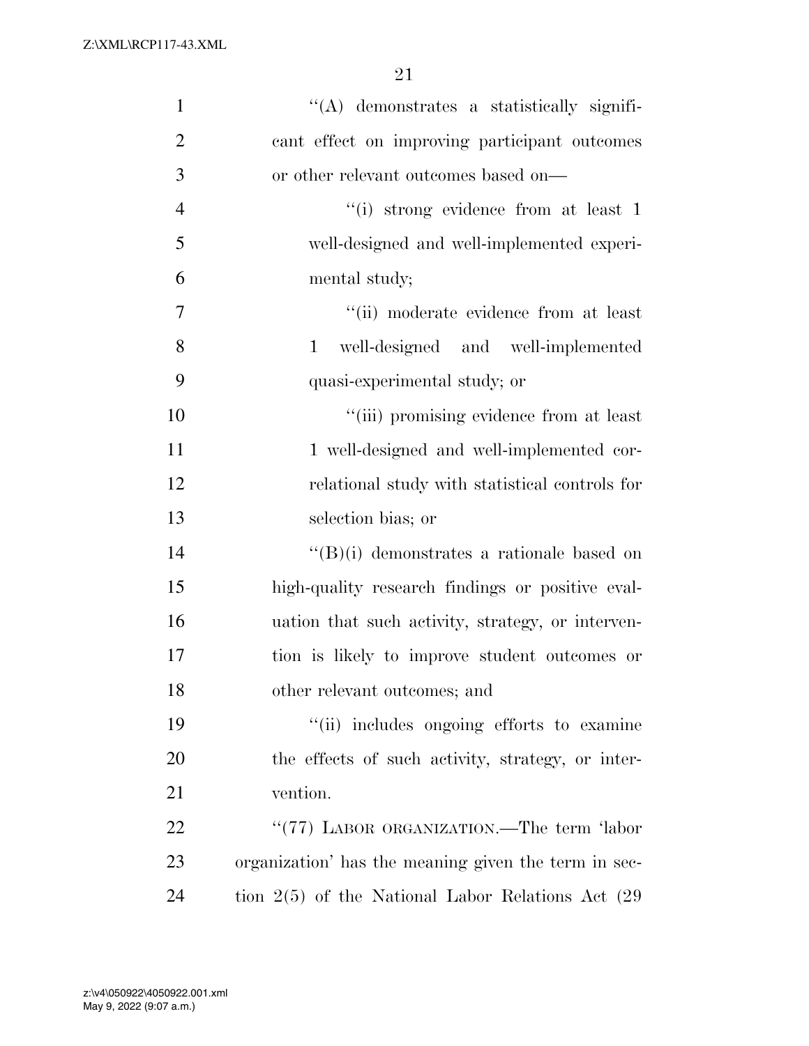''(A) demonstrates a statistically significant effect on improving participant outcomes or other relevant outcomes based on—

''(i) strong evidence from at least 1 well-designed and well-implemented experimental study;

''(ii) moderate evidence from at least 1 well-designed and well-implemented quasi-experimental study; or

''(iii) promising evidence from at least 1 well-designed and well-implemented correlational study with statistical controls for selection bias; or

''(B)(i) demonstrates a rationale based on high-quality research findings or positive evaluation that such activity, strategy, or intervention is likely to improve student outcomes or other relevant outcomes; and

''(ii) includes ongoing efforts to examine the effects of such activity, strategy, or intervention.

''(77) LABOR ORGANIZATION.—The term 'labor organization' has the meaning given the term in section 2(5) of the National Labor Relations Act (29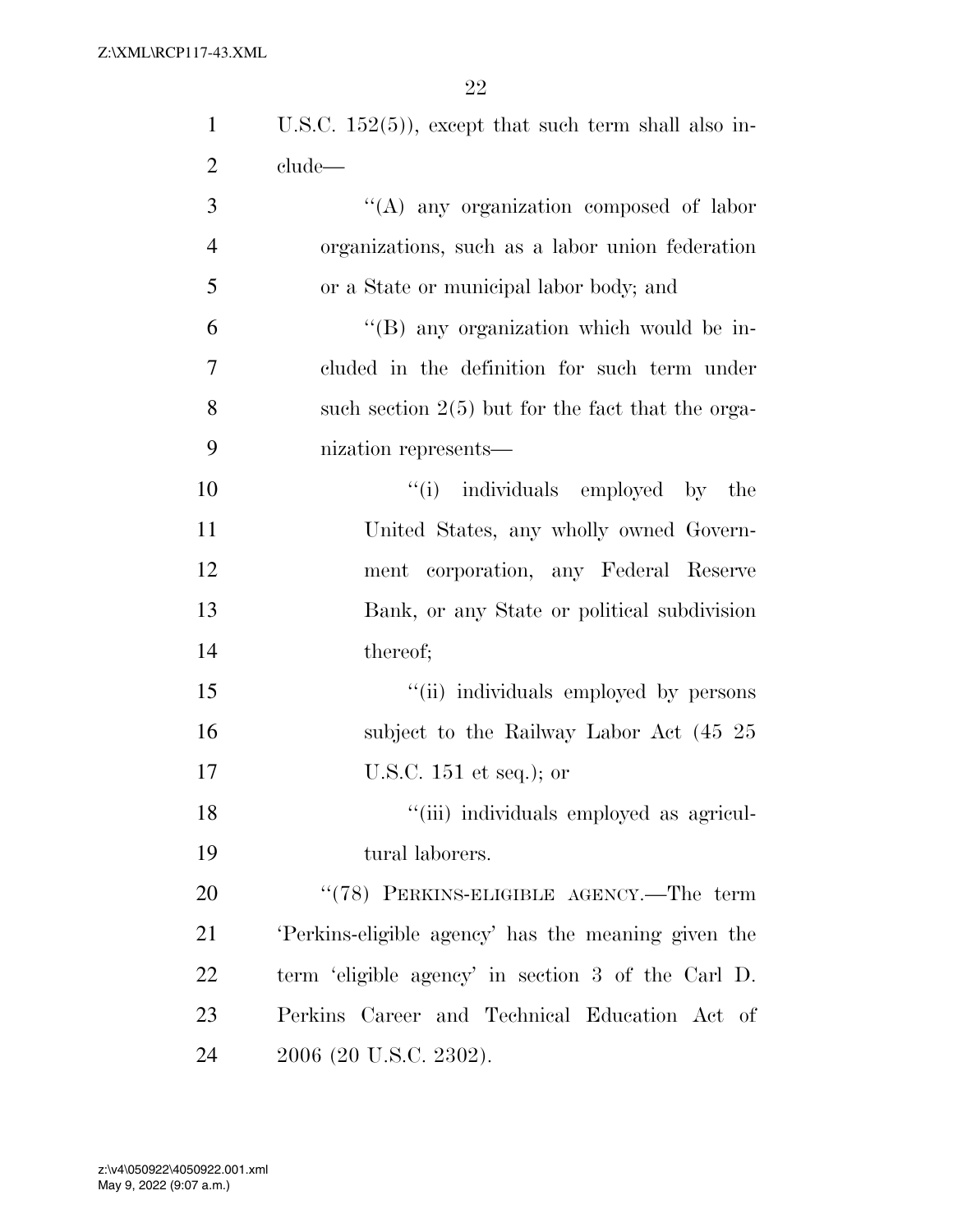U.S.C. 152(5)), except that such term shall also include—

''(A) any organization composed of labor organizations, such as a labor union federation or a State or municipal labor body; and

''(B) any organization which would be included in the definition for such term under such section 2(5) but for the fact that the organization represents—

''(i) individuals employed by the United States, any wholly owned Government corporation, any Federal Reserve Bank, or any State or political subdivision thereof;

''(ii) individuals employed by persons subject to the Railway Labor Act (45 25 U.S.C. 151 et seq.); or

''(iii) individuals employed as agricultural laborers.

''(78) PERKINS-ELIGIBLE AGENCY.—The term 'Perkins-eligible agency' has the meaning given the term 'eligible agency' in section 3 of the Carl D. Perkins Career and Technical Education Act of 2006 (20 U.S.C. 2302).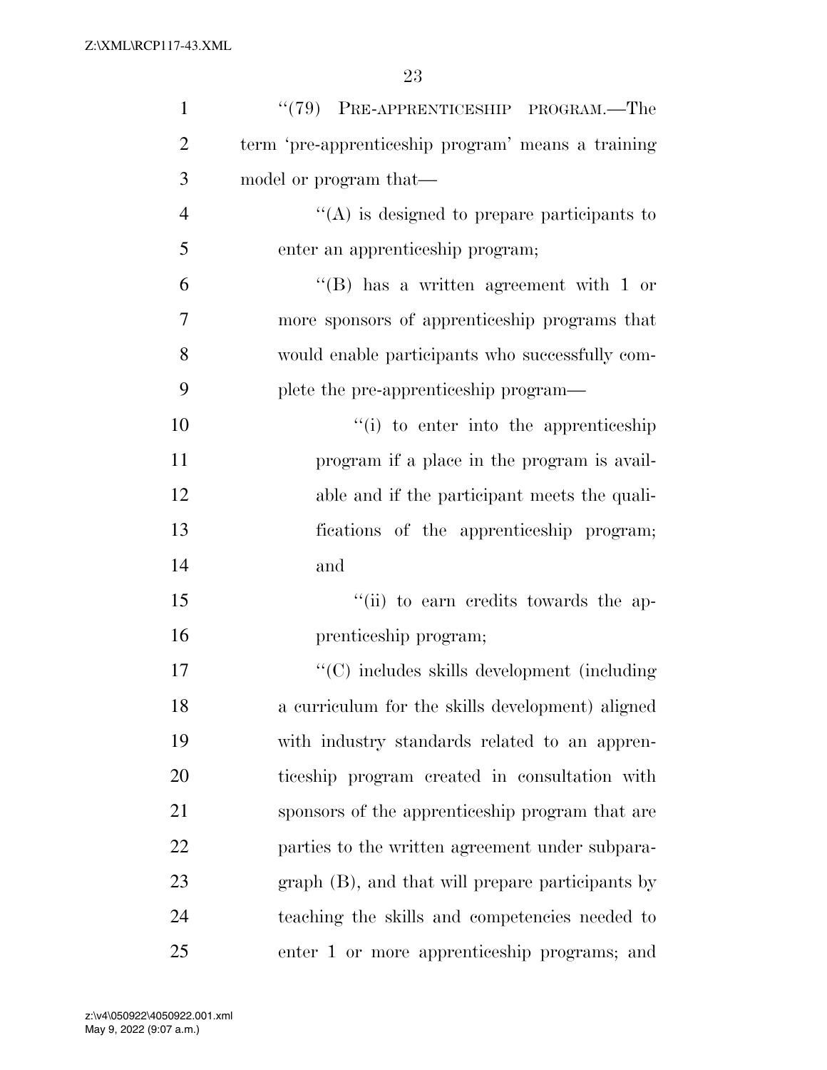"(79) PRE-APPRENTICESHIP PROGRAM.—The term 'pre-apprenticeship program' means a training model or program that—

"(A) is designed to prepare participants to enter an apprenticeship program;

"(B) has a written agreement with 1 or more sponsors of apprenticeship programs that would enable participants who successfully complete the pre-apprenticeship program—

"(i) to enter into the apprenticeship program if a place in the program is available and if the participant meets the qualifications of the apprenticeship program; and

"(ii) to earn credits towards the apprenticeship program;

"(C) includes skills development (including a curriculum for the skills development) aligned with industry standards related to an apprenticeship program created in consultation with sponsors of the apprenticeship program that are parties to the written agreement under subparagraph (B), and that will prepare participants by teaching the skills and competencies needed to enter 1 or more apprenticeship programs; and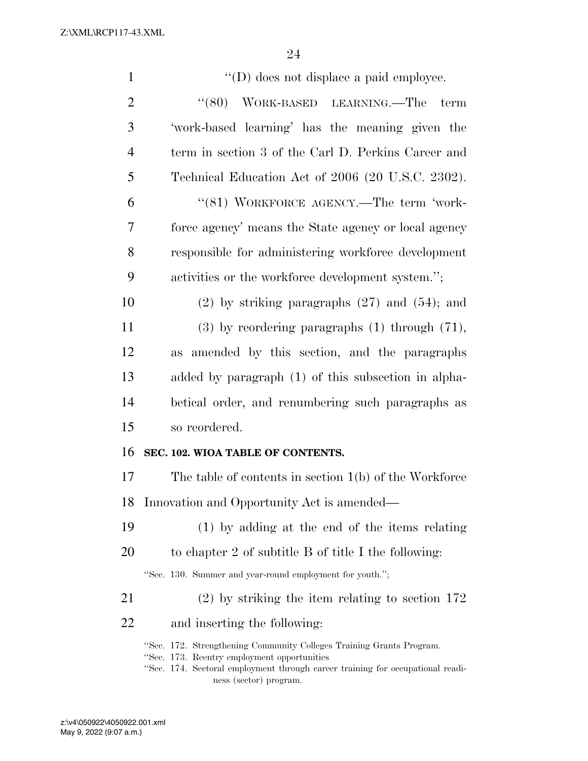''(D) does not displace a paid employee.

''(80) WORK-BASED LEARNING.—The term 'work-based learning' has the meaning given the term in section 3 of the Carl D. Perkins Career and Technical Education Act of 2006 (20 U.S.C. 2302).

''(81) WORKFORCE AGENCY.—The term 'workforce agency' means the State agency or local agency responsible for administering workforce development activities or the workforce development system.'';

(2) by striking paragraphs (27) and (54); and

(3) by reordering paragraphs (1) through (71), as amended by this section, and the paragraphs added by paragraph (1) of this subsection in alphabetical order, and renumbering such paragraphs as so reordered.

**SEC. 102. WIOA TABLE OF CONTENTS.**

The table of contents in section 1(b) of the Workforce Innovation and Opportunity Act is amended—

(1) by adding at the end of the items relating to chapter 2 of subtitle B of title I the following:

''Sec. 130. Summer and year-round employment for youth.'';

(2) by striking the item relating to section 172 and inserting the following:

''Sec. 172. Strengthening Community Colleges Training Grants Program.
''Sec. 173. Reentry employment opportunities
''Sec. 174. Sectoral employment through career training for occupational readiness (sector) program.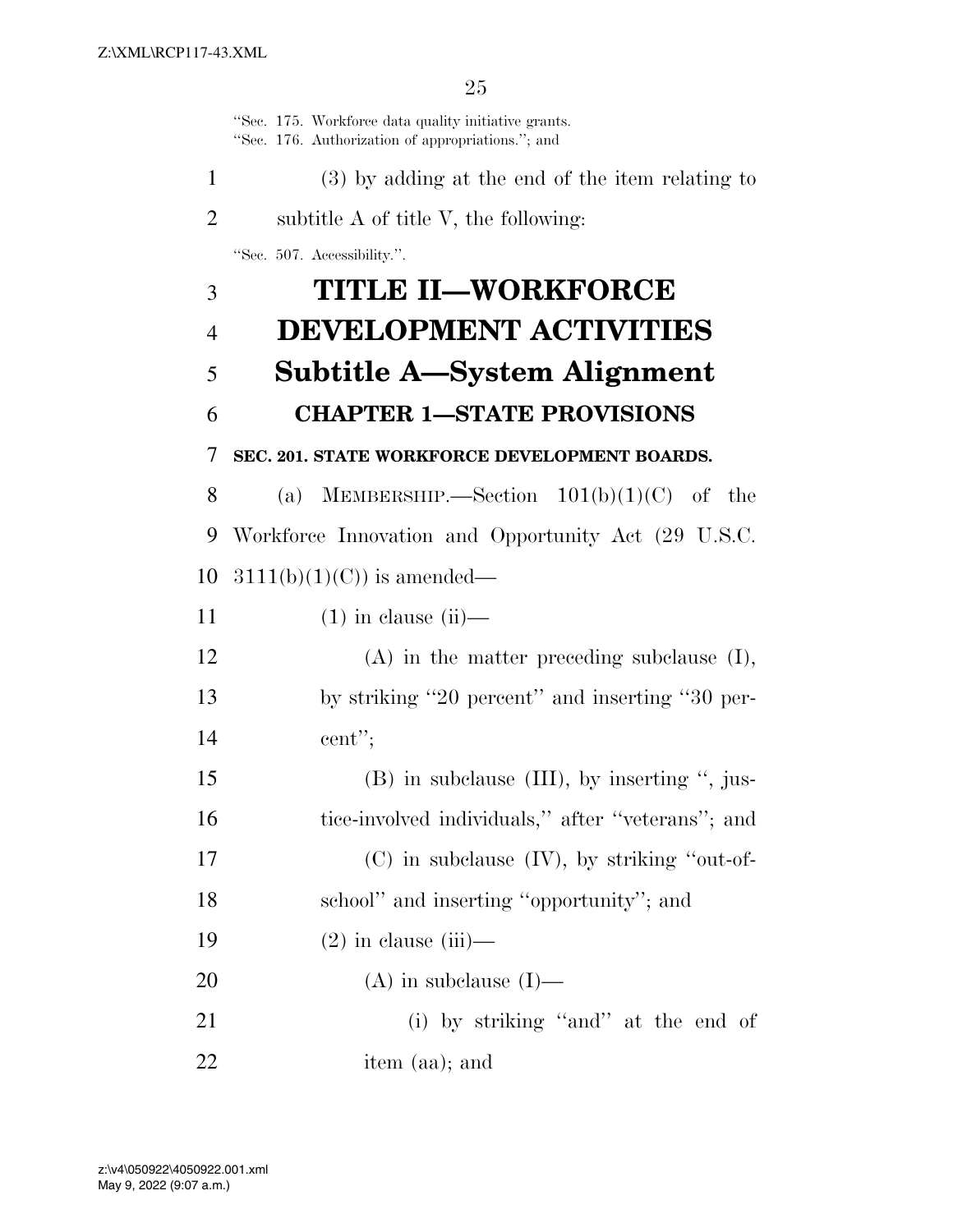"Sec. 175. Workforce data quality initiative grants.
"Sec. 176. Authorization of appropriations."; and

(3) by adding at the end of the item relating to subtitle A of title V, the following:

"Sec. 507. Accessibility.".

# TITLE II—WORKFORCE DEVELOPMENT ACTIVITIES

## Subtitle A—System Alignment

### CHAPTER 1—STATE PROVISIONS

**SEC. 201. STATE WORKFORCE DEVELOPMENT BOARDS.**

(a) MEMBERSHIP.—Section 101(b)(1)(C) of the Workforce Innovation and Opportunity Act (29 U.S.C. 3111(b)(1)(C)) is amended—

(1) in clause (ii)—

(A) in the matter preceding subclause (I), by striking "20 percent" and inserting "30 percent";

(B) in subclause (III), by inserting ", justice-involved individuals," after "veterans"; and

(C) in subclause (IV), by striking "out-of-school" and inserting "opportunity"; and

(2) in clause (iii)—

(A) in subclause (I)—

(i) by striking "and" at the end of item (aa); and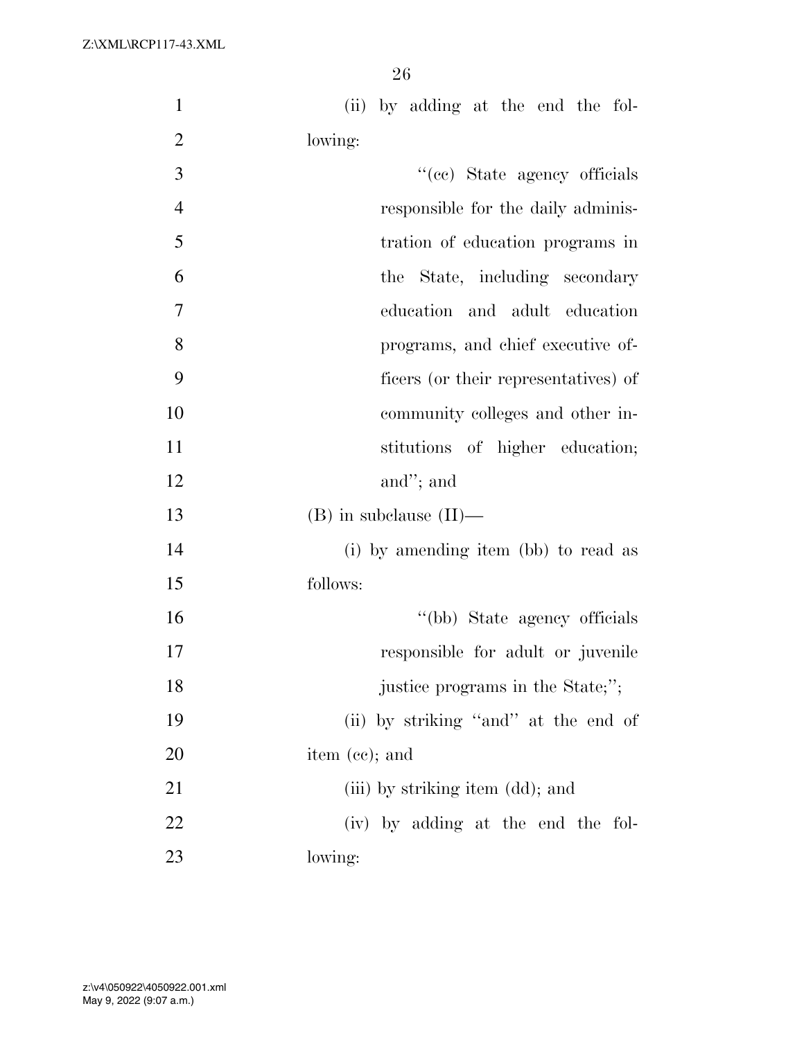(ii) by adding at the end the following:

''(cc) State agency officials responsible for the daily administration of education programs in the State, including secondary education and adult education programs, and chief executive officers (or their representatives) of community colleges and other institutions of higher education; and''; and

(B) in subclause (II)—

(i) by amending item (bb) to read as follows:

''(bb) State agency officials responsible for adult or juvenile justice programs in the State;'';

(ii) by striking ''and'' at the end of item (cc); and

(iii) by striking item (dd); and

(iv) by adding at the end the following: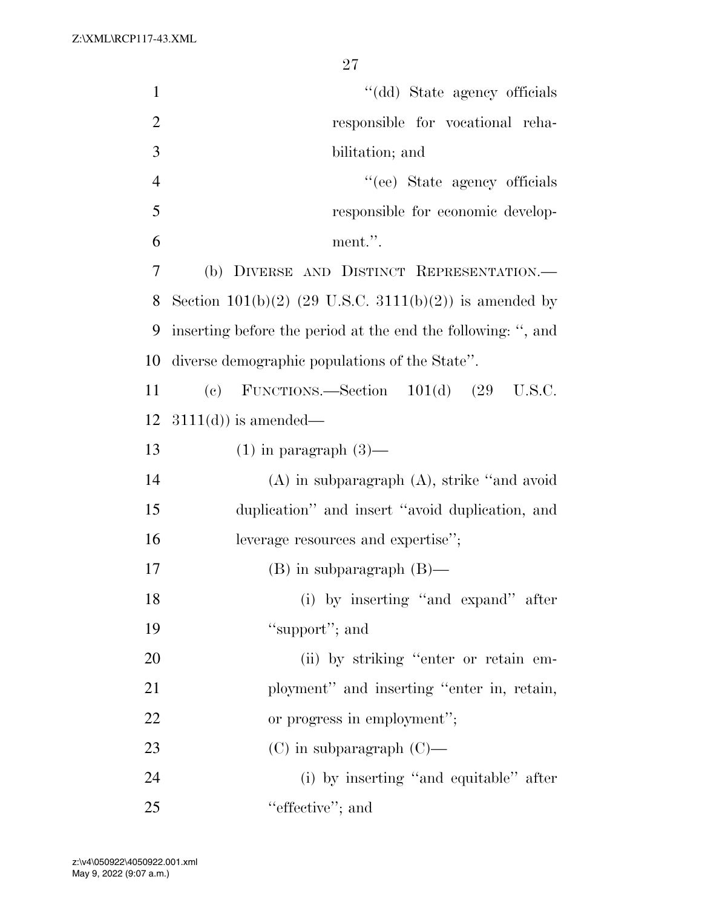''(dd) State agency officials responsible for vocational rehabilitation; and

''(ee) State agency officials responsible for economic development.''.

(b) DIVERSE AND DISTINCT REPRESENTATION.—Section 101(b)(2) (29 U.S.C. 3111(b)(2)) is amended by inserting before the period at the end the following: '', and diverse demographic populations of the State''.

(c) FUNCTIONS.—Section 101(d) (29 U.S.C. 3111(d)) is amended—

(1) in paragraph (3)—

(A) in subparagraph (A), strike ''and avoid duplication'' and insert ''avoid duplication, and leverage resources and expertise'';

(B) in subparagraph (B)—

(i) by inserting ''and expand'' after ''support''; and

(ii) by striking ''enter or retain employment'' and inserting ''enter in, retain, or progress in employment'';

(C) in subparagraph (C)—

(i) by inserting ''and equitable'' after ''effective''; and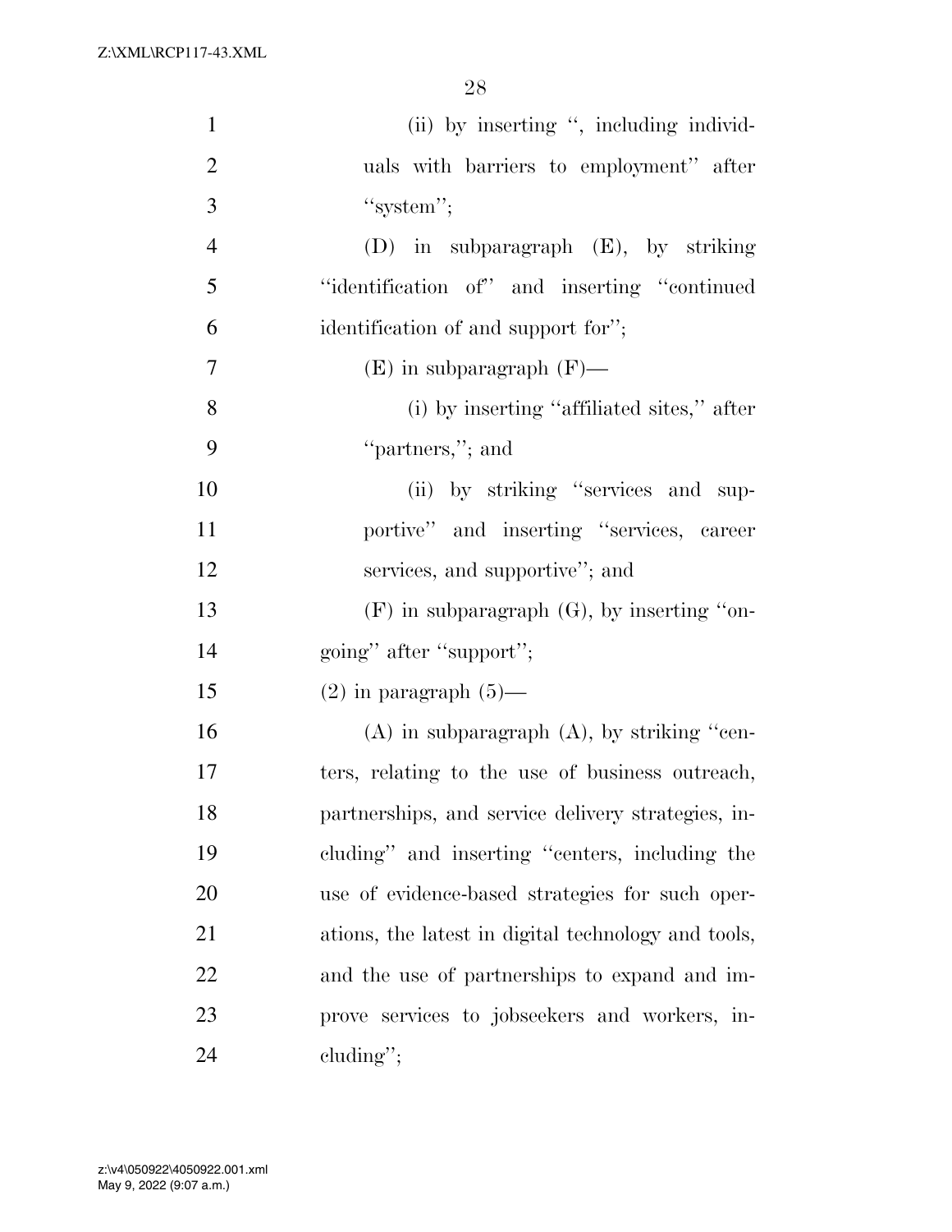(ii) by inserting ", including individuals with barriers to employment" after "system";

(D) in subparagraph (E), by striking "identification of" and inserting "continued identification of and support for";

(E) in subparagraph (F)—

(i) by inserting "affiliated sites," after "partners,"; and

(ii) by striking "services and supportive" and inserting "services, career services, and supportive"; and

(F) in subparagraph (G), by inserting "ongoing" after "support";

(2) in paragraph (5)—

(A) in subparagraph (A), by striking "centers, relating to the use of business outreach, partnerships, and service delivery strategies, including" and inserting "centers, including the use of evidence-based strategies for such operations, the latest in digital technology and tools, and the use of partnerships to expand and improve services to jobseekers and workers, including";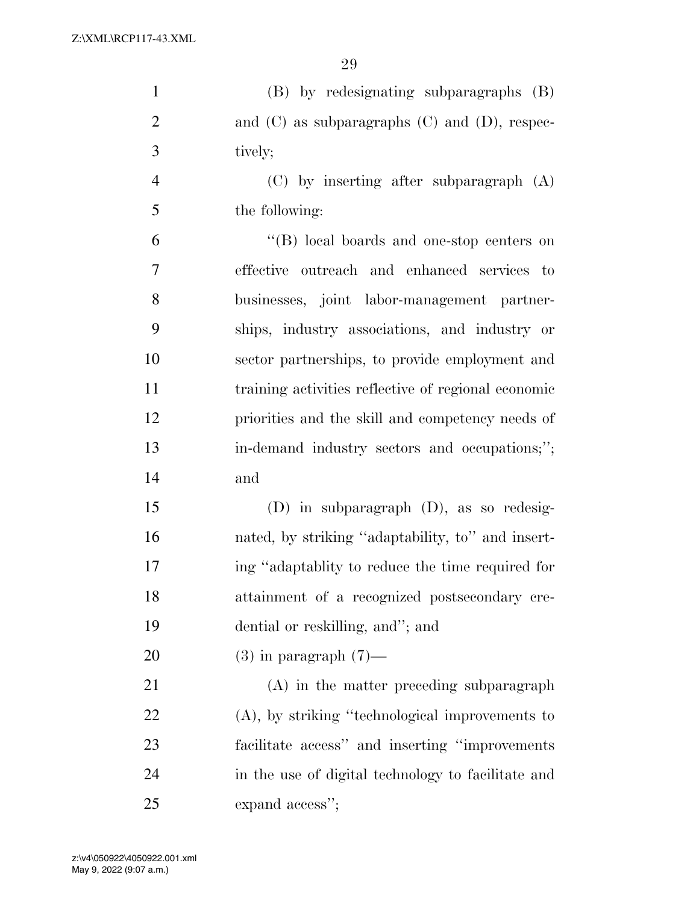(B) by redesignating subparagraphs (B) and (C) as subparagraphs (C) and (D), respectively;

(C) by inserting after subparagraph (A) the following:

"(B) local boards and one-stop centers on effective outreach and enhanced services to businesses, joint labor-management partnerships, industry associations, and industry or sector partnerships, to provide employment and training activities reflective of regional economic priorities and the skill and competency needs of in-demand industry sectors and occupations;"; and

(D) in subparagraph (D), as so redesignated, by striking "adaptability, to" and inserting "adaptablity to reduce the time required for attainment of a recognized postsecondary credential or reskilling, and"; and

(3) in paragraph (7)—

(A) in the matter preceding subparagraph (A), by striking "technological improvements to facilitate access" and inserting "improvements in the use of digital technology to facilitate and expand access";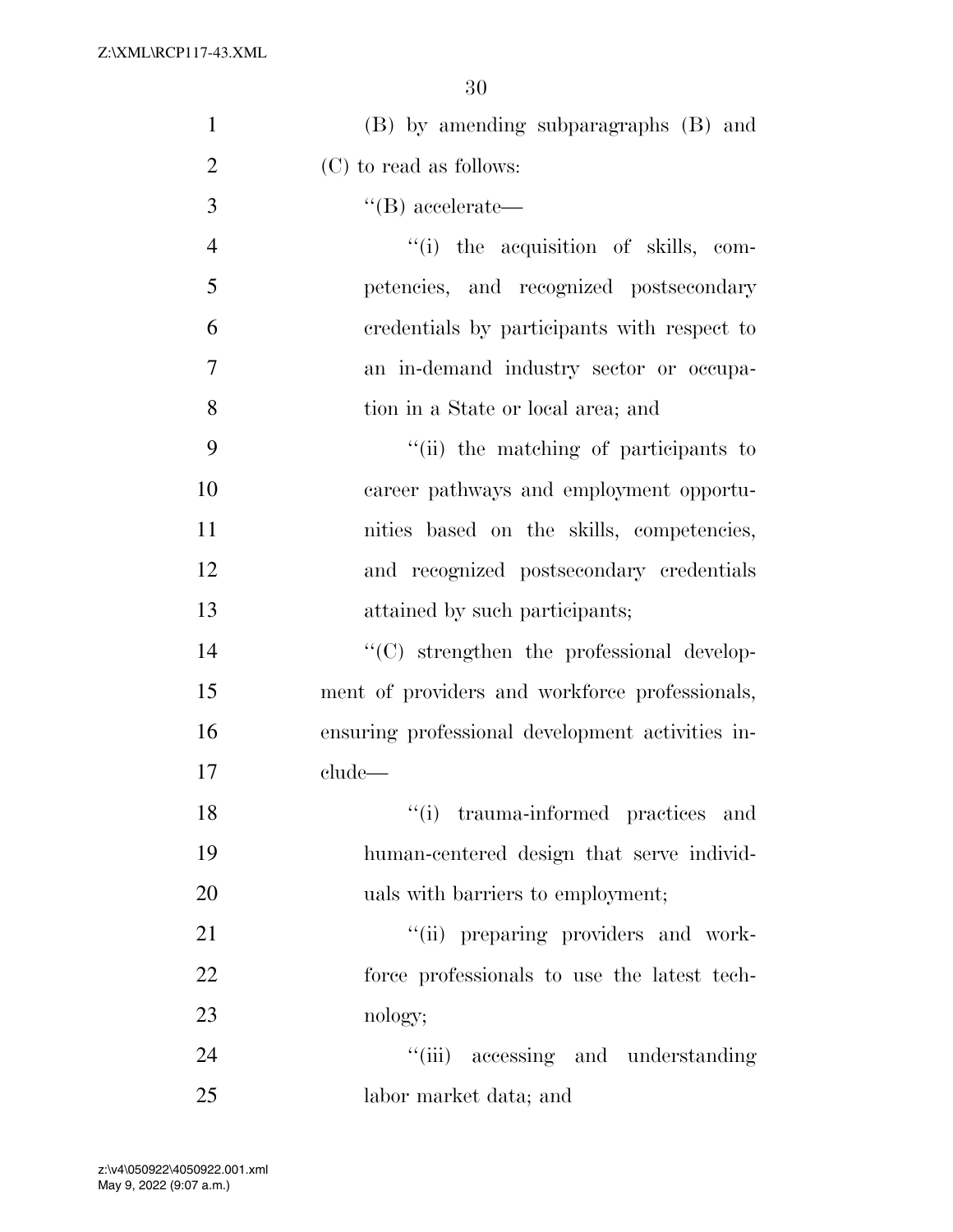(B) by amending subparagraphs (B) and (C) to read as follows:

''(B) accelerate—

''(i) the acquisition of skills, competencies, and recognized postsecondary credentials by participants with respect to an in-demand industry sector or occupation in a State or local area; and

''(ii) the matching of participants to career pathways and employment opportunities based on the skills, competencies, and recognized postsecondary credentials attained by such participants;

''(C) strengthen the professional development of providers and workforce professionals, ensuring professional development activities include—

''(i) trauma-informed practices and human-centered design that serve individuals with barriers to employment;

''(ii) preparing providers and workforce professionals to use the latest technology;

''(iii) accessing and understanding labor market data; and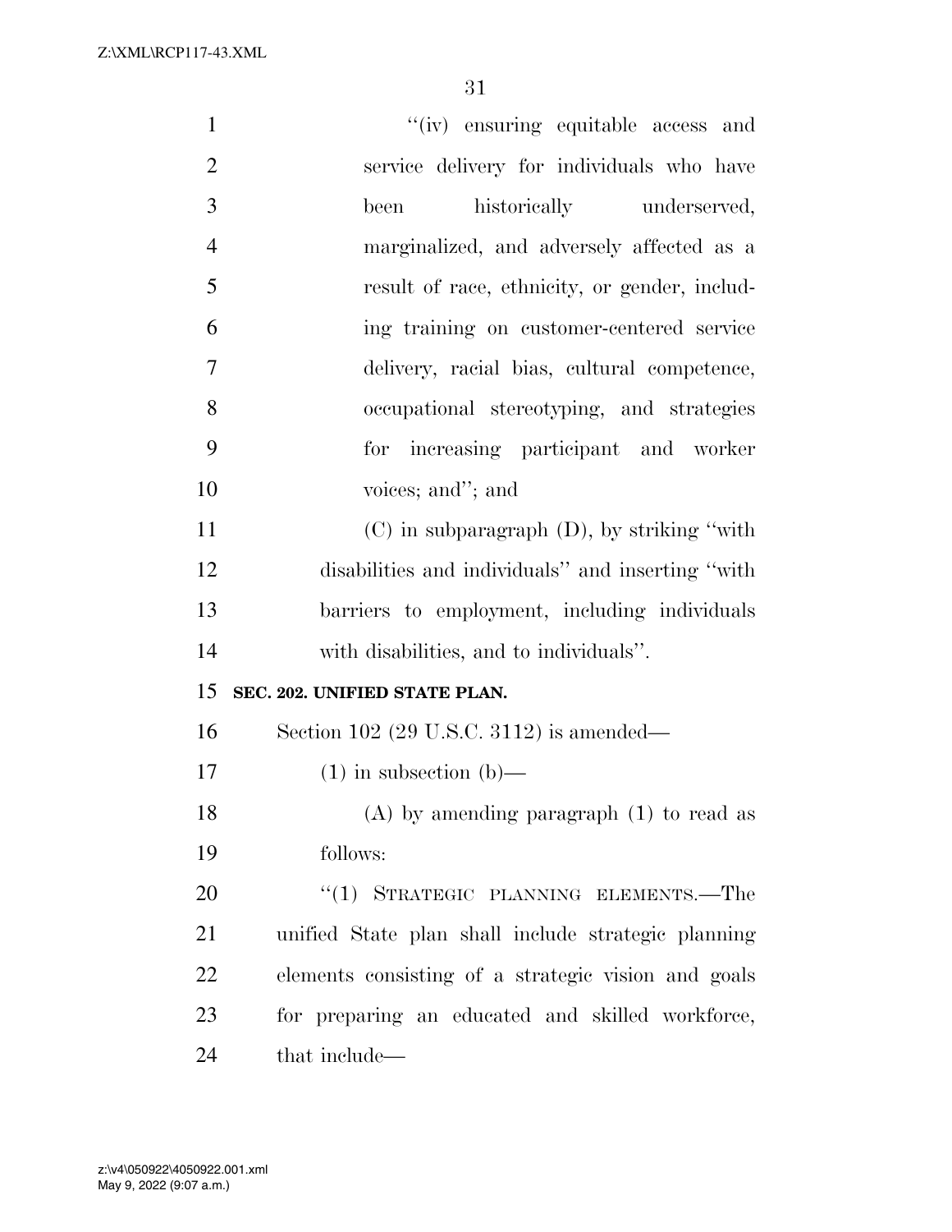''(iv) ensuring equitable access and service delivery for individuals who have been historically underserved, marginalized, and adversely affected as a result of race, ethnicity, or gender, including training on customer-centered service delivery, racial bias, cultural competence, occupational stereotyping, and strategies for increasing participant and worker voices; and''; and

(C) in subparagraph (D), by striking ''with disabilities and individuals'' and inserting ''with barriers to employment, including individuals with disabilities, and to individuals''.

**SEC. 202. UNIFIED STATE PLAN.**

Section 102 (29 U.S.C. 3112) is amended—

(1) in subsection (b)—

(A) by amending paragraph (1) to read as follows:

''(1) STRATEGIC PLANNING ELEMENTS.—The unified State plan shall include strategic planning elements consisting of a strategic vision and goals for preparing an educated and skilled workforce, that include—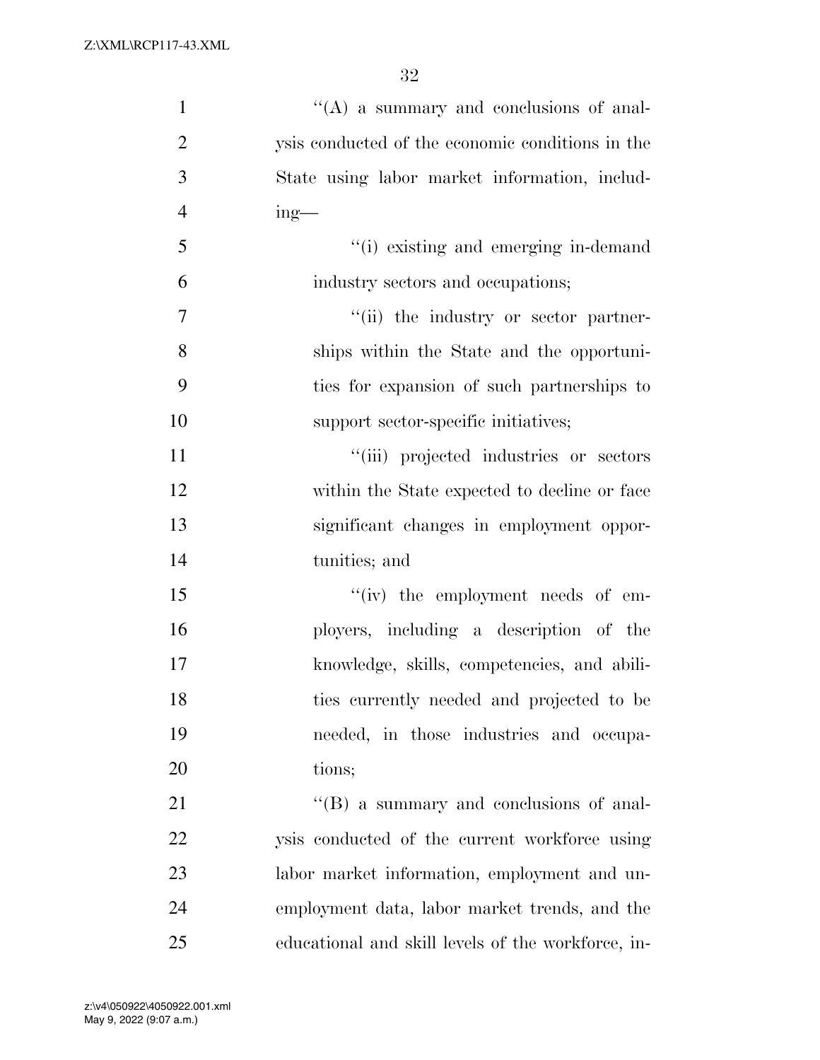"(A) a summary and conclusions of analysis conducted of the economic conditions in the State using labor market information, including—

"(i) existing and emerging in-demand industry sectors and occupations;

"(ii) the industry or sector partnerships within the State and the opportunities for expansion of such partnerships to support sector-specific initiatives;

"(iii) projected industries or sectors within the State expected to decline or face significant changes in employment opportunities; and

"(iv) the employment needs of employers, including a description of the knowledge, skills, competencies, and abilities currently needed and projected to be needed, in those industries and occupations;

"(B) a summary and conclusions of analysis conducted of the current workforce using labor market information, employment and unemployment data, labor market trends, and the educational and skill levels of the workforce, in-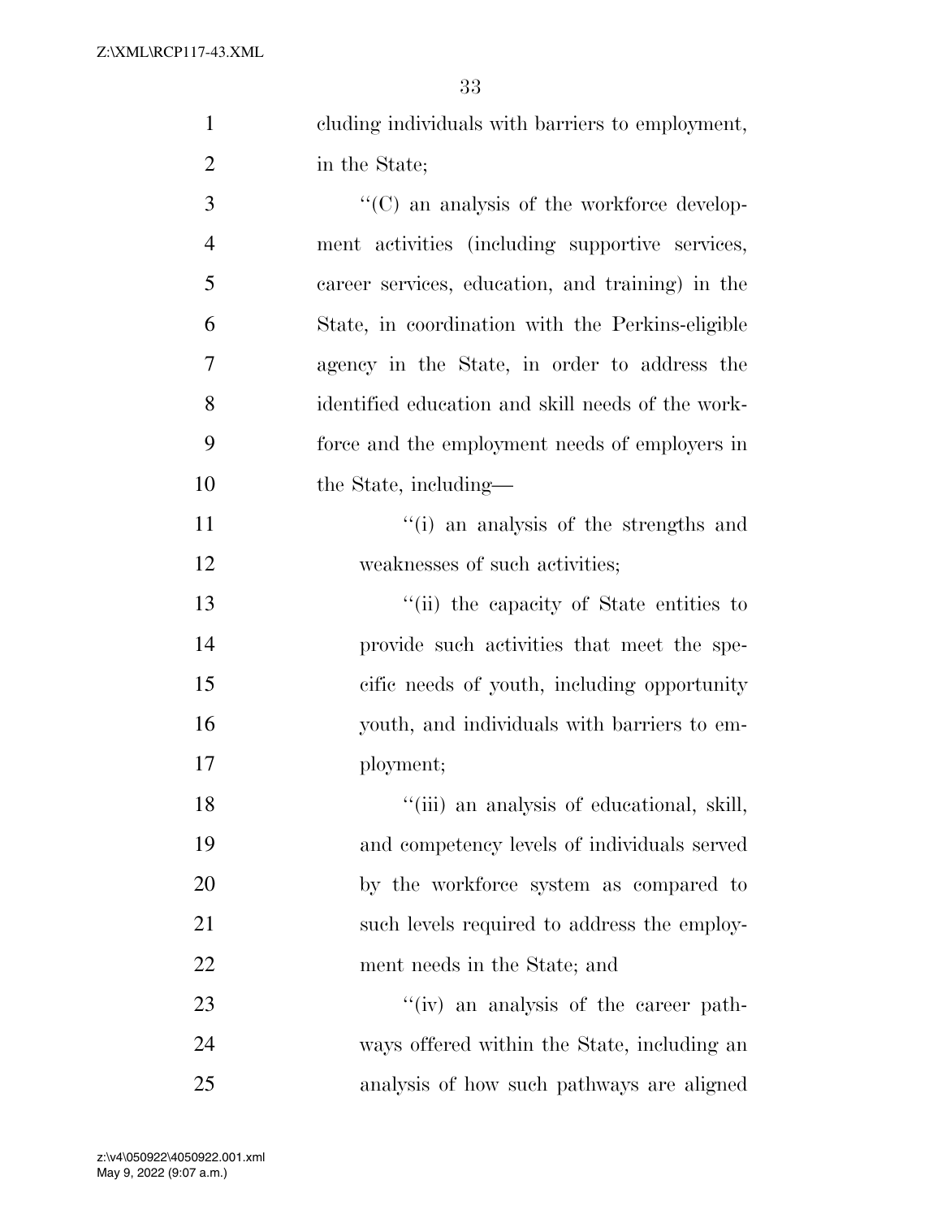cluding individuals with barriers to employment, in the State;

''(C) an analysis of the workforce development activities (including supportive services, career services, education, and training) in the State, in coordination with the Perkins-eligible agency in the State, in order to address the identified education and skill needs of the workforce and the employment needs of employers in the State, including—

''(i) an analysis of the strengths and weaknesses of such activities;

''(ii) the capacity of State entities to provide such activities that meet the specific needs of youth, including opportunity youth, and individuals with barriers to employment;

''(iii) an analysis of educational, skill, and competency levels of individuals served by the workforce system as compared to such levels required to address the employment needs in the State; and

''(iv) an analysis of the career pathways offered within the State, including an analysis of how such pathways are aligned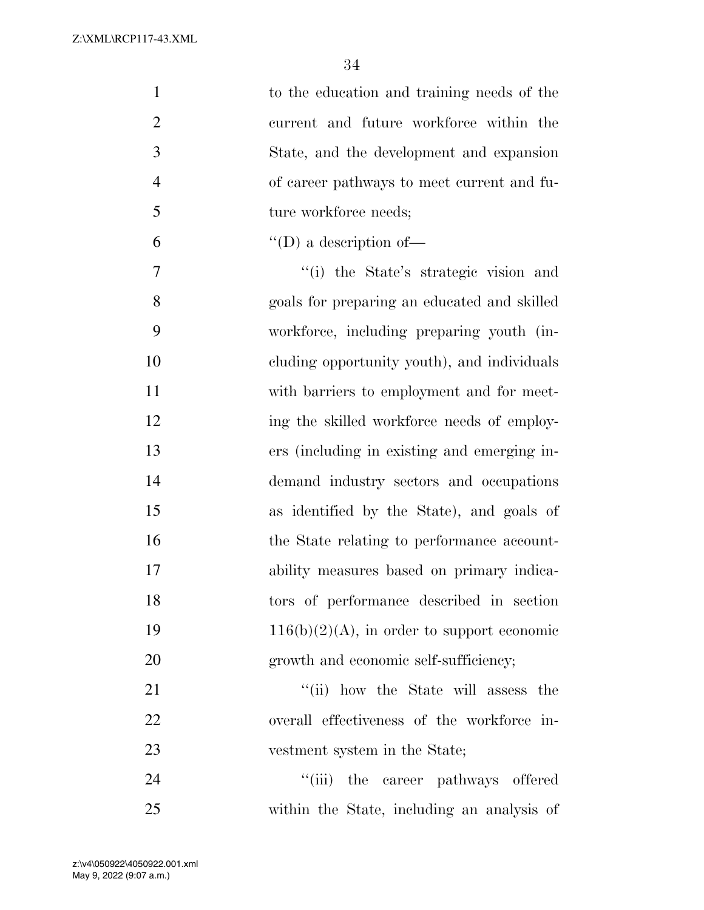to the education and training needs of the current and future workforce within the State, and the development and expansion of career pathways to meet current and future workforce needs;

''(D) a description of—

''(i) the State's strategic vision and goals for preparing an educated and skilled workforce, including preparing youth (including opportunity youth), and individuals with barriers to employment and for meeting the skilled workforce needs of employers (including in existing and emerging in-demand industry sectors and occupations as identified by the State), and goals of the State relating to performance accountability measures based on primary indicators of performance described in section 116(b)(2)(A), in order to support economic growth and economic self-sufficiency;

''(ii) how the State will assess the overall effectiveness of the workforce investment system in the State;

''(iii) the career pathways offered within the State, including an analysis of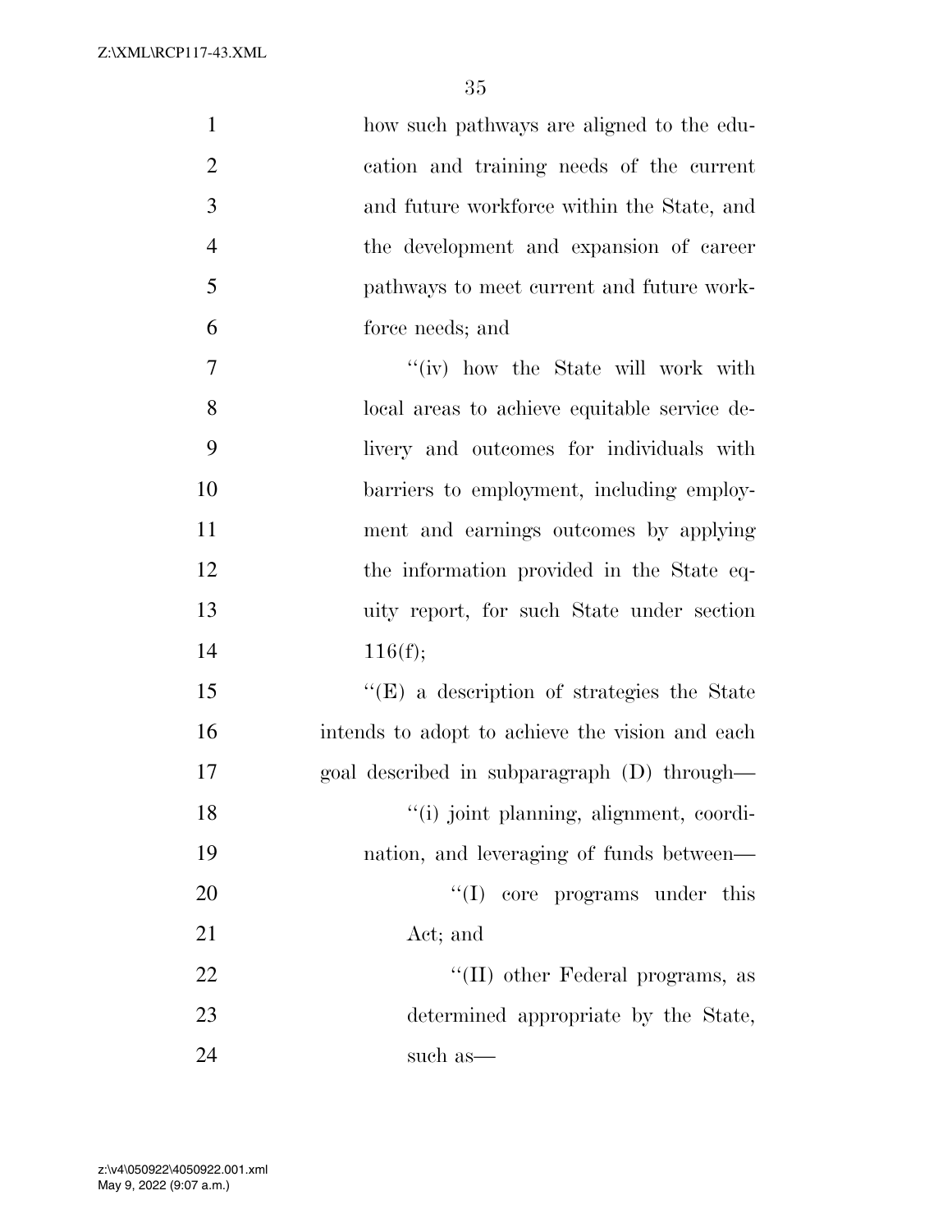how such pathways are aligned to the education and training needs of the current and future workforce within the State, and the development and expansion of career pathways to meet current and future workforce needs; and

"(iv) how the State will work with local areas to achieve equitable service delivery and outcomes for individuals with barriers to employment, including employment and earnings outcomes by applying the information provided in the State equity report, for such State under section 116(f);

"(E) a description of strategies the State intends to adopt to achieve the vision and each goal described in subparagraph (D) through—

"(i) joint planning, alignment, coordination, and leveraging of funds between—

"(I) core programs under this Act; and

"(II) other Federal programs, as determined appropriate by the State, such as—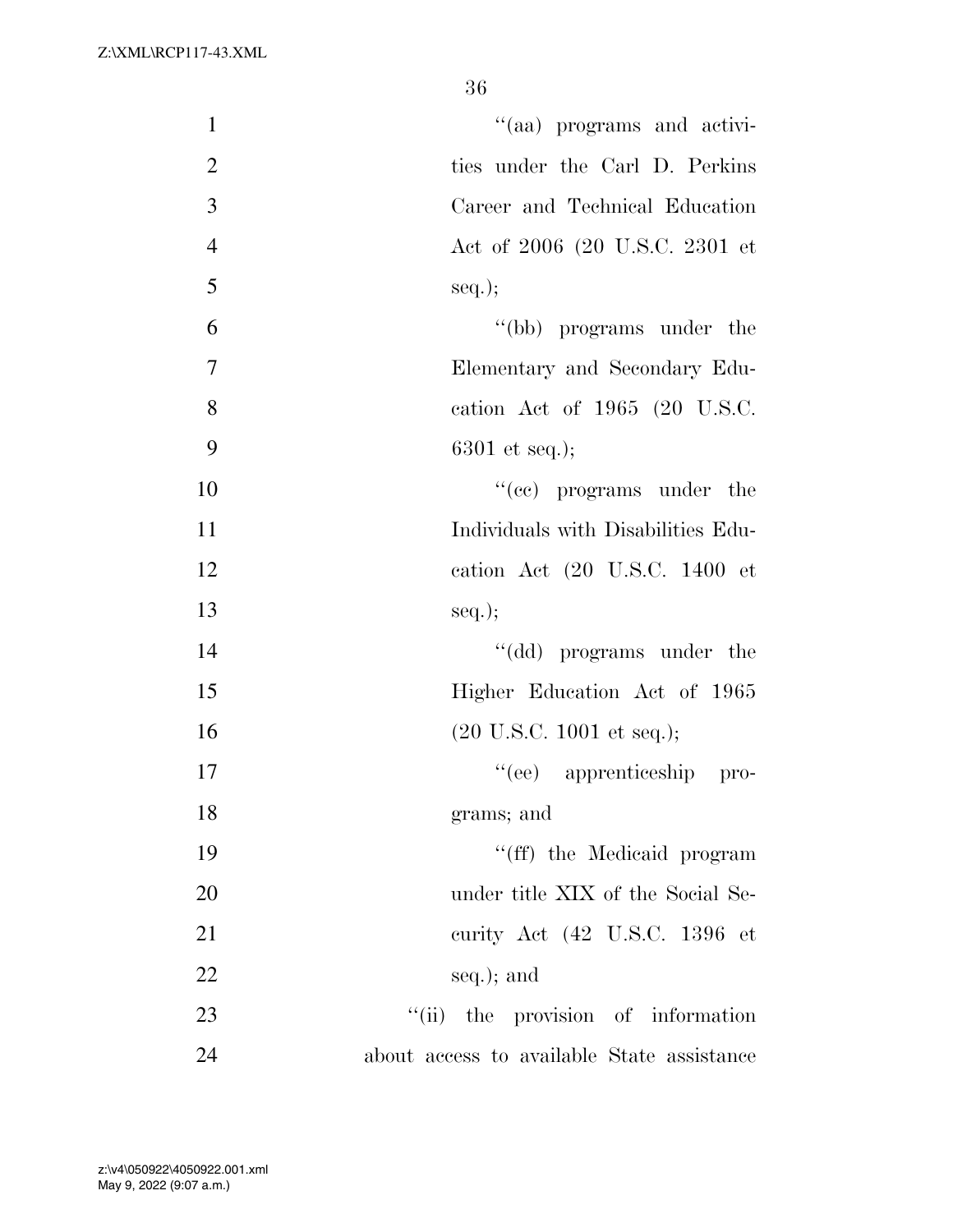''(aa) programs and activities under the Carl D. Perkins Career and Technical Education Act of 2006 (20 U.S.C. 2301 et seq.);

''(bb) programs under the Elementary and Secondary Education Act of 1965 (20 U.S.C. 6301 et seq.);

''(cc) programs under the Individuals with Disabilities Education Act (20 U.S.C. 1400 et seq.);

''(dd) programs under the Higher Education Act of 1965 (20 U.S.C. 1001 et seq.);

''(ee) apprenticeship programs; and

''(ff) the Medicaid program under title XIX of the Social Security Act (42 U.S.C. 1396 et seq.); and

''(ii) the provision of information about access to available State assistance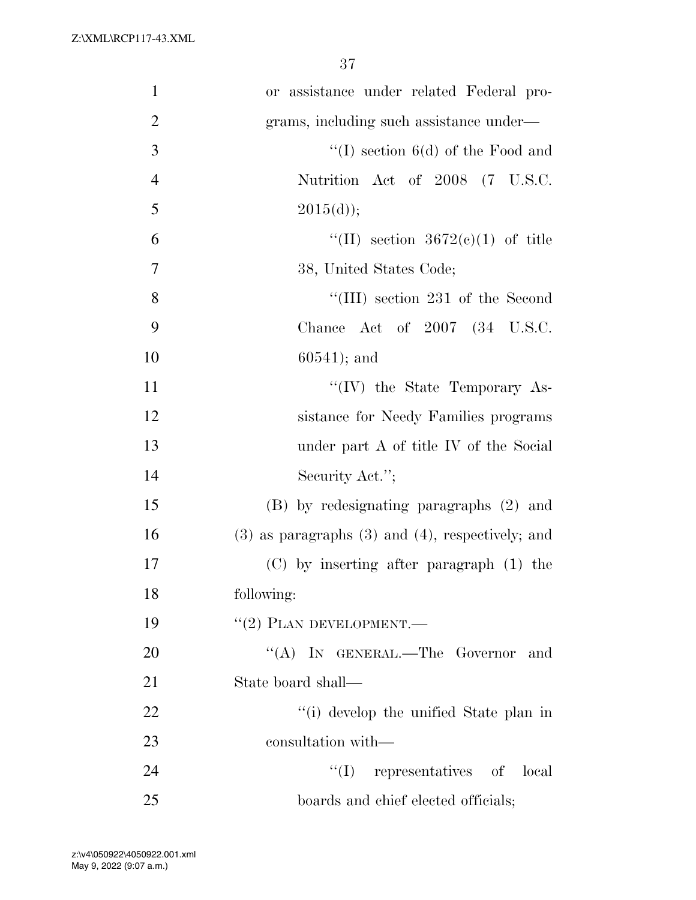or assistance under related Federal programs, including such assistance under—

''(I) section 6(d) of the Food and Nutrition Act of 2008 (7 U.S.C. 2015(d));

''(II) section 3672(c)(1) of title 38, United States Code;

''(III) section 231 of the Second Chance Act of 2007 (34 U.S.C. 60541); and

''(IV) the State Temporary Assistance for Needy Families programs under part A of title IV of the Social Security Act.'';

(B) by redesignating paragraphs (2) and (3) as paragraphs (3) and (4), respectively; and

(C) by inserting after paragraph (1) the following:

''(2) PLAN DEVELOPMENT.—

''(A) IN GENERAL.—The Governor and State board shall—

''(i) develop the unified State plan in consultation with—

''(I) representatives of local boards and chief elected officials;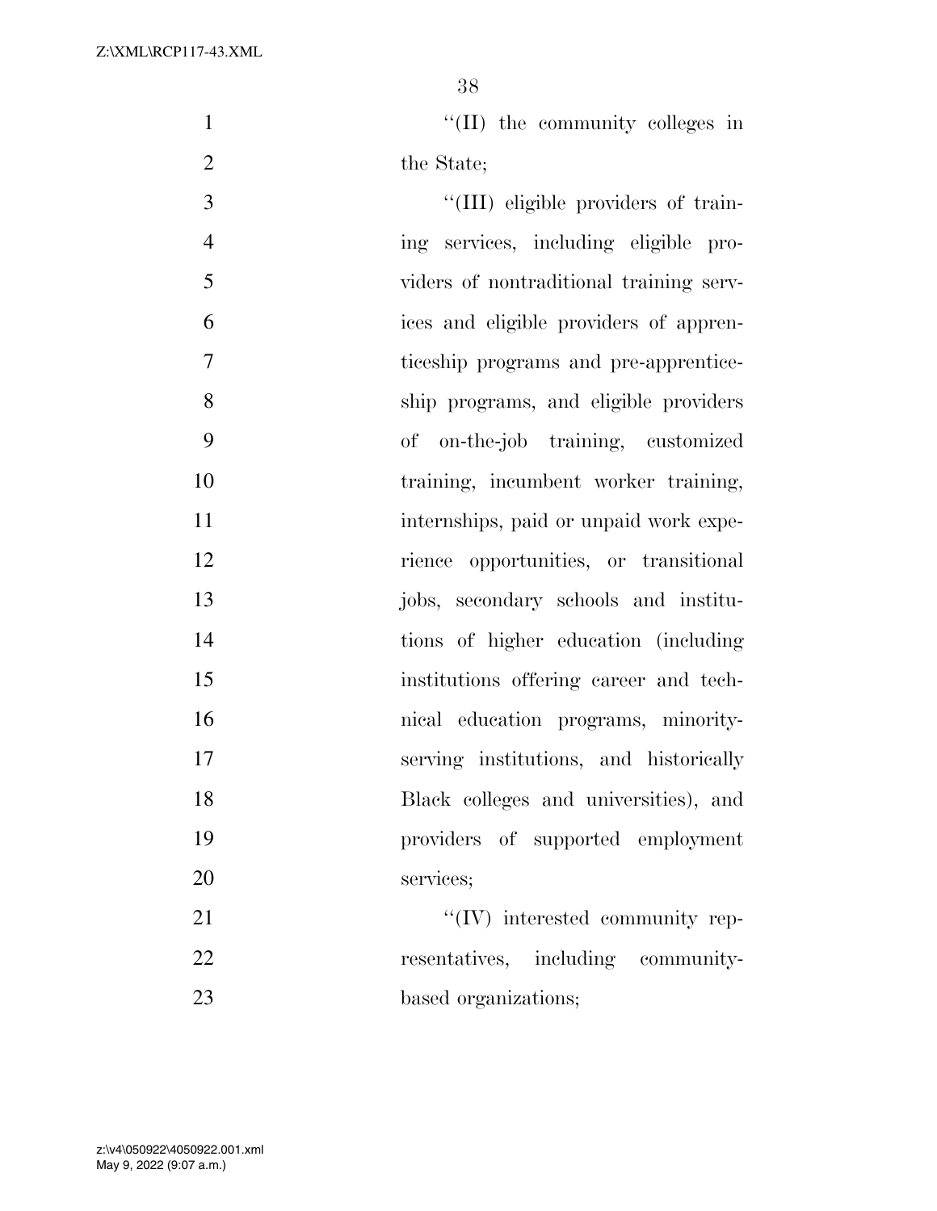''(II) the community colleges in the State;

''(III) eligible providers of training services, including eligible providers of nontraditional training services and eligible providers of apprenticeship programs and pre-apprenticeship programs, and eligible providers of on-the-job training, customized training, incumbent worker training, internships, paid or unpaid work experience opportunities, or transitional jobs, secondary schools and institutions of higher education (including institutions offering career and technical education programs, minority-serving institutions, and historically Black colleges and universities), and providers of supported employment services;

''(IV) interested community representatives, including community-based organizations;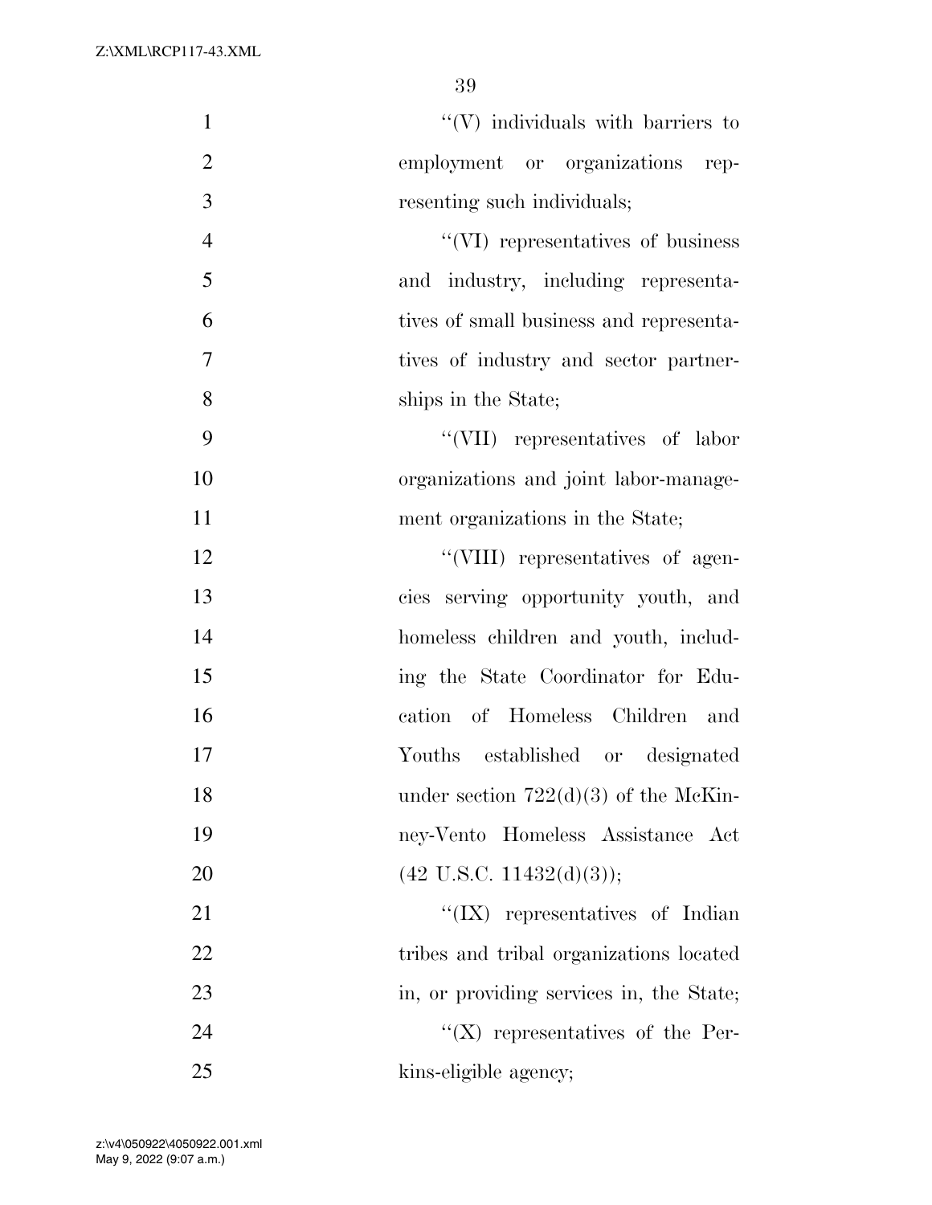''(V) individuals with barriers to employment or organizations representing such individuals;

''(VI) representatives of business and industry, including representatives of small business and representatives of industry and sector partnerships in the State;

''(VII) representatives of labor organizations and joint labor-management organizations in the State;

''(VIII) representatives of agencies serving opportunity youth, and homeless children and youth, including the State Coordinator for Education of Homeless Children and Youths established or designated under section 722(d)(3) of the McKinney-Vento Homeless Assistance Act (42 U.S.C. 11432(d)(3));

''(IX) representatives of Indian tribes and tribal organizations located in, or providing services in, the State;

''(X) representatives of the Perkins-eligible agency;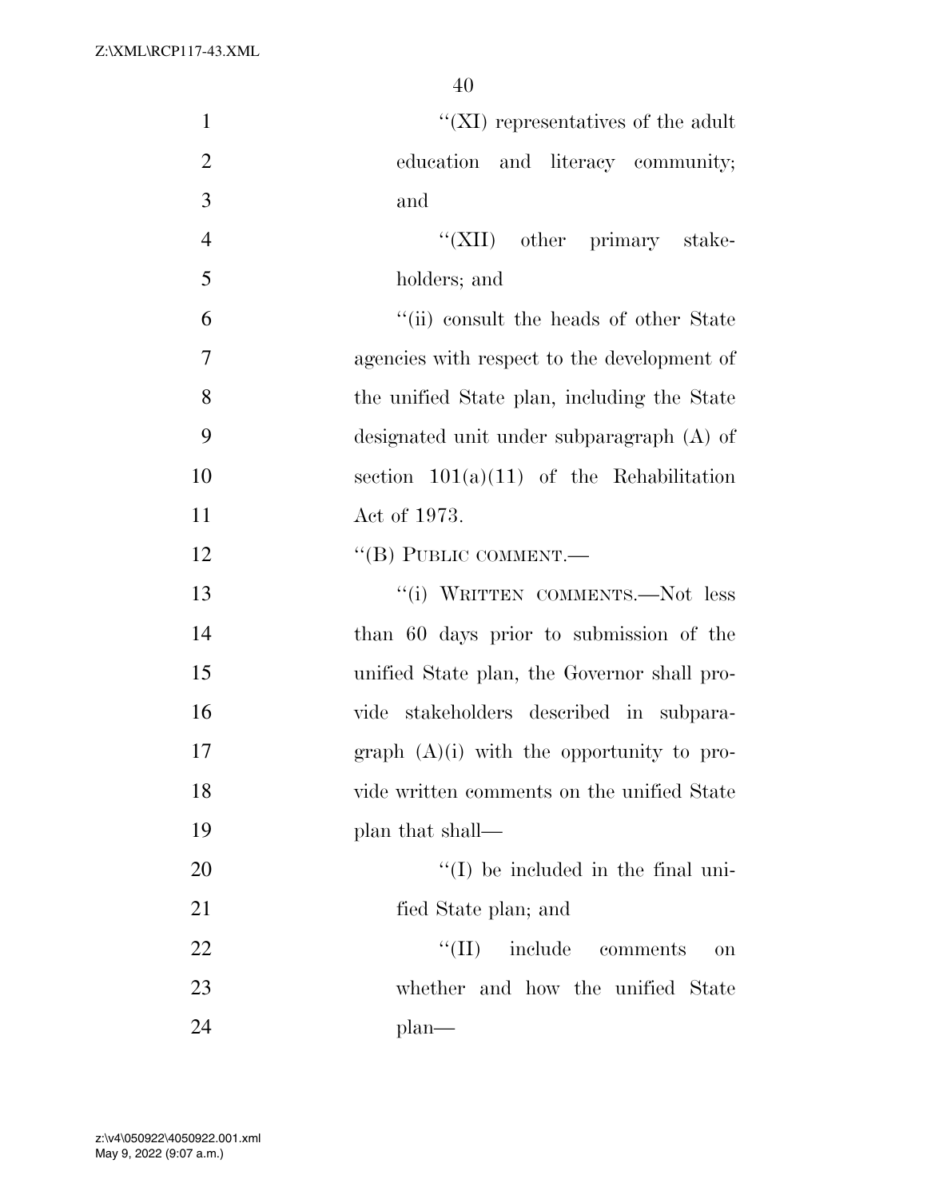''(XI) representatives of the adult education and literacy community; and

''(XII) other primary stakeholders; and

''(ii) consult the heads of other State agencies with respect to the development of the unified State plan, including the State designated unit under subparagraph (A) of section 101(a)(11) of the Rehabilitation Act of 1973.

''(B) PUBLIC COMMENT.—

''(i) WRITTEN COMMENTS.—Not less than 60 days prior to submission of the unified State plan, the Governor shall provide stakeholders described in subparagraph (A)(i) with the opportunity to provide written comments on the unified State plan that shall—

''(I) be included in the final unified State plan; and

''(II) include comments on whether and how the unified State plan—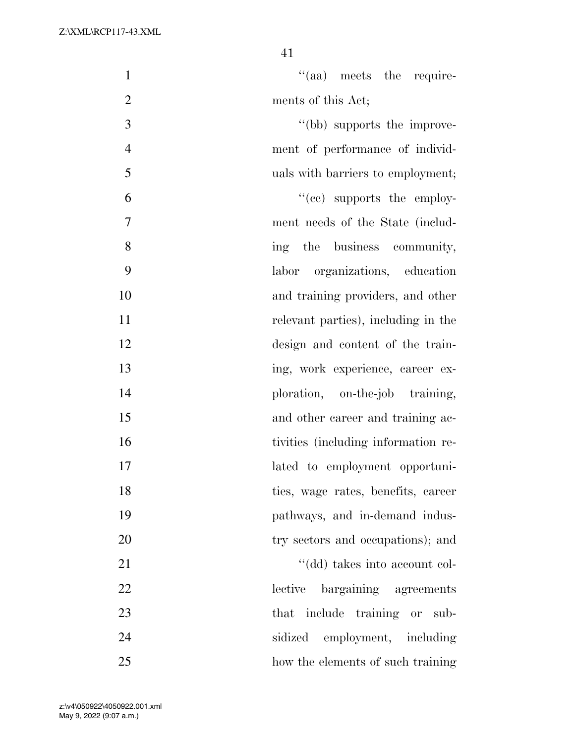''(aa) meets the requirements of this Act;

''(bb) supports the improvement of performance of individuals with barriers to employment;

''(cc) supports the employment needs of the State (including the business community, labor organizations, education and training providers, and other relevant parties), including in the design and content of the training, work experience, career exploration, on-the-job training, and other career and training activities (including information related to employment opportunities, wage rates, benefits, career pathways, and in-demand industry sectors and occupations); and

''(dd) takes into account collective bargaining agreements that include training or subsidized employment, including how the elements of such training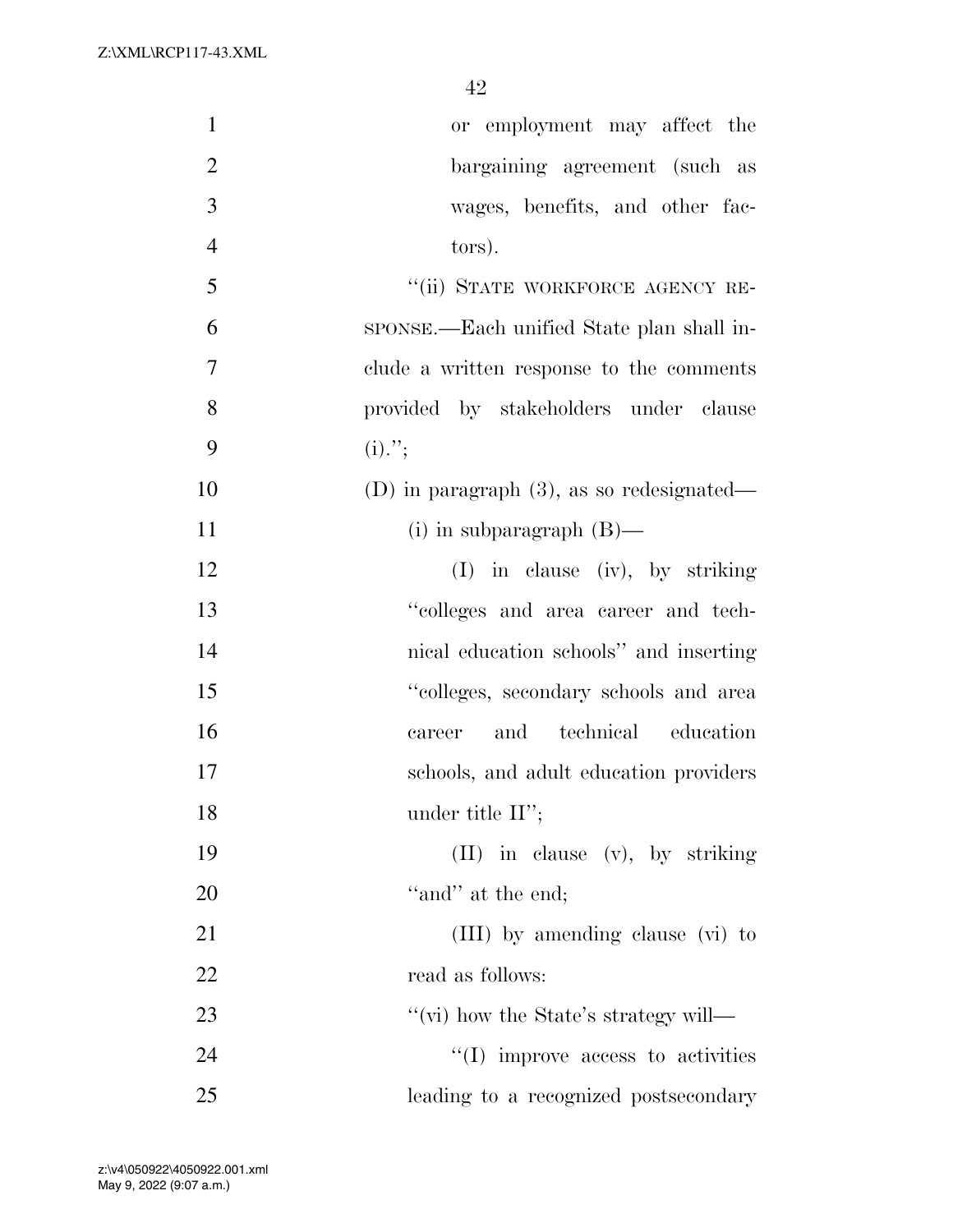or employment may affect the bargaining agreement (such as wages, benefits, and other factors).

"(ii) STATE WORKFORCE AGENCY RESPONSE.—Each unified State plan shall include a written response to the comments provided by stakeholders under clause (i).";

(D) in paragraph (3), as so redesignated—

(i) in subparagraph (B)—

(I) in clause (iv), by striking "colleges and area career and technical education schools" and inserting "colleges, secondary schools and area career and technical education schools, and adult education providers under title II";

(II) in clause (v), by striking "and" at the end;

(III) by amending clause (vi) to read as follows:

"(vi) how the State's strategy will—

"(I) improve access to activities leading to a recognized postsecondary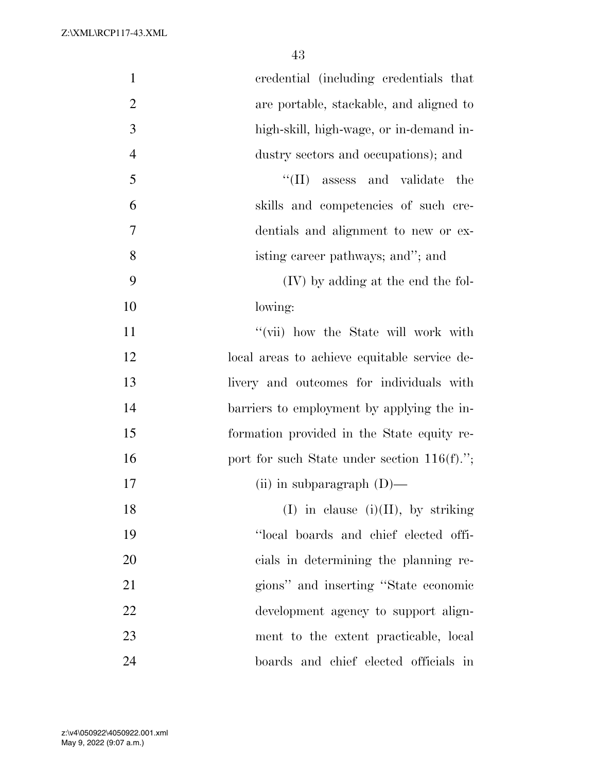credential (including credentials that are portable, stackable, and aligned to high-skill, high-wage, or in-demand industry sectors and occupations); and

''(II) assess and validate the skills and competencies of such credentials and alignment to new or existing career pathways; and''; and

(IV) by adding at the end the following:

''(vii) how the State will work with local areas to achieve equitable service delivery and outcomes for individuals with barriers to employment by applying the information provided in the State equity report for such State under section 116(f).'';

(ii) in subparagraph (D)—

(I) in clause (i)(II), by striking ''local boards and chief elected officials in determining the planning regions'' and inserting ''State economic development agency to support alignment to the extent practicable, local boards and chief elected officials in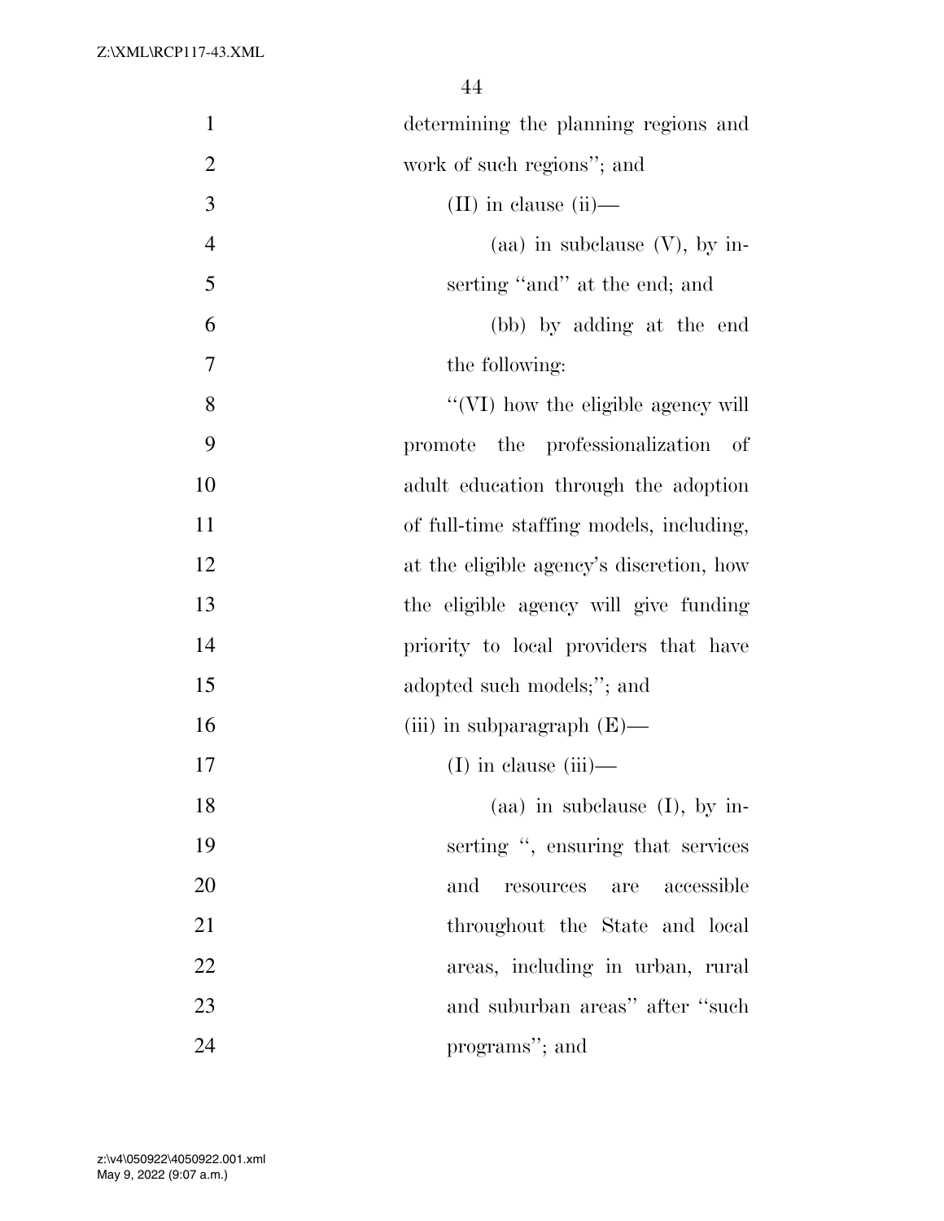determining the planning regions and work of such regions''; and

(II) in clause (ii)—

(aa) in subclause (V), by inserting ''and'' at the end; and

(bb) by adding at the end the following:

''(VI) how the eligible agency will promote the professionalization of adult education through the adoption of full-time staffing models, including, at the eligible agency's discretion, how the eligible agency will give funding priority to local providers that have adopted such models;''; and

(iii) in subparagraph (E)—

(I) in clause (iii)—

(aa) in subclause (I), by inserting '', ensuring that services and resources are accessible throughout the State and local areas, including in urban, rural and suburban areas'' after ''such programs''; and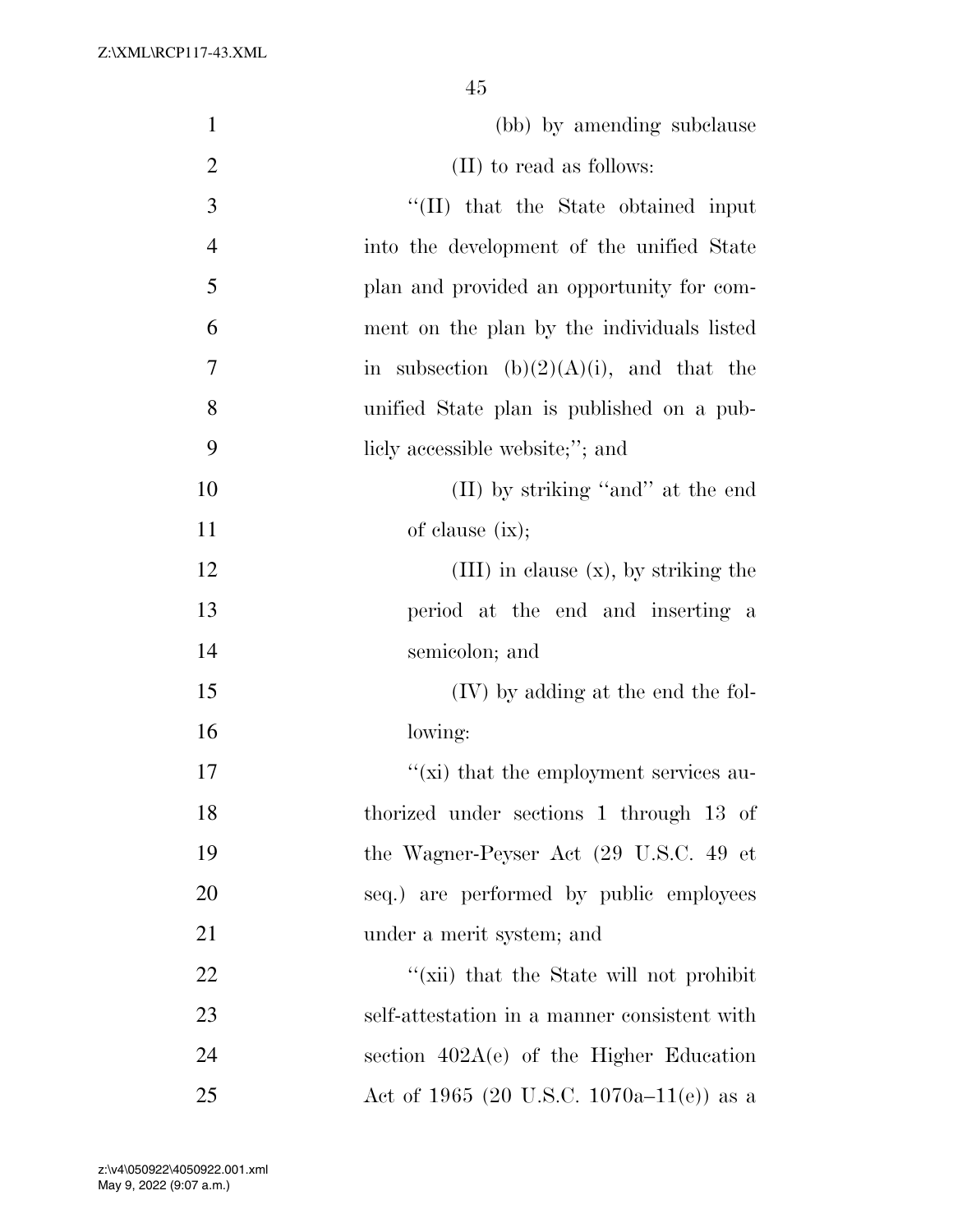(bb) by amending subclause (II) to read as follows:

''(II) that the State obtained input into the development of the unified State plan and provided an opportunity for comment on the plan by the individuals listed in subsection (b)(2)(A)(i), and that the unified State plan is published on a publicly accessible website;''; and

(II) by striking ''and'' at the end of clause (ix);

(III) in clause (x), by striking the period at the end and inserting a semicolon; and

(IV) by adding at the end the following:

''(xi) that the employment services authorized under sections 1 through 13 of the Wagner-Peyser Act (29 U.S.C. 49 et seq.) are performed by public employees under a merit system; and

''(xii) that the State will not prohibit self-attestation in a manner consistent with section 402A(e) of the Higher Education Act of 1965 (20 U.S.C. 1070a–11(e)) as a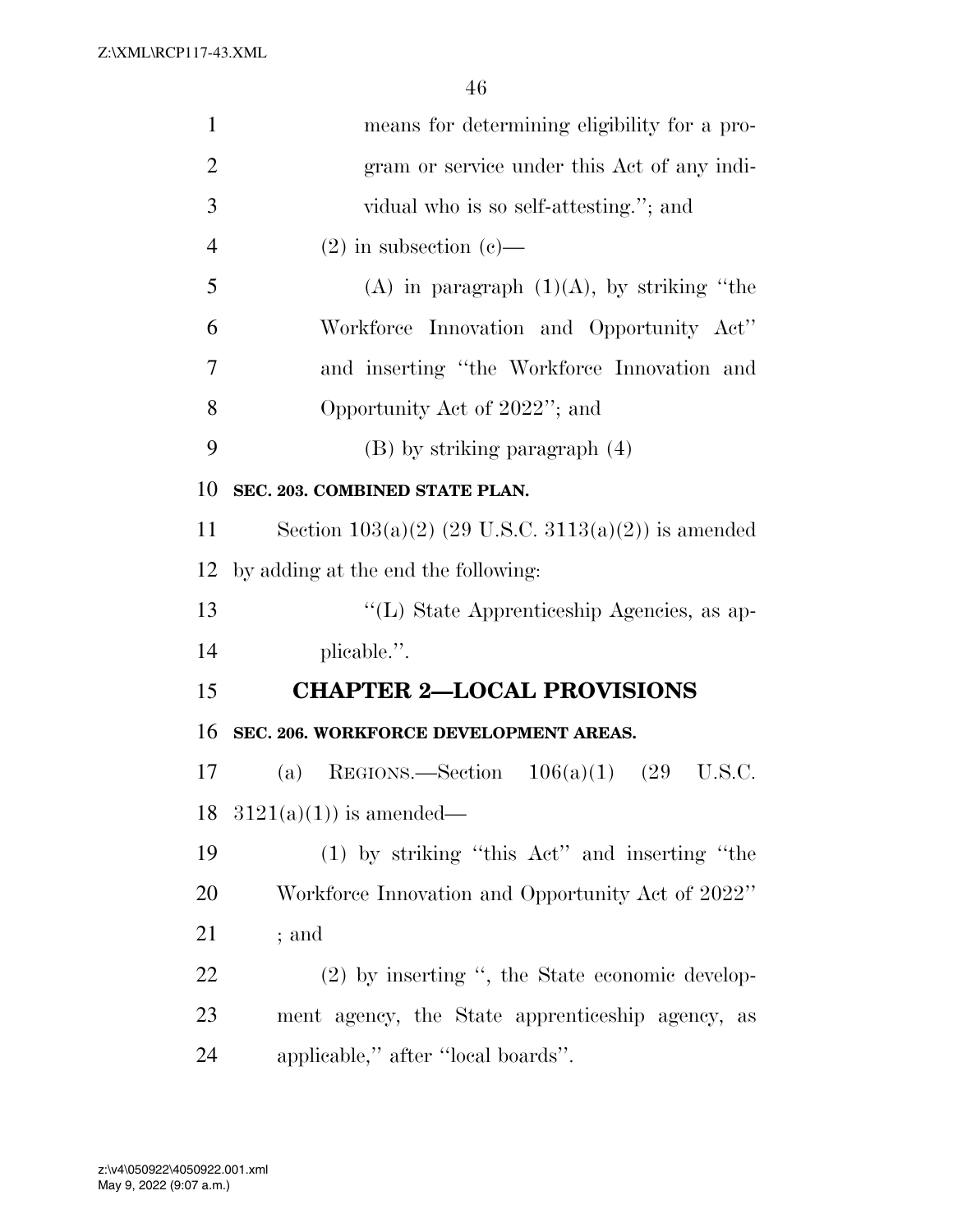means for determining eligibility for a program or service under this Act of any individual who is so self-attesting.''; and

(2) in subsection (c)—

(A) in paragraph (1)(A), by striking ''the Workforce Innovation and Opportunity Act'' and inserting ''the Workforce Innovation and Opportunity Act of 2022''; and

(B) by striking paragraph (4)

**SEC. 203. COMBINED STATE PLAN.**

Section 103(a)(2) (29 U.S.C. 3113(a)(2)) is amended by adding at the end the following:

''(L) State Apprenticeship Agencies, as applicable.''.

## CHAPTER 2—LOCAL PROVISIONS

**SEC. 206. WORKFORCE DEVELOPMENT AREAS.**

(a) REGIONS.—Section 106(a)(1) (29 U.S.C. 3121(a)(1)) is amended—

(1) by striking ''this Act'' and inserting ''the Workforce Innovation and Opportunity Act of 2022'' ; and

(2) by inserting '', the State economic development agency, the State apprenticeship agency, as applicable,'' after ''local boards''.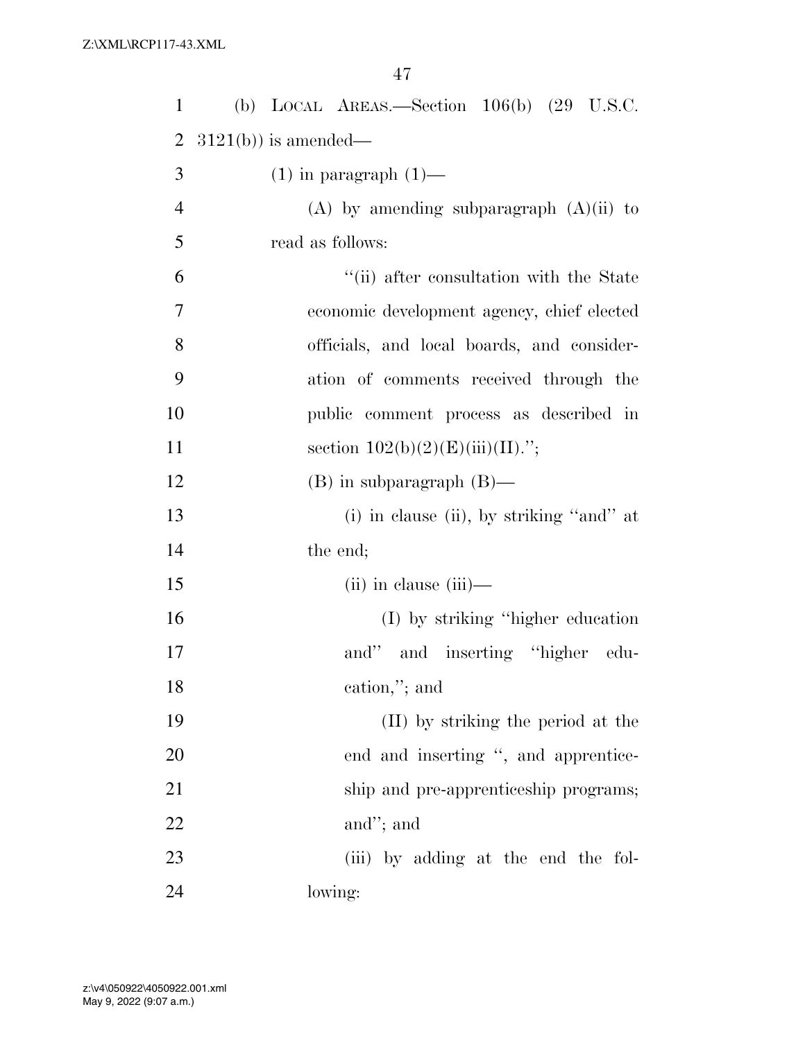(b) LOCAL AREAS.—Section 106(b) (29 U.S.C. 3121(b)) is amended—

(1) in paragraph (1)—

(A) by amending subparagraph (A)(ii) to read as follows:

"(ii) after consultation with the State economic development agency, chief elected officials, and local boards, and consideration of comments received through the public comment process as described in section 102(b)(2)(E)(iii)(II).";

(B) in subparagraph (B)—

(i) in clause (ii), by striking "and" at the end;

(ii) in clause (iii)—

(I) by striking "higher education and" and inserting "higher education,"; and

(II) by striking the period at the end and inserting ", and apprenticeship and pre-apprenticeship programs; and"; and

(iii) by adding at the end the following: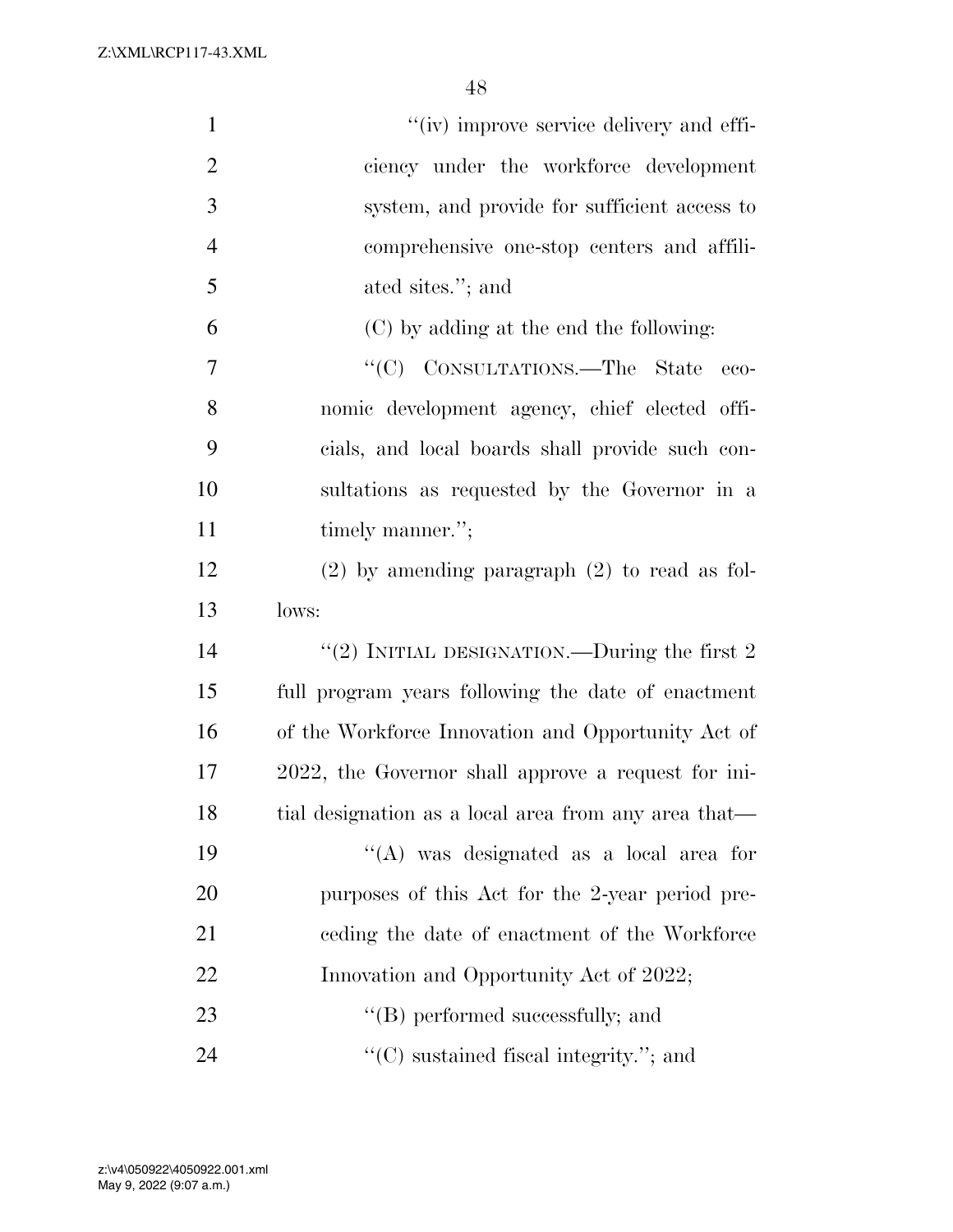''(iv) improve service delivery and efficiency under the workforce development system, and provide for sufficient access to comprehensive one-stop centers and affiliated sites.''; and

(C) by adding at the end the following:

''(C) CONSULTATIONS.—The State economic development agency, chief elected officials, and local boards shall provide such consultations as requested by the Governor in a timely manner.'';

(2) by amending paragraph (2) to read as follows:

''(2) INITIAL DESIGNATION.—During the first 2 full program years following the date of enactment of the Workforce Innovation and Opportunity Act of 2022, the Governor shall approve a request for initial designation as a local area from any area that—

''(A) was designated as a local area for purposes of this Act for the 2-year period preceding the date of enactment of the Workforce Innovation and Opportunity Act of 2022;

''(B) performed successfully; and

''(C) sustained fiscal integrity.''; and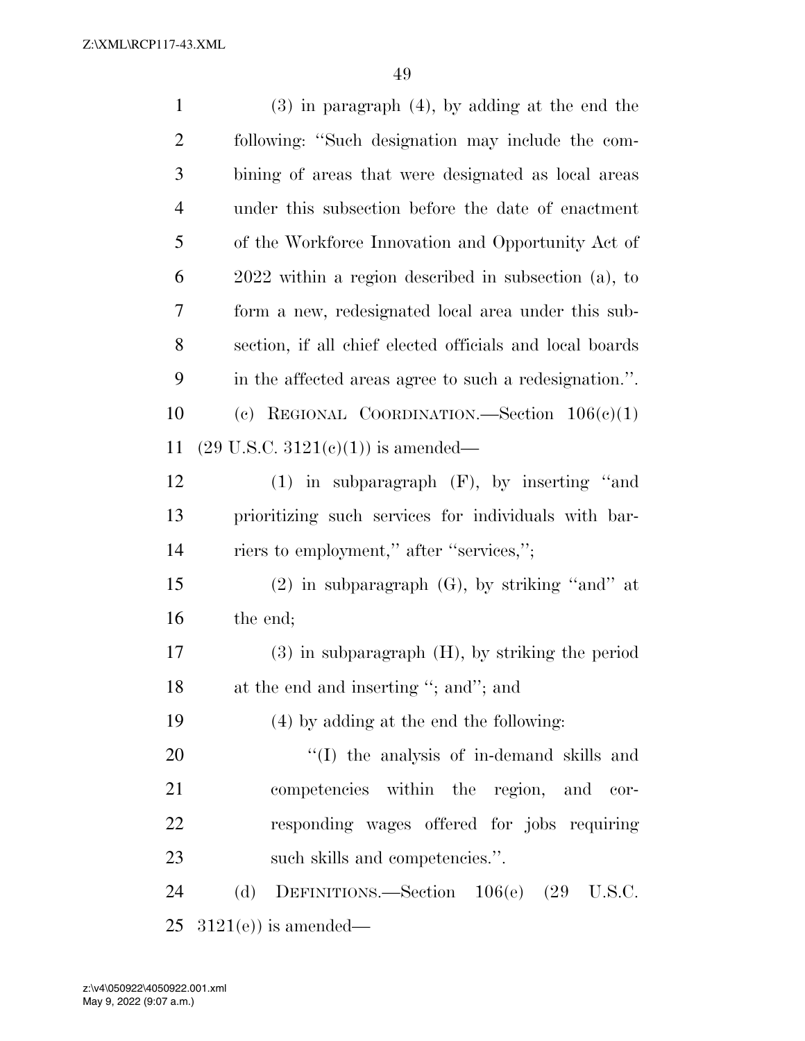(3) in paragraph (4), by adding at the end the following: ''Such designation may include the combining of areas that were designated as local areas under this subsection before the date of enactment of the Workforce Innovation and Opportunity Act of 2022 within a region described in subsection (a), to form a new, redesignated local area under this subsection, if all chief elected officials and local boards in the affected areas agree to such a redesignation.''.

(c) REGIONAL COORDINATION.—Section 106(c)(1) (29 U.S.C. 3121(c)(1)) is amended—

(1) in subparagraph (F), by inserting ''and prioritizing such services for individuals with barriers to employment,'' after ''services,'';

(2) in subparagraph (G), by striking ''and'' at the end;

(3) in subparagraph (H), by striking the period at the end and inserting ''; and''; and

(4) by adding at the end the following:

''(I) the analysis of in-demand skills and competencies within the region, and corresponding wages offered for jobs requiring such skills and competencies.''.

(d) DEFINITIONS.—Section 106(e) (29 U.S.C. 3121(e)) is amended—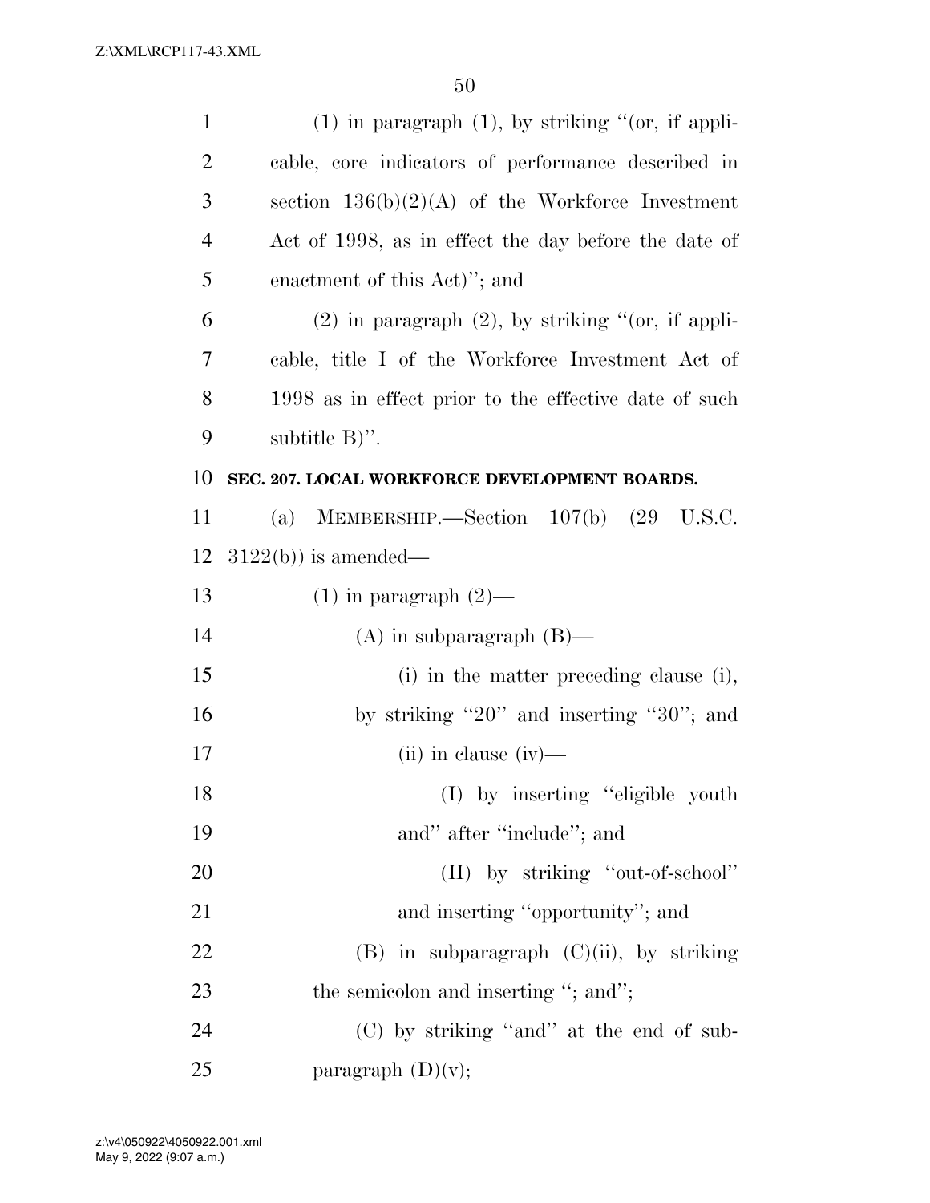(1) in paragraph (1), by striking "(or, if applicable, core indicators of performance described in section 136(b)(2)(A) of the Workforce Investment Act of 1998, as in effect the day before the date of enactment of this Act)"; and

(2) in paragraph (2), by striking "(or, if applicable, title I of the Workforce Investment Act of 1998 as in effect prior to the effective date of such subtitle B)".

**SEC. 207. LOCAL WORKFORCE DEVELOPMENT BOARDS.**

(a) MEMBERSHIP.—Section 107(b) (29 U.S.C. 3122(b)) is amended—

(1) in paragraph (2)—

(A) in subparagraph (B)—

(i) in the matter preceding clause (i), by striking "20" and inserting "30"; and

(ii) in clause (iv)—

(I) by inserting "eligible youth and" after "include"; and

(II) by striking "out-of-school" and inserting "opportunity"; and

(B) in subparagraph (C)(ii), by striking the semicolon and inserting "; and";

(C) by striking "and" at the end of subparagraph (D)(v);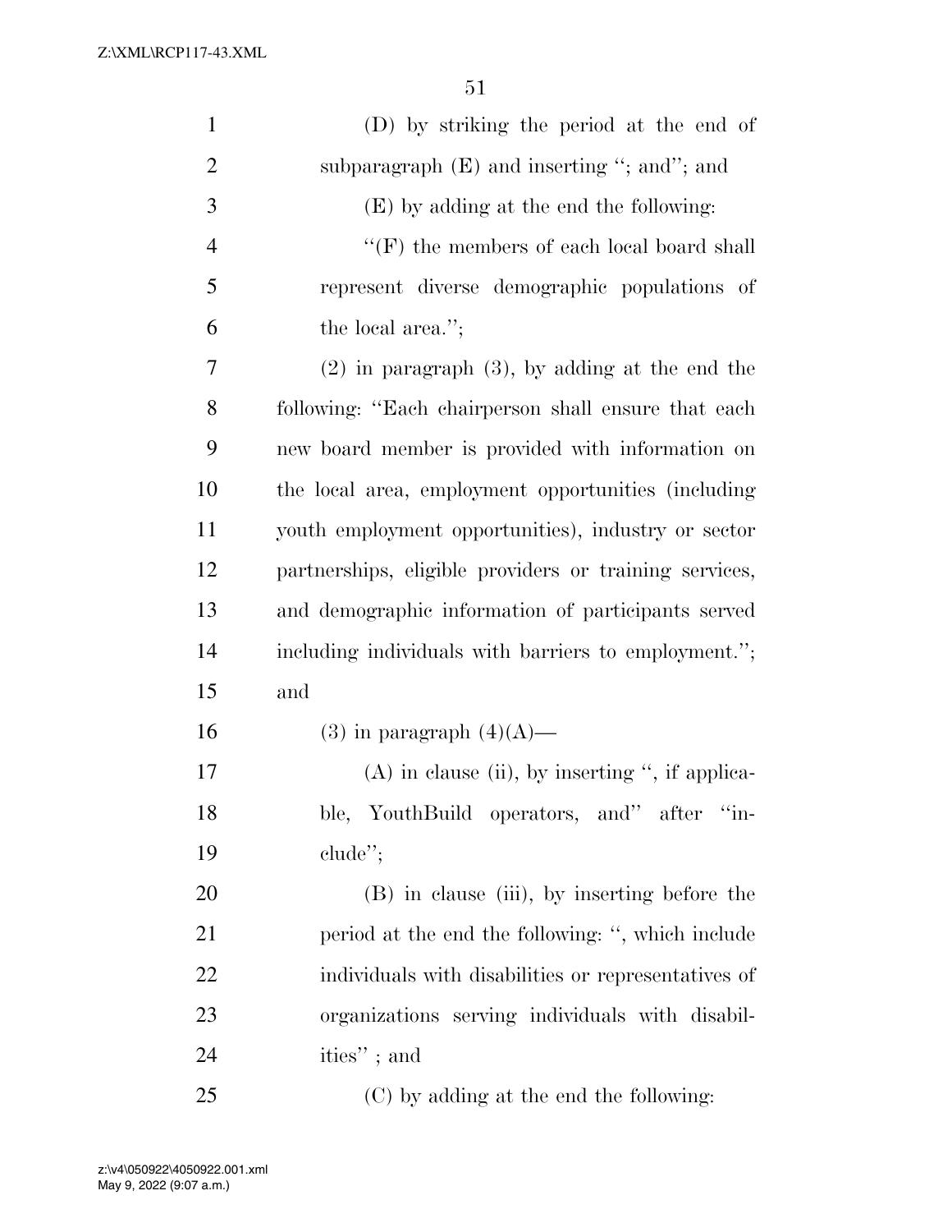(D) by striking the period at the end of subparagraph (E) and inserting "; and"; and

(E) by adding at the end the following:

"(F) the members of each local board shall represent diverse demographic populations of the local area.";

(2) in paragraph (3), by adding at the end the following: "Each chairperson shall ensure that each new board member is provided with information on the local area, employment opportunities (including youth employment opportunities), industry or sector partnerships, eligible providers or training services, and demographic information of participants served including individuals with barriers to employment."; and

(3) in paragraph (4)(A)—

(A) in clause (ii), by inserting ", if applicable, YouthBuild operators, and" after "include";

(B) in clause (iii), by inserting before the period at the end the following: ", which include individuals with disabilities or representatives of organizations serving individuals with disabilities" ; and

(C) by adding at the end the following: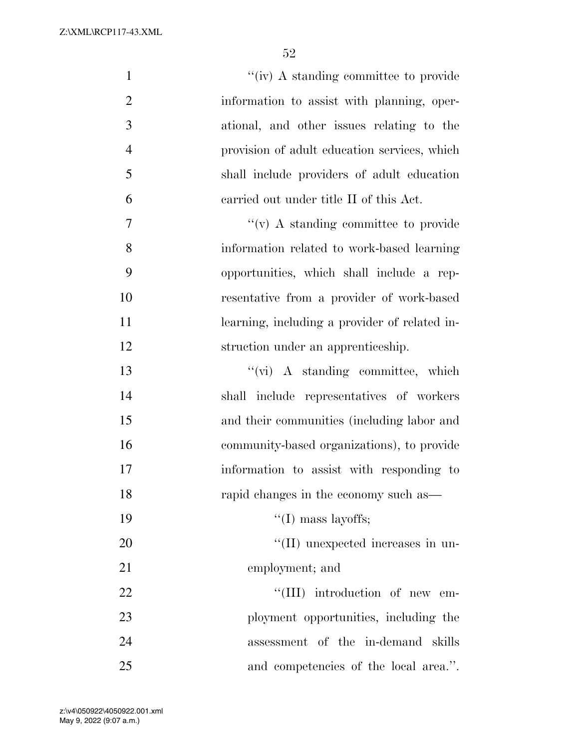"(iv) A standing committee to provide information to assist with planning, operational, and other issues relating to the provision of adult education services, which shall include providers of adult education carried out under title II of this Act.

"(v) A standing committee to provide information related to work-based learning opportunities, which shall include a representative from a provider of work-based learning, including a provider of related instruction under an apprenticeship.

"(vi) A standing committee, which shall include representatives of workers and their communities (including labor and community-based organizations), to provide information to assist with responding to rapid changes in the economy such as—

"(I) mass layoffs;

"(II) unexpected increases in unemployment; and

"(III) introduction of new employment opportunities, including the assessment of the in-demand skills and competencies of the local area.".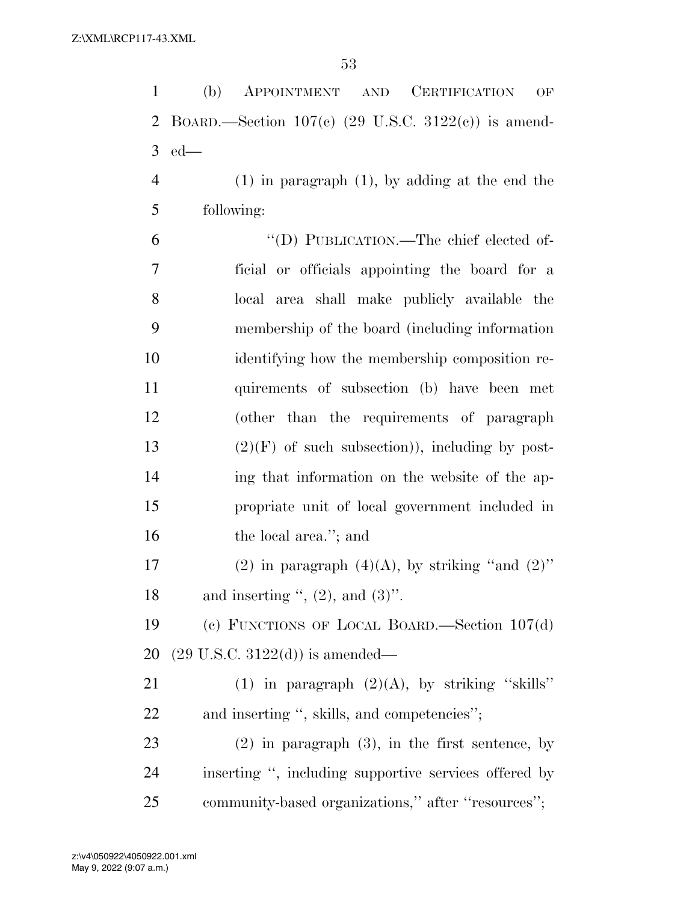(b) APPOINTMENT AND CERTIFICATION OF BOARD.—Section 107(c) (29 U.S.C. 3122(c)) is amended—

(1) in paragraph (1), by adding at the end the following:

"(D) PUBLICATION.—The chief elected official or officials appointing the board for a local area shall make publicly available the membership of the board (including information identifying how the membership composition requirements of subsection (b) have been met (other than the requirements of paragraph (2)(F) of such subsection)), including by posting that information on the website of the appropriate unit of local government included in the local area."; and

(2) in paragraph (4)(A), by striking "and (2)" and inserting ", (2), and (3)".

(c) FUNCTIONS OF LOCAL BOARD.—Section 107(d) (29 U.S.C. 3122(d)) is amended—

(1) in paragraph (2)(A), by striking "skills" and inserting ", skills, and competencies";

(2) in paragraph (3), in the first sentence, by inserting ", including supportive services offered by community-based organizations," after "resources";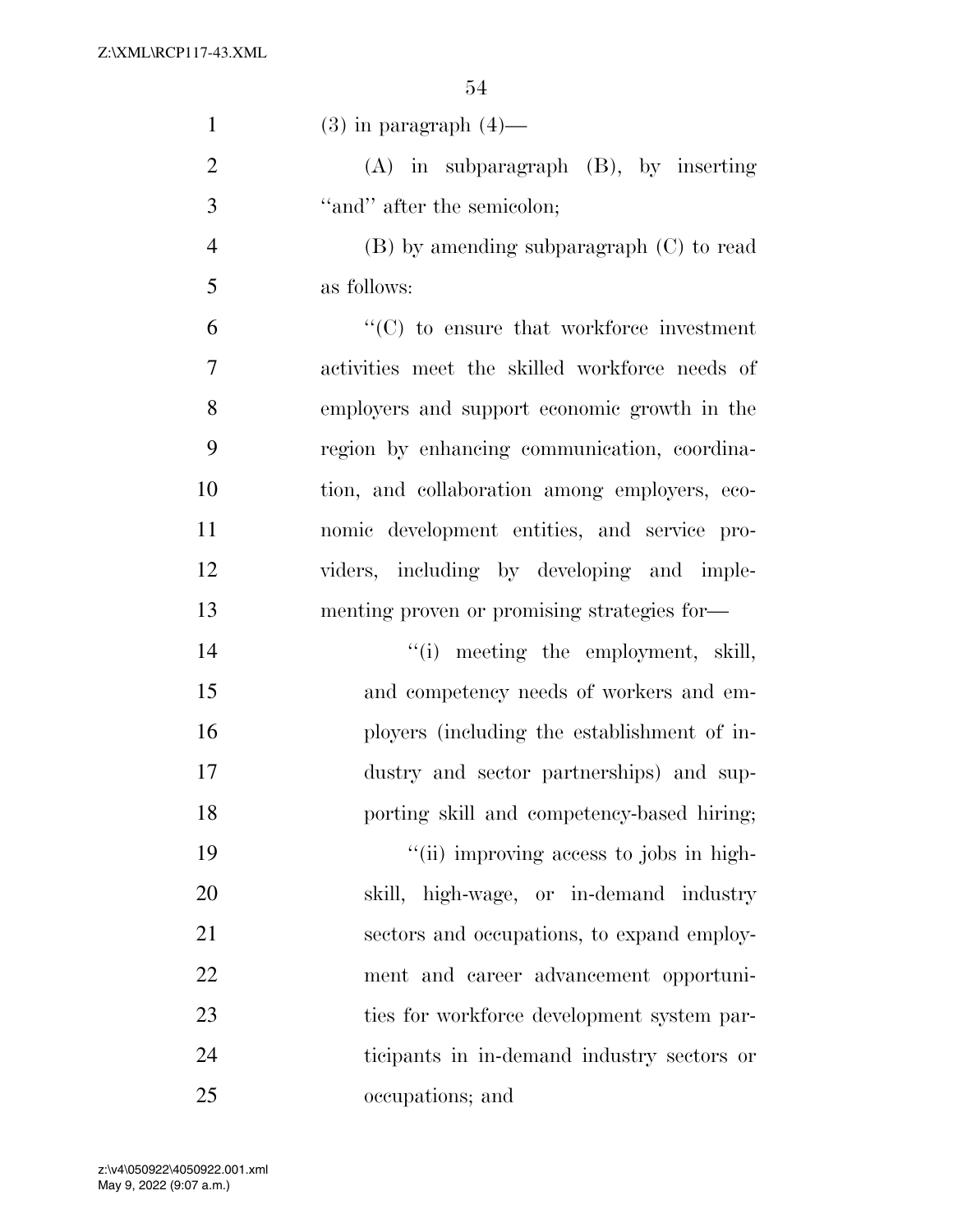(3) in paragraph (4)—

(A) in subparagraph (B), by inserting "and" after the semicolon;

(B) by amending subparagraph (C) to read as follows:

"(C) to ensure that workforce investment activities meet the skilled workforce needs of employers and support economic growth in the region by enhancing communication, coordination, and collaboration among employers, economic development entities, and service providers, including by developing and implementing proven or promising strategies for—

"(i) meeting the employment, skill, and competency needs of workers and employers (including the establishment of industry and sector partnerships) and supporting skill and competency-based hiring;

"(ii) improving access to jobs in high-skill, high-wage, or in-demand industry sectors and occupations, to expand employment and career advancement opportunities for workforce development system participants in in-demand industry sectors or occupations; and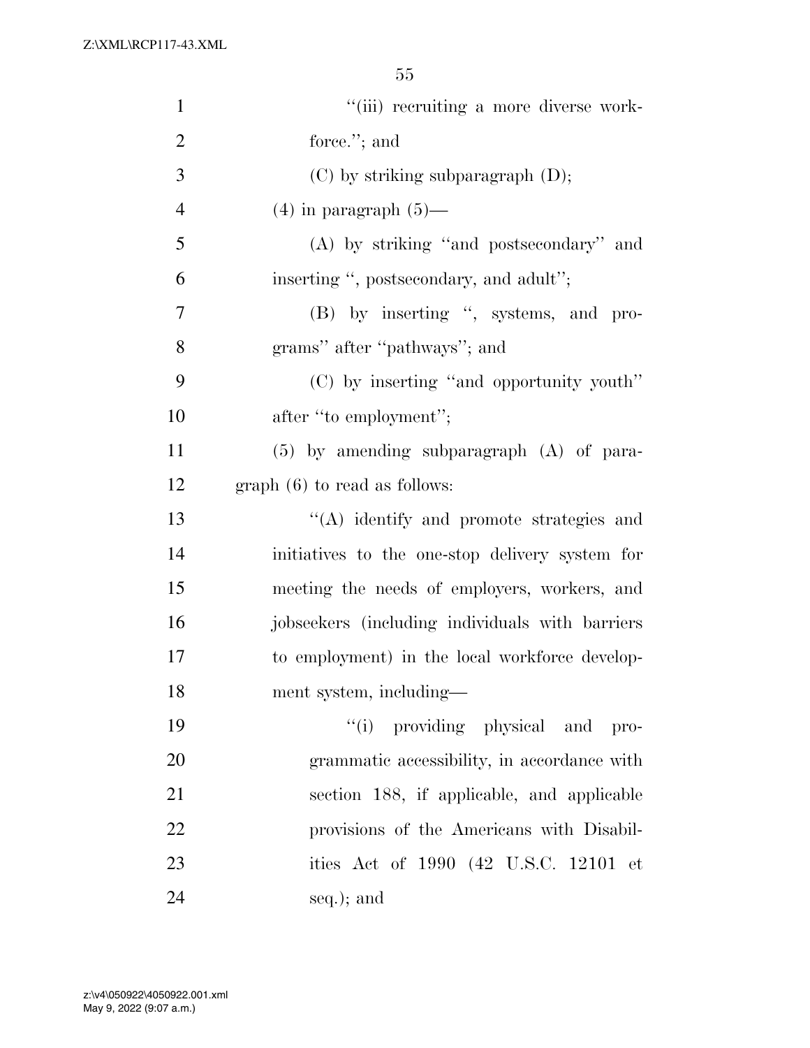"(iii) recruiting a more diverse workforce."; and

(C) by striking subparagraph (D);

(4) in paragraph (5)—

(A) by striking "and postsecondary" and inserting ", postsecondary, and adult";

(B) by inserting ", systems, and programs" after "pathways"; and

(C) by inserting "and opportunity youth" after "to employment";

(5) by amending subparagraph (A) of paragraph (6) to read as follows:

"(A) identify and promote strategies and initiatives to the one-stop delivery system for meeting the needs of employers, workers, and jobseekers (including individuals with barriers to employment) in the local workforce development system, including—

"(i) providing physical and programmatic accessibility, in accordance with section 188, if applicable, and applicable provisions of the Americans with Disabilities Act of 1990 (42 U.S.C. 12101 et seq.); and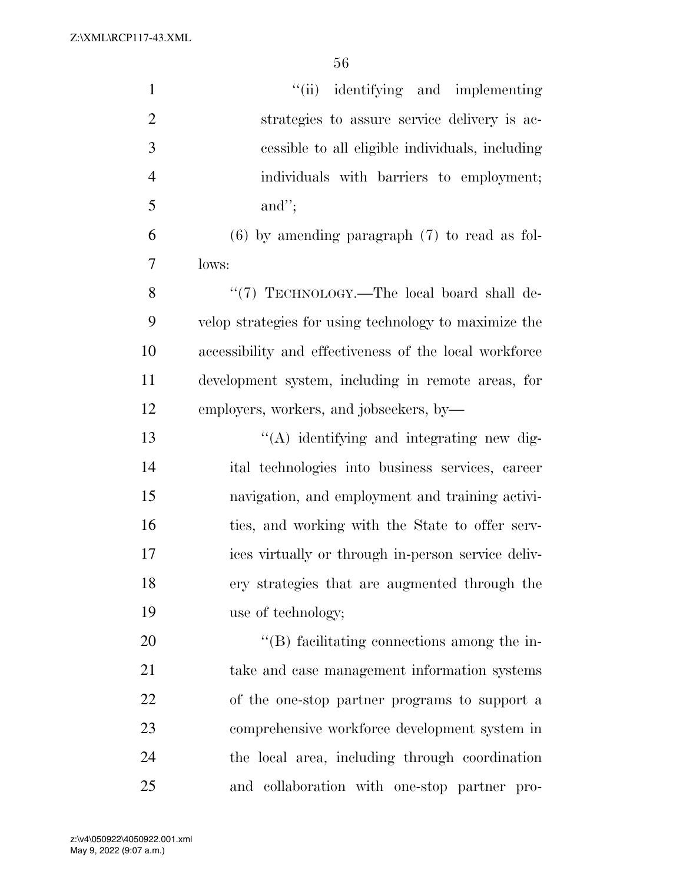"(ii) identifying and implementing strategies to assure service delivery is accessible to all eligible individuals, including individuals with barriers to employment; and";

(6) by amending paragraph (7) to read as follows:

"(7) TECHNOLOGY.—The local board shall develop strategies for using technology to maximize the accessibility and effectiveness of the local workforce development system, including in remote areas, for employers, workers, and jobseekers, by—

"(A) identifying and integrating new digital technologies into business services, career navigation, and employment and training activities, and working with the State to offer services virtually or through in-person service delivery strategies that are augmented through the use of technology;

"(B) facilitating connections among the intake and case management information systems of the one-stop partner programs to support a comprehensive workforce development system in the local area, including through coordination and collaboration with one-stop partner pro-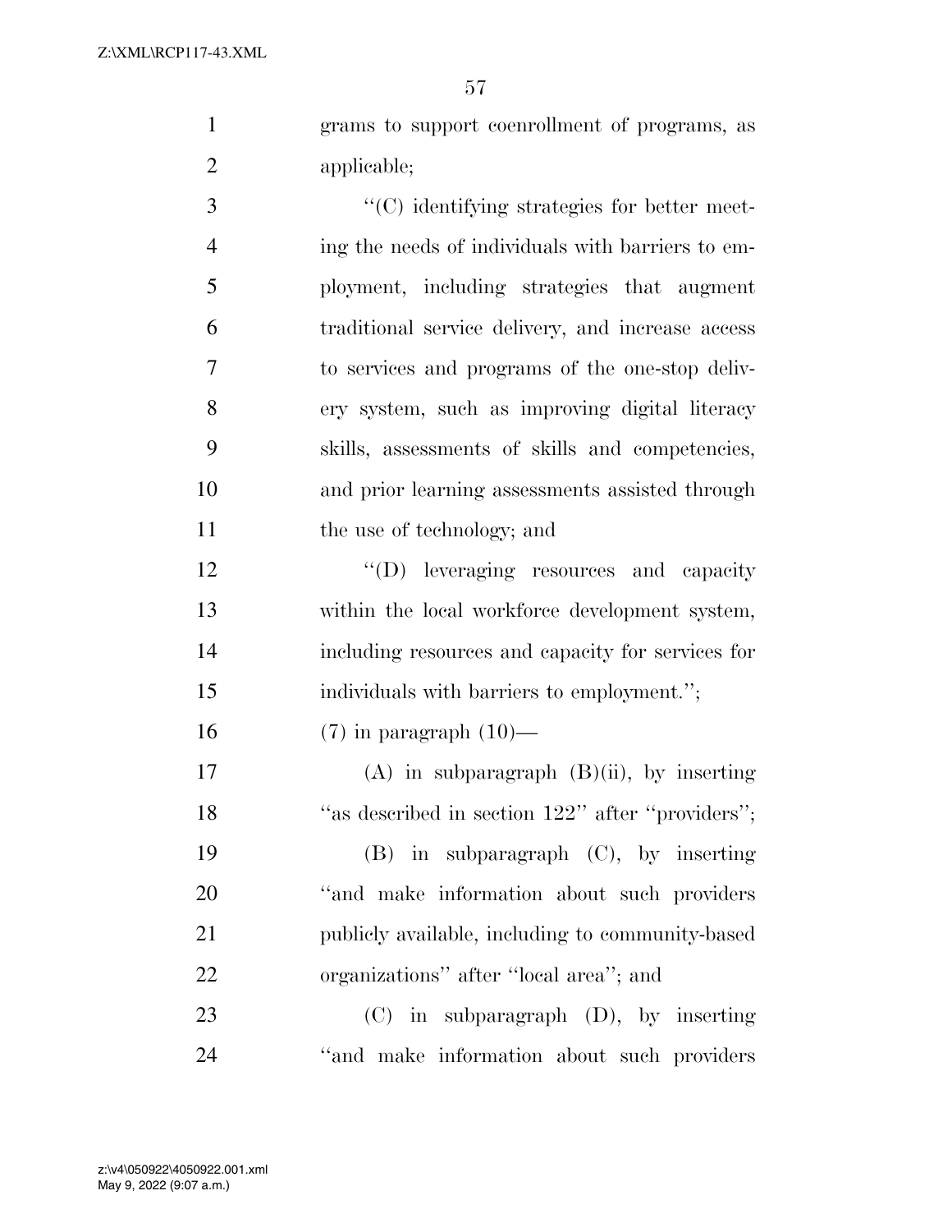grams to support coenrollment of programs, as applicable;

"(C) identifying strategies for better meeting the needs of individuals with barriers to employment, including strategies that augment traditional service delivery, and increase access to services and programs of the one-stop delivery system, such as improving digital literacy skills, assessments of skills and competencies, and prior learning assessments assisted through the use of technology; and

"(D) leveraging resources and capacity within the local workforce development system, including resources and capacity for services for individuals with barriers to employment.";

(7) in paragraph (10)—

(A) in subparagraph (B)(ii), by inserting "as described in section 122" after "providers";

(B) in subparagraph (C), by inserting "and make information about such providers publicly available, including to community-based organizations" after "local area"; and

(C) in subparagraph (D), by inserting "and make information about such providers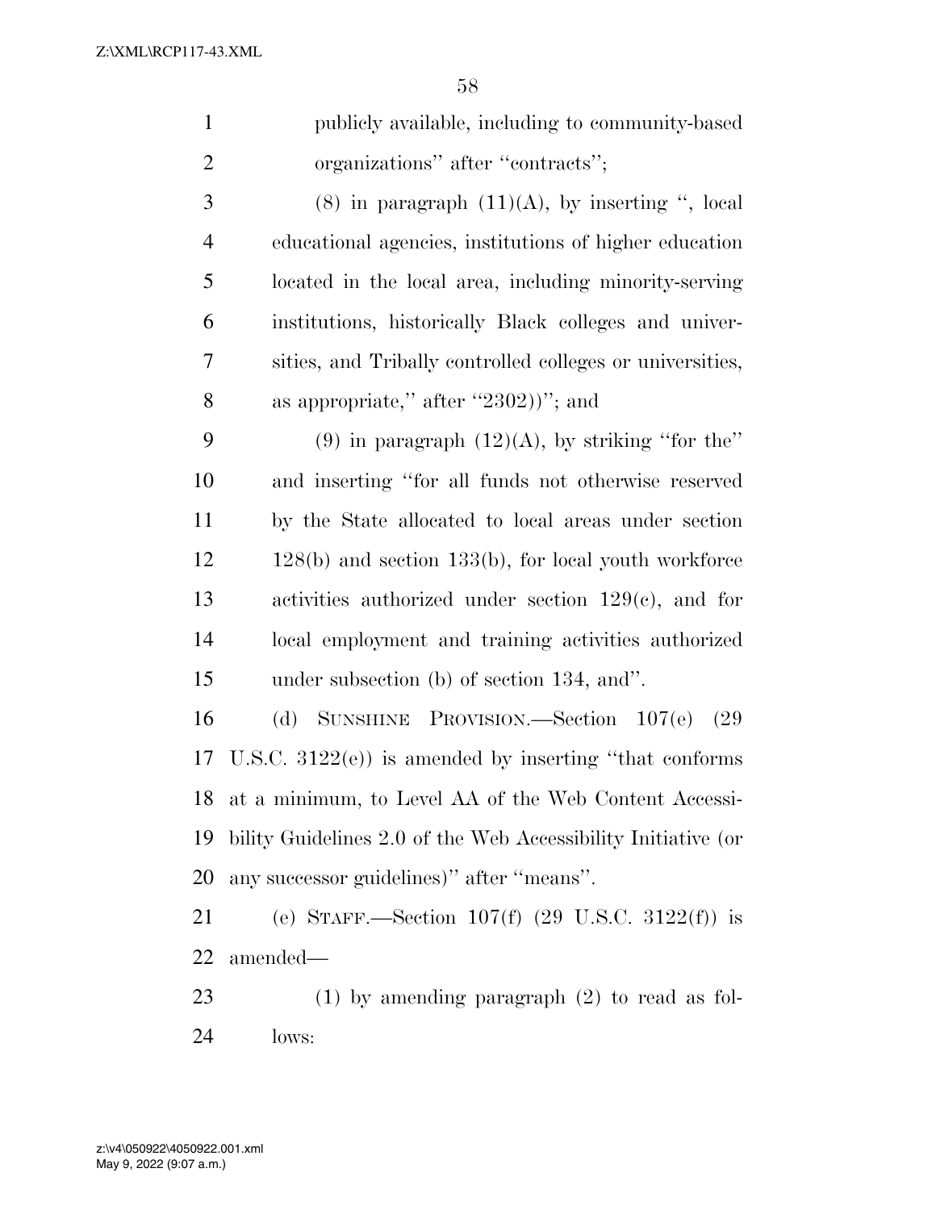publicly available, including to community-based organizations'' after ''contracts'';

(8) in paragraph (11)(A), by inserting '', local educational agencies, institutions of higher education located in the local area, including minority-serving institutions, historically Black colleges and universities, and Tribally controlled colleges or universities, as appropriate,'' after ''2302))''; and

(9) in paragraph (12)(A), by striking ''for the'' and inserting ''for all funds not otherwise reserved by the State allocated to local areas under section 128(b) and section 133(b), for local youth workforce activities authorized under section 129(c), and for local employment and training activities authorized under subsection (b) of section 134, and''.

(d) SUNSHINE PROVISION.—Section 107(e) (29 U.S.C. 3122(e)) is amended by inserting ''that conforms at a minimum, to Level AA of the Web Content Accessibility Guidelines 2.0 of the Web Accessibility Initiative (or any successor guidelines)'' after ''means''.

(e) STAFF.—Section 107(f) (29 U.S.C. 3122(f)) is amended—

(1) by amending paragraph (2) to read as follows: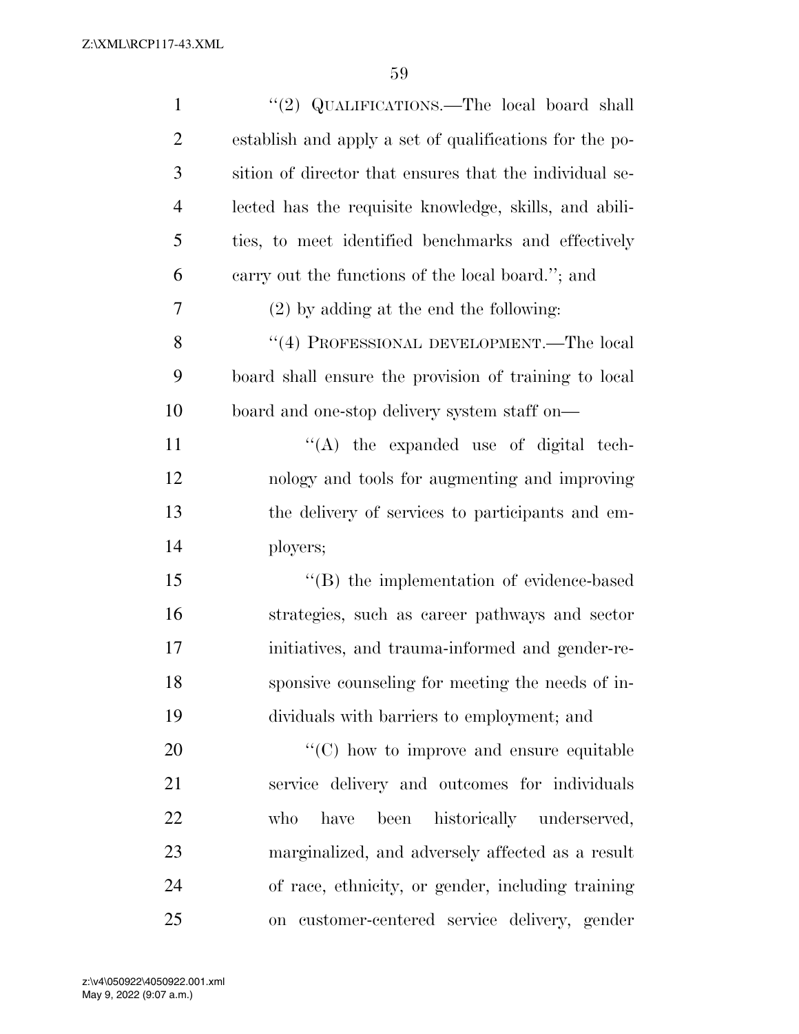"(2) QUALIFICATIONS.—The local board shall establish and apply a set of qualifications for the position of director that ensures that the individual selected has the requisite knowledge, skills, and abilities, to meet identified benchmarks and effectively carry out the functions of the local board."; and

(2) by adding at the end the following:

"(4) PROFESSIONAL DEVELOPMENT.—The local board shall ensure the provision of training to local board and one-stop delivery system staff on—

"(A) the expanded use of digital technology and tools for augmenting and improving the delivery of services to participants and employers;

"(B) the implementation of evidence-based strategies, such as career pathways and sector initiatives, and trauma-informed and gender-responsive counseling for meeting the needs of individuals with barriers to employment; and

"(C) how to improve and ensure equitable service delivery and outcomes for individuals who have been historically underserved, marginalized, and adversely affected as a result of race, ethnicity, or gender, including training on customer-centered service delivery, gender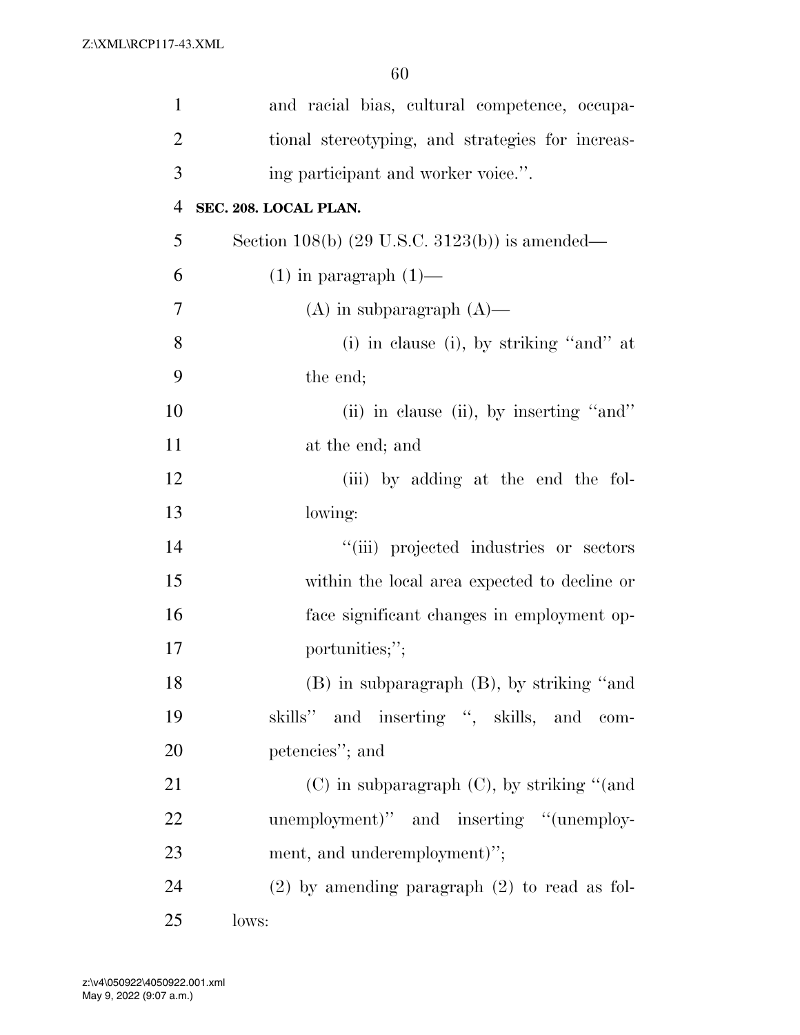and racial bias, cultural competence, occupational stereotyping, and strategies for increasing participant and worker voice.''.

**SEC. 208. LOCAL PLAN.**

Section 108(b) (29 U.S.C. 3123(b)) is amended—

(1) in paragraph (1)—

(A) in subparagraph (A)—

(i) in clause (i), by striking ''and'' at the end;

(ii) in clause (ii), by inserting ''and'' at the end; and

(iii) by adding at the end the following:

''(iii) projected industries or sectors within the local area expected to decline or face significant changes in employment opportunities;'';

(B) in subparagraph (B), by striking ''and skills'' and inserting '', skills, and competencies''; and

(C) in subparagraph (C), by striking ''(and unemployment)'' and inserting ''(unemployment, and underemployment)'';

(2) by amending paragraph (2) to read as follows: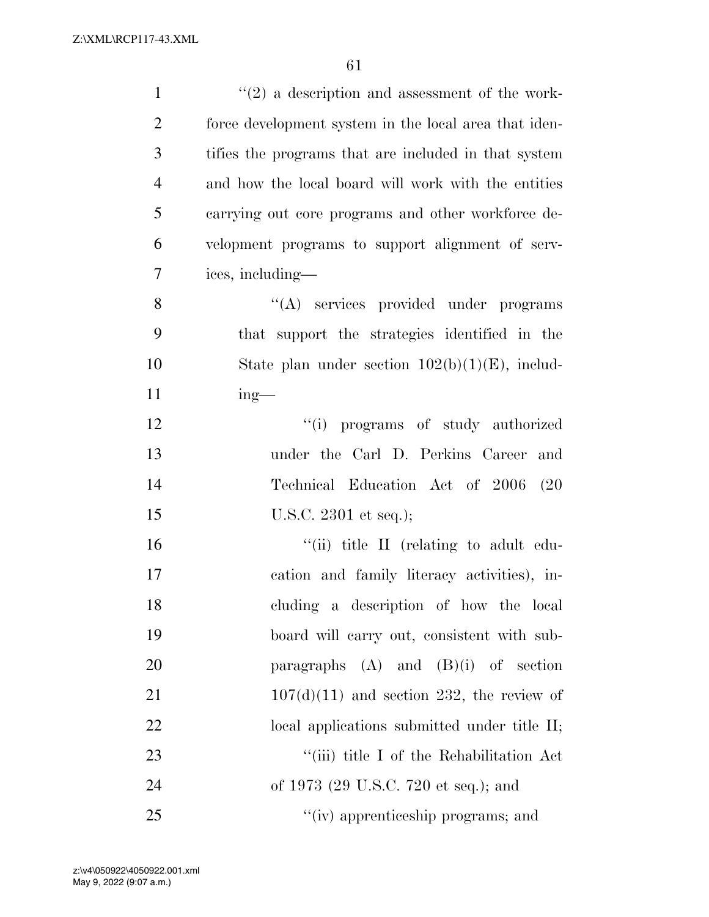''(2) a description and assessment of the workforce development system in the local area that identifies the programs that are included in that system and how the local board will work with the entities carrying out core programs and other workforce development programs to support alignment of services, including—

''(A) services provided under programs that support the strategies identified in the State plan under section 102(b)(1)(E), including—

''(i) programs of study authorized under the Carl D. Perkins Career and Technical Education Act of 2006 (20 U.S.C. 2301 et seq.);

''(ii) title II (relating to adult education and family literacy activities), including a description of how the local board will carry out, consistent with subparagraphs (A) and (B)(i) of section 107(d)(11) and section 232, the review of local applications submitted under title II;

''(iii) title I of the Rehabilitation Act of 1973 (29 U.S.C. 720 et seq.); and

''(iv) apprenticeship programs; and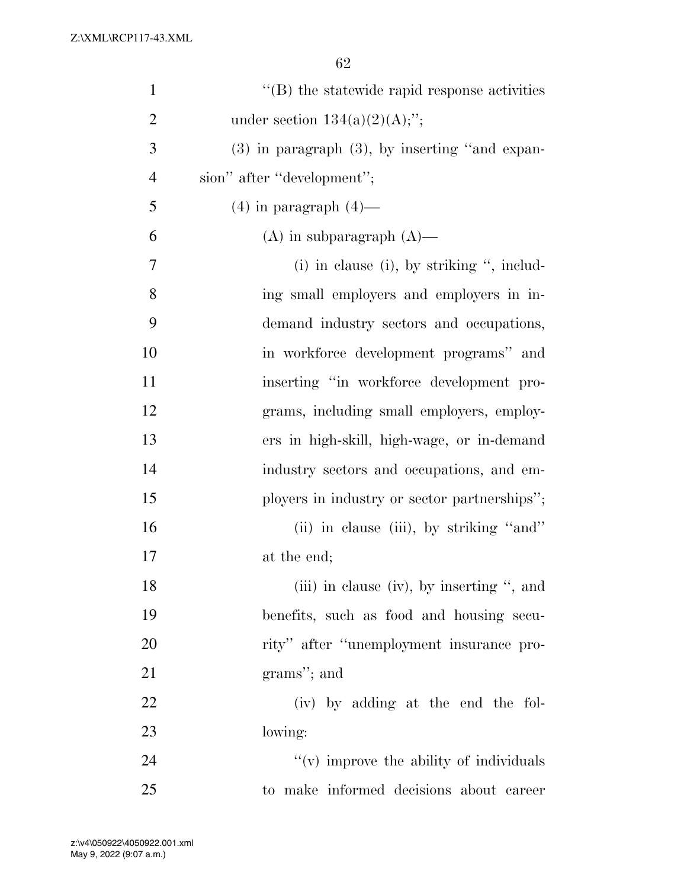''(B) the statewide rapid response activities under section 134(a)(2)(A);'';

(3) in paragraph (3), by inserting ''and expansion'' after ''development'';

(4) in paragraph (4)—

(A) in subparagraph (A)—

(i) in clause (i), by striking '', including small employers and employers in in-demand industry sectors and occupations, in workforce development programs'' and inserting ''in workforce development programs, including small employers, employers in high-skill, high-wage, or in-demand industry sectors and occupations, and employers in industry or sector partnerships'';

(ii) in clause (iii), by striking ''and'' at the end;

(iii) in clause (iv), by inserting '', and benefits, such as food and housing security'' after ''unemployment insurance programs''; and

(iv) by adding at the end the following:

''(v) improve the ability of individuals to make informed decisions about career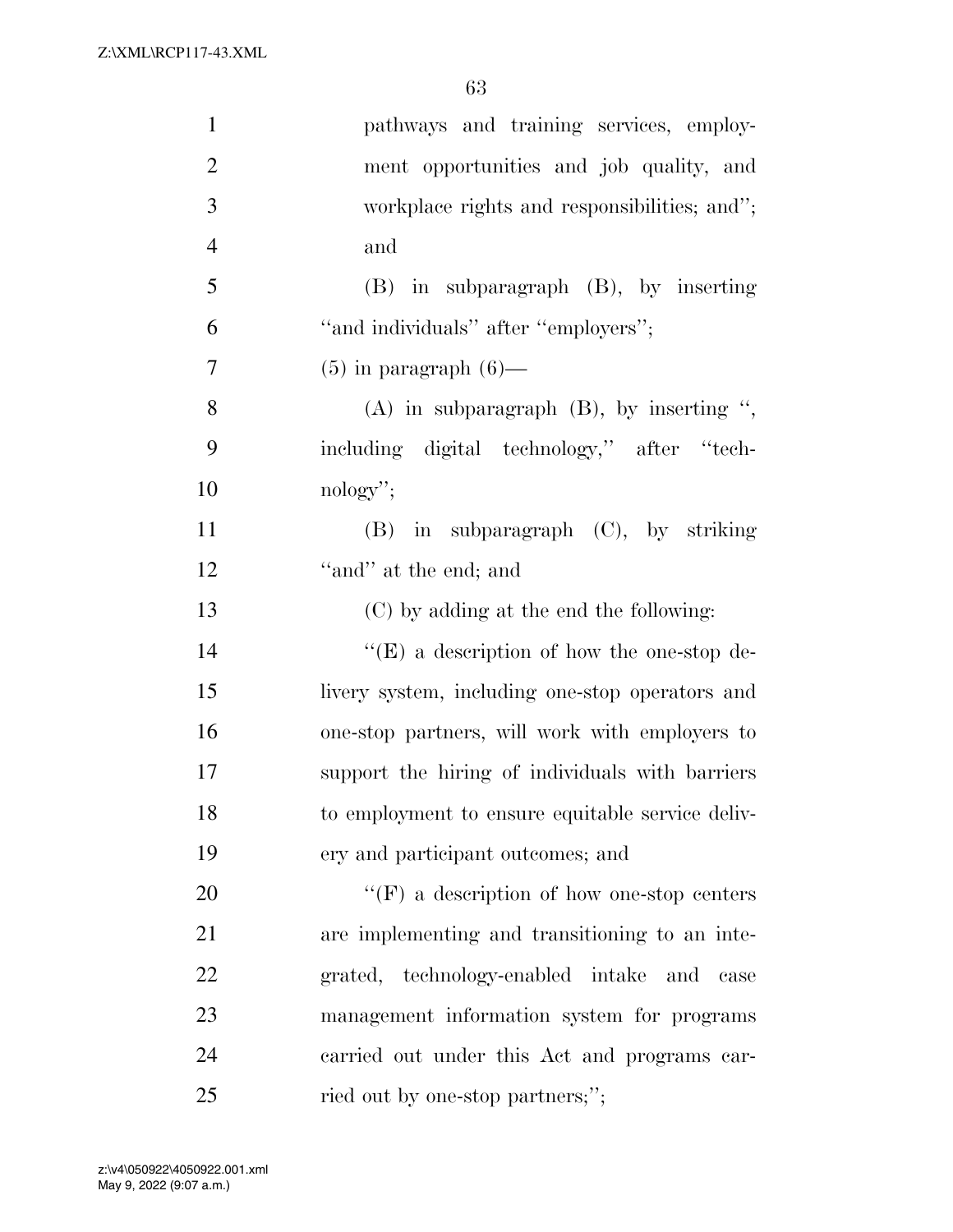pathways and training services, employment opportunities and job quality, and workplace rights and responsibilities; and''; and

(B) in subparagraph (B), by inserting ''and individuals'' after ''employers'';

(5) in paragraph (6)—

(A) in subparagraph (B), by inserting '', including digital technology,'' after ''technology'';

(B) in subparagraph (C), by striking ''and'' at the end; and

(C) by adding at the end the following:

''(E) a description of how the one-stop delivery system, including one-stop operators and one-stop partners, will work with employers to support the hiring of individuals with barriers to employment to ensure equitable service delivery and participant outcomes; and

''(F) a description of how one-stop centers are implementing and transitioning to an integrated, technology-enabled intake and case management information system for programs carried out under this Act and programs carried out by one-stop partners;'';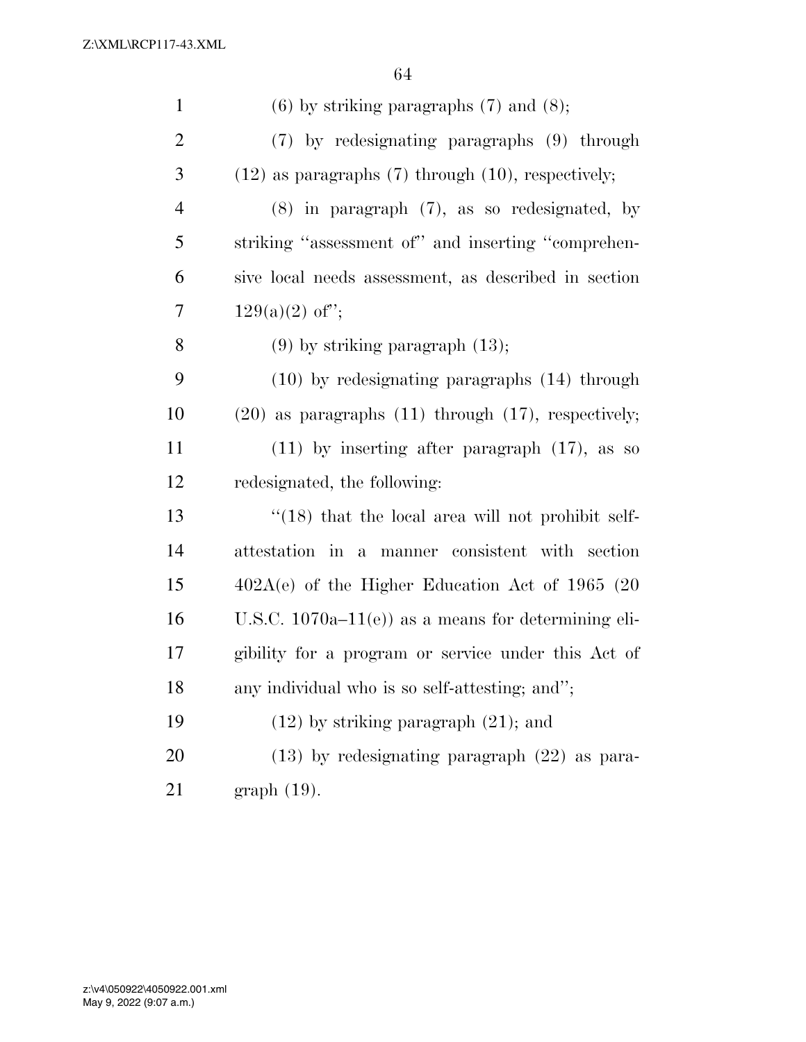(6) by striking paragraphs (7) and (8);

(7) by redesignating paragraphs (9) through (12) as paragraphs (7) through (10), respectively;

(8) in paragraph (7), as so redesignated, by striking ''assessment of'' and inserting ''comprehensive local needs assessment, as described in section 129(a)(2) of'';

(9) by striking paragraph (13);

(10) by redesignating paragraphs (14) through (20) as paragraphs (11) through (17), respectively;

(11) by inserting after paragraph (17), as so redesignated, the following:

''(18) that the local area will not prohibit self-attestation in a manner consistent with section 402A(e) of the Higher Education Act of 1965 (20 U.S.C. 1070a–11(e)) as a means for determining eligibility for a program or service under this Act of any individual who is so self-attesting; and'';

(12) by striking paragraph (21); and

(13) by redesignating paragraph (22) as paragraph (19).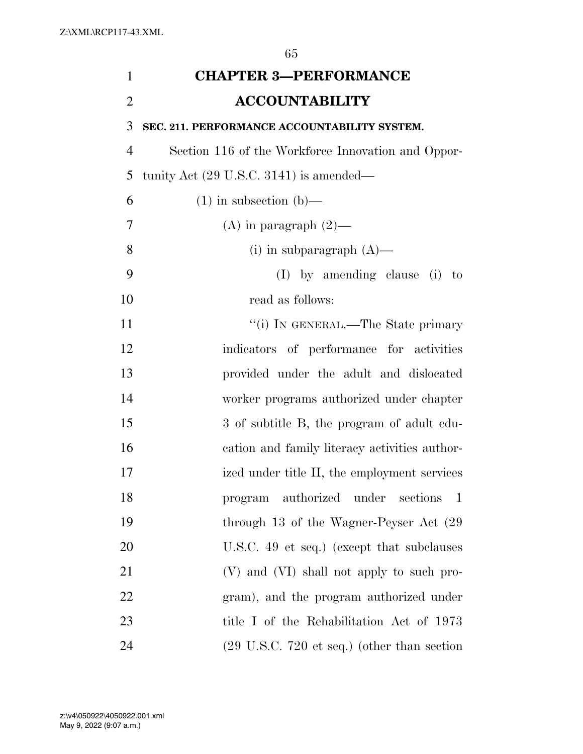## CHAPTER 3—PERFORMANCE ACCOUNTABILITY

**SEC. 211. PERFORMANCE ACCOUNTABILITY SYSTEM.**

Section 116 of the Workforce Innovation and Opportunity Act (29 U.S.C. 3141) is amended—

(1) in subsection (b)—

(A) in paragraph (2)—

(i) in subparagraph (A)—

(I) by amending clause (i) to read as follows:

"(i) IN GENERAL.—The State primary indicators of performance for activities provided under the adult and dislocated worker programs authorized under chapter 3 of subtitle B, the program of adult education and family literacy activities authorized under title II, the employment services program authorized under sections 1 through 13 of the Wagner-Peyser Act (29 U.S.C. 49 et seq.) (except that subclauses (V) and (VI) shall not apply to such program), and the program authorized under title I of the Rehabilitation Act of 1973 (29 U.S.C. 720 et seq.) (other than section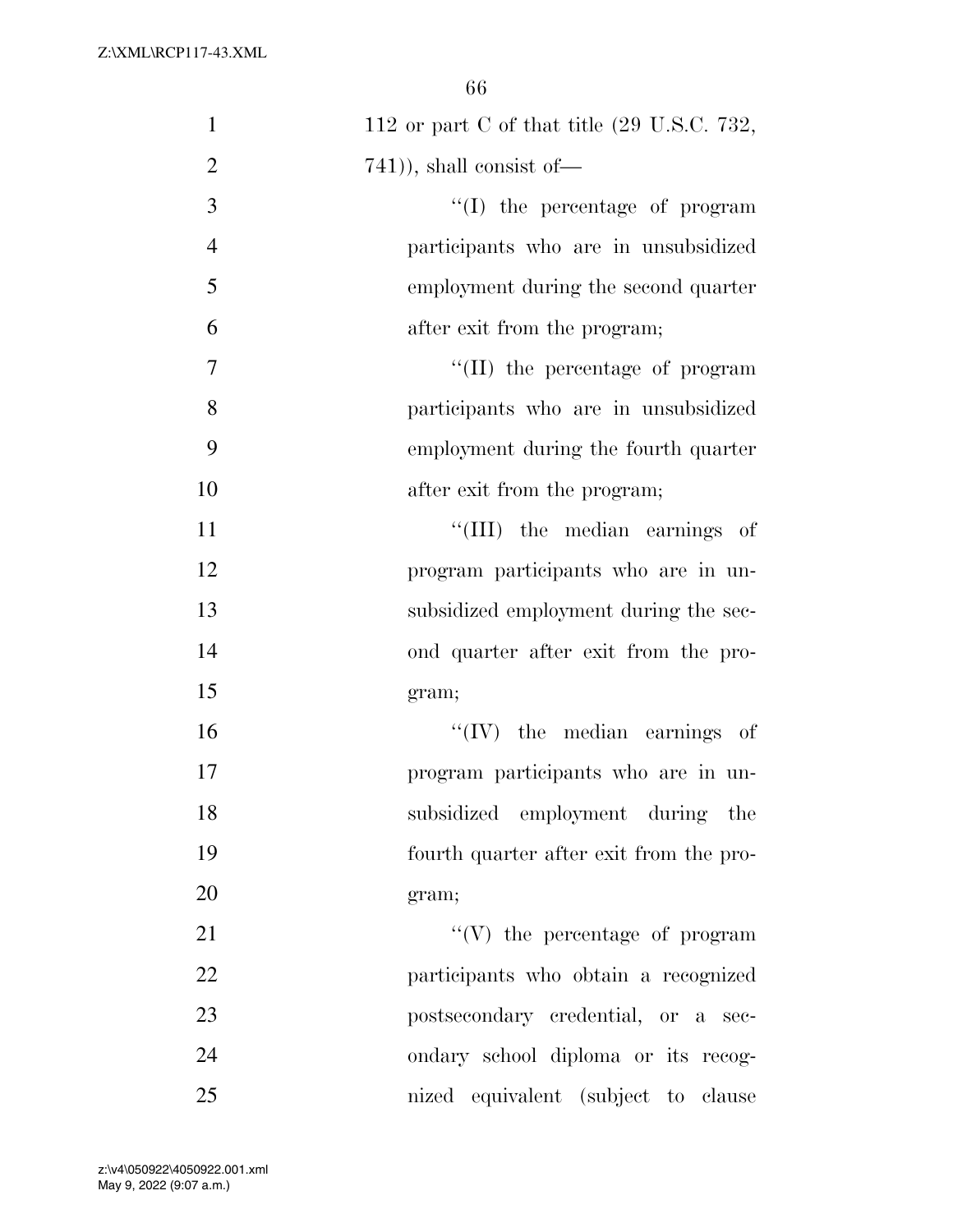112 or part C of that title (29 U.S.C. 732, 741)), shall consist of—

''(I) the percentage of program participants who are in unsubsidized employment during the second quarter after exit from the program;

''(II) the percentage of program participants who are in unsubsidized employment during the fourth quarter after exit from the program;

''(III) the median earnings of program participants who are in unsubsidized employment during the second quarter after exit from the program;

''(IV) the median earnings of program participants who are in unsubsidized employment during the fourth quarter after exit from the program;

''(V) the percentage of program participants who obtain a recognized postsecondary credential, or a secondary school diploma or its recognized equivalent (subject to clause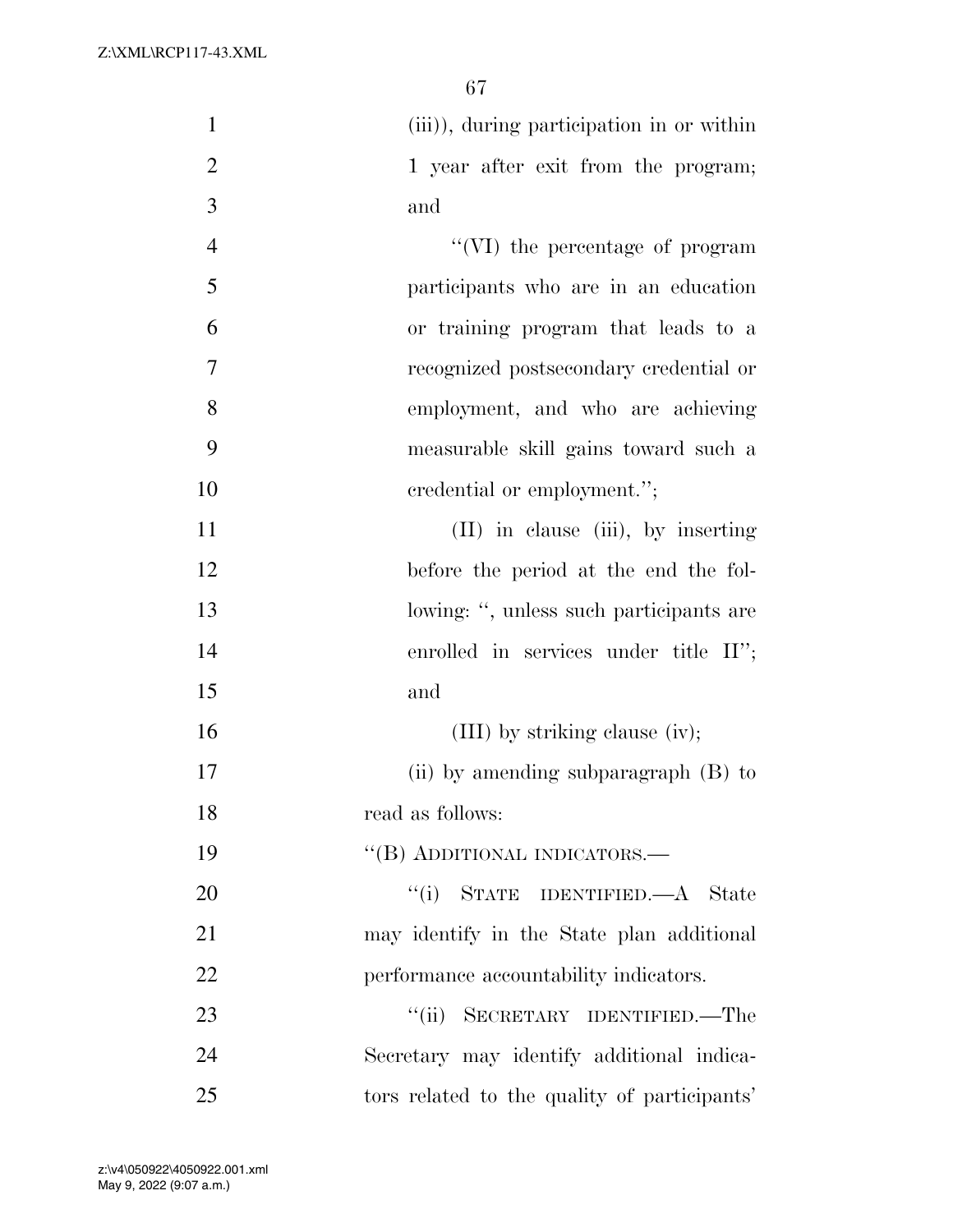(iii)), during participation in or within 1 year after exit from the program; and

"(VI) the percentage of program participants who are in an education or training program that leads to a recognized postsecondary credential or employment, and who are achieving measurable skill gains toward such a credential or employment.";

(II) in clause (iii), by inserting before the period at the end the following: ", unless such participants are enrolled in services under title II"; and

(III) by striking clause (iv);

(ii) by amending subparagraph (B) to read as follows:

"(B) ADDITIONAL INDICATORS.—

"(i) STATE IDENTIFIED.—A State may identify in the State plan additional performance accountability indicators.

"(ii) SECRETARY IDENTIFIED.—The Secretary may identify additional indicators related to the quality of participants'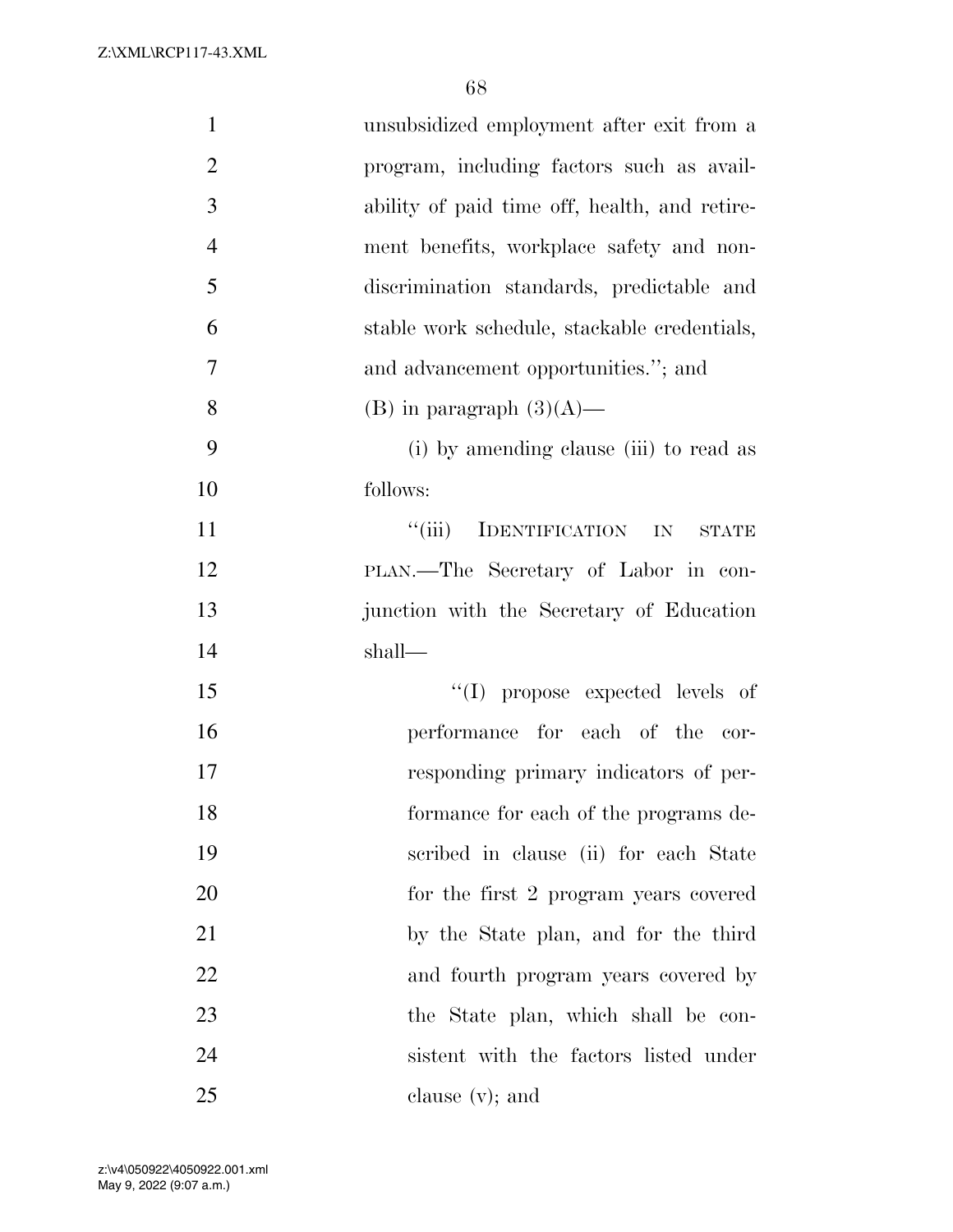unsubsidized employment after exit from a program, including factors such as availability of paid time off, health, and retirement benefits, workplace safety and nondiscrimination standards, predictable and stable work schedule, stackable credentials, and advancement opportunities.''; and

(B) in paragraph (3)(A)—

(i) by amending clause (iii) to read as follows:

''(iii) IDENTIFICATION IN STATE PLAN.—The Secretary of Labor in conjunction with the Secretary of Education shall—

''(I) propose expected levels of performance for each of the corresponding primary indicators of performance for each of the programs described in clause (ii) for each State for the first 2 program years covered by the State plan, and for the third and fourth program years covered by the State plan, which shall be consistent with the factors listed under clause (v); and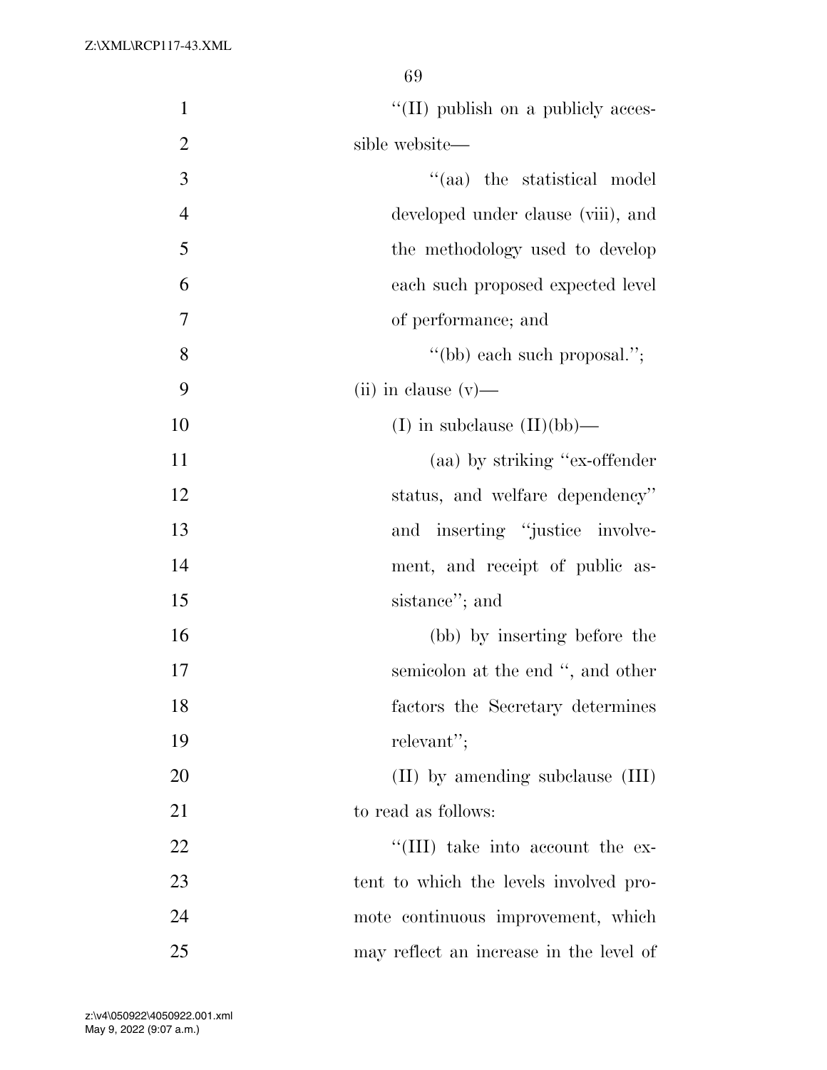''(II) publish on a publicly accessible website—

''(aa) the statistical model developed under clause (viii), and the methodology used to develop each such proposed expected level of performance; and

''(bb) each such proposal.'';

(ii) in clause (v)—

(I) in subclause (II)(bb)—

(aa) by striking ''ex-offender status, and welfare dependency'' and inserting ''justice involvement, and receipt of public assistance''; and

(bb) by inserting before the semicolon at the end '', and other factors the Secretary determines relevant'';

(II) by amending subclause (III) to read as follows:

''(III) take into account the extent to which the levels involved promote continuous improvement, which may reflect an increase in the level of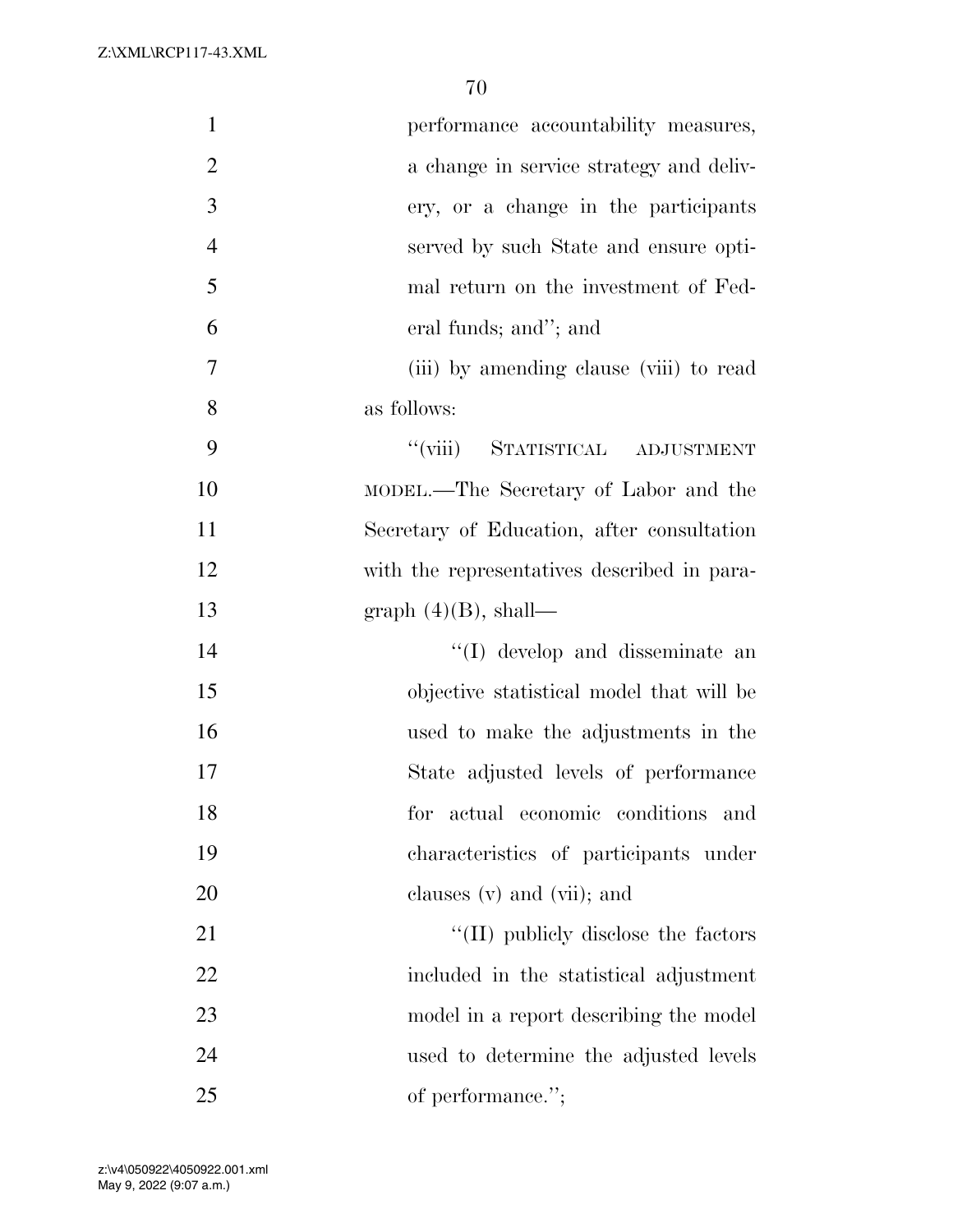performance accountability measures, a change in service strategy and delivery, or a change in the participants served by such State and ensure optimal return on the investment of Federal funds; and''; and

(iii) by amending clause (viii) to read as follows:

''(viii) STATISTICAL ADJUSTMENT MODEL.—The Secretary of Labor and the Secretary of Education, after consultation with the representatives described in paragraph (4)(B), shall—

''(I) develop and disseminate an objective statistical model that will be used to make the adjustments in the State adjusted levels of performance for actual economic conditions and characteristics of participants under clauses (v) and (vii); and

''(II) publicly disclose the factors included in the statistical adjustment model in a report describing the model used to determine the adjusted levels of performance.'';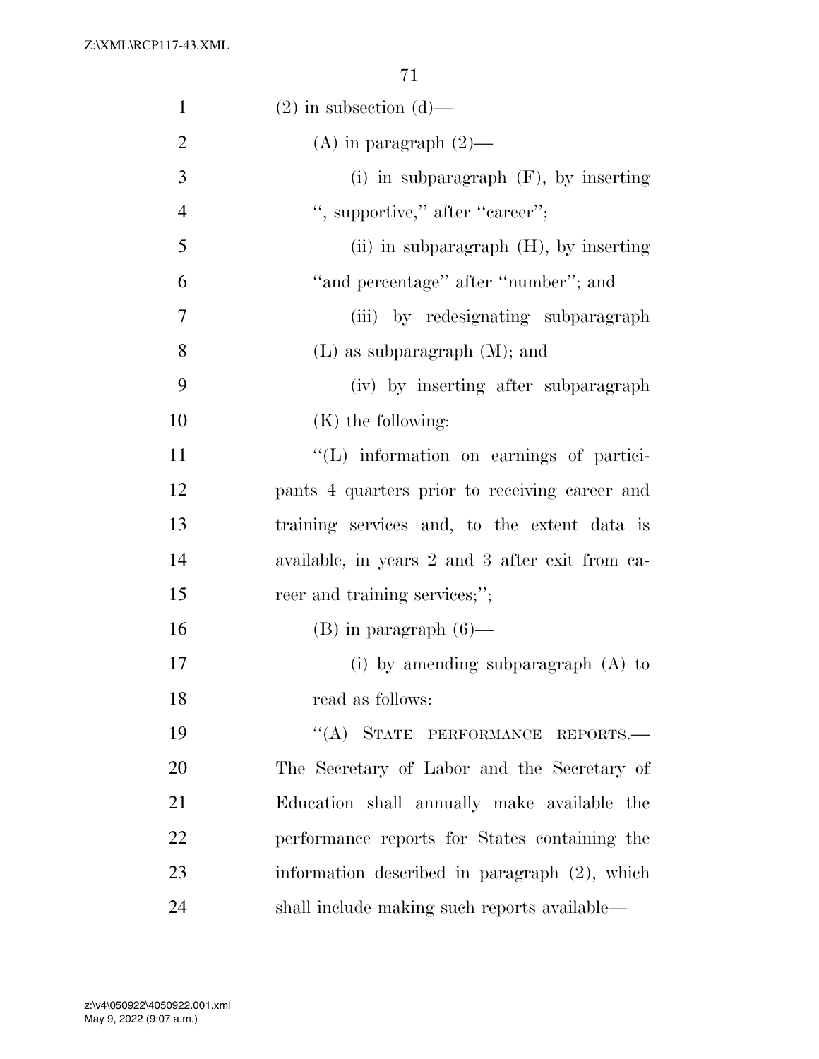(2) in subsection (d)—

(A) in paragraph (2)—

(i) in subparagraph (F), by inserting ", supportive," after "career";

(ii) in subparagraph (H), by inserting "and percentage" after "number"; and

(iii) by redesignating subparagraph (L) as subparagraph (M); and

(iv) by inserting after subparagraph (K) the following:

"(L) information on earnings of participants 4 quarters prior to receiving career and training services and, to the extent data is available, in years 2 and 3 after exit from career and training services;";

(B) in paragraph (6)—

(i) by amending subparagraph (A) to read as follows:

"(A) STATE PERFORMANCE REPORTS.— The Secretary of Labor and the Secretary of Education shall annually make available the performance reports for States containing the information described in paragraph (2), which shall include making such reports available—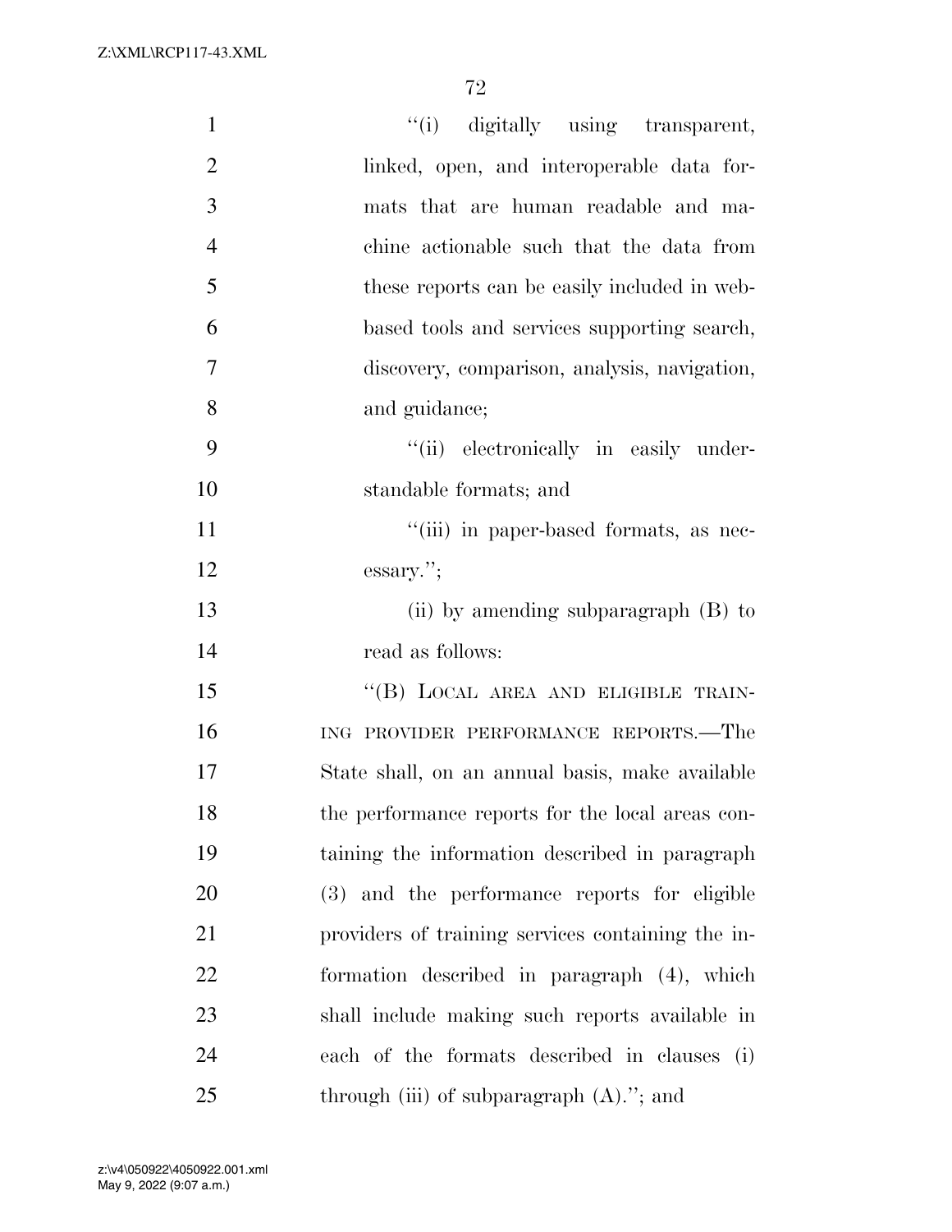"(i) digitally using transparent, linked, open, and interoperable data formats that are human readable and machine actionable such that the data from these reports can be easily included in web-based tools and services supporting search, discovery, comparison, analysis, navigation, and guidance;

"(ii) electronically in easily understandable formats; and

"(iii) in paper-based formats, as necessary.";

(ii) by amending subparagraph (B) to read as follows:

"(B) LOCAL AREA AND ELIGIBLE TRAINING PROVIDER PERFORMANCE REPORTS.—The State shall, on an annual basis, make available the performance reports for the local areas containing the information described in paragraph (3) and the performance reports for eligible providers of training services containing the information described in paragraph (4), which shall include making such reports available in each of the formats described in clauses (i) through (iii) of subparagraph (A)."; and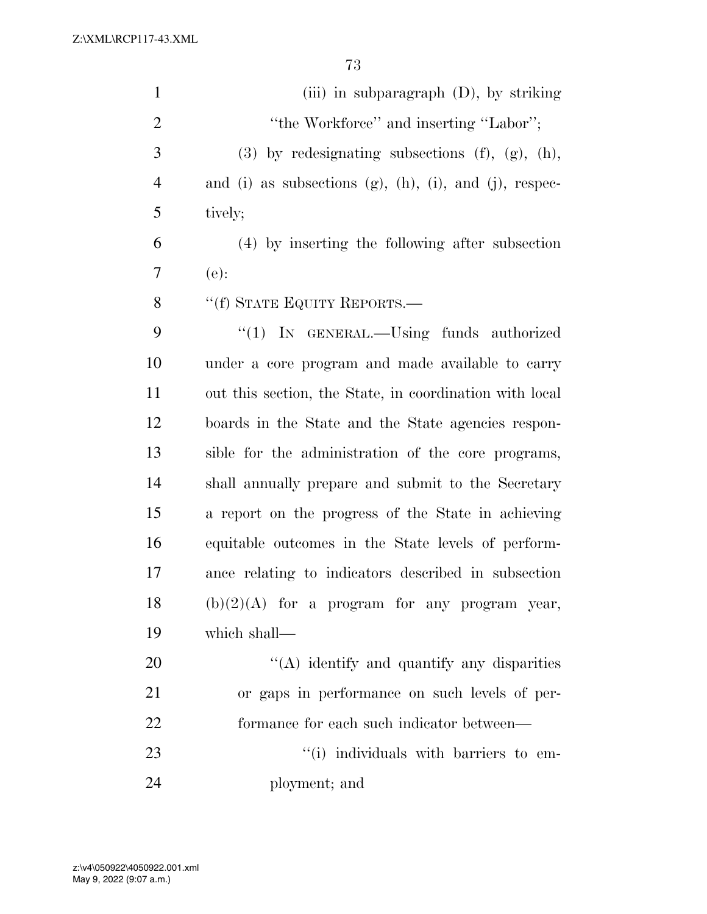(iii) in subparagraph (D), by striking "the Workforce" and inserting "Labor";

(3) by redesignating subsections (f), (g), (h), and (i) as subsections (g), (h), (i), and (j), respectively;

(4) by inserting the following after subsection (e):

"(f) STATE EQUITY REPORTS.—

"(1) IN GENERAL.—Using funds authorized under a core program and made available to carry out this section, the State, in coordination with local boards in the State and the State agencies responsible for the administration of the core programs, shall annually prepare and submit to the Secretary a report on the progress of the State in achieving equitable outcomes in the State levels of performance relating to indicators described in subsection (b)(2)(A) for a program for any program year, which shall—

"(A) identify and quantify any disparities or gaps in performance on such levels of performance for each such indicator between—

"(i) individuals with barriers to employment; and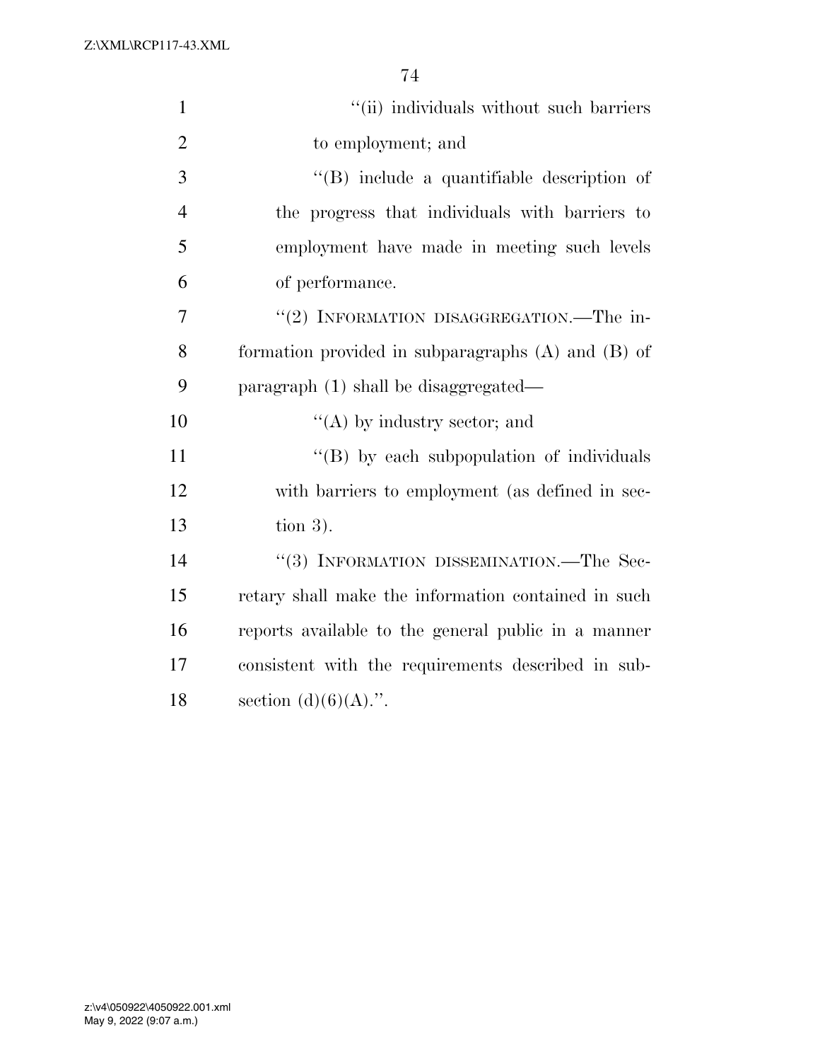''(ii) individuals without such barriers to employment; and

''(B) include a quantifiable description of the progress that individuals with barriers to employment have made in meeting such levels of performance.

''(2) INFORMATION DISAGGREGATION.—The information provided in subparagraphs (A) and (B) of paragraph (1) shall be disaggregated—

''(A) by industry sector; and

''(B) by each subpopulation of individuals with barriers to employment (as defined in section 3).

''(3) INFORMATION DISSEMINATION.—The Secretary shall make the information contained in such reports available to the general public in a manner consistent with the requirements described in subsection (d)(6)(A).''.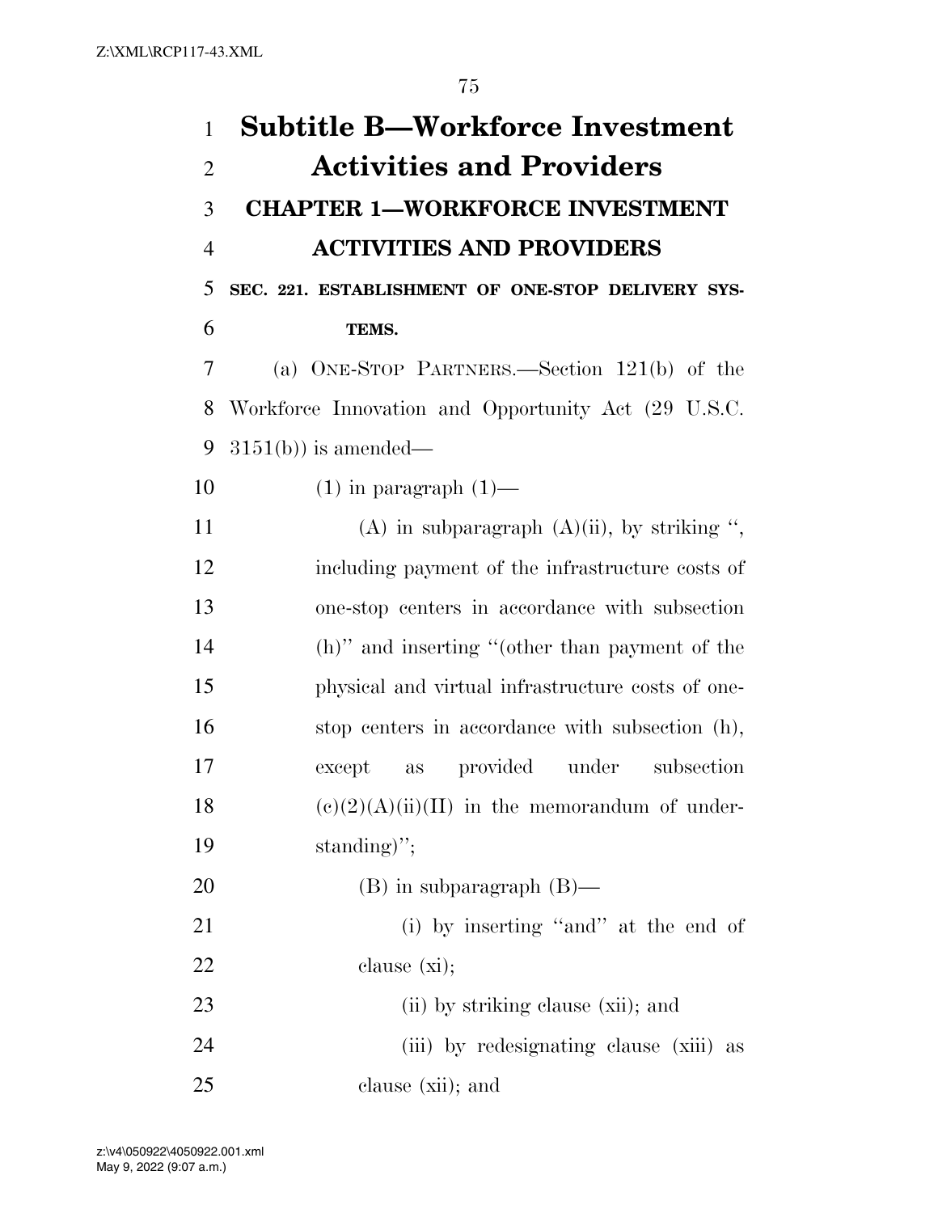# Subtitle B—Workforce Investment Activities and Providers

## CHAPTER 1—WORKFORCE INVESTMENT ACTIVITIES AND PROVIDERS

### SEC. 221. ESTABLISHMENT OF ONE-STOP DELIVERY SYSTEMS.

(a) ONE-STOP PARTNERS.—Section 121(b) of the Workforce Innovation and Opportunity Act (29 U.S.C. 3151(b)) is amended—

(1) in paragraph (1)—

(A) in subparagraph (A)(ii), by striking ", including payment of the infrastructure costs of one-stop centers in accordance with subsection (h)" and inserting "(other than payment of the physical and virtual infrastructure costs of one-stop centers in accordance with subsection (h), except as provided under subsection (c)(2)(A)(ii)(II) in the memorandum of understanding)";

(B) in subparagraph (B)—

(i) by inserting "and" at the end of clause (xi);

(ii) by striking clause (xii); and

(iii) by redesignating clause (xiii) as clause (xii); and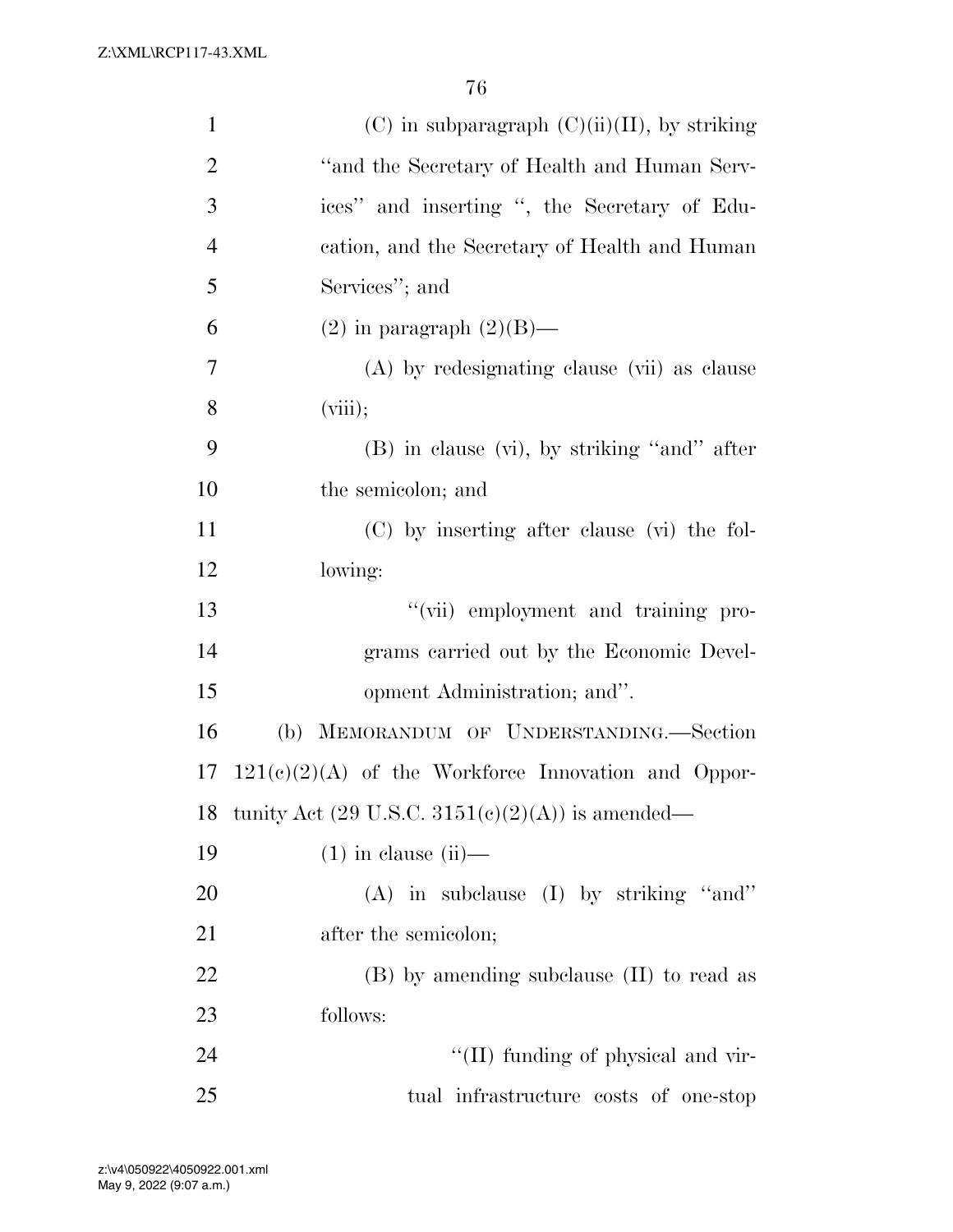(C) in subparagraph (C)(ii)(II), by striking ''and the Secretary of Health and Human Services'' and inserting '', the Secretary of Education, and the Secretary of Health and Human Services''; and

(2) in paragraph (2)(B)—

(A) by redesignating clause (vii) as clause (viii);

(B) in clause (vi), by striking ''and'' after the semicolon; and

(C) by inserting after clause (vi) the following:

''(vii) employment and training programs carried out by the Economic Development Administration; and''.

(b) MEMORANDUM OF UNDERSTANDING.—Section 121(c)(2)(A) of the Workforce Innovation and Opportunity Act (29 U.S.C. 3151(c)(2)(A)) is amended—

(1) in clause (ii)—

(A) in subclause (I) by striking ''and'' after the semicolon;

(B) by amending subclause (II) to read as follows:

''(II) funding of physical and virtual infrastructure costs of one-stop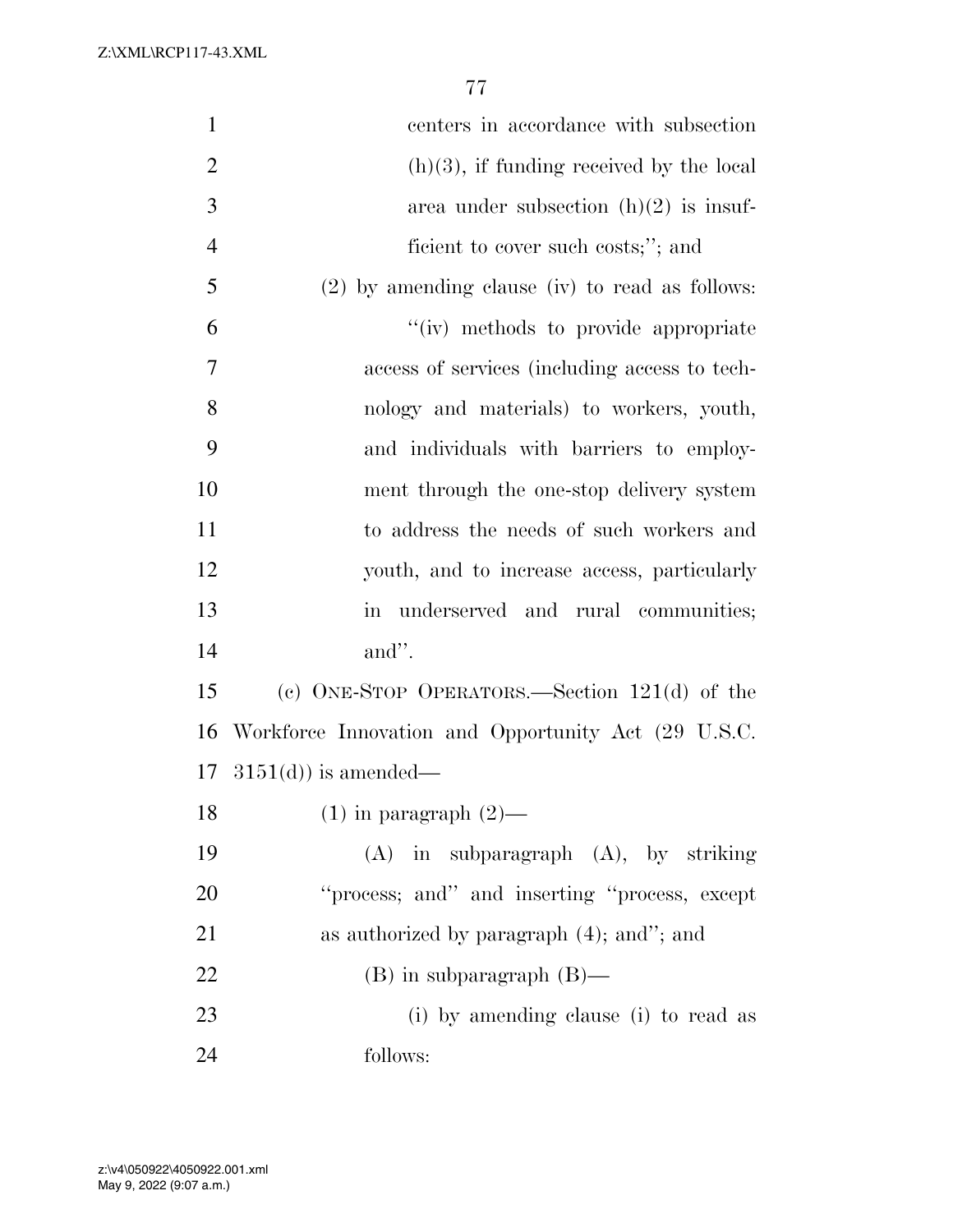centers in accordance with subsection (h)(3), if funding received by the local area under subsection (h)(2) is insufficient to cover such costs;''; and

(2) by amending clause (iv) to read as follows:

''(iv) methods to provide appropriate access of services (including access to technology and materials) to workers, youth, and individuals with barriers to employment through the one-stop delivery system to address the needs of such workers and youth, and to increase access, particularly in underserved and rural communities; and''.

(c) ONE-STOP OPERATORS.—Section 121(d) of the Workforce Innovation and Opportunity Act (29 U.S.C. 3151(d)) is amended—

(1) in paragraph (2)—

(A) in subparagraph (A), by striking ''process; and'' and inserting ''process, except as authorized by paragraph (4); and''; and

(B) in subparagraph (B)—

(i) by amending clause (i) to read as follows: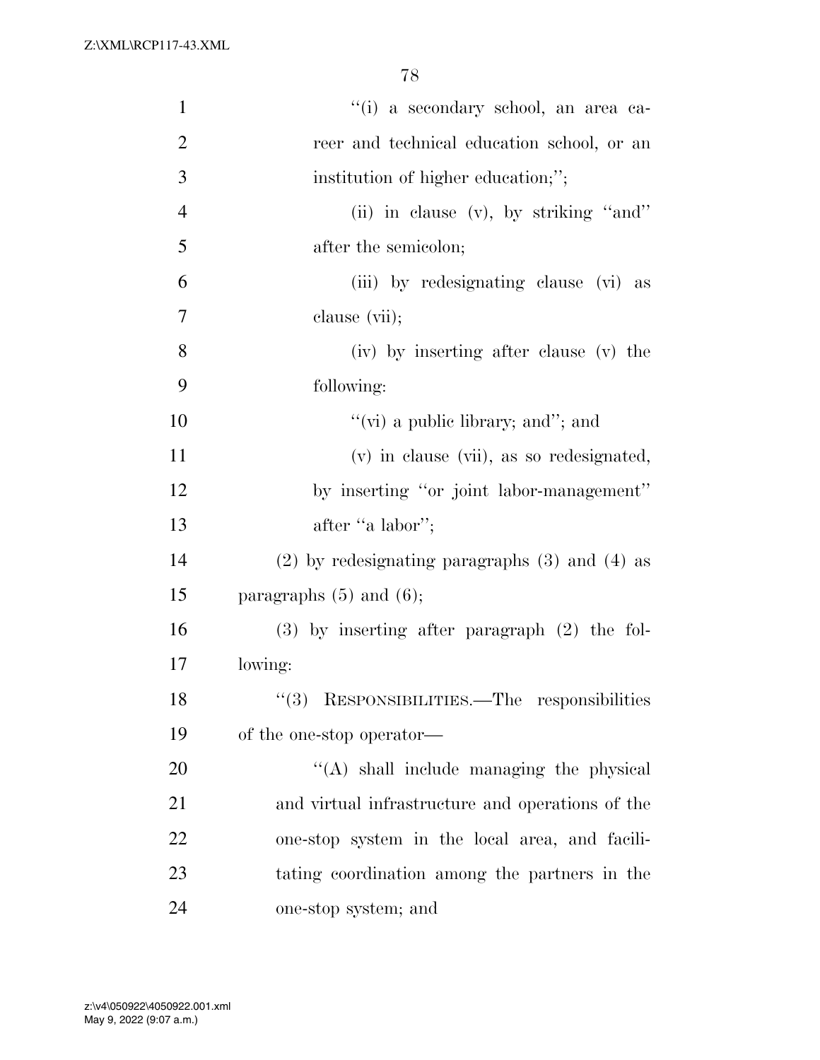"(i) a secondary school, an area career and technical education school, or an institution of higher education;";

(ii) in clause (v), by striking "and" after the semicolon;

(iii) by redesignating clause (vi) as clause (vii);

(iv) by inserting after clause (v) the following:

"(vi) a public library; and"; and

(v) in clause (vii), as so redesignated, by inserting "or joint labor-management" after "a labor";

(2) by redesignating paragraphs (3) and (4) as paragraphs (5) and (6);

(3) by inserting after paragraph (2) the following:

"(3) RESPONSIBILITIES.—The responsibilities of the one-stop operator—

"(A) shall include managing the physical and virtual infrastructure and operations of the one-stop system in the local area, and facilitating coordination among the partners in the one-stop system; and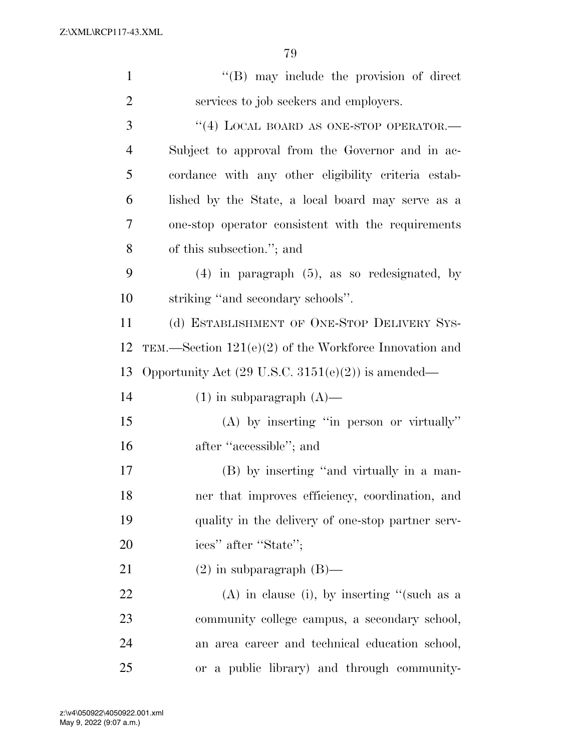"(B) may include the provision of direct services to job seekers and employers.

"(4) LOCAL BOARD AS ONE-STOP OPERATOR.— Subject to approval from the Governor and in accordance with any other eligibility criteria established by the State, a local board may serve as a one-stop operator consistent with the requirements of this subsection."; and

(4) in paragraph (5), as so redesignated, by striking "and secondary schools".

(d) ESTABLISHMENT OF ONE-STOP DELIVERY SYSTEM.—Section 121(e)(2) of the Workforce Innovation and Opportunity Act (29 U.S.C. 3151(e)(2)) is amended—

(1) in subparagraph (A)—

(A) by inserting "in person or virtually" after "accessible"; and

(B) by inserting "and virtually in a manner that improves efficiency, coordination, and quality in the delivery of one-stop partner services" after "State";

(2) in subparagraph (B)—

(A) in clause (i), by inserting "(such as a community college campus, a secondary school, an area career and technical education school, or a public library) and through community-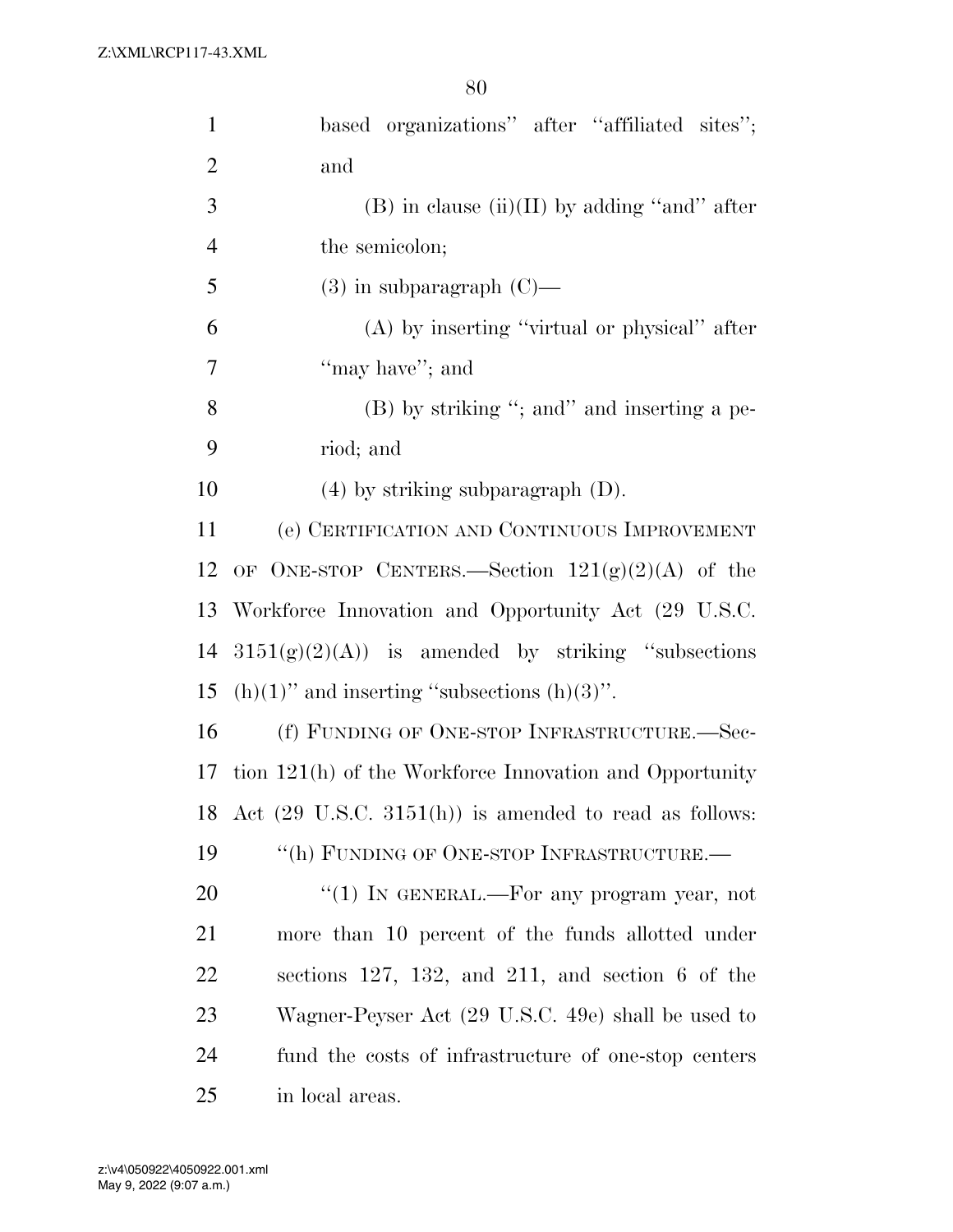based organizations'' after ''affiliated sites''; and

(B) in clause (ii)(II) by adding ''and'' after the semicolon;

(3) in subparagraph (C)—

(A) by inserting ''virtual or physical'' after ''may have''; and

(B) by striking ''; and'' and inserting a period; and

(4) by striking subparagraph (D).

(e) CERTIFICATION AND CONTINUOUS IMPROVEMENT OF ONE-STOP CENTERS.—Section 121(g)(2)(A) of the Workforce Innovation and Opportunity Act (29 U.S.C. 3151(g)(2)(A)) is amended by striking ''subsections (h)(1)'' and inserting ''subsections (h)(3)''.

(f) FUNDING OF ONE-STOP INFRASTRUCTURE.—Section 121(h) of the Workforce Innovation and Opportunity Act (29 U.S.C. 3151(h)) is amended to read as follows:

''(h) FUNDING OF ONE-STOP INFRASTRUCTURE.—

''(1) IN GENERAL.—For any program year, not more than 10 percent of the funds allotted under sections 127, 132, and 211, and section 6 of the Wagner-Peyser Act (29 U.S.C. 49e) shall be used to fund the costs of infrastructure of one-stop centers in local areas.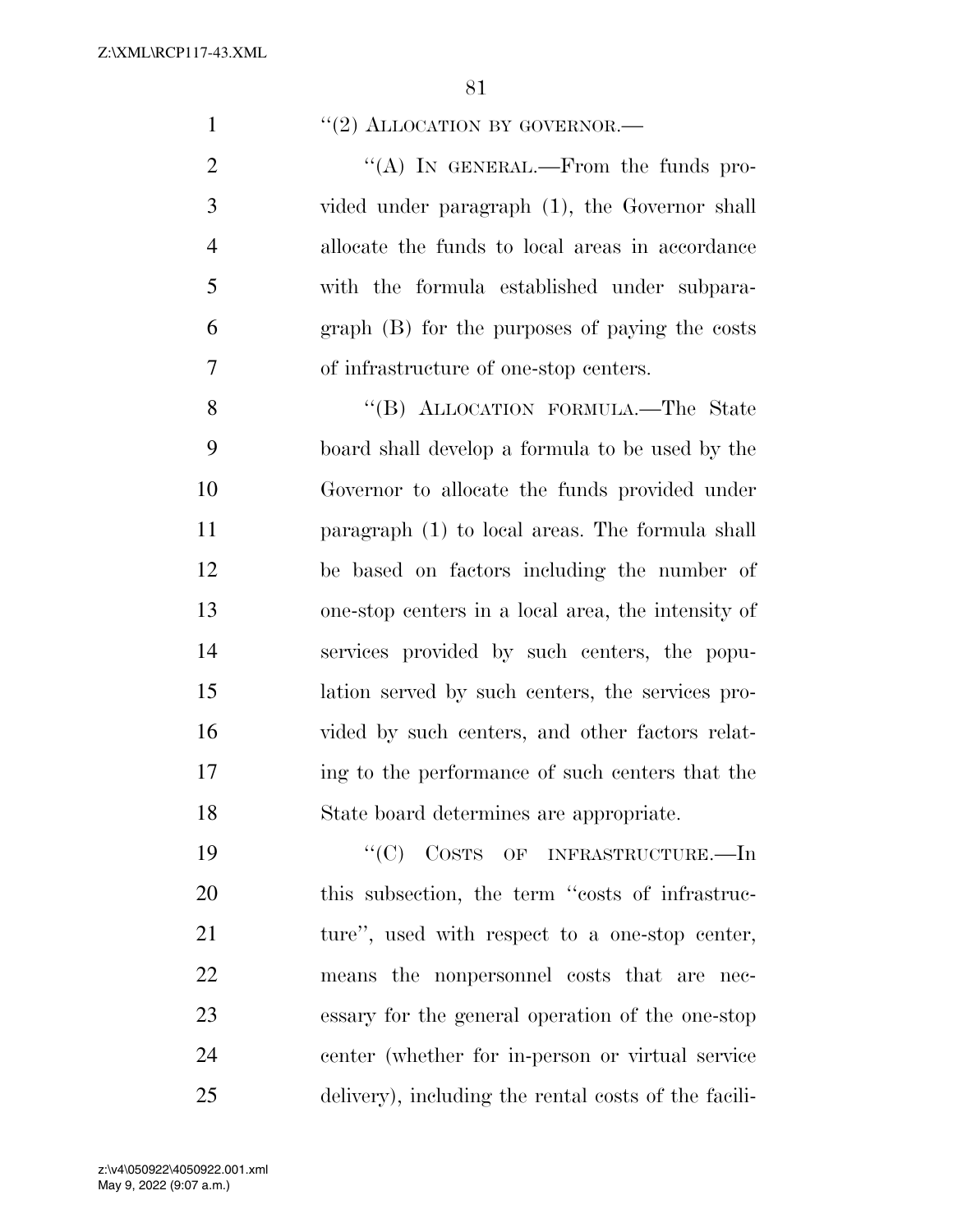"(2) ALLOCATION BY GOVERNOR.—

"(A) IN GENERAL.—From the funds provided under paragraph (1), the Governor shall allocate the funds to local areas in accordance with the formula established under subparagraph (B) for the purposes of paying the costs of infrastructure of one-stop centers.

"(B) ALLOCATION FORMULA.—The State board shall develop a formula to be used by the Governor to allocate the funds provided under paragraph (1) to local areas. The formula shall be based on factors including the number of one-stop centers in a local area, the intensity of services provided by such centers, the population served by such centers, the services provided by such centers, and other factors relating to the performance of such centers that the State board determines are appropriate.

"(C) COSTS OF INFRASTRUCTURE.—In this subsection, the term "costs of infrastructure", used with respect to a one-stop center, means the nonpersonnel costs that are necessary for the general operation of the one-stop center (whether for in-person or virtual service delivery), including the rental costs of the facili-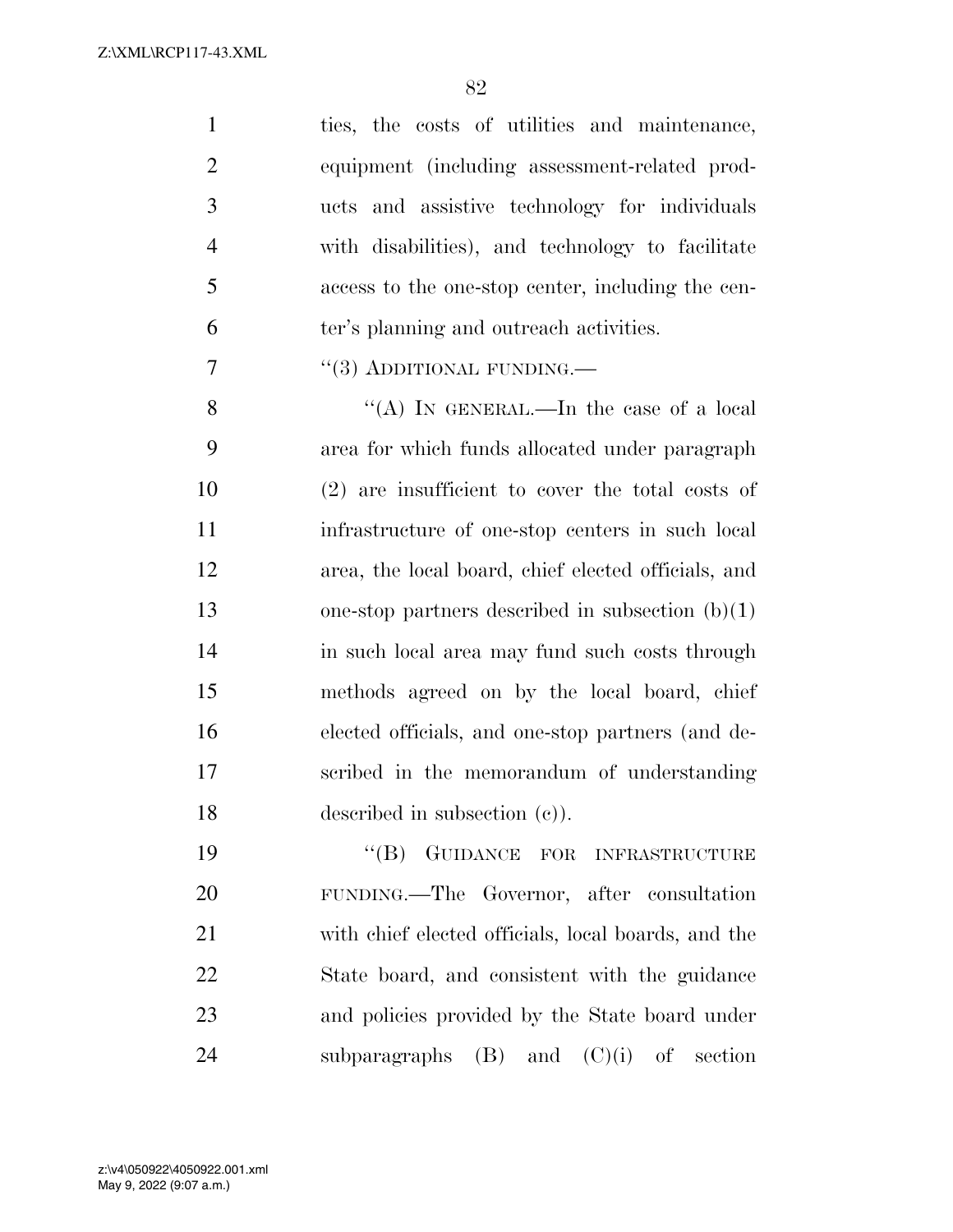ties, the costs of utilities and maintenance, equipment (including assessment-related products and assistive technology for individuals with disabilities), and technology to facilitate access to the one-stop center, including the center's planning and outreach activities.

"(3) ADDITIONAL FUNDING.—

"(A) IN GENERAL.—In the case of a local area for which funds allocated under paragraph (2) are insufficient to cover the total costs of infrastructure of one-stop centers in such local area, the local board, chief elected officials, and one-stop partners described in subsection (b)(1) in such local area may fund such costs through methods agreed on by the local board, chief elected officials, and one-stop partners (and described in the memorandum of understanding described in subsection (c)).

"(B) GUIDANCE FOR INFRASTRUCTURE FUNDING.—The Governor, after consultation with chief elected officials, local boards, and the State board, and consistent with the guidance and policies provided by the State board under subparagraphs (B) and (C)(i) of section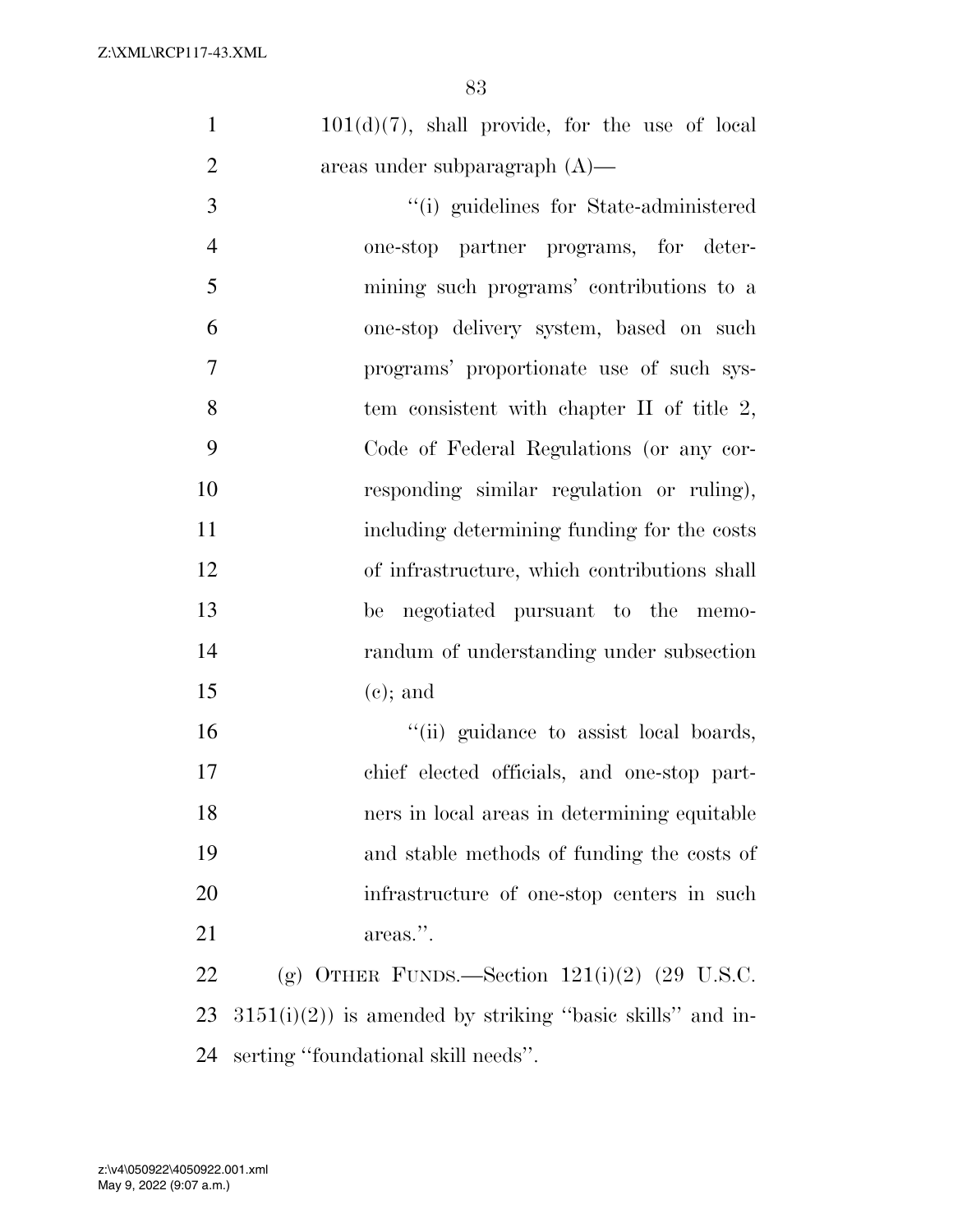101(d)(7), shall provide, for the use of local areas under subparagraph (A)—

"(i) guidelines for State-administered one-stop partner programs, for determining such programs' contributions to a one-stop delivery system, based on such programs' proportionate use of such system consistent with chapter II of title 2, Code of Federal Regulations (or any corresponding similar regulation or ruling), including determining funding for the costs of infrastructure, which contributions shall be negotiated pursuant to the memorandum of understanding under subsection (c); and

"(ii) guidance to assist local boards, chief elected officials, and one-stop partners in local areas in determining equitable and stable methods of funding the costs of infrastructure of one-stop centers in such areas.".

(g) OTHER FUNDS.—Section 121(i)(2) (29 U.S.C. 3151(i)(2)) is amended by striking "basic skills" and inserting "foundational skill needs".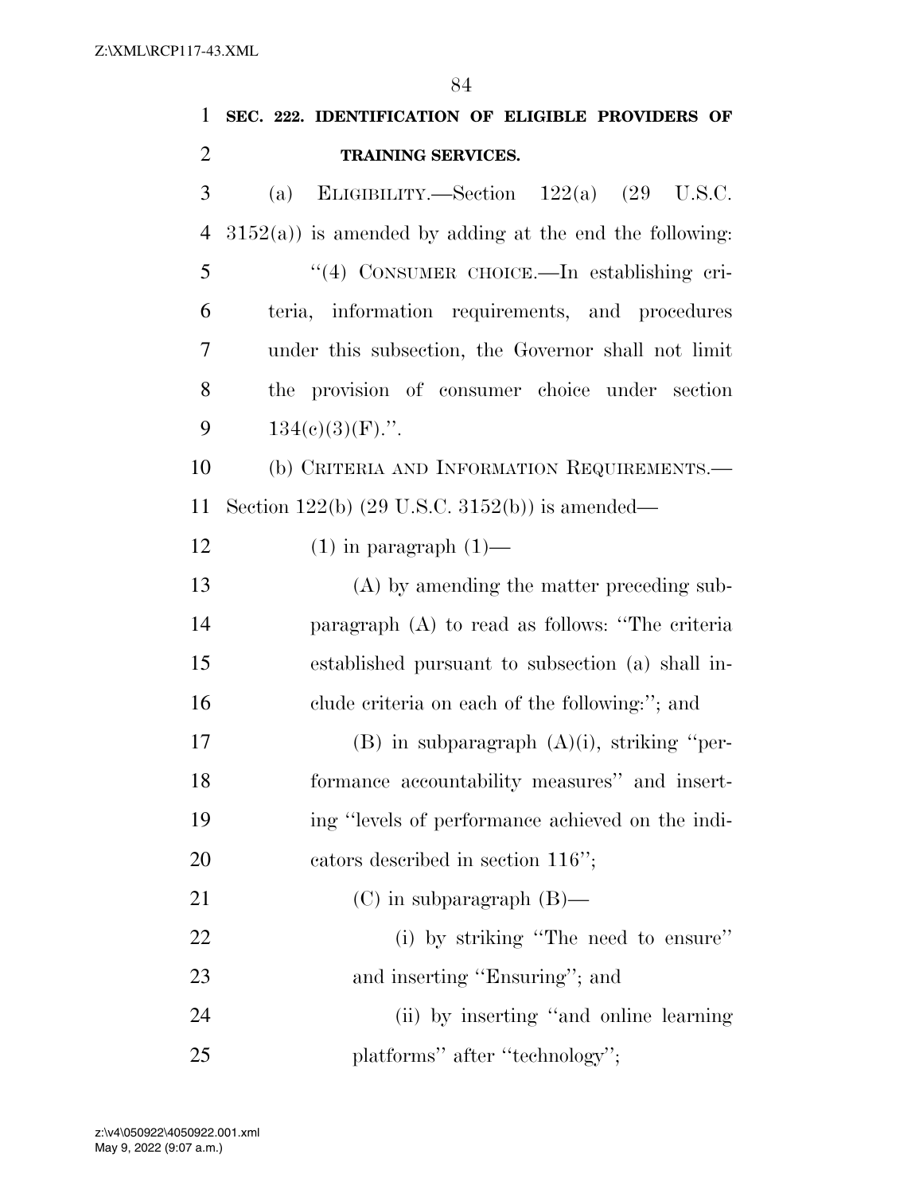**SEC. 222. IDENTIFICATION OF ELIGIBLE PROVIDERS OF TRAINING SERVICES.**

(a) ELIGIBILITY.—Section 122(a) (29 U.S.C. 3152(a)) is amended by adding at the end the following:

> "(4) CONSUMER CHOICE.—In establishing criteria, information requirements, and procedures under this subsection, the Governor shall not limit the provision of consumer choice under section 134(c)(3)(F).".

(b) CRITERIA AND INFORMATION REQUIREMENTS.—Section 122(b) (29 U.S.C. 3152(b)) is amended—

(1) in paragraph (1)—

(A) by amending the matter preceding subparagraph (A) to read as follows: "The criteria established pursuant to subsection (a) shall include criteria on each of the following:"; and

(B) in subparagraph (A)(i), striking "performance accountability measures" and inserting "levels of performance achieved on the indicators described in section 116";

(C) in subparagraph (B)—

(i) by striking "The need to ensure" and inserting "Ensuring"; and

(ii) by inserting "and online learning platforms" after "technology";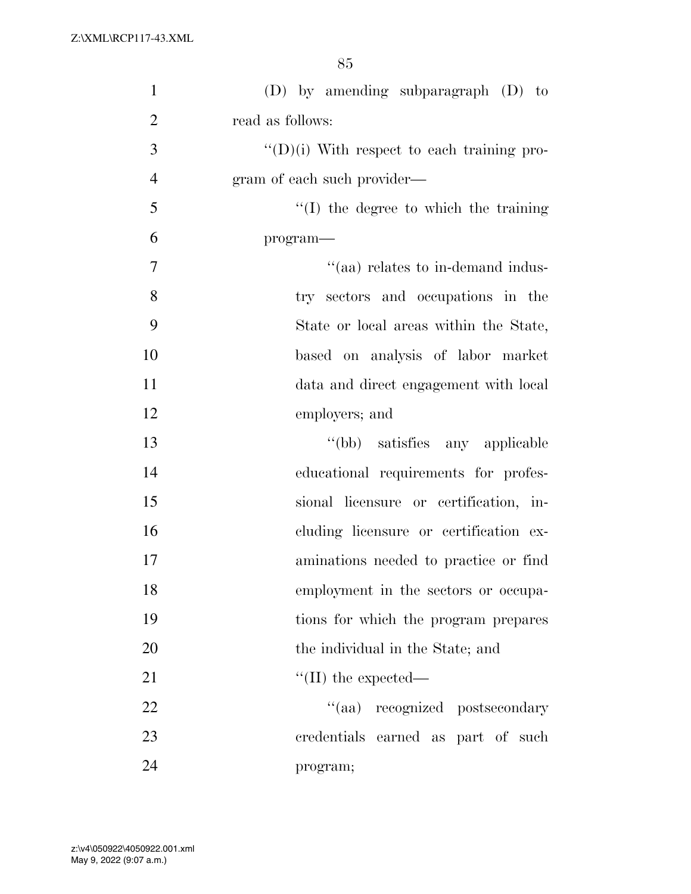(D) by amending subparagraph (D) to read as follows:

"(D)(i) With respect to each training program of each such provider—

"(I) the degree to which the training program—

"(aa) relates to in-demand industry sectors and occupations in the State or local areas within the State, based on analysis of labor market data and direct engagement with local employers; and

"(bb) satisfies any applicable educational requirements for professional licensure or certification, including licensure or certification examinations needed to practice or find employment in the sectors or occupations for which the program prepares the individual in the State; and

"(II) the expected—

"(aa) recognized postsecondary credentials earned as part of such program;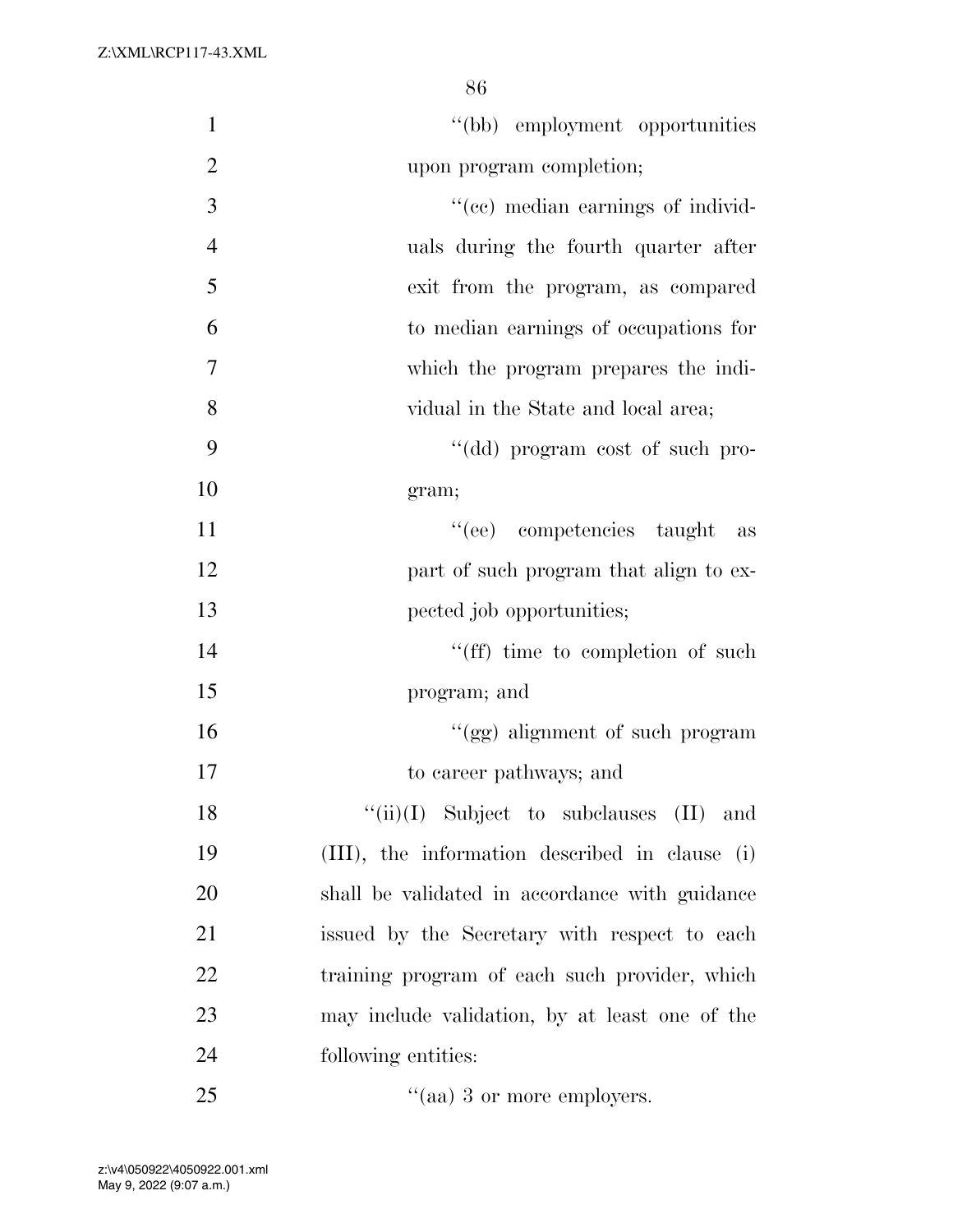''(bb) employment opportunities upon program completion;

''(cc) median earnings of individuals during the fourth quarter after exit from the program, as compared to median earnings of occupations for which the program prepares the individual in the State and local area;

''(dd) program cost of such program;

''(ee) competencies taught as part of such program that align to expected job opportunities;

''(ff) time to completion of such program; and

''(gg) alignment of such program to career pathways; and

''(ii)(I) Subject to subclauses (II) and (III), the information described in clause (i) shall be validated in accordance with guidance issued by the Secretary with respect to each training program of each such provider, which may include validation, by at least one of the following entities:

''(aa) 3 or more employers.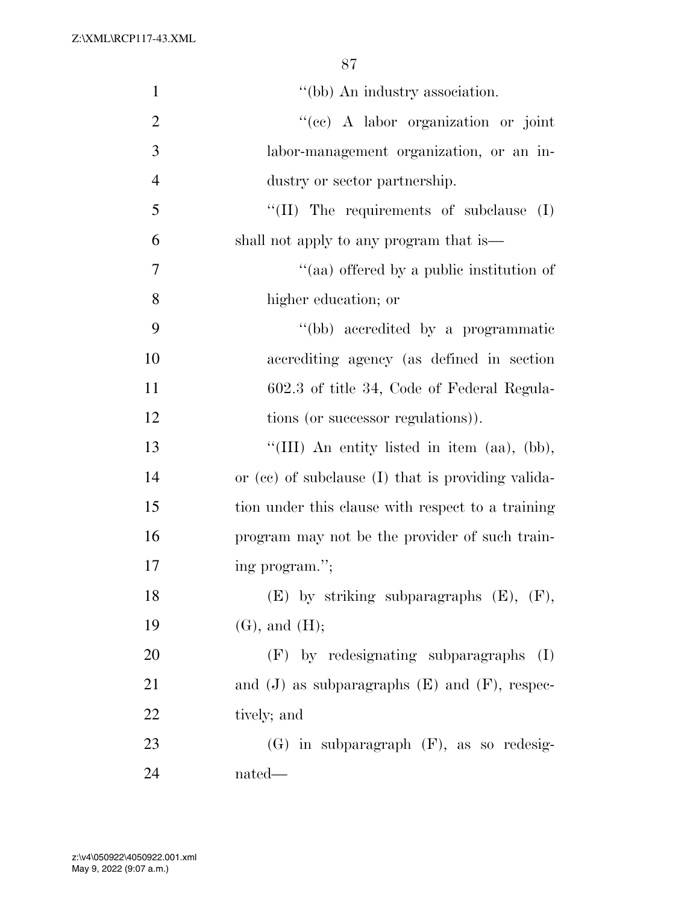"(bb) An industry association.

"(cc) A labor organization or joint labor-management organization, or an industry or sector partnership.

"(II) The requirements of subclause (I) shall not apply to any program that is—

"(aa) offered by a public institution of higher education; or

"(bb) accredited by a programmatic accrediting agency (as defined in section 602.3 of title 34, Code of Federal Regulations (or successor regulations)).

"(III) An entity listed in item (aa), (bb), or (cc) of subclause (I) that is providing validation under this clause with respect to a training program may not be the provider of such training program.";

(E) by striking subparagraphs (E), (F), (G), and (H);

(F) by redesignating subparagraphs (I) and (J) as subparagraphs (E) and (F), respectively; and

(G) in subparagraph (F), as so redesignated—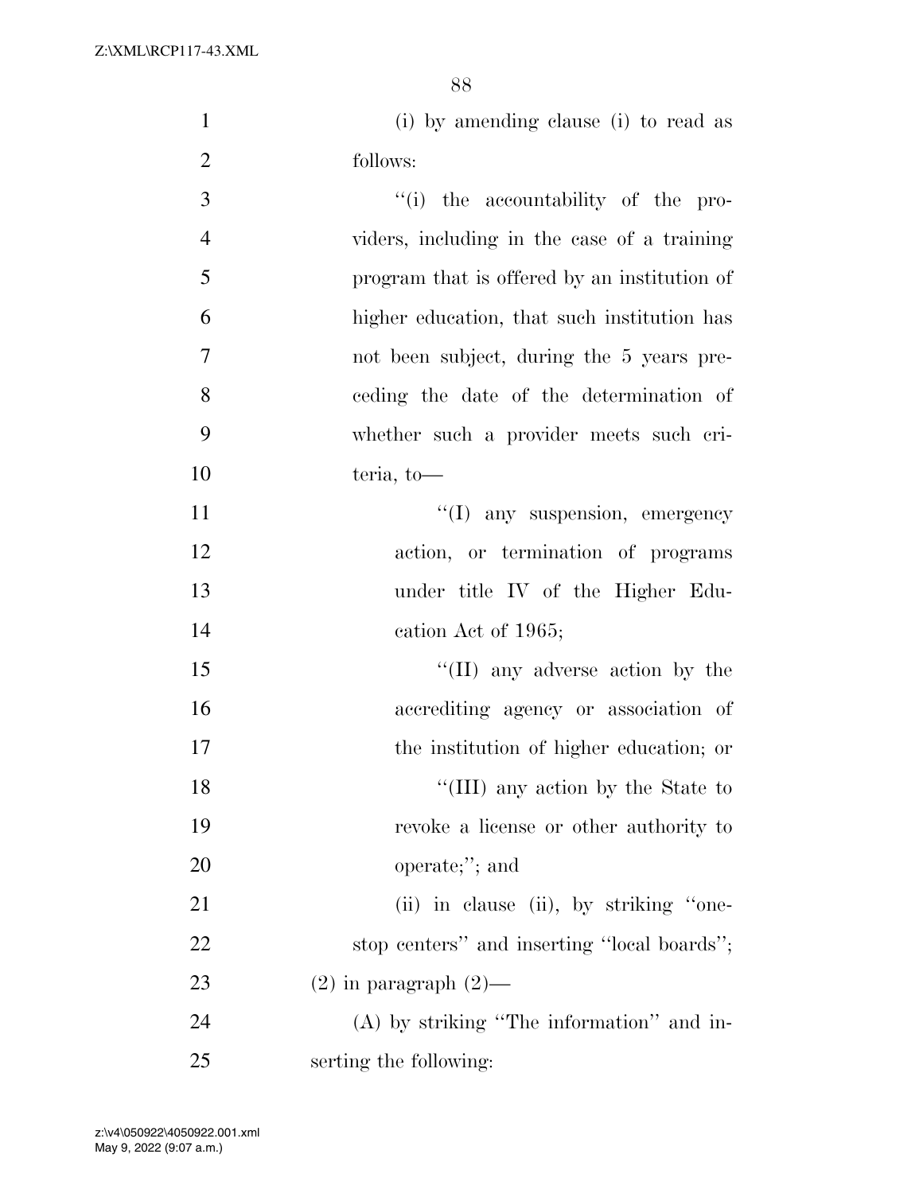(i) by amending clause (i) to read as follows:

''(i) the accountability of the providers, including in the case of a training program that is offered by an institution of higher education, that such institution has not been subject, during the 5 years preceding the date of the determination of whether such a provider meets such criteria, to—

''(I) any suspension, emergency action, or termination of programs under title IV of the Higher Education Act of 1965;

''(II) any adverse action by the accrediting agency or association of the institution of higher education; or

''(III) any action by the State to revoke a license or other authority to operate;''; and

(ii) in clause (ii), by striking ''one-stop centers'' and inserting ''local boards'';

(2) in paragraph (2)—

(A) by striking ''The information'' and inserting the following: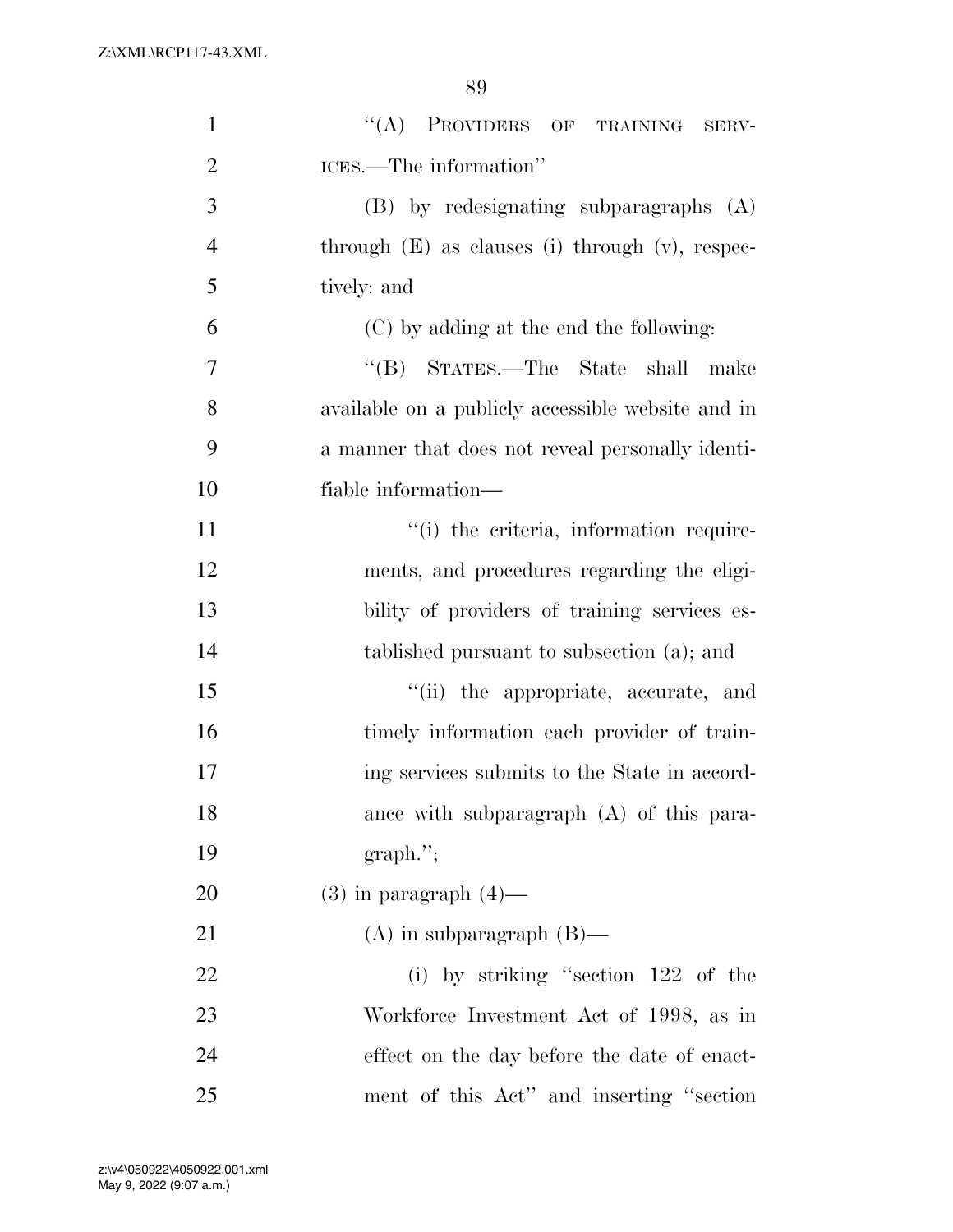"(A) PROVIDERS OF TRAINING SERVICES.—The information"

(B) by redesignating subparagraphs (A) through (E) as clauses (i) through (v), respectively: and

(C) by adding at the end the following:

"(B) STATES.—The State shall make available on a publicly accessible website and in a manner that does not reveal personally identifiable information—

"(i) the criteria, information requirements, and procedures regarding the eligibility of providers of training services established pursuant to subsection (a); and

"(ii) the appropriate, accurate, and timely information each provider of training services submits to the State in accordance with subparagraph (A) of this paragraph.";

(3) in paragraph (4)—

(A) in subparagraph (B)—

(i) by striking "section 122 of the Workforce Investment Act of 1998, as in effect on the day before the date of enactment of this Act" and inserting "section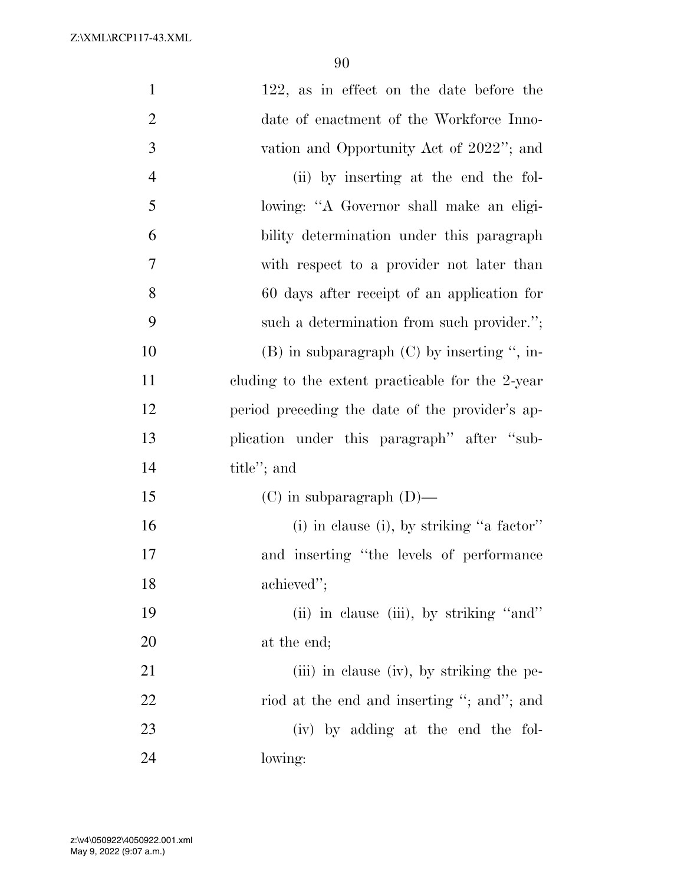122, as in effect on the date before the date of enactment of the Workforce Innovation and Opportunity Act of 2022''; and

(ii) by inserting at the end the following: ''A Governor shall make an eligibility determination under this paragraph with respect to a provider not later than 60 days after receipt of an application for such a determination from such provider.'';

(B) in subparagraph (C) by inserting '', including to the extent practicable for the 2-year period preceding the date of the provider's application under this paragraph'' after ''subtitle''; and

(C) in subparagraph (D)—

(i) in clause (i), by striking ''a factor'' and inserting ''the levels of performance achieved'';

(ii) in clause (iii), by striking ''and'' at the end;

(iii) in clause (iv), by striking the period at the end and inserting ''; and''; and

(iv) by adding at the end the following: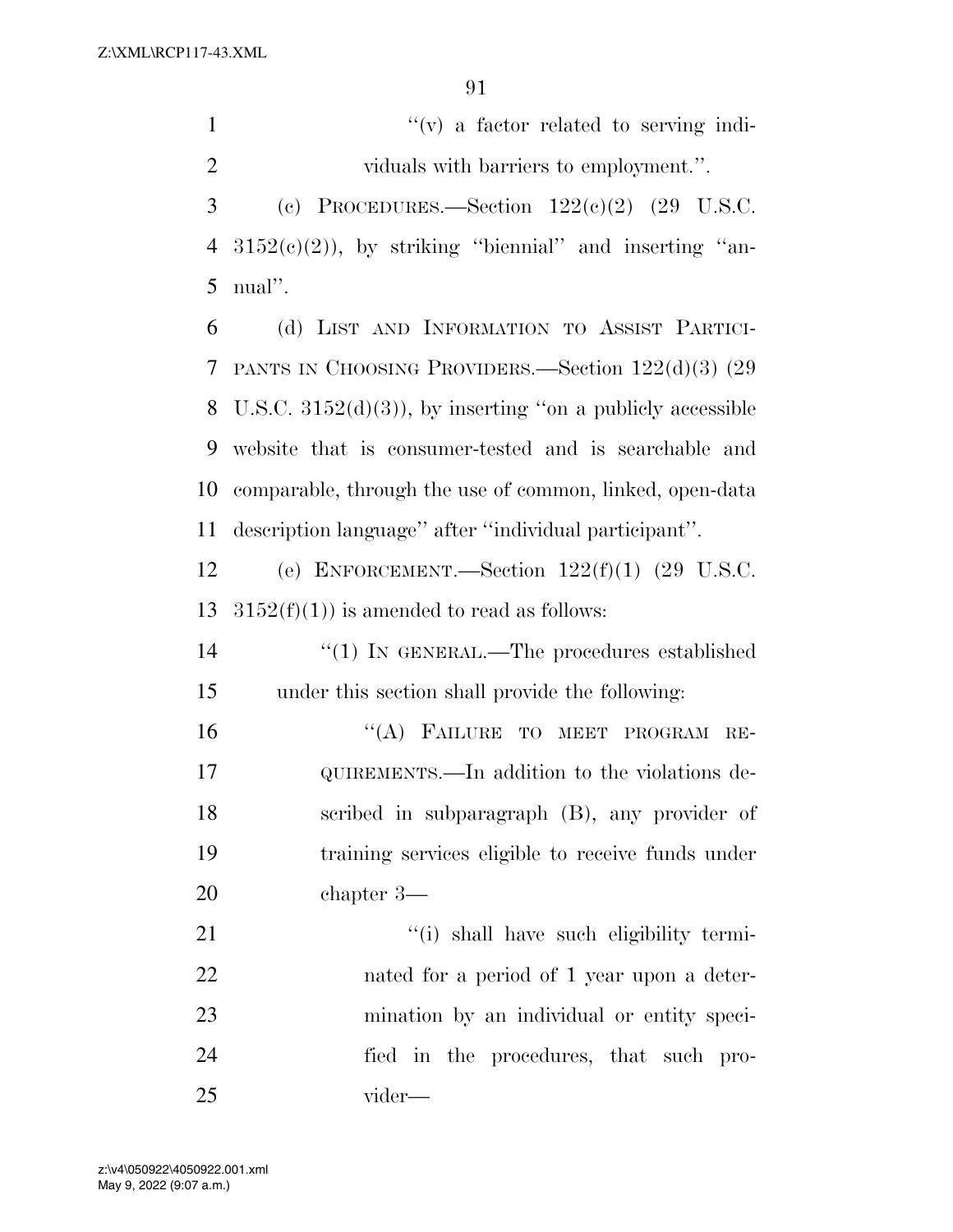"(v) a factor related to serving individuals with barriers to employment.".

(c) PROCEDURES.—Section 122(c)(2) (29 U.S.C. 3152(c)(2)), by striking "biennial" and inserting "annual".

(d) LIST AND INFORMATION TO ASSIST PARTICIPANTS IN CHOOSING PROVIDERS.—Section 122(d)(3) (29 U.S.C. 3152(d)(3)), by inserting "on a publicly accessible website that is consumer-tested and is searchable and comparable, through the use of common, linked, open-data description language" after "individual participant".

(e) ENFORCEMENT.—Section 122(f)(1) (29 U.S.C. 3152(f)(1)) is amended to read as follows:

"(1) IN GENERAL.—The procedures established under this section shall provide the following:

"(A) FAILURE TO MEET PROGRAM REQUIREMENTS.—In addition to the violations described in subparagraph (B), any provider of training services eligible to receive funds under chapter 3—

"(i) shall have such eligibility terminated for a period of 1 year upon a determination by an individual or entity specified in the procedures, that such provider—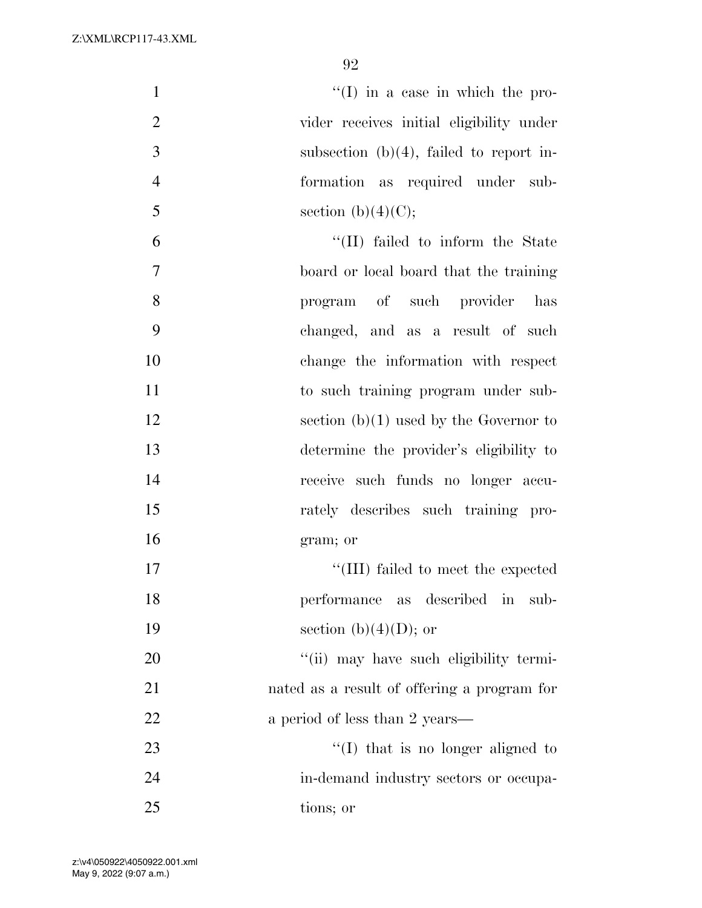"(I) in a case in which the provider receives initial eligibility under subsection (b)(4), failed to report information as required under subsection (b)(4)(C);

"(II) failed to inform the State board or local board that the training program of such provider has changed, and as a result of such change the information with respect to such training program under subsection (b)(1) used by the Governor to determine the provider's eligibility to receive such funds no longer accurately describes such training program; or

"(III) failed to meet the expected performance as described in subsection (b)(4)(D); or

"(ii) may have such eligibility terminated as a result of offering a program for a period of less than 2 years—

"(I) that is no longer aligned to in-demand industry sectors or occupations; or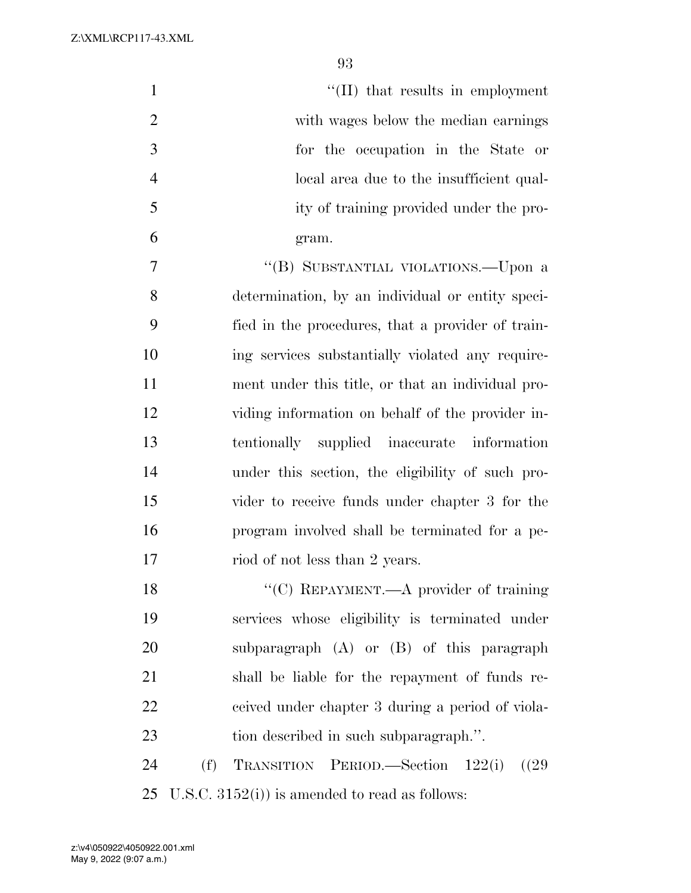"(II) that results in employment with wages below the median earnings for the occupation in the State or local area due to the insufficient quality of training provided under the program.

"(B) SUBSTANTIAL VIOLATIONS.—Upon a determination, by an individual or entity specified in the procedures, that a provider of training services substantially violated any requirement under this title, or that an individual providing information on behalf of the provider intentionally supplied inaccurate information under this section, the eligibility of such provider to receive funds under chapter 3 for the program involved shall be terminated for a period of not less than 2 years.

"(C) REPAYMENT.—A provider of training services whose eligibility is terminated under subparagraph (A) or (B) of this paragraph shall be liable for the repayment of funds received under chapter 3 during a period of violation described in such subparagraph.".

(f) TRANSITION PERIOD.—Section 122(i) ((29 U.S.C. 3152(i)) is amended to read as follows: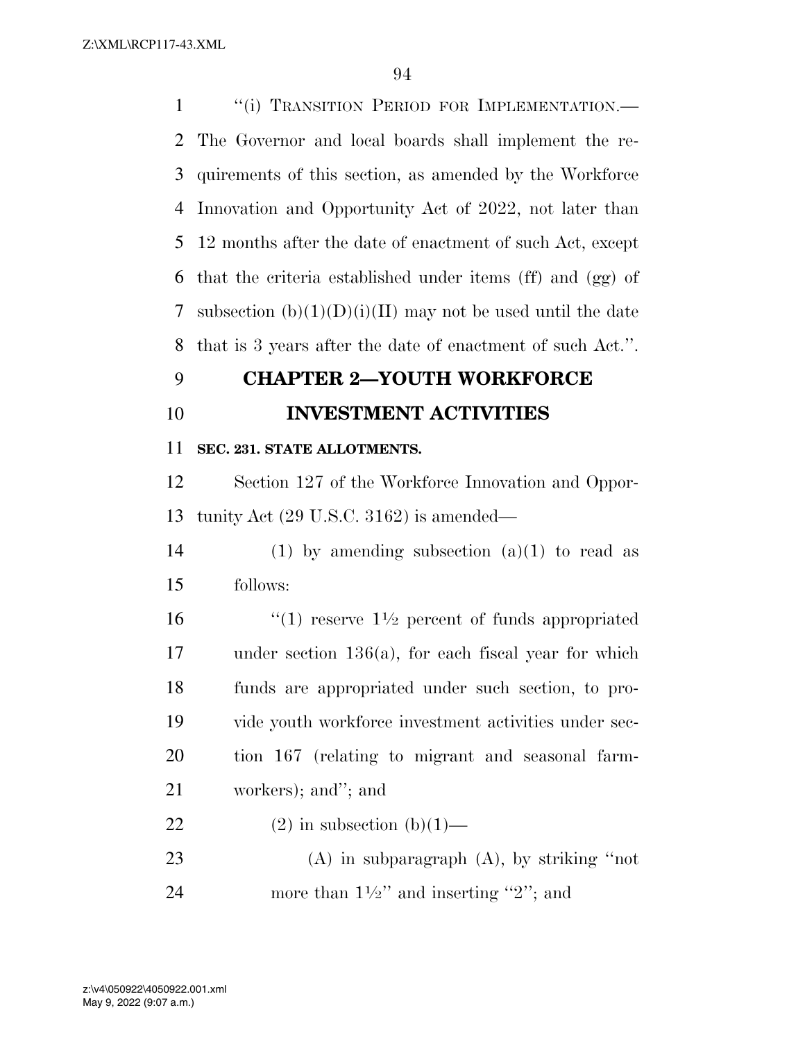"(i) TRANSITION PERIOD FOR IMPLEMENTATION.—The Governor and local boards shall implement the requirements of this section, as amended by the Workforce Innovation and Opportunity Act of 2022, not later than 12 months after the date of enactment of such Act, except that the criteria established under items (ff) and (gg) of subsection (b)(1)(D)(i)(II) may not be used until the date that is 3 years after the date of enactment of such Act.".

## CHAPTER 2—YOUTH WORKFORCE INVESTMENT ACTIVITIES

**SEC. 231. STATE ALLOTMENTS.**

Section 127 of the Workforce Innovation and Opportunity Act (29 U.S.C. 3162) is amended—

(1) by amending subsection (a)(1) to read as follows:

"(1) reserve 1½ percent of funds appropriated under section 136(a), for each fiscal year for which funds are appropriated under such section, to provide youth workforce investment activities under section 167 (relating to migrant and seasonal farmworkers); and"; and

(2) in subsection (b)(1)—

(A) in subparagraph (A), by striking "not more than 1½" and inserting "2"; and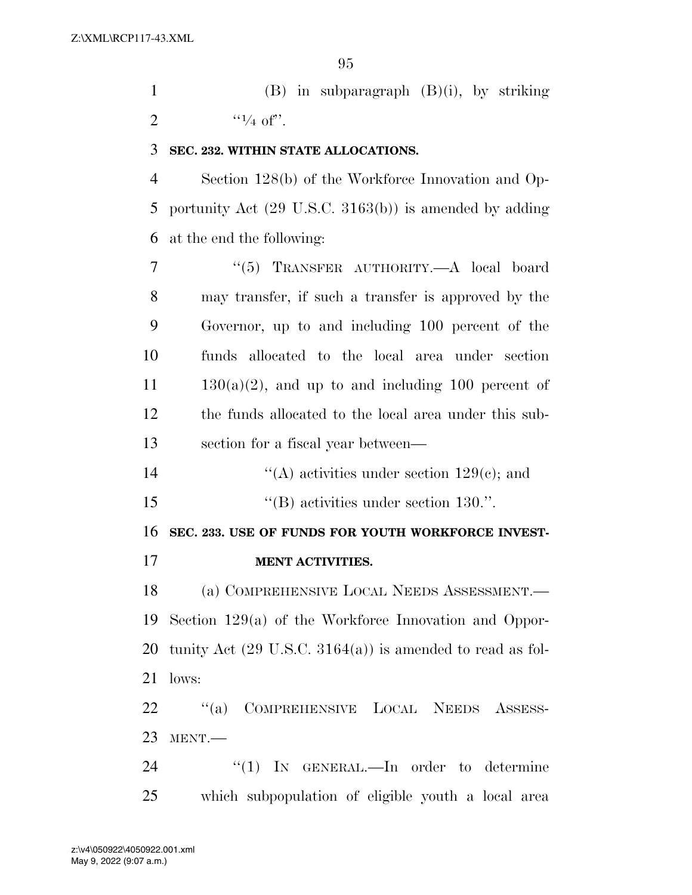(B) in subparagraph (B)(i), by striking "1/4 of".

**SEC. 232. WITHIN STATE ALLOCATIONS.**

Section 128(b) of the Workforce Innovation and Opportunity Act (29 U.S.C. 3163(b)) is amended by adding at the end the following:

"(5) TRANSFER AUTHORITY.—A local board may transfer, if such a transfer is approved by the Governor, up to and including 100 percent of the funds allocated to the local area under section 130(a)(2), and up to and including 100 percent of the funds allocated to the local area under this subsection for a fiscal year between—

"(A) activities under section 129(c); and

"(B) activities under section 130.".

**SEC. 233. USE OF FUNDS FOR YOUTH WORKFORCE INVESTMENT ACTIVITIES.**

(a) COMPREHENSIVE LOCAL NEEDS ASSESSMENT.—Section 129(a) of the Workforce Innovation and Opportunity Act (29 U.S.C. 3164(a)) is amended to read as follows:

"(a) COMPREHENSIVE LOCAL NEEDS ASSESSMENT.—

"(1) IN GENERAL.—In order to determine which subpopulation of eligible youth a local area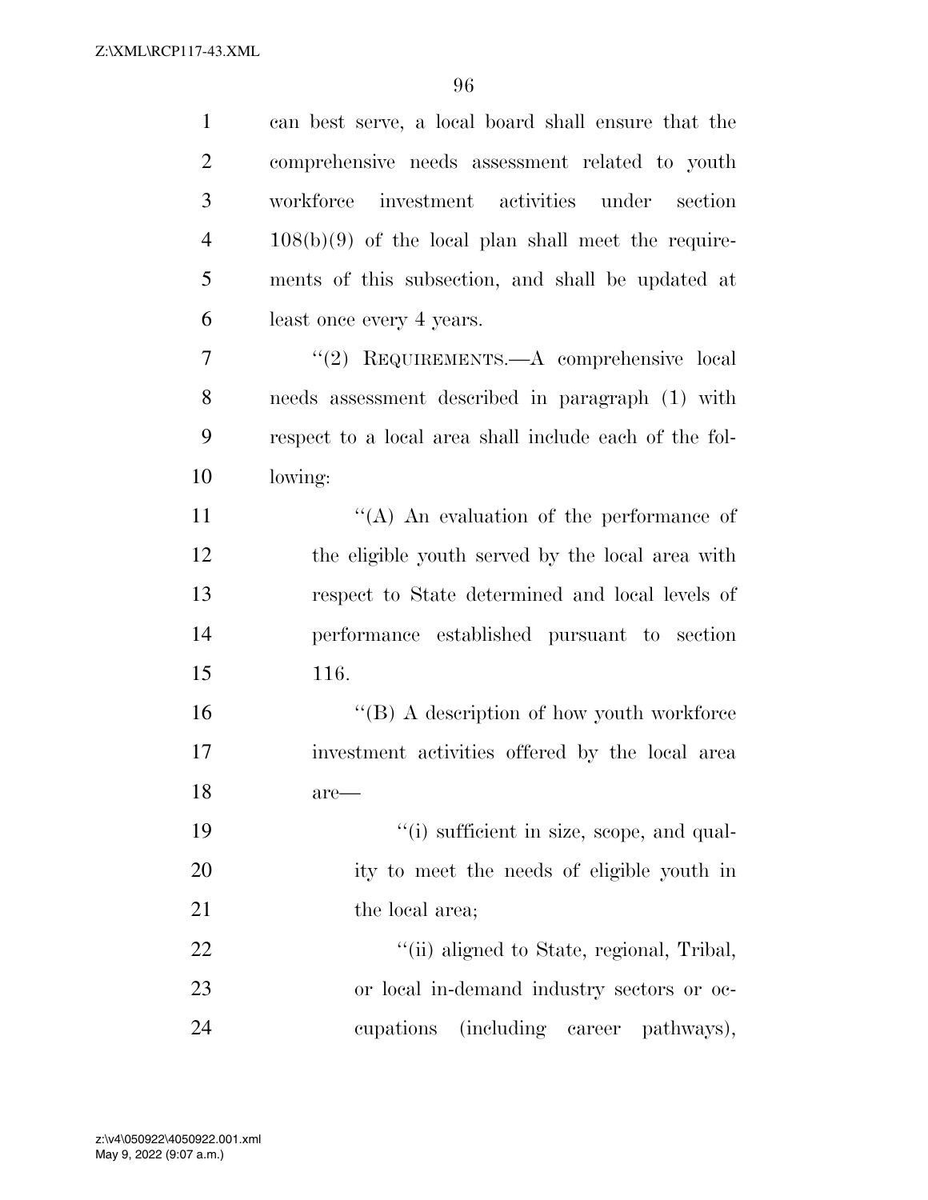can best serve, a local board shall ensure that the comprehensive needs assessment related to youth workforce investment activities under section 108(b)(9) of the local plan shall meet the requirements of this subsection, and shall be updated at least once every 4 years.

"(2) REQUIREMENTS.—A comprehensive local needs assessment described in paragraph (1) with respect to a local area shall include each of the following:

"(A) An evaluation of the performance of the eligible youth served by the local area with respect to State determined and local levels of performance established pursuant to section 116.

"(B) A description of how youth workforce investment activities offered by the local area are—

"(i) sufficient in size, scope, and quality to meet the needs of eligible youth in the local area;

"(ii) aligned to State, regional, Tribal, or local in-demand industry sectors or occupations (including career pathways),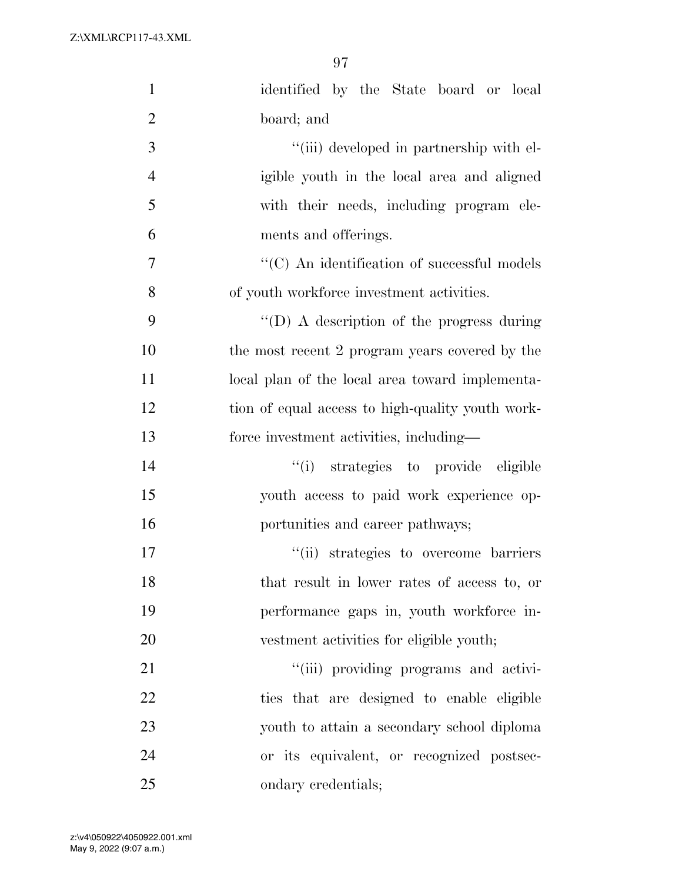identified by the State board or local board; and

"(iii) developed in partnership with eligible youth in the local area and aligned with their needs, including program elements and offerings.

"(C) An identification of successful models of youth workforce investment activities.

"(D) A description of the progress during the most recent 2 program years covered by the local plan of the local area toward implementation of equal access to high-quality youth workforce investment activities, including—

"(i) strategies to provide eligible youth access to paid work experience opportunities and career pathways;

"(ii) strategies to overcome barriers that result in lower rates of access to, or performance gaps in, youth workforce investment activities for eligible youth;

"(iii) providing programs and activities that are designed to enable eligible youth to attain a secondary school diploma or its equivalent, or recognized postsecondary credentials;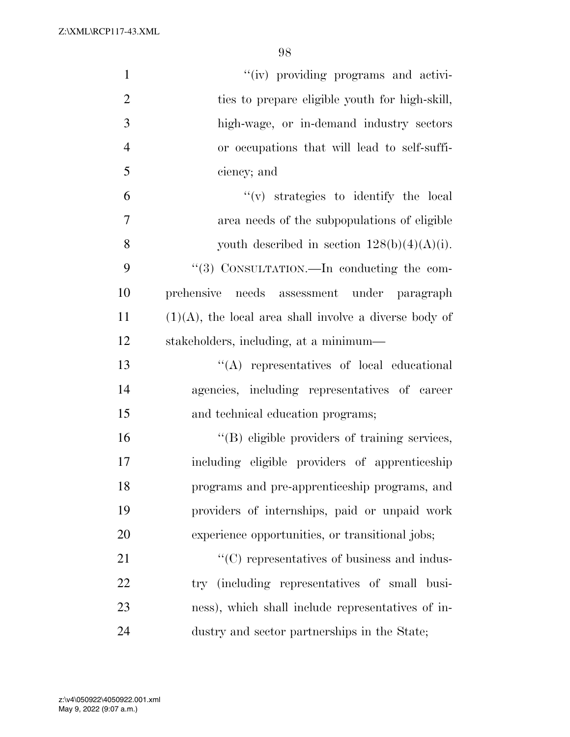"(iv) providing programs and activities to prepare eligible youth for high-skill, high-wage, or in-demand industry sectors or occupations that will lead to self-sufficiency; and

"(v) strategies to identify the local area needs of the subpopulations of eligible youth described in section 128(b)(4)(A)(i).

"(3) CONSULTATION.—In conducting the comprehensive needs assessment under paragraph (1)(A), the local area shall involve a diverse body of stakeholders, including, at a minimum—

"(A) representatives of local educational agencies, including representatives of career and technical education programs;

"(B) eligible providers of training services, including eligible providers of apprenticeship programs and pre-apprenticeship programs, and providers of internships, paid or unpaid work experience opportunities, or transitional jobs;

"(C) representatives of business and industry (including representatives of small business), which shall include representatives of industry and sector partnerships in the State;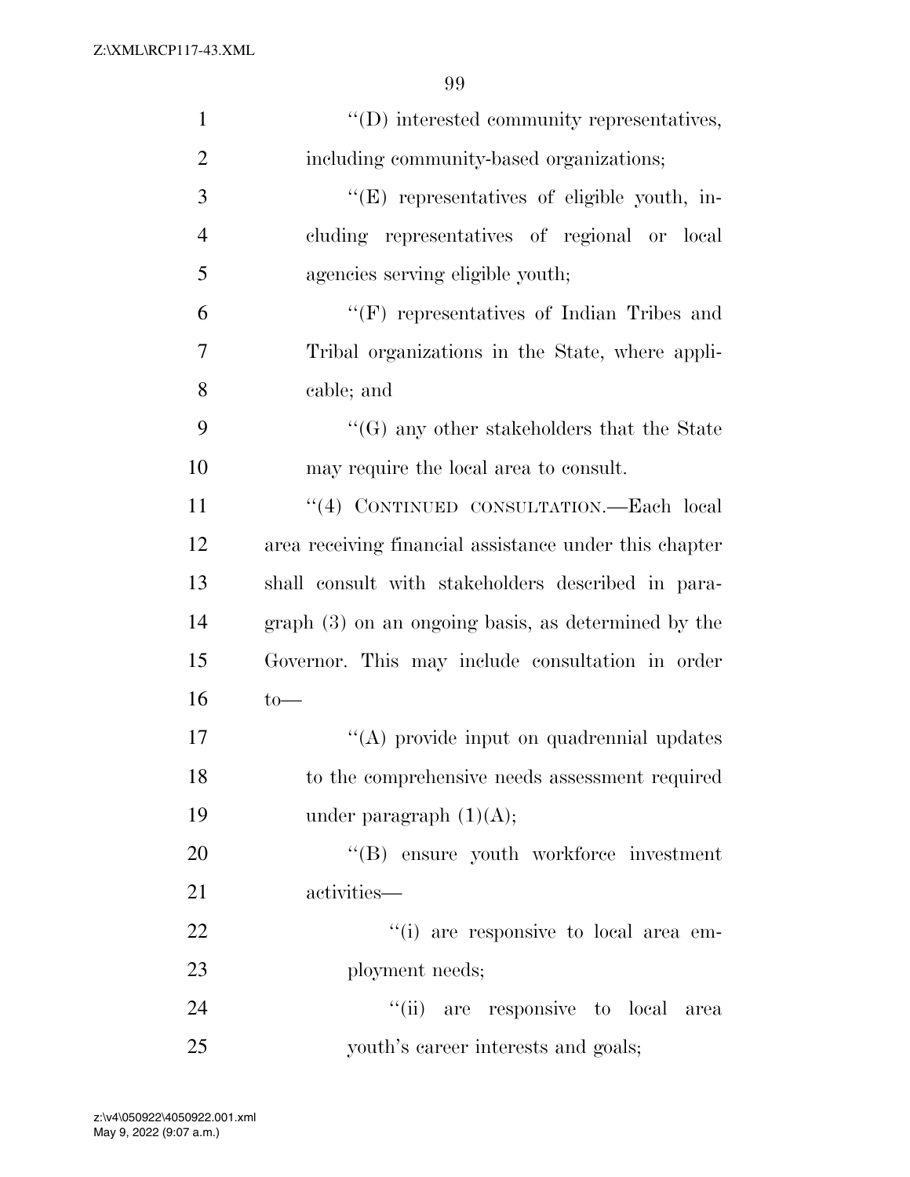''(D) interested community representatives, including community-based organizations;

''(E) representatives of eligible youth, including representatives of regional or local agencies serving eligible youth;

''(F) representatives of Indian Tribes and Tribal organizations in the State, where applicable; and

''(G) any other stakeholders that the State may require the local area to consult.

''(4) CONTINUED CONSULTATION.—Each local area receiving financial assistance under this chapter shall consult with stakeholders described in paragraph (3) on an ongoing basis, as determined by the Governor. This may include consultation in order to—

''(A) provide input on quadrennial updates to the comprehensive needs assessment required under paragraph (1)(A);

''(B) ensure youth workforce investment activities—

''(i) are responsive to local area employment needs;

''(ii) are responsive to local area youth's career interests and goals;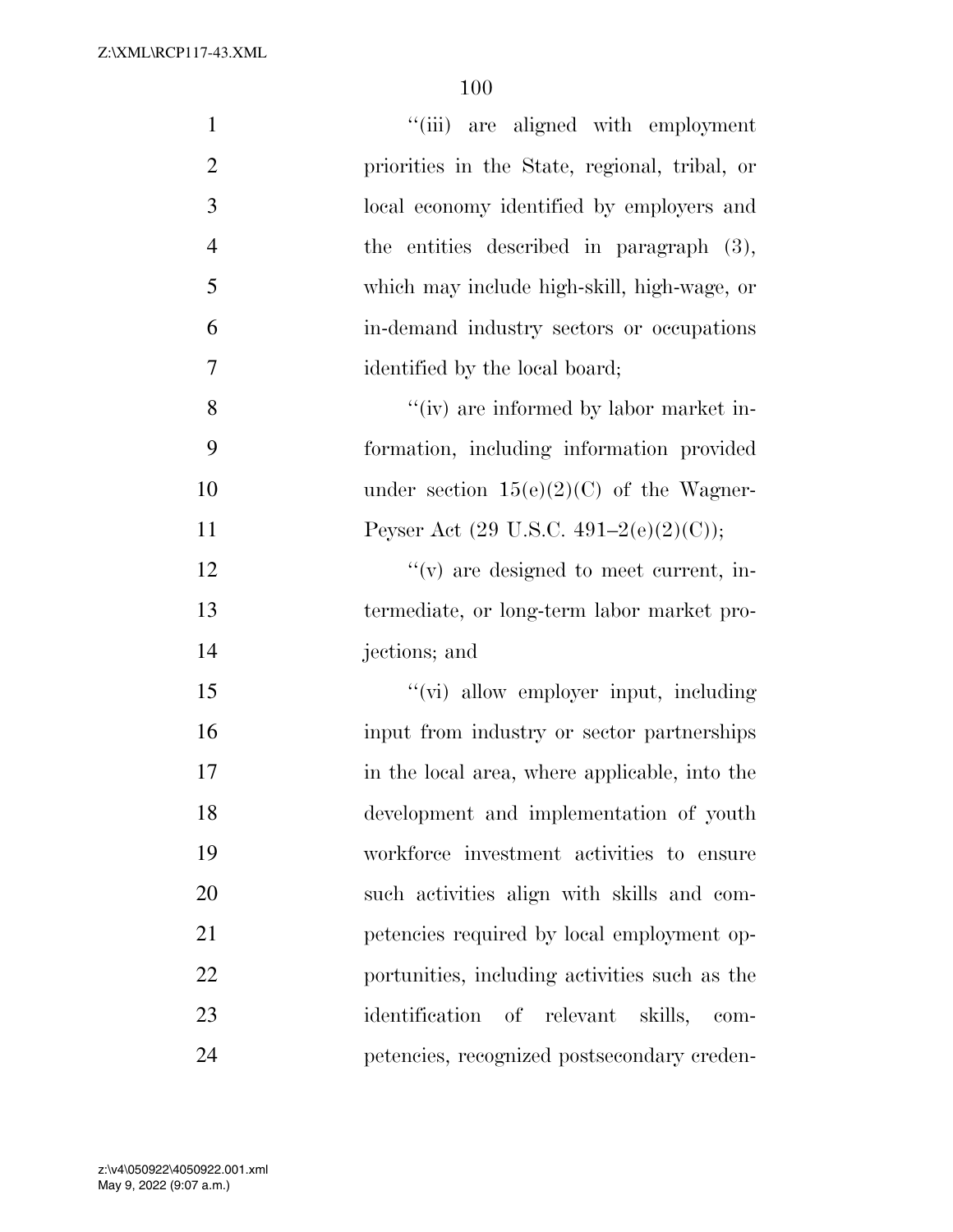''(iii) are aligned with employment priorities in the State, regional, tribal, or local economy identified by employers and the entities described in paragraph (3), which may include high-skill, high-wage, or in-demand industry sectors or occupations identified by the local board;

''(iv) are informed by labor market information, including information provided under section 15(e)(2)(C) of the Wagner-Peyser Act (29 U.S.C. 491–2(e)(2)(C));

''(v) are designed to meet current, intermediate, or long-term labor market projections; and

''(vi) allow employer input, including input from industry or sector partnerships in the local area, where applicable, into the development and implementation of youth workforce investment activities to ensure such activities align with skills and competencies required by local employment opportunities, including activities such as the identification of relevant skills, competencies, recognized postsecondary creden-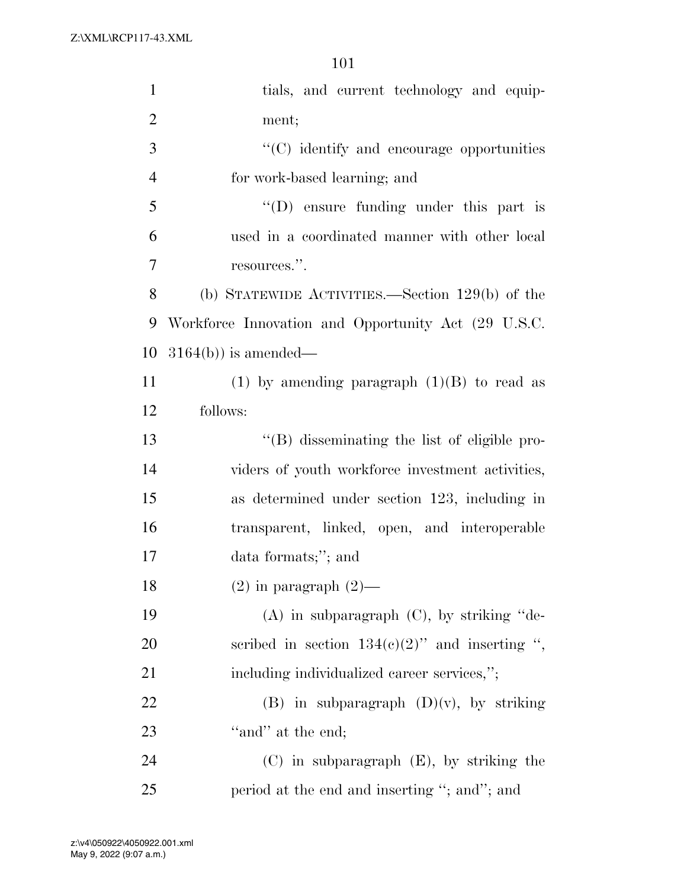tials, and current technology and equipment;

"(C) identify and encourage opportunities for work-based learning; and

"(D) ensure funding under this part is used in a coordinated manner with other local resources.".

(b) STATEWIDE ACTIVITIES.—Section 129(b) of the Workforce Innovation and Opportunity Act (29 U.S.C. 3164(b)) is amended—

(1) by amending paragraph (1)(B) to read as follows:

"(B) disseminating the list of eligible providers of youth workforce investment activities, as determined under section 123, including in transparent, linked, open, and interoperable data formats;"; and

(2) in paragraph (2)—

(A) in subparagraph (C), by striking "described in section 134(c)(2)" and inserting ", including individualized career services,";

(B) in subparagraph (D)(v), by striking "and" at the end;

(C) in subparagraph (E), by striking the period at the end and inserting "; and"; and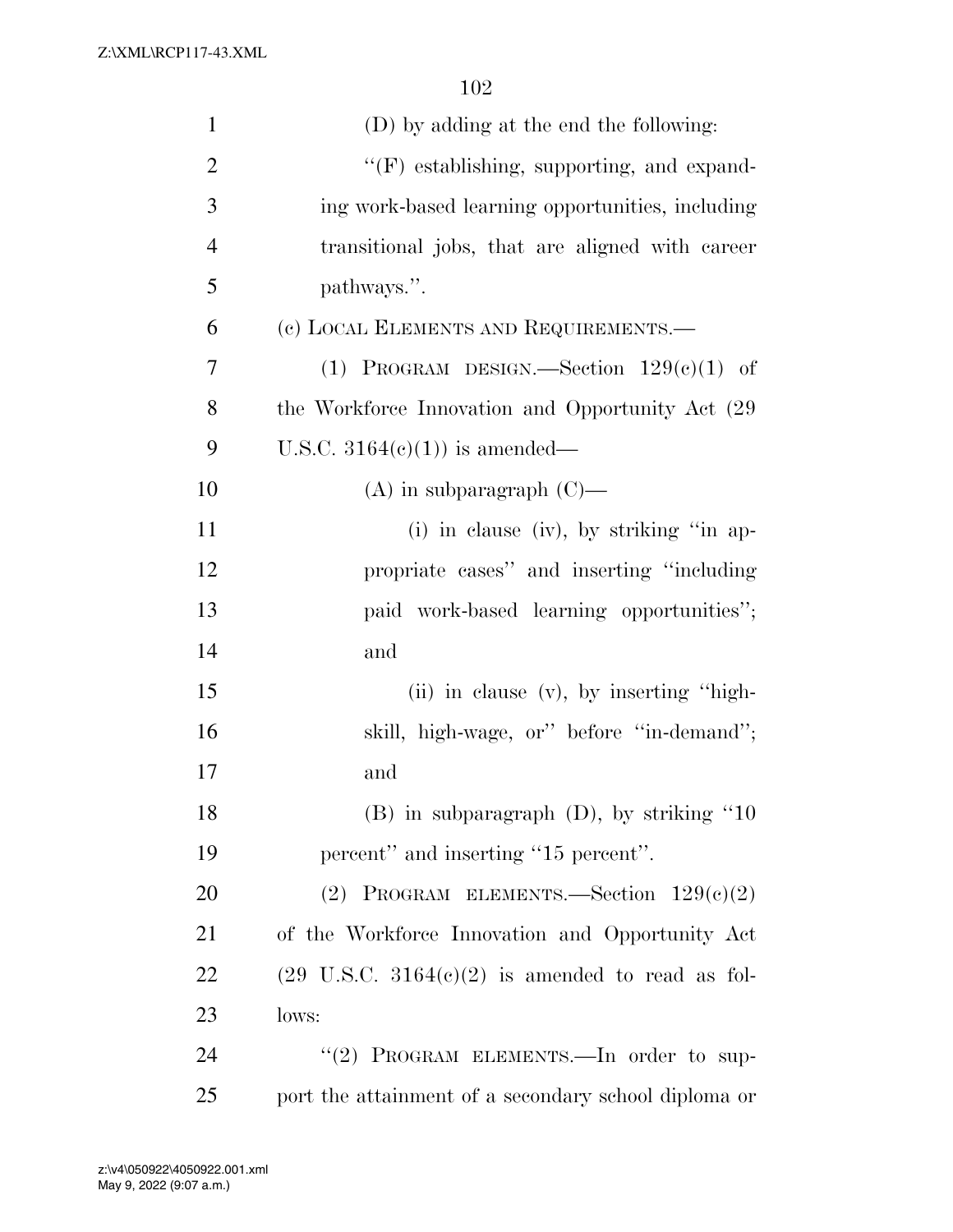(D) by adding at the end the following:

"(F) establishing, supporting, and expanding work-based learning opportunities, including transitional jobs, that are aligned with career pathways.".

(c) LOCAL ELEMENTS AND REQUIREMENTS.—

(1) PROGRAM DESIGN.—Section 129(c)(1) of the Workforce Innovation and Opportunity Act (29 U.S.C. 3164(c)(1)) is amended—

(A) in subparagraph (C)—

(i) in clause (iv), by striking "in appropriate cases" and inserting "including paid work-based learning opportunities"; and

(ii) in clause (v), by inserting "high-skill, high-wage, or" before "in-demand"; and

(B) in subparagraph (D), by striking "10 percent" and inserting "15 percent".

(2) PROGRAM ELEMENTS.—Section 129(c)(2) of the Workforce Innovation and Opportunity Act (29 U.S.C. 3164(c)(2) is amended to read as follows:

"(2) PROGRAM ELEMENTS.—In order to support the attainment of a secondary school diploma or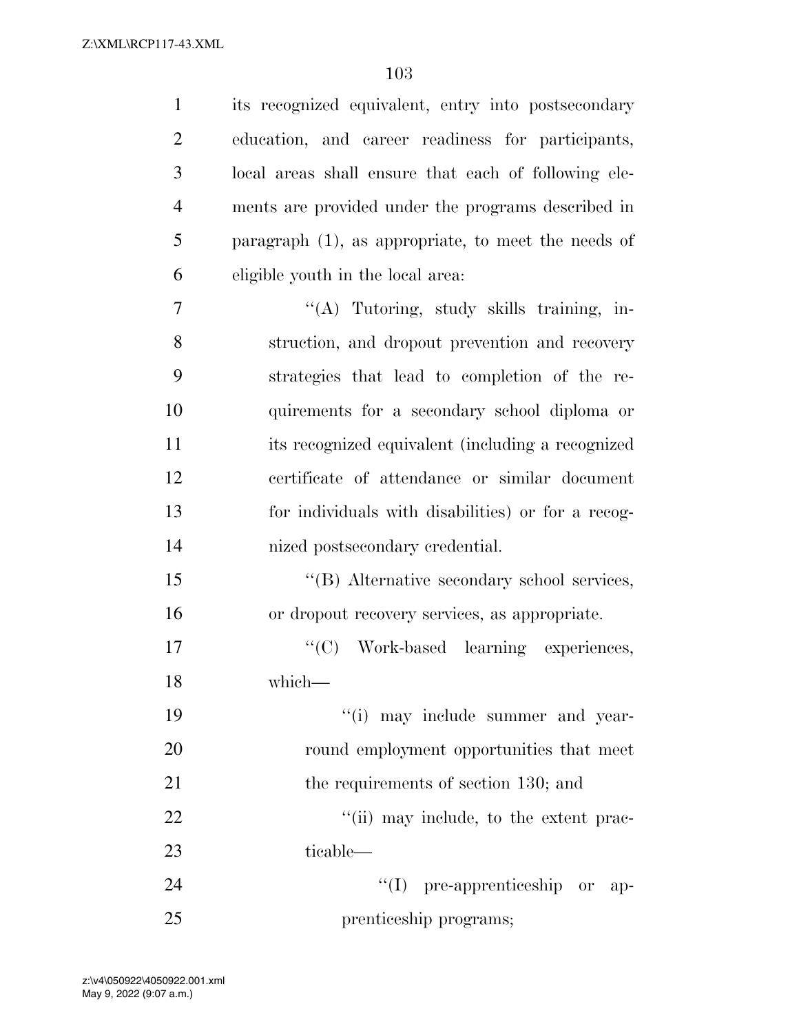its recognized equivalent, entry into postsecondary education, and career readiness for participants, local areas shall ensure that each of following elements are provided under the programs described in paragraph (1), as appropriate, to meet the needs of eligible youth in the local area:

"(A) Tutoring, study skills training, instruction, and dropout prevention and recovery strategies that lead to completion of the requirements for a secondary school diploma or its recognized equivalent (including a recognized certificate of attendance or similar document for individuals with disabilities) or for a recognized postsecondary credential.

"(B) Alternative secondary school services, or dropout recovery services, as appropriate.

"(C) Work-based learning experiences, which—

"(i) may include summer and year-round employment opportunities that meet the requirements of section 130; and

"(ii) may include, to the extent practicable—

"(I) pre-apprenticeship or apprenticeship programs;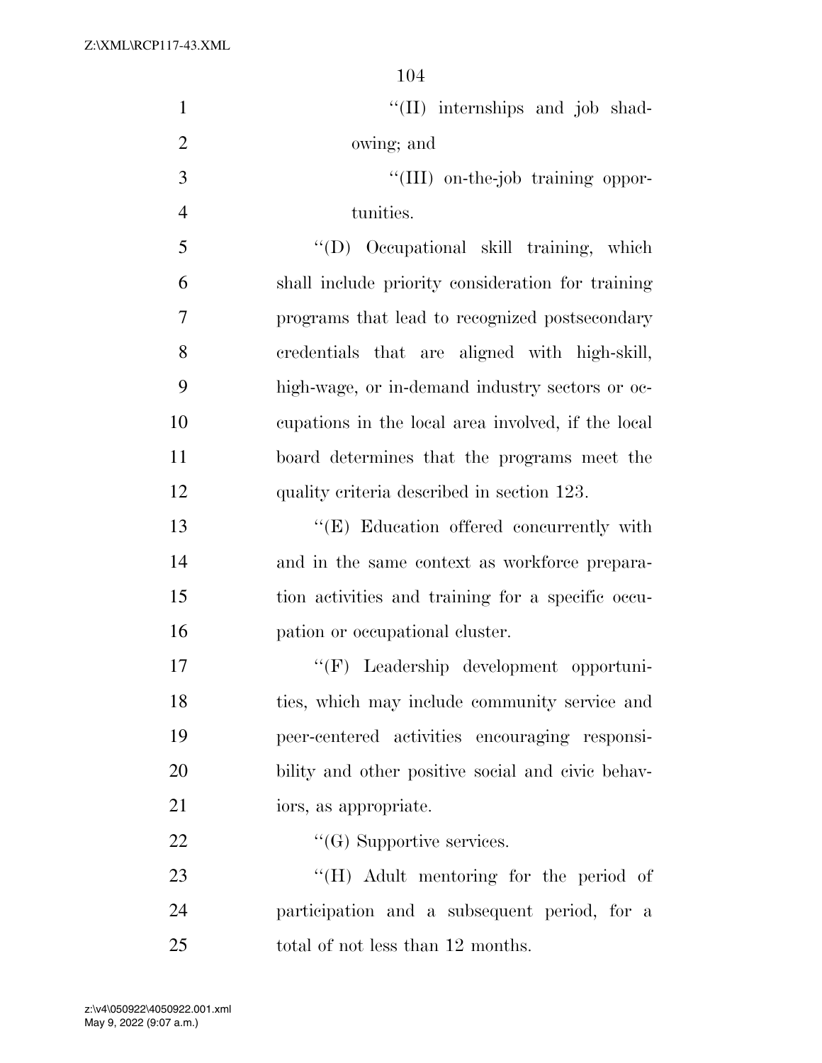"(II) internships and job shadowing; and

"(III) on-the-job training opportunities.

"(D) Occupational skill training, which shall include priority consideration for training programs that lead to recognized postsecondary credentials that are aligned with high-skill, high-wage, or in-demand industry sectors or occupations in the local area involved, if the local board determines that the programs meet the quality criteria described in section 123.

"(E) Education offered concurrently with and in the same context as workforce preparation activities and training for a specific occupation or occupational cluster.

"(F) Leadership development opportunities, which may include community service and peer-centered activities encouraging responsibility and other positive social and civic behaviors, as appropriate.

"(G) Supportive services.

"(H) Adult mentoring for the period of participation and a subsequent period, for a total of not less than 12 months.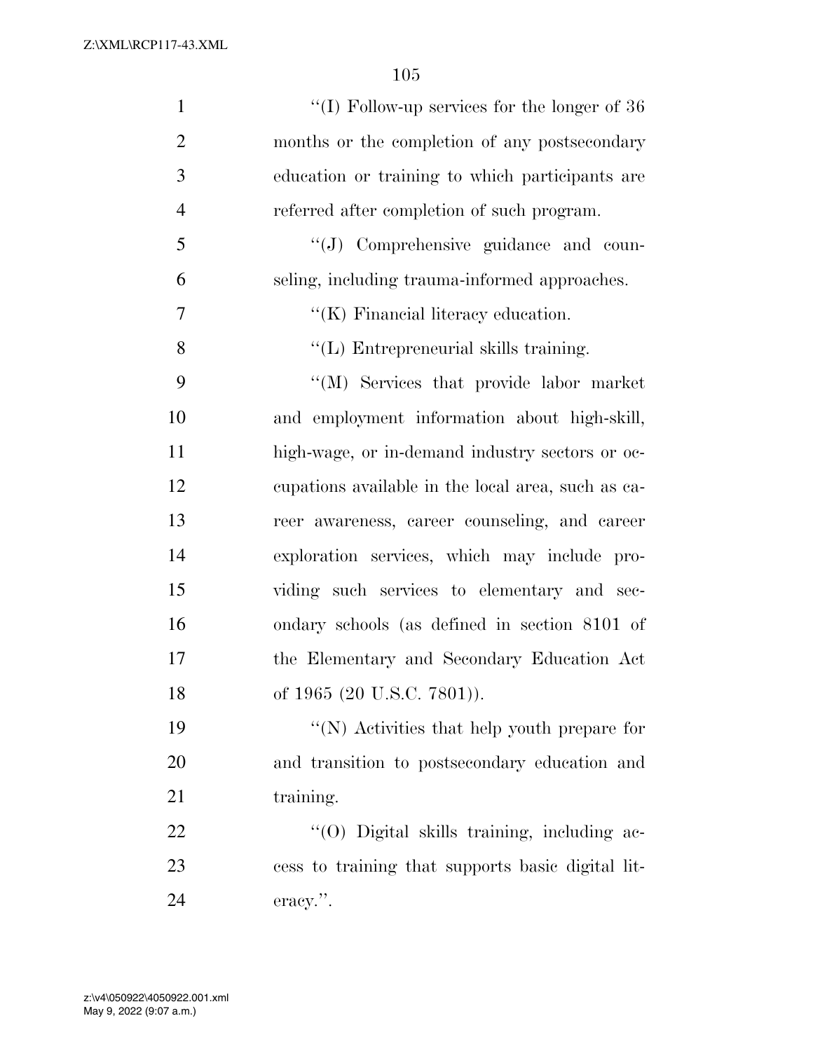''(I) Follow-up services for the longer of 36 months or the completion of any postsecondary education or training to which participants are referred after completion of such program.

''(J) Comprehensive guidance and counseling, including trauma-informed approaches.

''(K) Financial literacy education.

''(L) Entrepreneurial skills training.

''(M) Services that provide labor market and employment information about high-skill, high-wage, or in-demand industry sectors or occupations available in the local area, such as career awareness, career counseling, and career exploration services, which may include providing such services to elementary and secondary schools (as defined in section 8101 of the Elementary and Secondary Education Act of 1965 (20 U.S.C. 7801)).

''(N) Activities that help youth prepare for and transition to postsecondary education and training.

''(O) Digital skills training, including access to training that supports basic digital literacy.''.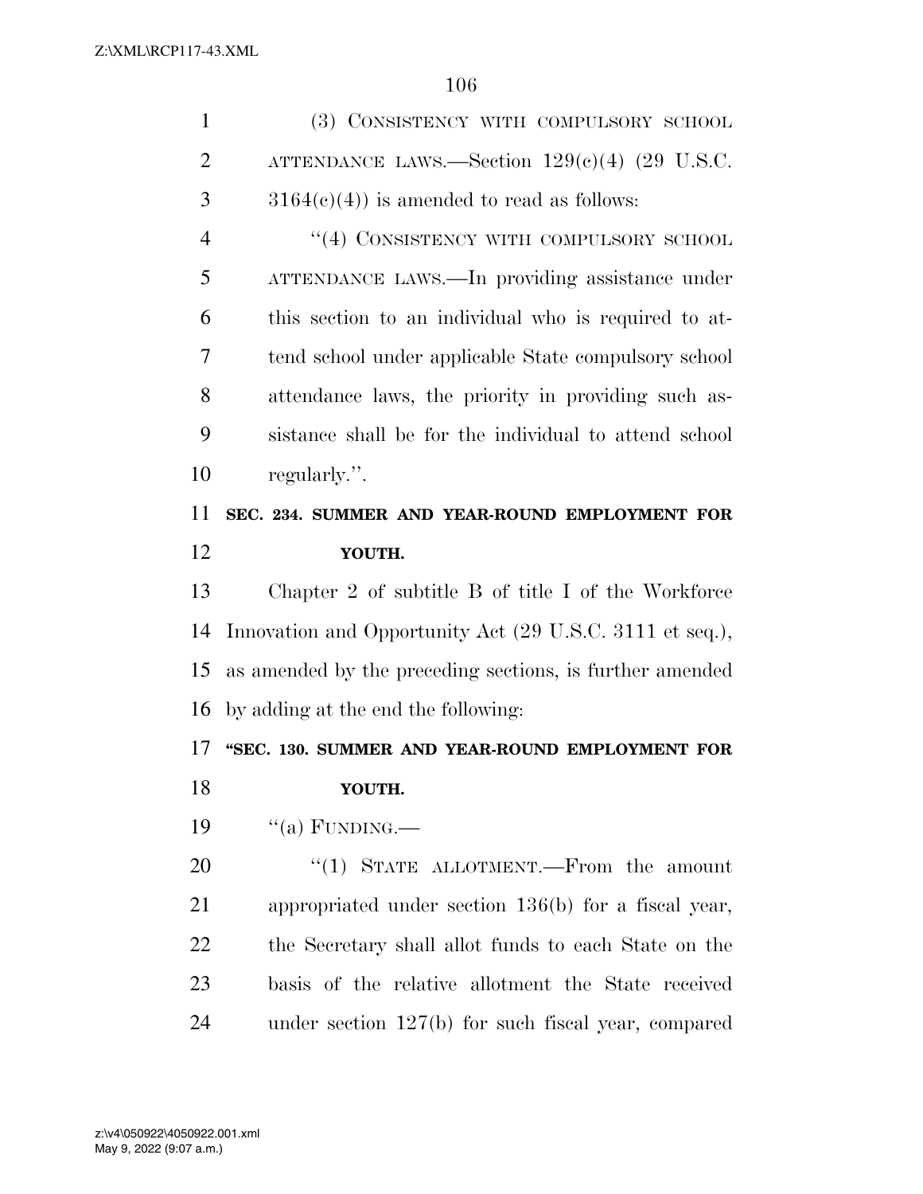(3) CONSISTENCY WITH COMPULSORY SCHOOL ATTENDANCE LAWS.—Section 129(c)(4) (29 U.S.C. 3164(c)(4)) is amended to read as follows:

"(4) CONSISTENCY WITH COMPULSORY SCHOOL ATTENDANCE LAWS.—In providing assistance under this section to an individual who is required to attend school under applicable State compulsory school attendance laws, the priority in providing such assistance shall be for the individual to attend school regularly.".

**SEC. 234. SUMMER AND YEAR-ROUND EMPLOYMENT FOR YOUTH.**

Chapter 2 of subtitle B of title I of the Workforce Innovation and Opportunity Act (29 U.S.C. 3111 et seq.), as amended by the preceding sections, is further amended by adding at the end the following:

**"SEC. 130. SUMMER AND YEAR-ROUND EMPLOYMENT FOR YOUTH.**

"(a) FUNDING.—

"(1) STATE ALLOTMENT.—From the amount appropriated under section 136(b) for a fiscal year, the Secretary shall allot funds to each State on the basis of the relative allotment the State received under section 127(b) for such fiscal year, compared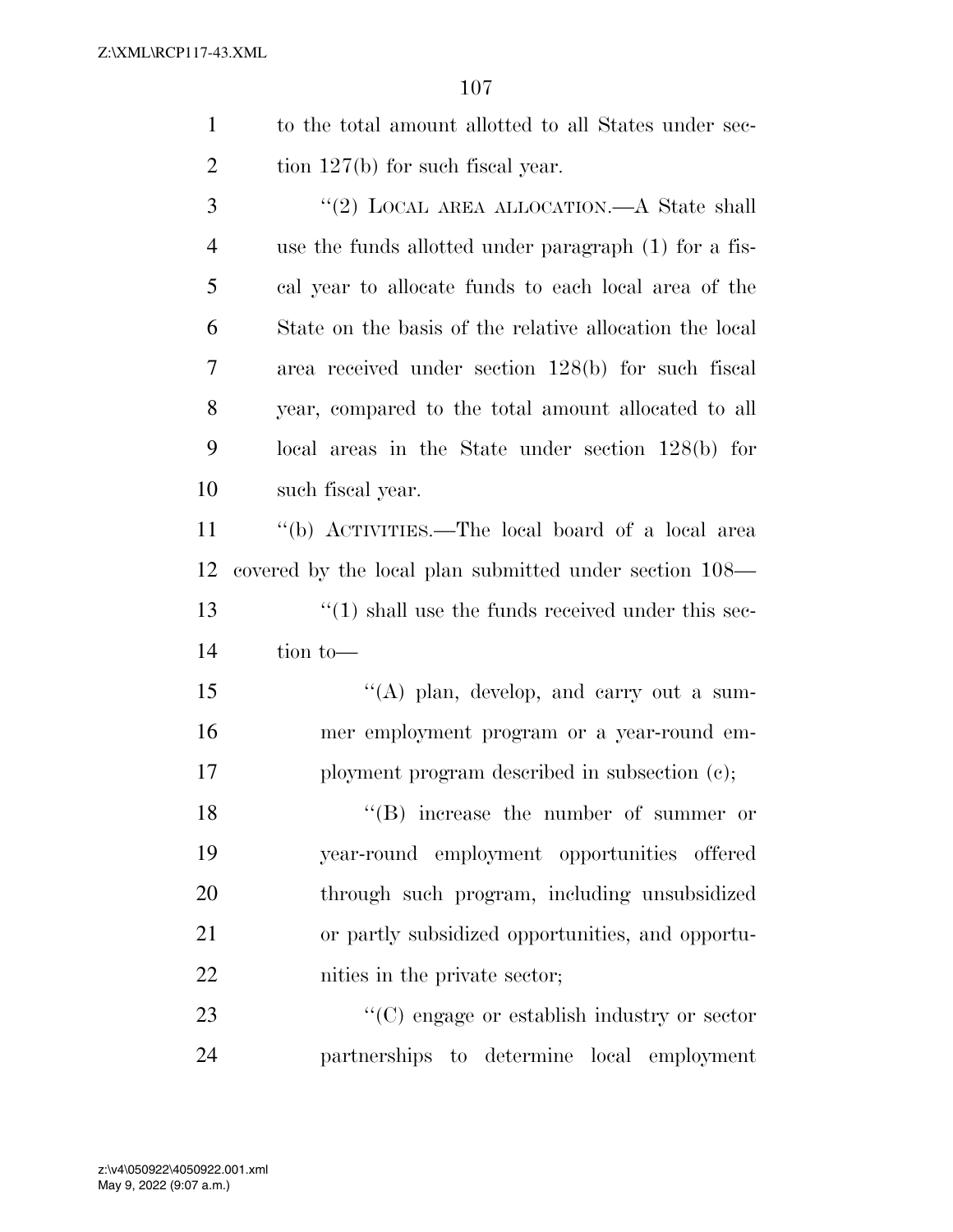to the total amount allotted to all States under section 127(b) for such fiscal year.

"(2) LOCAL AREA ALLOCATION.—A State shall use the funds allotted under paragraph (1) for a fiscal year to allocate funds to each local area of the State on the basis of the relative allocation the local area received under section 128(b) for such fiscal year, compared to the total amount allocated to all local areas in the State under section 128(b) for such fiscal year.

"(b) ACTIVITIES.—The local board of a local area covered by the local plan submitted under section 108—

"(1) shall use the funds received under this section to—

"(A) plan, develop, and carry out a summer employment program or a year-round employment program described in subsection (c);

"(B) increase the number of summer or year-round employment opportunities offered through such program, including unsubsidized or partly subsidized opportunities, and opportunities in the private sector;

"(C) engage or establish industry or sector partnerships to determine local employment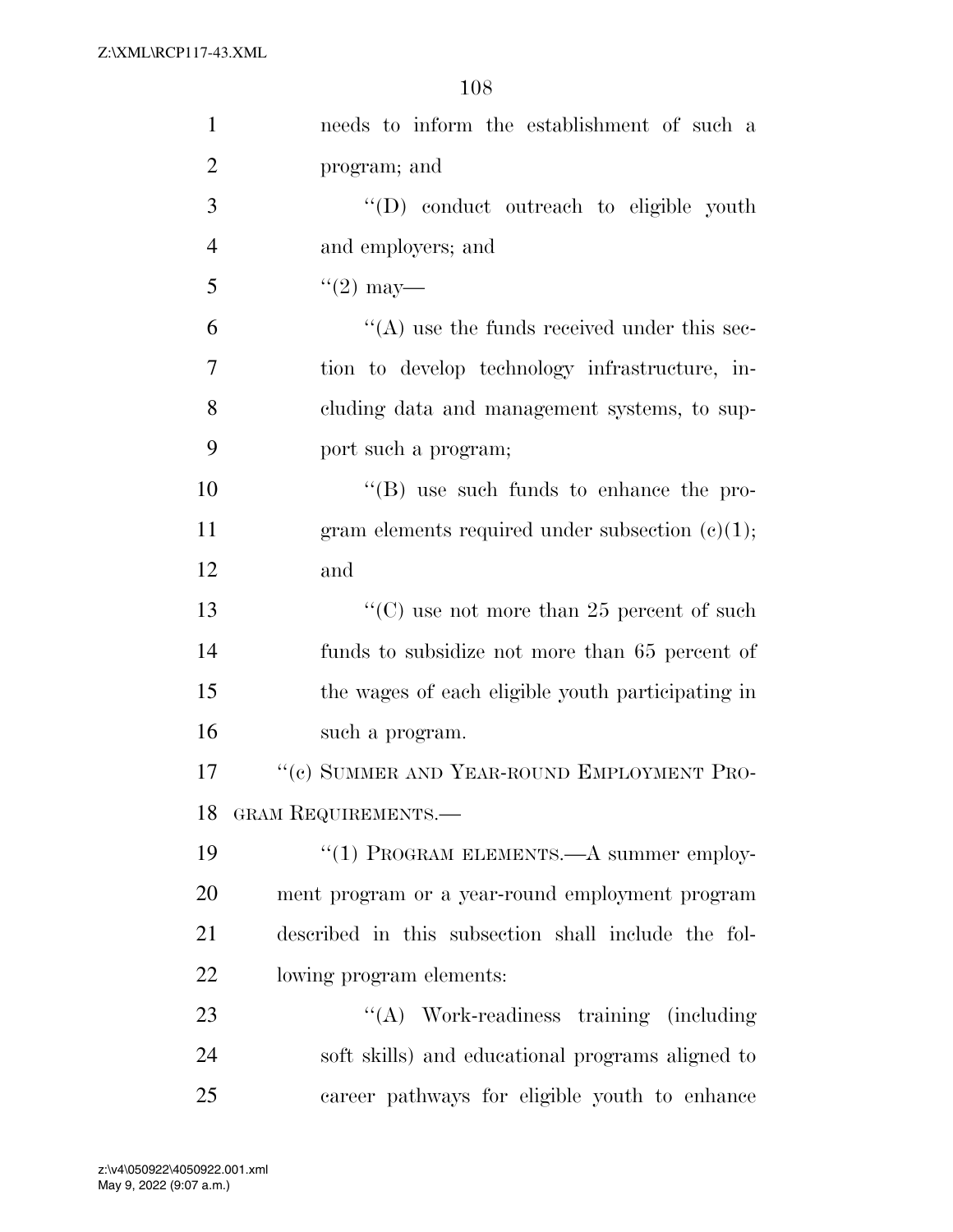needs to inform the establishment of such a program; and

"(D) conduct outreach to eligible youth and employers; and

"(2) may—

"(A) use the funds received under this section to develop technology infrastructure, including data and management systems, to support such a program;

"(B) use such funds to enhance the program elements required under subsection (c)(1); and

"(C) use not more than 25 percent of such funds to subsidize not more than 65 percent of the wages of each eligible youth participating in such a program.

"(c) SUMMER AND YEAR-ROUND EMPLOYMENT PROGRAM REQUIREMENTS.—

"(1) PROGRAM ELEMENTS.—A summer employment program or a year-round employment program described in this subsection shall include the following program elements:

"(A) Work-readiness training (including soft skills) and educational programs aligned to career pathways for eligible youth to enhance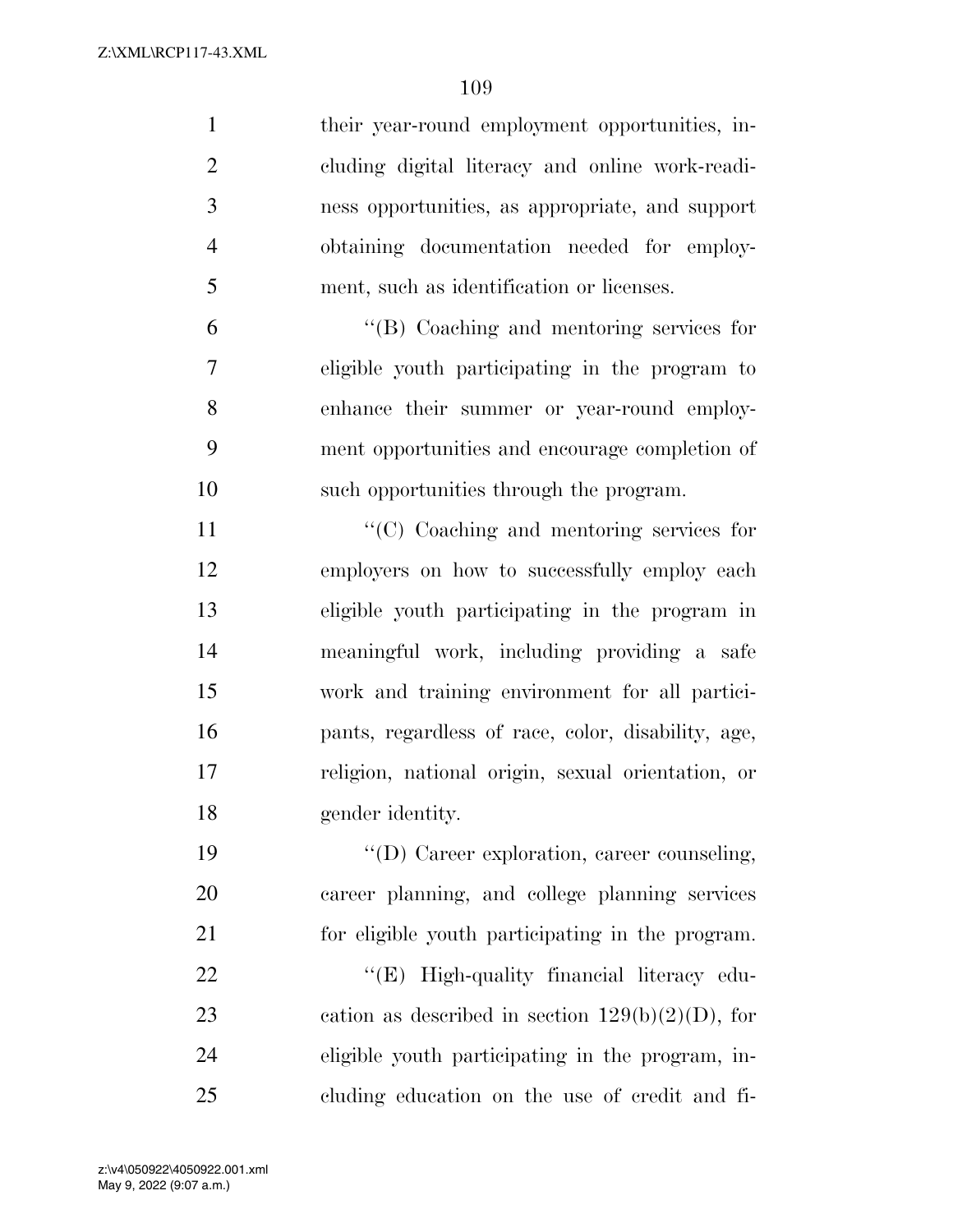their year-round employment opportunities, including digital literacy and online work-readiness opportunities, as appropriate, and support obtaining documentation needed for employment, such as identification or licenses.

"(B) Coaching and mentoring services for eligible youth participating in the program to enhance their summer or year-round employment opportunities and encourage completion of such opportunities through the program.

"(C) Coaching and mentoring services for employers on how to successfully employ each eligible youth participating in the program in meaningful work, including providing a safe work and training environment for all participants, regardless of race, color, disability, age, religion, national origin, sexual orientation, or gender identity.

"(D) Career exploration, career counseling, career planning, and college planning services for eligible youth participating in the program.

"(E) High-quality financial literacy education as described in section 129(b)(2)(D), for eligible youth participating in the program, including education on the use of credit and fi-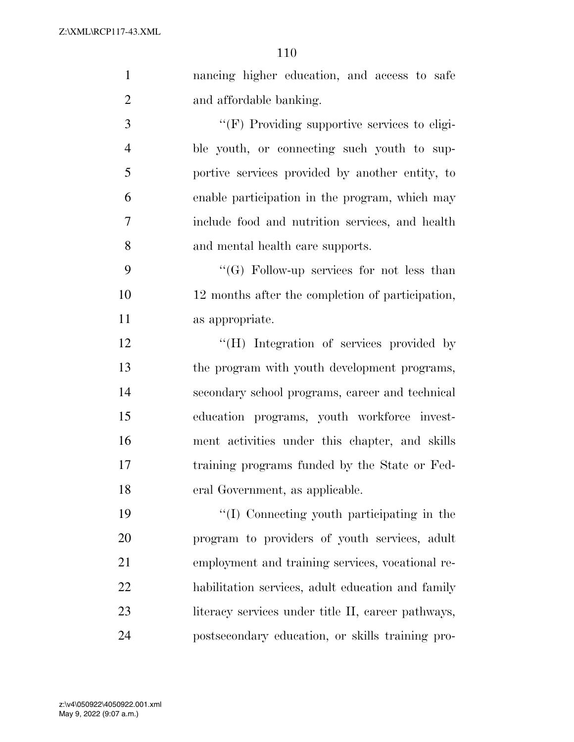nancing higher education, and access to safe and affordable banking.

''(F) Providing supportive services to eligible youth, or connecting such youth to supportive services provided by another entity, to enable participation in the program, which may include food and nutrition services, and health and mental health care supports.

''(G) Follow-up services for not less than 12 months after the completion of participation, as appropriate.

''(H) Integration of services provided by the program with youth development programs, secondary school programs, career and technical education programs, youth workforce investment activities under this chapter, and skills training programs funded by the State or Federal Government, as applicable.

''(I) Connecting youth participating in the program to providers of youth services, adult employment and training services, vocational rehabilitation services, adult education and family literacy services under title II, career pathways, postsecondary education, or skills training pro-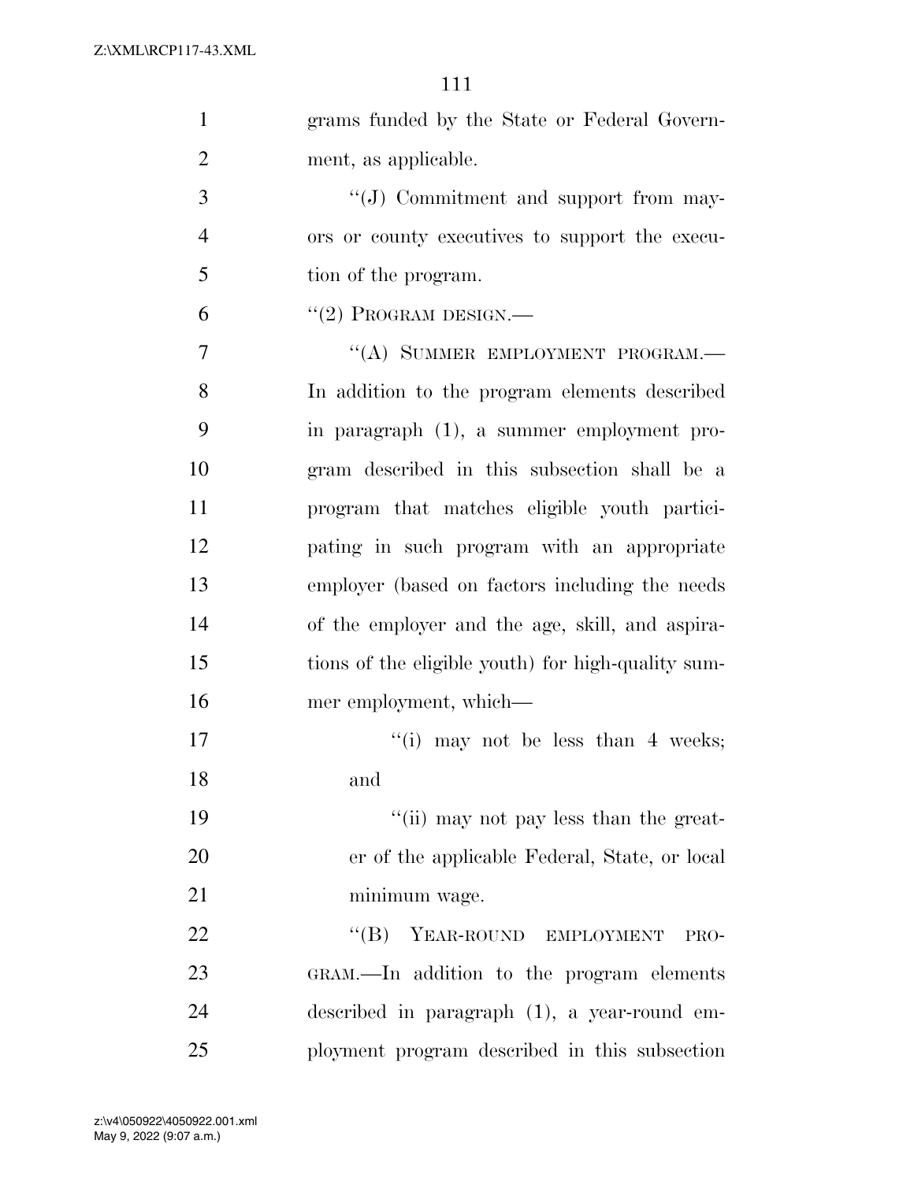grams funded by the State or Federal Government, as applicable.

"(J) Commitment and support from mayors or county executives to support the execution of the program.

"(2) PROGRAM DESIGN.—

"(A) SUMMER EMPLOYMENT PROGRAM.— In addition to the program elements described in paragraph (1), a summer employment program described in this subsection shall be a program that matches eligible youth participating in such program with an appropriate employer (based on factors including the needs of the employer and the age, skill, and aspirations of the eligible youth) for high-quality summer employment, which—

"(i) may not be less than 4 weeks; and

"(ii) may not pay less than the greater of the applicable Federal, State, or local minimum wage.

"(B) YEAR-ROUND EMPLOYMENT PROGRAM.—In addition to the program elements described in paragraph (1), a year-round employment program described in this subsection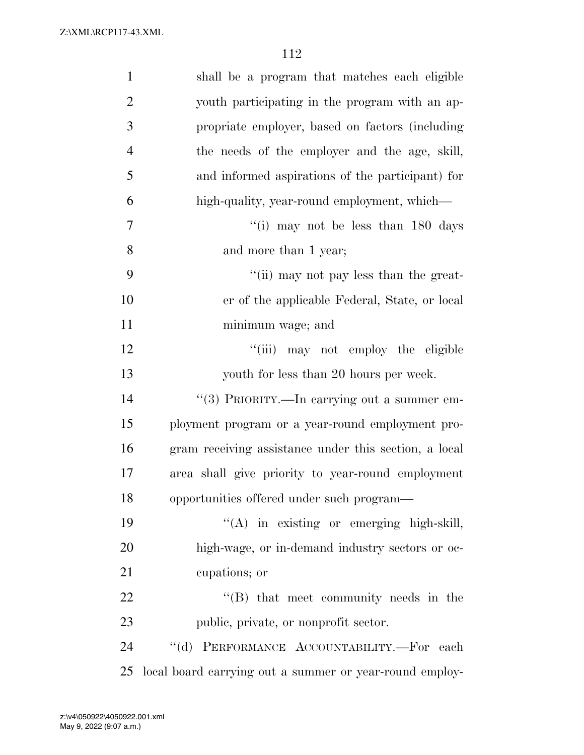shall be a program that matches each eligible youth participating in the program with an appropriate employer, based on factors (including the needs of the employer and the age, skill, and informed aspirations of the participant) for high-quality, year-round employment, which—

"(i) may not be less than 180 days and more than 1 year;

"(ii) may not pay less than the greater of the applicable Federal, State, or local minimum wage; and

"(iii) may not employ the eligible youth for less than 20 hours per week.

"(3) PRIORITY.—In carrying out a summer employment program or a year-round employment program receiving assistance under this section, a local area shall give priority to year-round employment opportunities offered under such program—

"(A) in existing or emerging high-skill, high-wage, or in-demand industry sectors or occupations; or

"(B) that meet community needs in the public, private, or nonprofit sector.

"(d) PERFORMANCE ACCOUNTABILITY.—For each local board carrying out a summer or year-round employ-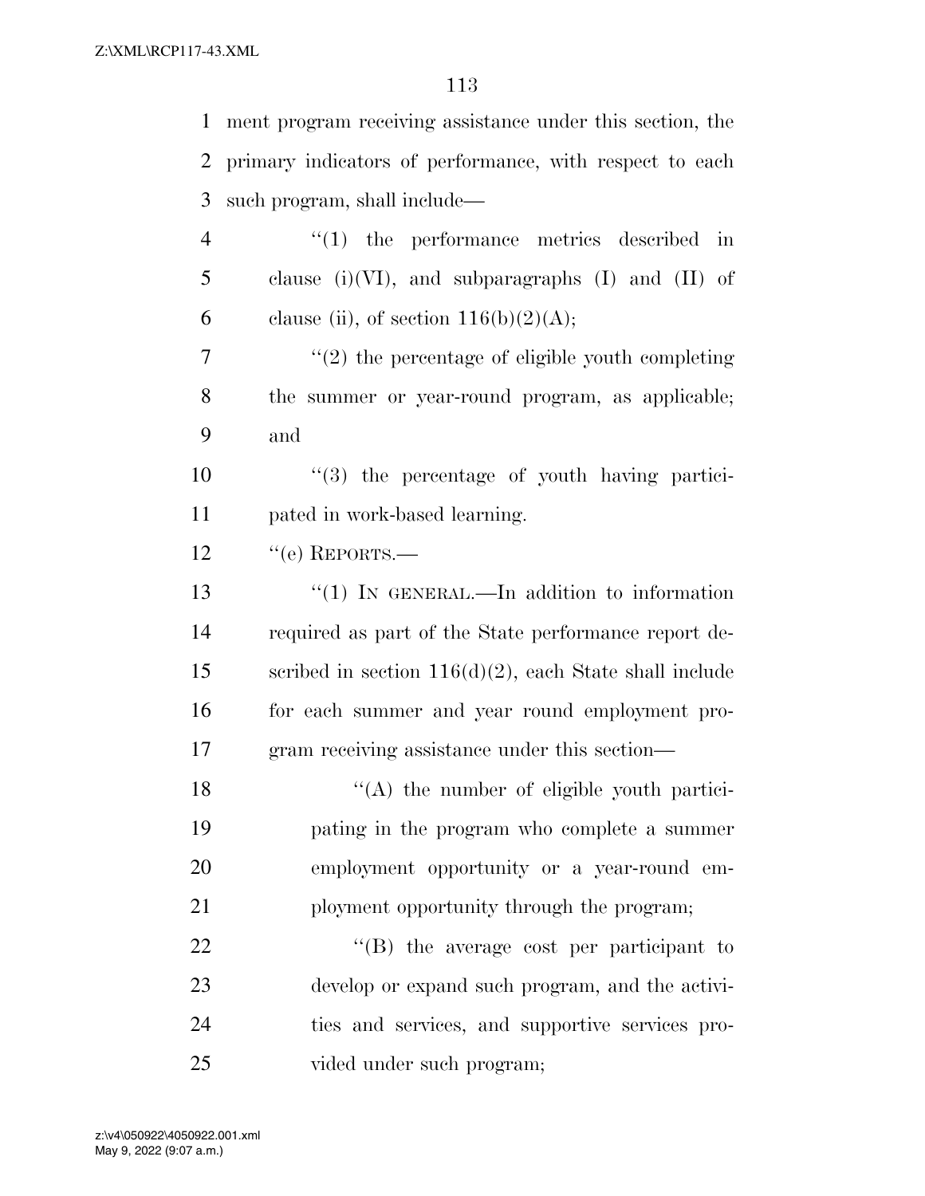ment program receiving assistance under this section, the primary indicators of performance, with respect to each such program, shall include—

"(1) the performance metrics described in clause (i)(VI), and subparagraphs (I) and (II) of clause (ii), of section 116(b)(2)(A);

"(2) the percentage of eligible youth completing the summer or year-round program, as applicable; and

"(3) the percentage of youth having participated in work-based learning.

"(e) REPORTS.—

"(1) IN GENERAL.—In addition to information required as part of the State performance report described in section 116(d)(2), each State shall include for each summer and year round employment program receiving assistance under this section—

"(A) the number of eligible youth participating in the program who complete a summer employment opportunity or a year-round employment opportunity through the program;

"(B) the average cost per participant to develop or expand such program, and the activities and services, and supportive services provided under such program;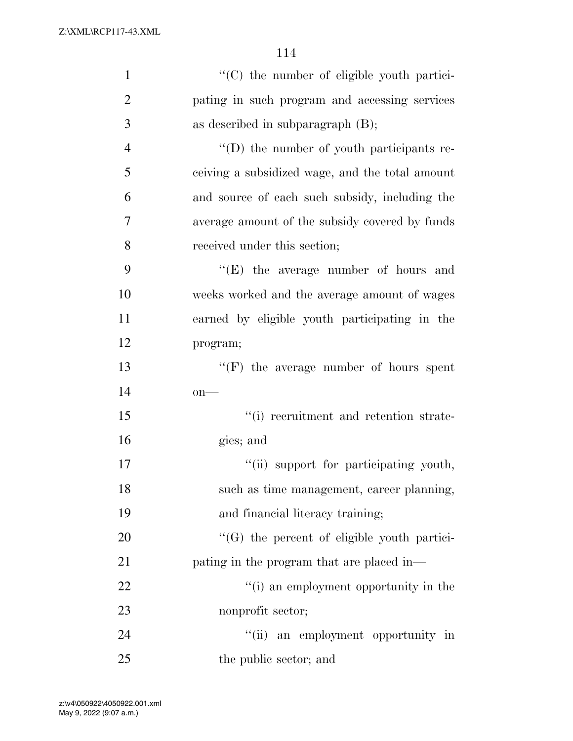"(C) the number of eligible youth participating in such program and accessing services as described in subparagraph (B);

"(D) the number of youth participants receiving a subsidized wage, and the total amount and source of each such subsidy, including the average amount of the subsidy covered by funds received under this section;

"(E) the average number of hours and weeks worked and the average amount of wages earned by eligible youth participating in the program;

"(F) the average number of hours spent on—

"(i) recruitment and retention strategies; and

"(ii) support for participating youth, such as time management, career planning, and financial literacy training;

"(G) the percent of eligible youth participating in the program that are placed in—

"(i) an employment opportunity in the nonprofit sector;

"(ii) an employment opportunity in the public sector; and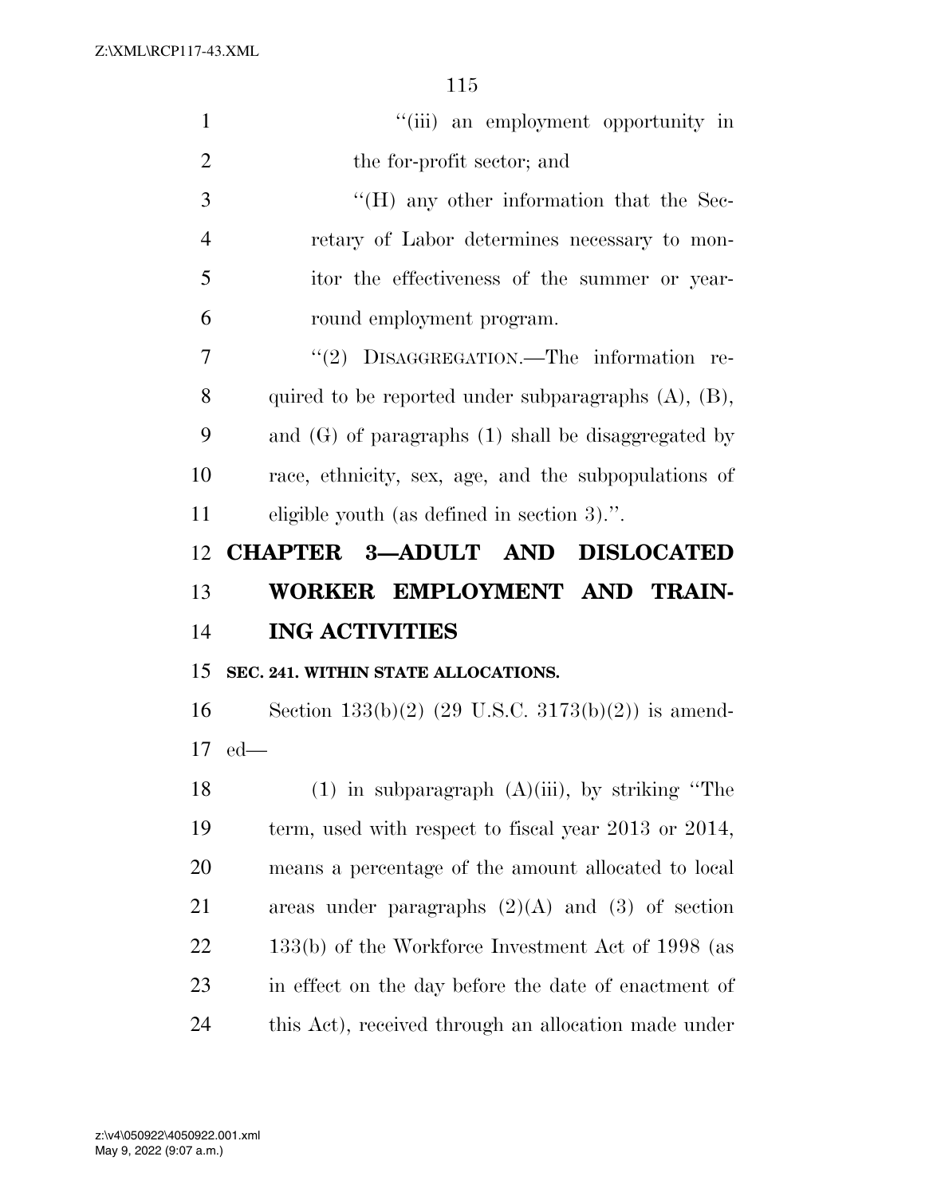"(iii) an employment opportunity in the for-profit sector; and

"(H) any other information that the Secretary of Labor determines necessary to monitor the effectiveness of the summer or year-round employment program.

"(2) DISAGGREGATION.—The information required to be reported under subparagraphs (A), (B), and (G) of paragraphs (1) shall be disaggregated by race, ethnicity, sex, age, and the subpopulations of eligible youth (as defined in section 3).".

## CHAPTER 3—ADULT AND DISLOCATED WORKER EMPLOYMENT AND TRAINING ACTIVITIES

### SEC. 241. WITHIN STATE ALLOCATIONS.

Section 133(b)(2) (29 U.S.C. 3173(b)(2)) is amended—

(1) in subparagraph (A)(iii), by striking "The term, used with respect to fiscal year 2013 or 2014, means a percentage of the amount allocated to local areas under paragraphs (2)(A) and (3) of section 133(b) of the Workforce Investment Act of 1998 (as in effect on the day before the date of enactment of this Act), received through an allocation made under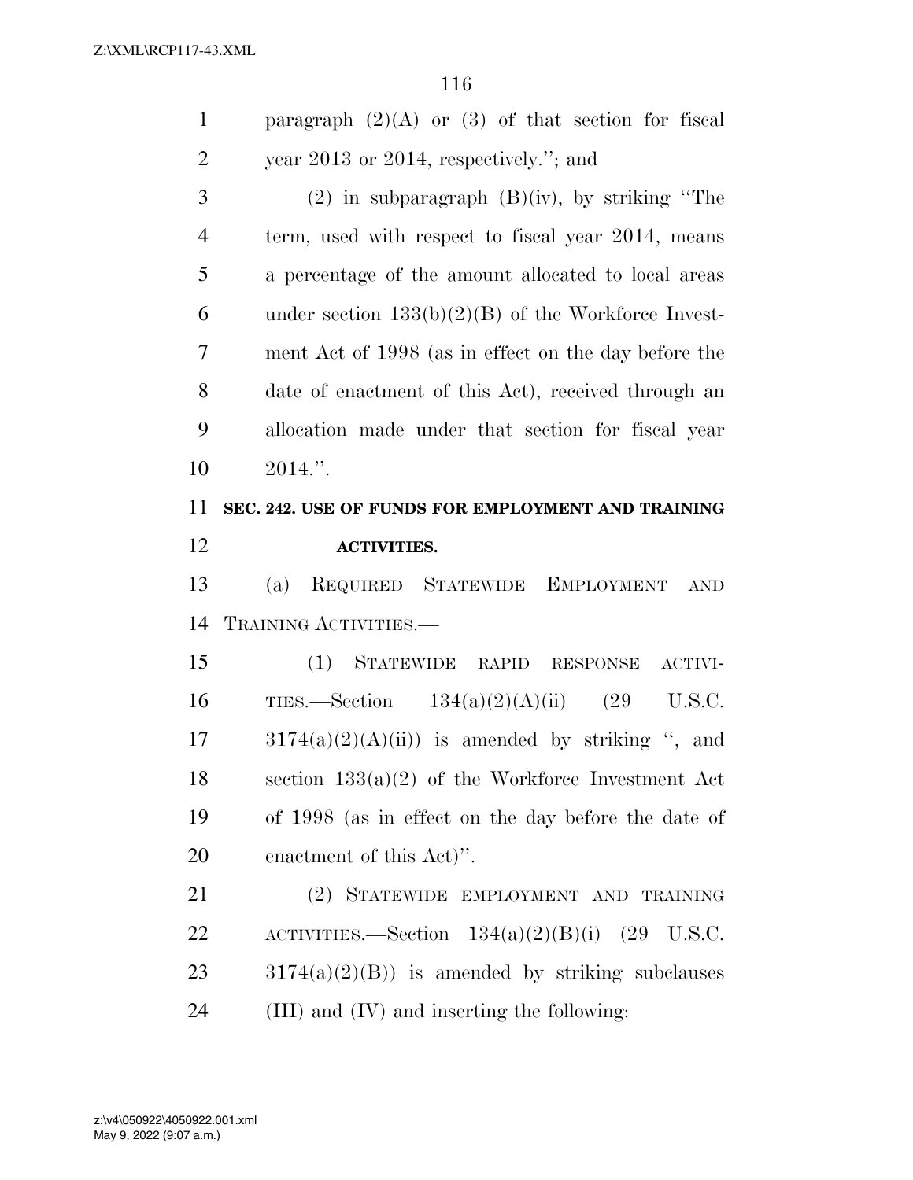paragraph (2)(A) or (3) of that section for fiscal year 2013 or 2014, respectively.''; and

(2) in subparagraph (B)(iv), by striking ''The term, used with respect to fiscal year 2014, means a percentage of the amount allocated to local areas under section 133(b)(2)(B) of the Workforce Investment Act of 1998 (as in effect on the day before the date of enactment of this Act), received through an allocation made under that section for fiscal year 2014.''.

**SEC. 242. USE OF FUNDS FOR EMPLOYMENT AND TRAINING ACTIVITIES.**

(a) REQUIRED STATEWIDE EMPLOYMENT AND TRAINING ACTIVITIES.—

(1) STATEWIDE RAPID RESPONSE ACTIVITIES.—Section 134(a)(2)(A)(ii) (29 U.S.C. 3174(a)(2)(A)(ii)) is amended by striking '', and section 133(a)(2) of the Workforce Investment Act of 1998 (as in effect on the day before the date of enactment of this Act)''.

(2) STATEWIDE EMPLOYMENT AND TRAINING ACTIVITIES.—Section 134(a)(2)(B)(i) (29 U.S.C. 3174(a)(2)(B)) is amended by striking subclauses (III) and (IV) and inserting the following: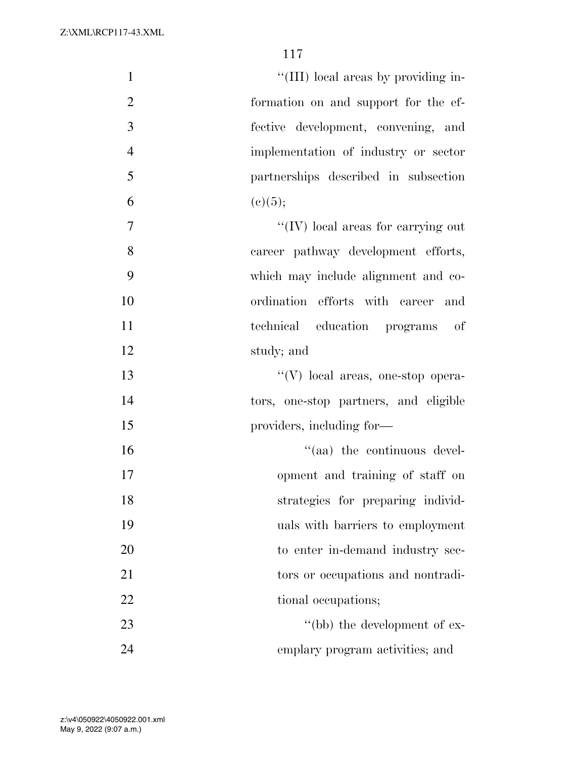''(III) local areas by providing information on and support for the effective development, convening, and implementation of industry or sector partnerships described in subsection (c)(5);

''(IV) local areas for carrying out career pathway development efforts, which may include alignment and coordination efforts with career and technical education programs of study; and

''(V) local areas, one-stop operators, one-stop partners, and eligible providers, including for—

''(aa) the continuous development and training of staff on strategies for preparing individuals with barriers to employment to enter in-demand industry sectors or occupations and nontraditional occupations;

''(bb) the development of exemplary program activities; and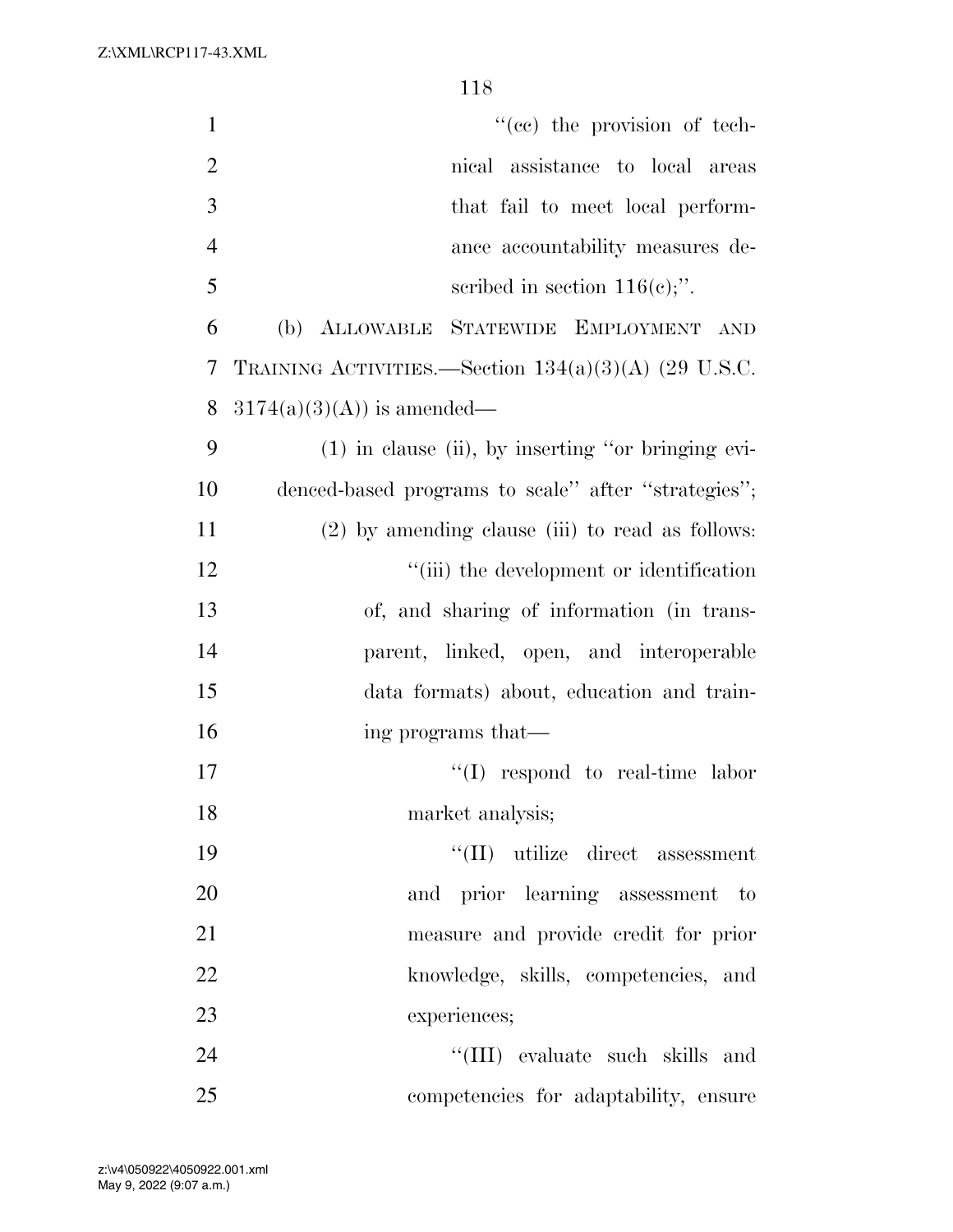''(cc) the provision of technical assistance to local areas that fail to meet local performance accountability measures described in section 116(c);''.

(b) ALLOWABLE STATEWIDE EMPLOYMENT AND TRAINING ACTIVITIES.—Section 134(a)(3)(A) (29 U.S.C. 3174(a)(3)(A)) is amended—

(1) in clause (ii), by inserting ''or bringing evidenced-based programs to scale'' after ''strategies'';

(2) by amending clause (iii) to read as follows:

''(iii) the development or identification of, and sharing of information (in transparent, linked, open, and interoperable data formats) about, education and training programs that—

''(I) respond to real-time labor market analysis;

''(II) utilize direct assessment and prior learning assessment to measure and provide credit for prior knowledge, skills, competencies, and experiences;

''(III) evaluate such skills and competencies for adaptability, ensure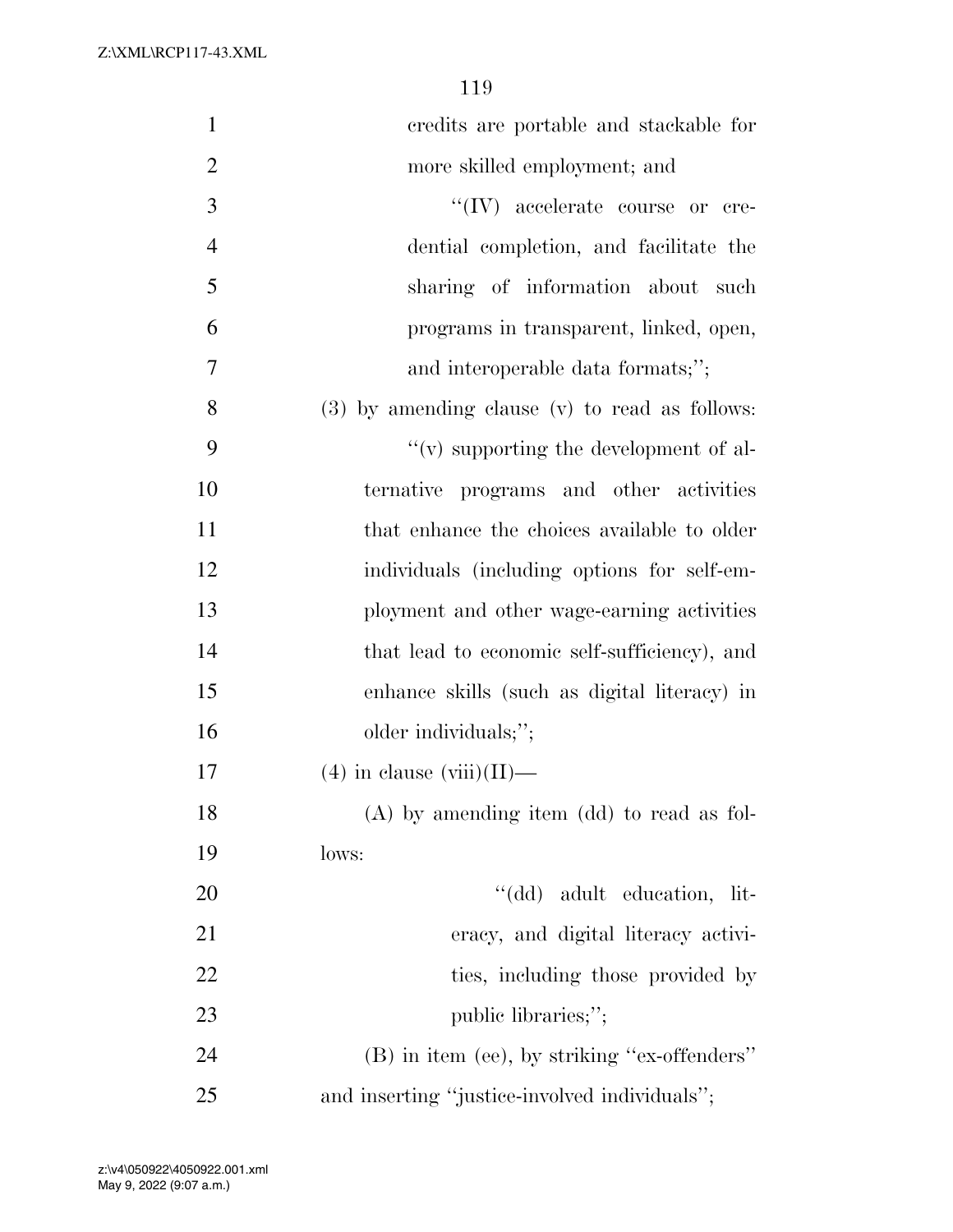credits are portable and stackable for more skilled employment; and

"(IV) accelerate course or credential completion, and facilitate the sharing of information about such programs in transparent, linked, open, and interoperable data formats;";

(3) by amending clause (v) to read as follows:

"(v) supporting the development of alternative programs and other activities that enhance the choices available to older individuals (including options for self-employment and other wage-earning activities that lead to economic self-sufficiency), and enhance skills (such as digital literacy) in older individuals;";

(4) in clause (viii)(II)—

(A) by amending item (dd) to read as follows:

"(dd) adult education, literacy, and digital literacy activities, including those provided by public libraries;";

(B) in item (ee), by striking "ex-offenders" and inserting "justice-involved individuals";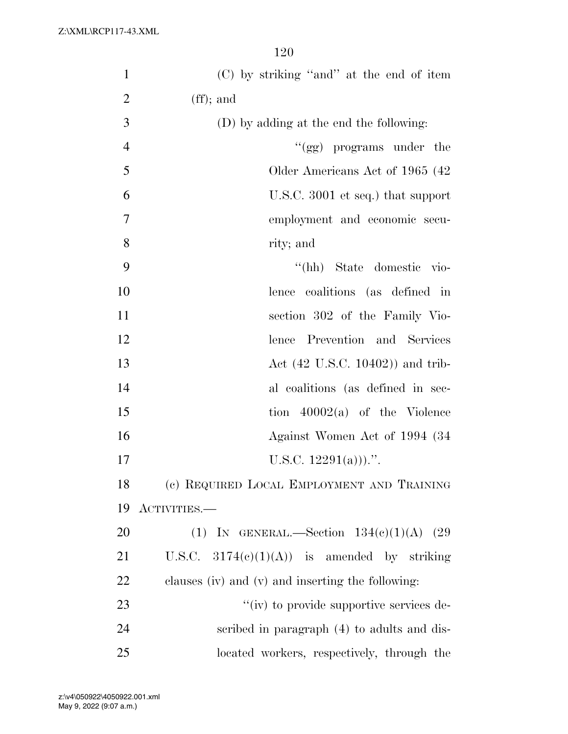(C) by striking "and" at the end of item (ff); and

(D) by adding at the end the following:

"(gg) programs under the Older Americans Act of 1965 (42 U.S.C. 3001 et seq.) that support employment and economic security; and

"(hh) State domestic violence coalitions (as defined in section 302 of the Family Violence Prevention and Services Act (42 U.S.C. 10402)) and tribal coalitions (as defined in section 40002(a) of the Violence Against Women Act of 1994 (34 U.S.C. 12291(a)))."

(c) REQUIRED LOCAL EMPLOYMENT AND TRAINING ACTIVITIES.—

(1) IN GENERAL.—Section 134(c)(1)(A) (29 U.S.C. 3174(c)(1)(A)) is amended by striking clauses (iv) and (v) and inserting the following:

"(iv) to provide supportive services described in paragraph (4) to adults and dislocated workers, respectively, through the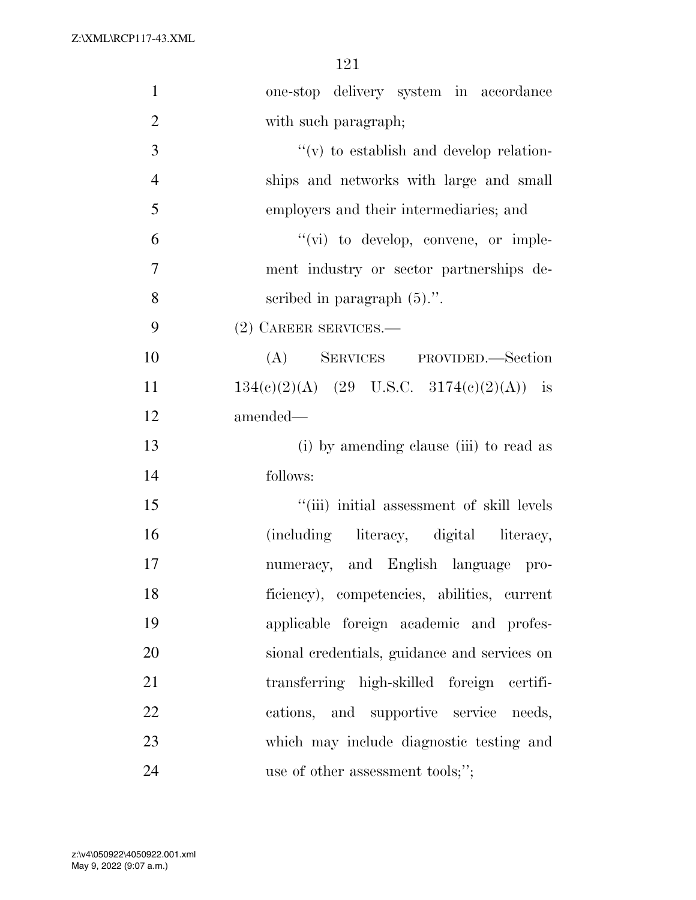one-stop delivery system in accordance with such paragraph;

''(v) to establish and develop relationships and networks with large and small employers and their intermediaries; and

''(vi) to develop, convene, or implement industry or sector partnerships described in paragraph (5).''.

(2) CAREER SERVICES.—

(A) SERVICES PROVIDED.—Section 134(c)(2)(A) (29 U.S.C. 3174(c)(2)(A)) is amended—

(i) by amending clause (iii) to read as follows:

''(iii) initial assessment of skill levels (including literacy, digital literacy, numeracy, and English language proficiency), competencies, abilities, current applicable foreign academic and professional credentials, guidance and services on transferring high-skilled foreign certifications, and supportive service needs, which may include diagnostic testing and use of other assessment tools;'';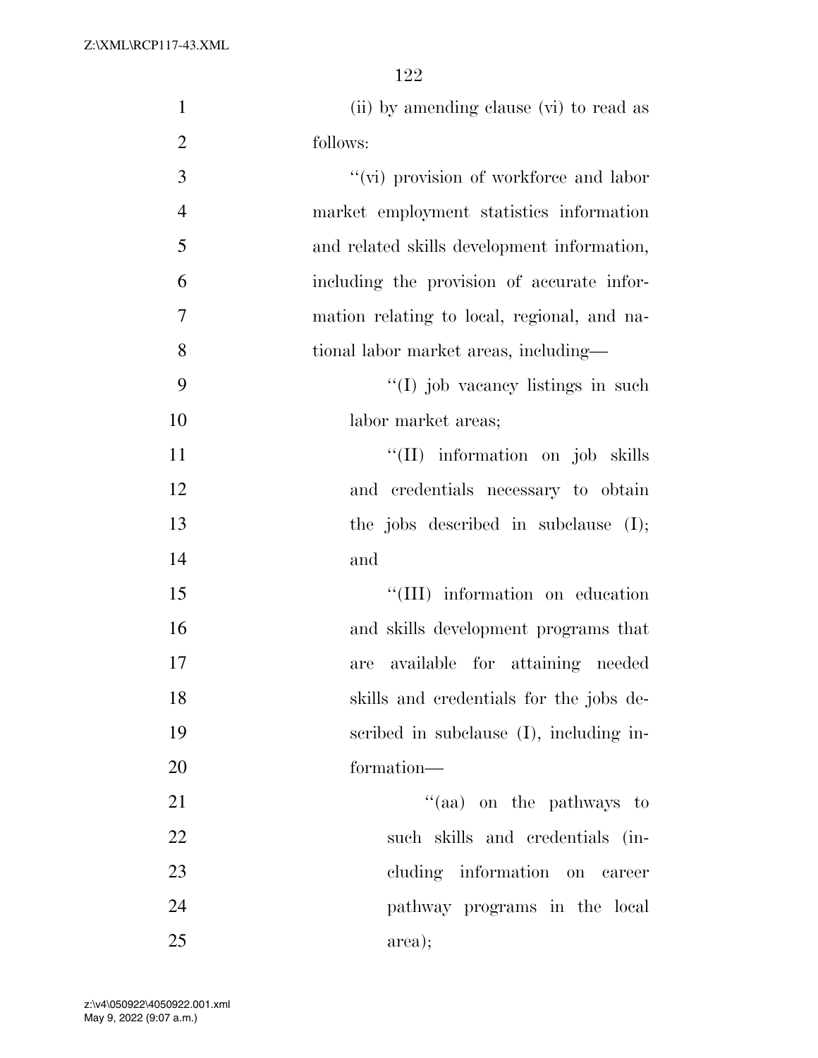(ii) by amending clause (vi) to read as follows:

"(vi) provision of workforce and labor market employment statistics information and related skills development information, including the provision of accurate information relating to local, regional, and national labor market areas, including—

"(I) job vacancy listings in such labor market areas;

"(II) information on job skills and credentials necessary to obtain the jobs described in subclause (I); and

"(III) information on education and skills development programs that are available for attaining needed skills and credentials for the jobs described in subclause (I), including information—

"(aa) on the pathways to such skills and credentials (including information on career pathway programs in the local area);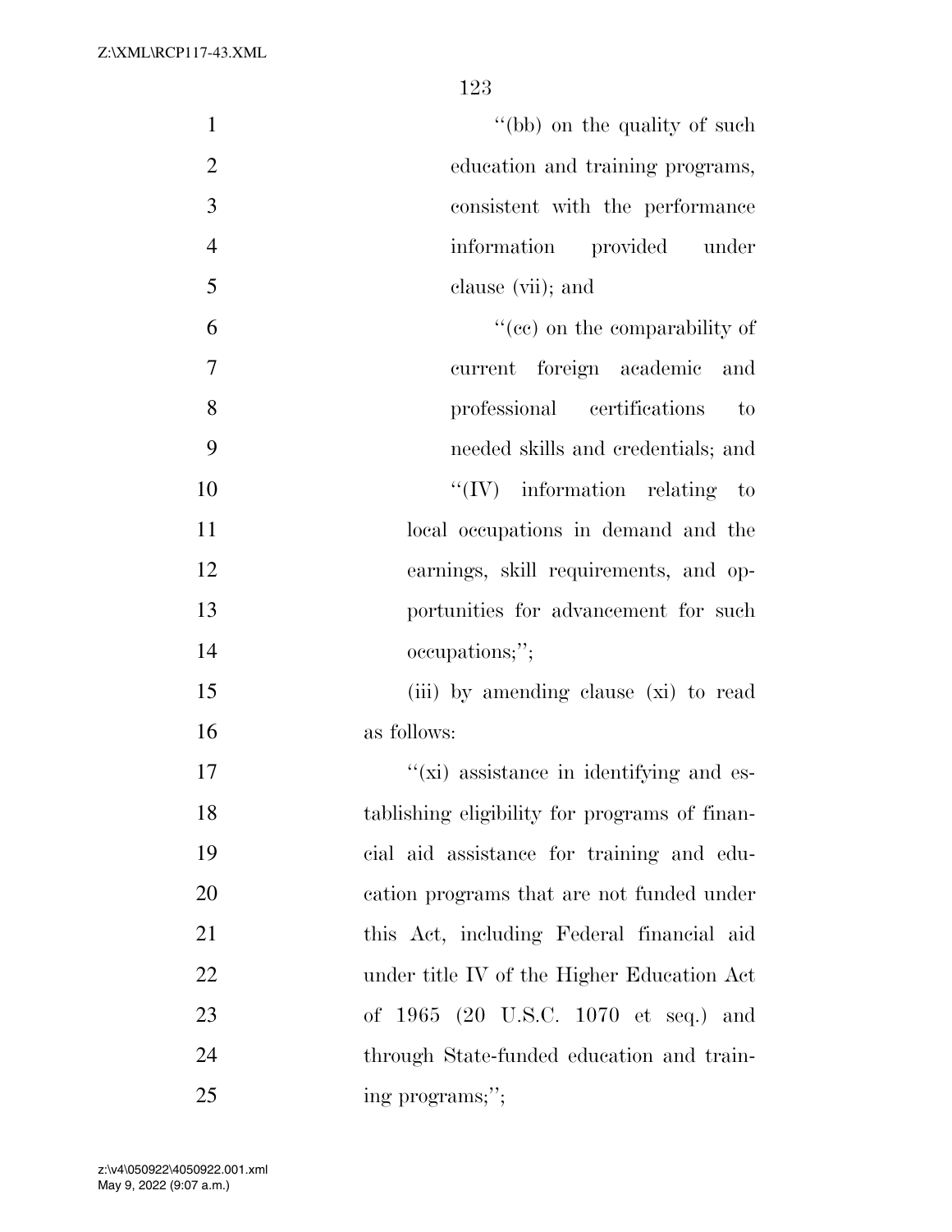''(bb) on the quality of such education and training programs, consistent with the performance information provided under clause (vii); and

''(cc) on the comparability of current foreign academic and professional certifications to needed skills and credentials; and

''(IV) information relating to local occupations in demand and the earnings, skill requirements, and opportunities for advancement for such occupations;'';

(iii) by amending clause (xi) to read as follows:

''(xi) assistance in identifying and establishing eligibility for programs of financial aid assistance for training and education programs that are not funded under this Act, including Federal financial aid under title IV of the Higher Education Act of 1965 (20 U.S.C. 1070 et seq.) and through State-funded education and training programs;'';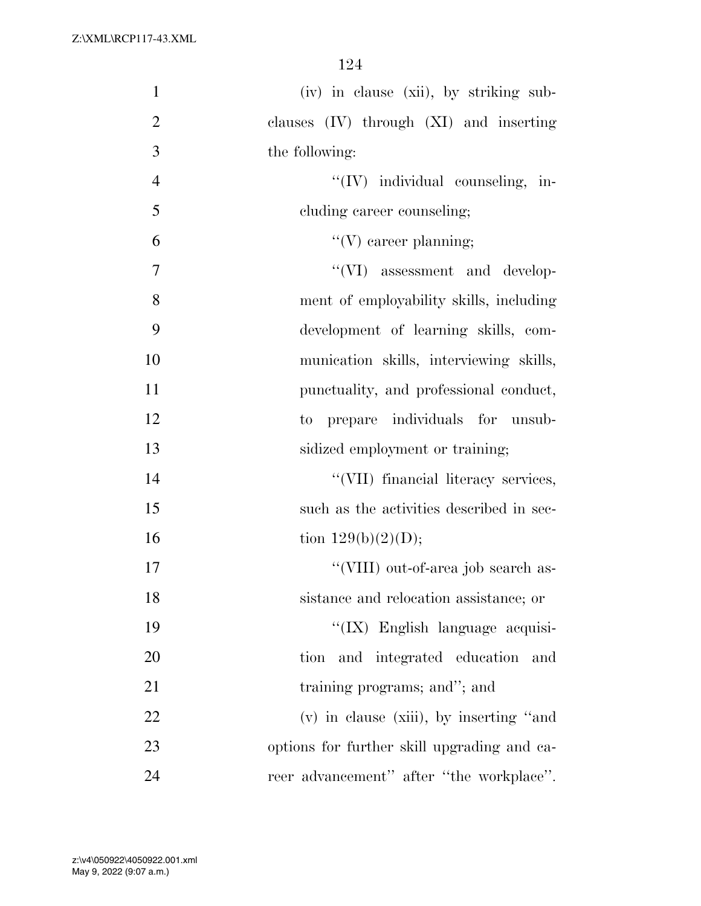(iv) in clause (xii), by striking subclauses (IV) through (XI) and inserting the following:

"(IV) individual counseling, including career counseling;

"(V) career planning;

"(VI) assessment and development of employability skills, including development of learning skills, communication skills, interviewing skills, punctuality, and professional conduct, to prepare individuals for unsubsidized employment or training;

"(VII) financial literacy services, such as the activities described in section 129(b)(2)(D);

"(VIII) out-of-area job search assistance and relocation assistance; or

"(IX) English language acquisition and integrated education and training programs; and"; and

(v) in clause (xiii), by inserting "and options for further skill upgrading and career advancement" after "the workplace".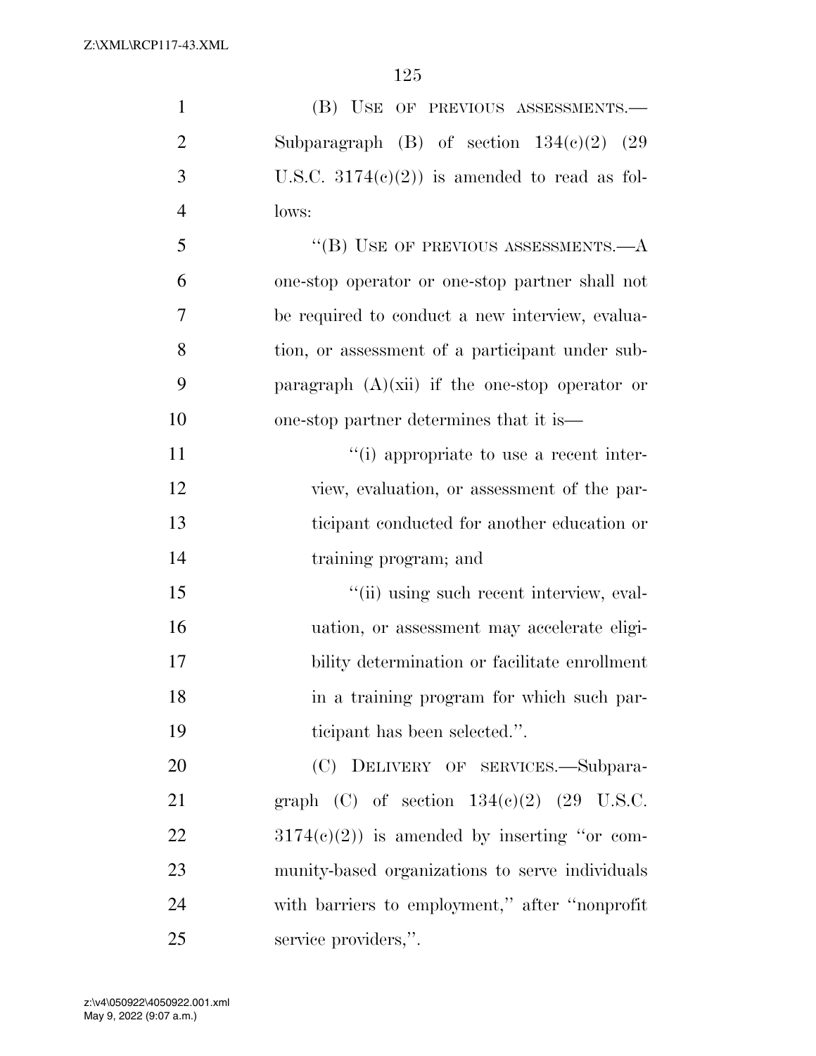(B) USE OF PREVIOUS ASSESSMENTS.—Subparagraph (B) of section 134(c)(2) (29 U.S.C. 3174(c)(2)) is amended to read as follows:

"(B) USE OF PREVIOUS ASSESSMENTS.—A one-stop operator or one-stop partner shall not be required to conduct a new interview, evaluation, or assessment of a participant under subparagraph (A)(xii) if the one-stop operator or one-stop partner determines that it is—

"(i) appropriate to use a recent interview, evaluation, or assessment of the participant conducted for another education or training program; and

"(ii) using such recent interview, evaluation, or assessment may accelerate eligibility determination or facilitate enrollment in a training program for which such participant has been selected.".

(C) DELIVERY OF SERVICES.—Subparagraph (C) of section 134(c)(2) (29 U.S.C. 3174(c)(2)) is amended by inserting "or community-based organizations to serve individuals with barriers to employment," after "nonprofit service providers,".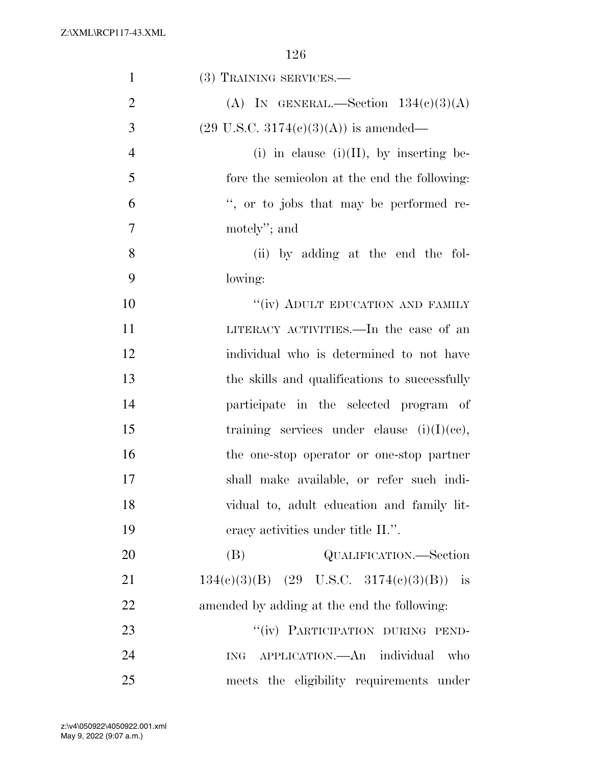(3) TRAINING SERVICES.—

(A) IN GENERAL.—Section 134(c)(3)(A) (29 U.S.C. 3174(c)(3)(A)) is amended—

(i) in clause (i)(II), by inserting before the semicolon at the end the following: ", or to jobs that may be performed remotely"; and

(ii) by adding at the end the following:

"(iv) ADULT EDUCATION AND FAMILY LITERACY ACTIVITIES.—In the case of an individual who is determined to not have the skills and qualifications to successfully participate in the selected program of training services under clause (i)(I)(cc), the one-stop operator or one-stop partner shall make available, or refer such individual to, adult education and family literacy activities under title II.".

(B) QUALIFICATION.—Section 134(c)(3)(B) (29 U.S.C. 3174(c)(3)(B)) is amended by adding at the end the following:

"(iv) PARTICIPATION DURING PENDING APPLICATION.—An individual who meets the eligibility requirements under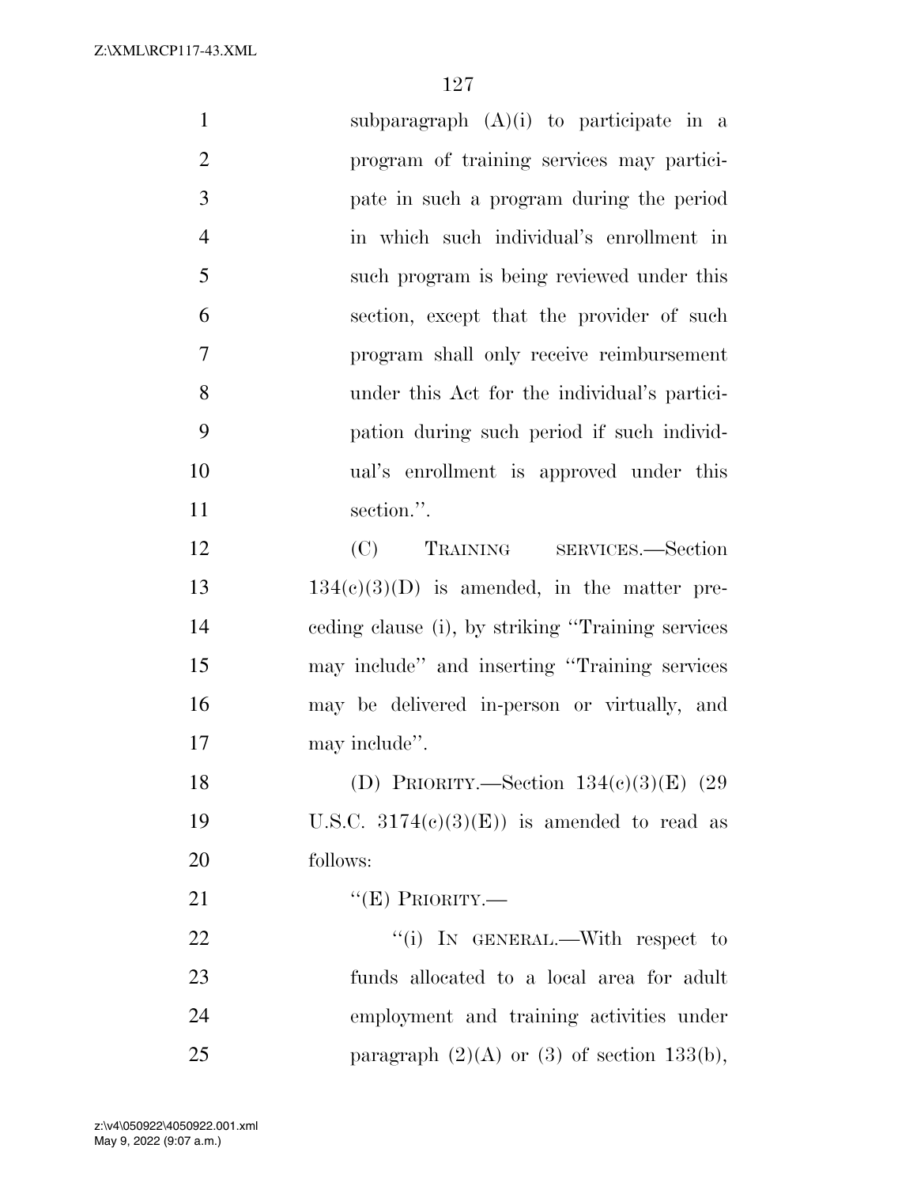subparagraph (A)(i) to participate in a program of training services may participate in such a program during the period in which such individual's enrollment in such program is being reviewed under this section, except that the provider of such program shall only receive reimbursement under this Act for the individual's participation during such period if such individual's enrollment is approved under this section.''.

(C) TRAINING SERVICES.—Section 134(c)(3)(D) is amended, in the matter preceding clause (i), by striking ''Training services may include'' and inserting ''Training services may be delivered in-person or virtually, and may include''.

(D) PRIORITY.—Section 134(c)(3)(E) (29 U.S.C. 3174(c)(3)(E)) is amended to read as follows:

''(E) PRIORITY.—

''(i) IN GENERAL.—With respect to funds allocated to a local area for adult employment and training activities under paragraph (2)(A) or (3) of section 133(b),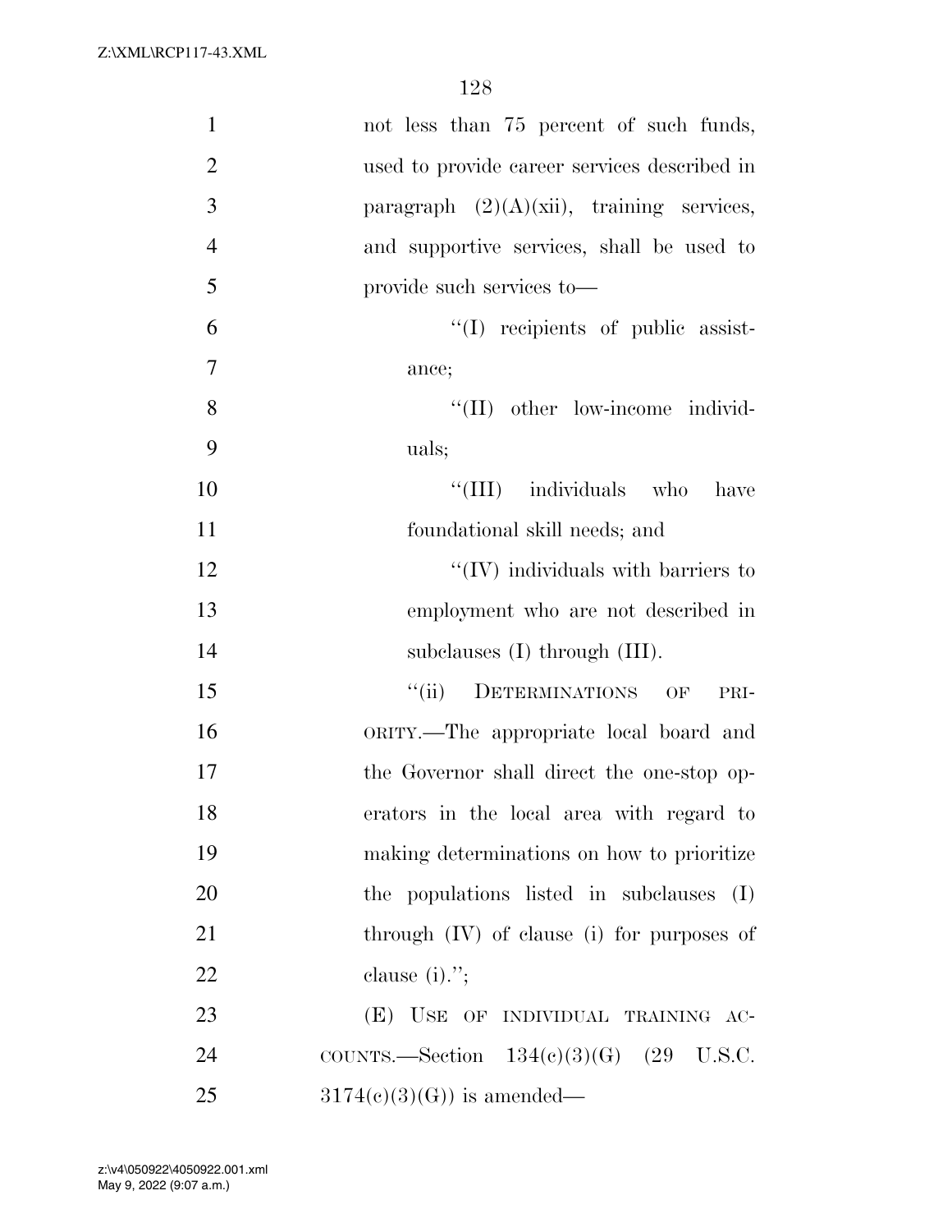not less than 75 percent of such funds, used to provide career services described in paragraph (2)(A)(xii), training services, and supportive services, shall be used to provide such services to—

''(I) recipients of public assistance;

''(II) other low-income individuals;

''(III) individuals who have foundational skill needs; and

''(IV) individuals with barriers to employment who are not described in subclauses (I) through (III).

''(ii) DETERMINATIONS OF PRIORITY.—The appropriate local board and the Governor shall direct the one-stop operators in the local area with regard to making determinations on how to prioritize the populations listed in subclauses (I) through (IV) of clause (i) for purposes of clause (i).'';

(E) USE OF INDIVIDUAL TRAINING ACCOUNTS.—Section 134(c)(3)(G) (29 U.S.C. 3174(c)(3)(G)) is amended—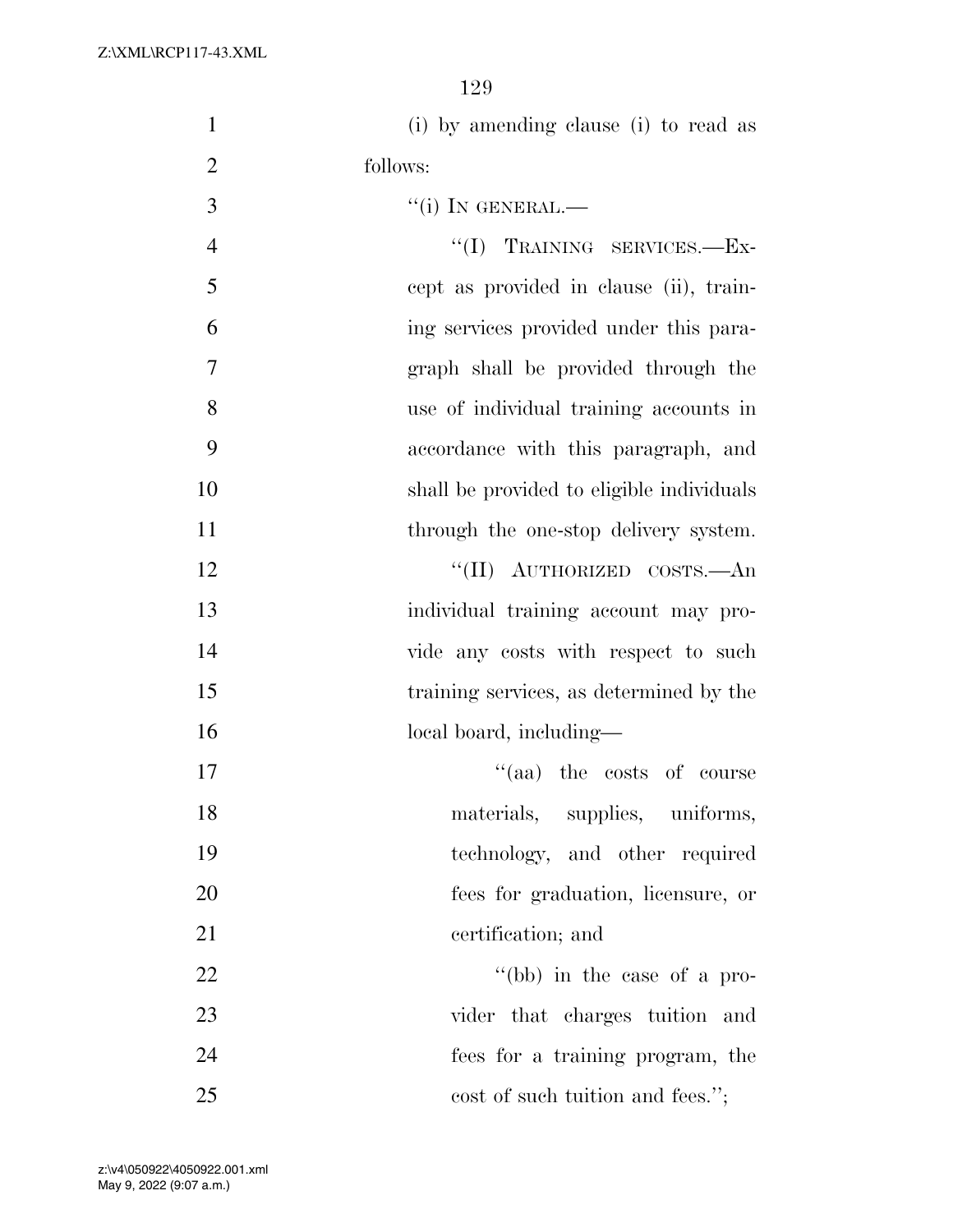(i) by amending clause (i) to read as follows:

"(i) IN GENERAL.—

"(I) TRAINING SERVICES.—Except as provided in clause (ii), training services provided under this paragraph shall be provided through the use of individual training accounts in accordance with this paragraph, and shall be provided to eligible individuals through the one-stop delivery system.

"(II) AUTHORIZED COSTS.—An individual training account may provide any costs with respect to such training services, as determined by the local board, including—

"(aa) the costs of course materials, supplies, uniforms, technology, and other required fees for graduation, licensure, or certification; and

"(bb) in the case of a provider that charges tuition and fees for a training program, the cost of such tuition and fees.";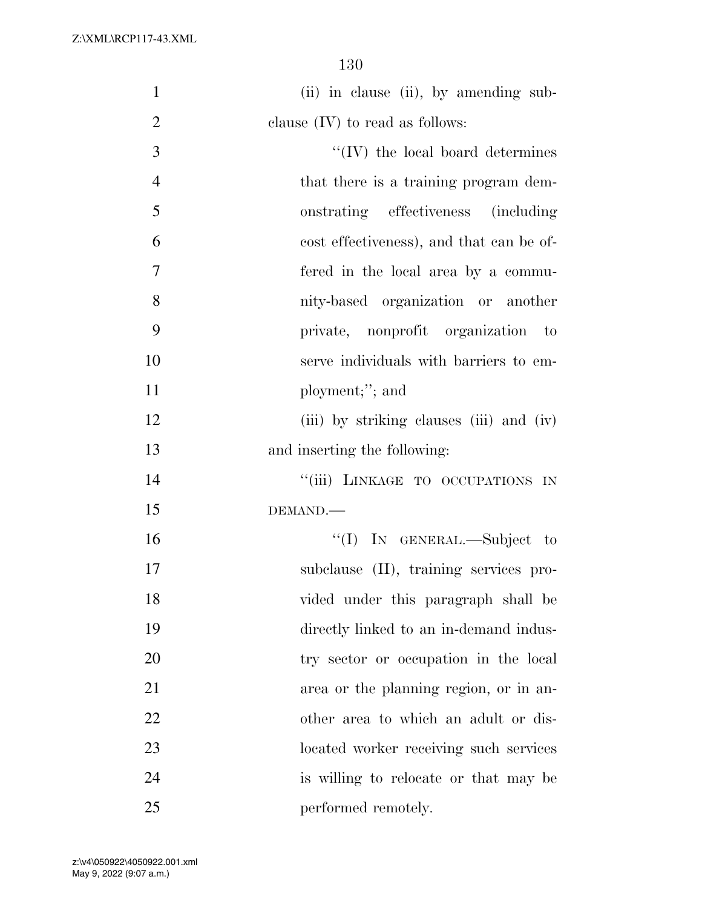(ii) in clause (ii), by amending subclause (IV) to read as follows:

"(IV) the local board determines that there is a training program demonstrating effectiveness (including cost effectiveness), and that can be offered in the local area by a community-based organization or another private, nonprofit organization to serve individuals with barriers to employment;"; and

(iii) by striking clauses (iii) and (iv) and inserting the following:

"(iii) LINKAGE TO OCCUPATIONS IN DEMAND.—

"(I) IN GENERAL.—Subject to subclause (II), training services provided under this paragraph shall be directly linked to an in-demand industry sector or occupation in the local area or the planning region, or in another area to which an adult or dislocated worker receiving such services is willing to relocate or that may be performed remotely.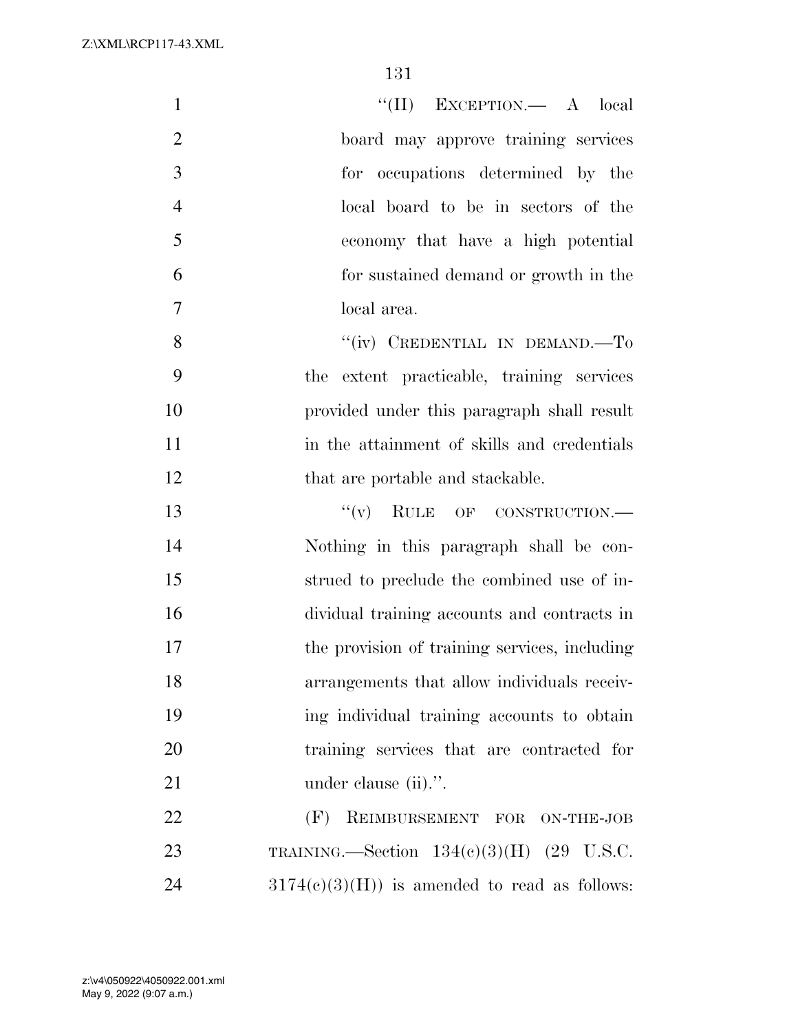"(II) EXCEPTION.— A local board may approve training services for occupations determined by the local board to be in sectors of the economy that have a high potential for sustained demand or growth in the local area.

"(iv) CREDENTIAL IN DEMAND.—To the extent practicable, training services provided under this paragraph shall result in the attainment of skills and credentials that are portable and stackable.

"(v) RULE OF CONSTRUCTION.— Nothing in this paragraph shall be construed to preclude the combined use of individual training accounts and contracts in the provision of training services, including arrangements that allow individuals receiving individual training accounts to obtain training services that are contracted for under clause (ii).".

(F) REIMBURSEMENT FOR ON-THE-JOB TRAINING.—Section 134(c)(3)(H) (29 U.S.C. 3174(c)(3)(H)) is amended to read as follows: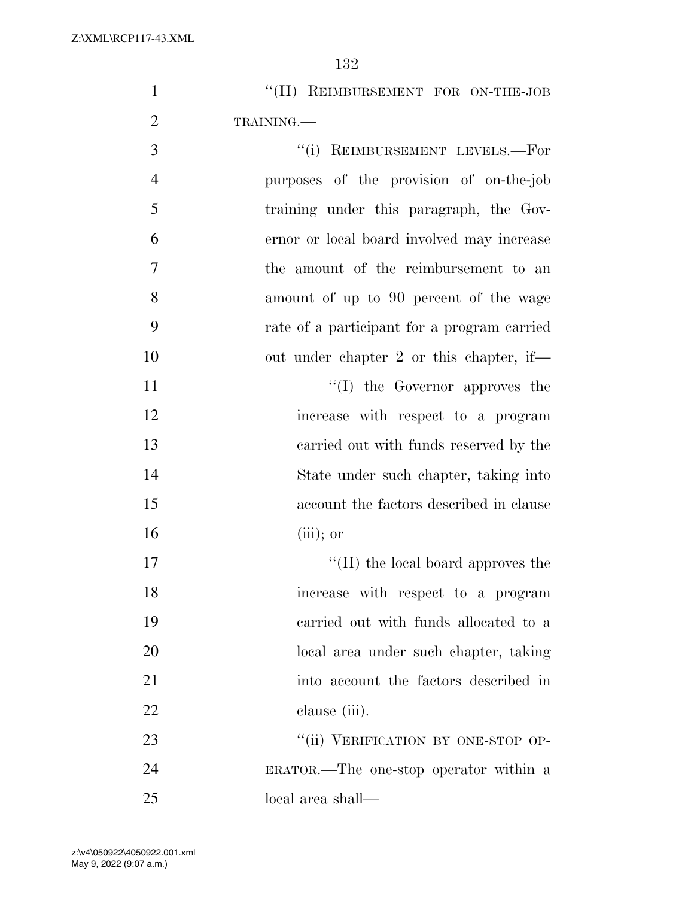"(H) REIMBURSEMENT FOR ON-THE-JOB TRAINING.—

"(i) REIMBURSEMENT LEVELS.—For purposes of the provision of on-the-job training under this paragraph, the Governor or local board involved may increase the amount of the reimbursement to an amount of up to 90 percent of the wage rate of a participant for a program carried out under chapter 2 or this chapter, if—

"(I) the Governor approves the increase with respect to a program carried out with funds reserved by the State under such chapter, taking into account the factors described in clause (iii); or

"(II) the local board approves the increase with respect to a program carried out with funds allocated to a local area under such chapter, taking into account the factors described in clause (iii).

"(ii) VERIFICATION BY ONE-STOP OPERATOR.—The one-stop operator within a local area shall—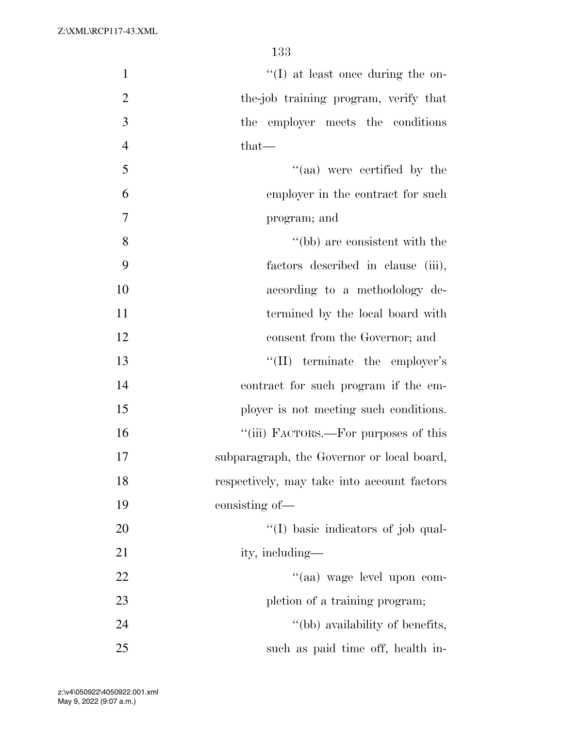"(I) at least once during the on-the-job training program, verify that the employer meets the conditions that—

"(aa) were certified by the employer in the contract for such program; and

"(bb) are consistent with the factors described in clause (iii), according to a methodology determined by the local board with consent from the Governor; and

"(II) terminate the employer's contract for such program if the employer is not meeting such conditions.

"(iii) FACTORS.—For purposes of this subparagraph, the Governor or local board, respectively, may take into account factors consisting of—

"(I) basic indicators of job quality, including—

"(aa) wage level upon completion of a training program;

"(bb) availability of benefits, such as paid time off, health in-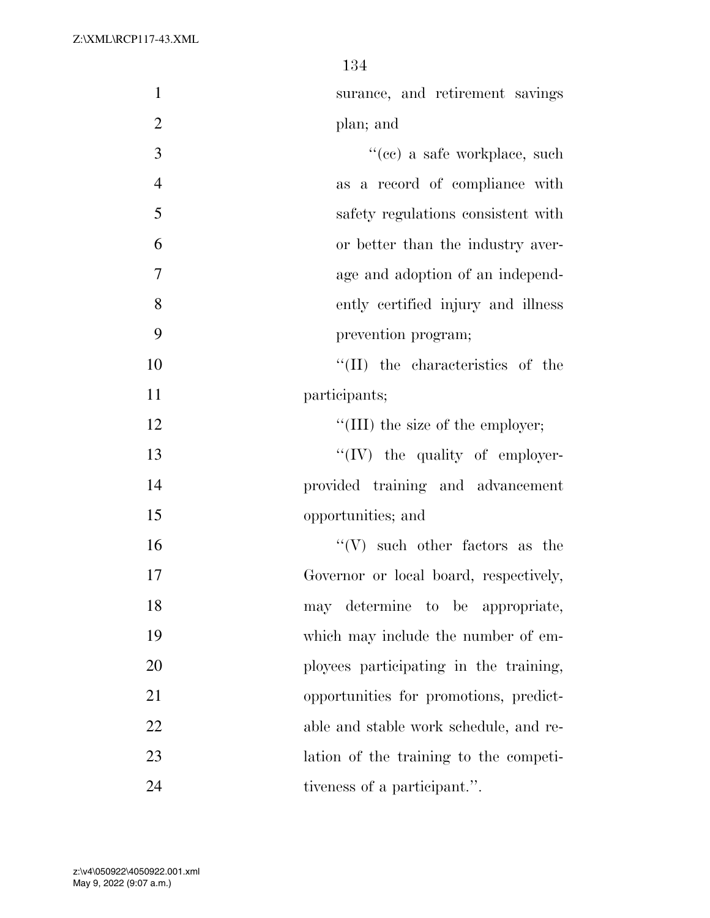surance, and retirement savings plan; and

''(cc) a safe workplace, such as a record of compliance with safety regulations consistent with or better than the industry average and adoption of an independently certified injury and illness prevention program;

''(II) the characteristics of the participants;

''(III) the size of the employer;

''(IV) the quality of employer-provided training and advancement opportunities; and

''(V) such other factors as the Governor or local board, respectively, may determine to be appropriate, which may include the number of employees participating in the training, opportunities for promotions, predictable and stable work schedule, and relation of the training to the competitiveness of a participant.''.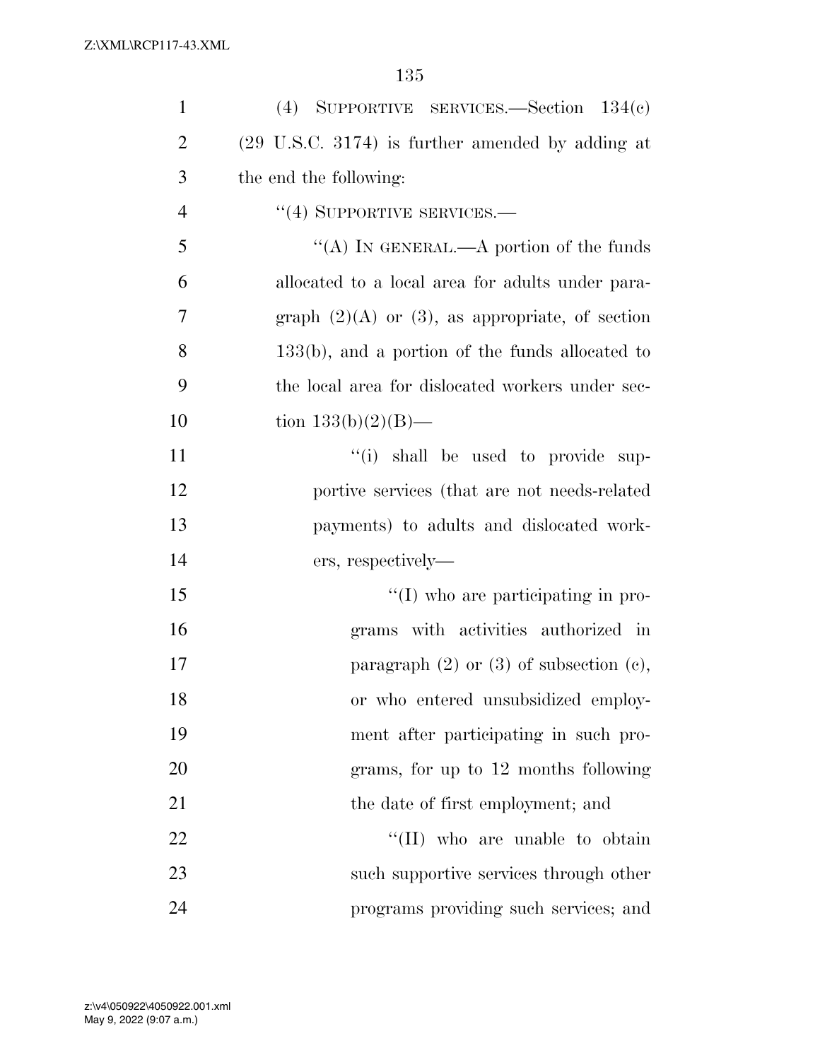(4) SUPPORTIVE SERVICES.—Section 134(c) (29 U.S.C. 3174) is further amended by adding at the end the following:

"(4) SUPPORTIVE SERVICES.—

"(A) IN GENERAL.—A portion of the funds allocated to a local area for adults under paragraph (2)(A) or (3), as appropriate, of section 133(b), and a portion of the funds allocated to the local area for dislocated workers under section 133(b)(2)(B)—

"(i) shall be used to provide supportive services (that are not needs-related payments) to adults and dislocated workers, respectively—

"(I) who are participating in programs with activities authorized in paragraph (2) or (3) of subsection (c), or who entered unsubsidized employment after participating in such programs, for up to 12 months following the date of first employment; and

"(II) who are unable to obtain such supportive services through other programs providing such services; and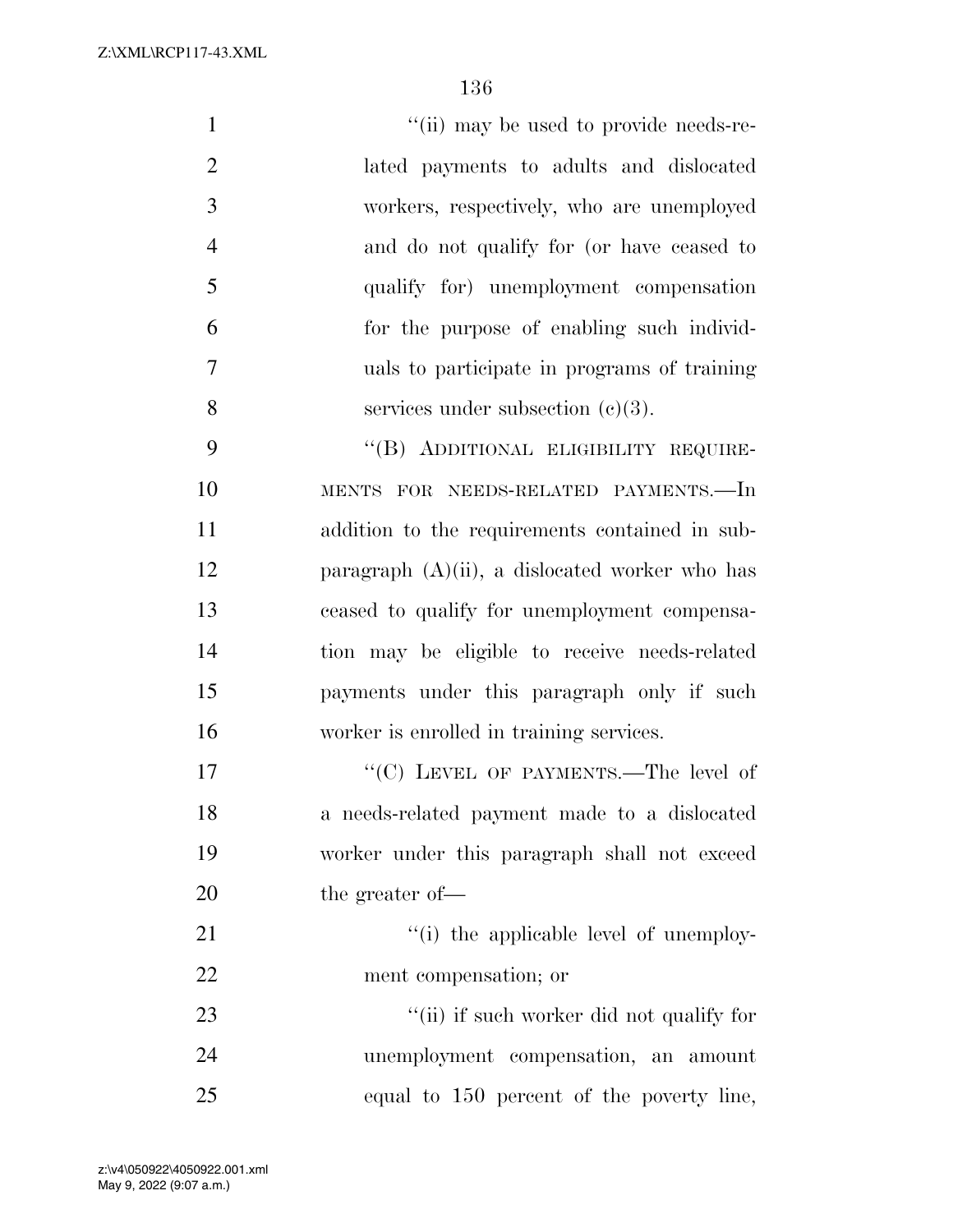“(ii) may be used to provide needs-related payments to adults and dislocated workers, respectively, who are unemployed and do not qualify for (or have ceased to qualify for) unemployment compensation for the purpose of enabling such individuals to participate in programs of training services under subsection (c)(3).

“(B) ADDITIONAL ELIGIBILITY REQUIREMENTS FOR NEEDS-RELATED PAYMENTS.—In addition to the requirements contained in subparagraph (A)(ii), a dislocated worker who has ceased to qualify for unemployment compensation may be eligible to receive needs-related payments under this paragraph only if such worker is enrolled in training services.

“(C) LEVEL OF PAYMENTS.—The level of a needs-related payment made to a dislocated worker under this paragraph shall not exceed the greater of—

“(i) the applicable level of unemployment compensation; or

“(ii) if such worker did not qualify for unemployment compensation, an amount equal to 150 percent of the poverty line,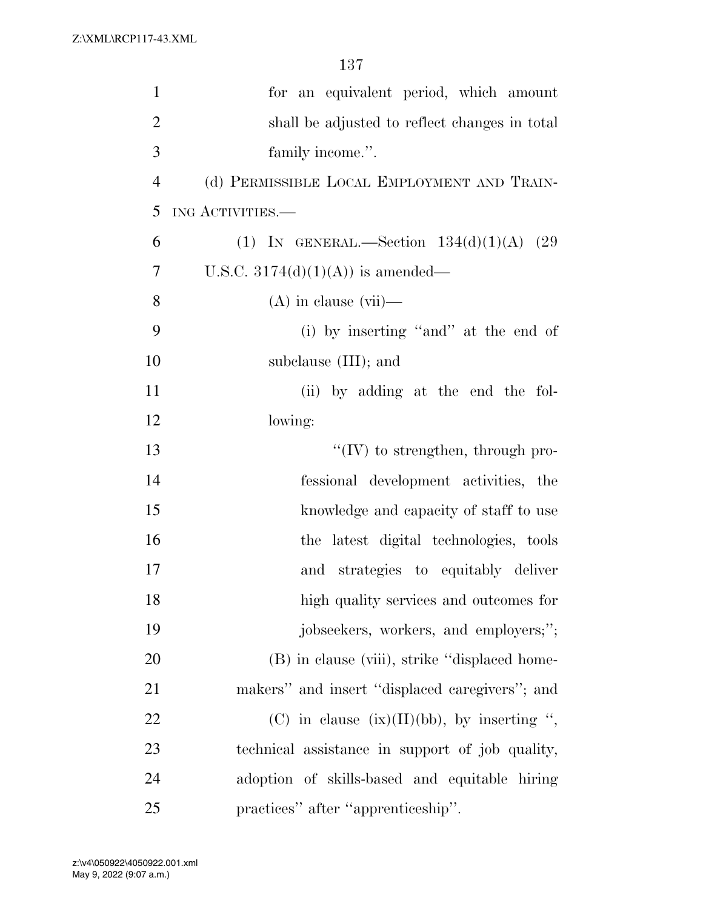for an equivalent period, which amount shall be adjusted to reflect changes in total family income.''.

(d) PERMISSIBLE LOCAL EMPLOYMENT AND TRAINING ACTIVITIES.—

(1) IN GENERAL.—Section 134(d)(1)(A) (29 U.S.C. 3174(d)(1)(A)) is amended—

(A) in clause (vii)—

(i) by inserting ''and'' at the end of subclause (III); and

(ii) by adding at the end the following:

''(IV) to strengthen, through professional development activities, the knowledge and capacity of staff to use the latest digital technologies, tools and strategies to equitably deliver high quality services and outcomes for jobseekers, workers, and employers;'';

(B) in clause (viii), strike ''displaced homemakers'' and insert ''displaced caregivers''; and

(C) in clause (ix)(II)(bb), by inserting '', technical assistance in support of job quality, adoption of skills-based and equitable hiring practices'' after ''apprenticeship''.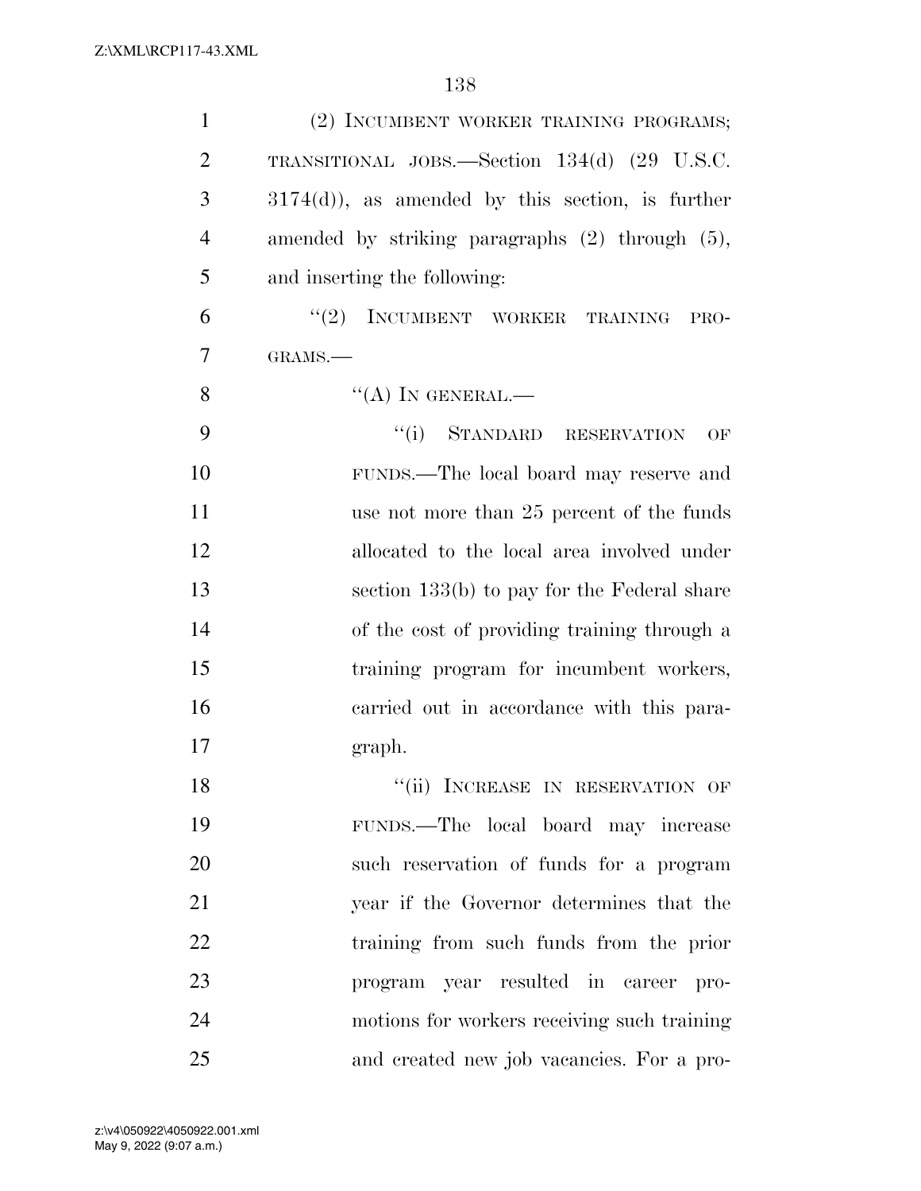(2) INCUMBENT WORKER TRAINING PROGRAMS; TRANSITIONAL JOBS.—Section 134(d) (29 U.S.C. 3174(d)), as amended by this section, is further amended by striking paragraphs (2) through (5), and inserting the following:

"(2) INCUMBENT WORKER TRAINING PROGRAMS.—

"(A) IN GENERAL.—

"(i) STANDARD RESERVATION OF FUNDS.—The local board may reserve and use not more than 25 percent of the funds allocated to the local area involved under section 133(b) to pay for the Federal share of the cost of providing training through a training program for incumbent workers, carried out in accordance with this paragraph.

"(ii) INCREASE IN RESERVATION OF FUNDS.—The local board may increase such reservation of funds for a program year if the Governor determines that the training from such funds from the prior program year resulted in career promotions for workers receiving such training and created new job vacancies. For a pro-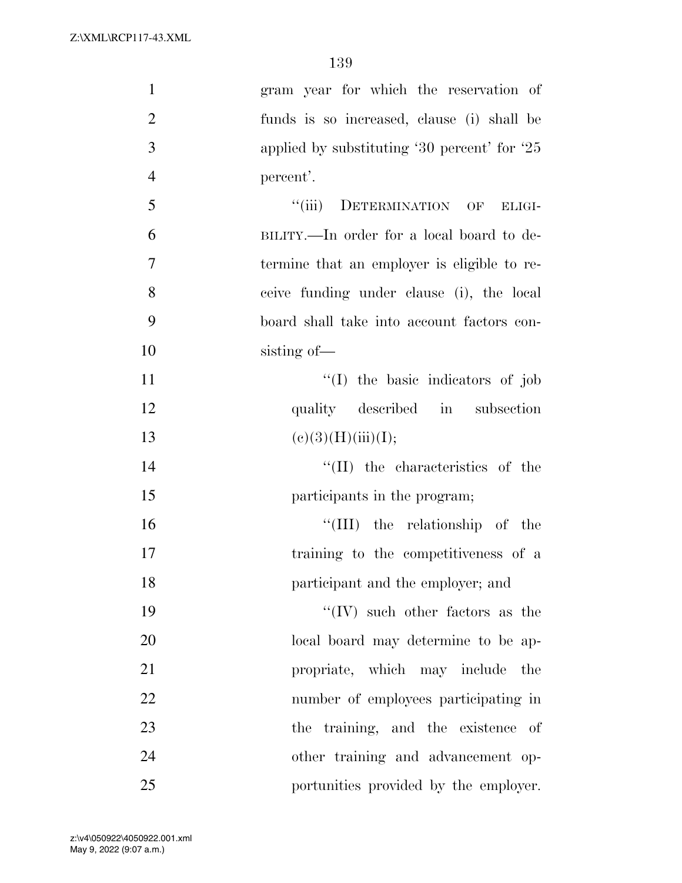gram year for which the reservation of funds is so increased, clause (i) shall be applied by substituting '30 percent' for '25 percent'.

"(iii) DETERMINATION OF ELIGIBILITY.—In order for a local board to determine that an employer is eligible to receive funding under clause (i), the local board shall take into account factors consisting of—

"(I) the basic indicators of job quality described in subsection (c)(3)(H)(iii)(I);

"(II) the characteristics of the participants in the program;

"(III) the relationship of the training to the competitiveness of a participant and the employer; and

"(IV) such other factors as the local board may determine to be appropriate, which may include the number of employees participating in the training, and the existence of other training and advancement opportunities provided by the employer.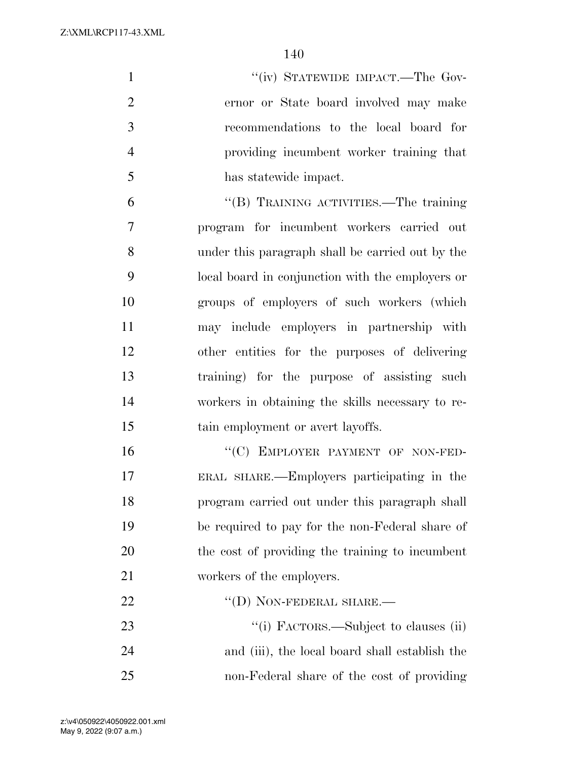"(iv) STATEWIDE IMPACT.—The Governor or State board involved may make recommendations to the local board for providing incumbent worker training that has statewide impact.

"(B) TRAINING ACTIVITIES.—The training program for incumbent workers carried out under this paragraph shall be carried out by the local board in conjunction with the employers or groups of employers of such workers (which may include employers in partnership with other entities for the purposes of delivering training) for the purpose of assisting such workers in obtaining the skills necessary to retain employment or avert layoffs.

"(C) EMPLOYER PAYMENT OF NON-FEDERAL SHARE.—Employers participating in the program carried out under this paragraph shall be required to pay for the non-Federal share of the cost of providing the training to incumbent workers of the employers.

"(D) NON-FEDERAL SHARE.—

"(i) FACTORS.—Subject to clauses (ii) and (iii), the local board shall establish the non-Federal share of the cost of providing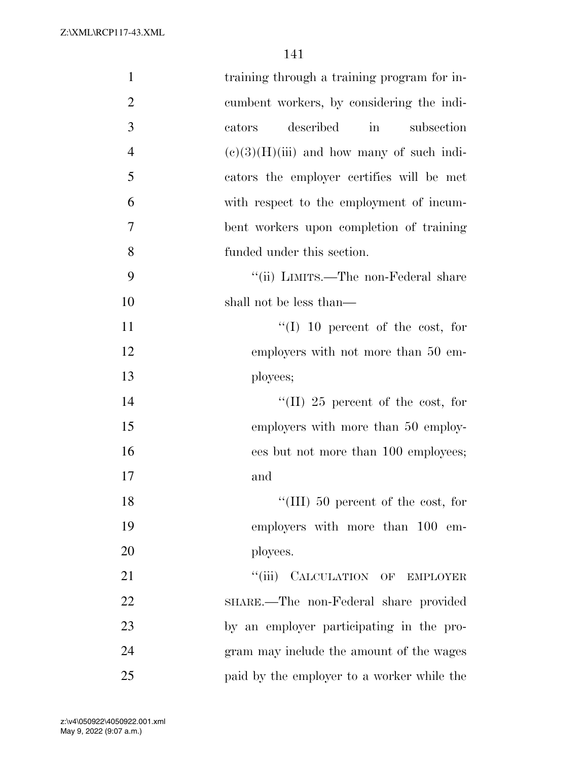training through a training program for incumbent workers, by considering the indicators described in subsection (c)(3)(H)(iii) and how many of such indicators the employer certifies will be met with respect to the employment of incumbent workers upon completion of training funded under this section.

"(ii) LIMITS.—The non-Federal share shall not be less than—

"(I) 10 percent of the cost, for employers with not more than 50 employees;

"(II) 25 percent of the cost, for employers with more than 50 employees but not more than 100 employees; and

"(III) 50 percent of the cost, for employers with more than 100 employees.

"(iii) CALCULATION OF EMPLOYER SHARE.—The non-Federal share provided by an employer participating in the program may include the amount of the wages paid by the employer to a worker while the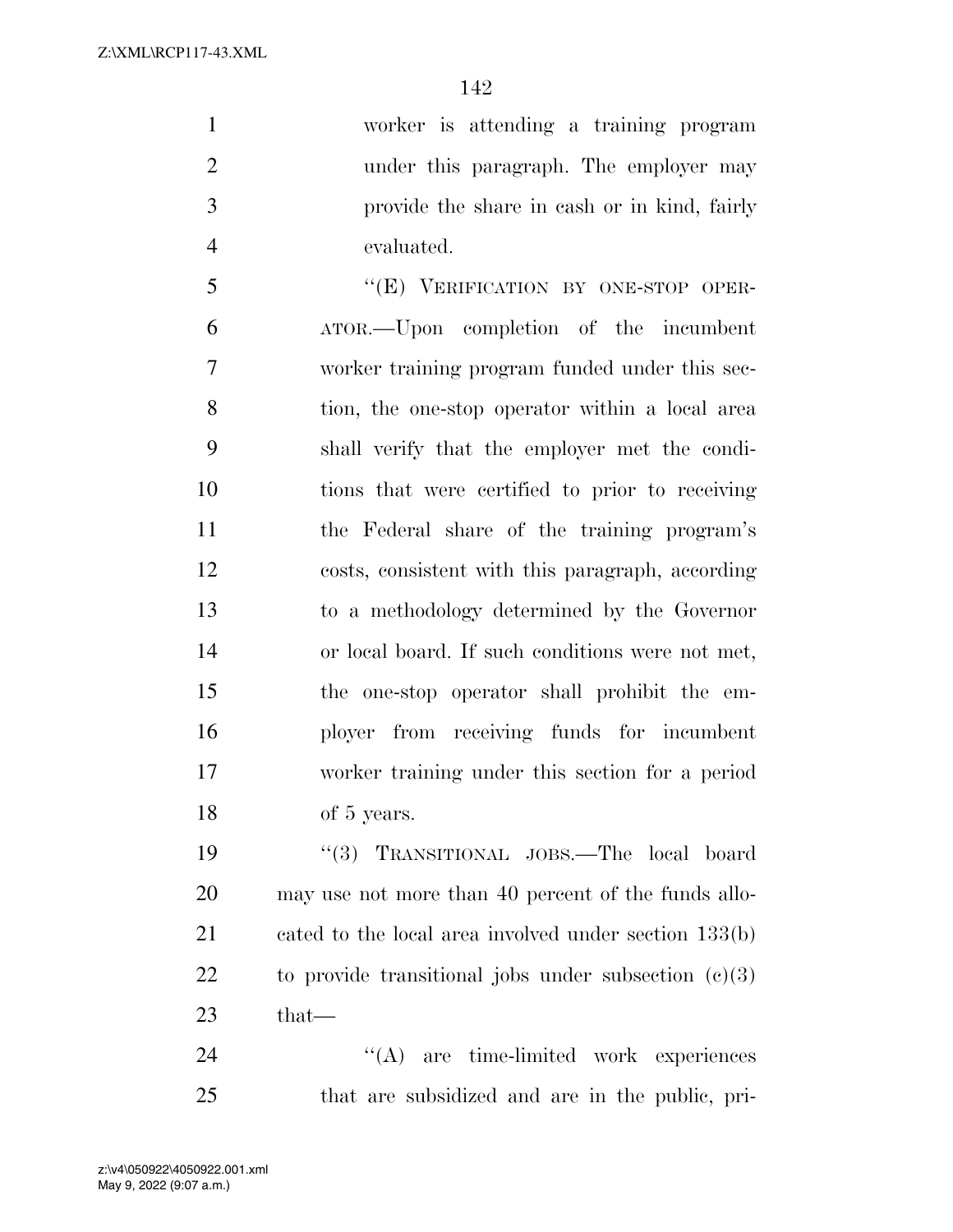worker is attending a training program under this paragraph. The employer may provide the share in cash or in kind, fairly evaluated.

"(E) VERIFICATION BY ONE-STOP OPERATOR.—Upon completion of the incumbent worker training program funded under this section, the one-stop operator within a local area shall verify that the employer met the conditions that were certified to prior to receiving the Federal share of the training program's costs, consistent with this paragraph, according to a methodology determined by the Governor or local board. If such conditions were not met, the one-stop operator shall prohibit the employer from receiving funds for incumbent worker training under this section for a period of 5 years.

"(3) TRANSITIONAL JOBS.—The local board may use not more than 40 percent of the funds allocated to the local area involved under section 133(b) to provide transitional jobs under subsection (c)(3) that—

"(A) are time-limited work experiences that are subsidized and are in the public, pri-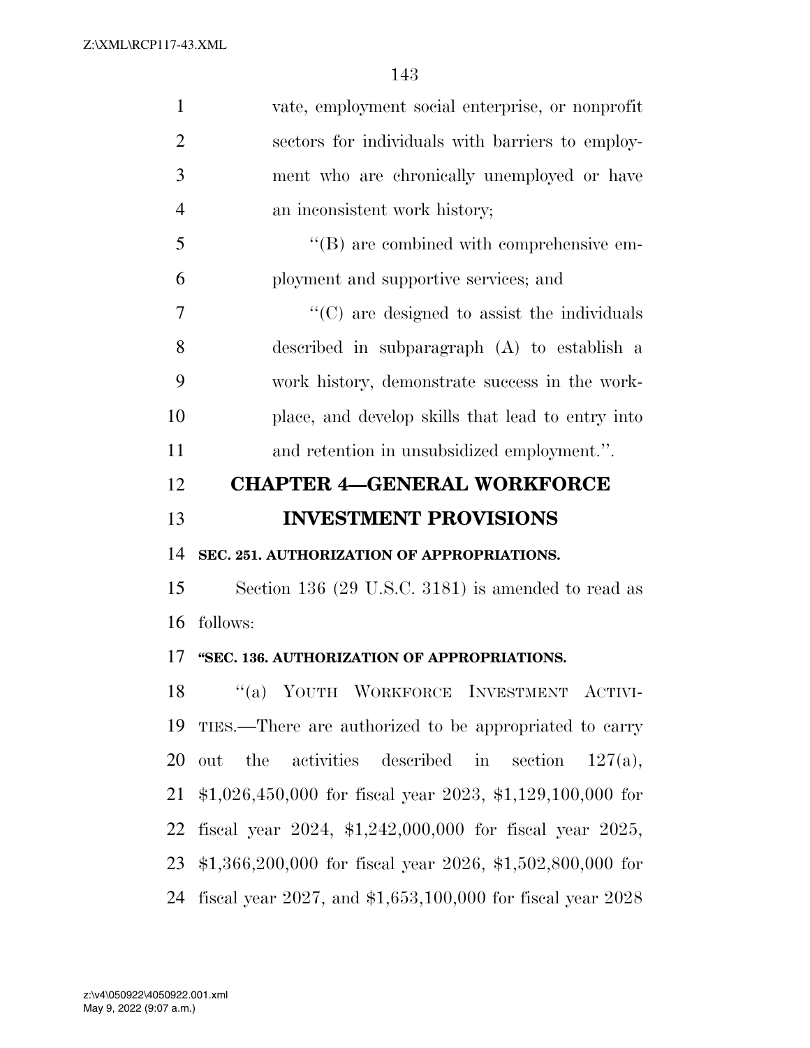vate, employment social enterprise, or nonprofit sectors for individuals with barriers to employment who are chronically unemployed or have an inconsistent work history;

"(B) are combined with comprehensive employment and supportive services; and

"(C) are designed to assist the individuals described in subparagraph (A) to establish a work history, demonstrate success in the workplace, and develop skills that lead to entry into and retention in unsubsidized employment.".

## CHAPTER 4—GENERAL WORKFORCE INVESTMENT PROVISIONS

**SEC. 251. AUTHORIZATION OF APPROPRIATIONS.**

Section 136 (29 U.S.C. 3181) is amended to read as follows:

**"SEC. 136. AUTHORIZATION OF APPROPRIATIONS.**

"(a) YOUTH WORKFORCE INVESTMENT ACTIVITIES.—There are authorized to be appropriated to carry out the activities described in section 127(a), $1,026,450,000 for fiscal year 2023, $1,129,100,000 for fiscal year 2024, $1,242,000,000 for fiscal year 2025, $1,366,200,000 for fiscal year 2026, $1,502,800,000 for fiscal year 2027, and $1,653,100,000 for fiscal year 2028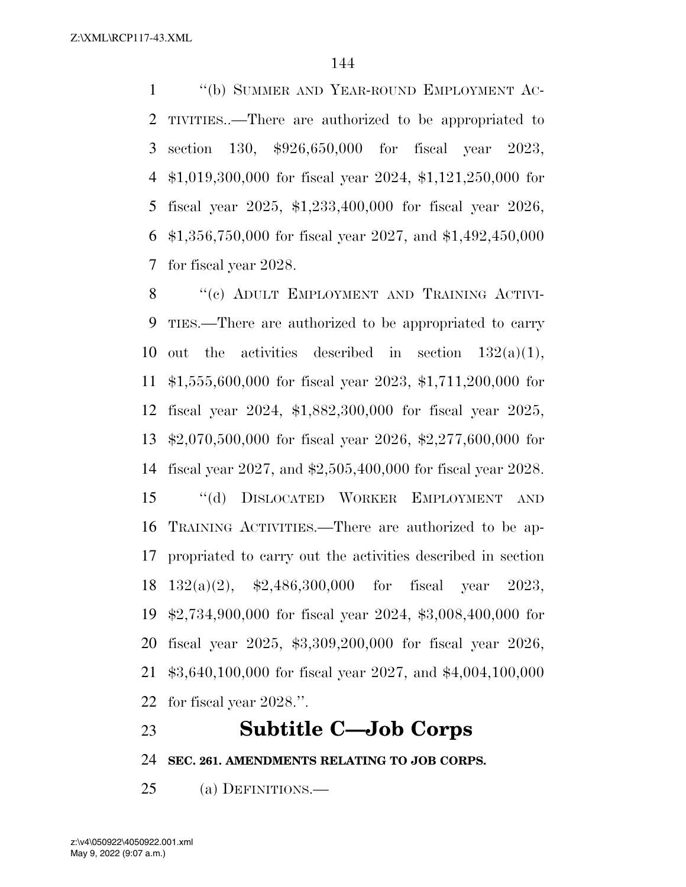"(b) SUMMER AND YEAR-ROUND EMPLOYMENT ACTIVITIES..—There are authorized to be appropriated to section 130, $926,650,000 for fiscal year 2023, $1,019,300,000 for fiscal year 2024, $1,121,250,000 for fiscal year 2025, $1,233,400,000 for fiscal year 2026, $1,356,750,000 for fiscal year 2027, and $1,492,450,000 for fiscal year 2028.

"(c) ADULT EMPLOYMENT AND TRAINING ACTIVITIES.—There are authorized to be appropriated to carry out the activities described in section 132(a)(1), $1,555,600,000 for fiscal year 2023, $1,711,200,000 for fiscal year 2024, $1,882,300,000 for fiscal year 2025, $2,070,500,000 for fiscal year 2026, $2,277,600,000 for fiscal year 2027, and $2,505,400,000 for fiscal year 2028.

"(d) DISLOCATED WORKER EMPLOYMENT AND TRAINING ACTIVITIES.—There are authorized to be appropriated to carry out the activities described in section 132(a)(2), $2,486,300,000 for fiscal year 2023, $2,734,900,000 for fiscal year 2024, $3,008,400,000 for fiscal year 2025, $3,309,200,000 for fiscal year 2026, $3,640,100,000 for fiscal year 2027, and $4,004,100,000 for fiscal year 2028.".

## Subtitle C—Job Corps

**SEC. 261. AMENDMENTS RELATING TO JOB CORPS.**

(a) DEFINITIONS.—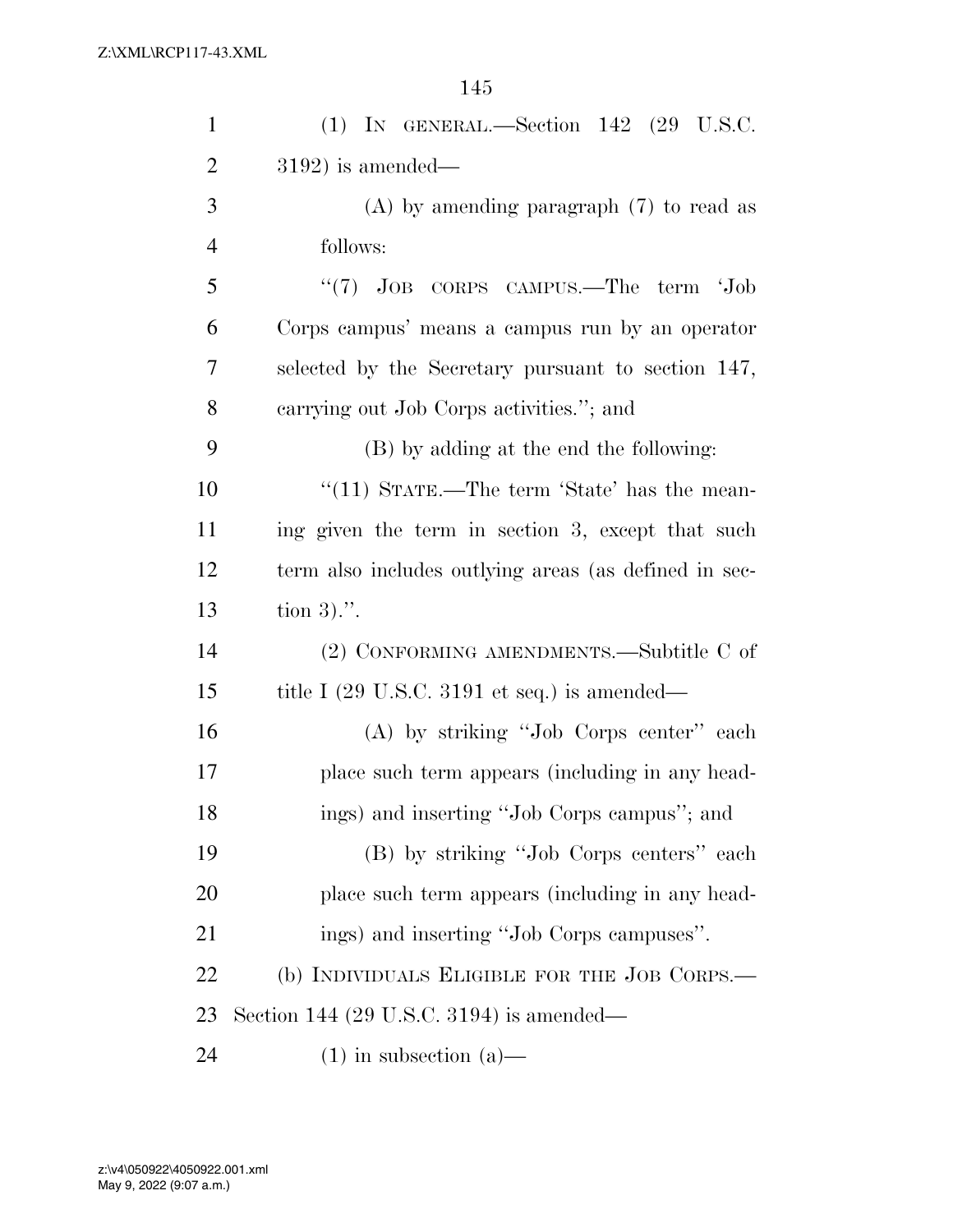(1) IN GENERAL.—Section 142 (29 U.S.C. 3192) is amended—

(A) by amending paragraph (7) to read as follows:

"(7) JOB CORPS CAMPUS.—The term 'Job Corps campus' means a campus run by an operator selected by the Secretary pursuant to section 147, carrying out Job Corps activities."; and

(B) by adding at the end the following:

"(11) STATE.—The term 'State' has the meaning given the term in section 3, except that such term also includes outlying areas (as defined in section 3).".

(2) CONFORMING AMENDMENTS.—Subtitle C of title I (29 U.S.C. 3191 et seq.) is amended—

(A) by striking "Job Corps center" each place such term appears (including in any headings) and inserting "Job Corps campus"; and

(B) by striking "Job Corps centers" each place such term appears (including in any headings) and inserting "Job Corps campuses".

(b) INDIVIDUALS ELIGIBLE FOR THE JOB CORPS.—Section 144 (29 U.S.C. 3194) is amended—

(1) in subsection (a)—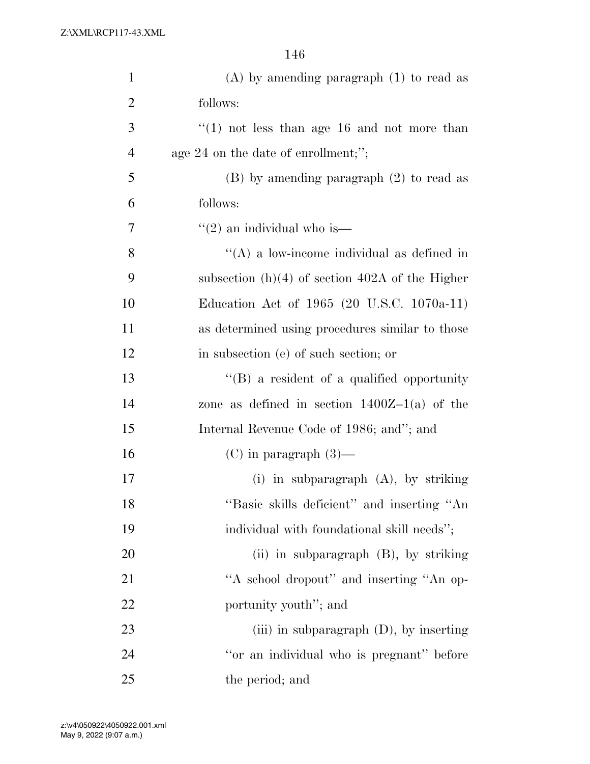(A) by amending paragraph (1) to read as follows:

"(1) not less than age 16 and not more than age 24 on the date of enrollment;";

(B) by amending paragraph (2) to read as follows:

"(2) an individual who is—

"(A) a low-income individual as defined in subsection (h)(4) of section 402A of the Higher Education Act of 1965 (20 U.S.C. 1070a-11) as determined using procedures similar to those in subsection (e) of such section; or

"(B) a resident of a qualified opportunity zone as defined in section 1400Z–1(a) of the Internal Revenue Code of 1986; and"; and

(C) in paragraph (3)—

(i) in subparagraph (A), by striking "Basic skills deficient" and inserting "An individual with foundational skill needs";

(ii) in subparagraph (B), by striking "A school dropout" and inserting "An opportunity youth"; and

(iii) in subparagraph (D), by inserting "or an individual who is pregnant" before the period; and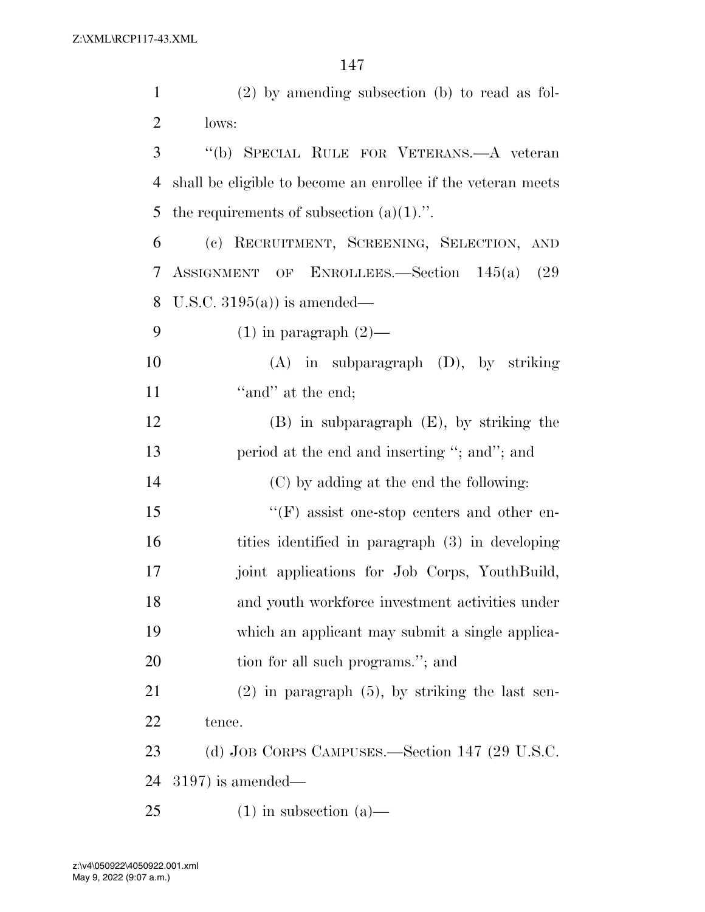(2) by amending subsection (b) to read as follows:

"(b) SPECIAL RULE FOR VETERANS.—A veteran shall be eligible to become an enrollee if the veteran meets the requirements of subsection (a)(1).".

(c) RECRUITMENT, SCREENING, SELECTION, AND ASSIGNMENT OF ENROLLEES.—Section 145(a) (29 U.S.C. 3195(a)) is amended—

(1) in paragraph (2)—

(A) in subparagraph (D), by striking "and" at the end;

(B) in subparagraph (E), by striking the period at the end and inserting "; and"; and

(C) by adding at the end the following:

"(F) assist one-stop centers and other entities identified in paragraph (3) in developing joint applications for Job Corps, YouthBuild, and youth workforce investment activities under which an applicant may submit a single application for all such programs."; and

(2) in paragraph (5), by striking the last sentence.

(d) JOB CORPS CAMPUSES.—Section 147 (29 U.S.C. 3197) is amended—

(1) in subsection (a)—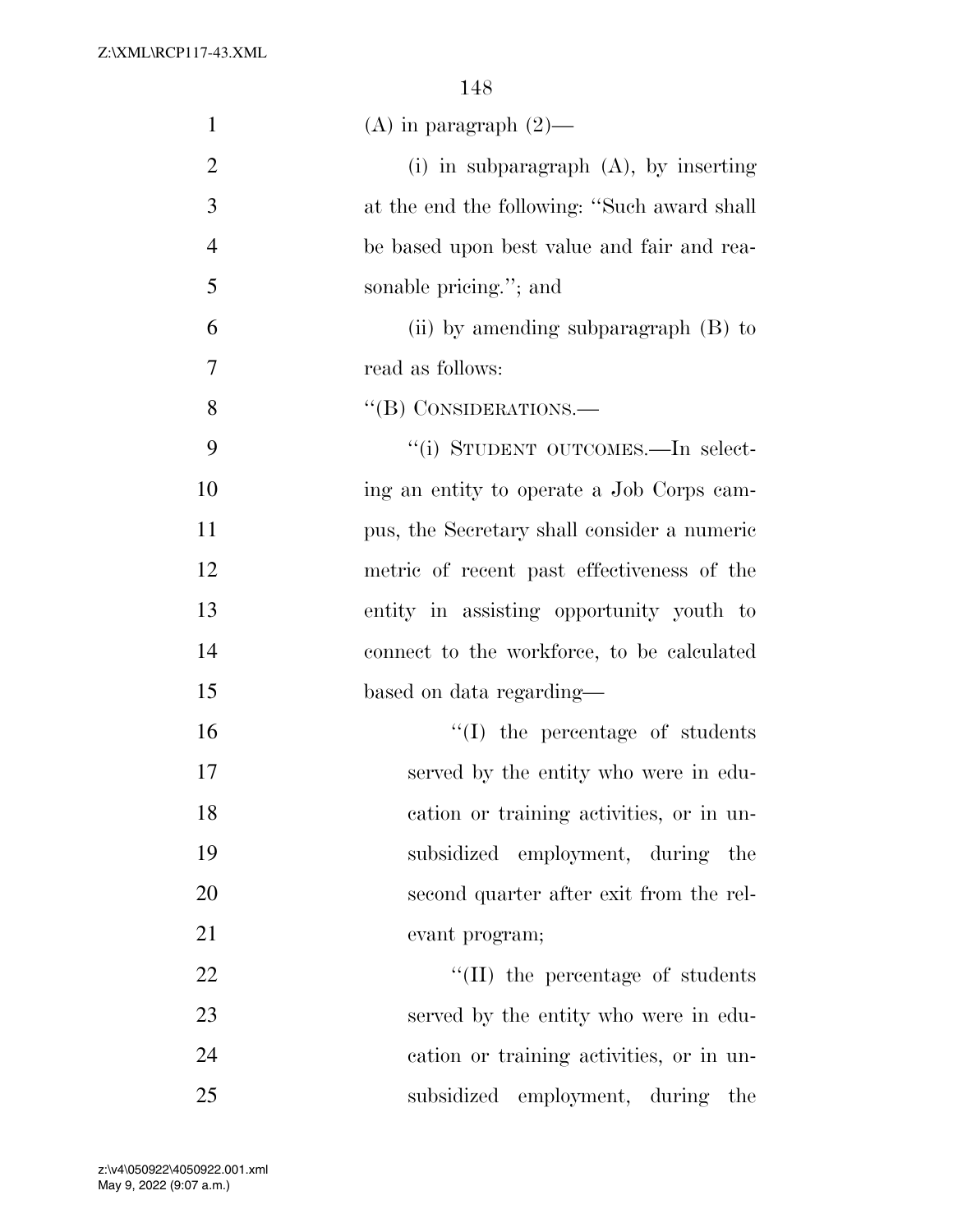(A) in paragraph (2)—

(i) in subparagraph (A), by inserting at the end the following: ''Such award shall be based upon best value and fair and reasonable pricing.''; and

(ii) by amending subparagraph (B) to read as follows:

''(B) CONSIDERATIONS.—

''(i) STUDENT OUTCOMES.—In selecting an entity to operate a Job Corps campus, the Secretary shall consider a numeric metric of recent past effectiveness of the entity in assisting opportunity youth to connect to the workforce, to be calculated based on data regarding—

''(I) the percentage of students served by the entity who were in education or training activities, or in unsubsidized employment, during the second quarter after exit from the relevant program;

''(II) the percentage of students served by the entity who were in education or training activities, or in unsubsidized employment, during the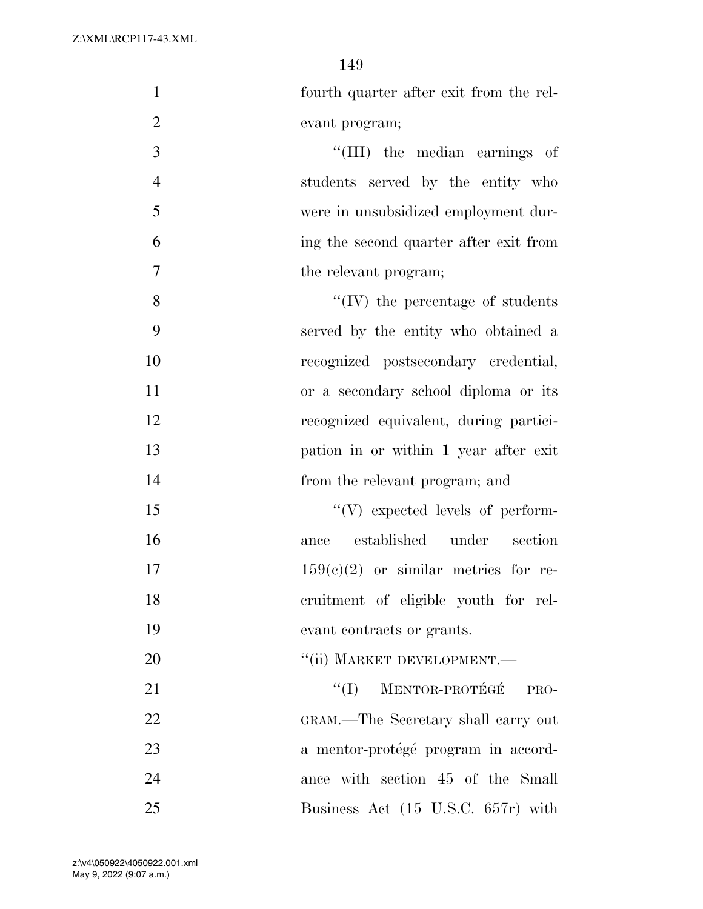fourth quarter after exit from the relevant program;

''(III) the median earnings of students served by the entity who were in unsubsidized employment during the second quarter after exit from the relevant program;

''(IV) the percentage of students served by the entity who obtained a recognized postsecondary credential, or a secondary school diploma or its recognized equivalent, during participation in or within 1 year after exit from the relevant program; and

''(V) expected levels of performance established under section 159(c)(2) or similar metrics for recruitment of eligible youth for relevant contracts or grants.

''(ii) MARKET DEVELOPMENT.—

''(I) MENTOR-PROTÉGÉ PROGRAM.—The Secretary shall carry out a mentor-protégé program in accordance with section 45 of the Small Business Act (15 U.S.C. 657r) with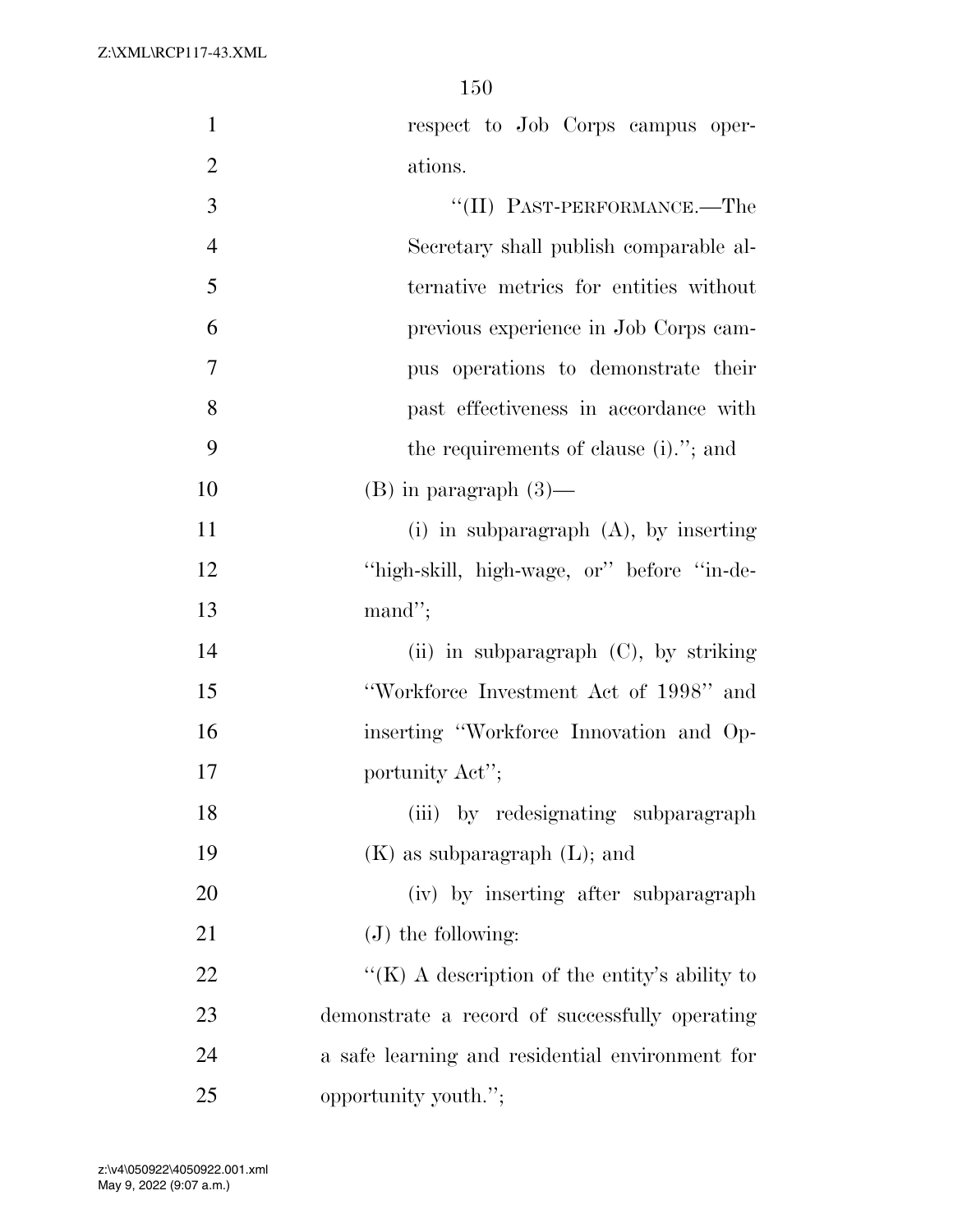respect to Job Corps campus operations.

"(II) PAST-PERFORMANCE.—The Secretary shall publish comparable alternative metrics for entities without previous experience in Job Corps campus operations to demonstrate their past effectiveness in accordance with the requirements of clause (i)."; and

(B) in paragraph (3)—

(i) in subparagraph (A), by inserting "high-skill, high-wage, or" before "in-demand";

(ii) in subparagraph (C), by striking "Workforce Investment Act of 1998" and inserting "Workforce Innovation and Opportunity Act";

(iii) by redesignating subparagraph (K) as subparagraph (L); and

(iv) by inserting after subparagraph (J) the following:

"(K) A description of the entity's ability to demonstrate a record of successfully operating a safe learning and residential environment for opportunity youth.";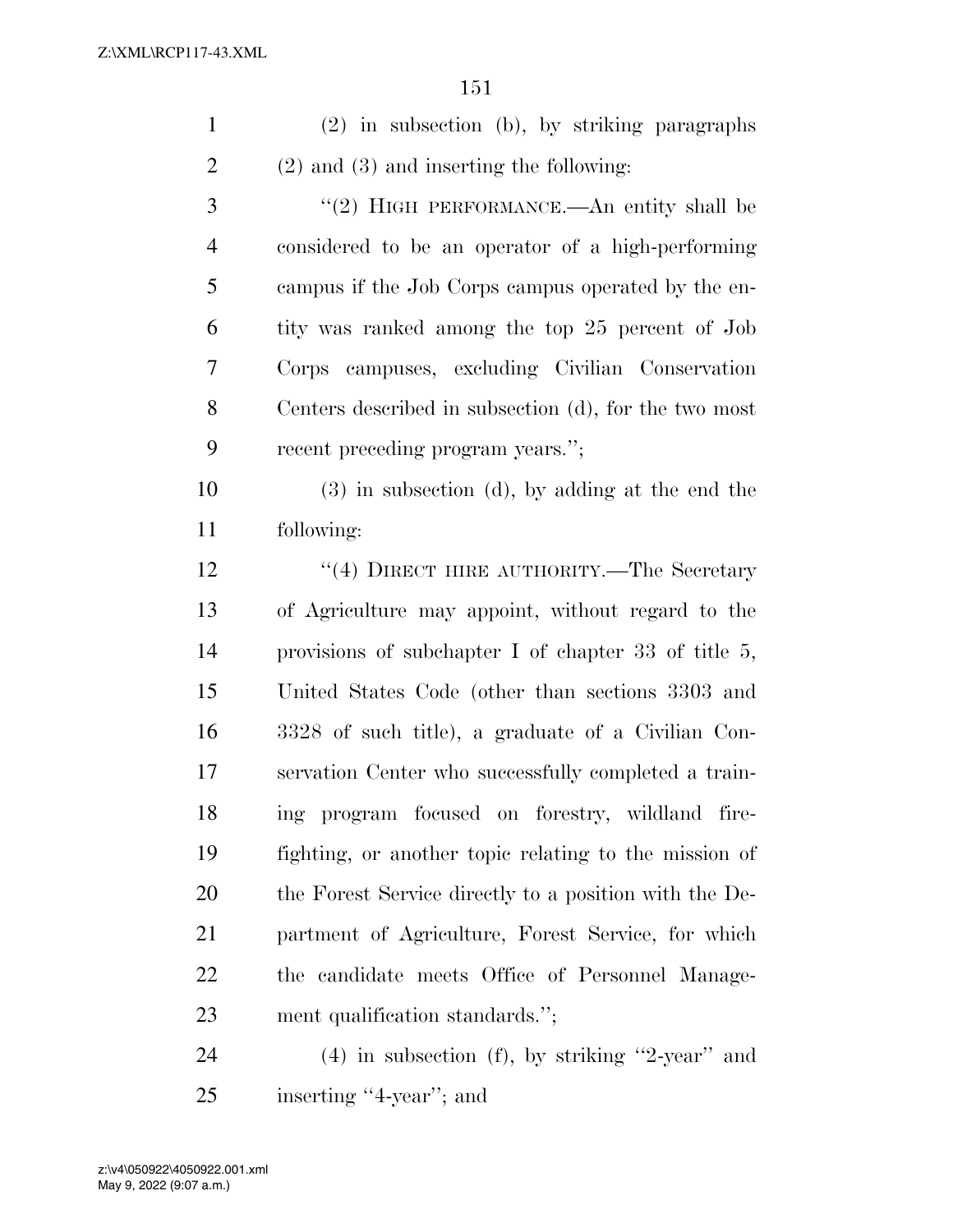(2) in subsection (b), by striking paragraphs (2) and (3) and inserting the following:

"(2) HIGH PERFORMANCE.—An entity shall be considered to be an operator of a high-performing campus if the Job Corps campus operated by the entity was ranked among the top 25 percent of Job Corps campuses, excluding Civilian Conservation Centers described in subsection (d), for the two most recent preceding program years.";

(3) in subsection (d), by adding at the end the following:

"(4) DIRECT HIRE AUTHORITY.—The Secretary of Agriculture may appoint, without regard to the provisions of subchapter I of chapter 33 of title 5, United States Code (other than sections 3303 and 3328 of such title), a graduate of a Civilian Conservation Center who successfully completed a training program focused on forestry, wildland firefighting, or another topic relating to the mission of the Forest Service directly to a position with the Department of Agriculture, Forest Service, for which the candidate meets Office of Personnel Management qualification standards.";

(4) in subsection (f), by striking "2-year" and inserting "4-year"; and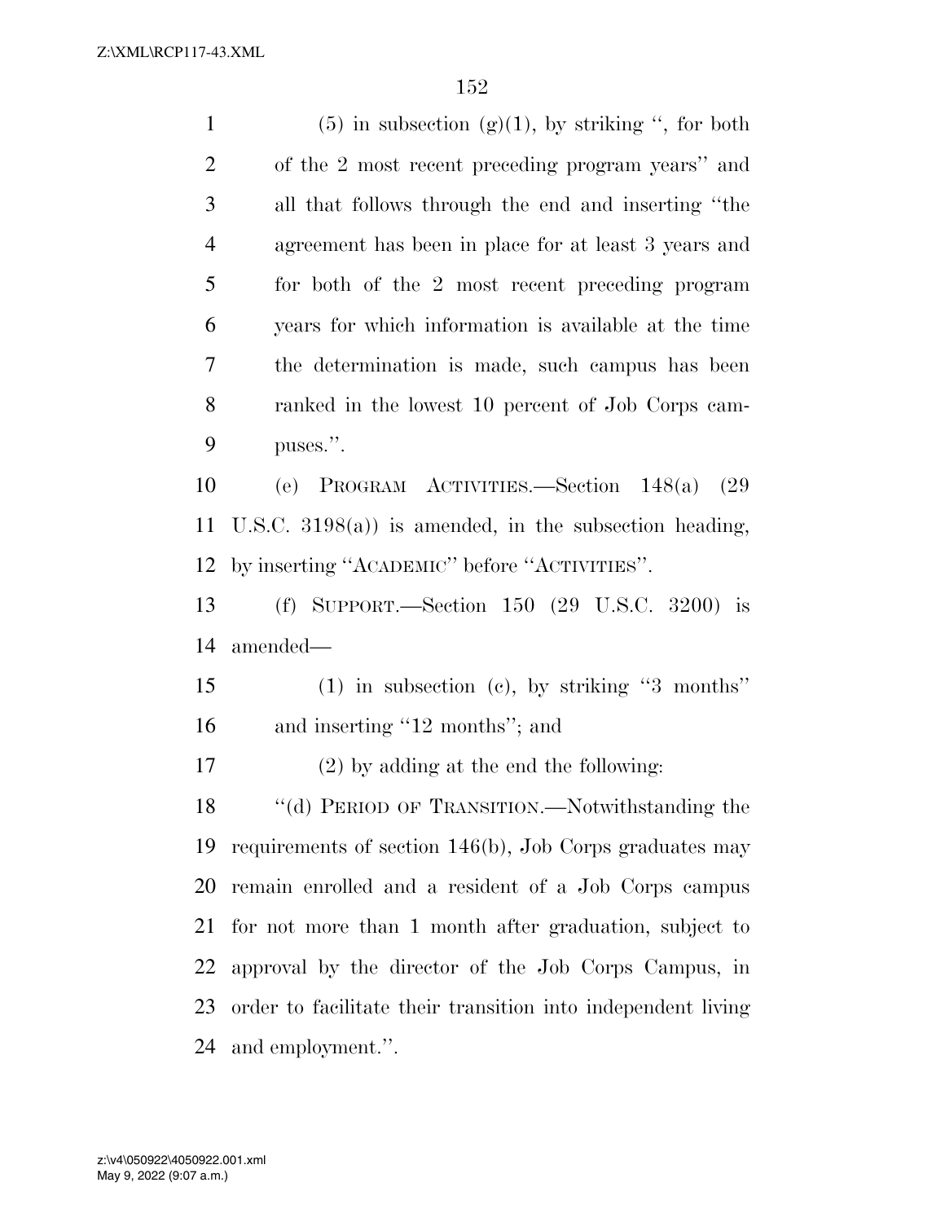(5) in subsection (g)(1), by striking '', for both of the 2 most recent preceding program years'' and all that follows through the end and inserting ''the agreement has been in place for at least 3 years and for both of the 2 most recent preceding program years for which information is available at the time the determination is made, such campus has been ranked in the lowest 10 percent of Job Corps campuses.''.

(e) PROGRAM ACTIVITIES.—Section 148(a) (29 U.S.C. 3198(a)) is amended, in the subsection heading, by inserting ''ACADEMIC'' before ''ACTIVITIES''.

(f) SUPPORT.—Section 150 (29 U.S.C. 3200) is amended—

(1) in subsection (c), by striking ''3 months'' and inserting ''12 months''; and

(2) by adding at the end the following:

''(d) PERIOD OF TRANSITION.—Notwithstanding the requirements of section 146(b), Job Corps graduates may remain enrolled and a resident of a Job Corps campus for not more than 1 month after graduation, subject to approval by the director of the Job Corps Campus, in order to facilitate their transition into independent living and employment.''.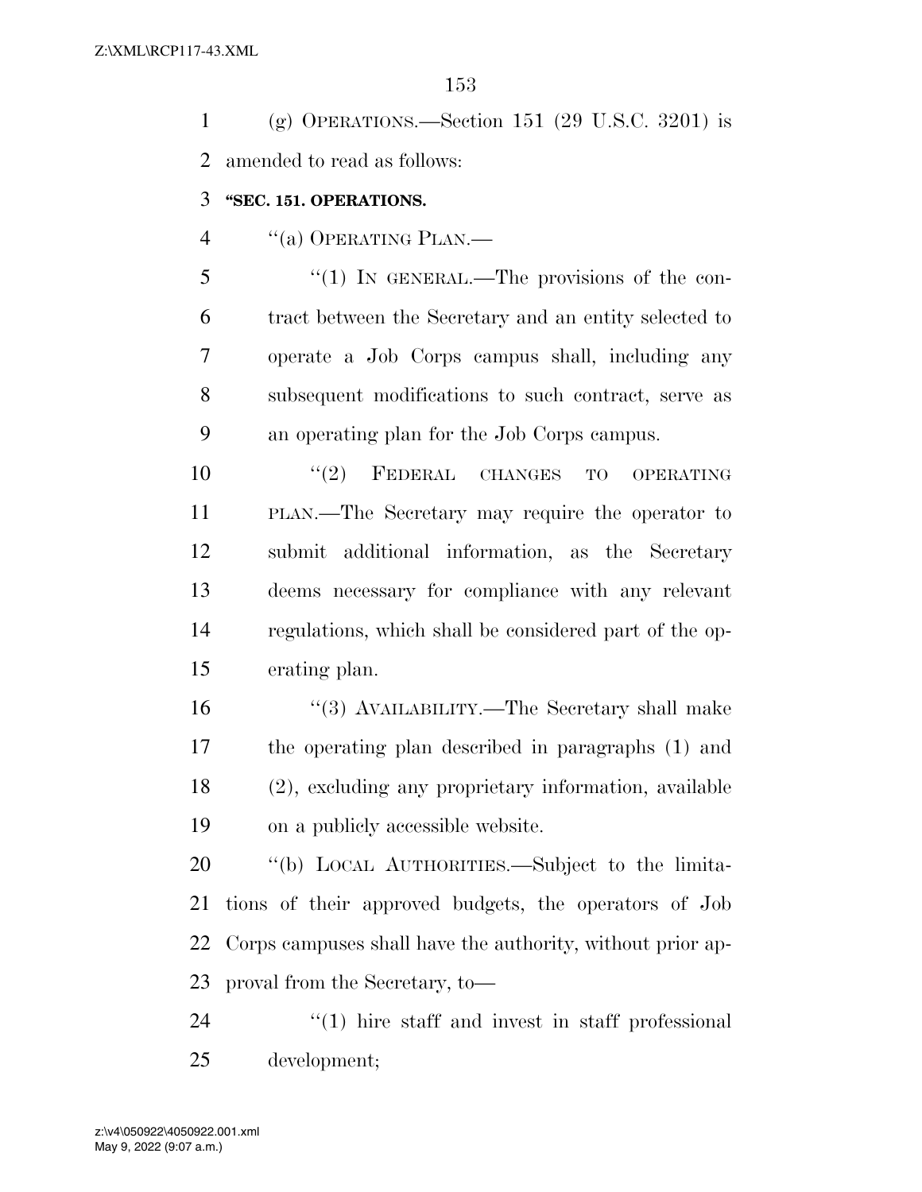(g) OPERATIONS.—Section 151 (29 U.S.C. 3201) is amended to read as follows:

**"SEC. 151. OPERATIONS.**

"(a) OPERATING PLAN.—

"(1) IN GENERAL.—The provisions of the contract between the Secretary and an entity selected to operate a Job Corps campus shall, including any subsequent modifications to such contract, serve as an operating plan for the Job Corps campus.

"(2) FEDERAL CHANGES TO OPERATING PLAN.—The Secretary may require the operator to submit additional information, as the Secretary deems necessary for compliance with any relevant regulations, which shall be considered part of the operating plan.

"(3) AVAILABILITY.—The Secretary shall make the operating plan described in paragraphs (1) and (2), excluding any proprietary information, available on a publicly accessible website.

"(b) LOCAL AUTHORITIES.—Subject to the limitations of their approved budgets, the operators of Job Corps campuses shall have the authority, without prior approval from the Secretary, to—

"(1) hire staff and invest in staff professional development;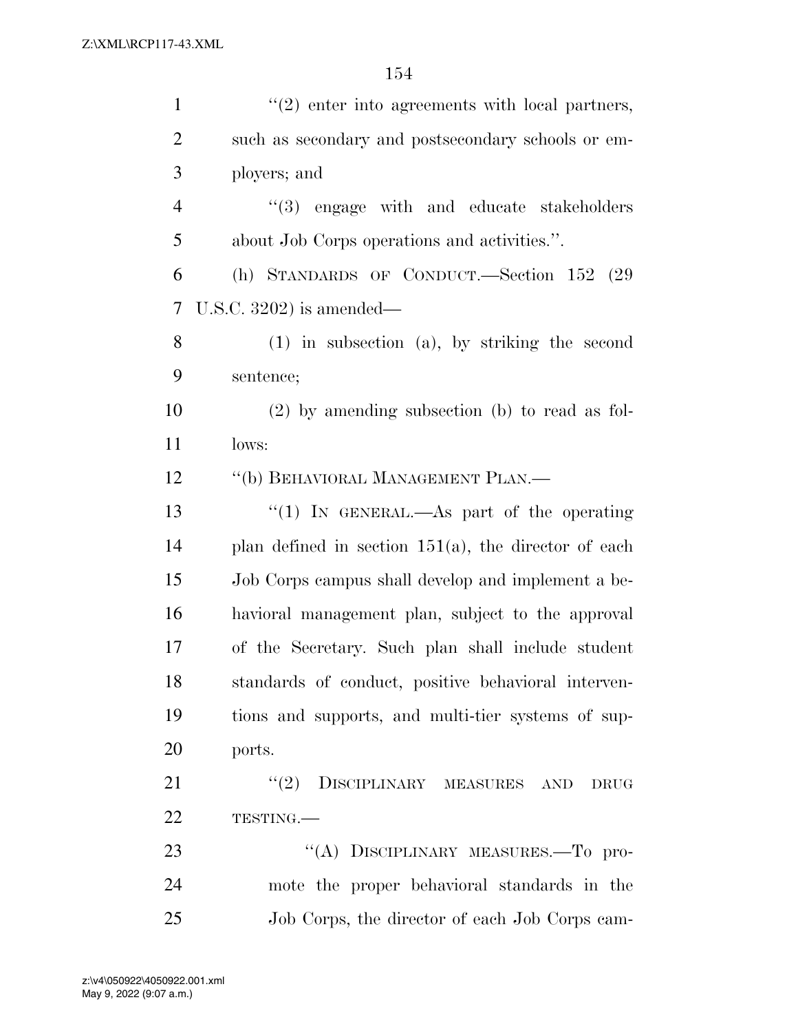"(2) enter into agreements with local partners, such as secondary and postsecondary schools or employers; and

"(3) engage with and educate stakeholders about Job Corps operations and activities.".

(h) STANDARDS OF CONDUCT.—Section 152 (29 U.S.C. 3202) is amended—

(1) in subsection (a), by striking the second sentence;

(2) by amending subsection (b) to read as follows:

"(b) BEHAVIORAL MANAGEMENT PLAN.—

"(1) IN GENERAL.—As part of the operating plan defined in section 151(a), the director of each Job Corps campus shall develop and implement a behavioral management plan, subject to the approval of the Secretary. Such plan shall include student standards of conduct, positive behavioral interventions and supports, and multi-tier systems of supports.

"(2) DISCIPLINARY MEASURES AND DRUG TESTING.—

"(A) DISCIPLINARY MEASURES.—To promote the proper behavioral standards in the Job Corps, the director of each Job Corps cam-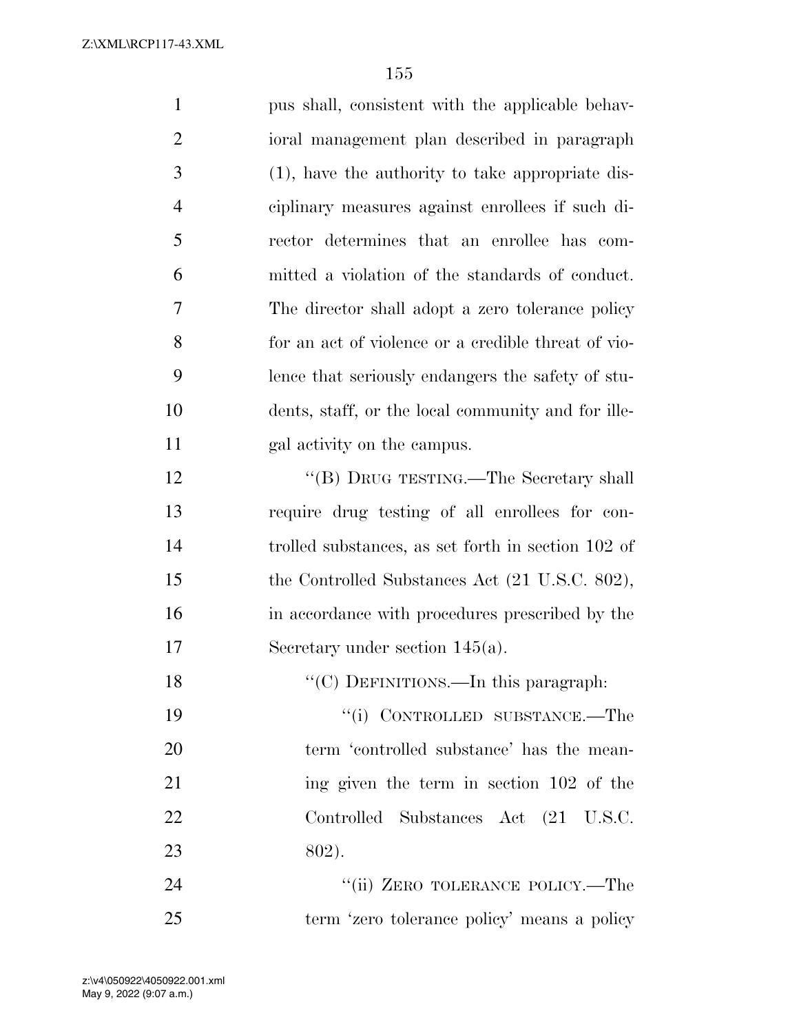pus shall, consistent with the applicable behavioral management plan described in paragraph (1), have the authority to take appropriate disciplinary measures against enrollees if such director determines that an enrollee has committed a violation of the standards of conduct. The director shall adopt a zero tolerance policy for an act of violence or a credible threat of violence that seriously endangers the safety of students, staff, or the local community and for illegal activity on the campus.

''(B) DRUG TESTING.—The Secretary shall require drug testing of all enrollees for controlled substances, as set forth in section 102 of the Controlled Substances Act (21 U.S.C. 802), in accordance with procedures prescribed by the Secretary under section 145(a).

''(C) DEFINITIONS.—In this paragraph:

''(i) CONTROLLED SUBSTANCE.—The term 'controlled substance' has the meaning given the term in section 102 of the Controlled Substances Act (21 U.S.C. 802).

''(ii) ZERO TOLERANCE POLICY.—The term 'zero tolerance policy' means a policy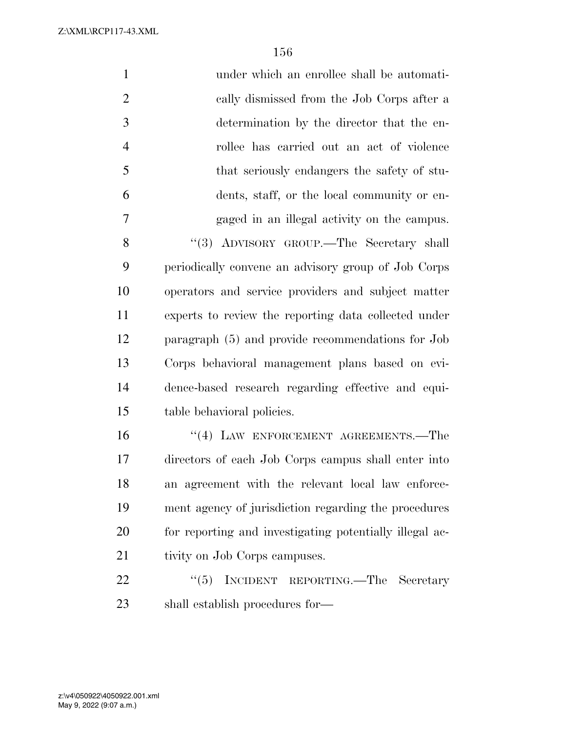under which an enrollee shall be automatically dismissed from the Job Corps after a determination by the director that the enrollee has carried out an act of violence that seriously endangers the safety of students, staff, or the local community or engaged in an illegal activity on the campus.

"(3) ADVISORY GROUP.—The Secretary shall periodically convene an advisory group of Job Corps operators and service providers and subject matter experts to review the reporting data collected under paragraph (5) and provide recommendations for Job Corps behavioral management plans based on evidence-based research regarding effective and equitable behavioral policies.

"(4) LAW ENFORCEMENT AGREEMENTS.—The directors of each Job Corps campus shall enter into an agreement with the relevant local law enforcement agency of jurisdiction regarding the procedures for reporting and investigating potentially illegal activity on Job Corps campuses.

"(5) INCIDENT REPORTING.—The Secretary shall establish procedures for—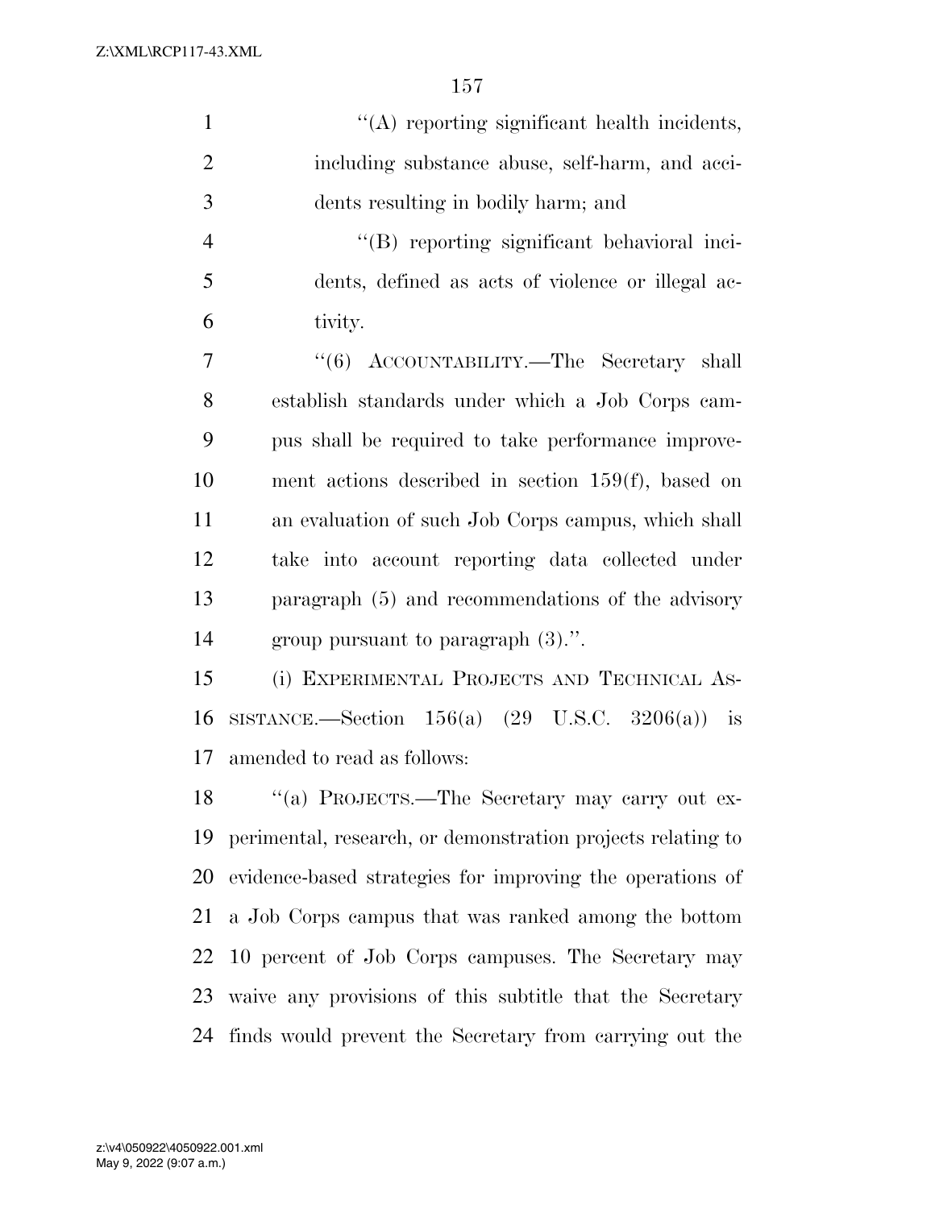''(A) reporting significant health incidents, including substance abuse, self-harm, and accidents resulting in bodily harm; and

''(B) reporting significant behavioral incidents, defined as acts of violence or illegal activity.

''(6) ACCOUNTABILITY.—The Secretary shall establish standards under which a Job Corps campus shall be required to take performance improvement actions described in section 159(f), based on an evaluation of such Job Corps campus, which shall take into account reporting data collected under paragraph (5) and recommendations of the advisory group pursuant to paragraph (3).''.

(i) EXPERIMENTAL PROJECTS AND TECHNICAL ASSISTANCE.—Section 156(a) (29 U.S.C. 3206(a)) is amended to read as follows:

''(a) PROJECTS.—The Secretary may carry out experimental, research, or demonstration projects relating to evidence-based strategies for improving the operations of a Job Corps campus that was ranked among the bottom 10 percent of Job Corps campuses. The Secretary may waive any provisions of this subtitle that the Secretary finds would prevent the Secretary from carrying out the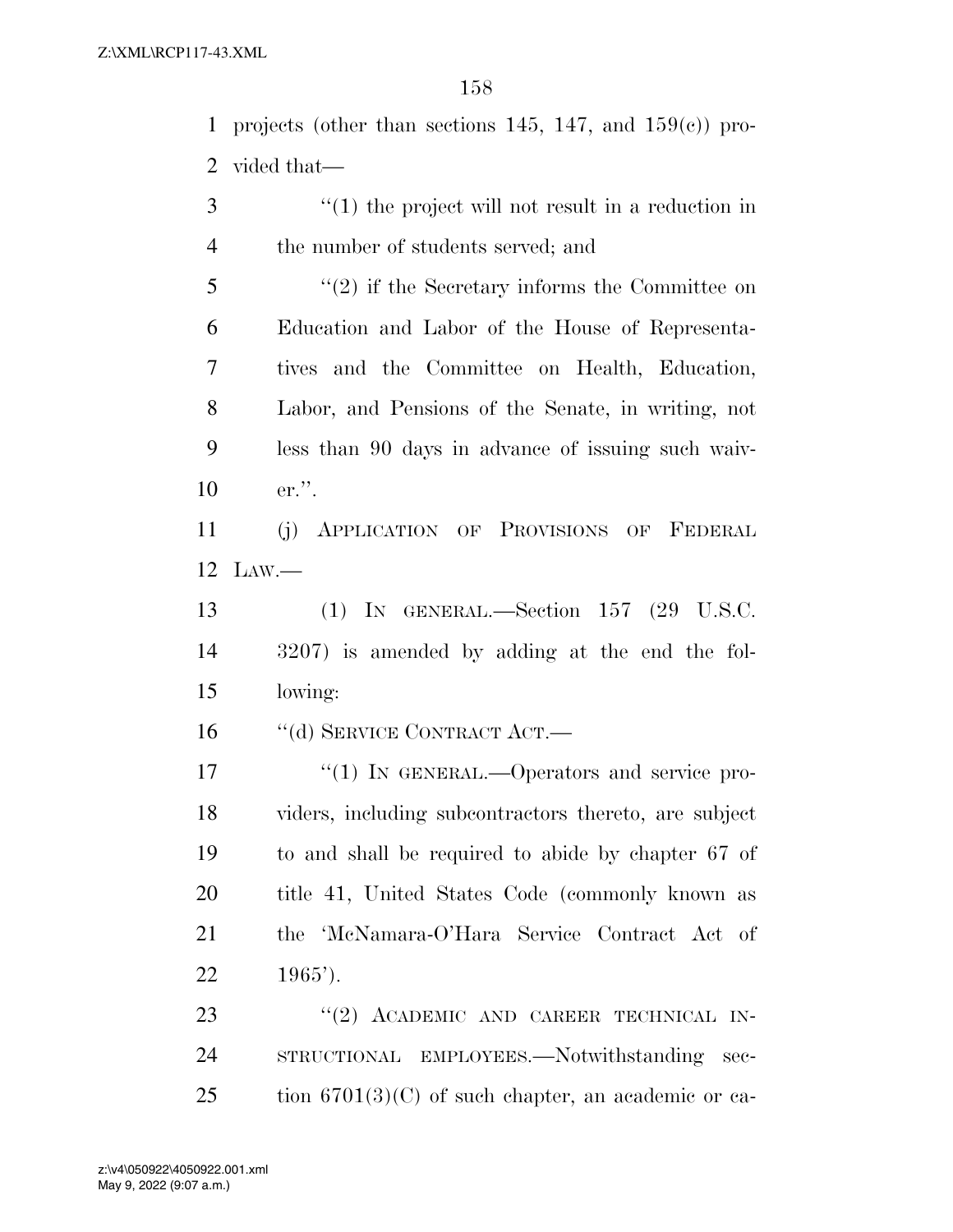projects (other than sections 145, 147, and 159(c)) provided that—

"(1) the project will not result in a reduction in the number of students served; and

"(2) if the Secretary informs the Committee on Education and Labor of the House of Representatives and the Committee on Health, Education, Labor, and Pensions of the Senate, in writing, not less than 90 days in advance of issuing such waiver.".

(j) APPLICATION OF PROVISIONS OF FEDERAL LAW.—

(1) IN GENERAL.—Section 157 (29 U.S.C. 3207) is amended by adding at the end the following:

"(d) SERVICE CONTRACT ACT.—

"(1) IN GENERAL.—Operators and service providers, including subcontractors thereto, are subject to and shall be required to abide by chapter 67 of title 41, United States Code (commonly known as the 'McNamara-O'Hara Service Contract Act of 1965').

"(2) ACADEMIC AND CAREER TECHNICAL INSTRUCTIONAL EMPLOYEES.—Notwithstanding section 6701(3)(C) of such chapter, an academic or ca-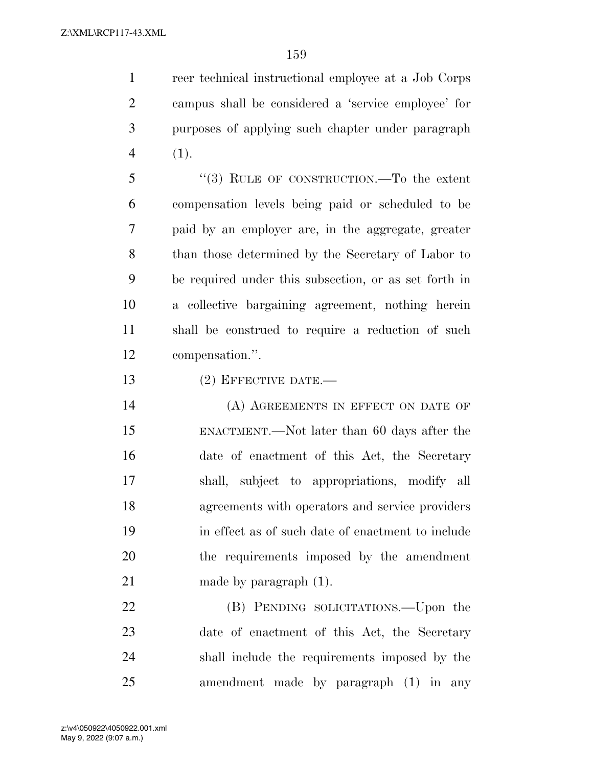reer technical instructional employee at a Job Corps campus shall be considered a 'service employee' for purposes of applying such chapter under paragraph (1).

"(3) RULE OF CONSTRUCTION.—To the extent compensation levels being paid or scheduled to be paid by an employer are, in the aggregate, greater than those determined by the Secretary of Labor to be required under this subsection, or as set forth in a collective bargaining agreement, nothing herein shall be construed to require a reduction of such compensation.".

(2) EFFECTIVE DATE.—

(A) AGREEMENTS IN EFFECT ON DATE OF ENACTMENT.—Not later than 60 days after the date of enactment of this Act, the Secretary shall, subject to appropriations, modify all agreements with operators and service providers in effect as of such date of enactment to include the requirements imposed by the amendment made by paragraph (1).

(B) PENDING SOLICITATIONS.—Upon the date of enactment of this Act, the Secretary shall include the requirements imposed by the amendment made by paragraph (1) in any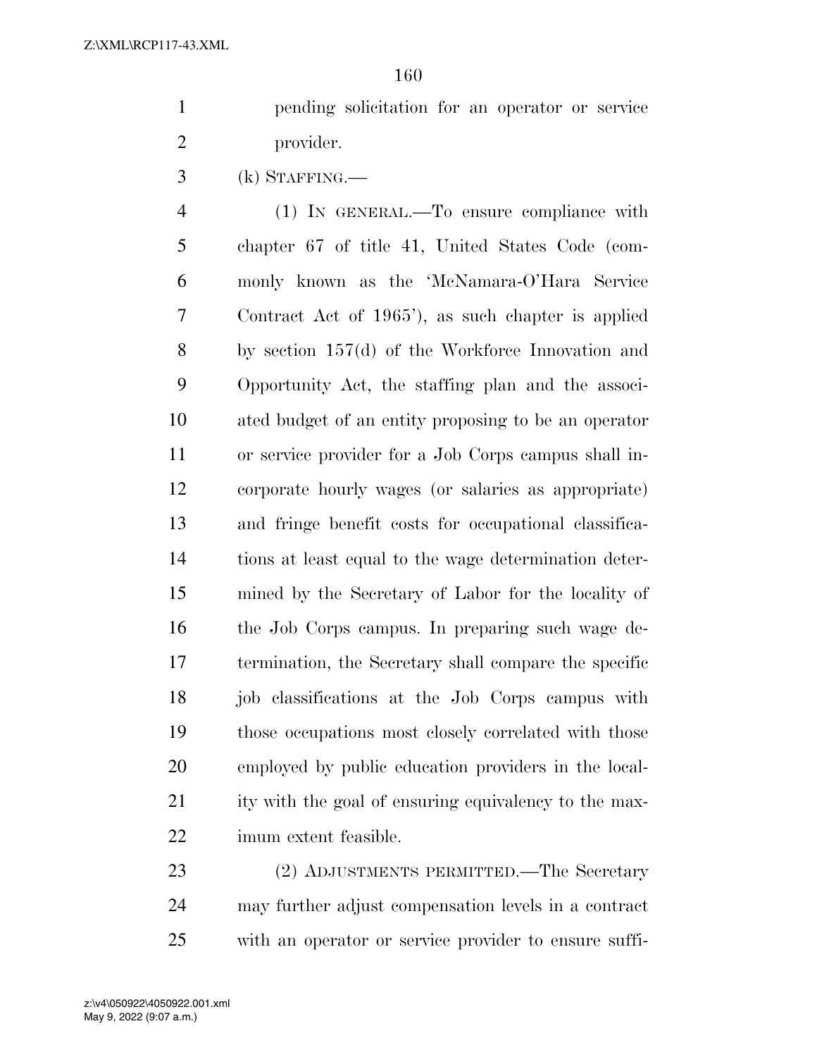pending solicitation for an operator or service provider.

(k) STAFFING.—

(1) IN GENERAL.—To ensure compliance with chapter 67 of title 41, United States Code (commonly known as the 'McNamara-O'Hara Service Contract Act of 1965'), as such chapter is applied by section 157(d) of the Workforce Innovation and Opportunity Act, the staffing plan and the associated budget of an entity proposing to be an operator or service provider for a Job Corps campus shall incorporate hourly wages (or salaries as appropriate) and fringe benefit costs for occupational classifications at least equal to the wage determination determined by the Secretary of Labor for the locality of the Job Corps campus. In preparing such wage determination, the Secretary shall compare the specific job classifications at the Job Corps campus with those occupations most closely correlated with those employed by public education providers in the locality with the goal of ensuring equivalency to the maximum extent feasible.

(2) ADJUSTMENTS PERMITTED.—The Secretary may further adjust compensation levels in a contract with an operator or service provider to ensure suffi-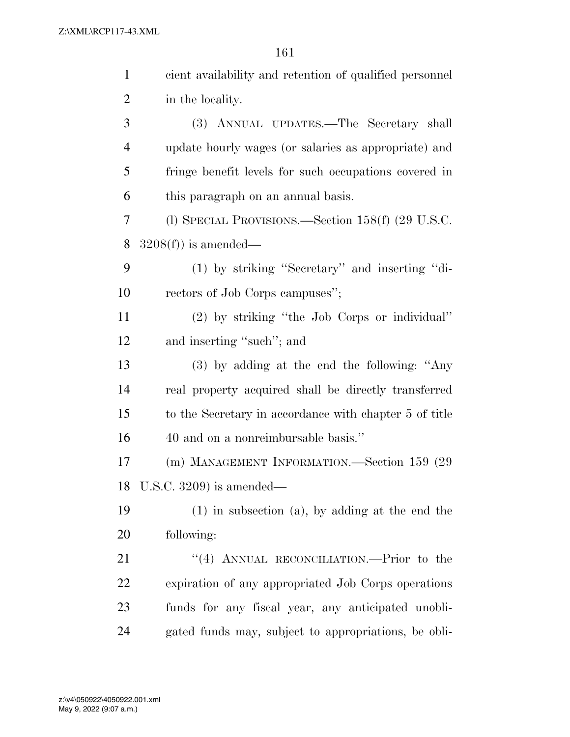cient availability and retention of qualified personnel in the locality.

(3) ANNUAL UPDATES.—The Secretary shall update hourly wages (or salaries as appropriate) and fringe benefit levels for such occupations covered in this paragraph on an annual basis.

(l) SPECIAL PROVISIONS.—Section 158(f) (29 U.S.C. 3208(f)) is amended—

(1) by striking "Secretary" and inserting "directors of Job Corps campuses";

(2) by striking "the Job Corps or individual" and inserting "such"; and

(3) by adding at the end the following: "Any real property acquired shall be directly transferred to the Secretary in accordance with chapter 5 of title 40 and on a nonreimbursable basis."

(m) MANAGEMENT INFORMATION.—Section 159 (29 U.S.C. 3209) is amended—

(1) in subsection (a), by adding at the end the following:

"(4) ANNUAL RECONCILIATION.—Prior to the expiration of any appropriated Job Corps operations funds for any fiscal year, any anticipated unobligated funds may, subject to appropriations, be obli-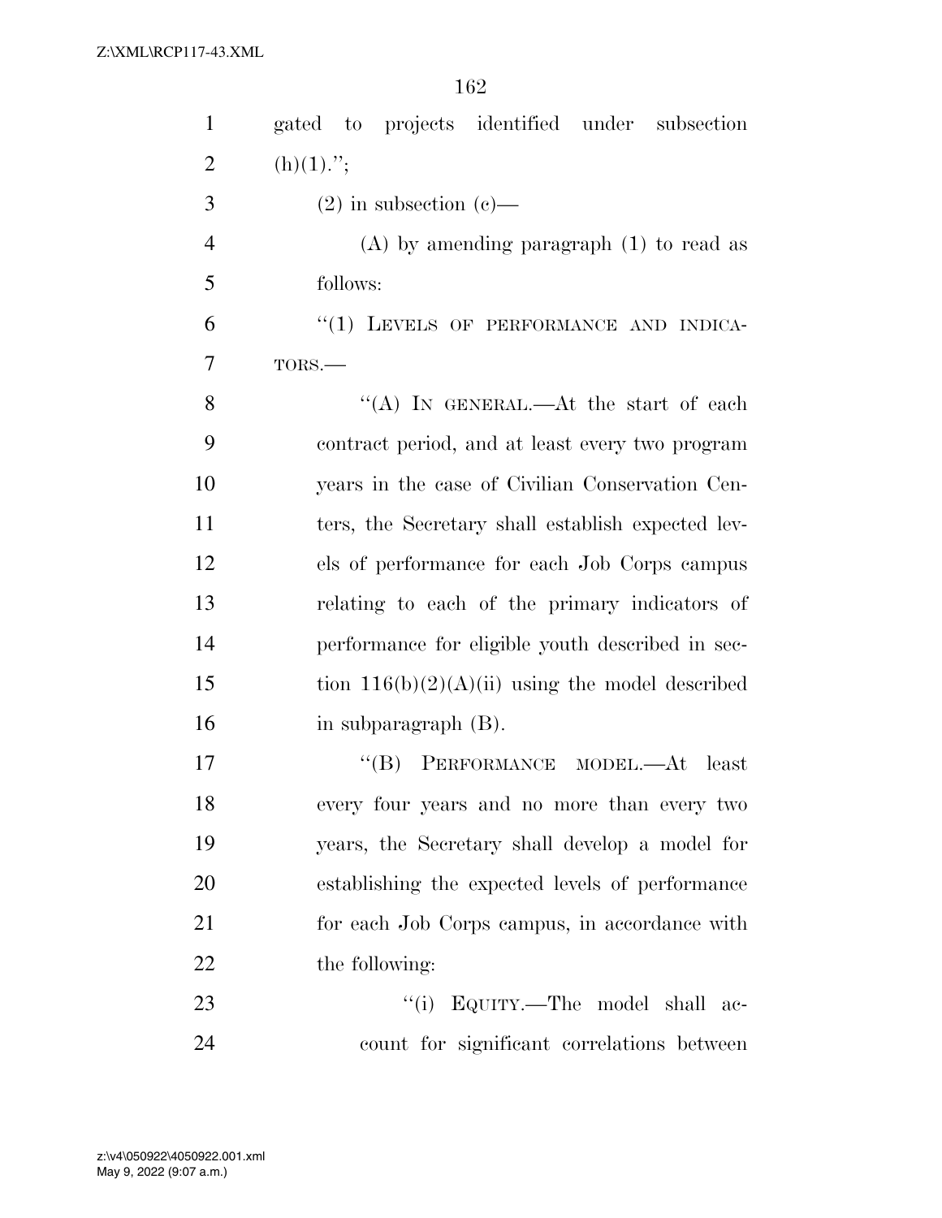gated to projects identified under subsection (h)(1).";

(2) in subsection (c)—

(A) by amending paragraph (1) to read as follows:

"(1) LEVELS OF PERFORMANCE AND INDICATORS.—

"(A) IN GENERAL.—At the start of each contract period, and at least every two program years in the case of Civilian Conservation Centers, the Secretary shall establish expected levels of performance for each Job Corps campus relating to each of the primary indicators of performance for eligible youth described in section 116(b)(2)(A)(ii) using the model described in subparagraph (B).

"(B) PERFORMANCE MODEL.—At least every four years and no more than every two years, the Secretary shall develop a model for establishing the expected levels of performance for each Job Corps campus, in accordance with the following:

"(i) EQUITY.—The model shall account for significant correlations between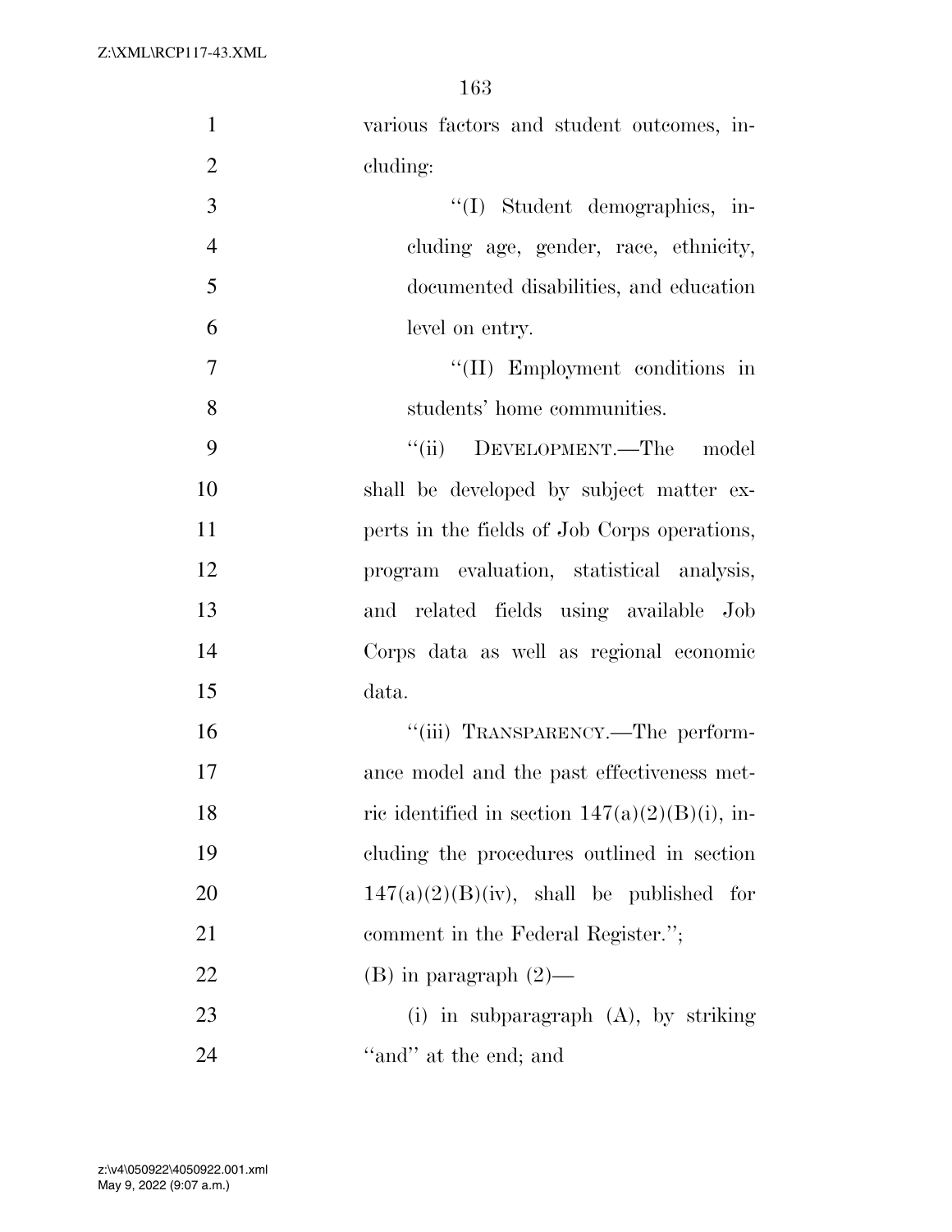various factors and student outcomes, including:

''(I) Student demographics, including age, gender, race, ethnicity, documented disabilities, and education level on entry.

''(II) Employment conditions in students' home communities.

''(ii) DEVELOPMENT.—The model shall be developed by subject matter experts in the fields of Job Corps operations, program evaluation, statistical analysis, and related fields using available Job Corps data as well as regional economic data.

''(iii) TRANSPARENCY.—The performance model and the past effectiveness metric identified in section 147(a)(2)(B)(i), including the procedures outlined in section 147(a)(2)(B)(iv), shall be published for comment in the Federal Register.'';

(B) in paragraph (2)—

(i) in subparagraph (A), by striking ''and'' at the end; and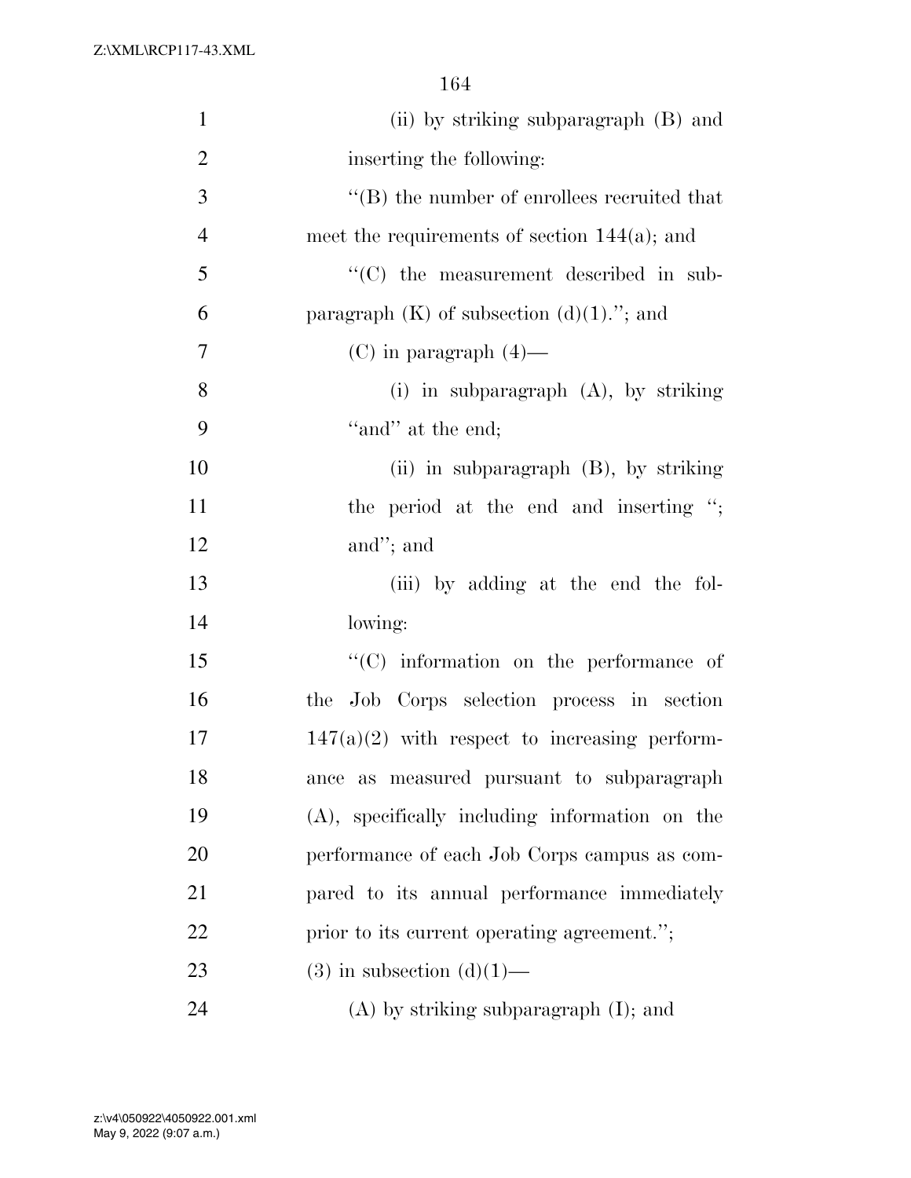(ii) by striking subparagraph (B) and inserting the following:

"(B) the number of enrollees recruited that meet the requirements of section 144(a); and

"(C) the measurement described in subparagraph (K) of subsection (d)(1)."; and

(C) in paragraph (4)—

(i) in subparagraph (A), by striking "and" at the end;

(ii) in subparagraph (B), by striking the period at the end and inserting "; and"; and

(iii) by adding at the end the following:

"(C) information on the performance of the Job Corps selection process in section 147(a)(2) with respect to increasing performance as measured pursuant to subparagraph (A), specifically including information on the performance of each Job Corps campus as compared to its annual performance immediately prior to its current operating agreement.";

(3) in subsection (d)(1)—

(A) by striking subparagraph (I); and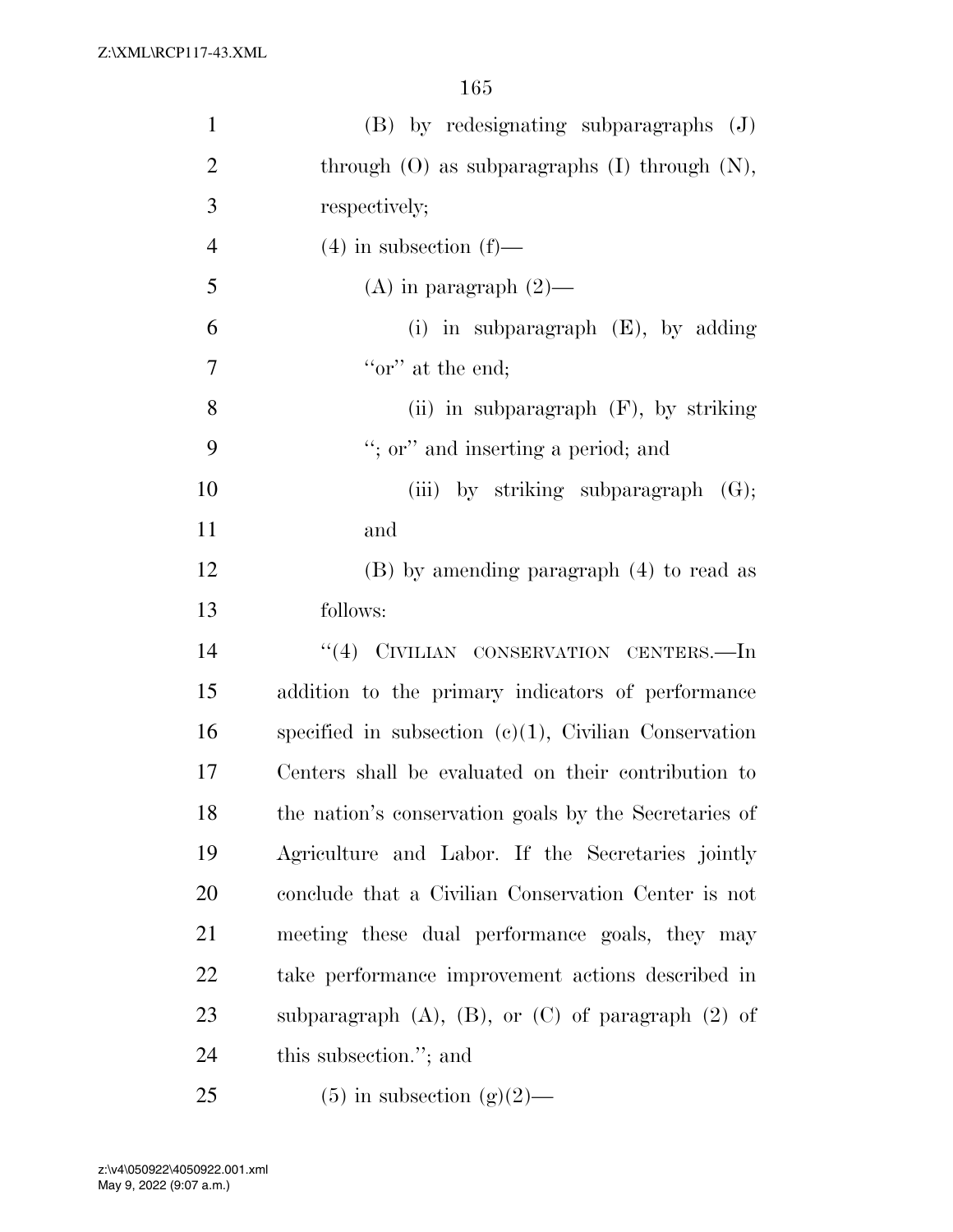(B) by redesignating subparagraphs (J) through (O) as subparagraphs (I) through (N), respectively;

(4) in subsection (f)—

(A) in paragraph (2)—

(i) in subparagraph (E), by adding "or" at the end;

(ii) in subparagraph (F), by striking "; or" and inserting a period; and

(iii) by striking subparagraph (G); and

(B) by amending paragraph (4) to read as follows:

"(4) CIVILIAN CONSERVATION CENTERS.—In addition to the primary indicators of performance specified in subsection (c)(1), Civilian Conservation Centers shall be evaluated on their contribution to the nation's conservation goals by the Secretaries of Agriculture and Labor. If the Secretaries jointly conclude that a Civilian Conservation Center is not meeting these dual performance goals, they may take performance improvement actions described in subparagraph (A), (B), or (C) of paragraph (2) of this subsection."; and

(5) in subsection (g)(2)—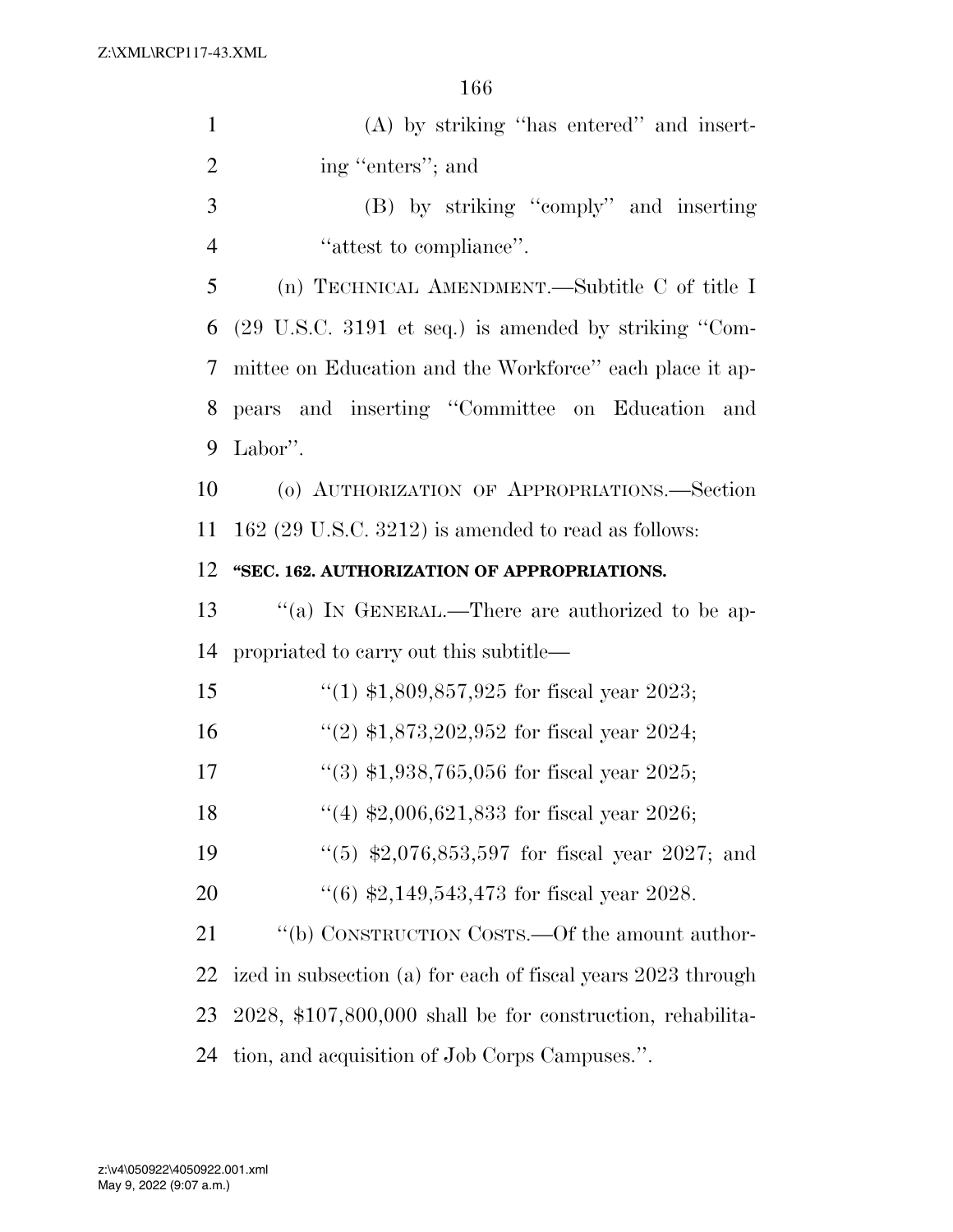(A) by striking ''has entered'' and inserting ''enters''; and

(B) by striking ''comply'' and inserting ''attest to compliance''.

(n) TECHNICAL AMENDMENT.—Subtitle C of title I (29 U.S.C. 3191 et seq.) is amended by striking ''Committee on Education and the Workforce'' each place it appears and inserting ''Committee on Education and Labor''.

(o) AUTHORIZATION OF APPROPRIATIONS.—Section 162 (29 U.S.C. 3212) is amended to read as follows:

**''SEC. 162. AUTHORIZATION OF APPROPRIATIONS.**

''(a) IN GENERAL.—There are authorized to be appropriated to carry out this subtitle—

''(1) $1,809,857,925 for fiscal year 2023;

''(2) $1,873,202,952 for fiscal year 2024;

''(3) $1,938,765,056 for fiscal year 2025;

''(4) $2,006,621,833 for fiscal year 2026;

''(5) $2,076,853,597 for fiscal year 2027; and

''(6) $2,149,543,473 for fiscal year 2028.

''(b) CONSTRUCTION COSTS.—Of the amount authorized in subsection (a) for each of fiscal years 2023 through 2028, $107,800,000 shall be for construction, rehabilitation, and acquisition of Job Corps Campuses.''.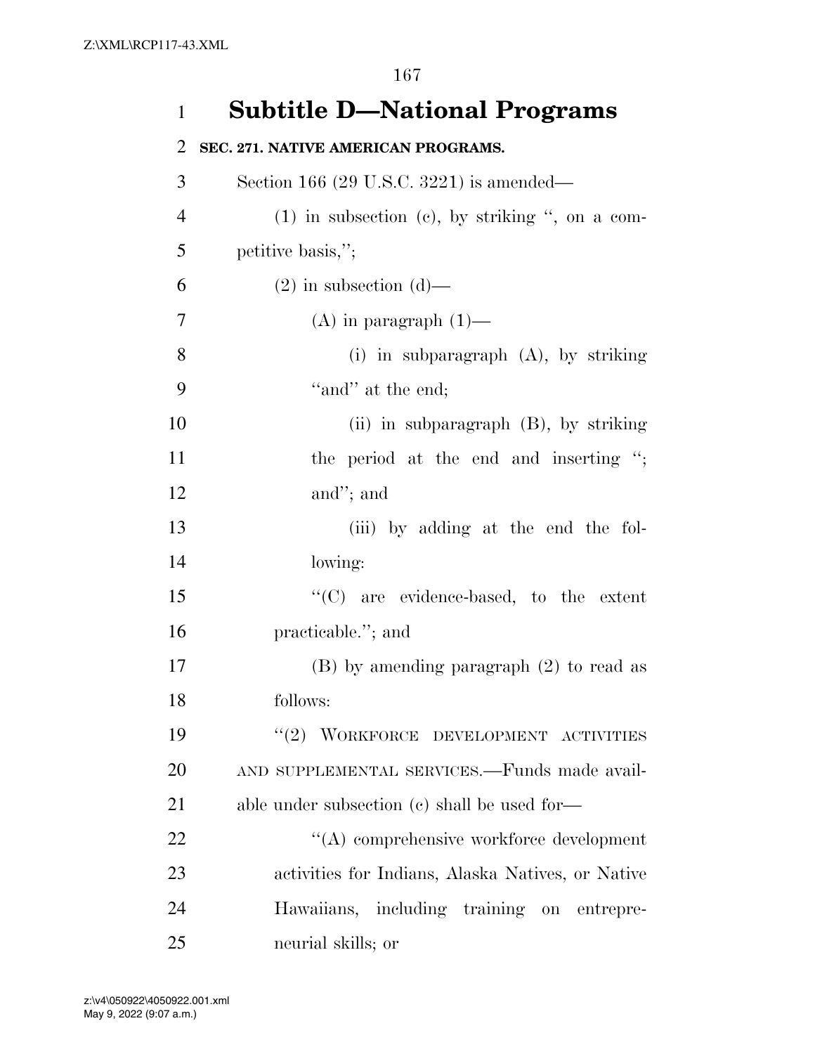# Subtitle D—National Programs

**SEC. 271. NATIVE AMERICAN PROGRAMS.**

Section 166 (29 U.S.C. 3221) is amended—

(1) in subsection (c), by striking ", on a competitive basis,";

(2) in subsection (d)—

(A) in paragraph (1)—

(i) in subparagraph (A), by striking "and" at the end;

(ii) in subparagraph (B), by striking the period at the end and inserting "; and"; and

(iii) by adding at the end the following:

"(C) are evidence-based, to the extent practicable."; and

(B) by amending paragraph (2) to read as follows:

"(2) WORKFORCE DEVELOPMENT ACTIVITIES AND SUPPLEMENTAL SERVICES.—Funds made available under subsection (c) shall be used for—

"(A) comprehensive workforce development activities for Indians, Alaska Natives, or Native Hawaiians, including training on entrepreneurial skills; or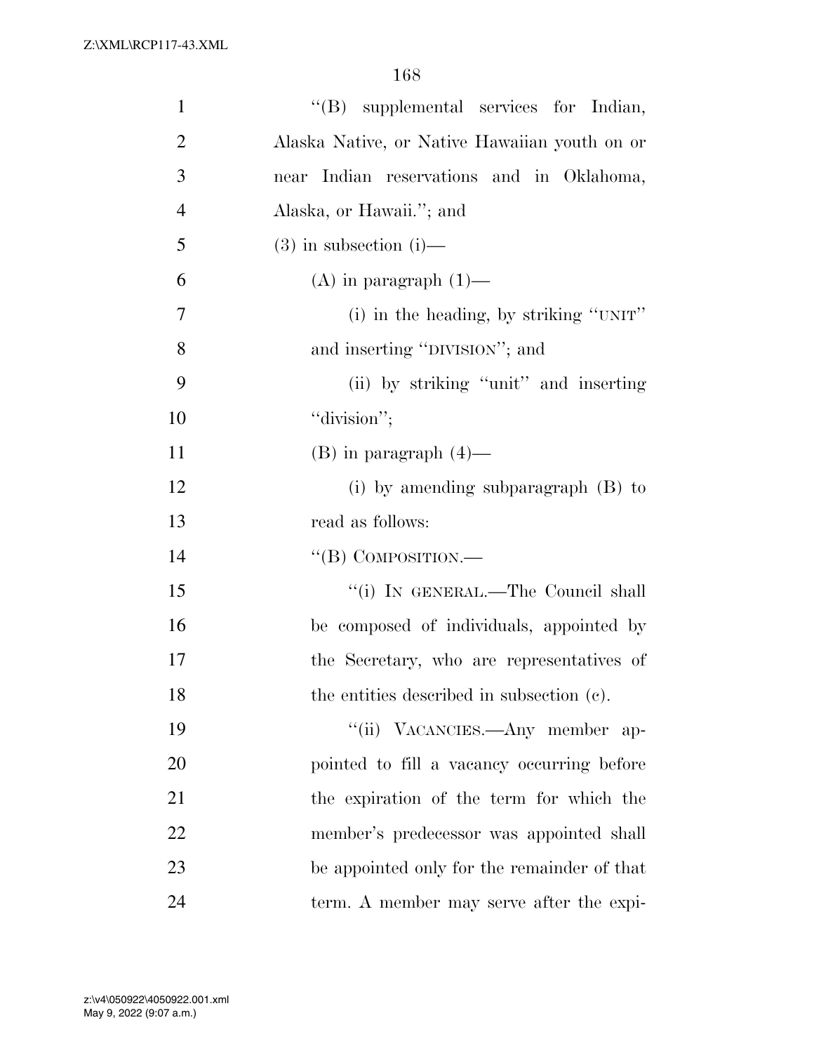"(B) supplemental services for Indian, Alaska Native, or Native Hawaiian youth on or near Indian reservations and in Oklahoma, Alaska, or Hawaii."; and

(3) in subsection (i)—

(A) in paragraph (1)—

(i) in the heading, by striking "UNIT" and inserting "DIVISION"; and

(ii) by striking "unit" and inserting "division";

(B) in paragraph (4)—

(i) by amending subparagraph (B) to read as follows:

"(B) COMPOSITION.—

"(i) IN GENERAL.—The Council shall be composed of individuals, appointed by the Secretary, who are representatives of the entities described in subsection (c).

"(ii) VACANCIES.—Any member appointed to fill a vacancy occurring before the expiration of the term for which the member's predecessor was appointed shall be appointed only for the remainder of that term. A member may serve after the expi-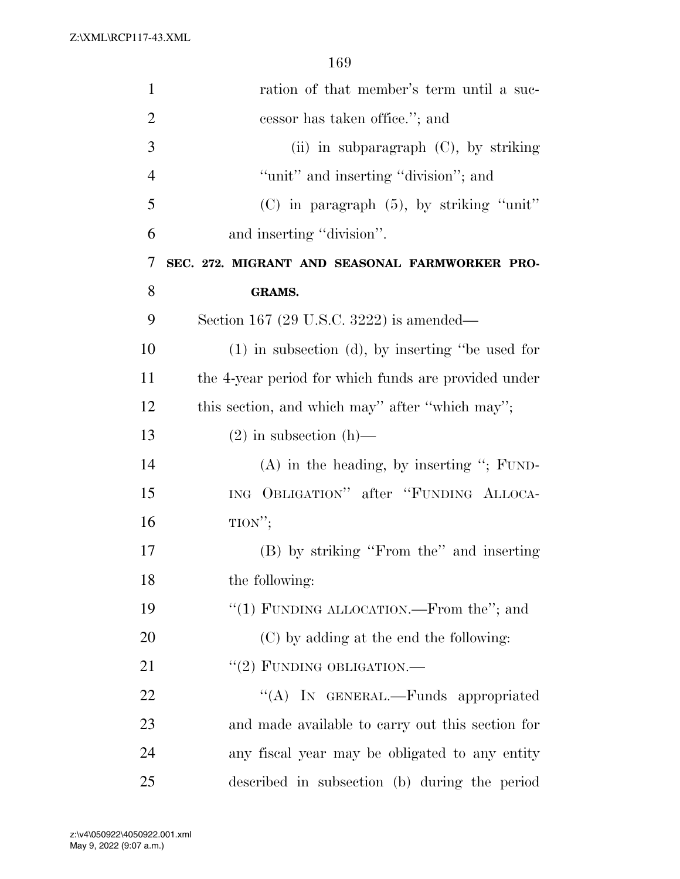ration of that member's term until a successor has taken office.''; and

(ii) in subparagraph (C), by striking ''unit'' and inserting ''division''; and

(C) in paragraph (5), by striking ''unit'' and inserting ''division''.

**SEC. 272. MIGRANT AND SEASONAL FARMWORKER PROGRAMS.**

Section 167 (29 U.S.C. 3222) is amended—

(1) in subsection (d), by inserting ''be used for the 4-year period for which funds are provided under this section, and which may'' after ''which may'';

(2) in subsection (h)—

(A) in the heading, by inserting ''; FUNDING OBLIGATION'' after ''FUNDING ALLOCATION'';

(B) by striking ''From the'' and inserting the following:

''(1) FUNDING ALLOCATION.—From the''; and

(C) by adding at the end the following:

''(2) FUNDING OBLIGATION.—

''(A) IN GENERAL.—Funds appropriated and made available to carry out this section for any fiscal year may be obligated to any entity described in subsection (b) during the period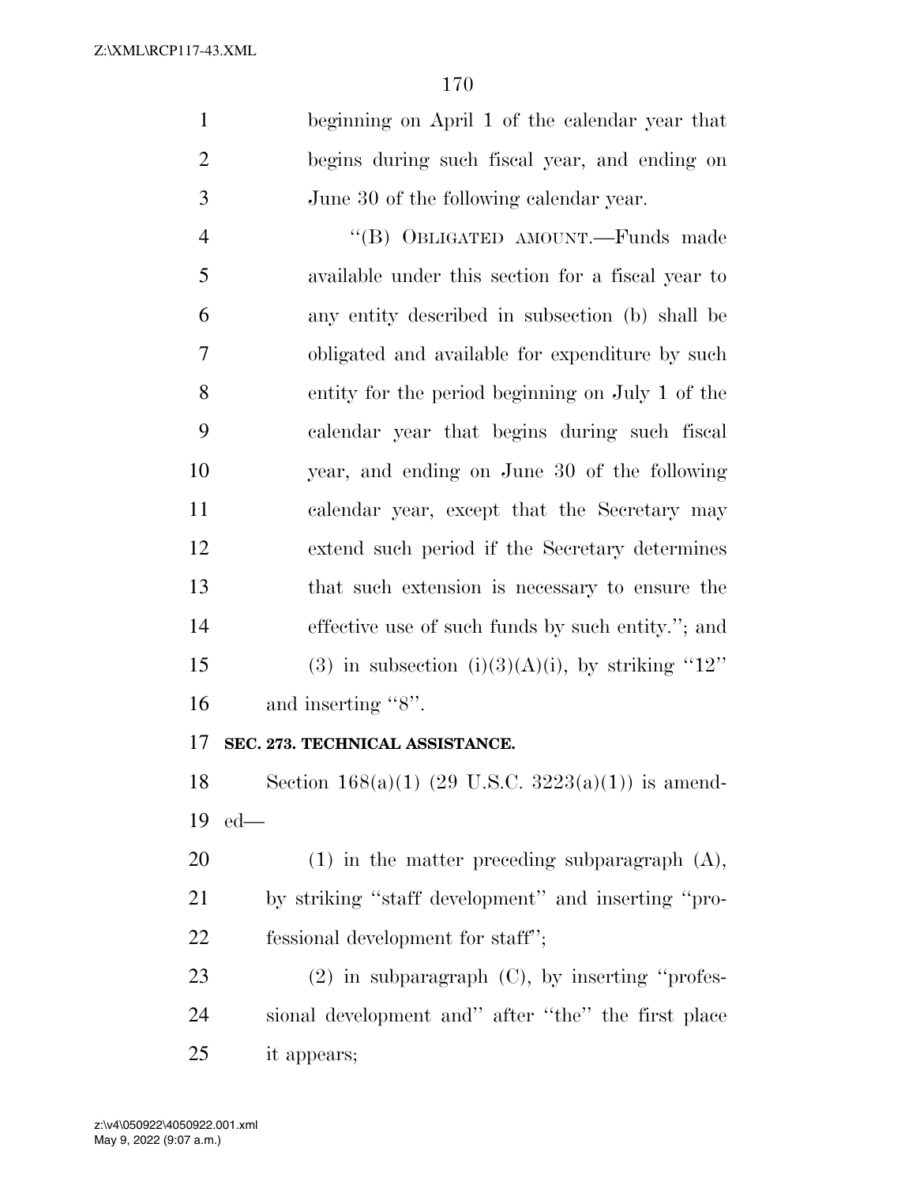beginning on April 1 of the calendar year that begins during such fiscal year, and ending on June 30 of the following calendar year.

"(B) OBLIGATED AMOUNT.—Funds made available under this section for a fiscal year to any entity described in subsection (b) shall be obligated and available for expenditure by such entity for the period beginning on July 1 of the calendar year that begins during such fiscal year, and ending on June 30 of the following calendar year, except that the Secretary may extend such period if the Secretary determines that such extension is necessary to ensure the effective use of such funds by such entity."; and

(3) in subsection (i)(3)(A)(i), by striking "12" and inserting "8".

**SEC. 273. TECHNICAL ASSISTANCE.**

Section 168(a)(1) (29 U.S.C. 3223(a)(1)) is amended—

(1) in the matter preceding subparagraph (A), by striking "staff development" and inserting "professional development for staff";

(2) in subparagraph (C), by inserting "professional development and" after "the" the first place it appears;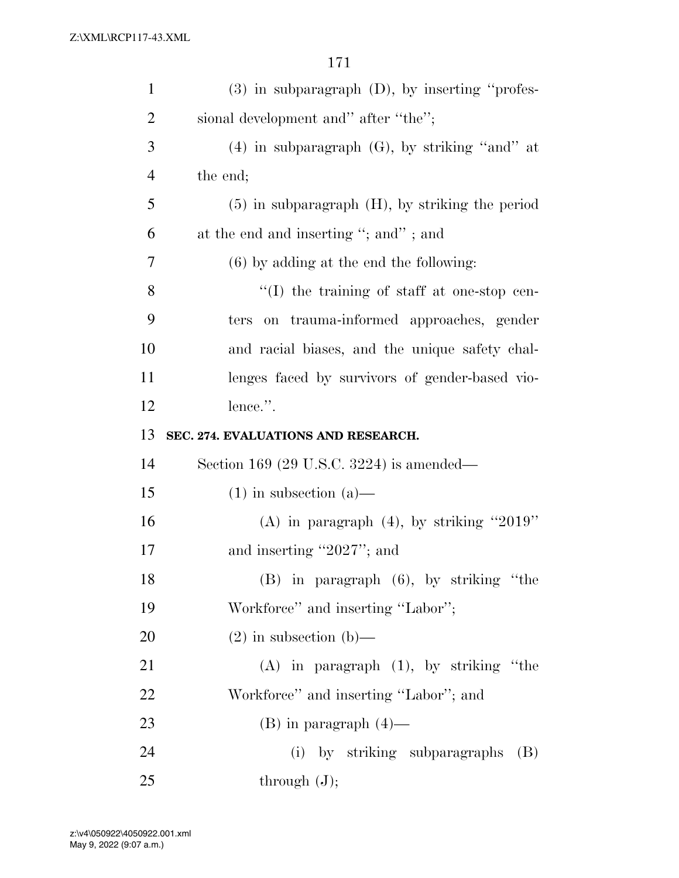(3) in subparagraph (D), by inserting ''professional development and'' after ''the'';

(4) in subparagraph (G), by striking ''and'' at the end;

(5) in subparagraph (H), by striking the period at the end and inserting ''; and'' ; and

(6) by adding at the end the following:

''(I) the training of staff at one-stop centers on trauma-informed approaches, gender and racial biases, and the unique safety challenges faced by survivors of gender-based violence.''.

**SEC. 274. EVALUATIONS AND RESEARCH.**

Section 169 (29 U.S.C. 3224) is amended—

(1) in subsection (a)—

(A) in paragraph (4), by striking ''2019'' and inserting ''2027''; and

(B) in paragraph (6), by striking ''the Workforce'' and inserting ''Labor'';

(2) in subsection (b)—

(A) in paragraph (1), by striking ''the Workforce'' and inserting ''Labor''; and

(B) in paragraph (4)—

(i) by striking subparagraphs (B) through (J);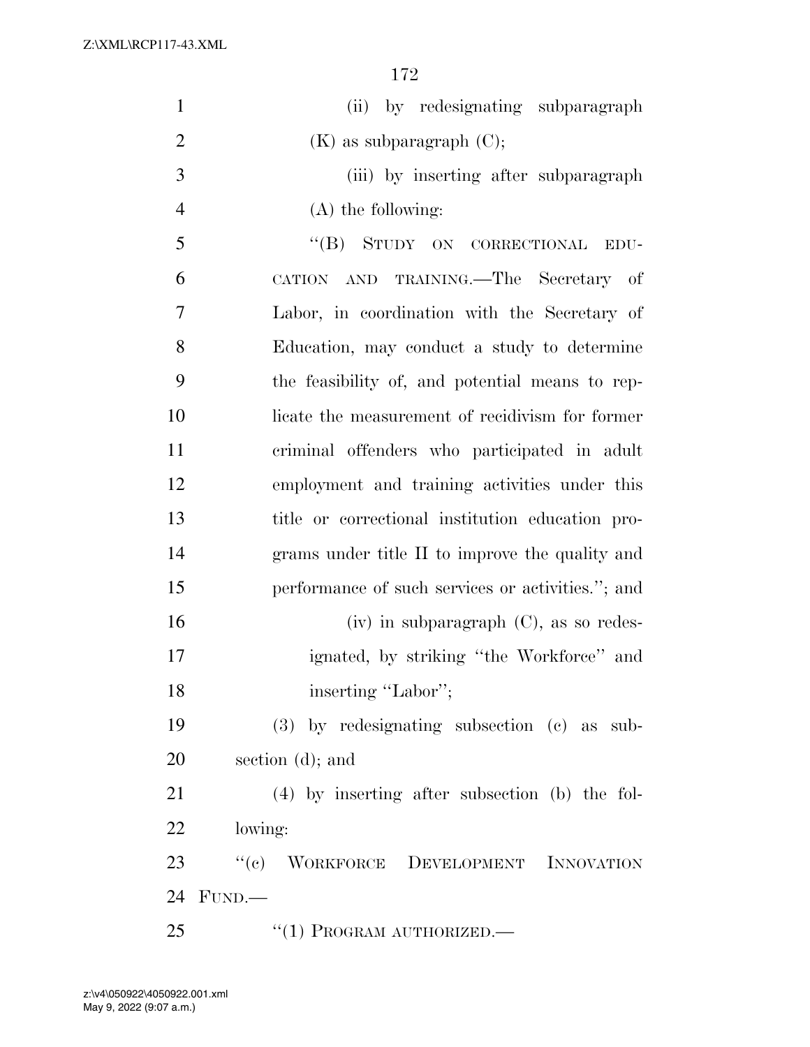(ii) by redesignating subparagraph (K) as subparagraph (C);

(iii) by inserting after subparagraph (A) the following:

"(B) STUDY ON CORRECTIONAL EDUCATION AND TRAINING.—The Secretary of Labor, in coordination with the Secretary of Education, may conduct a study to determine the feasibility of, and potential means to replicate the measurement of recidivism for former criminal offenders who participated in adult employment and training activities under this title or correctional institution education programs under title II to improve the quality and performance of such services or activities."; and

(iv) in subparagraph (C), as so redesignated, by striking "the Workforce" and inserting "Labor";

(3) by redesignating subsection (c) as subsection (d); and

(4) by inserting after subsection (b) the following:

"(c) WORKFORCE DEVELOPMENT INNOVATION FUND.—

"(1) PROGRAM AUTHORIZED.—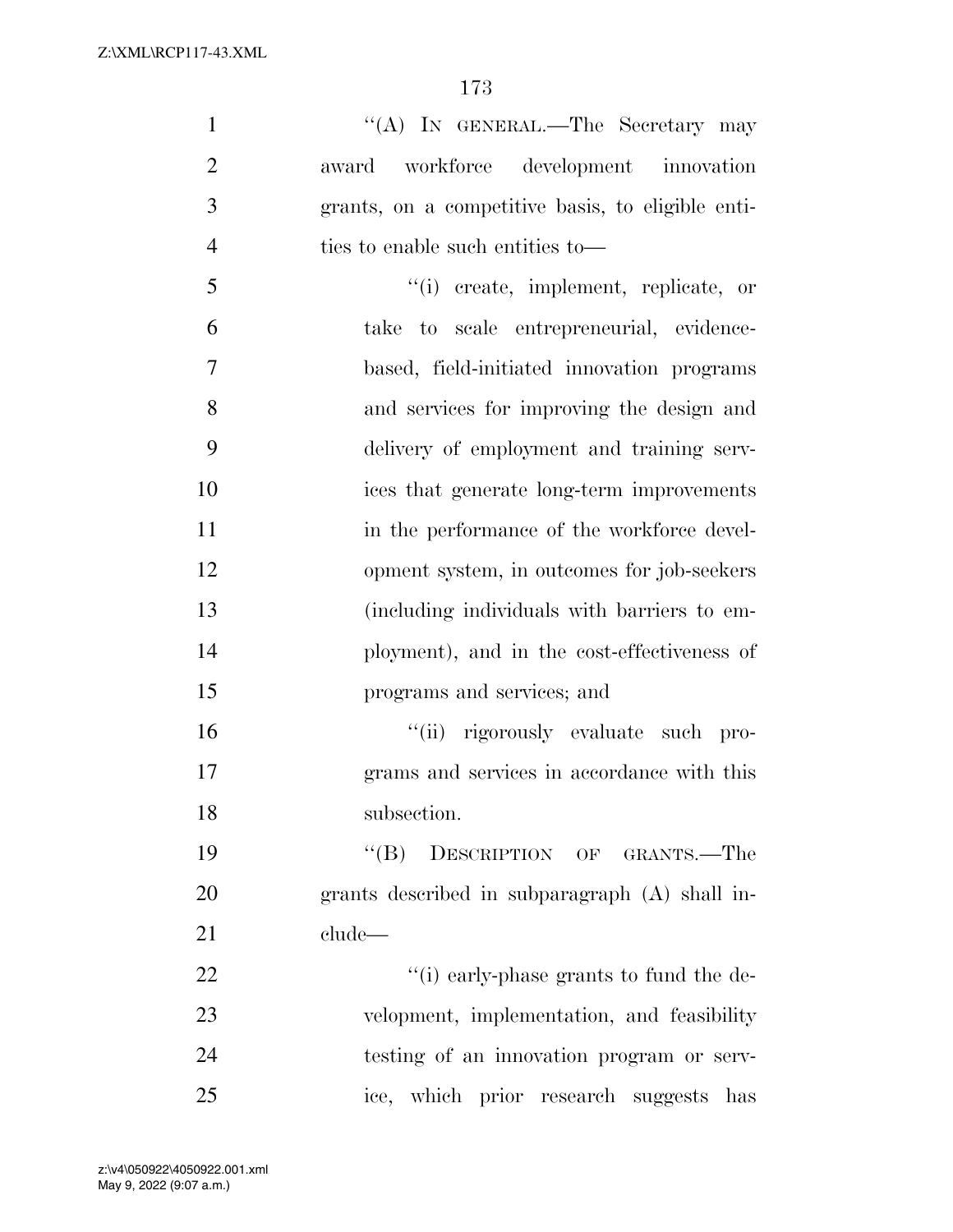"(A) IN GENERAL.—The Secretary may award workforce development innovation grants, on a competitive basis, to eligible entities to enable such entities to—

"(i) create, implement, replicate, or take to scale entrepreneurial, evidence-based, field-initiated innovation programs and services for improving the design and delivery of employment and training services that generate long-term improvements in the performance of the workforce development system, in outcomes for job-seekers (including individuals with barriers to employment), and in the cost-effectiveness of programs and services; and

"(ii) rigorously evaluate such programs and services in accordance with this subsection.

"(B) DESCRIPTION OF GRANTS.—The grants described in subparagraph (A) shall include—

"(i) early-phase grants to fund the development, implementation, and feasibility testing of an innovation program or service, which prior research suggests has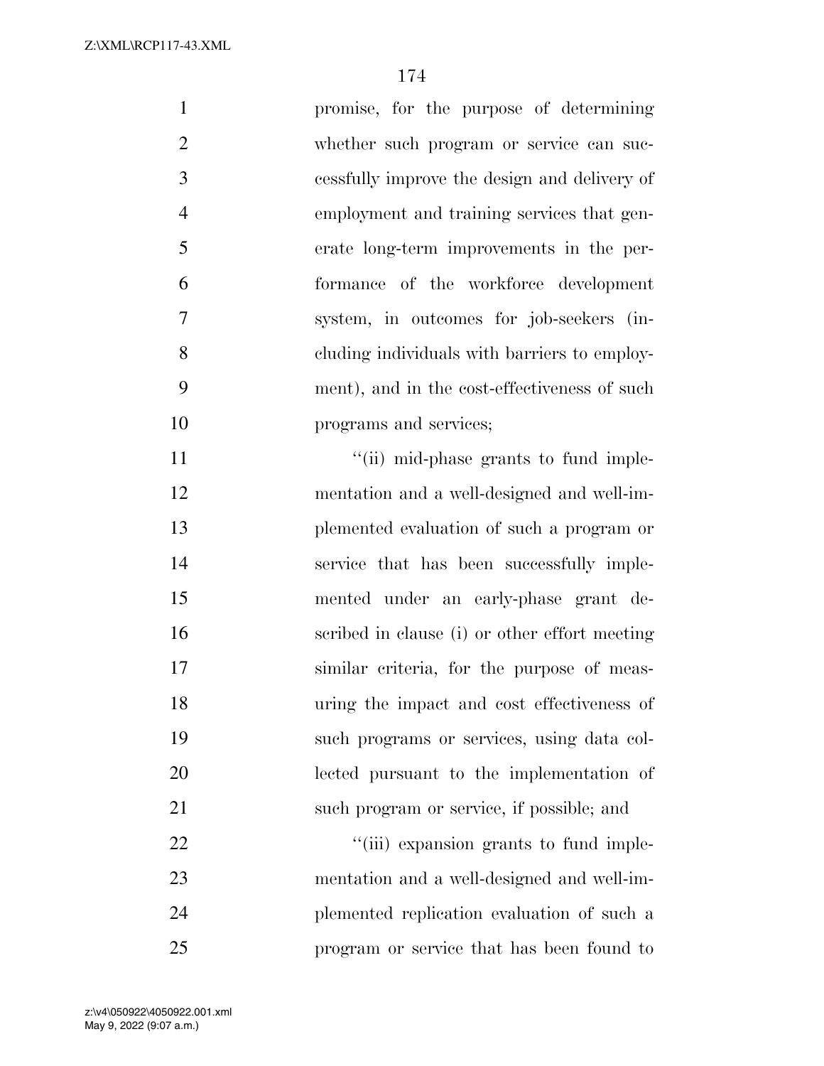promise, for the purpose of determining whether such program or service can successfully improve the design and delivery of employment and training services that generate long-term improvements in the performance of the workforce development system, in outcomes for job-seekers (including individuals with barriers to employment), and in the cost-effectiveness of such programs and services;

"(ii) mid-phase grants to fund implementation and a well-designed and well-implemented evaluation of such a program or service that has been successfully implemented under an early-phase grant described in clause (i) or other effort meeting similar criteria, for the purpose of measuring the impact and cost effectiveness of such programs or services, using data collected pursuant to the implementation of such program or service, if possible; and

"(iii) expansion grants to fund implementation and a well-designed and well-implemented replication evaluation of such a program or service that has been found to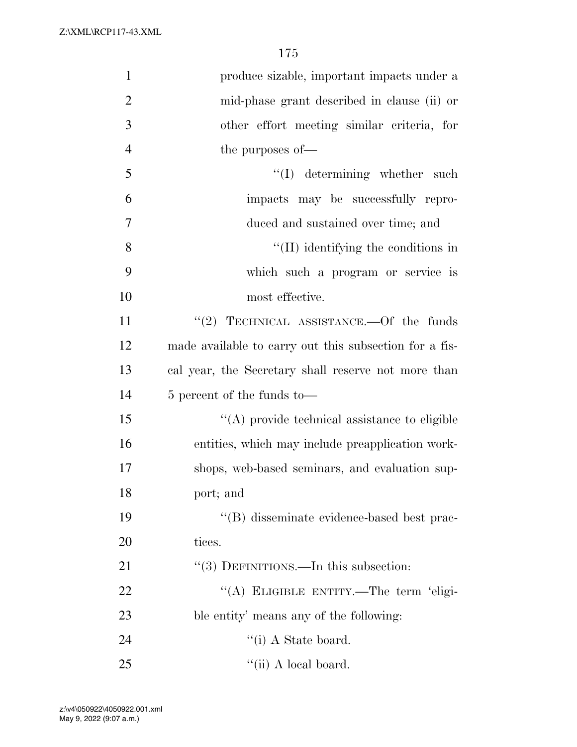produce sizable, important impacts under a mid-phase grant described in clause (ii) or other effort meeting similar criteria, for the purposes of—

''(I) determining whether such impacts may be successfully reproduced and sustained over time; and

''(II) identifying the conditions in which such a program or service is most effective.

''(2) TECHNICAL ASSISTANCE.—Of the funds made available to carry out this subsection for a fiscal year, the Secretary shall reserve not more than 5 percent of the funds to—

''(A) provide technical assistance to eligible entities, which may include preapplication workshops, web-based seminars, and evaluation support; and

''(B) disseminate evidence-based best practices.

''(3) DEFINITIONS.—In this subsection:

''(A) ELIGIBLE ENTITY.—The term 'eligible entity' means any of the following:

''(i) A State board.

''(ii) A local board.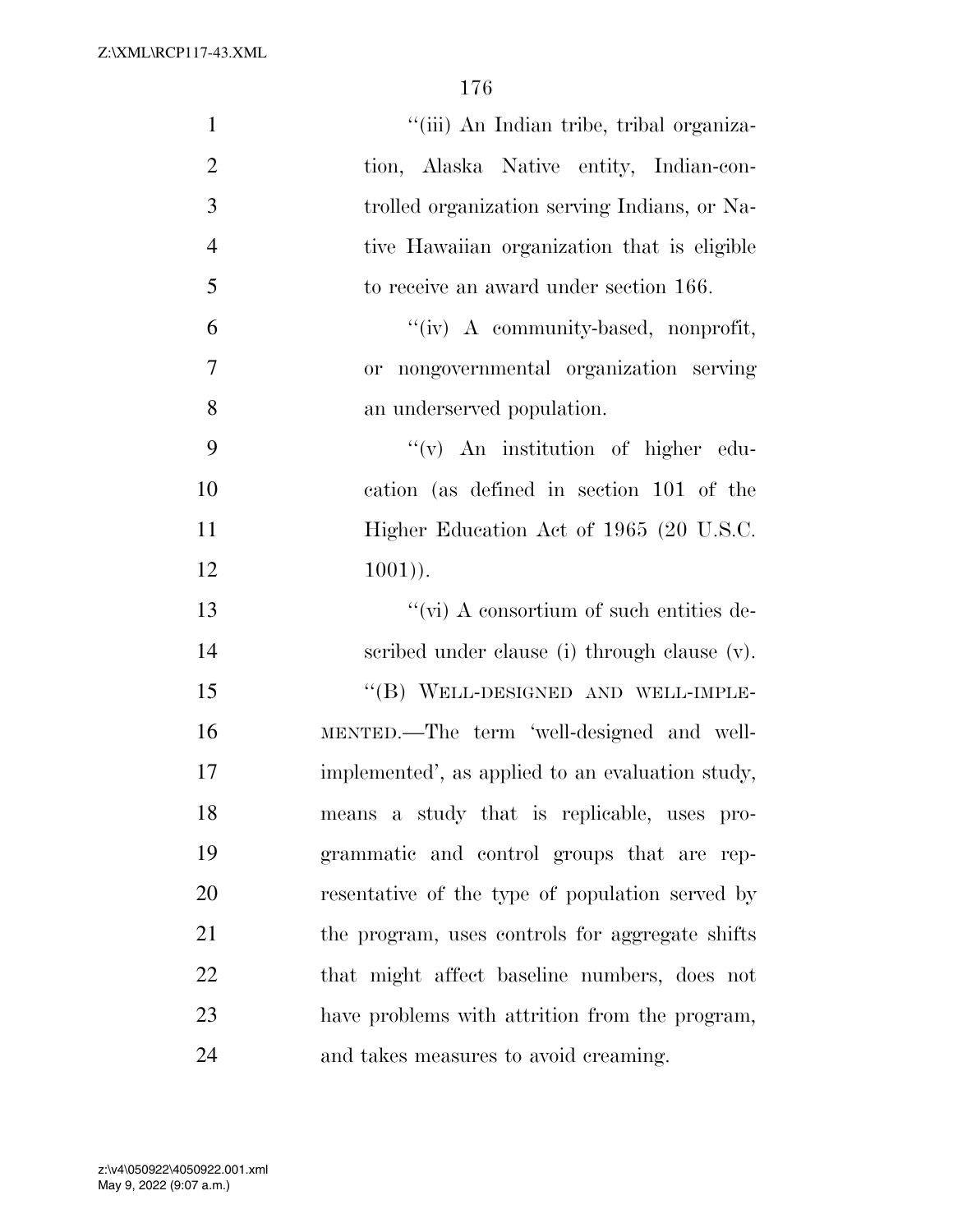"(iii) An Indian tribe, tribal organization, Alaska Native entity, Indian-controlled organization serving Indians, or Native Hawaiian organization that is eligible to receive an award under section 166.

"(iv) A community-based, nonprofit, or nongovernmental organization serving an underserved population.

"(v) An institution of higher education (as defined in section 101 of the Higher Education Act of 1965 (20 U.S.C. 1001)).

"(vi) A consortium of such entities described under clause (i) through clause (v).

"(B) WELL-DESIGNED AND WELL-IMPLEMENTED.—The term 'well-designed and well-implemented', as applied to an evaluation study, means a study that is replicable, uses programmatic and control groups that are representative of the type of population served by the program, uses controls for aggregate shifts that might affect baseline numbers, does not have problems with attrition from the program, and takes measures to avoid creaming.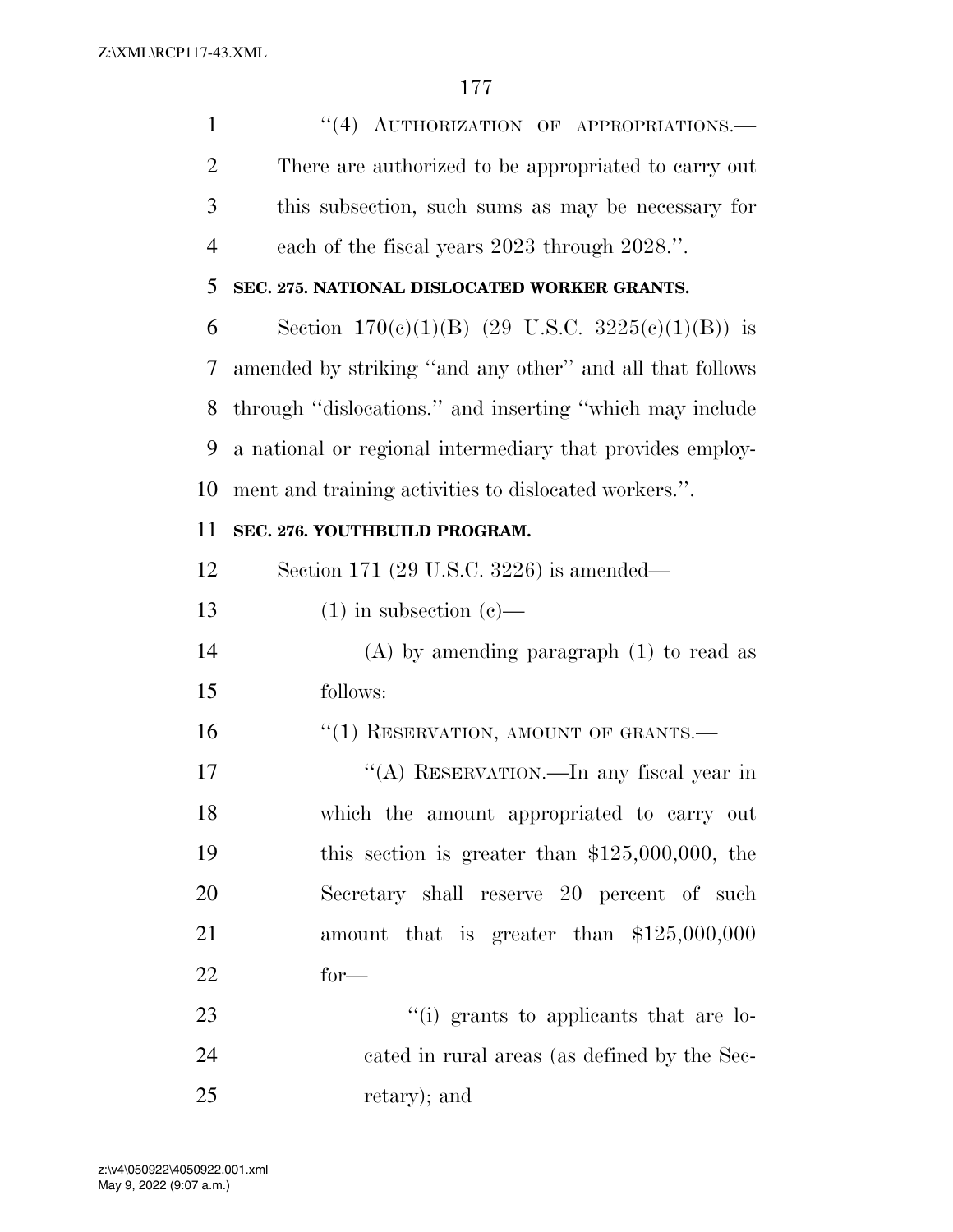''(4) AUTHORIZATION OF APPROPRIATIONS.—There are authorized to be appropriated to carry out this subsection, such sums as may be necessary for each of the fiscal years 2023 through 2028.''.

**SEC. 275. NATIONAL DISLOCATED WORKER GRANTS.**

Section 170(c)(1)(B) (29 U.S.C. 3225(c)(1)(B)) is amended by striking ''and any other'' and all that follows through ''dislocations.'' and inserting ''which may include a national or regional intermediary that provides employment and training activities to dislocated workers.''.

**SEC. 276. YOUTHBUILD PROGRAM.**

Section 171 (29 U.S.C. 3226) is amended—

(1) in subsection (c)—

(A) by amending paragraph (1) to read as follows:

''(1) RESERVATION, AMOUNT OF GRANTS.—

''(A) RESERVATION.—In any fiscal year in which the amount appropriated to carry out this section is greater than $125,000,000, the Secretary shall reserve 20 percent of such amount that is greater than $125,000,000 for—

''(i) grants to applicants that are located in rural areas (as defined by the Secretary); and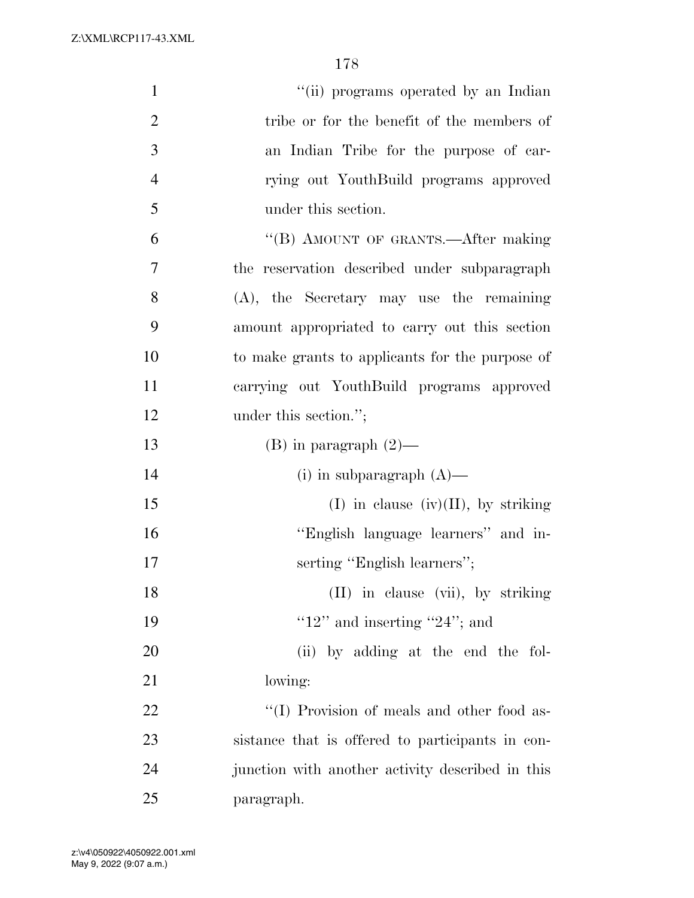"(ii) programs operated by an Indian tribe or for the benefit of the members of an Indian Tribe for the purpose of carrying out YouthBuild programs approved under this section.

"(B) AMOUNT OF GRANTS.—After making the reservation described under subparagraph (A), the Secretary may use the remaining amount appropriated to carry out this section to make grants to applicants for the purpose of carrying out YouthBuild programs approved under this section.";

(B) in paragraph (2)—

(i) in subparagraph (A)—

(I) in clause (iv)(II), by striking "English language learners" and inserting "English learners";

(II) in clause (vii), by striking "12" and inserting "24"; and

(ii) by adding at the end the following:

"(I) Provision of meals and other food assistance that is offered to participants in conjunction with another activity described in this paragraph.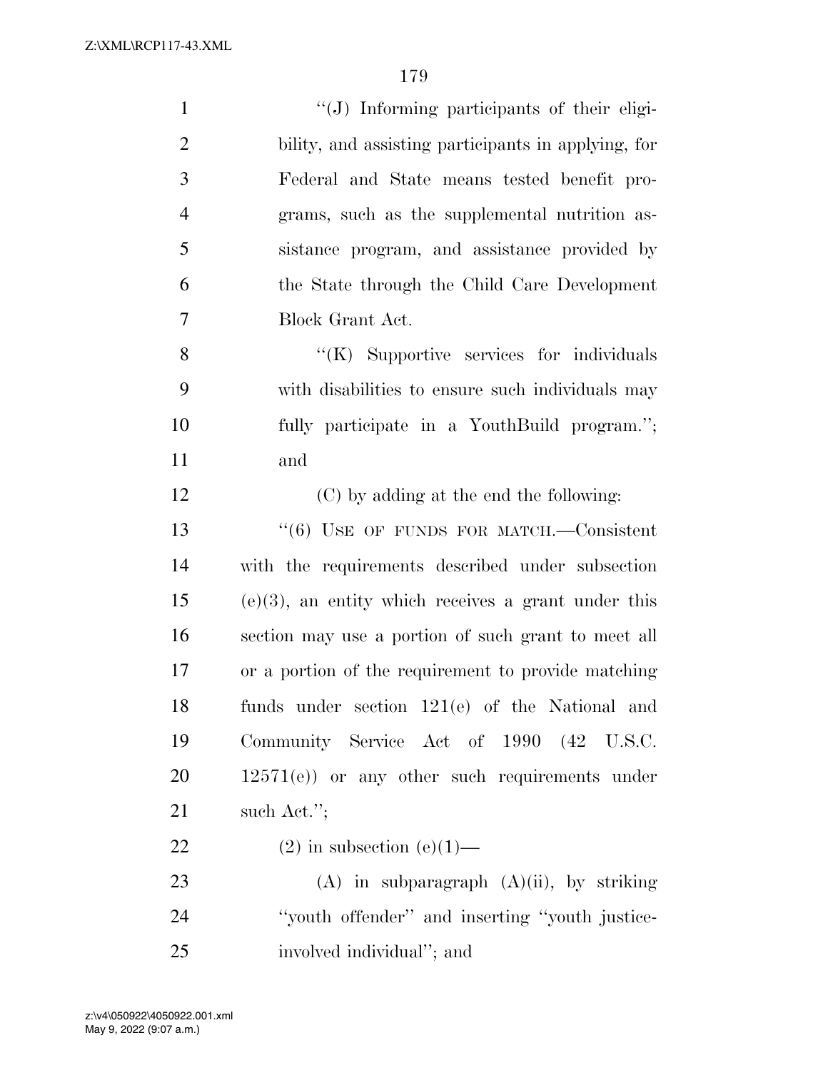''(J) Informing participants of their eligibility, and assisting participants in applying, for Federal and State means tested benefit programs, such as the supplemental nutrition assistance program, and assistance provided by the State through the Child Care Development Block Grant Act.

''(K) Supportive services for individuals with disabilities to ensure such individuals may fully participate in a YouthBuild program.''; and

(C) by adding at the end the following:

''(6) USE OF FUNDS FOR MATCH.—Consistent with the requirements described under subsection (e)(3), an entity which receives a grant under this section may use a portion of such grant to meet all or a portion of the requirement to provide matching funds under section 121(e) of the National and Community Service Act of 1990 (42 U.S.C. 12571(e)) or any other such requirements under such Act.'';

(2) in subsection (e)(1)—

(A) in subparagraph (A)(ii), by striking ''youth offender'' and inserting ''youth justice-involved individual''; and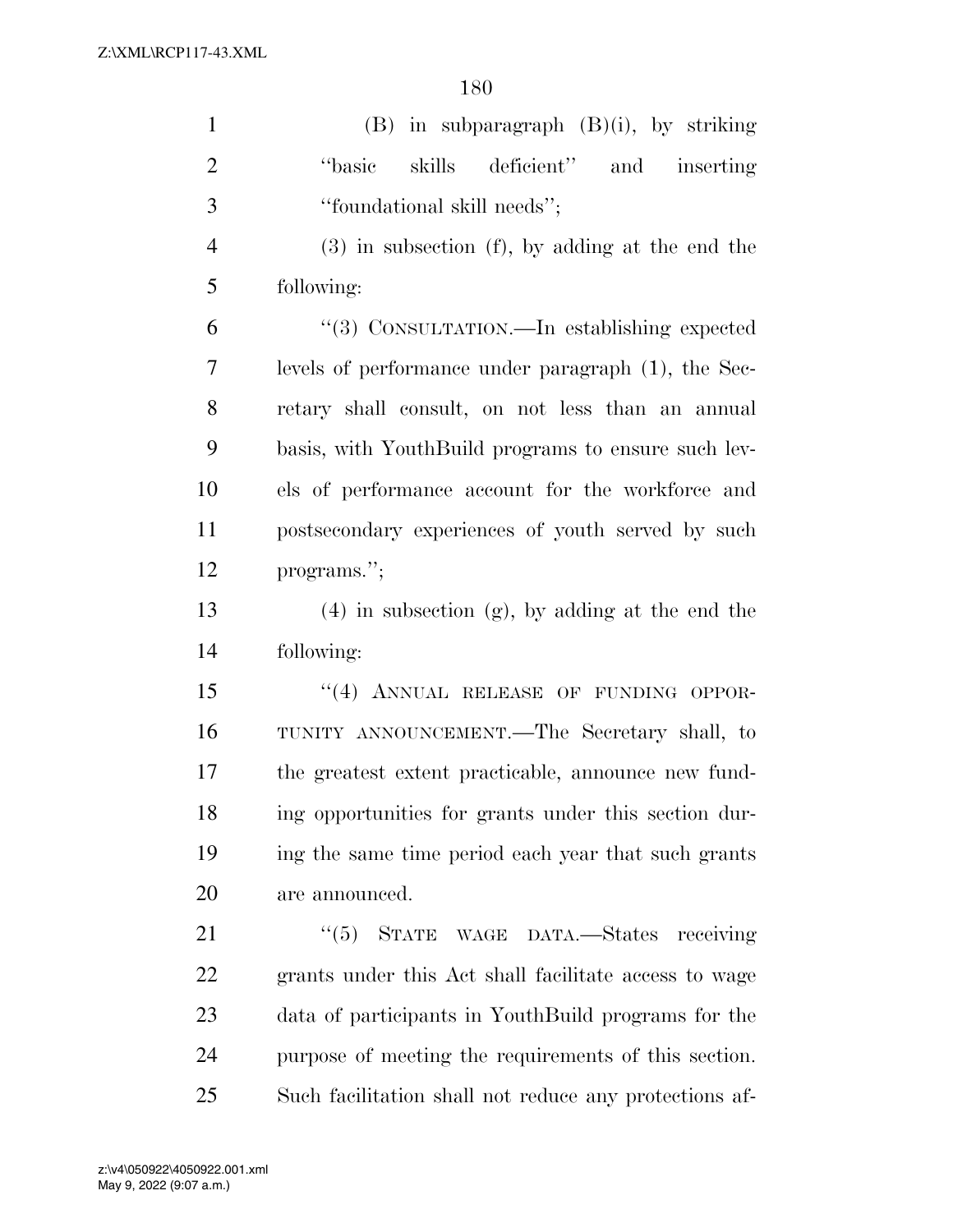(B) in subparagraph (B)(i), by striking "basic skills deficient" and inserting "foundational skill needs";

(3) in subsection (f), by adding at the end the following:

"(3) CONSULTATION.—In establishing expected levels of performance under paragraph (1), the Secretary shall consult, on not less than an annual basis, with YouthBuild programs to ensure such levels of performance account for the workforce and postsecondary experiences of youth served by such programs.";

(4) in subsection (g), by adding at the end the following:

"(4) ANNUAL RELEASE OF FUNDING OPPORTUNITY ANNOUNCEMENT.—The Secretary shall, to the greatest extent practicable, announce new funding opportunities for grants under this section during the same time period each year that such grants are announced.

"(5) STATE WAGE DATA.—States receiving grants under this Act shall facilitate access to wage data of participants in YouthBuild programs for the purpose of meeting the requirements of this section. Such facilitation shall not reduce any protections af-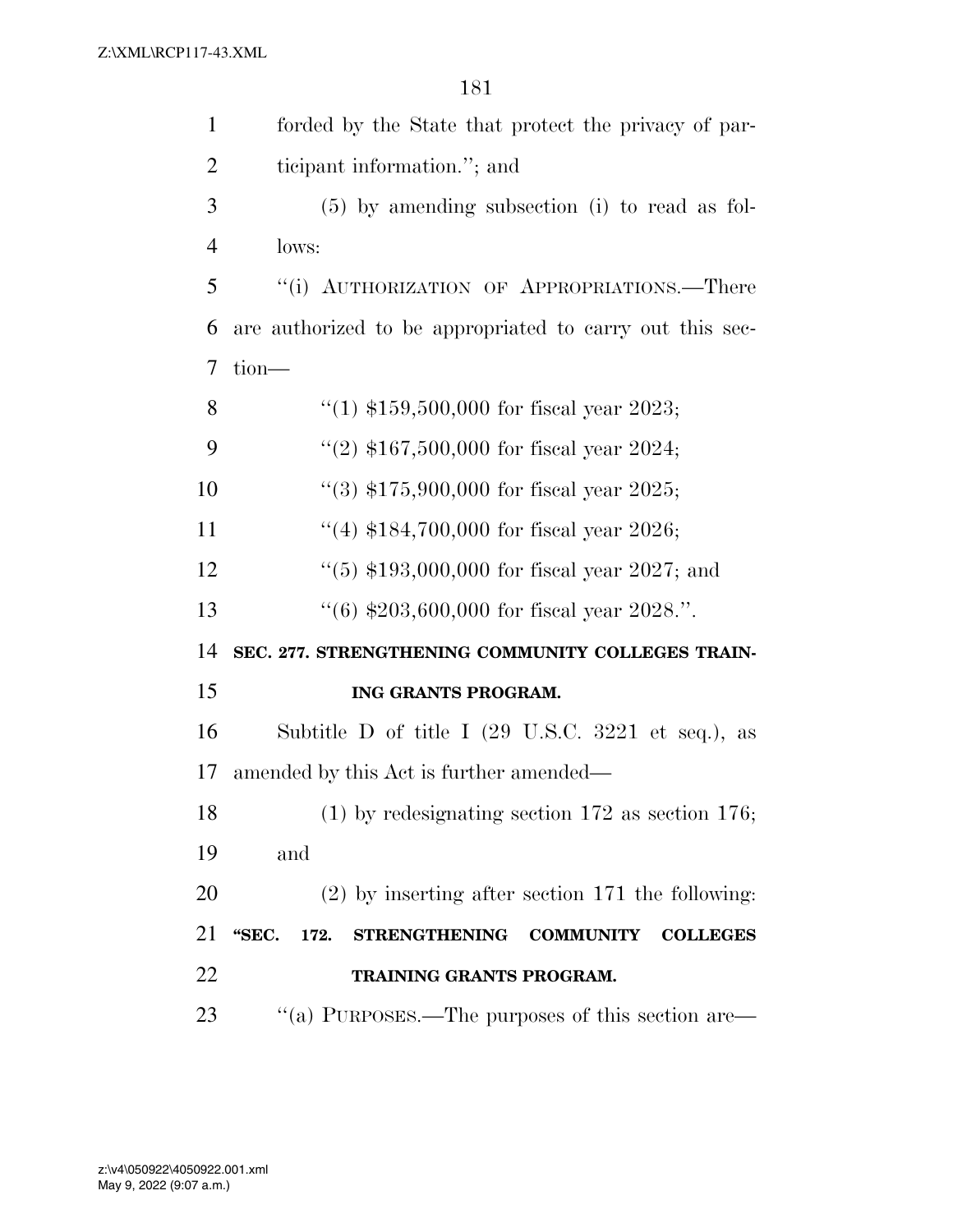forded by the State that protect the privacy of participant information.''; and

(5) by amending subsection (i) to read as follows:

''(i) AUTHORIZATION OF APPROPRIATIONS.—There are authorized to be appropriated to carry out this section—

''(1) $159,500,000 for fiscal year 2023;

''(2) $167,500,000 for fiscal year 2024;

''(3) $175,900,000 for fiscal year 2025;

''(4) $184,700,000 for fiscal year 2026;

''(5) $193,000,000 for fiscal year 2027; and

''(6) $203,600,000 for fiscal year 2028.''.

**SEC. 277. STRENGTHENING COMMUNITY COLLEGES TRAINING GRANTS PROGRAM.**

Subtitle D of title I (29 U.S.C. 3221 et seq.), as amended by this Act is further amended—

(1) by redesignating section 172 as section 176; and

(2) by inserting after section 171 the following:

**''SEC. 172. STRENGTHENING COMMUNITY COLLEGES TRAINING GRANTS PROGRAM.**

''(a) PURPOSES.—The purposes of this section are—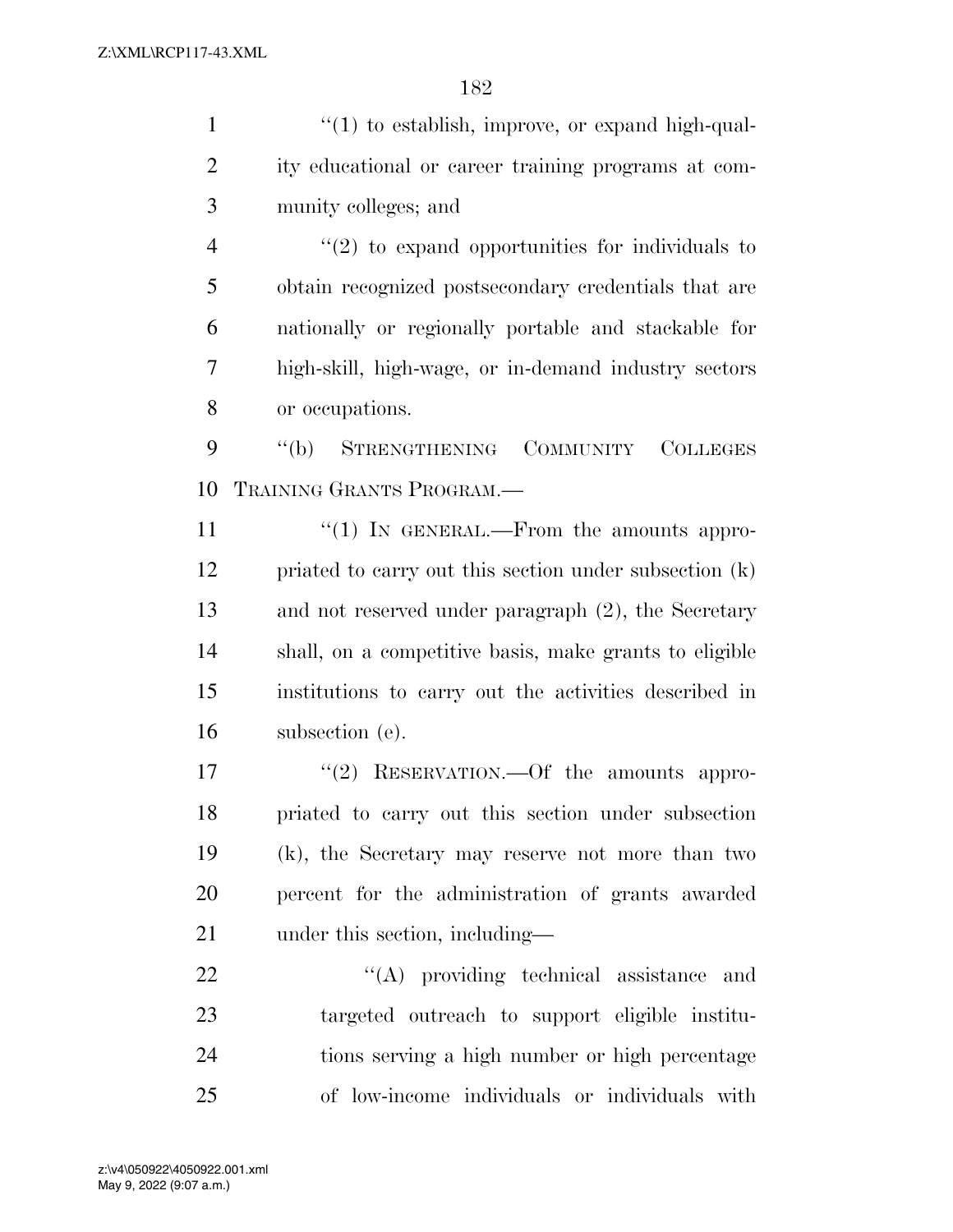"(1) to establish, improve, or expand high-quality educational or career training programs at community colleges; and

"(2) to expand opportunities for individuals to obtain recognized postsecondary credentials that are nationally or regionally portable and stackable for high-skill, high-wage, or in-demand industry sectors or occupations.

"(b) STRENGTHENING COMMUNITY COLLEGES TRAINING GRANTS PROGRAM.—

"(1) IN GENERAL.—From the amounts appropriated to carry out this section under subsection (k) and not reserved under paragraph (2), the Secretary shall, on a competitive basis, make grants to eligible institutions to carry out the activities described in subsection (e).

"(2) RESERVATION.—Of the amounts appropriated to carry out this section under subsection (k), the Secretary may reserve not more than two percent for the administration of grants awarded under this section, including—

"(A) providing technical assistance and targeted outreach to support eligible institutions serving a high number or high percentage of low-income individuals or individuals with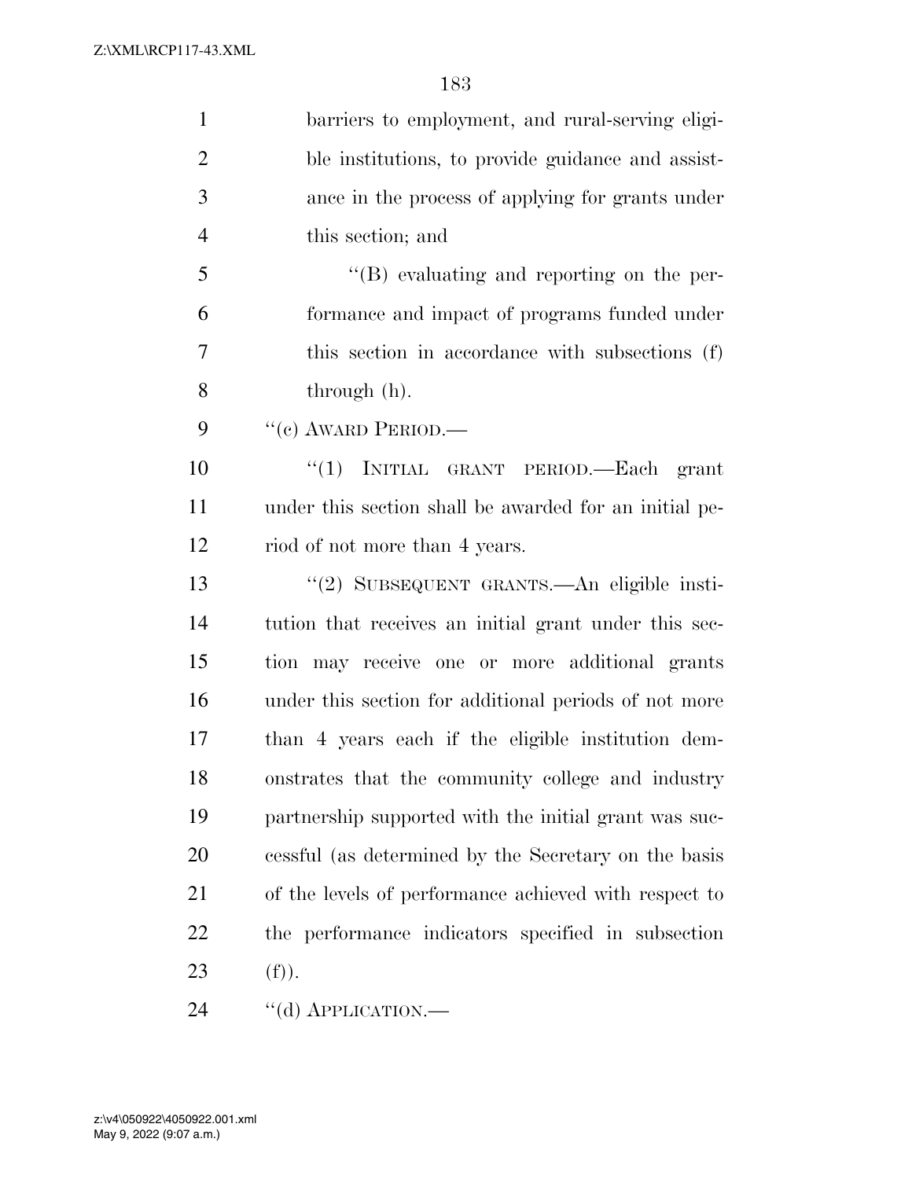barriers to employment, and rural-serving eligible institutions, to provide guidance and assistance in the process of applying for grants under this section; and

"(B) evaluating and reporting on the performance and impact of programs funded under this section in accordance with subsections (f) through (h).

"(c) AWARD PERIOD.—

"(1) INITIAL GRANT PERIOD.—Each grant under this section shall be awarded for an initial period of not more than 4 years.

"(2) SUBSEQUENT GRANTS.—An eligible institution that receives an initial grant under this section may receive one or more additional grants under this section for additional periods of not more than 4 years each if the eligible institution demonstrates that the community college and industry partnership supported with the initial grant was successful (as determined by the Secretary on the basis of the levels of performance achieved with respect to the performance indicators specified in subsection (f)).

"(d) APPLICATION.—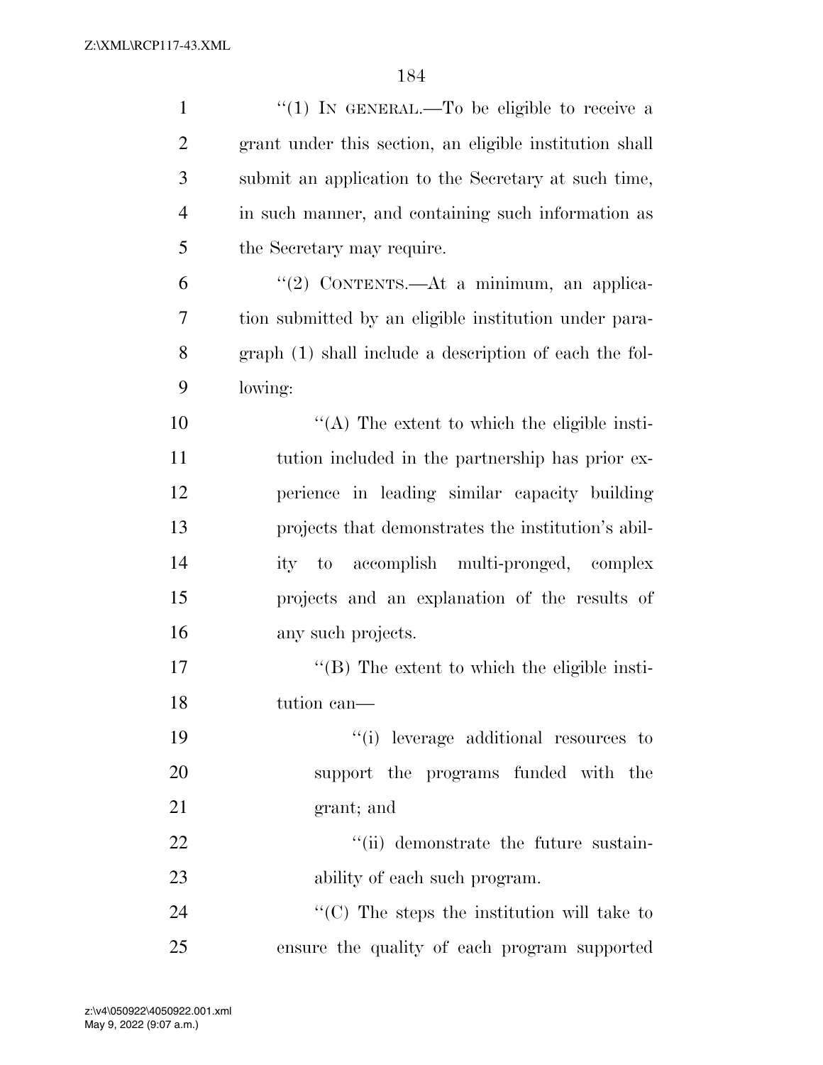"(1) IN GENERAL.—To be eligible to receive a grant under this section, an eligible institution shall submit an application to the Secretary at such time, in such manner, and containing such information as the Secretary may require.

"(2) CONTENTS.—At a minimum, an application submitted by an eligible institution under paragraph (1) shall include a description of each the following:

"(A) The extent to which the eligible institution included in the partnership has prior experience in leading similar capacity building projects that demonstrates the institution's ability to accomplish multi-pronged, complex projects and an explanation of the results of any such projects.

"(B) The extent to which the eligible institution can—

"(i) leverage additional resources to support the programs funded with the grant; and

"(ii) demonstrate the future sustainability of each such program.

"(C) The steps the institution will take to ensure the quality of each program supported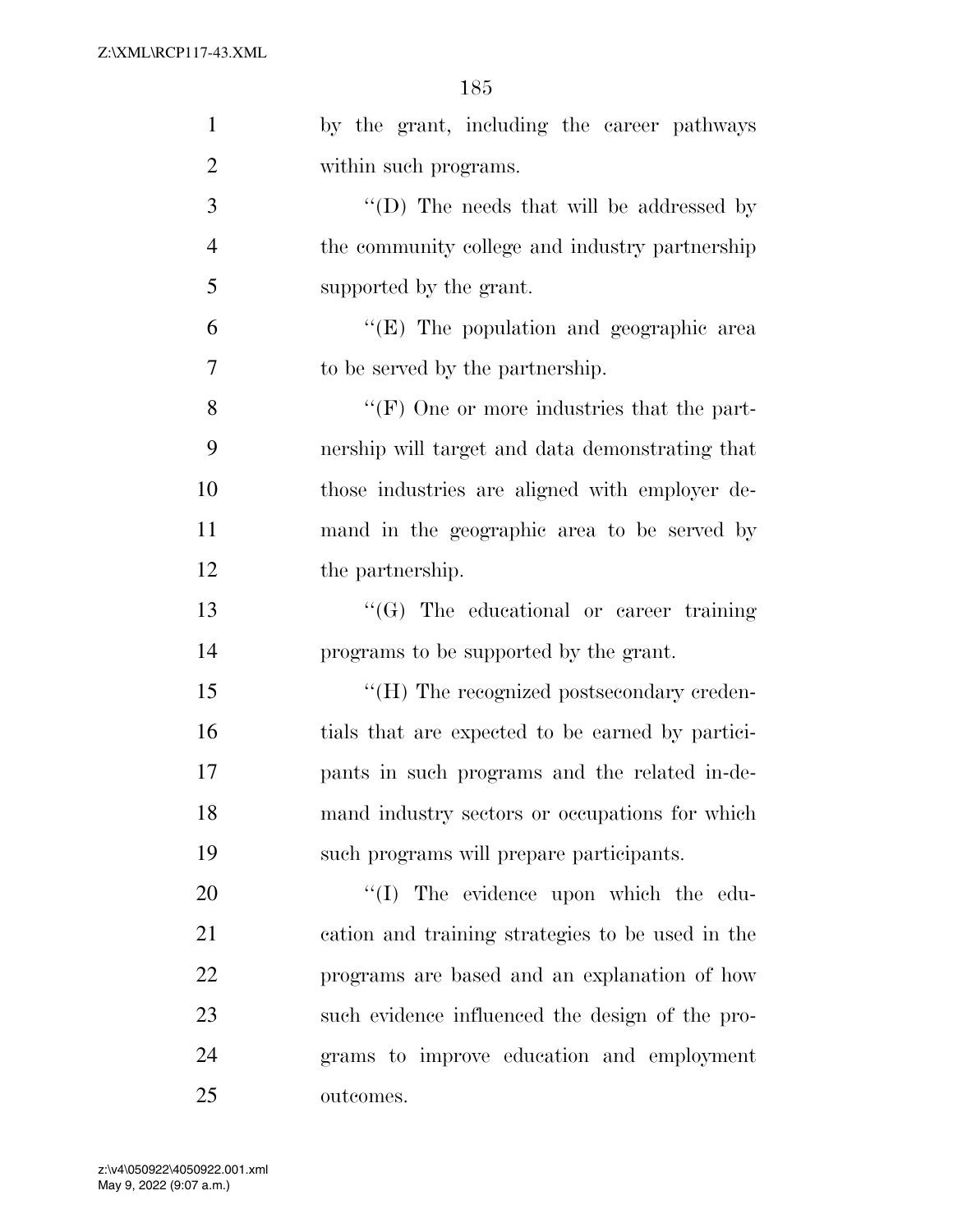by the grant, including the career pathways within such programs.

''(D) The needs that will be addressed by the community college and industry partnership supported by the grant.

''(E) The population and geographic area to be served by the partnership.

''(F) One or more industries that the partnership will target and data demonstrating that those industries are aligned with employer demand in the geographic area to be served by the partnership.

''(G) The educational or career training programs to be supported by the grant.

''(H) The recognized postsecondary credentials that are expected to be earned by participants in such programs and the related in-demand industry sectors or occupations for which such programs will prepare participants.

''(I) The evidence upon which the education and training strategies to be used in the programs are based and an explanation of how such evidence influenced the design of the programs to improve education and employment outcomes.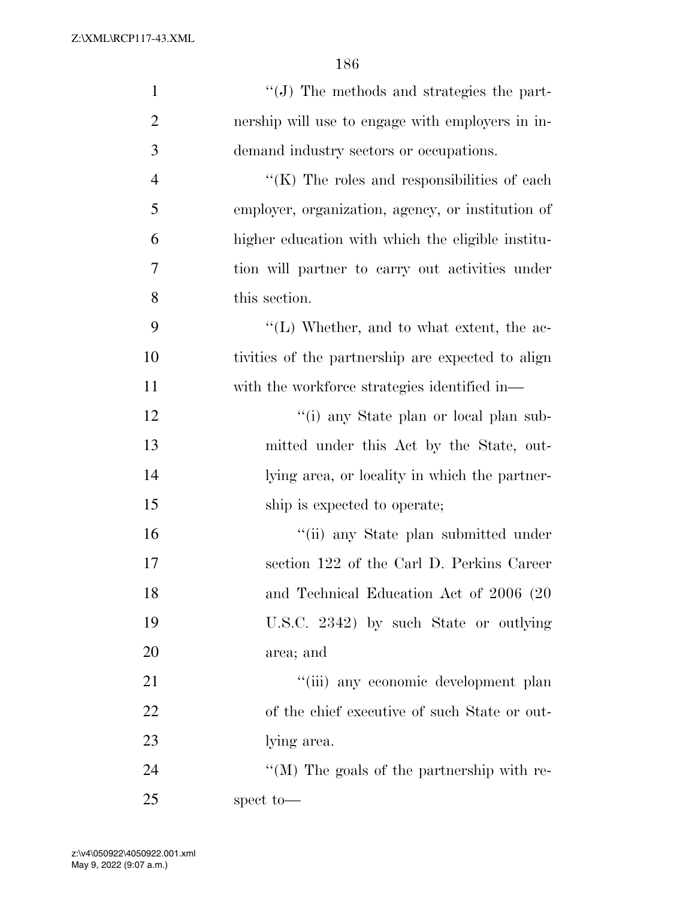''(J) The methods and strategies the partnership will use to engage with employers in in-demand industry sectors or occupations.

''(K) The roles and responsibilities of each employer, organization, agency, or institution of higher education with which the eligible institution will partner to carry out activities under this section.

''(L) Whether, and to what extent, the activities of the partnership are expected to align with the workforce strategies identified in—

''(i) any State plan or local plan submitted under this Act by the State, outlying area, or locality in which the partnership is expected to operate;

''(ii) any State plan submitted under section 122 of the Carl D. Perkins Career and Technical Education Act of 2006 (20 U.S.C. 2342) by such State or outlying area; and

''(iii) any economic development plan of the chief executive of such State or outlying area.

''(M) The goals of the partnership with respect to—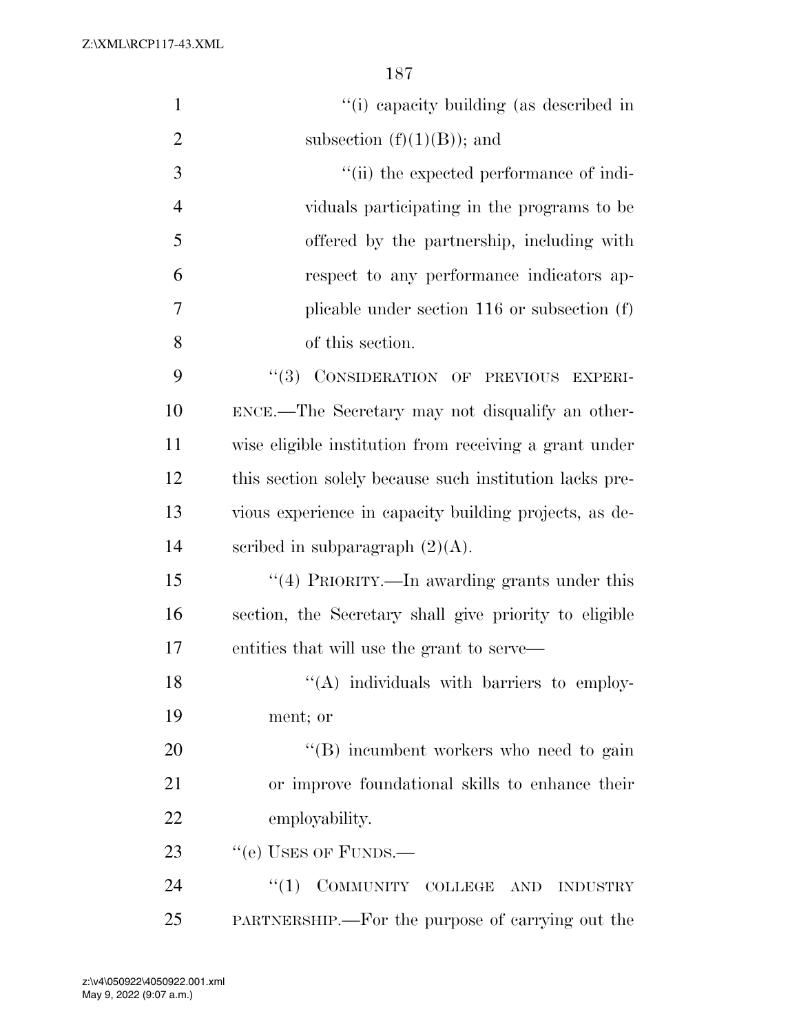''(i) capacity building (as described in subsection (f)(1)(B)); and

''(ii) the expected performance of individuals participating in the programs to be offered by the partnership, including with respect to any performance indicators applicable under section 116 or subsection (f) of this section.

''(3) CONSIDERATION OF PREVIOUS EXPERIENCE.—The Secretary may not disqualify an otherwise eligible institution from receiving a grant under this section solely because such institution lacks previous experience in capacity building projects, as described in subparagraph (2)(A).

''(4) PRIORITY.—In awarding grants under this section, the Secretary shall give priority to eligible entities that will use the grant to serve—

''(A) individuals with barriers to employment; or

''(B) incumbent workers who need to gain or improve foundational skills to enhance their employability.

''(e) USES OF FUNDS.—

''(1) COMMUNITY COLLEGE AND INDUSTRY PARTNERSHIP.—For the purpose of carrying out the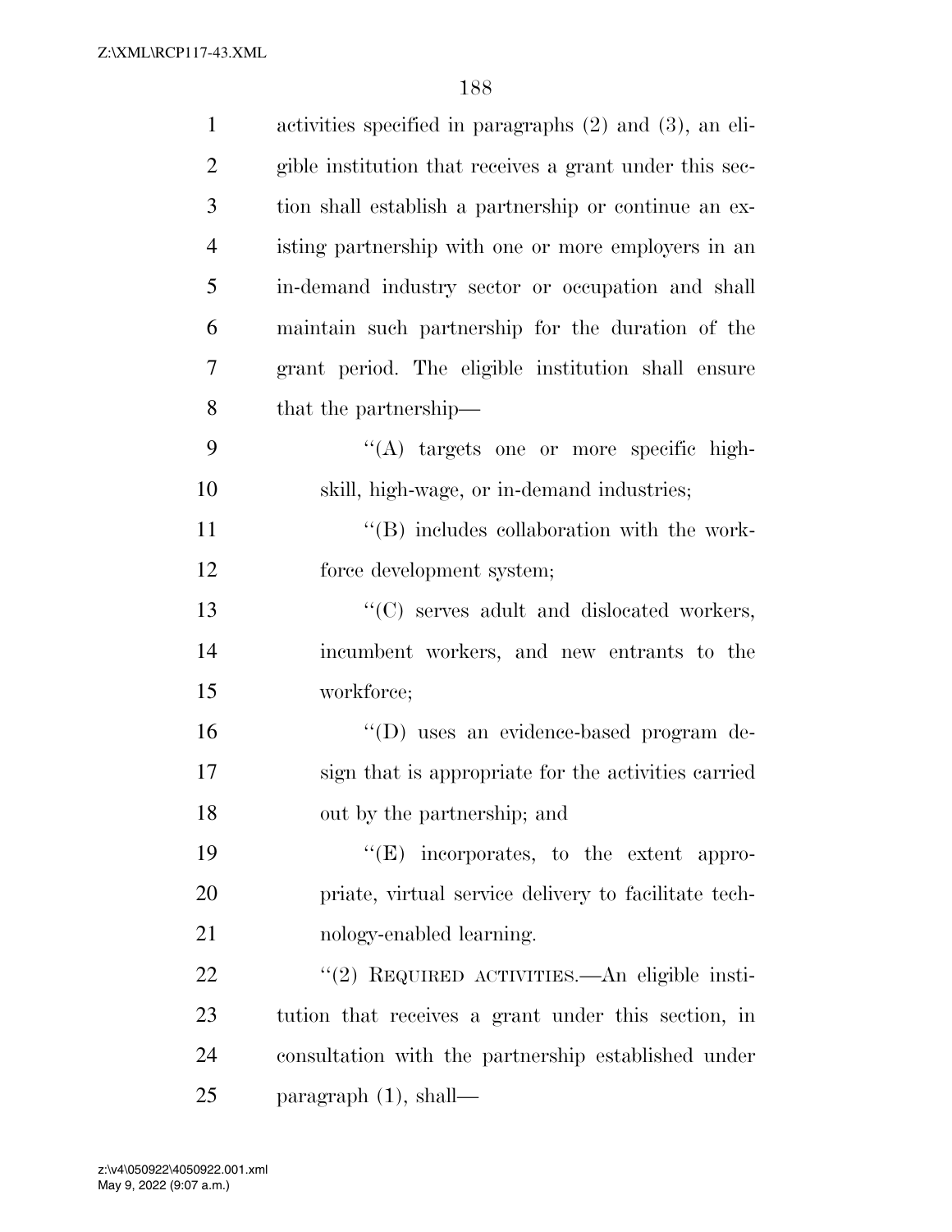activities specified in paragraphs (2) and (3), an eligible institution that receives a grant under this section shall establish a partnership or continue an existing partnership with one or more employers in an in-demand industry sector or occupation and shall maintain such partnership for the duration of the grant period. The eligible institution shall ensure that the partnership—

"(A) targets one or more specific high-skill, high-wage, or in-demand industries;

"(B) includes collaboration with the workforce development system;

"(C) serves adult and dislocated workers, incumbent workers, and new entrants to the workforce;

"(D) uses an evidence-based program design that is appropriate for the activities carried out by the partnership; and

"(E) incorporates, to the extent appropriate, virtual service delivery to facilitate technology-enabled learning.

"(2) REQUIRED ACTIVITIES.—An eligible institution that receives a grant under this section, in consultation with the partnership established under paragraph (1), shall—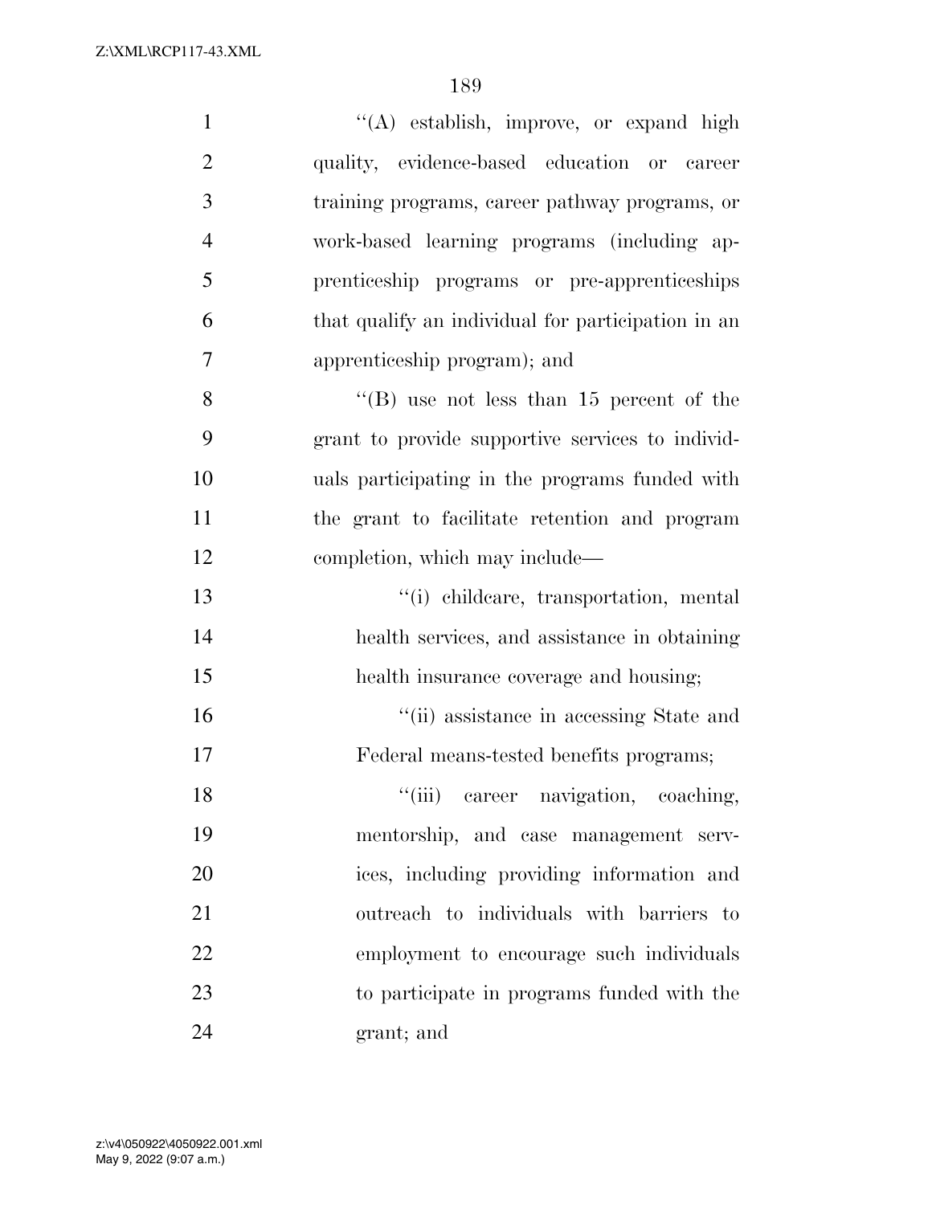''(A) establish, improve, or expand high quality, evidence-based education or career training programs, career pathway programs, or work-based learning programs (including apprenticeship programs or pre-apprenticeships that qualify an individual for participation in an apprenticeship program); and

''(B) use not less than 15 percent of the grant to provide supportive services to individuals participating in the programs funded with the grant to facilitate retention and program completion, which may include—

''(i) childcare, transportation, mental health services, and assistance in obtaining health insurance coverage and housing;

''(ii) assistance in accessing State and Federal means-tested benefits programs;

''(iii) career navigation, coaching, mentorship, and case management services, including providing information and outreach to individuals with barriers to employment to encourage such individuals to participate in programs funded with the grant; and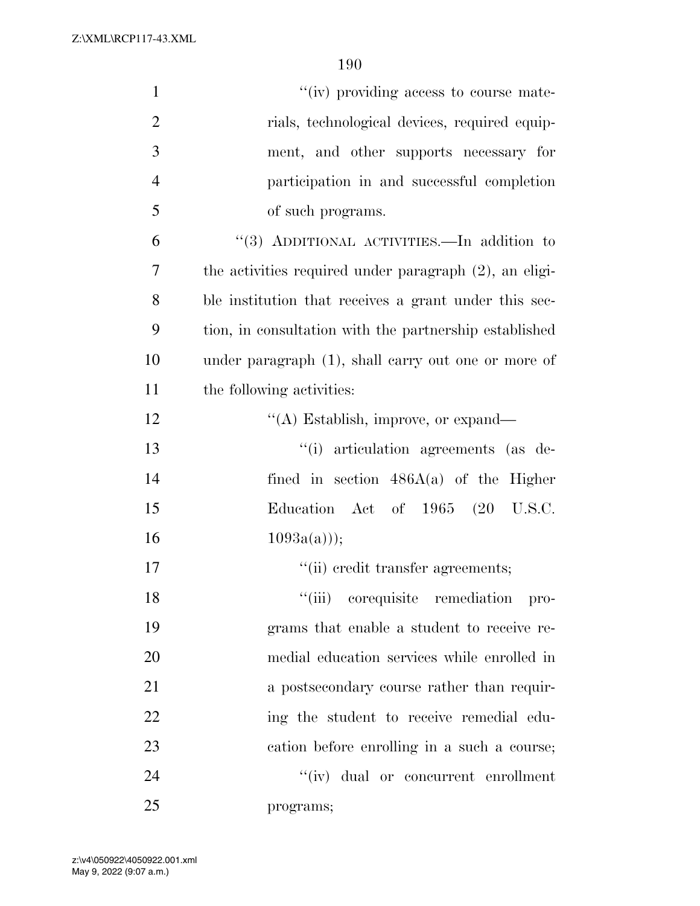''(iv) providing access to course materials, technological devices, required equipment, and other supports necessary for participation in and successful completion of such programs.

''(3) ADDITIONAL ACTIVITIES.—In addition to the activities required under paragraph (2), an eligible institution that receives a grant under this section, in consultation with the partnership established under paragraph (1), shall carry out one or more of the following activities:

''(A) Establish, improve, or expand—

''(i) articulation agreements (as defined in section 486A(a) of the Higher Education Act of 1965 (20 U.S.C. 1093a(a)));

''(ii) credit transfer agreements;

''(iii) corequisite remediation programs that enable a student to receive remedial education services while enrolled in a postsecondary course rather than requiring the student to receive remedial education before enrolling in a such a course;

''(iv) dual or concurrent enrollment programs;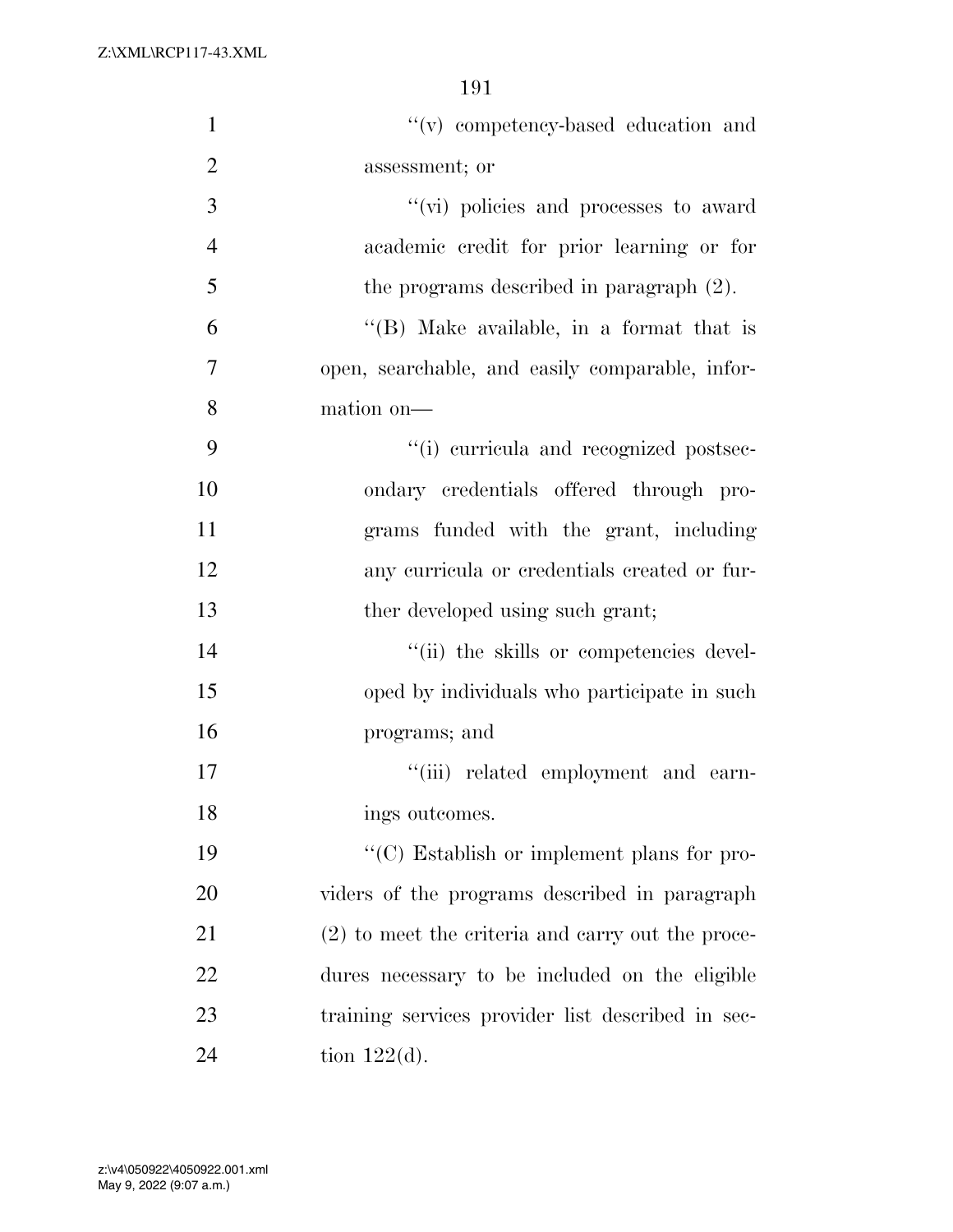''(v) competency-based education and assessment; or

''(vi) policies and processes to award academic credit for prior learning or for the programs described in paragraph (2).

''(B) Make available, in a format that is open, searchable, and easily comparable, information on—

''(i) curricula and recognized postsecondary credentials offered through programs funded with the grant, including any curricula or credentials created or further developed using such grant;

''(ii) the skills or competencies developed by individuals who participate in such programs; and

''(iii) related employment and earnings outcomes.

''(C) Establish or implement plans for providers of the programs described in paragraph (2) to meet the criteria and carry out the procedures necessary to be included on the eligible training services provider list described in section 122(d).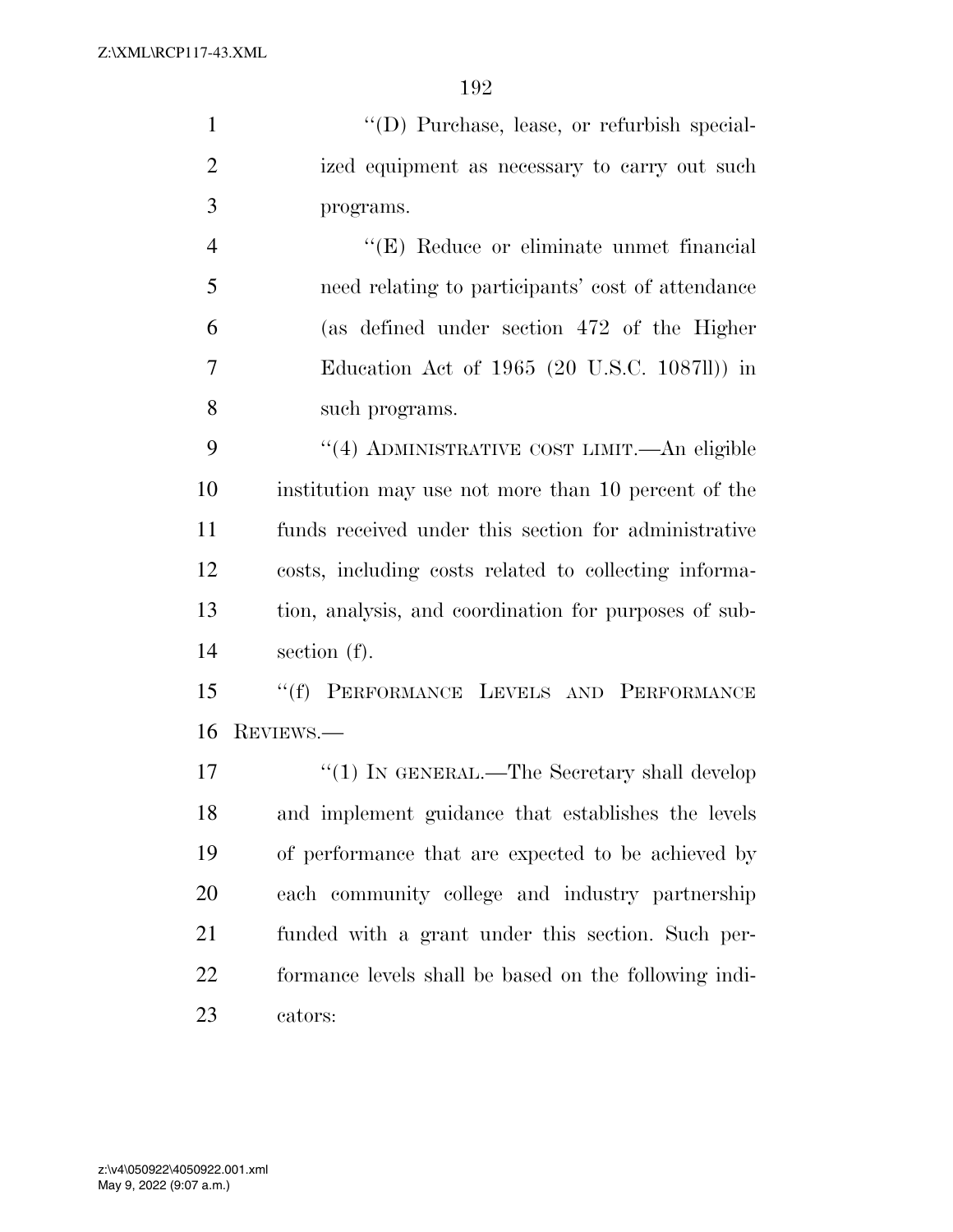"(D) Purchase, lease, or refurbish specialized equipment as necessary to carry out such programs.

"(E) Reduce or eliminate unmet financial need relating to participants' cost of attendance (as defined under section 472 of the Higher Education Act of 1965 (20 U.S.C. 1087ll)) in such programs.

"(4) ADMINISTRATIVE COST LIMIT.—An eligible institution may use not more than 10 percent of the funds received under this section for administrative costs, including costs related to collecting information, analysis, and coordination for purposes of subsection (f).

"(f) PERFORMANCE LEVELS AND PERFORMANCE REVIEWS.—

"(1) IN GENERAL.—The Secretary shall develop and implement guidance that establishes the levels of performance that are expected to be achieved by each community college and industry partnership funded with a grant under this section. Such performance levels shall be based on the following indicators: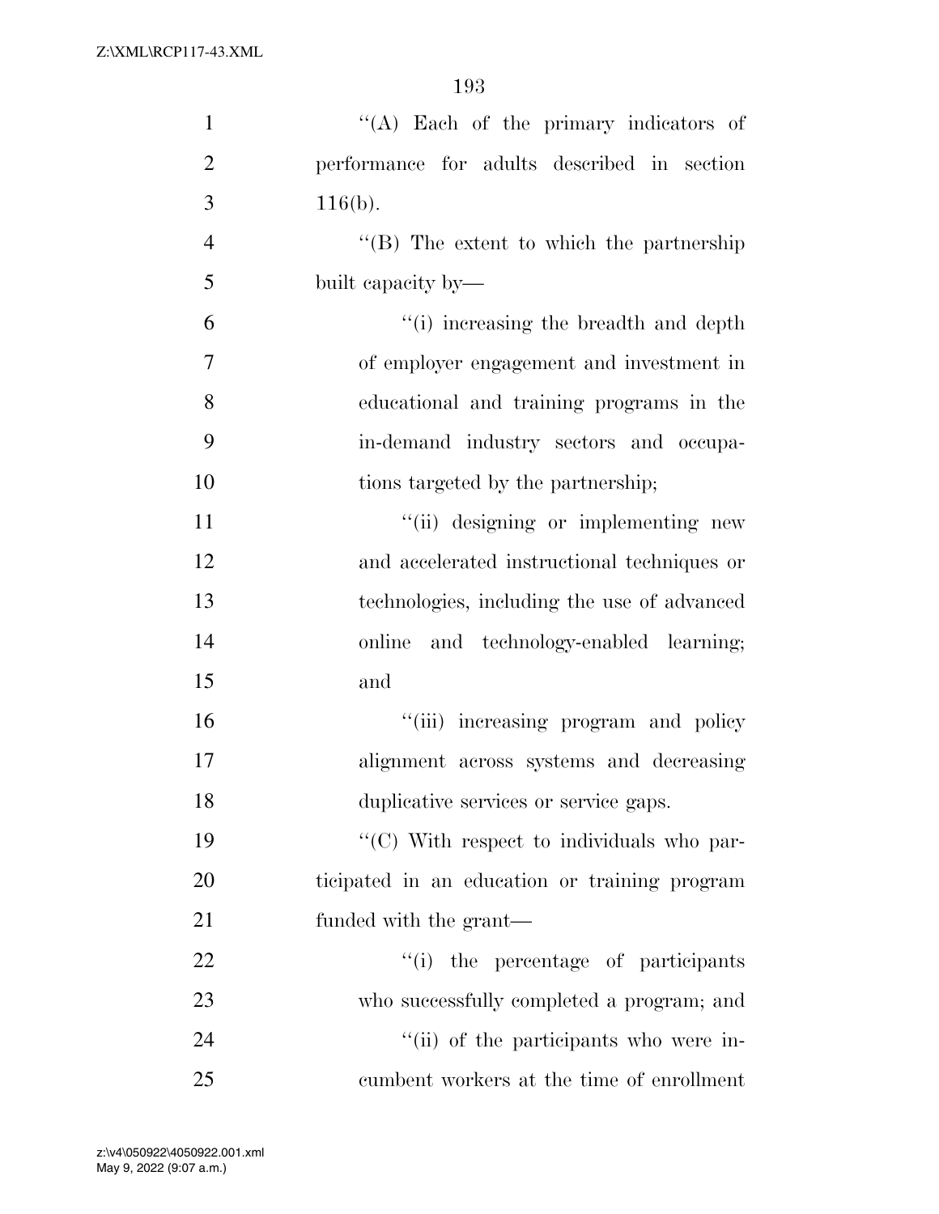"(A) Each of the primary indicators of performance for adults described in section 116(b).

"(B) The extent to which the partnership built capacity by—

"(i) increasing the breadth and depth of employer engagement and investment in educational and training programs in the in-demand industry sectors and occupations targeted by the partnership;

"(ii) designing or implementing new and accelerated instructional techniques or technologies, including the use of advanced online and technology-enabled learning; and

"(iii) increasing program and policy alignment across systems and decreasing duplicative services or service gaps.

"(C) With respect to individuals who participated in an education or training program funded with the grant—

"(i) the percentage of participants who successfully completed a program; and

"(ii) of the participants who were incumbent workers at the time of enrollment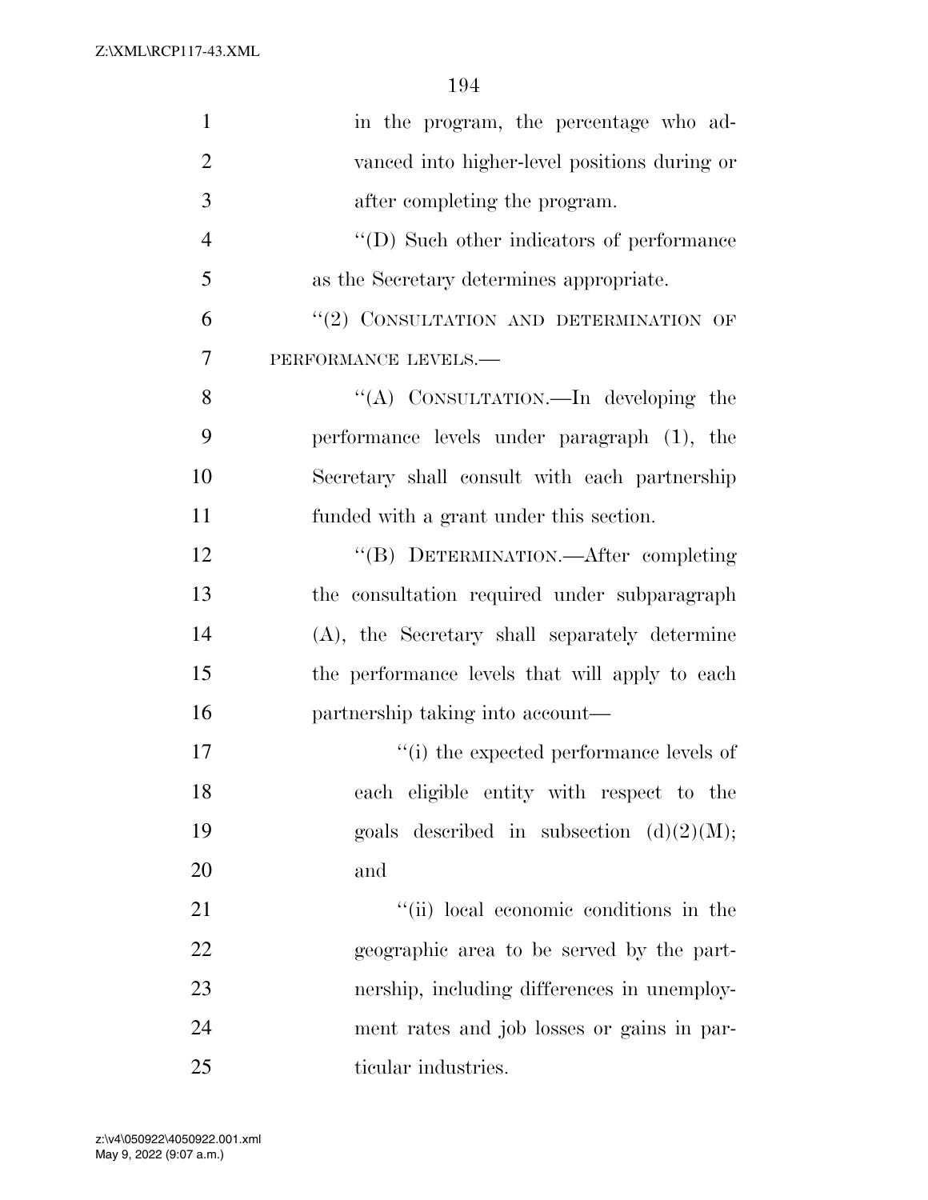in the program, the percentage who advanced into higher-level positions during or after completing the program.

"(D) Such other indicators of performance as the Secretary determines appropriate.

"(2) CONSULTATION AND DETERMINATION OF PERFORMANCE LEVELS.—

"(A) CONSULTATION.—In developing the performance levels under paragraph (1), the Secretary shall consult with each partnership funded with a grant under this section.

"(B) DETERMINATION.—After completing the consultation required under subparagraph (A), the Secretary shall separately determine the performance levels that will apply to each partnership taking into account—

"(i) the expected performance levels of each eligible entity with respect to the goals described in subsection (d)(2)(M); and

"(ii) local economic conditions in the geographic area to be served by the partnership, including differences in unemployment rates and job losses or gains in particular industries.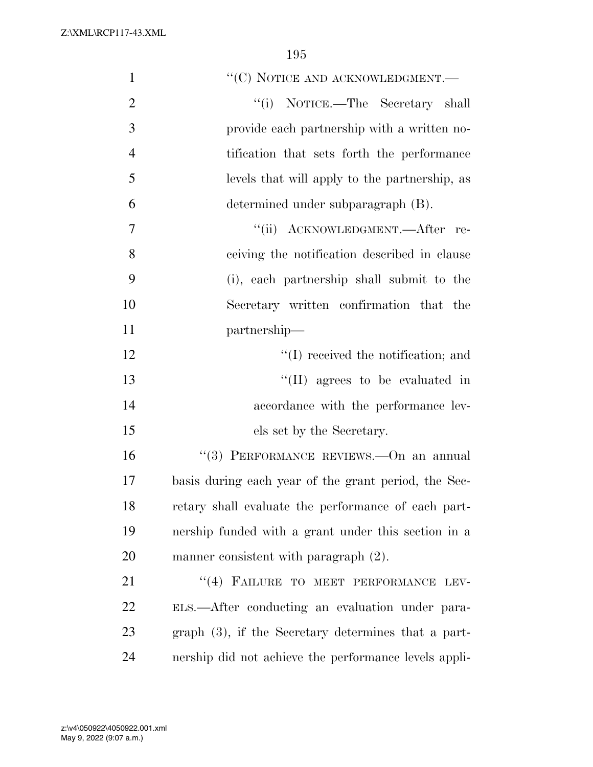''(C) NOTICE AND ACKNOWLEDGMENT.—

''(i) NOTICE.—The Secretary shall provide each partnership with a written notification that sets forth the performance levels that will apply to the partnership, as determined under subparagraph (B).

''(ii) ACKNOWLEDGMENT.—After receiving the notification described in clause (i), each partnership shall submit to the Secretary written confirmation that the partnership—

''(I) received the notification; and

''(II) agrees to be evaluated in accordance with the performance levels set by the Secretary.

''(3) PERFORMANCE REVIEWS.—On an annual basis during each year of the grant period, the Secretary shall evaluate the performance of each partnership funded with a grant under this section in a manner consistent with paragraph (2).

''(4) FAILURE TO MEET PERFORMANCE LEVELS.—After conducting an evaluation under paragraph (3), if the Secretary determines that a partnership did not achieve the performance levels appli-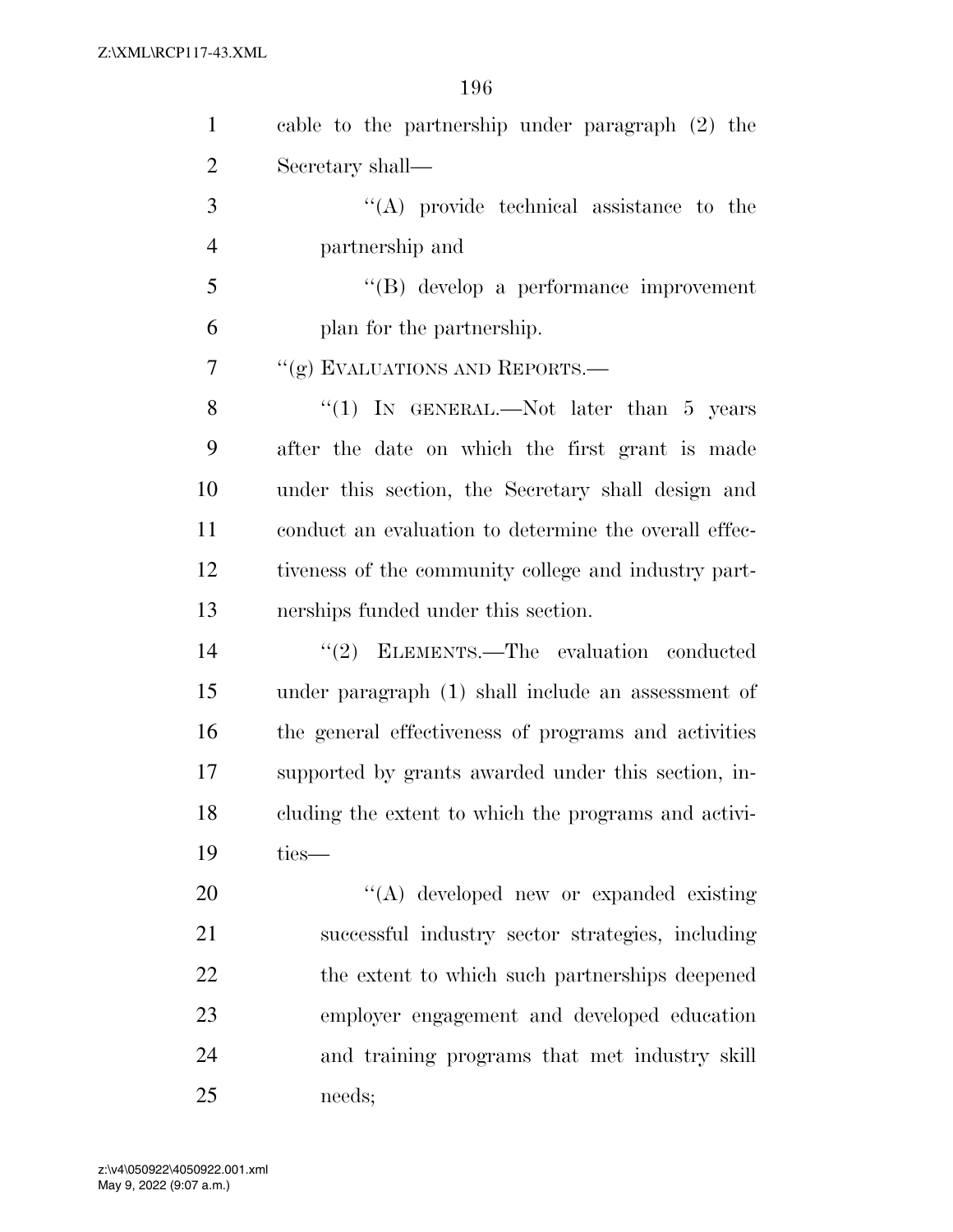cable to the partnership under paragraph (2) the Secretary shall—

"(A) provide technical assistance to the partnership and

"(B) develop a performance improvement plan for the partnership.

"(g) EVALUATIONS AND REPORTS.—

"(1) IN GENERAL.—Not later than 5 years after the date on which the first grant is made under this section, the Secretary shall design and conduct an evaluation to determine the overall effectiveness of the community college and industry partnerships funded under this section.

"(2) ELEMENTS.—The evaluation conducted under paragraph (1) shall include an assessment of the general effectiveness of programs and activities supported by grants awarded under this section, including the extent to which the programs and activities—

"(A) developed new or expanded existing successful industry sector strategies, including the extent to which such partnerships deepened employer engagement and developed education and training programs that met industry skill needs;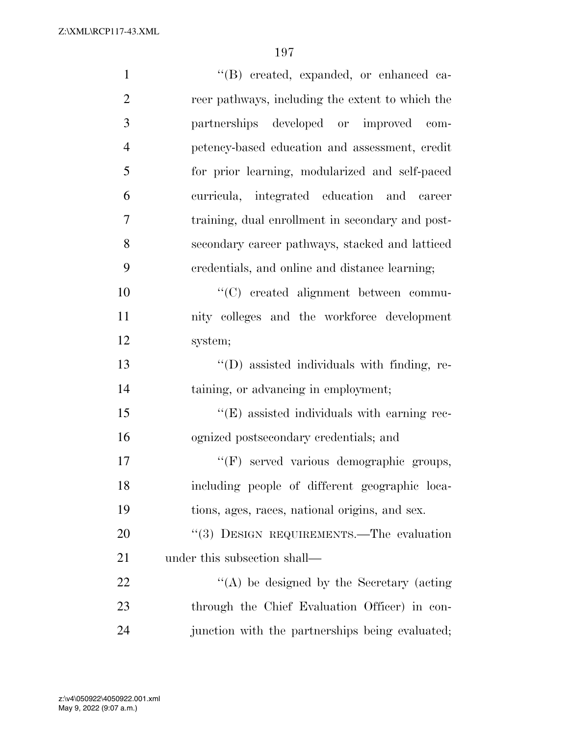"(B) created, expanded, or enhanced career pathways, including the extent to which the partnerships developed or improved competency-based education and assessment, credit for prior learning, modularized and self-paced curricula, integrated education and career training, dual enrollment in secondary and postsecondary career pathways, stacked and latticed credentials, and online and distance learning;

"(C) created alignment between community colleges and the workforce development system;

"(D) assisted individuals with finding, retaining, or advancing in employment;

"(E) assisted individuals with earning recognized postsecondary credentials; and

"(F) served various demographic groups, including people of different geographic locations, ages, races, national origins, and sex.

"(3) DESIGN REQUIREMENTS.—The evaluation under this subsection shall—

"(A) be designed by the Secretary (acting through the Chief Evaluation Officer) in conjunction with the partnerships being evaluated;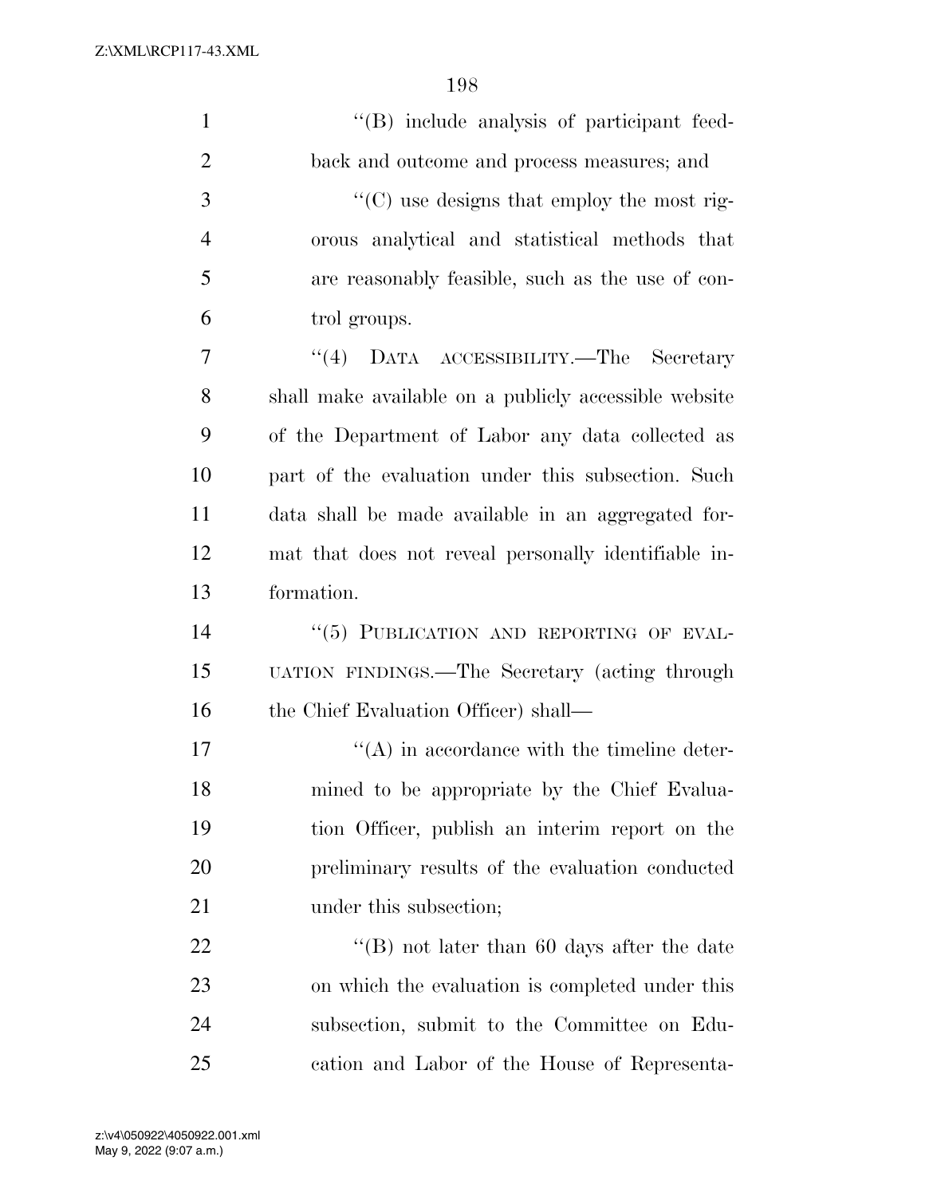''(B) include analysis of participant feedback and outcome and process measures; and

''(C) use designs that employ the most rigorous analytical and statistical methods that are reasonably feasible, such as the use of control groups.

''(4) DATA ACCESSIBILITY.—The Secretary shall make available on a publicly accessible website of the Department of Labor any data collected as part of the evaluation under this subsection. Such data shall be made available in an aggregated format that does not reveal personally identifiable information.

''(5) PUBLICATION AND REPORTING OF EVALUATION FINDINGS.—The Secretary (acting through the Chief Evaluation Officer) shall—

''(A) in accordance with the timeline determined to be appropriate by the Chief Evaluation Officer, publish an interim report on the preliminary results of the evaluation conducted under this subsection;

''(B) not later than 60 days after the date on which the evaluation is completed under this subsection, submit to the Committee on Education and Labor of the House of Representa-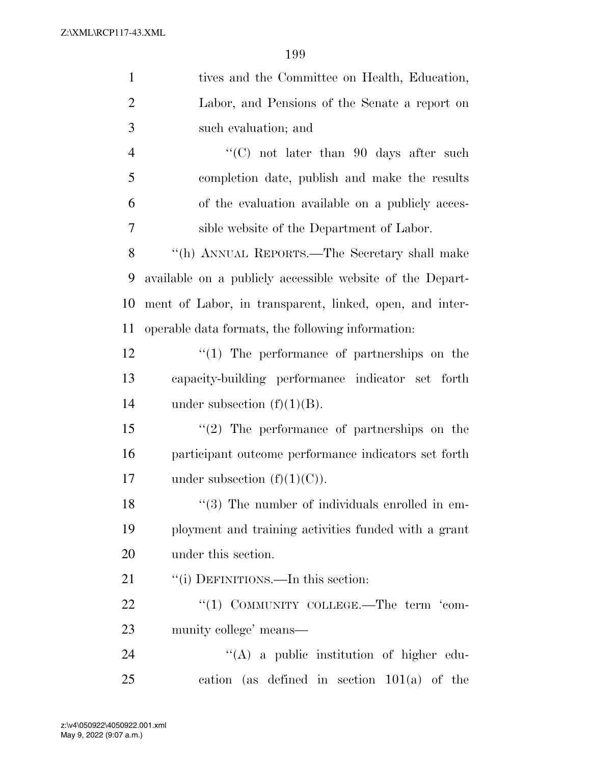tives and the Committee on Health, Education, Labor, and Pensions of the Senate a report on such evaluation; and

"(C) not later than 90 days after such completion date, publish and make the results of the evaluation available on a publicly accessible website of the Department of Labor.

"(h) ANNUAL REPORTS.—The Secretary shall make available on a publicly accessible website of the Department of Labor, in transparent, linked, open, and interoperable data formats, the following information:

"(1) The performance of partnerships on the capacity-building performance indicator set forth under subsection (f)(1)(B).

"(2) The performance of partnerships on the participant outcome performance indicators set forth under subsection (f)(1)(C)).

"(3) The number of individuals enrolled in employment and training activities funded with a grant under this section.

"(i) DEFINITIONS.—In this section:

"(1) COMMUNITY COLLEGE.—The term 'community college' means—

"(A) a public institution of higher education (as defined in section 101(a) of the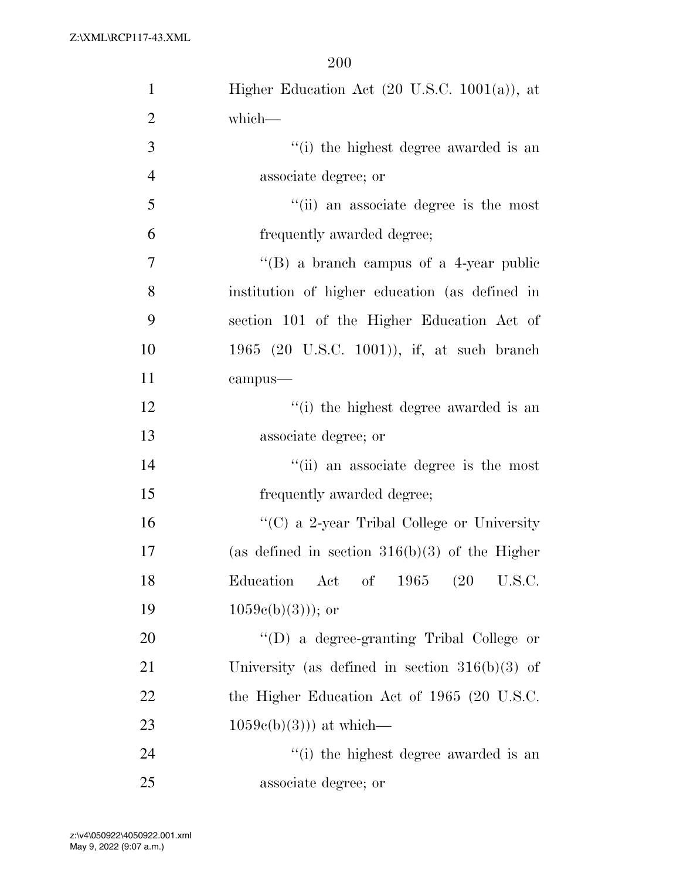Higher Education Act (20 U.S.C. 1001(a)), at which—

''(i) the highest degree awarded is an associate degree; or

''(ii) an associate degree is the most frequently awarded degree;

''(B) a branch campus of a 4-year public institution of higher education (as defined in section 101 of the Higher Education Act of 1965 (20 U.S.C. 1001)), if, at such branch campus—

''(i) the highest degree awarded is an associate degree; or

''(ii) an associate degree is the most frequently awarded degree;

''(C) a 2-year Tribal College or University (as defined in section 316(b)(3) of the Higher Education Act of 1965 (20 U.S.C. 1059c(b)(3))); or

''(D) a degree-granting Tribal College or University (as defined in section 316(b)(3) of the Higher Education Act of 1965 (20 U.S.C. 1059c(b)(3))) at which—

''(i) the highest degree awarded is an associate degree; or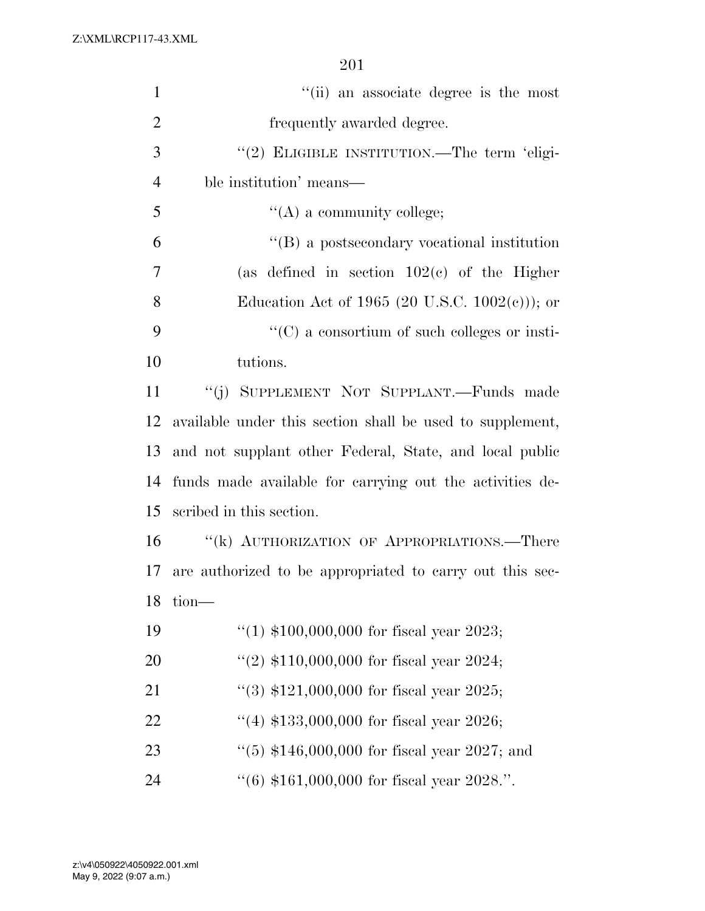"(ii) an associate degree is the most frequently awarded degree.

"(2) ELIGIBLE INSTITUTION.—The term 'eligible institution' means—

"(A) a community college;

"(B) a postsecondary vocational institution (as defined in section 102(c) of the Higher Education Act of 1965 (20 U.S.C. 1002(c))); or

"(C) a consortium of such colleges or institutions.

"(j) SUPPLEMENT NOT SUPPLANT.—Funds made available under this section shall be used to supplement, and not supplant other Federal, State, and local public funds made available for carrying out the activities described in this section.

"(k) AUTHORIZATION OF APPROPRIATIONS.—There are authorized to be appropriated to carry out this section—

"(1) $100,000,000 for fiscal year 2023;

"(2) $110,000,000 for fiscal year 2024;

"(3) $121,000,000 for fiscal year 2025;

"(4) $133,000,000 for fiscal year 2026;

"(5) $146,000,000 for fiscal year 2027; and

"(6) $161,000,000 for fiscal year 2028.".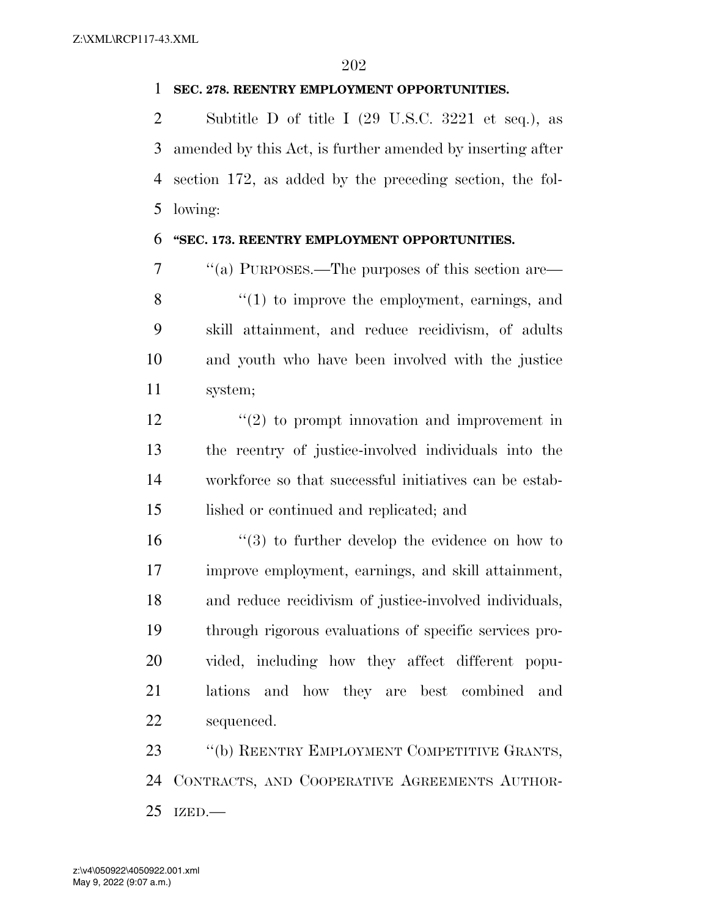**SEC. 278. REENTRY EMPLOYMENT OPPORTUNITIES.**

Subtitle D of title I (29 U.S.C. 3221 et seq.), as amended by this Act, is further amended by inserting after section 172, as added by the preceding section, the following:

**"SEC. 173. REENTRY EMPLOYMENT OPPORTUNITIES.**

"(a) PURPOSES.—The purposes of this section are—

"(1) to improve the employment, earnings, and skill attainment, and reduce recidivism, of adults and youth who have been involved with the justice system;

"(2) to prompt innovation and improvement in the reentry of justice-involved individuals into the workforce so that successful initiatives can be established or continued and replicated; and

"(3) to further develop the evidence on how to improve employment, earnings, and skill attainment, and reduce recidivism of justice-involved individuals, through rigorous evaluations of specific services provided, including how they affect different populations and how they are best combined and sequenced.

"(b) REENTRY EMPLOYMENT COMPETITIVE GRANTS, CONTRACTS, AND COOPERATIVE AGREEMENTS AUTHORIZED.—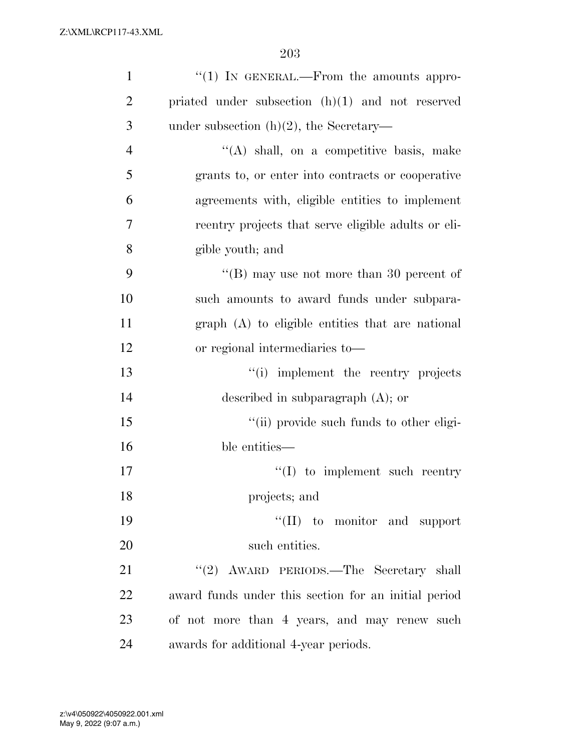''(1) IN GENERAL.—From the amounts appropriated under subsection (h)(1) and not reserved under subsection (h)(2), the Secretary—

''(A) shall, on a competitive basis, make grants to, or enter into contracts or cooperative agreements with, eligible entities to implement reentry projects that serve eligible adults or eligible youth; and

''(B) may use not more than 30 percent of such amounts to award funds under subparagraph (A) to eligible entities that are national or regional intermediaries to—

''(i) implement the reentry projects described in subparagraph (A); or

''(ii) provide such funds to other eligible entities—

''(I) to implement such reentry projects; and

''(II) to monitor and support such entities.

''(2) AWARD PERIODS.—The Secretary shall award funds under this section for an initial period of not more than 4 years, and may renew such awards for additional 4-year periods.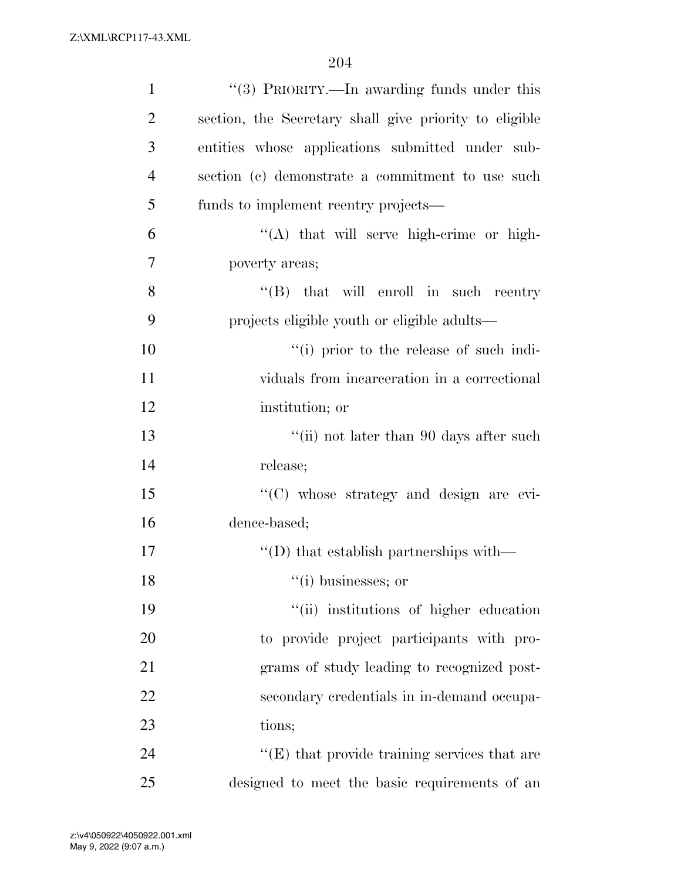''(3) PRIORITY.—In awarding funds under this section, the Secretary shall give priority to eligible entities whose applications submitted under subsection (c) demonstrate a commitment to use such funds to implement reentry projects—

''(A) that will serve high-crime or high-poverty areas;

''(B) that will enroll in such reentry projects eligible youth or eligible adults—

''(i) prior to the release of such individuals from incarceration in a correctional institution; or

''(ii) not later than 90 days after such release;

''(C) whose strategy and design are evidence-based;

''(D) that establish partnerships with—

''(i) businesses; or

''(ii) institutions of higher education to provide project participants with programs of study leading to recognized postsecondary credentials in in-demand occupations;

''(E) that provide training services that are designed to meet the basic requirements of an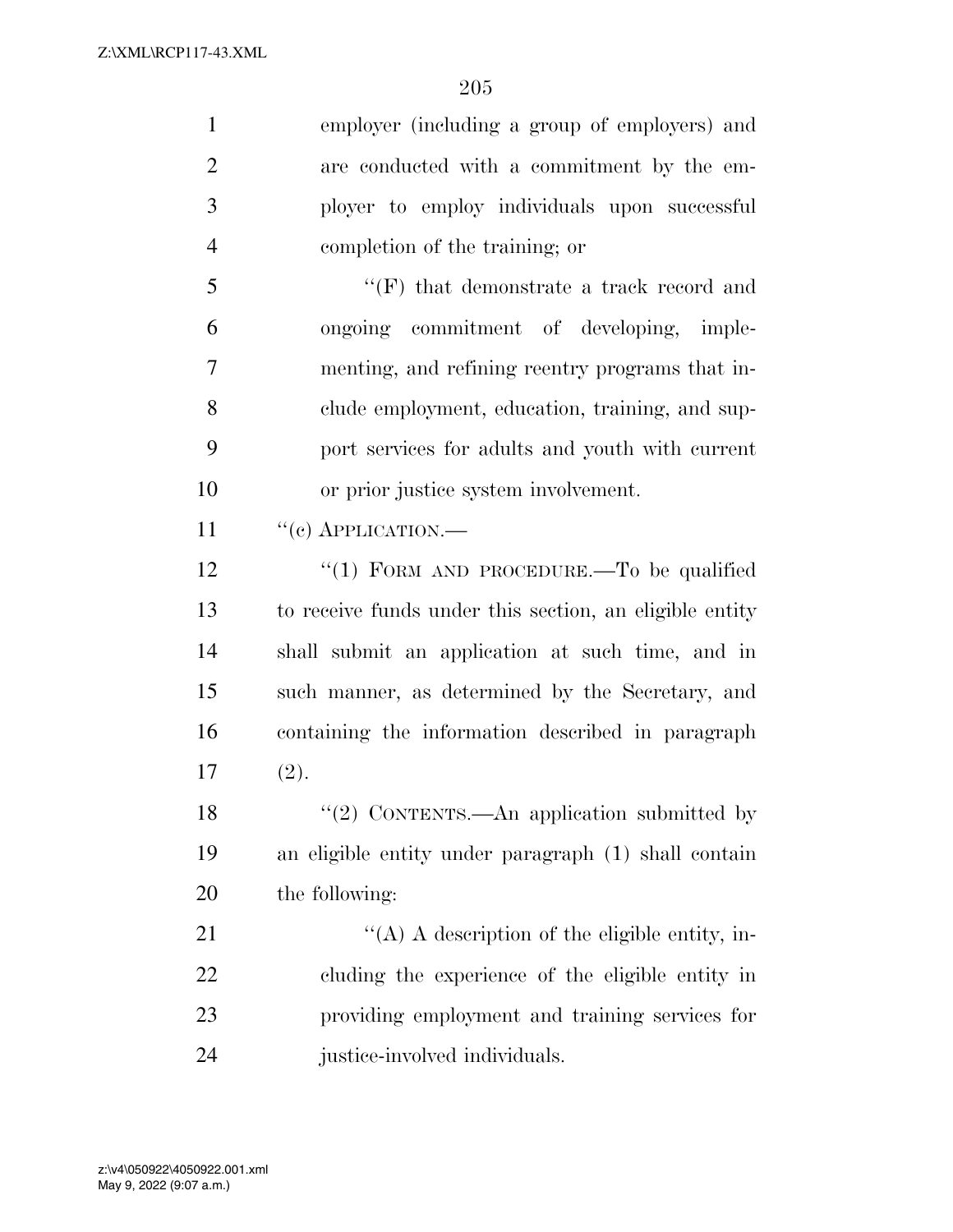employer (including a group of employers) and are conducted with a commitment by the employer to employ individuals upon successful completion of the training; or

"(F) that demonstrate a track record and ongoing commitment of developing, implementing, and refining reentry programs that include employment, education, training, and support services for adults and youth with current or prior justice system involvement.

"(c) APPLICATION.—

"(1) FORM AND PROCEDURE.—To be qualified to receive funds under this section, an eligible entity shall submit an application at such time, and in such manner, as determined by the Secretary, and containing the information described in paragraph (2).

"(2) CONTENTS.—An application submitted by an eligible entity under paragraph (1) shall contain the following:

"(A) A description of the eligible entity, including the experience of the eligible entity in providing employment and training services for justice-involved individuals.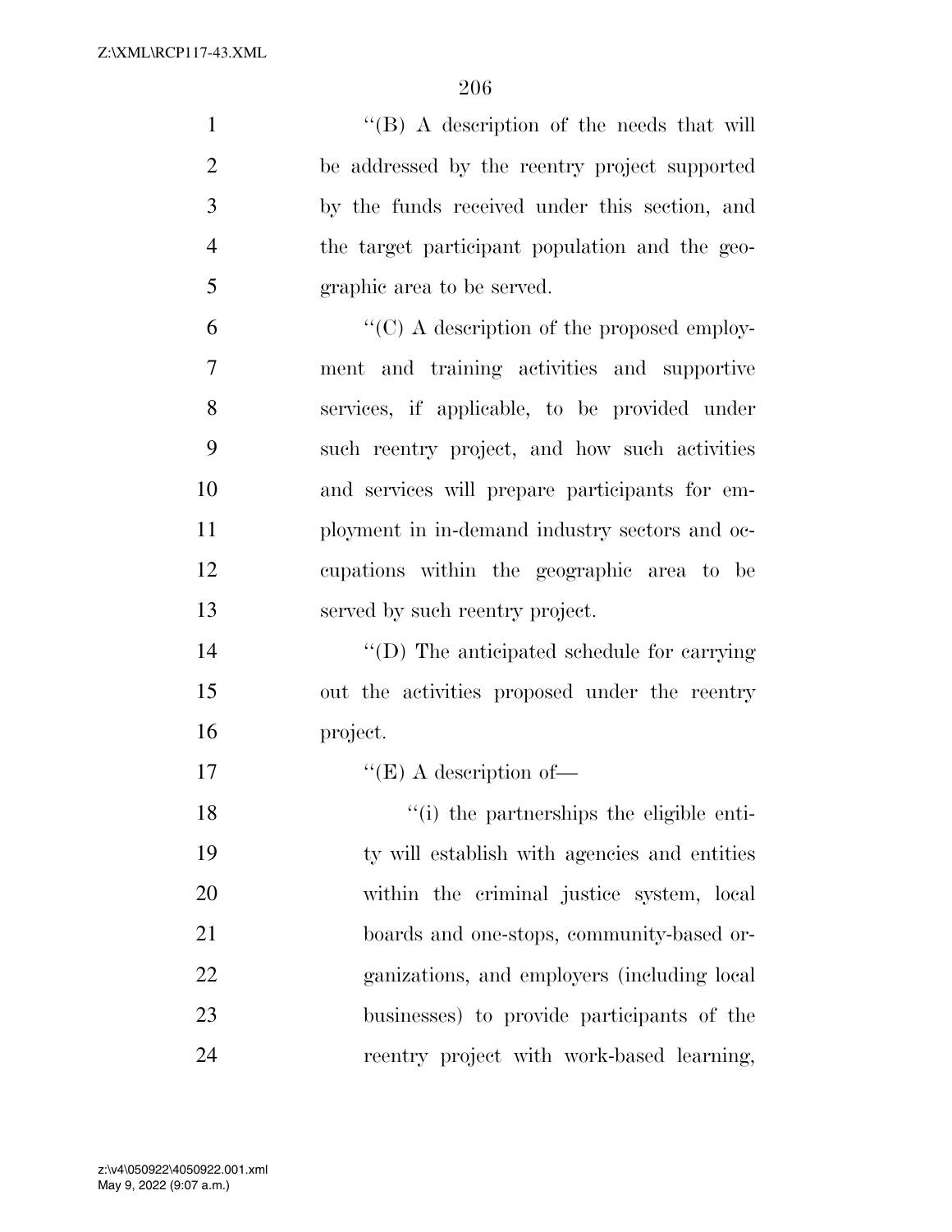''(B) A description of the needs that will be addressed by the reentry project supported by the funds received under this section, and the target participant population and the geographic area to be served.

''(C) A description of the proposed employment and training activities and supportive services, if applicable, to be provided under such reentry project, and how such activities and services will prepare participants for employment in in-demand industry sectors and occupations within the geographic area to be served by such reentry project.

''(D) The anticipated schedule for carrying out the activities proposed under the reentry project.

''(E) A description of—

''(i) the partnerships the eligible entity will establish with agencies and entities within the criminal justice system, local boards and one-stops, community-based organizations, and employers (including local businesses) to provide participants of the reentry project with work-based learning,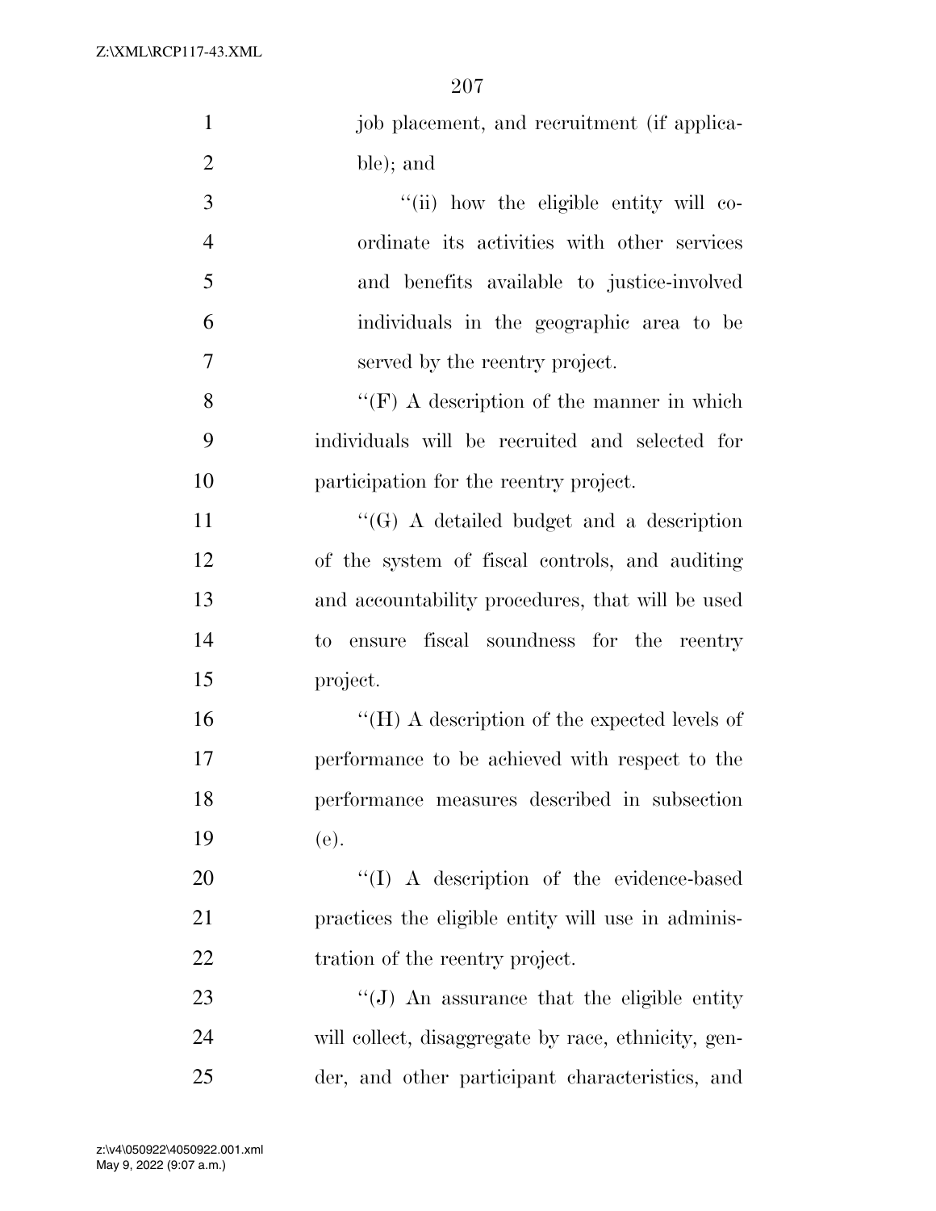job placement, and recruitment (if applicable); and

"(ii) how the eligible entity will coordinate its activities with other services and benefits available to justice-involved individuals in the geographic area to be served by the reentry project.

"(F) A description of the manner in which individuals will be recruited and selected for participation for the reentry project.

"(G) A detailed budget and a description of the system of fiscal controls, and auditing and accountability procedures, that will be used to ensure fiscal soundness for the reentry project.

"(H) A description of the expected levels of performance to be achieved with respect to the performance measures described in subsection (e).

"(I) A description of the evidence-based practices the eligible entity will use in administration of the reentry project.

"(J) An assurance that the eligible entity will collect, disaggregate by race, ethnicity, gender, and other participant characteristics, and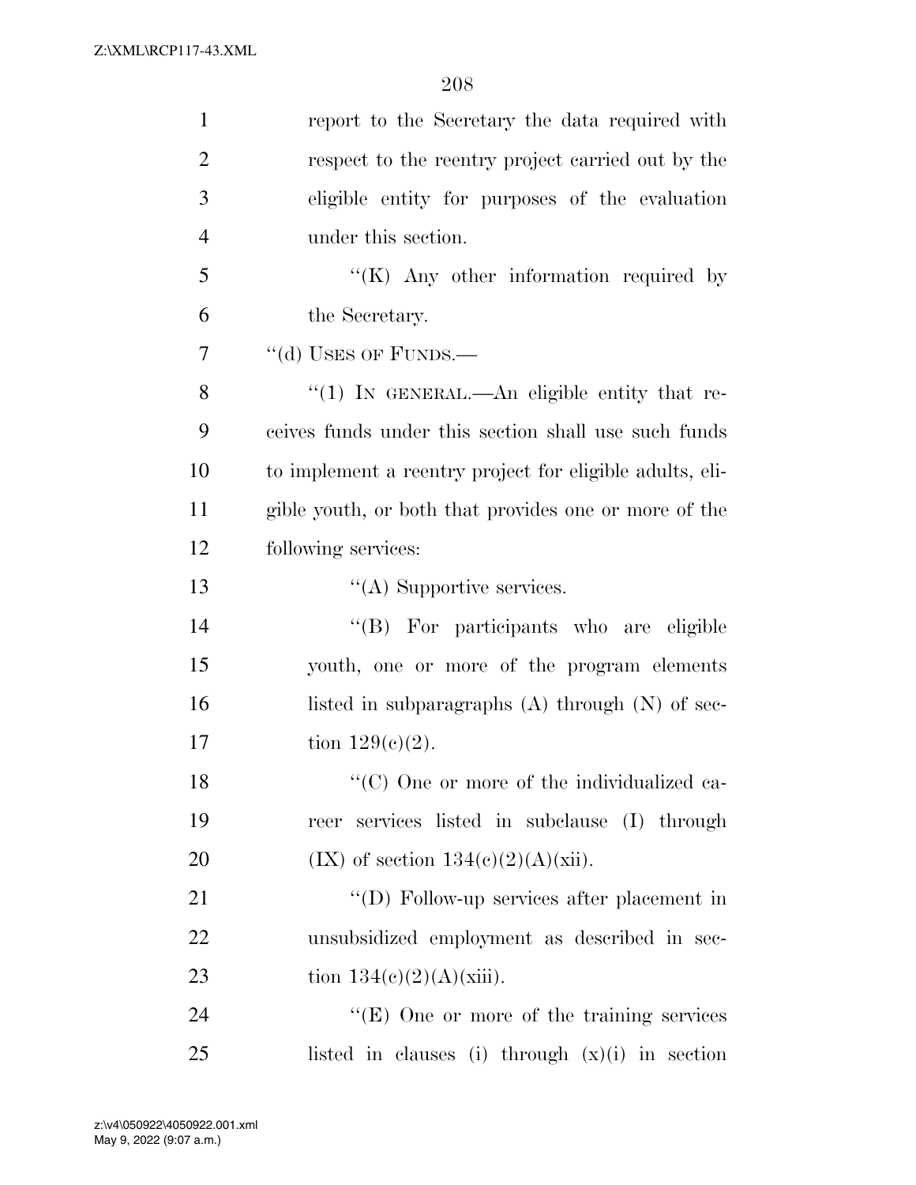report to the Secretary the data required with respect to the reentry project carried out by the eligible entity for purposes of the evaluation under this section.

''(K) Any other information required by the Secretary.

''(d) USES OF FUNDS.—

''(1) IN GENERAL.—An eligible entity that receives funds under this section shall use such funds to implement a reentry project for eligible adults, eligible youth, or both that provides one or more of the following services:

''(A) Supportive services.

''(B) For participants who are eligible youth, one or more of the program elements listed in subparagraphs (A) through (N) of section 129(c)(2).

''(C) One or more of the individualized career services listed in subclause (I) through (IX) of section 134(c)(2)(A)(xii).

''(D) Follow-up services after placement in unsubsidized employment as described in section 134(c)(2)(A)(xiii).

''(E) One or more of the training services listed in clauses (i) through (x)(i) in section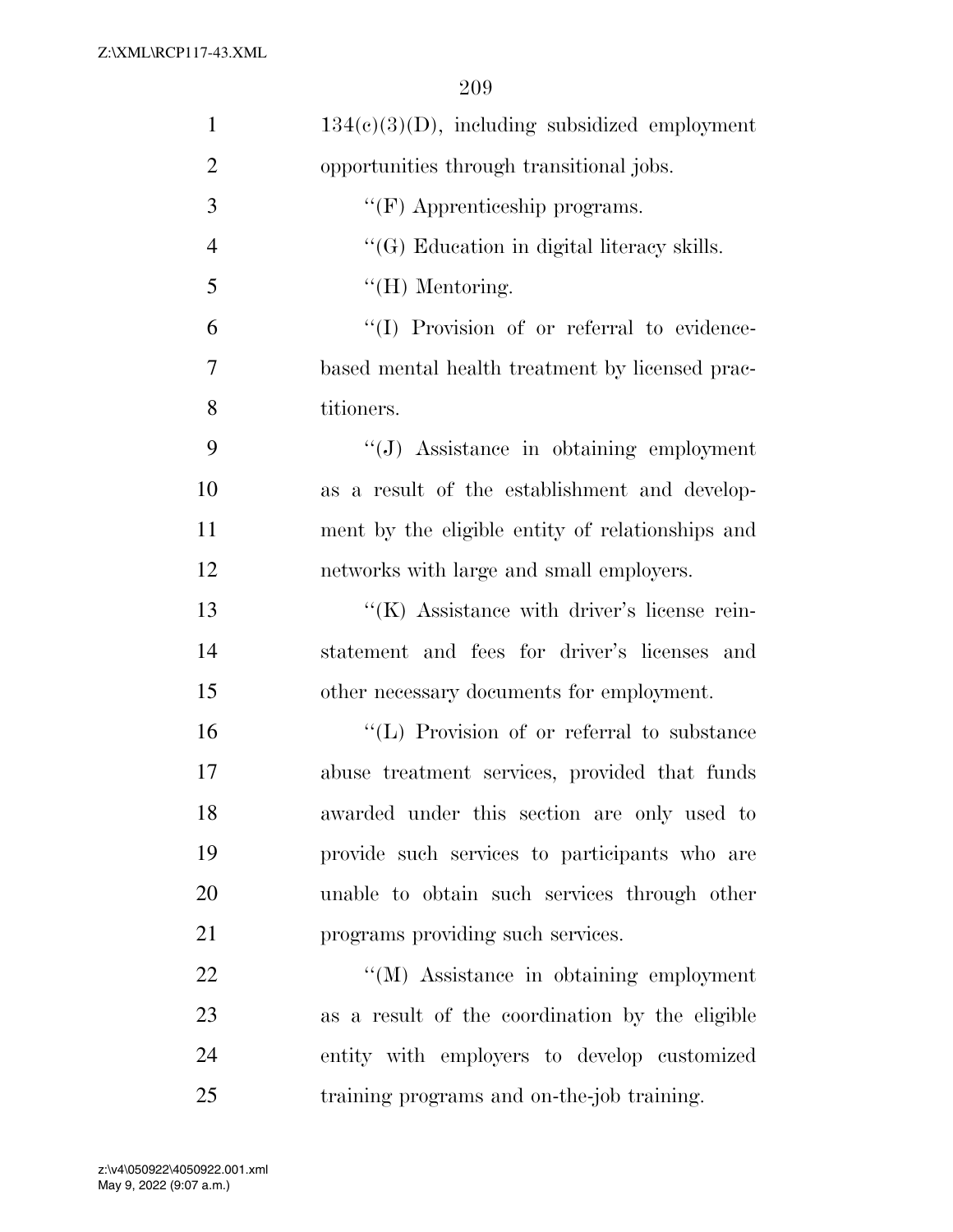134(c)(3)(D), including subsidized employment opportunities through transitional jobs.

''(F) Apprenticeship programs.

''(G) Education in digital literacy skills.

''(H) Mentoring.

''(I) Provision of or referral to evidence-based mental health treatment by licensed practitioners.

''(J) Assistance in obtaining employment as a result of the establishment and development by the eligible entity of relationships and networks with large and small employers.

''(K) Assistance with driver's license reinstatement and fees for driver's licenses and other necessary documents for employment.

''(L) Provision of or referral to substance abuse treatment services, provided that funds awarded under this section are only used to provide such services to participants who are unable to obtain such services through other programs providing such services.

''(M) Assistance in obtaining employment as a result of the coordination by the eligible entity with employers to develop customized training programs and on-the-job training.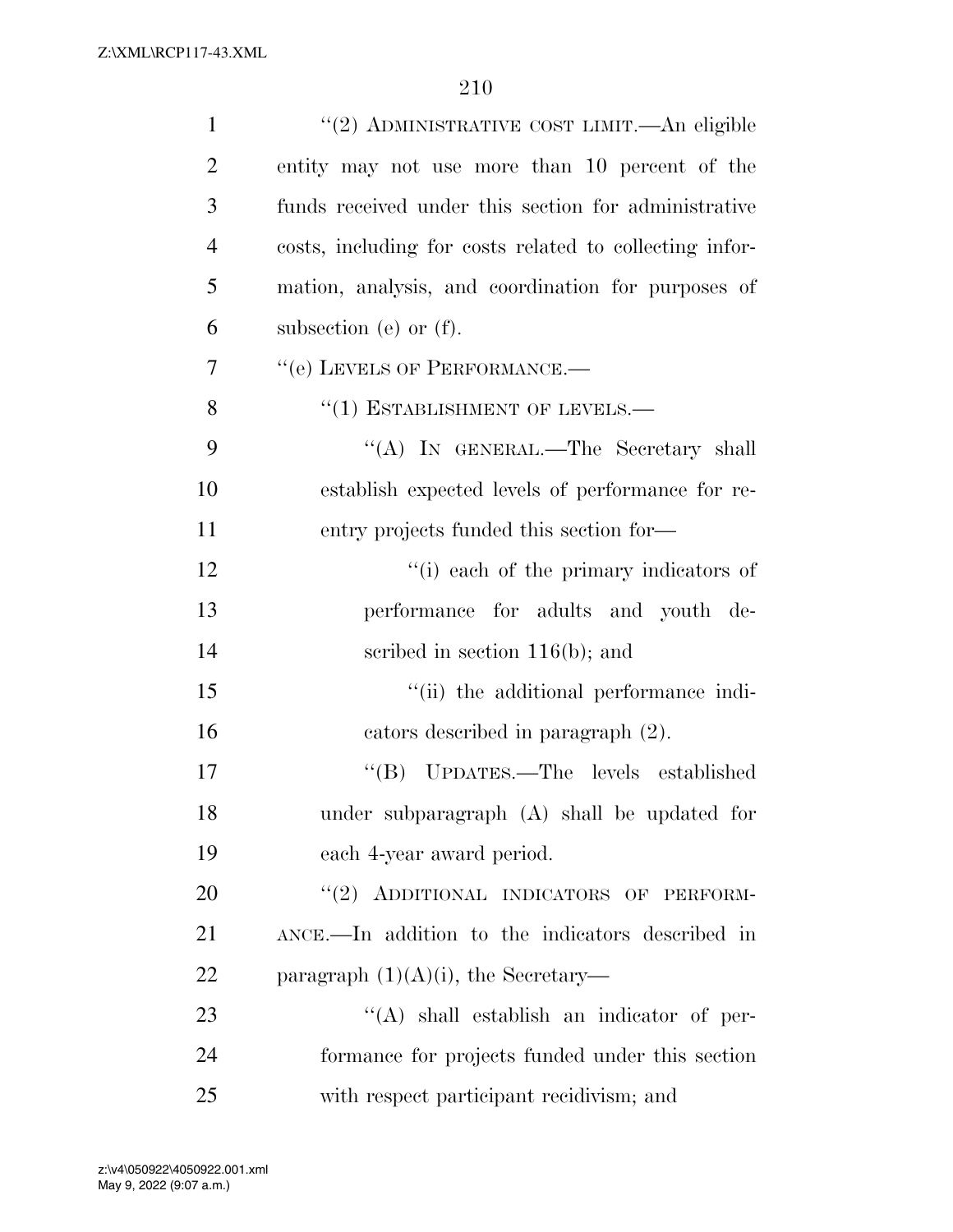"(2) ADMINISTRATIVE COST LIMIT.—An eligible entity may not use more than 10 percent of the funds received under this section for administrative costs, including for costs related to collecting information, analysis, and coordination for purposes of subsection (e) or (f).

"(e) LEVELS OF PERFORMANCE.—

"(1) ESTABLISHMENT OF LEVELS.—

"(A) IN GENERAL.—The Secretary shall establish expected levels of performance for reentry projects funded this section for—

"(i) each of the primary indicators of performance for adults and youth described in section 116(b); and

"(ii) the additional performance indicators described in paragraph (2).

"(B) UPDATES.—The levels established under subparagraph (A) shall be updated for each 4-year award period.

"(2) ADDITIONAL INDICATORS OF PERFORMANCE.—In addition to the indicators described in paragraph (1)(A)(i), the Secretary—

"(A) shall establish an indicator of performance for projects funded under this section with respect participant recidivism; and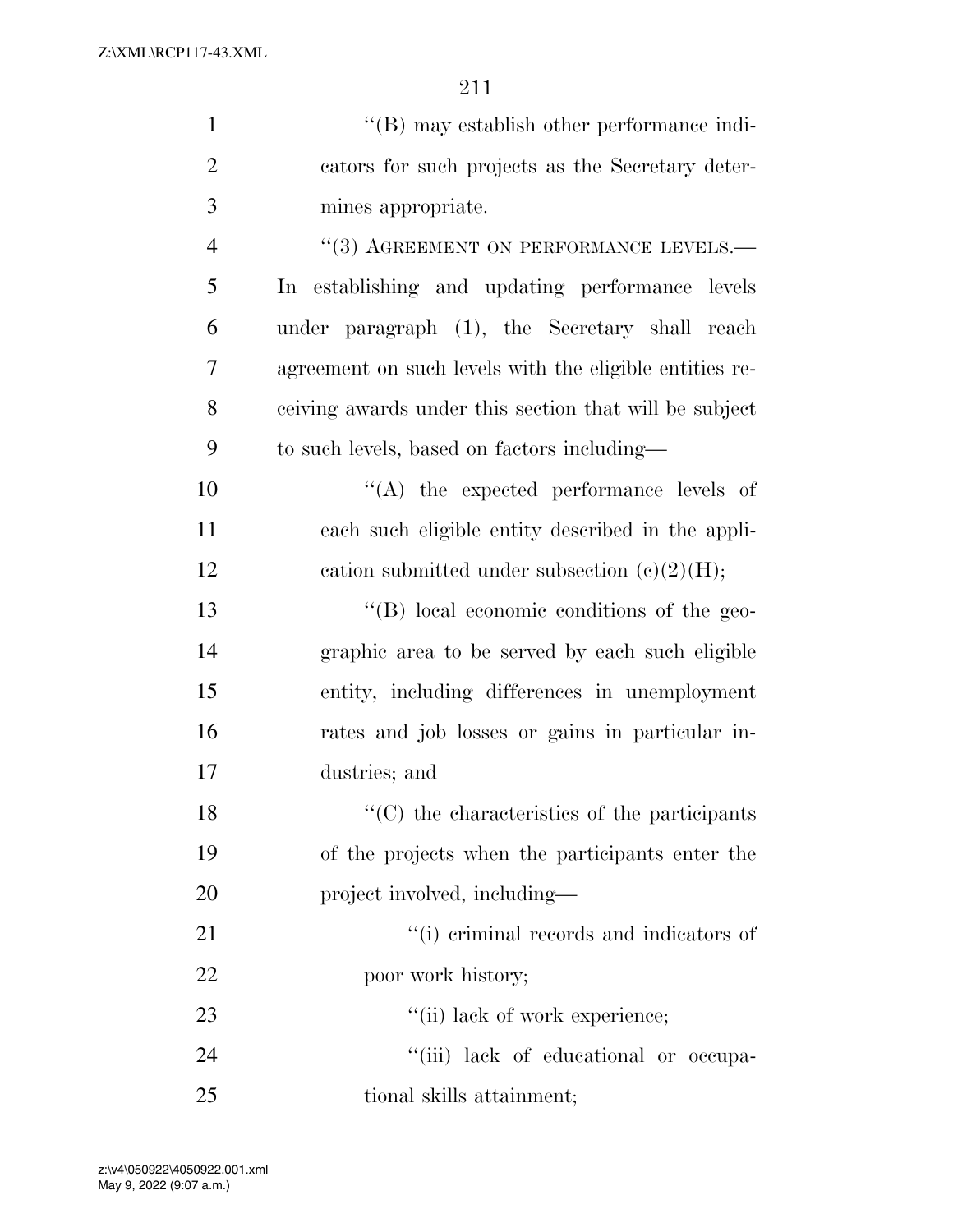''(B) may establish other performance indicators for such projects as the Secretary determines appropriate.

''(3) AGREEMENT ON PERFORMANCE LEVELS.— In establishing and updating performance levels under paragraph (1), the Secretary shall reach agreement on such levels with the eligible entities receiving awards under this section that will be subject to such levels, based on factors including—

''(A) the expected performance levels of each such eligible entity described in the application submitted under subsection (c)(2)(H);

''(B) local economic conditions of the geographic area to be served by each such eligible entity, including differences in unemployment rates and job losses or gains in particular industries; and

''(C) the characteristics of the participants of the projects when the participants enter the project involved, including—

''(i) criminal records and indicators of poor work history;

''(ii) lack of work experience;

''(iii) lack of educational or occupational skills attainment;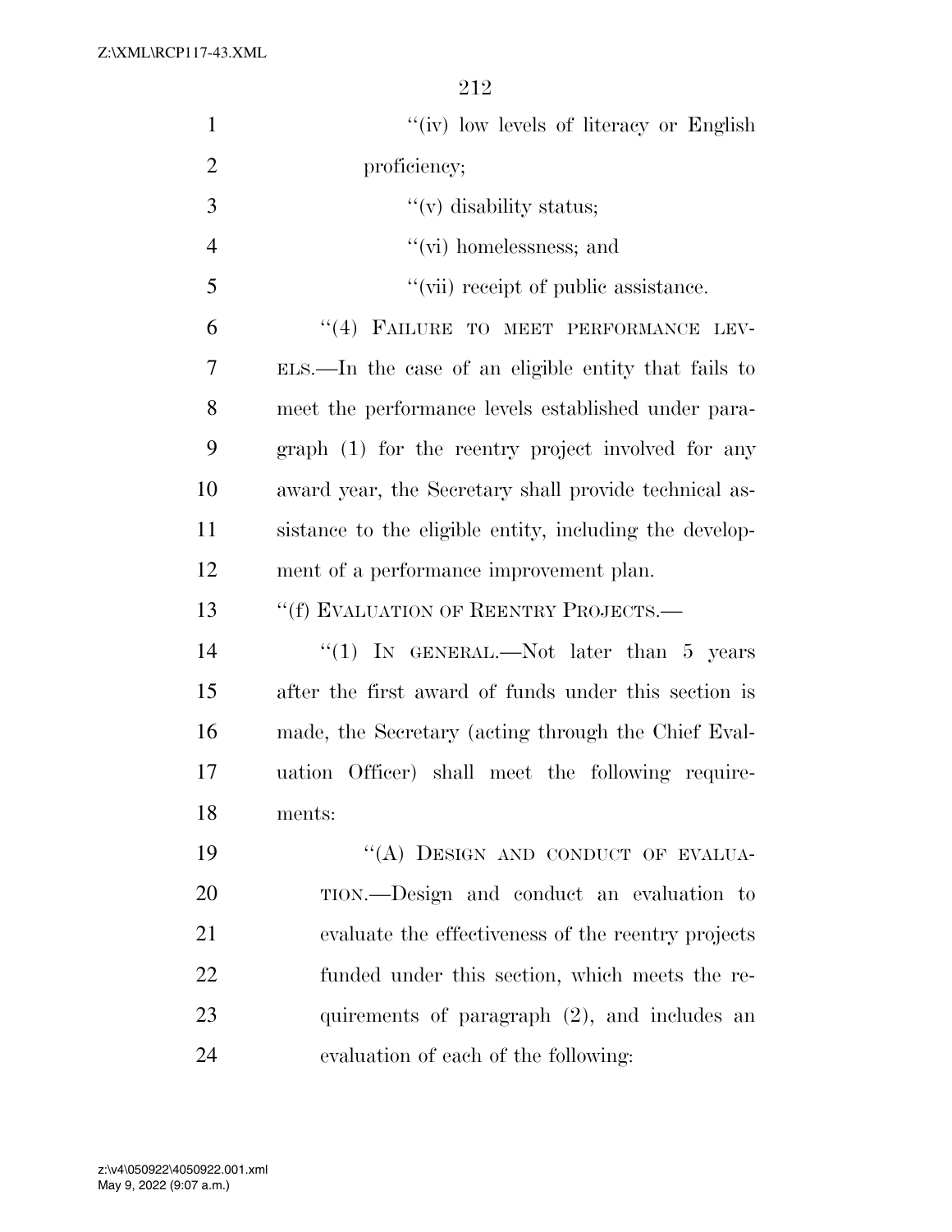"(iv) low levels of literacy or English proficiency;

"(v) disability status;

"(vi) homelessness; and

"(vii) receipt of public assistance.

"(4) FAILURE TO MEET PERFORMANCE LEVELS.—In the case of an eligible entity that fails to meet the performance levels established under paragraph (1) for the reentry project involved for any award year, the Secretary shall provide technical assistance to the eligible entity, including the development of a performance improvement plan.

"(f) EVALUATION OF REENTRY PROJECTS.—

"(1) IN GENERAL.—Not later than 5 years after the first award of funds under this section is made, the Secretary (acting through the Chief Evaluation Officer) shall meet the following requirements:

"(A) DESIGN AND CONDUCT OF EVALUATION.—Design and conduct an evaluation to evaluate the effectiveness of the reentry projects funded under this section, which meets the requirements of paragraph (2), and includes an evaluation of each of the following: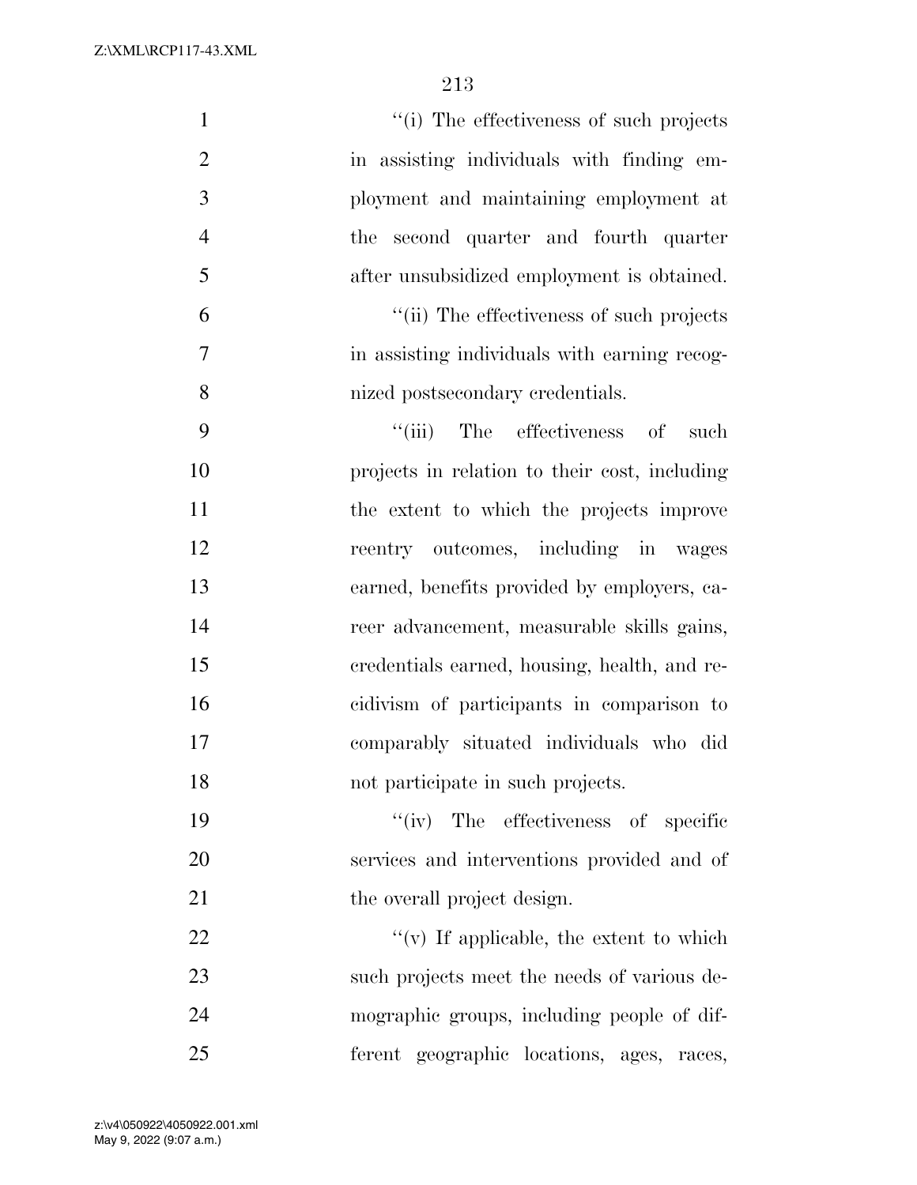"(i) The effectiveness of such projects in assisting individuals with finding employment and maintaining employment at the second quarter and fourth quarter after unsubsidized employment is obtained.

"(ii) The effectiveness of such projects in assisting individuals with earning recognized postsecondary credentials.

"(iii) The effectiveness of such projects in relation to their cost, including the extent to which the projects improve reentry outcomes, including in wages earned, benefits provided by employers, career advancement, measurable skills gains, credentials earned, housing, health, and recidivism of participants in comparison to comparably situated individuals who did not participate in such projects.

"(iv) The effectiveness of specific services and interventions provided and of the overall project design.

"(v) If applicable, the extent to which such projects meet the needs of various demographic groups, including people of different geographic locations, ages, races,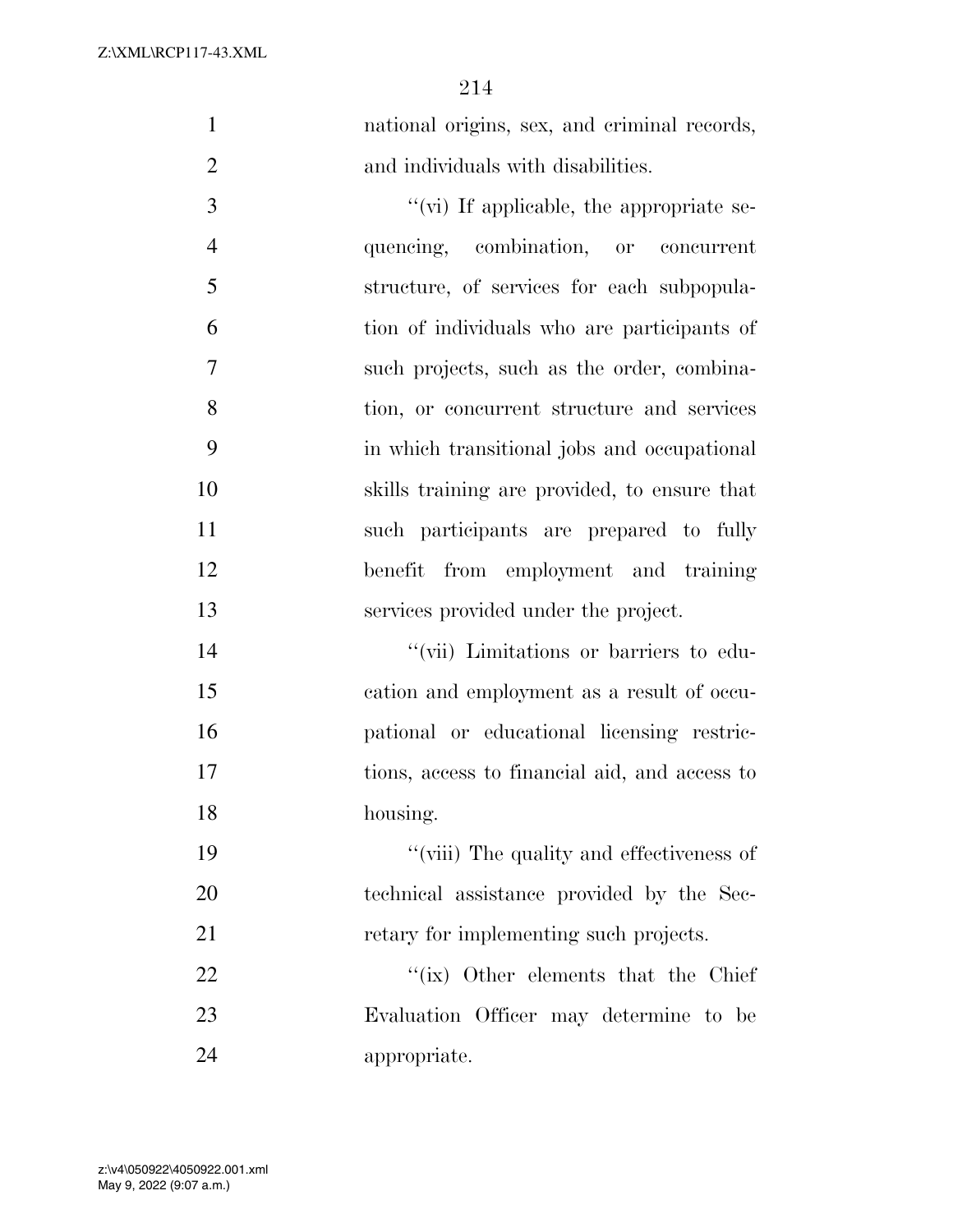national origins, sex, and criminal records, and individuals with disabilities.

''(vi) If applicable, the appropriate sequencing, combination, or concurrent structure, of services for each subpopulation of individuals who are participants of such projects, such as the order, combination, or concurrent structure and services in which transitional jobs and occupational skills training are provided, to ensure that such participants are prepared to fully benefit from employment and training services provided under the project.

''(vii) Limitations or barriers to education and employment as a result of occupational or educational licensing restrictions, access to financial aid, and access to housing.

''(viii) The quality and effectiveness of technical assistance provided by the Secretary for implementing such projects.

''(ix) Other elements that the Chief Evaluation Officer may determine to be appropriate.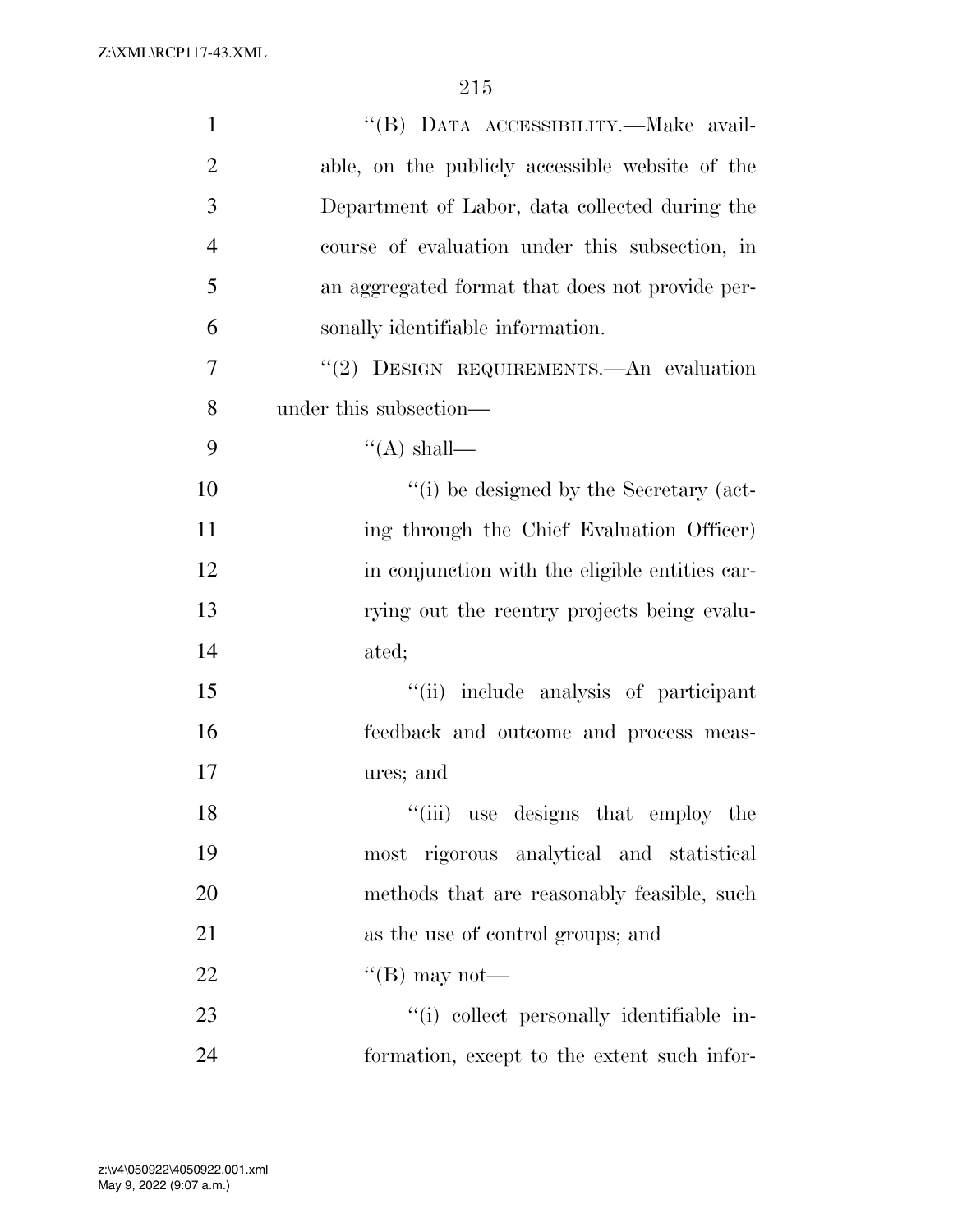"(B) DATA ACCESSIBILITY.—Make available, on the publicly accessible website of the Department of Labor, data collected during the course of evaluation under this subsection, in an aggregated format that does not provide personally identifiable information.

"(2) DESIGN REQUIREMENTS.—An evaluation under this subsection—

"(A) shall—

"(i) be designed by the Secretary (acting through the Chief Evaluation Officer) in conjunction with the eligible entities carrying out the reentry projects being evaluated;

"(ii) include analysis of participant feedback and outcome and process measures; and

"(iii) use designs that employ the most rigorous analytical and statistical methods that are reasonably feasible, such as the use of control groups; and

"(B) may not—

"(i) collect personally identifiable information, except to the extent such infor-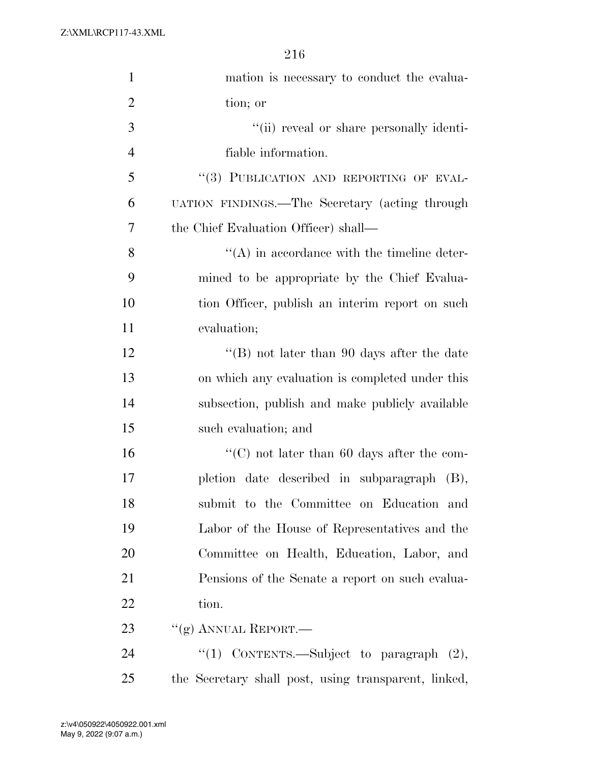mation is necessary to conduct the evaluation; or

"(ii) reveal or share personally identifiable information.

"(3) PUBLICATION AND REPORTING OF EVALUATION FINDINGS.—The Secretary (acting through the Chief Evaluation Officer) shall—

"(A) in accordance with the timeline determined to be appropriate by the Chief Evaluation Officer, publish an interim report on such evaluation;

"(B) not later than 90 days after the date on which any evaluation is completed under this subsection, publish and make publicly available such evaluation; and

"(C) not later than 60 days after the completion date described in subparagraph (B), submit to the Committee on Education and Labor of the House of Representatives and the Committee on Health, Education, Labor, and Pensions of the Senate a report on such evaluation.

"(g) ANNUAL REPORT.—

"(1) CONTENTS.—Subject to paragraph (2), the Secretary shall post, using transparent, linked,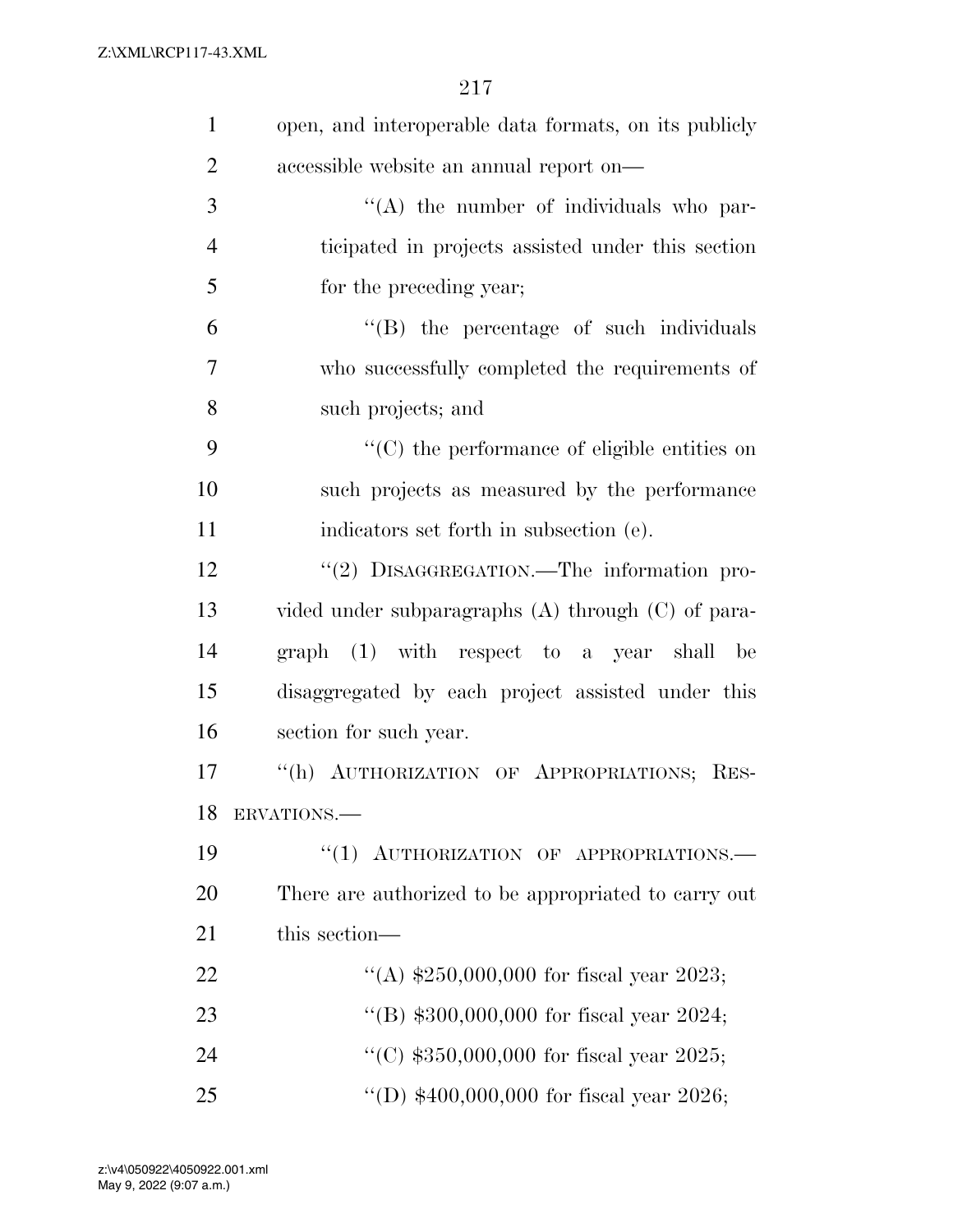open, and interoperable data formats, on its publicly accessible website an annual report on—

"(A) the number of individuals who participated in projects assisted under this section for the preceding year;

"(B) the percentage of such individuals who successfully completed the requirements of such projects; and

"(C) the performance of eligible entities on such projects as measured by the performance indicators set forth in subsection (e).

"(2) DISAGGREGATION.—The information provided under subparagraphs (A) through (C) of paragraph (1) with respect to a year shall be disaggregated by each project assisted under this section for such year.

"(h) AUTHORIZATION OF APPROPRIATIONS; RESERVATIONS.—

"(1) AUTHORIZATION OF APPROPRIATIONS.—There are authorized to be appropriated to carry out this section—

"(A) $250,000,000 for fiscal year 2023;

"(B) $300,000,000 for fiscal year 2024;

"(C) $350,000,000 for fiscal year 2025;

"(D) $400,000,000 for fiscal year 2026;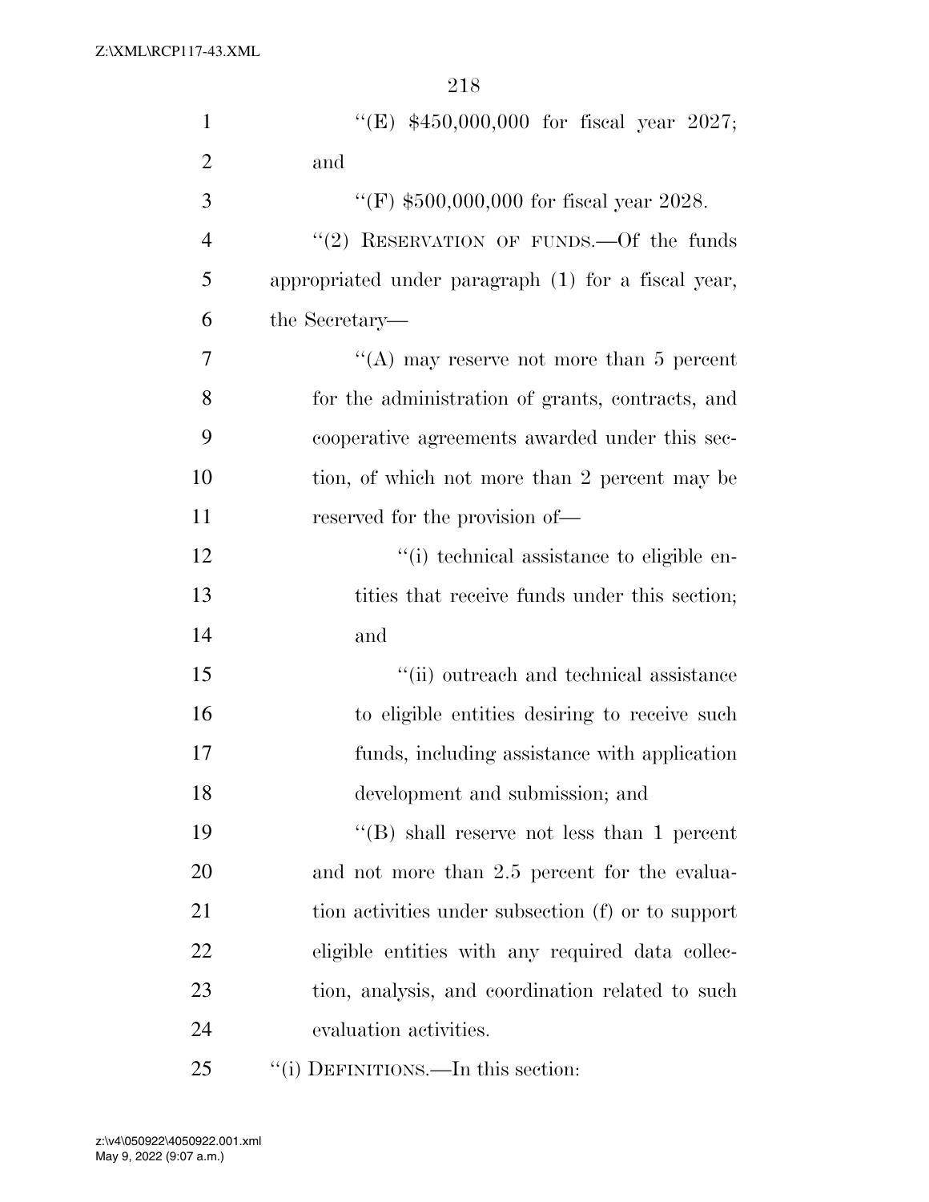''(E) $450,000,000 for fiscal year 2027; and

''(F) $500,000,000 for fiscal year 2028.

''(2) RESERVATION OF FUNDS.—Of the funds appropriated under paragraph (1) for a fiscal year, the Secretary—

''(A) may reserve not more than 5 percent for the administration of grants, contracts, and cooperative agreements awarded under this section, of which not more than 2 percent may be reserved for the provision of—

''(i) technical assistance to eligible entities that receive funds under this section; and

''(ii) outreach and technical assistance to eligible entities desiring to receive such funds, including assistance with application development and submission; and

''(B) shall reserve not less than 1 percent and not more than 2.5 percent for the evaluation activities under subsection (f) or to support eligible entities with any required data collection, analysis, and coordination related to such evaluation activities.

''(i) DEFINITIONS.—In this section: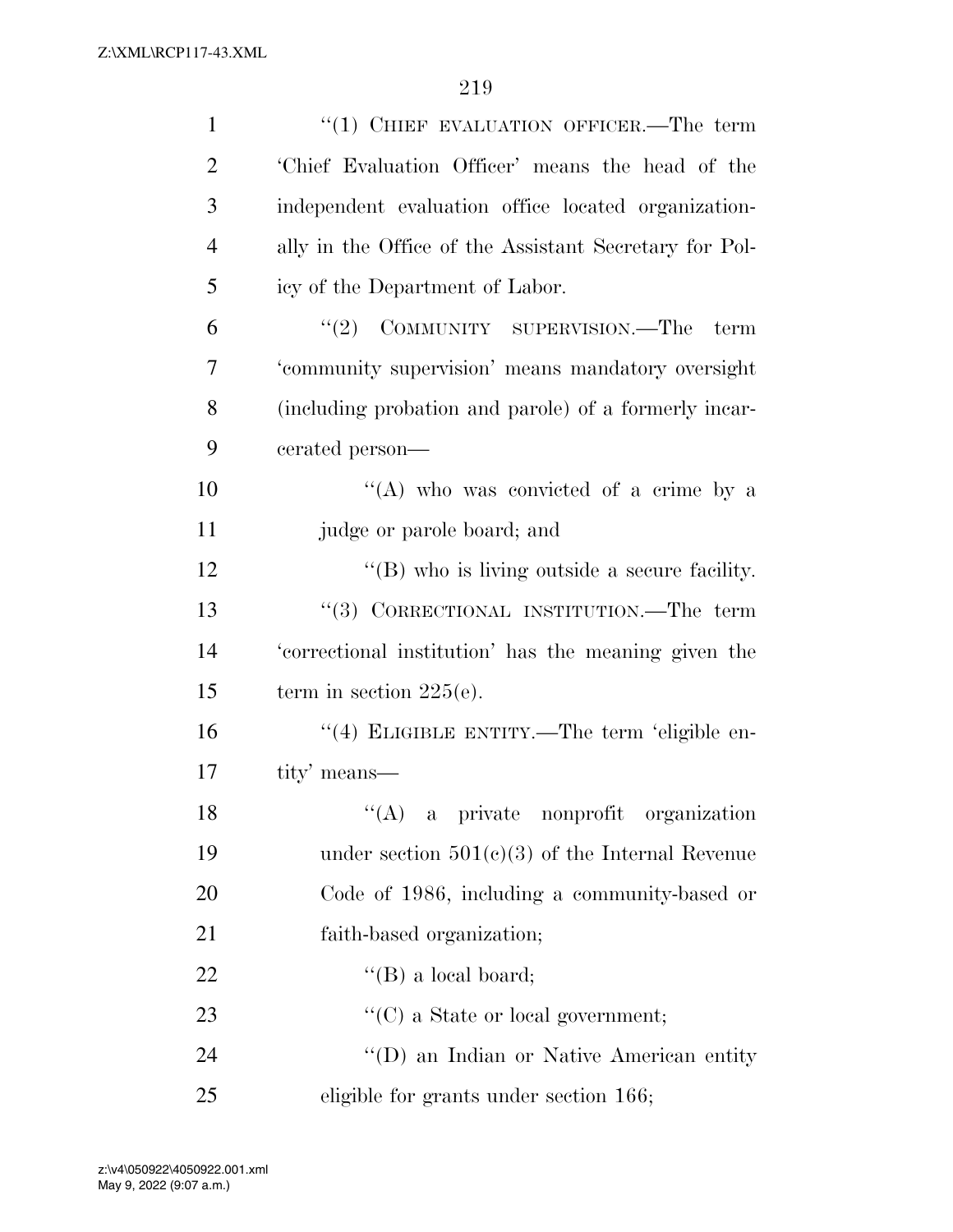"(1) CHIEF EVALUATION OFFICER.—The term 'Chief Evaluation Officer' means the head of the independent evaluation office located organizationally in the Office of the Assistant Secretary for Policy of the Department of Labor.

"(2) COMMUNITY SUPERVISION.—The term 'community supervision' means mandatory oversight (including probation and parole) of a formerly incarcerated person—

"(A) who was convicted of a crime by a judge or parole board; and

"(B) who is living outside a secure facility.

"(3) CORRECTIONAL INSTITUTION.—The term 'correctional institution' has the meaning given the term in section 225(e).

"(4) ELIGIBLE ENTITY.—The term 'eligible entity' means—

"(A) a private nonprofit organization under section 501(c)(3) of the Internal Revenue Code of 1986, including a community-based or faith-based organization;

"(B) a local board;

"(C) a State or local government;

"(D) an Indian or Native American entity eligible for grants under section 166;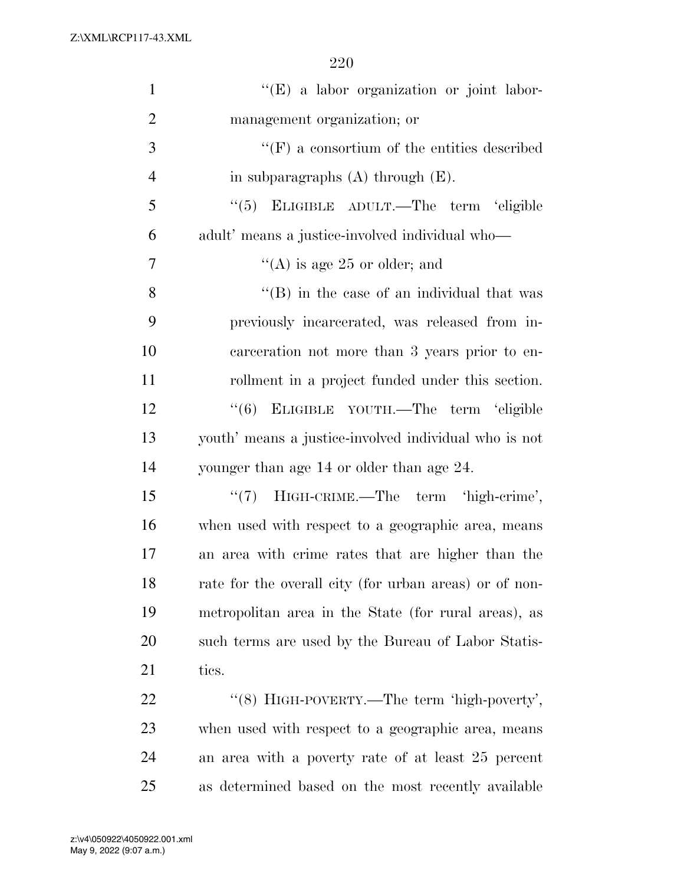"(E) a labor organization or joint labor-management organization; or

"(F) a consortium of the entities described in subparagraphs (A) through (E).

"(5) ELIGIBLE ADULT.—The term 'eligible adult' means a justice-involved individual who—

"(A) is age 25 or older; and

"(B) in the case of an individual that was previously incarcerated, was released from incarceration not more than 3 years prior to enrollment in a project funded under this section.

"(6) ELIGIBLE YOUTH.—The term 'eligible youth' means a justice-involved individual who is not younger than age 14 or older than age 24.

"(7) HIGH-CRIME.—The term 'high-crime', when used with respect to a geographic area, means an area with crime rates that are higher than the rate for the overall city (for urban areas) or of non-metropolitan area in the State (for rural areas), as such terms are used by the Bureau of Labor Statistics.

"(8) HIGH-POVERTY.—The term 'high-poverty', when used with respect to a geographic area, means an area with a poverty rate of at least 25 percent as determined based on the most recently available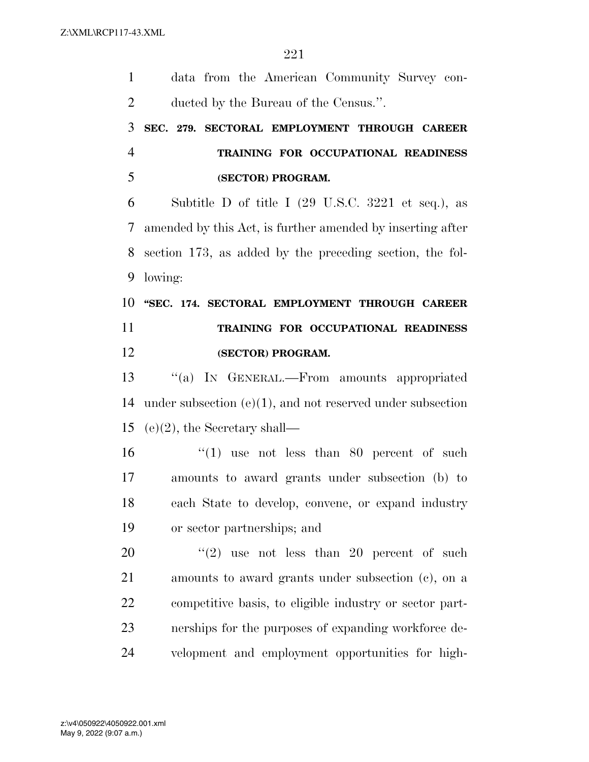data from the American Community Survey conducted by the Bureau of the Census.''.

**SEC. 279. SECTORAL EMPLOYMENT THROUGH CAREER TRAINING FOR OCCUPATIONAL READINESS (SECTOR) PROGRAM.**

Subtitle D of title I (29 U.S.C. 3221 et seq.), as amended by this Act, is further amended by inserting after section 173, as added by the preceding section, the following:

**''SEC. 174. SECTORAL EMPLOYMENT THROUGH CAREER TRAINING FOR OCCUPATIONAL READINESS (SECTOR) PROGRAM.**

''(a) IN GENERAL.—From amounts appropriated under subsection (e)(1), and not reserved under subsection (e)(2), the Secretary shall—

''(1) use not less than 80 percent of such amounts to award grants under subsection (b) to each State to develop, convene, or expand industry or sector partnerships; and

''(2) use not less than 20 percent of such amounts to award grants under subsection (c), on a competitive basis, to eligible industry or sector partnerships for the purposes of expanding workforce development and employment opportunities for high-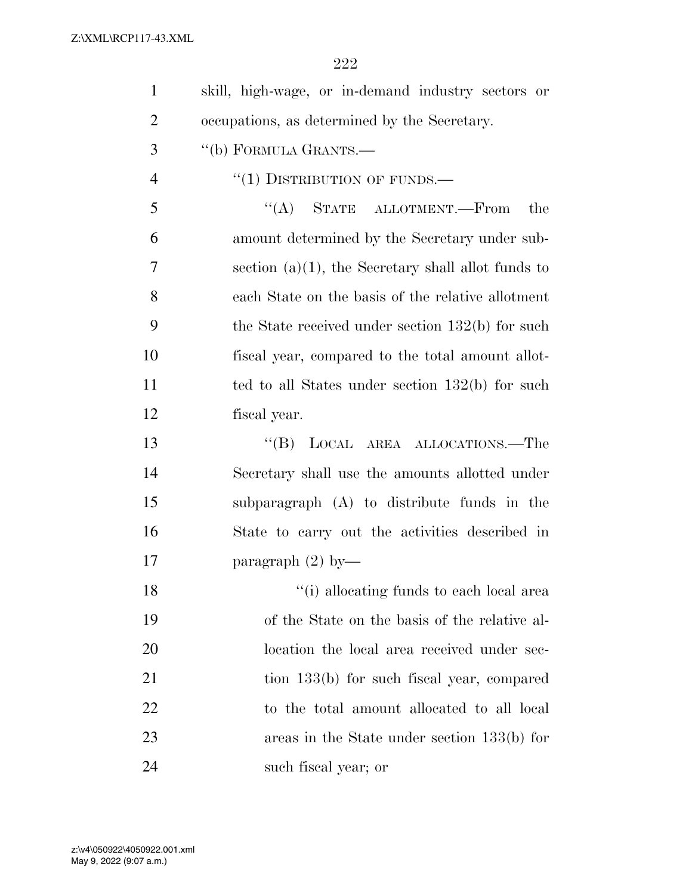skill, high-wage, or in-demand industry sectors or occupations, as determined by the Secretary.

"(b) FORMULA GRANTS.—

"(1) DISTRIBUTION OF FUNDS.—

"(A) STATE ALLOTMENT.—From the amount determined by the Secretary under subsection (a)(1), the Secretary shall allot funds to each State on the basis of the relative allotment the State received under section 132(b) for such fiscal year, compared to the total amount allotted to all States under section 132(b) for such fiscal year.

"(B) LOCAL AREA ALLOCATIONS.—The Secretary shall use the amounts allotted under subparagraph (A) to distribute funds in the State to carry out the activities described in paragraph (2) by—

"(i) allocating funds to each local area of the State on the basis of the relative allocation the local area received under section 133(b) for such fiscal year, compared to the total amount allocated to all local areas in the State under section 133(b) for such fiscal year; or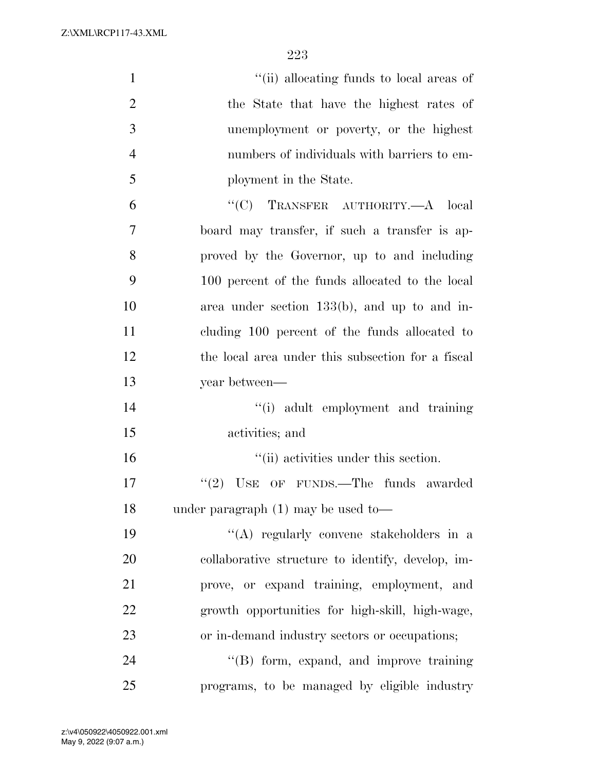"(ii) allocating funds to local areas of the State that have the highest rates of unemployment or poverty, or the highest numbers of individuals with barriers to employment in the State.

"(C) TRANSFER AUTHORITY.—A local board may transfer, if such a transfer is approved by the Governor, up to and including 100 percent of the funds allocated to the local area under section 133(b), and up to and including 100 percent of the funds allocated to the local area under this subsection for a fiscal year between—

"(i) adult employment and training activities; and

"(ii) activities under this section.

"(2) USE OF FUNDS.—The funds awarded under paragraph (1) may be used to—

"(A) regularly convene stakeholders in a collaborative structure to identify, develop, improve, or expand training, employment, and growth opportunities for high-skill, high-wage, or in-demand industry sectors or occupations;

"(B) form, expand, and improve training programs, to be managed by eligible industry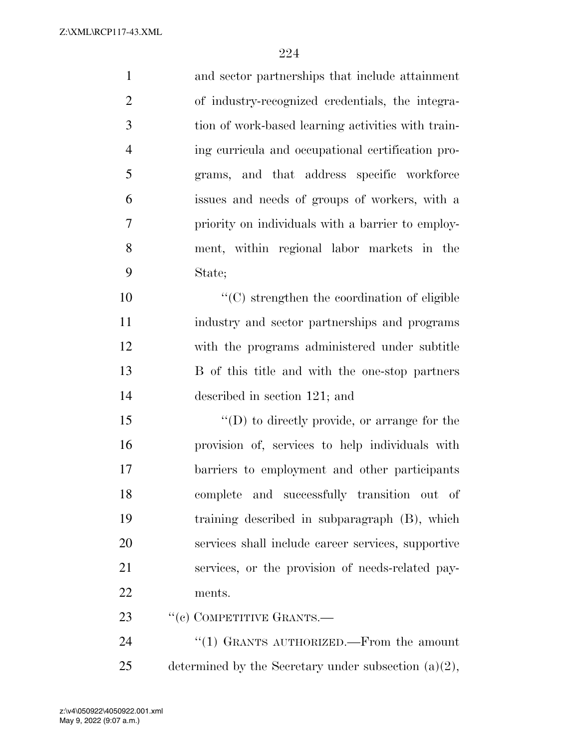and sector partnerships that include attainment of industry-recognized credentials, the integration of work-based learning activities with training curricula and occupational certification programs, and that address specific workforce issues and needs of groups of workers, with a priority on individuals with a barrier to employment, within regional labor markets in the State;

''(C) strengthen the coordination of eligible industry and sector partnerships and programs with the programs administered under subtitle B of this title and with the one-stop partners described in section 121; and

''(D) to directly provide, or arrange for the provision of, services to help individuals with barriers to employment and other participants complete and successfully transition out of training described in subparagraph (B), which services shall include career services, supportive services, or the provision of needs-related payments.

''(c) COMPETITIVE GRANTS.—

''(1) GRANTS AUTHORIZED.—From the amount determined by the Secretary under subsection (a)(2),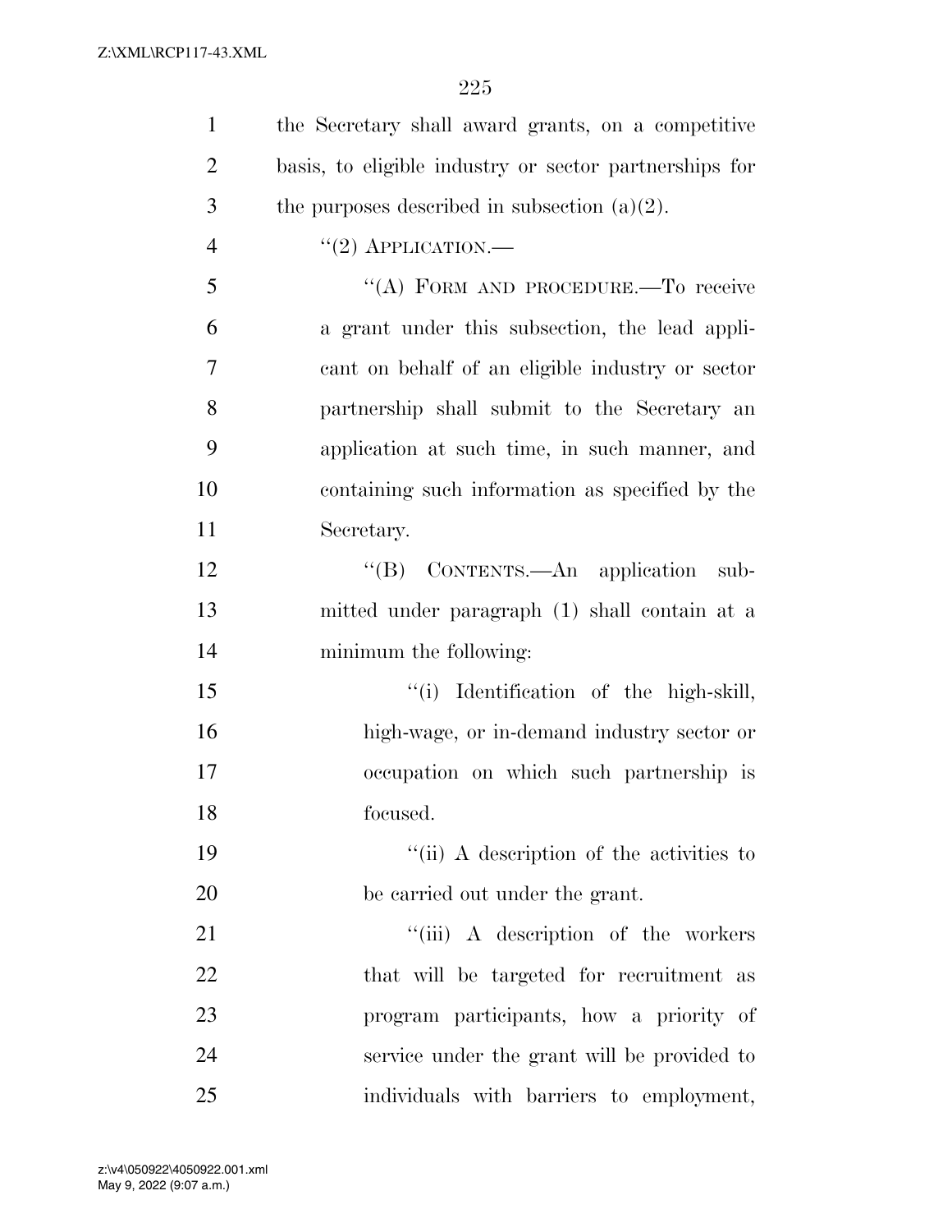the Secretary shall award grants, on a competitive basis, to eligible industry or sector partnerships for the purposes described in subsection (a)(2).

"(2) APPLICATION.—

"(A) FORM AND PROCEDURE.—To receive a grant under this subsection, the lead applicant on behalf of an eligible industry or sector partnership shall submit to the Secretary an application at such time, in such manner, and containing such information as specified by the Secretary.

"(B) CONTENTS.—An application submitted under paragraph (1) shall contain at a minimum the following:

"(i) Identification of the high-skill, high-wage, or in-demand industry sector or occupation on which such partnership is focused.

"(ii) A description of the activities to be carried out under the grant.

"(iii) A description of the workers that will be targeted for recruitment as program participants, how a priority of service under the grant will be provided to individuals with barriers to employment,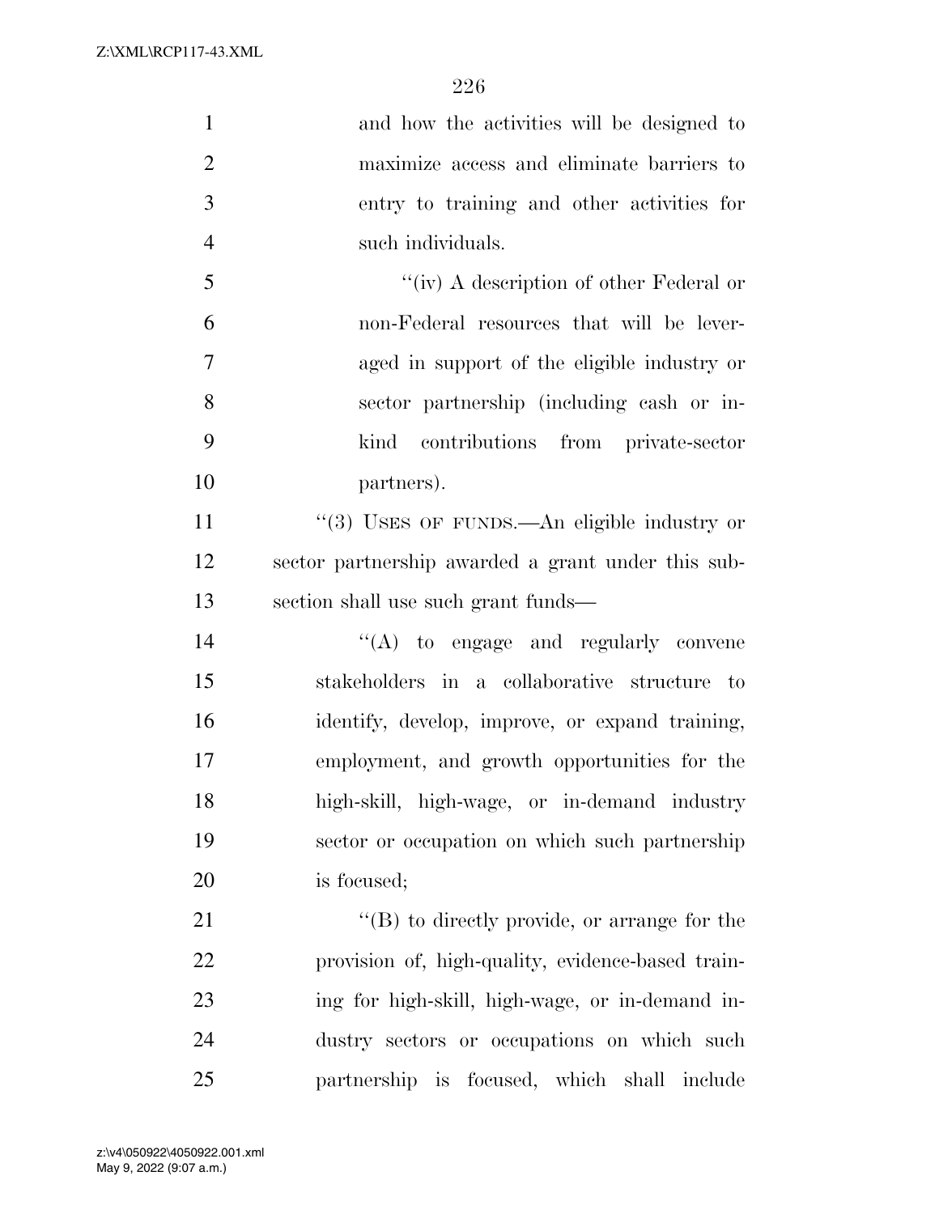and how the activities will be designed to maximize access and eliminate barriers to entry to training and other activities for such individuals.

''(iv) A description of other Federal or non-Federal resources that will be leveraged in support of the eligible industry or sector partnership (including cash or in-kind contributions from private-sector partners).

''(3) USES OF FUNDS.—An eligible industry or sector partnership awarded a grant under this subsection shall use such grant funds—

''(A) to engage and regularly convene stakeholders in a collaborative structure to identify, develop, improve, or expand training, employment, and growth opportunities for the high-skill, high-wage, or in-demand industry sector or occupation on which such partnership is focused;

''(B) to directly provide, or arrange for the provision of, high-quality, evidence-based training for high-skill, high-wage, or in-demand industry sectors or occupations on which such partnership is focused, which shall include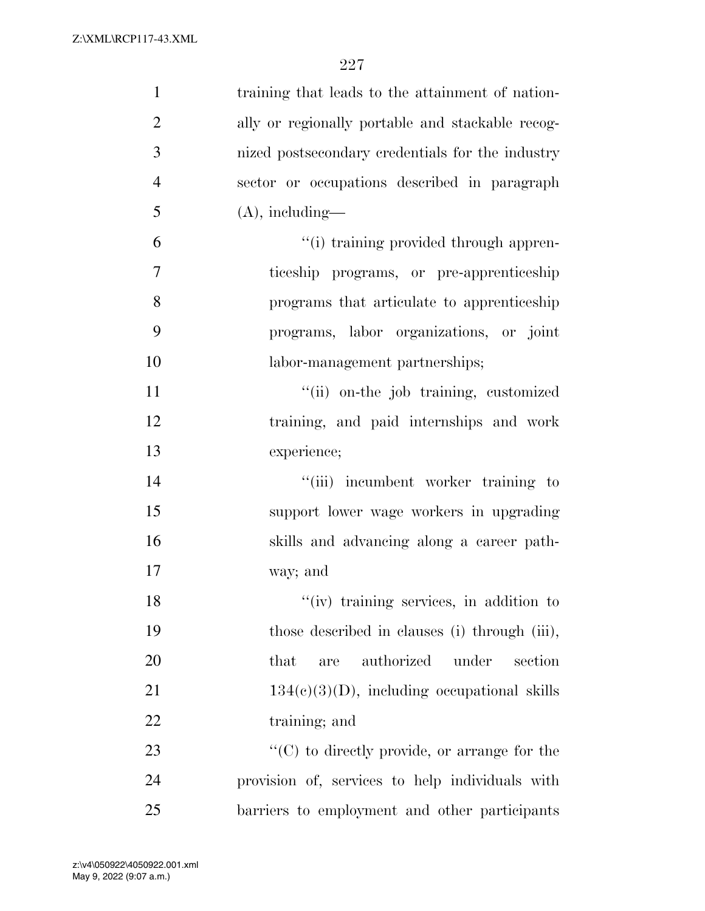training that leads to the attainment of nationally or regionally portable and stackable recognized postsecondary credentials for the industry sector or occupations described in paragraph (A), including—

''(i) training provided through apprenticeship programs, or pre-apprenticeship programs that articulate to apprenticeship programs, labor organizations, or joint labor-management partnerships;

''(ii) on-the job training, customized training, and paid internships and work experience;

''(iii) incumbent worker training to support lower wage workers in upgrading skills and advancing along a career pathway; and

''(iv) training services, in addition to those described in clauses (i) through (iii), that are authorized under section 134(c)(3)(D), including occupational skills training; and

''(C) to directly provide, or arrange for the provision of, services to help individuals with barriers to employment and other participants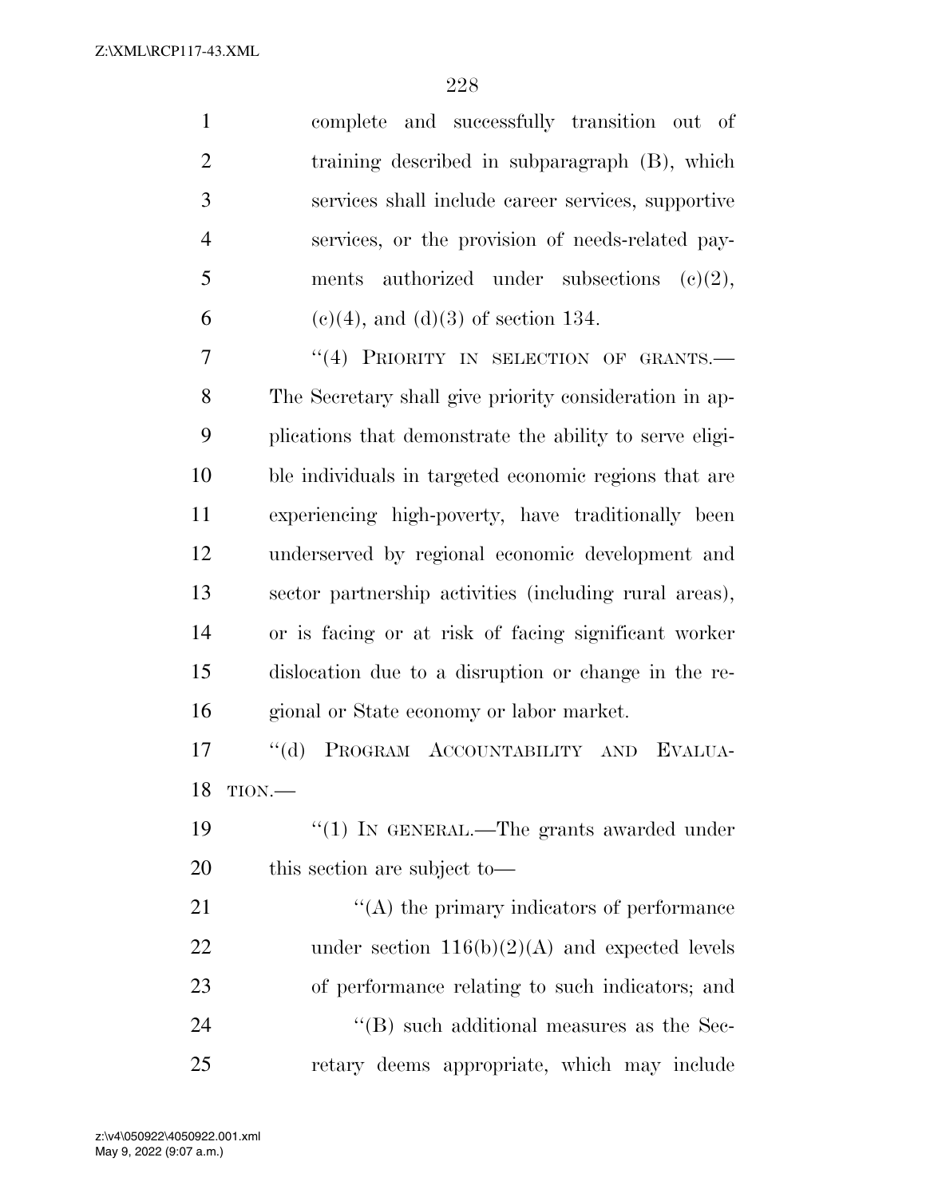complete and successfully transition out of training described in subparagraph (B), which services shall include career services, supportive services, or the provision of needs-related payments authorized under subsections (c)(2), (c)(4), and (d)(3) of section 134.

"(4) PRIORITY IN SELECTION OF GRANTS.—The Secretary shall give priority consideration in applications that demonstrate the ability to serve eligible individuals in targeted economic regions that are experiencing high-poverty, have traditionally been underserved by regional economic development and sector partnership activities (including rural areas), or is facing or at risk of facing significant worker dislocation due to a disruption or change in the regional or State economy or labor market.

"(d) PROGRAM ACCOUNTABILITY AND EVALUATION.—

"(1) IN GENERAL.—The grants awarded under this section are subject to—

"(A) the primary indicators of performance under section 116(b)(2)(A) and expected levels of performance relating to such indicators; and

"(B) such additional measures as the Secretary deems appropriate, which may include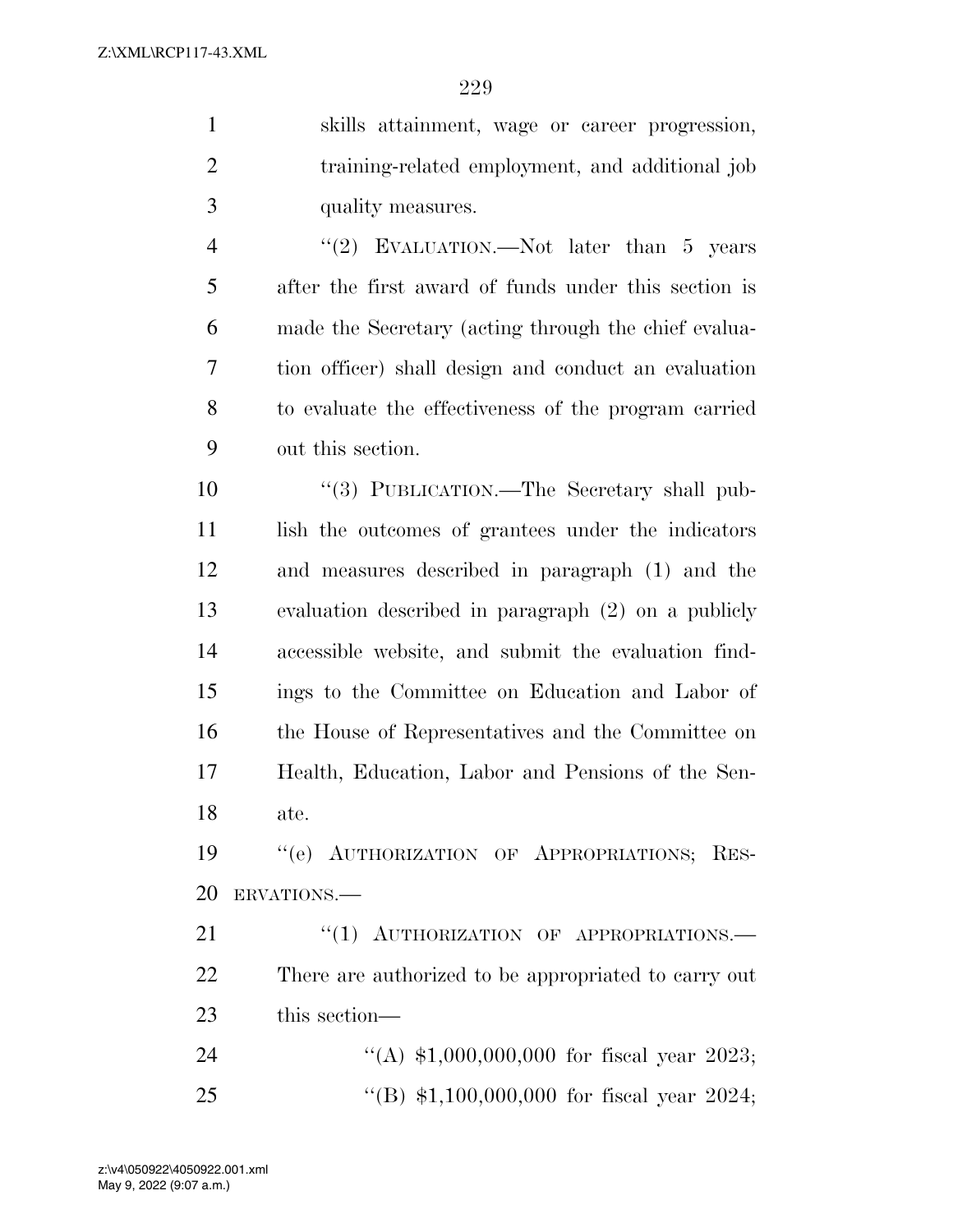skills attainment, wage or career progression, training-related employment, and additional job quality measures.

"(2) EVALUATION.—Not later than 5 years after the first award of funds under this section is made the Secretary (acting through the chief evaluation officer) shall design and conduct an evaluation to evaluate the effectiveness of the program carried out this section.

"(3) PUBLICATION.—The Secretary shall publish the outcomes of grantees under the indicators and measures described in paragraph (1) and the evaluation described in paragraph (2) on a publicly accessible website, and submit the evaluation findings to the Committee on Education and Labor of the House of Representatives and the Committee on Health, Education, Labor and Pensions of the Senate.

"(e) AUTHORIZATION OF APPROPRIATIONS; RESERVATIONS.—

"(1) AUTHORIZATION OF APPROPRIATIONS.—There are authorized to be appropriated to carry out this section—

"(A) $1,000,000,000 for fiscal year 2023;

"(B) $1,100,000,000 for fiscal year 2024;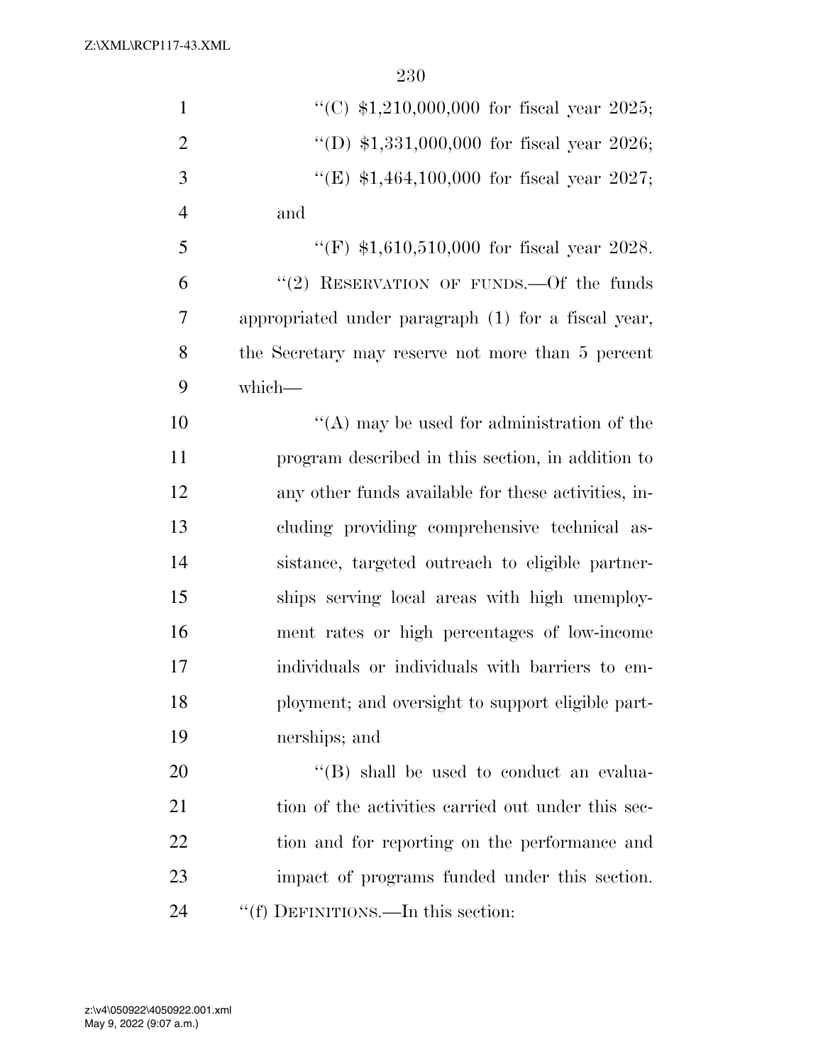''(C) $1,210,000,000 for fiscal year 2025;

''(D) $1,331,000,000 for fiscal year 2026;

''(E) $1,464,100,000 for fiscal year 2027; and

''(F) $1,610,510,000 for fiscal year 2028.

''(2) RESERVATION OF FUNDS.—Of the funds appropriated under paragraph (1) for a fiscal year, the Secretary may reserve not more than 5 percent which—

''(A) may be used for administration of the program described in this section, in addition to any other funds available for these activities, including providing comprehensive technical assistance, targeted outreach to eligible partnerships serving local areas with high unemployment rates or high percentages of low-income individuals or individuals with barriers to employment; and oversight to support eligible partnerships; and

''(B) shall be used to conduct an evaluation of the activities carried out under this section and for reporting on the performance and impact of programs funded under this section.

''(f) DEFINITIONS.—In this section: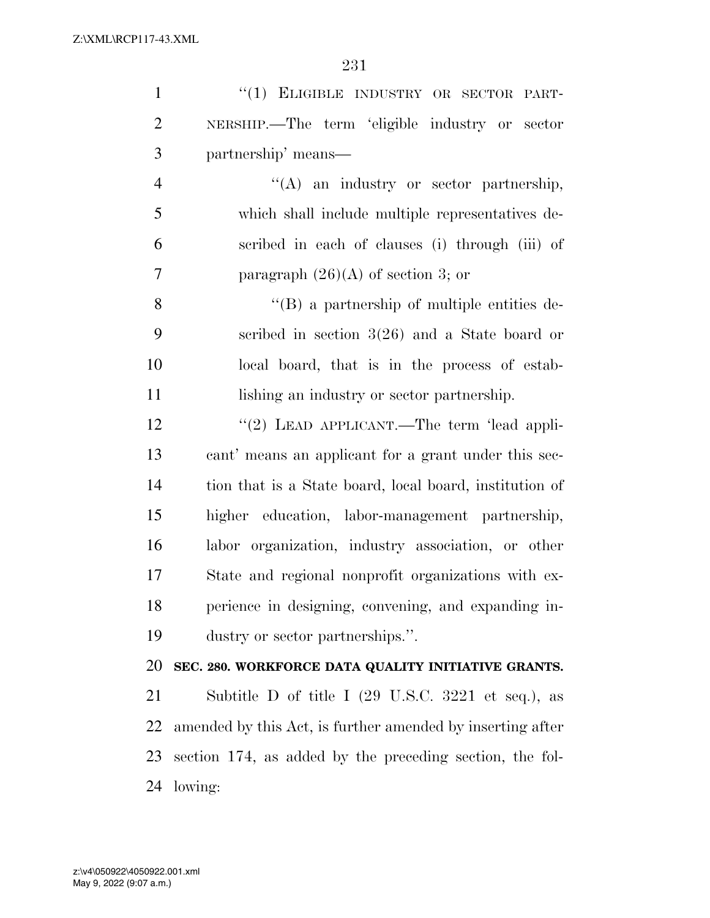"(1) ELIGIBLE INDUSTRY OR SECTOR PARTNERSHIP.—The term 'eligible industry or sector partnership' means—

"(A) an industry or sector partnership, which shall include multiple representatives described in each of clauses (i) through (iii) of paragraph (26)(A) of section 3; or

"(B) a partnership of multiple entities described in section 3(26) and a State board or local board, that is in the process of establishing an industry or sector partnership.

"(2) LEAD APPLICANT.—The term 'lead applicant' means an applicant for a grant under this section that is a State board, local board, institution of higher education, labor-management partnership, labor organization, industry association, or other State and regional nonprofit organizations with experience in designing, convening, and expanding industry or sector partnerships.".

**SEC. 280. WORKFORCE DATA QUALITY INITIATIVE GRANTS.**

Subtitle D of title I (29 U.S.C. 3221 et seq.), as amended by this Act, is further amended by inserting after section 174, as added by the preceding section, the following: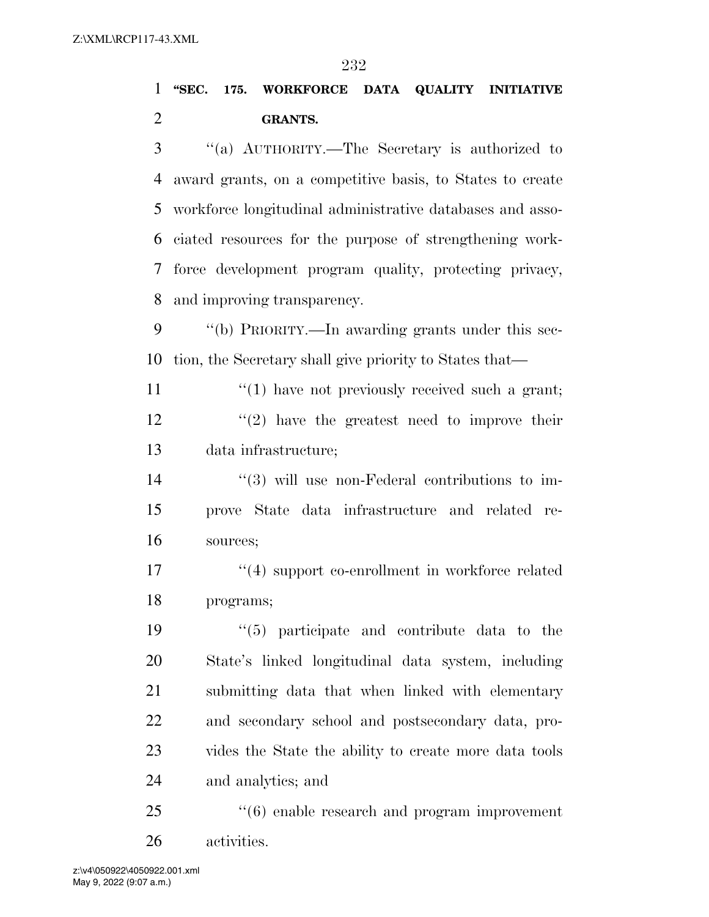**"SEC. 175. WORKFORCE DATA QUALITY INITIATIVE GRANTS.**

"(a) AUTHORITY.—The Secretary is authorized to award grants, on a competitive basis, to States to create workforce longitudinal administrative databases and associated resources for the purpose of strengthening workforce development program quality, protecting privacy, and improving transparency.

"(b) PRIORITY.—In awarding grants under this section, the Secretary shall give priority to States that—

"(1) have not previously received such a grant;

"(2) have the greatest need to improve their data infrastructure;

"(3) will use non-Federal contributions to improve State data infrastructure and related resources;

"(4) support co-enrollment in workforce related programs;

"(5) participate and contribute data to the State's linked longitudinal data system, including submitting data that when linked with elementary and secondary school and postsecondary data, provides the State the ability to create more data tools and analytics; and

"(6) enable research and program improvement activities.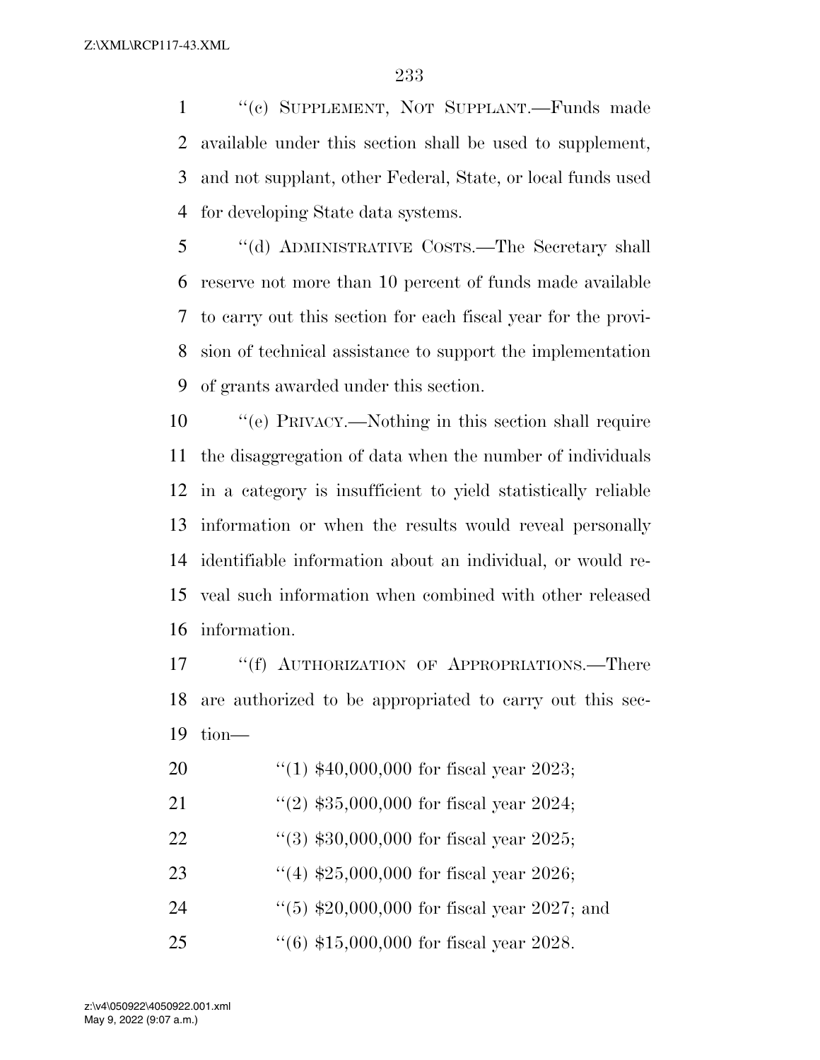"(c) SUPPLEMENT, NOT SUPPLANT.—Funds made available under this section shall be used to supplement, and not supplant, other Federal, State, or local funds used for developing State data systems.

"(d) ADMINISTRATIVE COSTS.—The Secretary shall reserve not more than 10 percent of funds made available to carry out this section for each fiscal year for the provision of technical assistance to support the implementation of grants awarded under this section.

"(e) PRIVACY.—Nothing in this section shall require the disaggregation of data when the number of individuals in a category is insufficient to yield statistically reliable information or when the results would reveal personally identifiable information about an individual, or would reveal such information when combined with other released information.

"(f) AUTHORIZATION OF APPROPRIATIONS.—There are authorized to be appropriated to carry out this section—

"(1) $40,000,000 for fiscal year 2023;

"(2) $35,000,000 for fiscal year 2024;

"(3) $30,000,000 for fiscal year 2025;

"(4) $25,000,000 for fiscal year 2026;

"(5) $20,000,000 for fiscal year 2027; and

"(6) $15,000,000 for fiscal year 2028.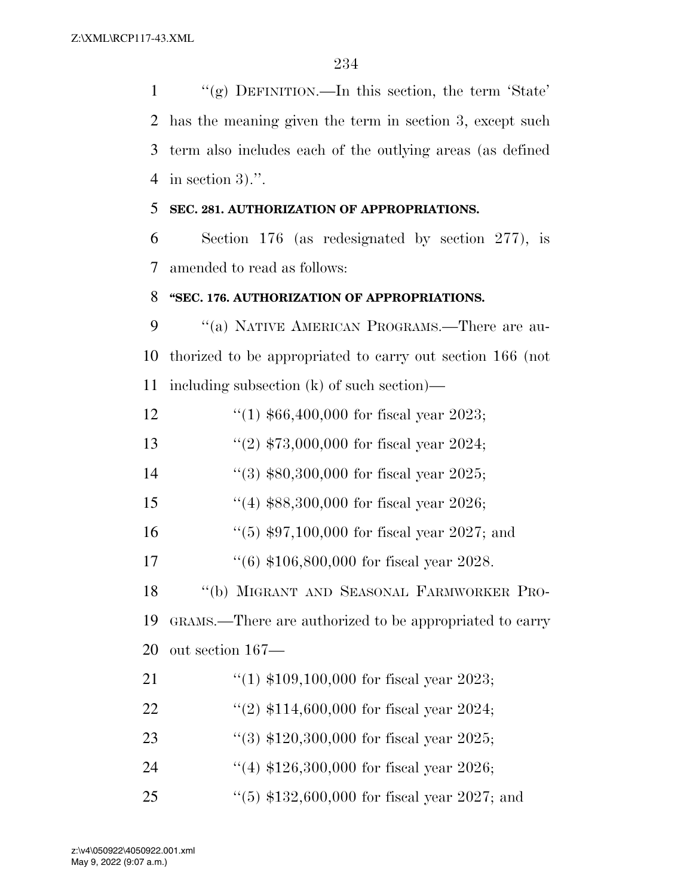"(g) DEFINITION.—In this section, the term 'State' has the meaning given the term in section 3, except such term also includes each of the outlying areas (as defined in section 3).".

**SEC. 281. AUTHORIZATION OF APPROPRIATIONS.**

Section 176 (as redesignated by section 277), is amended to read as follows:

**"SEC. 176. AUTHORIZATION OF APPROPRIATIONS.**

"(a) NATIVE AMERICAN PROGRAMS.—There are authorized to be appropriated to carry out section 166 (not including subsection (k) of such section)—

"(1) $66,400,000 for fiscal year 2023;

"(2) $73,000,000 for fiscal year 2024;

"(3) $80,300,000 for fiscal year 2025;

"(4) $88,300,000 for fiscal year 2026;

"(5) $97,100,000 for fiscal year 2027; and

"(6) $106,800,000 for fiscal year 2028.

"(b) MIGRANT AND SEASONAL FARMWORKER PROGRAMS.—There are authorized to be appropriated to carry out section 167—

"(1) $109,100,000 for fiscal year 2023;

"(2) $114,600,000 for fiscal year 2024;

"(3) $120,300,000 for fiscal year 2025;

"(4) $126,300,000 for fiscal year 2026;

"(5) $132,600,000 for fiscal year 2027; and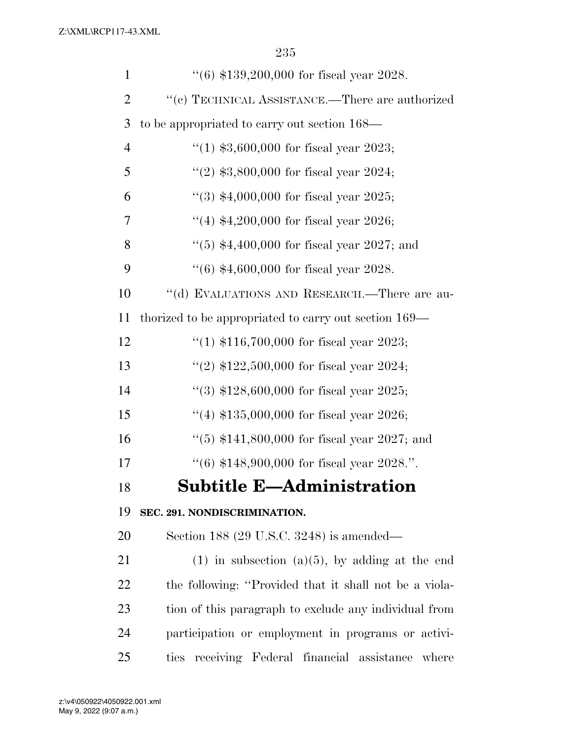''(6) $139,200,000 for fiscal year 2028.

''(c) TECHNICAL ASSISTANCE.—There are authorized to be appropriated to carry out section 168—

''(1) $3,600,000 for fiscal year 2023;

''(2) $3,800,000 for fiscal year 2024;

''(3) $4,000,000 for fiscal year 2025;

''(4) $4,200,000 for fiscal year 2026;

''(5) $4,400,000 for fiscal year 2027; and

''(6) $4,600,000 for fiscal year 2028.

''(d) EVALUATIONS AND RESEARCH.—There are authorized to be appropriated to carry out section 169—

''(1) $116,700,000 for fiscal year 2023;

''(2) $122,500,000 for fiscal year 2024;

''(3) $128,600,000 for fiscal year 2025;

''(4) $135,000,000 for fiscal year 2026;

''(5) $141,800,000 for fiscal year 2027; and

''(6) $148,900,000 for fiscal year 2028.''.

# Subtitle E—Administration

**SEC. 291. NONDISCRIMINATION.**

Section 188 (29 U.S.C. 3248) is amended—

(1) in subsection (a)(5), by adding at the end the following: ''Provided that it shall not be a violation of this paragraph to exclude any individual from participation or employment in programs or activities receiving Federal financial assistance where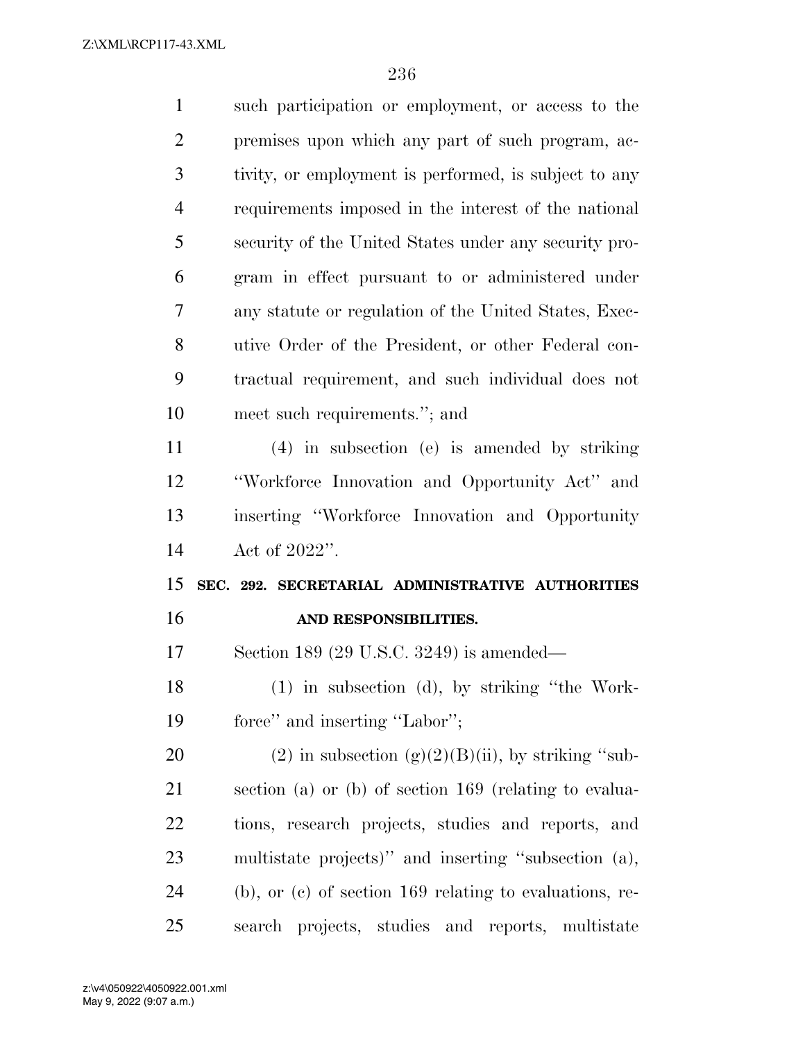such participation or employment, or access to the premises upon which any part of such program, activity, or employment is performed, is subject to any requirements imposed in the interest of the national security of the United States under any security program in effect pursuant to or administered under any statute or regulation of the United States, Executive Order of the President, or other Federal contractual requirement, and such individual does not meet such requirements.''; and

(4) in subsection (e) is amended by striking ''Workforce Innovation and Opportunity Act'' and inserting ''Workforce Innovation and Opportunity Act of 2022''.

**SEC. 292. SECRETARIAL ADMINISTRATIVE AUTHORITIES AND RESPONSIBILITIES.**

Section 189 (29 U.S.C. 3249) is amended—

(1) in subsection (d), by striking ''the Workforce'' and inserting ''Labor'';

(2) in subsection (g)(2)(B)(ii), by striking ''subsection (a) or (b) of section 169 (relating to evaluations, research projects, studies and reports, and multistate projects)'' and inserting ''subsection (a), (b), or (c) of section 169 relating to evaluations, research projects, studies and reports, multistate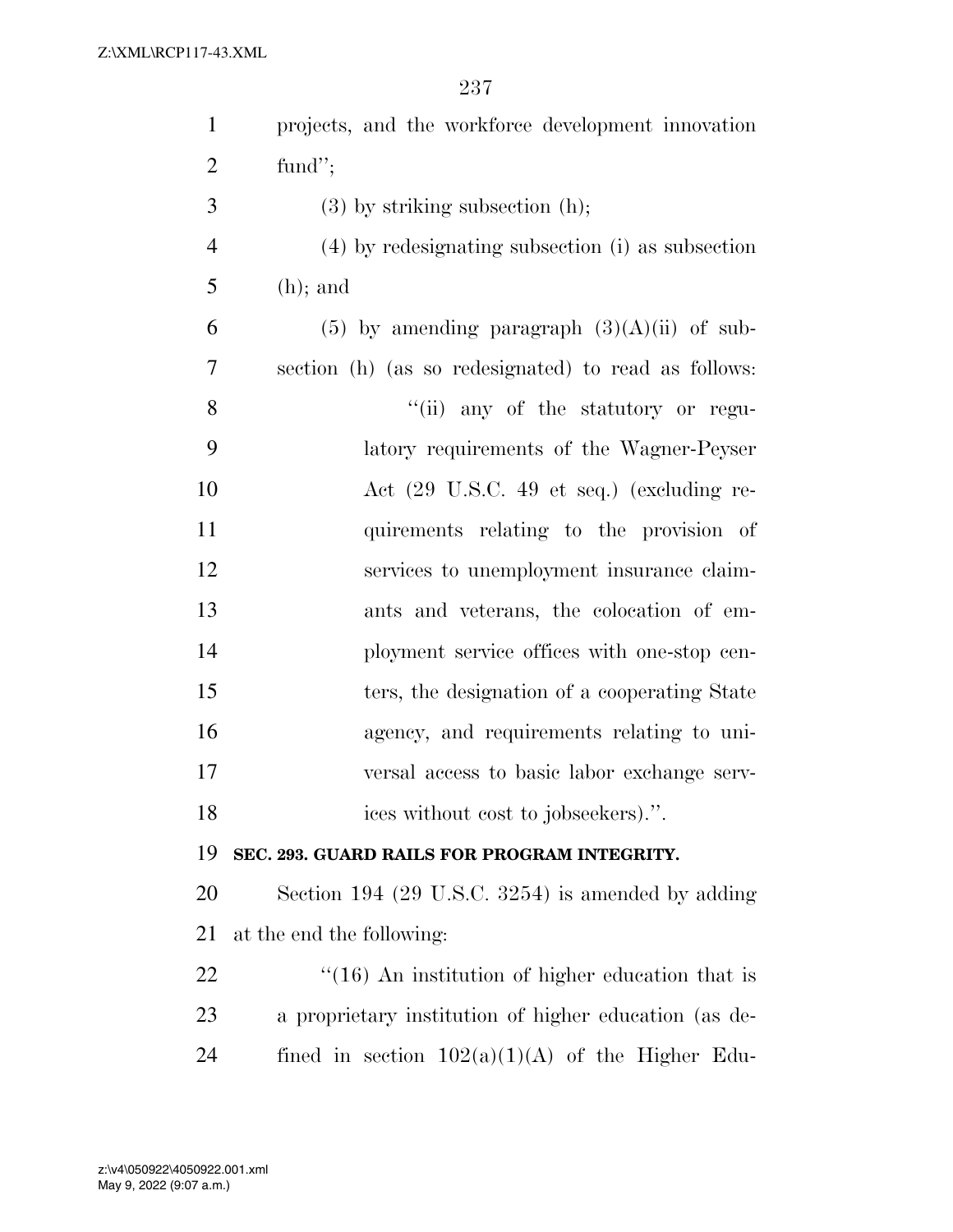projects, and the workforce development innovation fund'';

(3) by striking subsection (h);

(4) by redesignating subsection (i) as subsection (h); and

(5) by amending paragraph (3)(A)(ii) of subsection (h) (as so redesignated) to read as follows:

''(ii) any of the statutory or regulatory requirements of the Wagner-Peyser Act (29 U.S.C. 49 et seq.) (excluding requirements relating to the provision of services to unemployment insurance claimants and veterans, the colocation of employment service offices with one-stop centers, the designation of a cooperating State agency, and requirements relating to universal access to basic labor exchange services without cost to jobseekers).''.

**SEC. 293. GUARD RAILS FOR PROGRAM INTEGRITY.**

Section 194 (29 U.S.C. 3254) is amended by adding at the end the following:

''(16) An institution of higher education that is a proprietary institution of higher education (as defined in section 102(a)(1)(A) of the Higher Edu-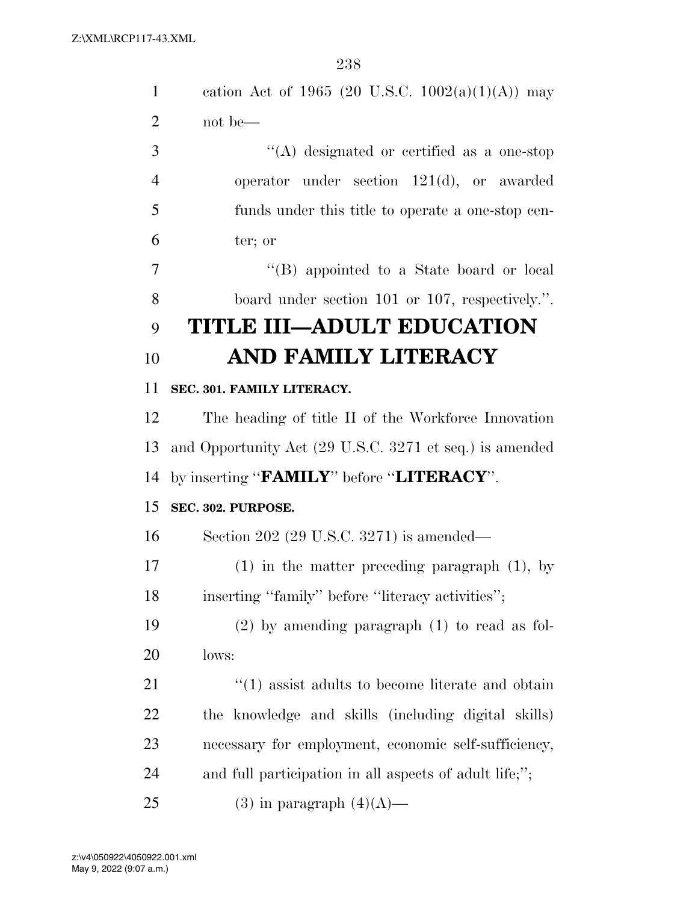cation Act of 1965 (20 U.S.C. 1002(a)(1)(A)) may not be—

''(A) designated or certified as a one-stop operator under section 121(d), or awarded funds under this title to operate a one-stop center; or

''(B) appointed to a State board or local board under section 101 or 107, respectively.''.

# TITLE III—ADULT EDUCATION AND FAMILY LITERACY

### SEC. 301. FAMILY LITERACY.

The heading of title II of the Workforce Innovation and Opportunity Act (29 U.S.C. 3271 et seq.) is amended by inserting ''**FAMILY**'' before ''**LITERACY**''.

### SEC. 302. PURPOSE.

Section 202 (29 U.S.C. 3271) is amended—

(1) in the matter preceding paragraph (1), by inserting ''family'' before ''literacy activities'';

(2) by amending paragraph (1) to read as follows:

''(1) assist adults to become literate and obtain the knowledge and skills (including digital skills) necessary for employment, economic self-sufficiency, and full participation in all aspects of adult life;'';

(3) in paragraph (4)(A)—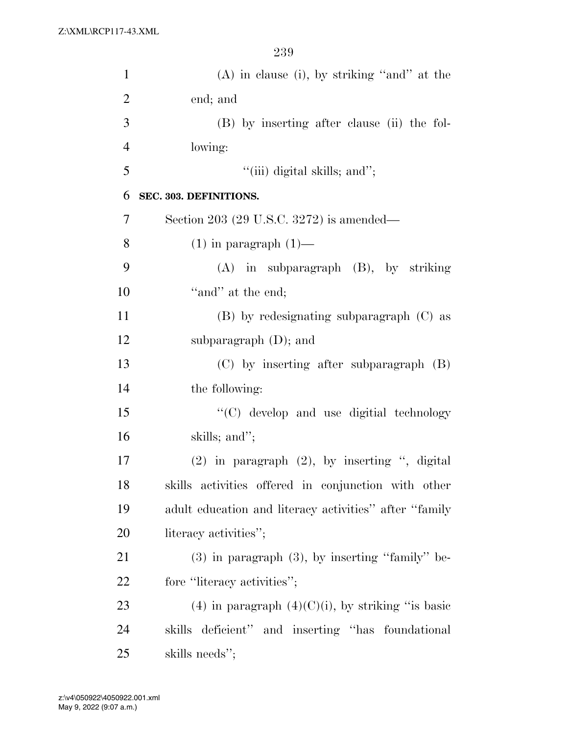(A) in clause (i), by striking "and" at the end; and

(B) by inserting after clause (ii) the following:

"(iii) digital skills; and";

**SEC. 303. DEFINITIONS.**

Section 203 (29 U.S.C. 3272) is amended—

(1) in paragraph (1)—

(A) in subparagraph (B), by striking "and" at the end;

(B) by redesignating subparagraph (C) as subparagraph (D); and

(C) by inserting after subparagraph (B) the following:

"(C) develop and use digitial technology skills; and";

(2) in paragraph (2), by inserting ", digital skills activities offered in conjunction with other adult education and literacy activities" after "family literacy activities";

(3) in paragraph (3), by inserting "family" before "literacy activities";

(4) in paragraph (4)(C)(i), by striking "is basic skills deficient" and inserting "has foundational skills needs";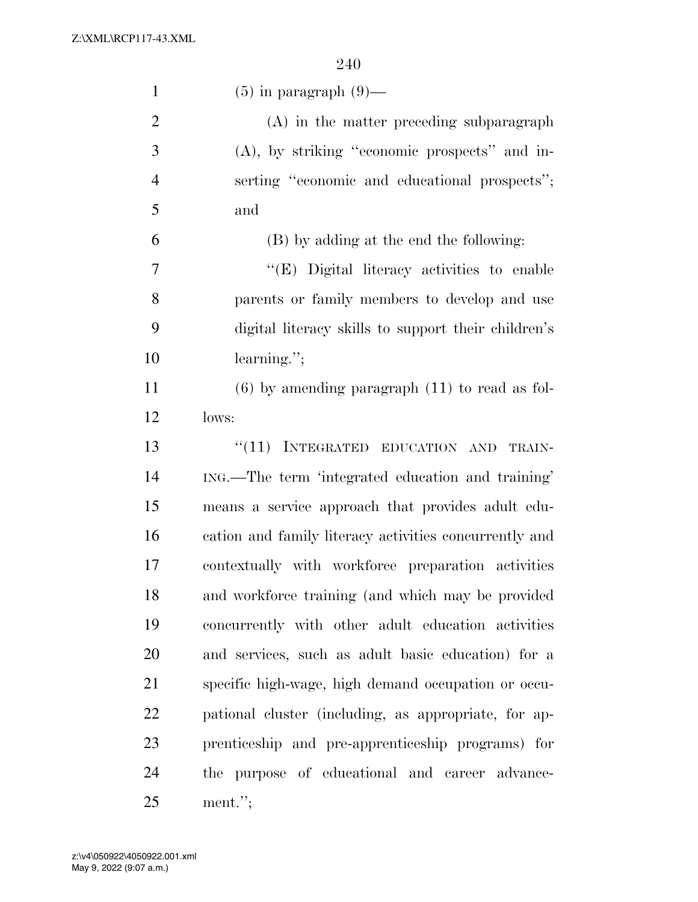(5) in paragraph (9)—

(A) in the matter preceding subparagraph (A), by striking ''economic prospects'' and inserting ''economic and educational prospects''; and

(B) by adding at the end the following:

''(E) Digital literacy activities to enable parents or family members to develop and use digital literacy skills to support their children's learning.'';

(6) by amending paragraph (11) to read as follows:

''(11) INTEGRATED EDUCATION AND TRAINING.—The term 'integrated education and training' means a service approach that provides adult education and family literacy activities concurrently and contextually with workforce preparation activities and workforce training (and which may be provided concurrently with other adult education activities and services, such as adult basic education) for a specific high-wage, high demand occupation or occupational cluster (including, as appropriate, for apprenticeship and pre-apprenticeship programs) for the purpose of educational and career advancement.'';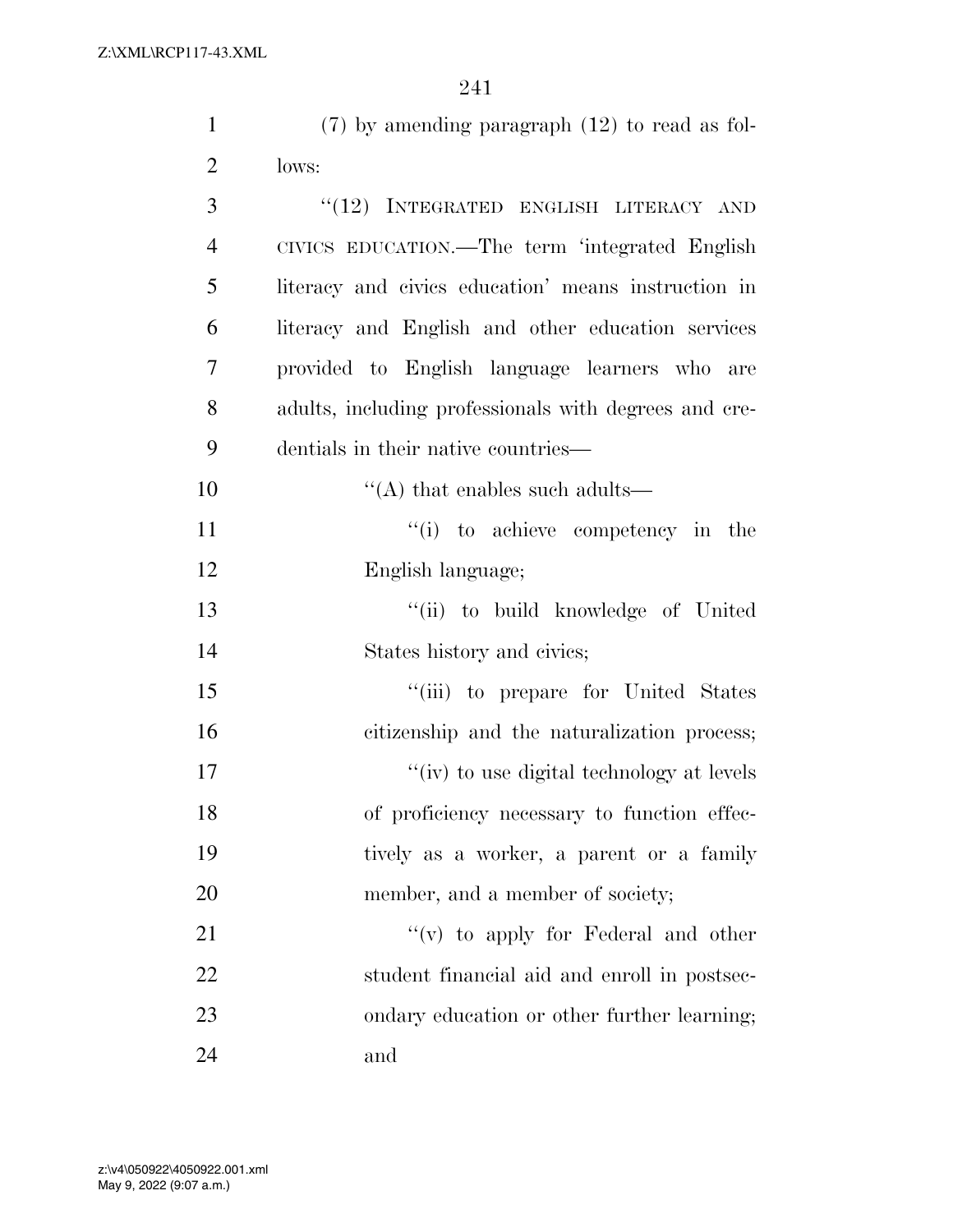(7) by amending paragraph (12) to read as follows:

"(12) INTEGRATED ENGLISH LITERACY AND CIVICS EDUCATION.—The term 'integrated English literacy and civics education' means instruction in literacy and English and other education services provided to English language learners who are adults, including professionals with degrees and credentials in their native countries—

"(A) that enables such adults—

"(i) to achieve competency in the English language;

"(ii) to build knowledge of United States history and civics;

"(iii) to prepare for United States citizenship and the naturalization process;

"(iv) to use digital technology at levels of proficiency necessary to function effectively as a worker, a parent or a family member, and a member of society;

"(v) to apply for Federal and other student financial aid and enroll in postsecondary education or other further learning; and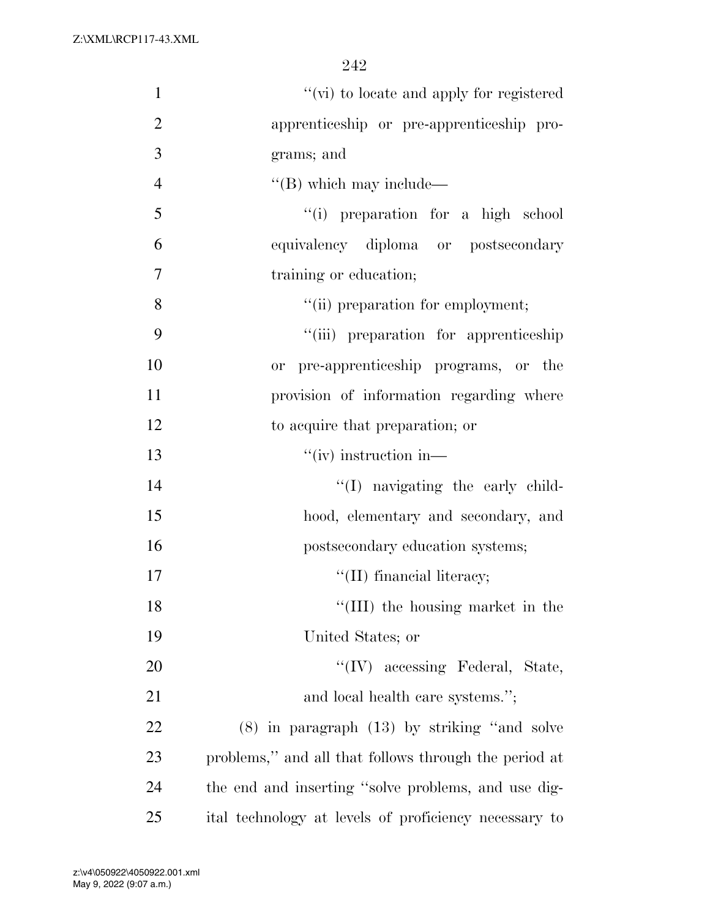''(vi) to locate and apply for registered apprenticeship or pre-apprenticeship programs; and

''(B) which may include—

''(i) preparation for a high school equivalency diploma or postsecondary training or education;

''(ii) preparation for employment;

''(iii) preparation for apprenticeship or pre-apprenticeship programs, or the provision of information regarding where to acquire that preparation; or

''(iv) instruction in—

''(I) navigating the early childhood, elementary and secondary, and postsecondary education systems;

''(II) financial literacy;

''(III) the housing market in the United States; or

''(IV) accessing Federal, State, and local health care systems.'';

(8) in paragraph (13) by striking ''and solve problems,'' and all that follows through the period at the end and inserting ''solve problems, and use digital technology at levels of proficiency necessary to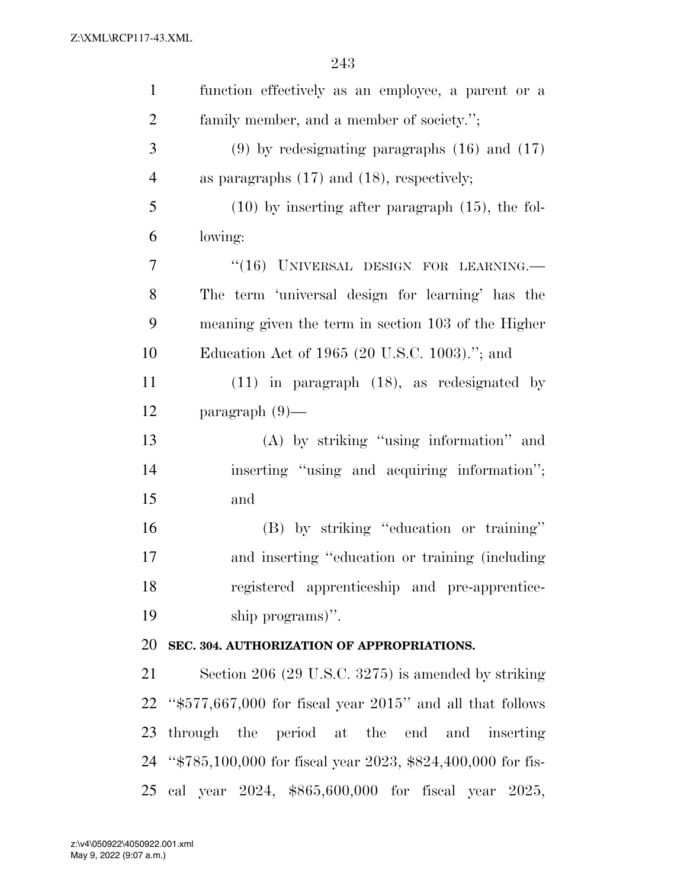function effectively as an employee, a parent or a family member, and a member of society.'';

(9) by redesignating paragraphs (16) and (17) as paragraphs (17) and (18), respectively;

(10) by inserting after paragraph (15), the following:

''(16) UNIVERSAL DESIGN FOR LEARNING.—The term 'universal design for learning' has the meaning given the term in section 103 of the Higher Education Act of 1965 (20 U.S.C. 1003).''; and

(11) in paragraph (18), as redesignated by paragraph (9)—

(A) by striking ''using information'' and inserting ''using and acquiring information''; and

(B) by striking ''education or training'' and inserting ''education or training (including registered apprenticeship and pre-apprenticeship programs)''.

**SEC. 304. AUTHORIZATION OF APPROPRIATIONS.**

Section 206 (29 U.S.C. 3275) is amended by striking ''$577,667,000 for fiscal year 2015'' and all that follows through the period at the end and inserting ''$785,100,000 for fiscal year 2023, $824,400,000 for fiscal year 2024, $865,600,000 for fiscal year 2025,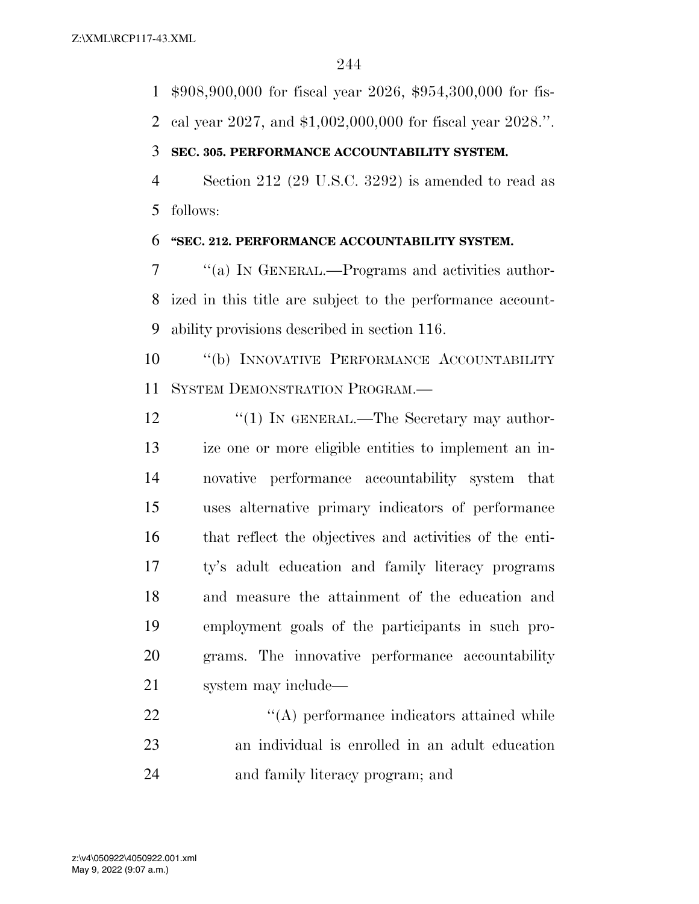$908,900,000 for fiscal year 2026, $954,300,000 for fiscal year 2027, and $1,002,000,000 for fiscal year 2028.''.

**SEC. 305. PERFORMANCE ACCOUNTABILITY SYSTEM.**

Section 212 (29 U.S.C. 3292) is amended to read as follows:

**''SEC. 212. PERFORMANCE ACCOUNTABILITY SYSTEM.**

''(a) IN GENERAL.—Programs and activities authorized in this title are subject to the performance accountability provisions described in section 116.

''(b) INNOVATIVE PERFORMANCE ACCOUNTABILITY SYSTEM DEMONSTRATION PROGRAM.—

''(1) IN GENERAL.—The Secretary may authorize one or more eligible entities to implement an innovative performance accountability system that uses alternative primary indicators of performance that reflect the objectives and activities of the entity's adult education and family literacy programs and measure the attainment of the education and employment goals of the participants in such programs. The innovative performance accountability system may include—

''(A) performance indicators attained while an individual is enrolled in an adult education and family literacy program; and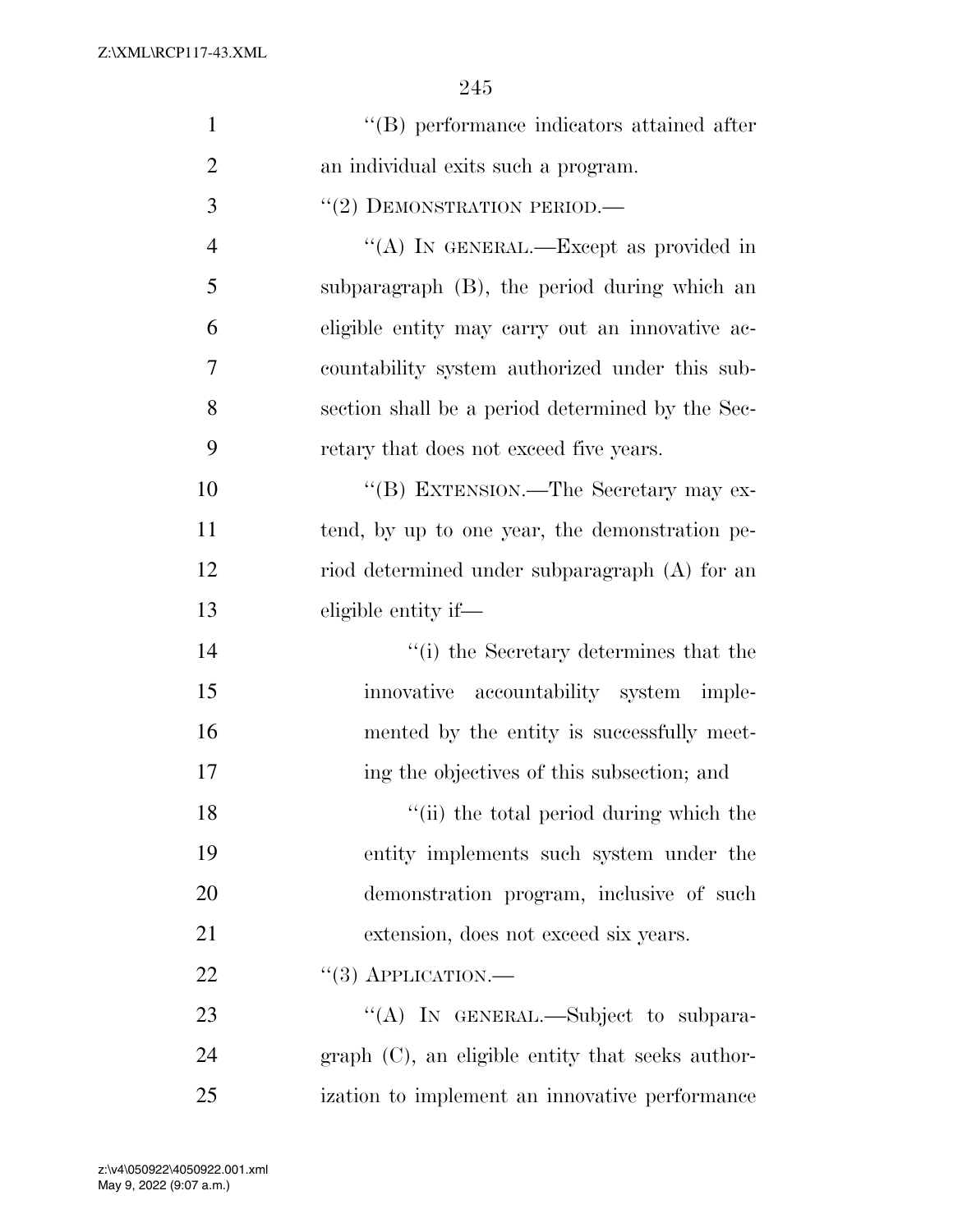''(B) performance indicators attained after an individual exits such a program.

''(2) DEMONSTRATION PERIOD.—

''(A) IN GENERAL.—Except as provided in subparagraph (B), the period during which an eligible entity may carry out an innovative accountability system authorized under this subsection shall be a period determined by the Secretary that does not exceed five years.

''(B) EXTENSION.—The Secretary may extend, by up to one year, the demonstration period determined under subparagraph (A) for an eligible entity if—

''(i) the Secretary determines that the innovative accountability system implemented by the entity is successfully meeting the objectives of this subsection; and

''(ii) the total period during which the entity implements such system under the demonstration program, inclusive of such extension, does not exceed six years.

''(3) APPLICATION.—

''(A) IN GENERAL.—Subject to subparagraph (C), an eligible entity that seeks authorization to implement an innovative performance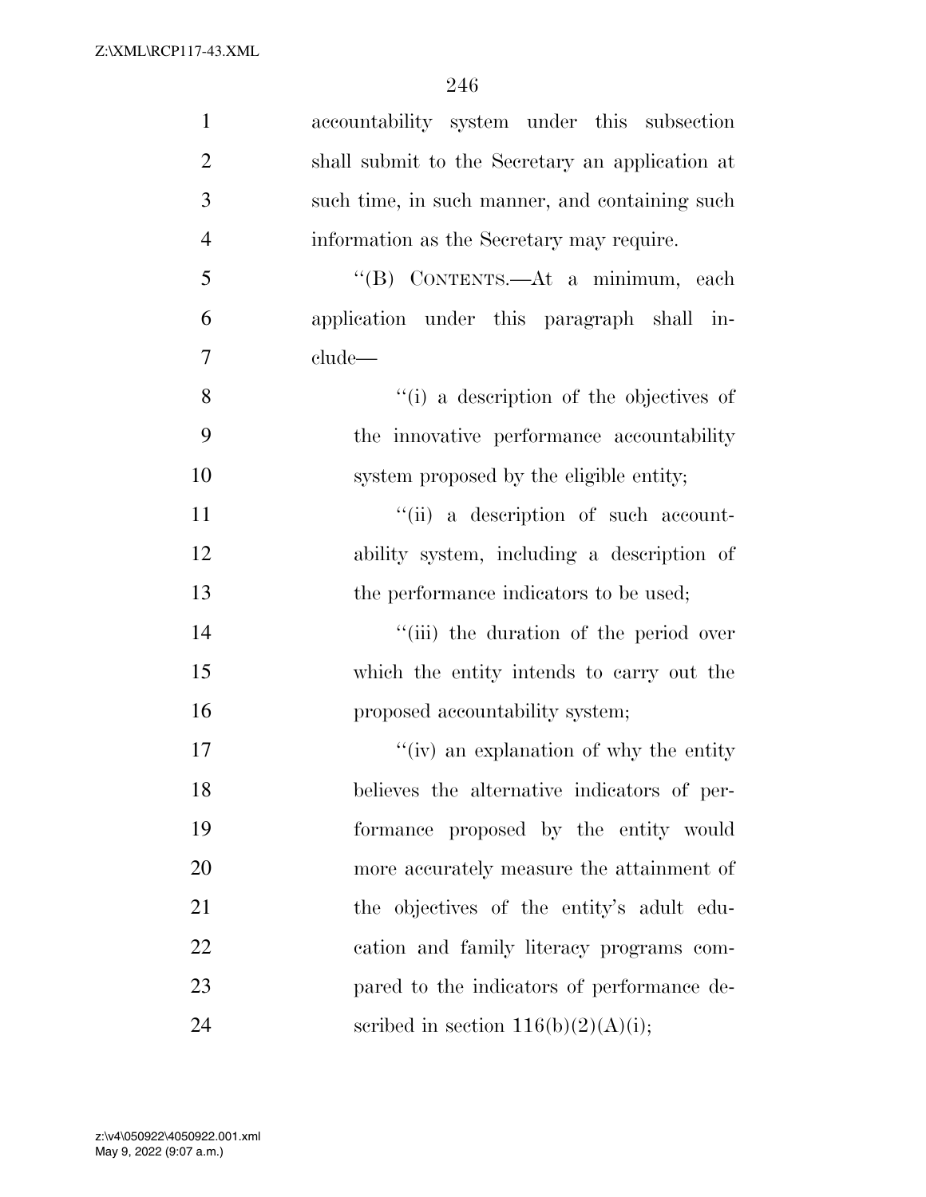accountability system under this subsection shall submit to the Secretary an application at such time, in such manner, and containing such information as the Secretary may require.

"(B) CONTENTS.—At a minimum, each application under this paragraph shall include—

"(i) a description of the objectives of the innovative performance accountability system proposed by the eligible entity;

"(ii) a description of such accountability system, including a description of the performance indicators to be used;

"(iii) the duration of the period over which the entity intends to carry out the proposed accountability system;

"(iv) an explanation of why the entity believes the alternative indicators of performance proposed by the entity would more accurately measure the attainment of the objectives of the entity's adult education and family literacy programs compared to the indicators of performance described in section 116(b)(2)(A)(i);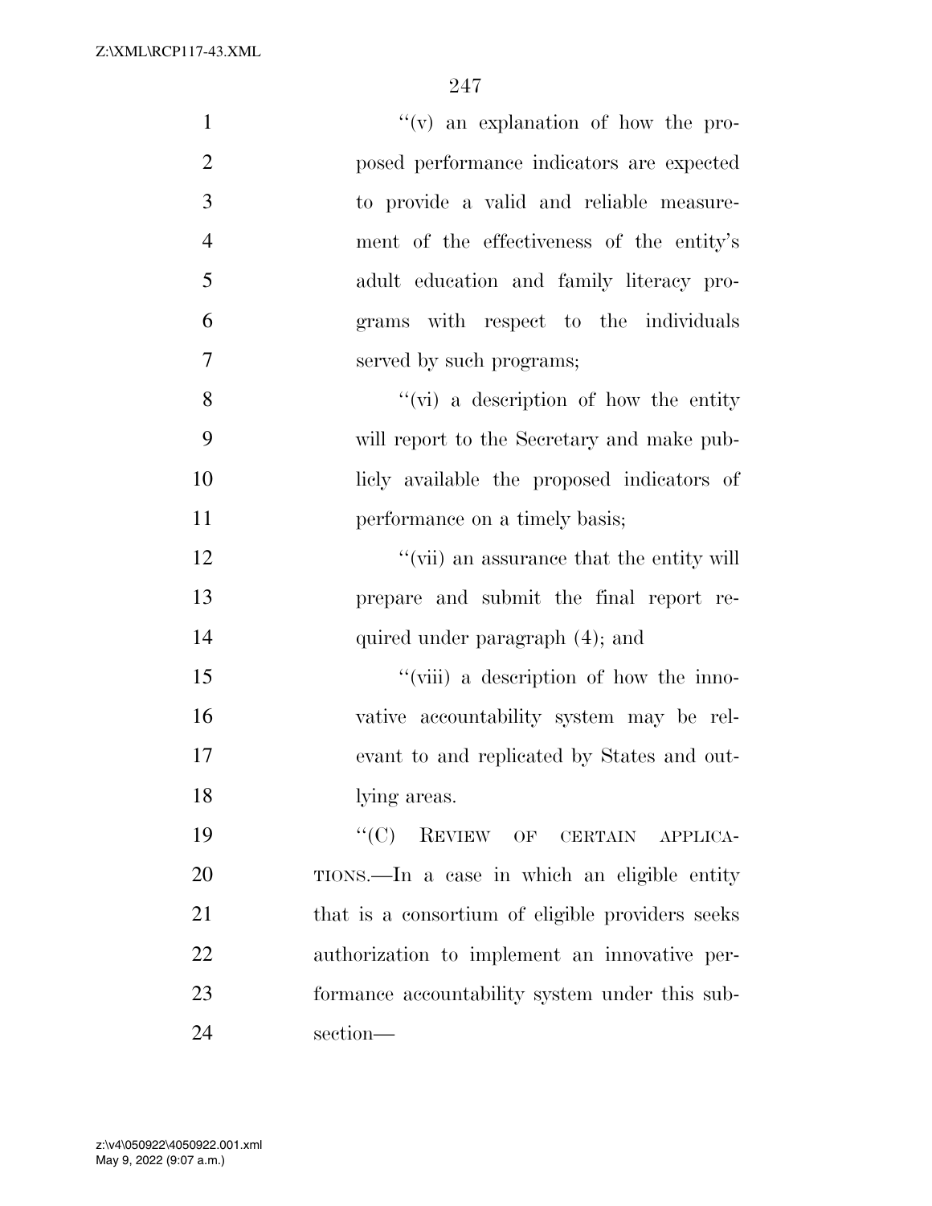''(v) an explanation of how the proposed performance indicators are expected to provide a valid and reliable measurement of the effectiveness of the entity's adult education and family literacy programs with respect to the individuals served by such programs;

''(vi) a description of how the entity will report to the Secretary and make publicly available the proposed indicators of performance on a timely basis;

''(vii) an assurance that the entity will prepare and submit the final report required under paragraph (4); and

''(viii) a description of how the innovative accountability system may be relevant to and replicated by States and outlying areas.

''(C) REVIEW OF CERTAIN APPLICATIONS.—In a case in which an eligible entity that is a consortium of eligible providers seeks authorization to implement an innovative performance accountability system under this subsection—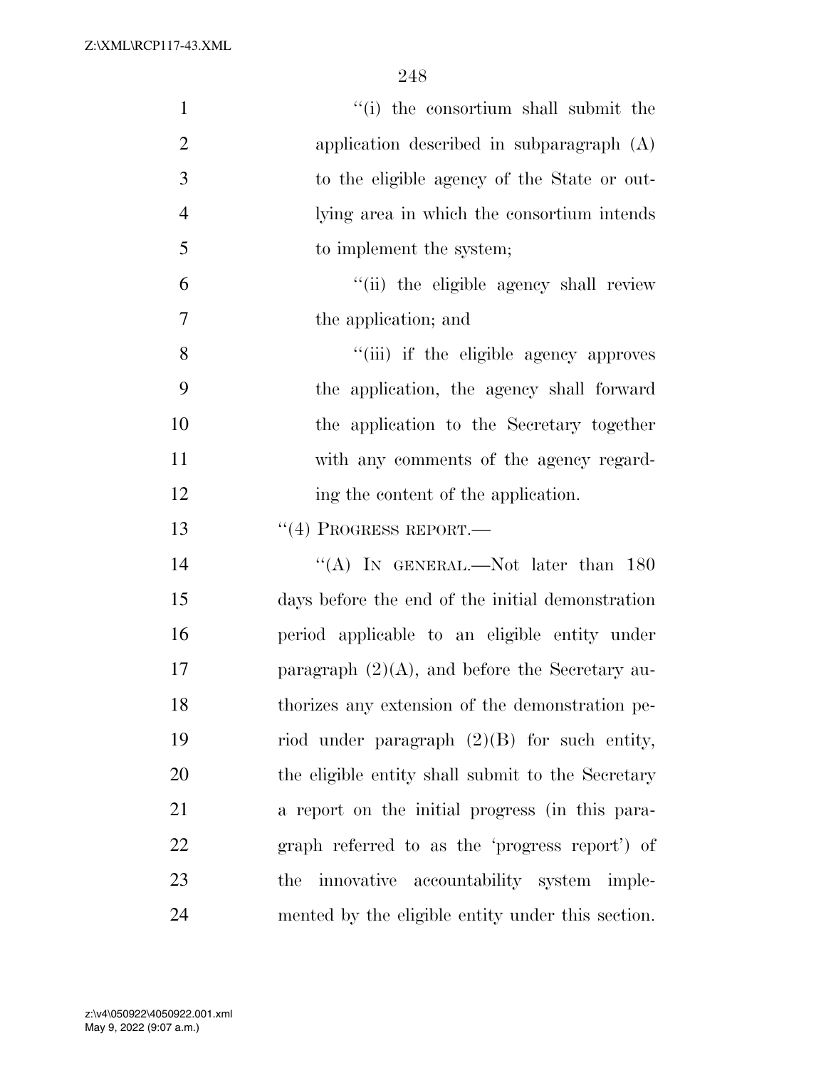"(i) the consortium shall submit the application described in subparagraph (A) to the eligible agency of the State or outlying area in which the consortium intends to implement the system;

"(ii) the eligible agency shall review the application; and

"(iii) if the eligible agency approves the application, the agency shall forward the application to the Secretary together with any comments of the agency regarding the content of the application.

"(4) PROGRESS REPORT.—

"(A) IN GENERAL.—Not later than 180 days before the end of the initial demonstration period applicable to an eligible entity under paragraph (2)(A), and before the Secretary authorizes any extension of the demonstration period under paragraph (2)(B) for such entity, the eligible entity shall submit to the Secretary a report on the initial progress (in this paragraph referred to as the 'progress report') of the innovative accountability system implemented by the eligible entity under this section.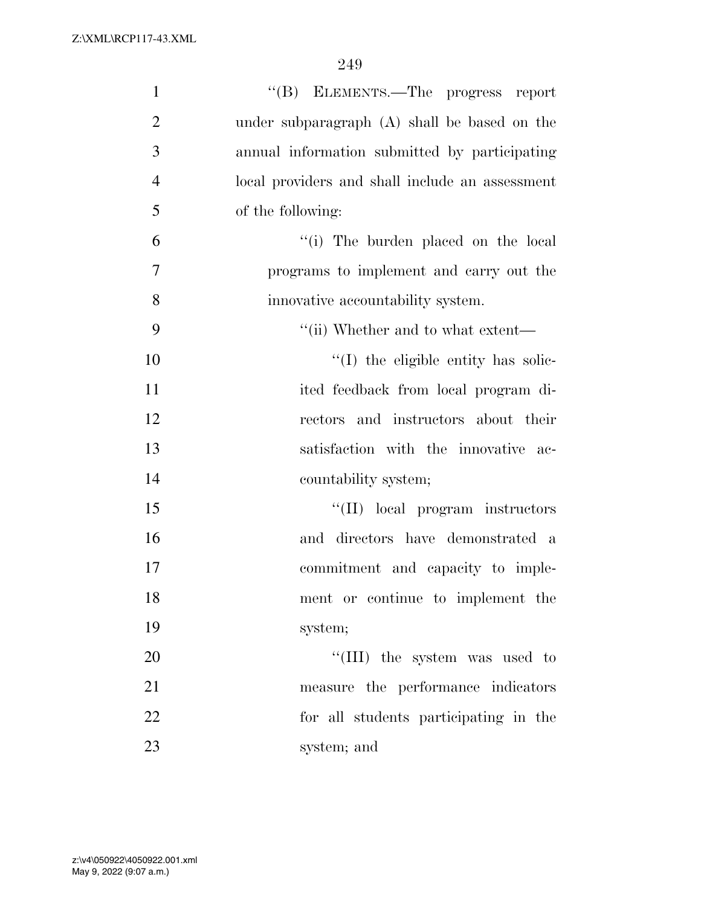''(B) ELEMENTS.—The progress report under subparagraph (A) shall be based on the annual information submitted by participating local providers and shall include an assessment of the following:

''(i) The burden placed on the local programs to implement and carry out the innovative accountability system.

''(ii) Whether and to what extent—

''(I) the eligible entity has solicited feedback from local program directors and instructors about their satisfaction with the innovative accountability system;

''(II) local program instructors and directors have demonstrated a commitment and capacity to implement or continue to implement the system;

''(III) the system was used to measure the performance indicators for all students participating in the system; and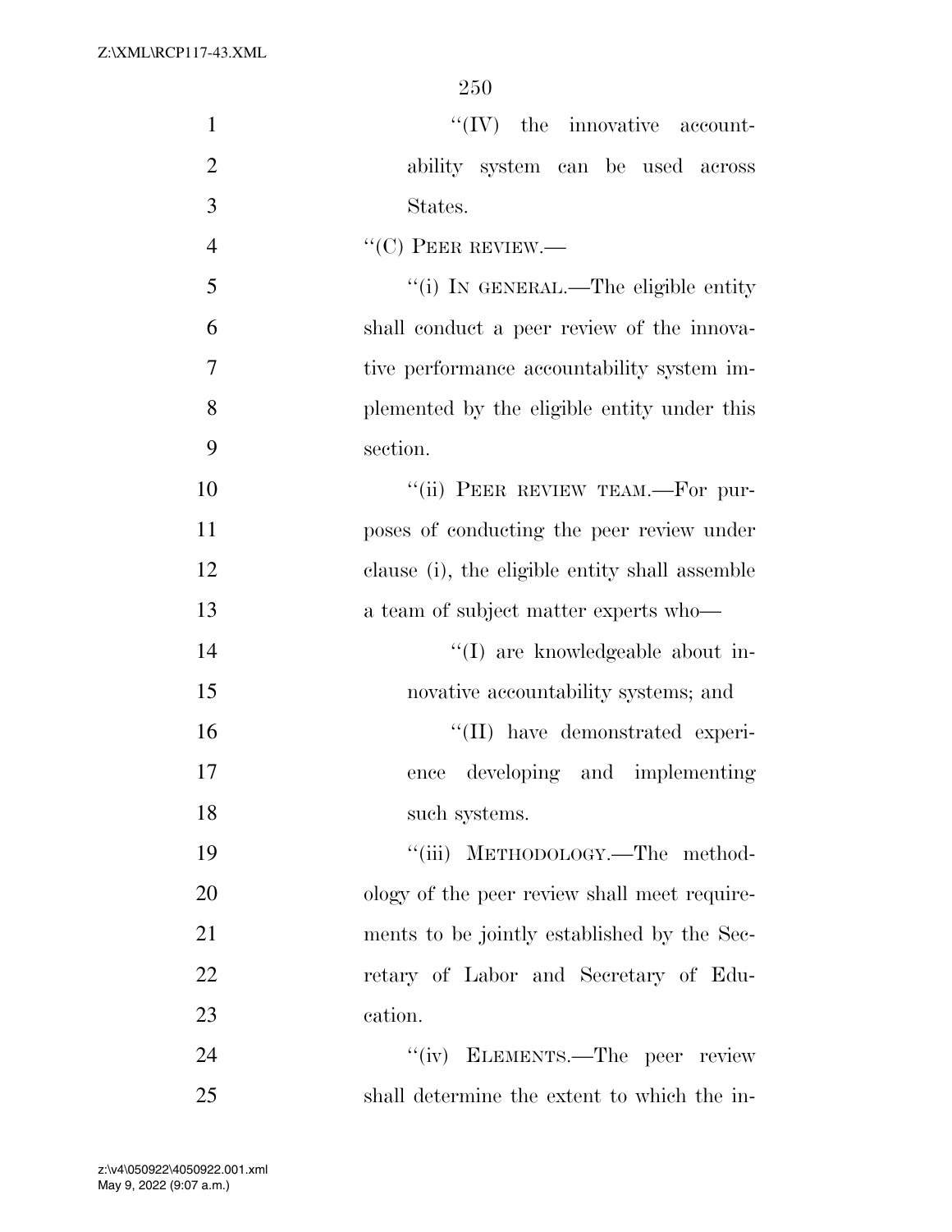"(IV) the innovative accountability system can be used across States.

"(C) PEER REVIEW.—

"(i) IN GENERAL.—The eligible entity shall conduct a peer review of the innovative performance accountability system implemented by the eligible entity under this section.

"(ii) PEER REVIEW TEAM.—For purposes of conducting the peer review under clause (i), the eligible entity shall assemble a team of subject matter experts who—

"(I) are knowledgeable about innovative accountability systems; and

"(II) have demonstrated experience developing and implementing such systems.

"(iii) METHODOLOGY.—The methodology of the peer review shall meet requirements to be jointly established by the Secretary of Labor and Secretary of Education.

"(iv) ELEMENTS.—The peer review shall determine the extent to which the in-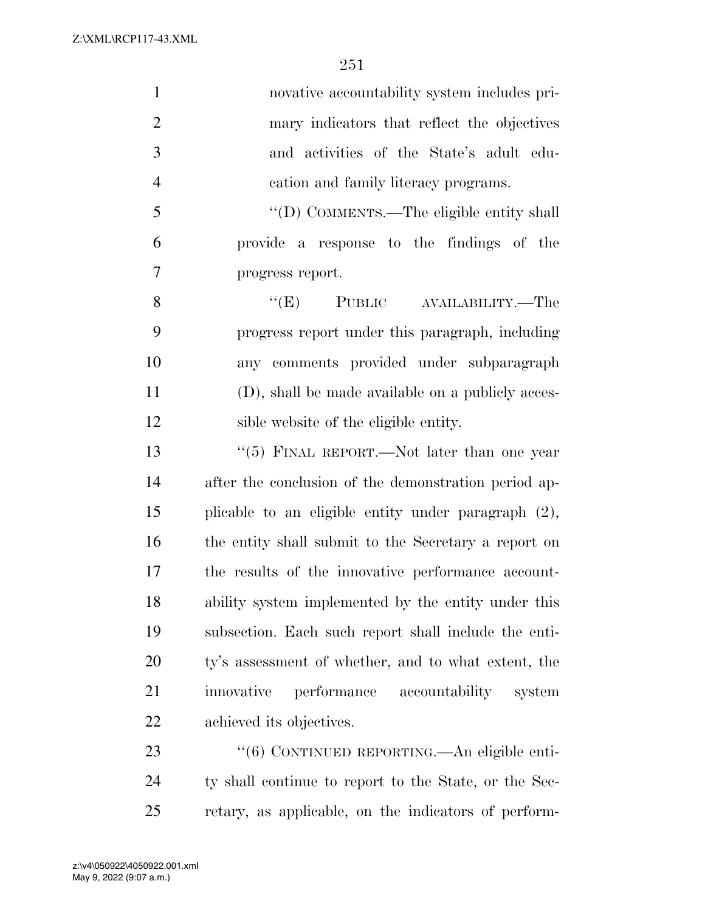novative accountability system includes primary indicators that reflect the objectives and activities of the State's adult education and family literacy programs.

"(D) COMMENTS.—The eligible entity shall provide a response to the findings of the progress report.

"(E) PUBLIC AVAILABILITY.—The progress report under this paragraph, including any comments provided under subparagraph (D), shall be made available on a publicly accessible website of the eligible entity.

"(5) FINAL REPORT.—Not later than one year after the conclusion of the demonstration period applicable to an eligible entity under paragraph (2), the entity shall submit to the Secretary a report on the results of the innovative performance accountability system implemented by the entity under this subsection. Each such report shall include the entity's assessment of whether, and to what extent, the innovative performance accountability system achieved its objectives.

"(6) CONTINUED REPORTING.—An eligible entity shall continue to report to the State, or the Secretary, as applicable, on the indicators of perform-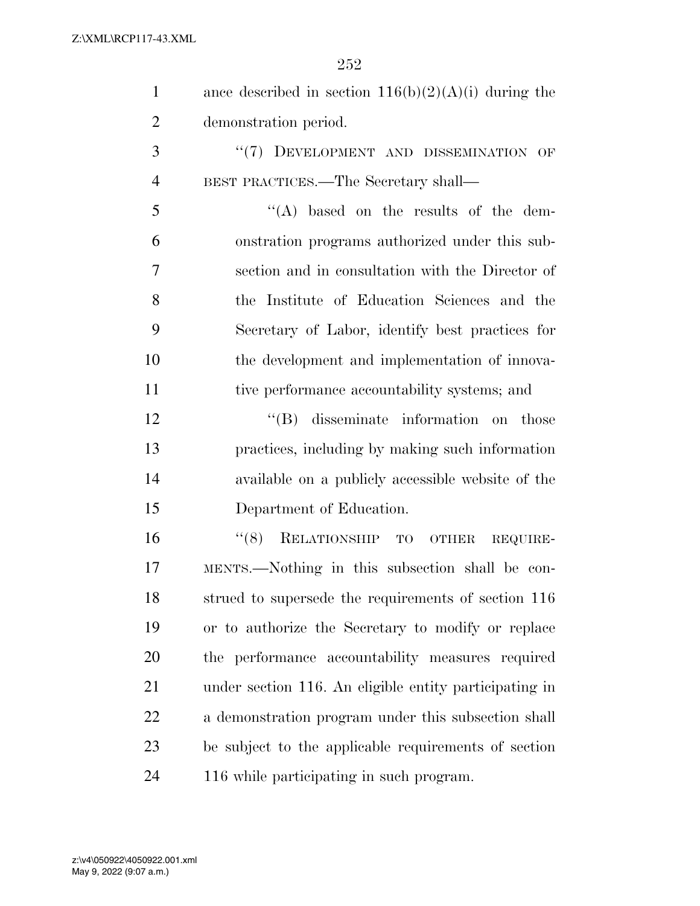ance described in section 116(b)(2)(A)(i) during the demonstration period.

"(7) DEVELOPMENT AND DISSEMINATION OF BEST PRACTICES.—The Secretary shall—

"(A) based on the results of the demonstration programs authorized under this subsection and in consultation with the Director of the Institute of Education Sciences and the Secretary of Labor, identify best practices for the development and implementation of innovative performance accountability systems; and

"(B) disseminate information on those practices, including by making such information available on a publicly accessible website of the Department of Education.

"(8) RELATIONSHIP TO OTHER REQUIREMENTS.—Nothing in this subsection shall be construed to supersede the requirements of section 116 or to authorize the Secretary to modify or replace the performance accountability measures required under section 116. An eligible entity participating in a demonstration program under this subsection shall be subject to the applicable requirements of section 116 while participating in such program.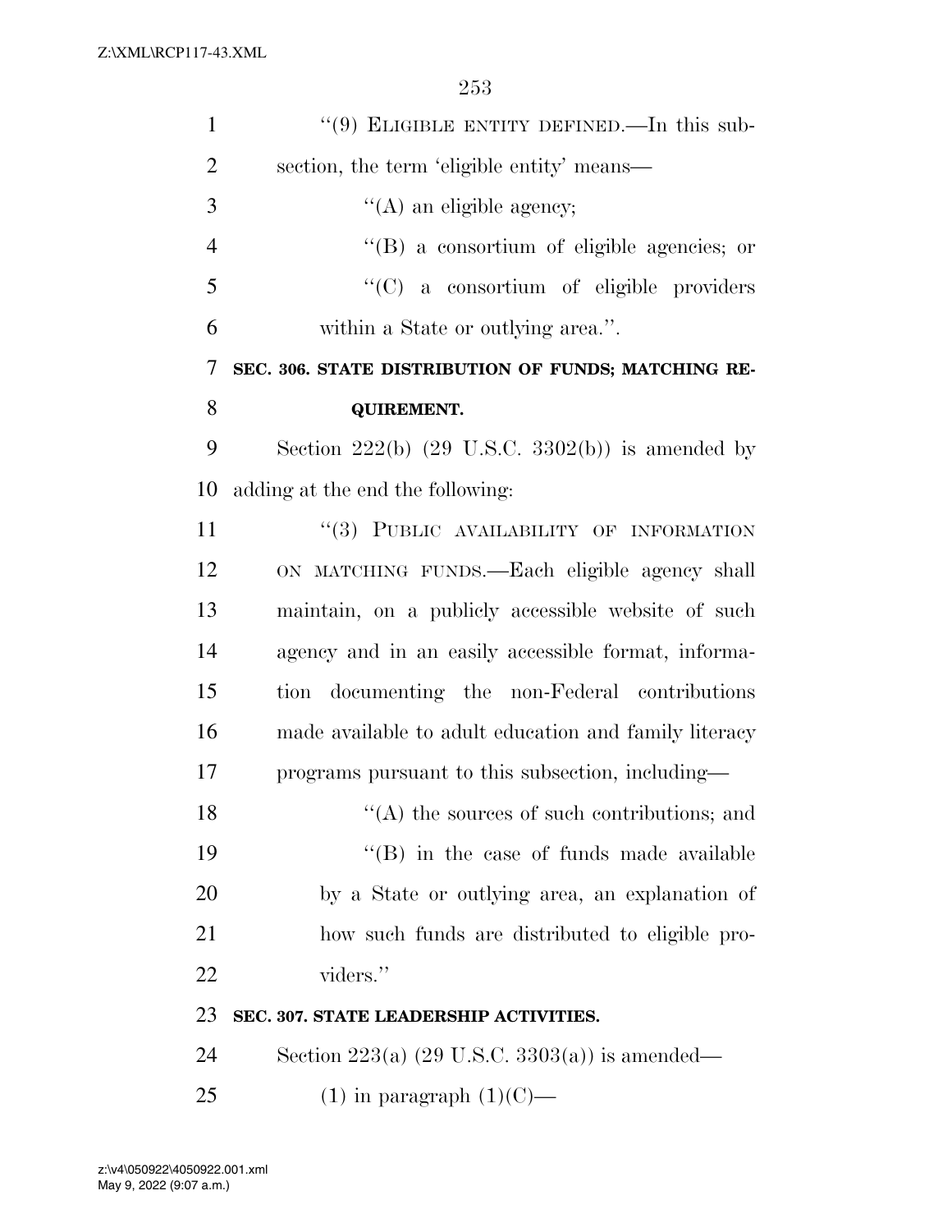"(9) ELIGIBLE ENTITY DEFINED.—In this subsection, the term 'eligible entity' means—

"(A) an eligible agency;

"(B) a consortium of eligible agencies; or

"(C) a consortium of eligible providers within a State or outlying area.".

**SEC. 306. STATE DISTRIBUTION OF FUNDS; MATCHING REQUIREMENT.**

Section 222(b) (29 U.S.C. 3302(b)) is amended by adding at the end the following:

"(3) PUBLIC AVAILABILITY OF INFORMATION ON MATCHING FUNDS.—Each eligible agency shall maintain, on a publicly accessible website of such agency and in an easily accessible format, information documenting the non-Federal contributions made available to adult education and family literacy programs pursuant to this subsection, including—

"(A) the sources of such contributions; and

"(B) in the case of funds made available by a State or outlying area, an explanation of how such funds are distributed to eligible providers."

**SEC. 307. STATE LEADERSHIP ACTIVITIES.**

Section 223(a) (29 U.S.C. 3303(a)) is amended—

(1) in paragraph (1)(C)—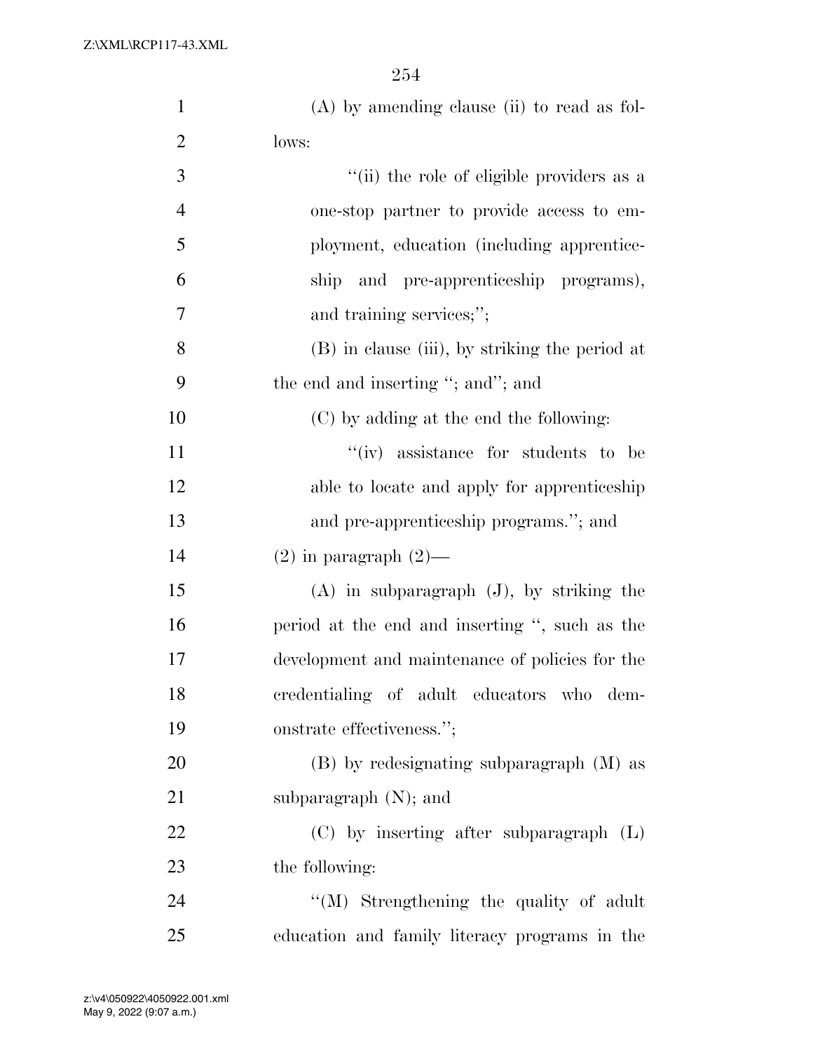(A) by amending clause (ii) to read as follows:

"(ii) the role of eligible providers as a one-stop partner to provide access to employment, education (including apprenticeship and pre-apprenticeship programs), and training services;";

(B) in clause (iii), by striking the period at the end and inserting "; and"; and

(C) by adding at the end the following:

"(iv) assistance for students to be able to locate and apply for apprenticeship and pre-apprenticeship programs."; and

(2) in paragraph (2)—

(A) in subparagraph (J), by striking the period at the end and inserting ", such as the development and maintenance of policies for the credentialing of adult educators who demonstrate effectiveness.";

(B) by redesignating subparagraph (M) as subparagraph (N); and

(C) by inserting after subparagraph (L) the following:

"(M) Strengthening the quality of adult education and family literacy programs in the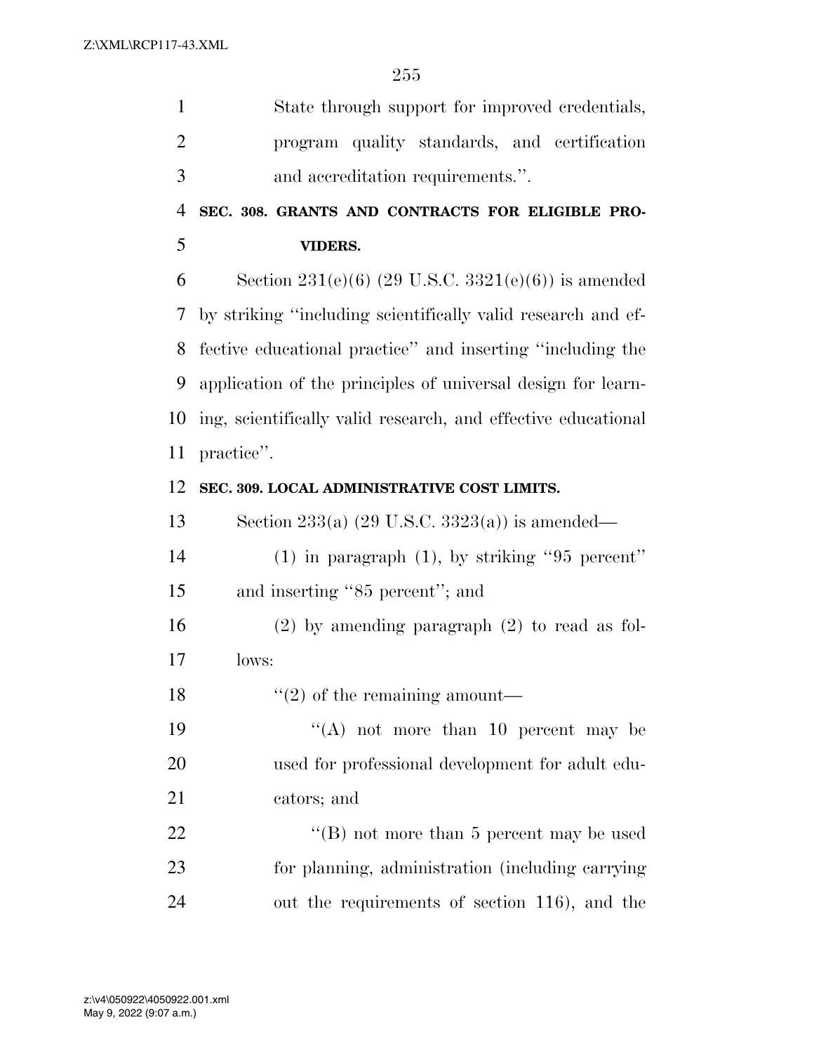State through support for improved credentials, program quality standards, and certification and accreditation requirements.''.

**SEC. 308. GRANTS AND CONTRACTS FOR ELIGIBLE PROVIDERS.**

Section 231(e)(6) (29 U.S.C. 3321(e)(6)) is amended by striking ''including scientifically valid research and effective educational practice'' and inserting ''including the application of the principles of universal design for learning, scientifically valid research, and effective educational practice''.

**SEC. 309. LOCAL ADMINISTRATIVE COST LIMITS.**

Section 233(a) (29 U.S.C. 3323(a)) is amended—

(1) in paragraph (1), by striking ''95 percent'' and inserting ''85 percent''; and

(2) by amending paragraph (2) to read as follows:

''(2) of the remaining amount—

''(A) not more than 10 percent may be used for professional development for adult educators; and

''(B) not more than 5 percent may be used for planning, administration (including carrying out the requirements of section 116), and the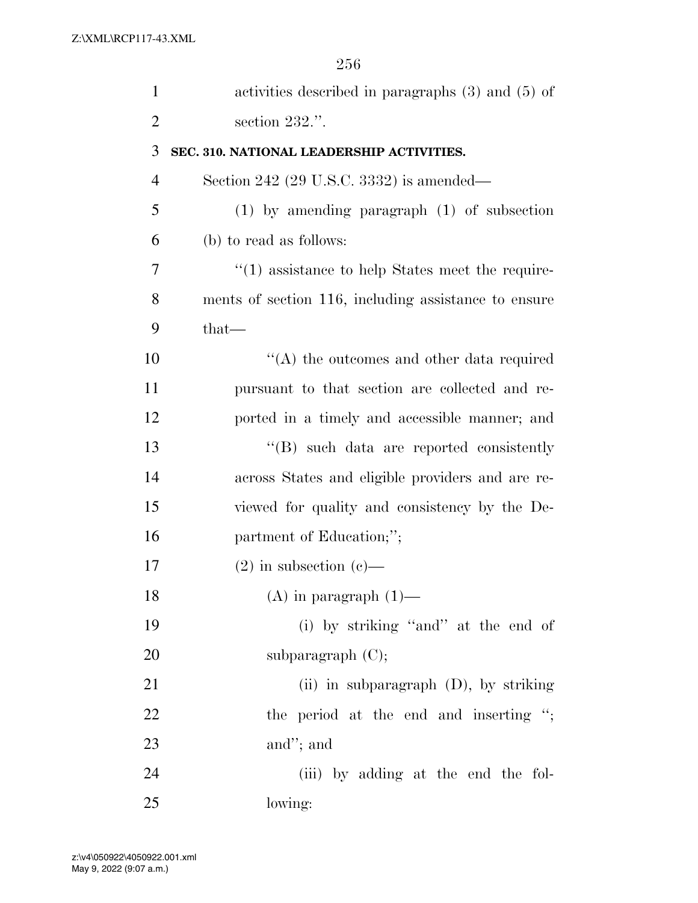activities described in paragraphs (3) and (5) of section 232.''.

**SEC. 310. NATIONAL LEADERSHIP ACTIVITIES.**

Section 242 (29 U.S.C. 3332) is amended—

(1) by amending paragraph (1) of subsection (b) to read as follows:

''(1) assistance to help States meet the requirements of section 116, including assistance to ensure that—

''(A) the outcomes and other data required pursuant to that section are collected and reported in a timely and accessible manner; and

''(B) such data are reported consistently across States and eligible providers and are reviewed for quality and consistency by the Department of Education;'';

(2) in subsection (c)—

(A) in paragraph (1)—

(i) by striking ''and'' at the end of subparagraph (C);

(ii) in subparagraph (D), by striking the period at the end and inserting ''; and''; and

(iii) by adding at the end the following: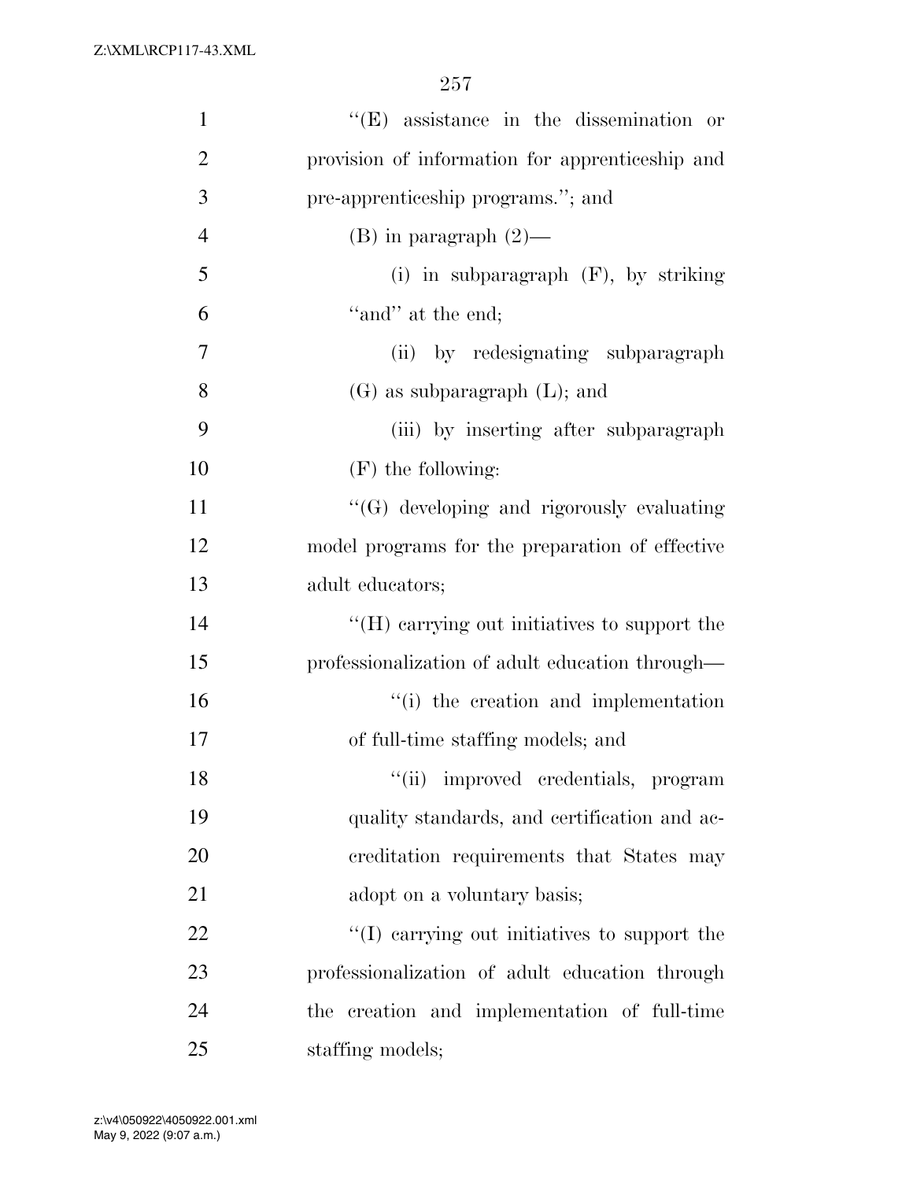''(E) assistance in the dissemination or provision of information for apprenticeship and pre-apprenticeship programs.''; and

(B) in paragraph (2)—

(i) in subparagraph (F), by striking ''and'' at the end;

(ii) by redesignating subparagraph (G) as subparagraph (L); and

(iii) by inserting after subparagraph (F) the following:

''(G) developing and rigorously evaluating model programs for the preparation of effective adult educators;

''(H) carrying out initiatives to support the professionalization of adult education through—

''(i) the creation and implementation of full-time staffing models; and

''(ii) improved credentials, program quality standards, and certification and accreditation requirements that States may adopt on a voluntary basis;

''(I) carrying out initiatives to support the professionalization of adult education through the creation and implementation of full-time staffing models;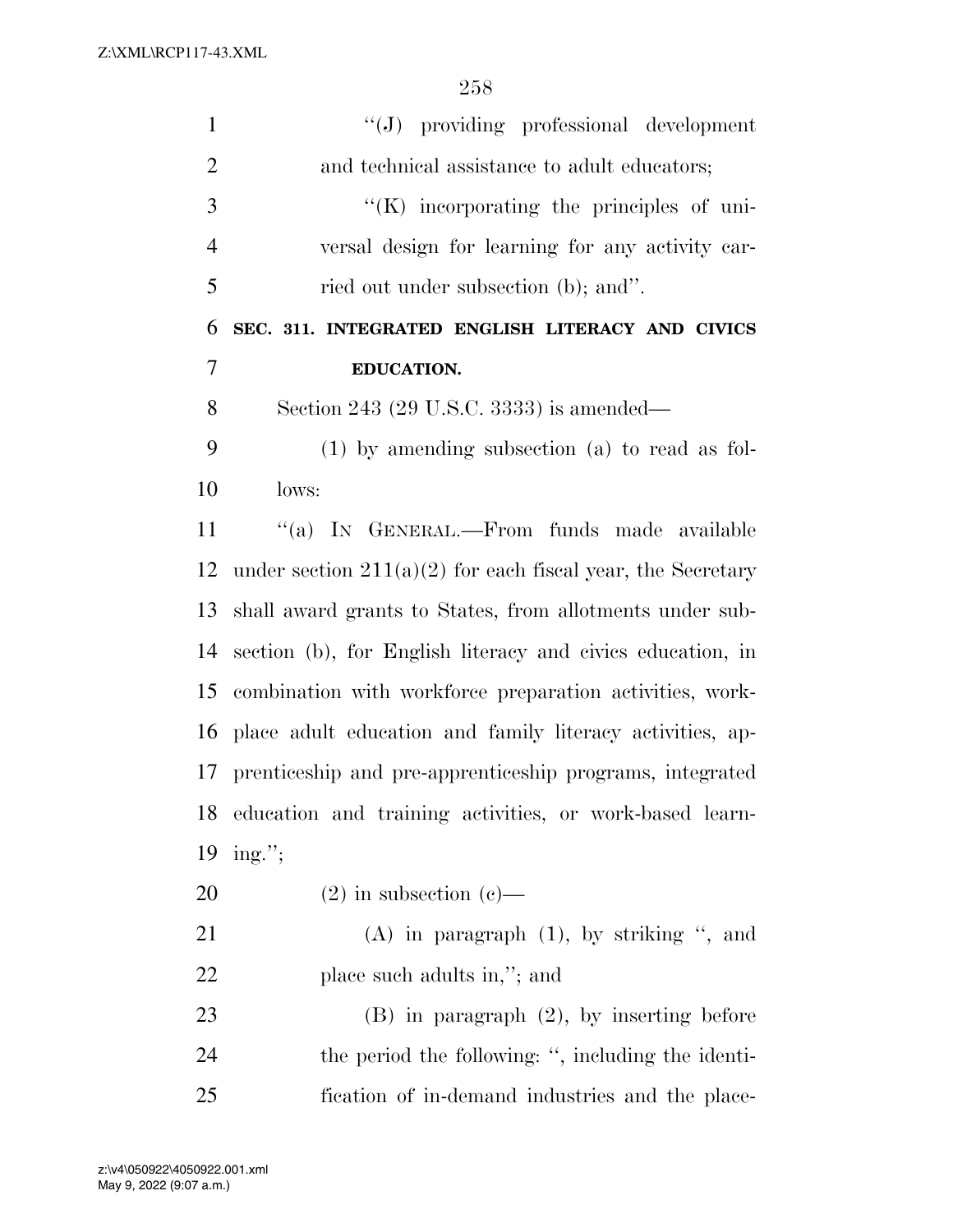"(J) providing professional development and technical assistance to adult educators;

"(K) incorporating the principles of universal design for learning for any activity carried out under subsection (b); and".

**SEC. 311. INTEGRATED ENGLISH LITERACY AND CIVICS EDUCATION.**

Section 243 (29 U.S.C. 3333) is amended—

(1) by amending subsection (a) to read as follows:

"(a) IN GENERAL.—From funds made available under section 211(a)(2) for each fiscal year, the Secretary shall award grants to States, from allotments under subsection (b), for English literacy and civics education, in combination with workforce preparation activities, workplace adult education and family literacy activities, apprenticeship and pre-apprenticeship programs, integrated education and training activities, or work-based learning.";

(2) in subsection (c)—

(A) in paragraph (1), by striking ", and place such adults in,"; and

(B) in paragraph (2), by inserting before the period the following: ", including the identification of in-demand industries and the place-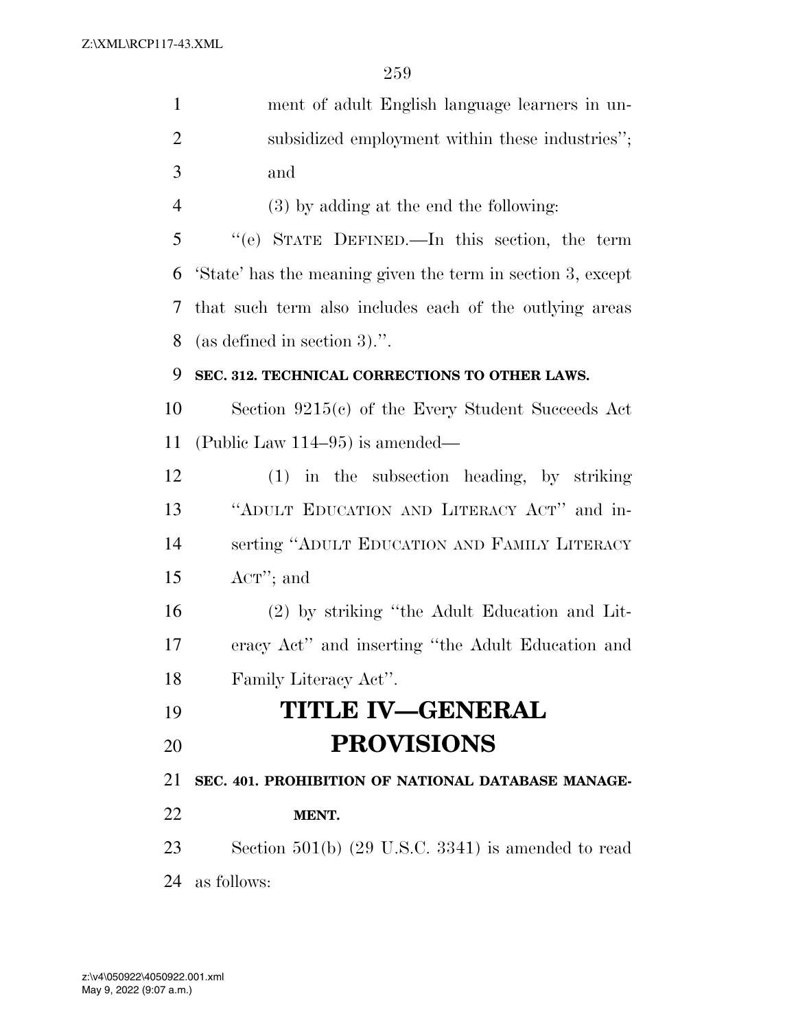ment of adult English language learners in unsubsidized employment within these industries''; and

(3) by adding at the end the following:

''(e) STATE DEFINED.—In this section, the term 'State' has the meaning given the term in section 3, except that such term also includes each of the outlying areas (as defined in section 3).''.

**SEC. 312. TECHNICAL CORRECTIONS TO OTHER LAWS.**

Section 9215(c) of the Every Student Succeeds Act (Public Law 114–95) is amended—

(1) in the subsection heading, by striking ''ADULT EDUCATION AND LITERACY ACT'' and inserting ''ADULT EDUCATION AND FAMILY LITERACY ACT''; and

(2) by striking ''the Adult Education and Literacy Act'' and inserting ''the Adult Education and Family Literacy Act''.

# TITLE IV—GENERAL PROVISIONS

**SEC. 401. PROHIBITION OF NATIONAL DATABASE MANAGEMENT.**

Section 501(b) (29 U.S.C. 3341) is amended to read as follows: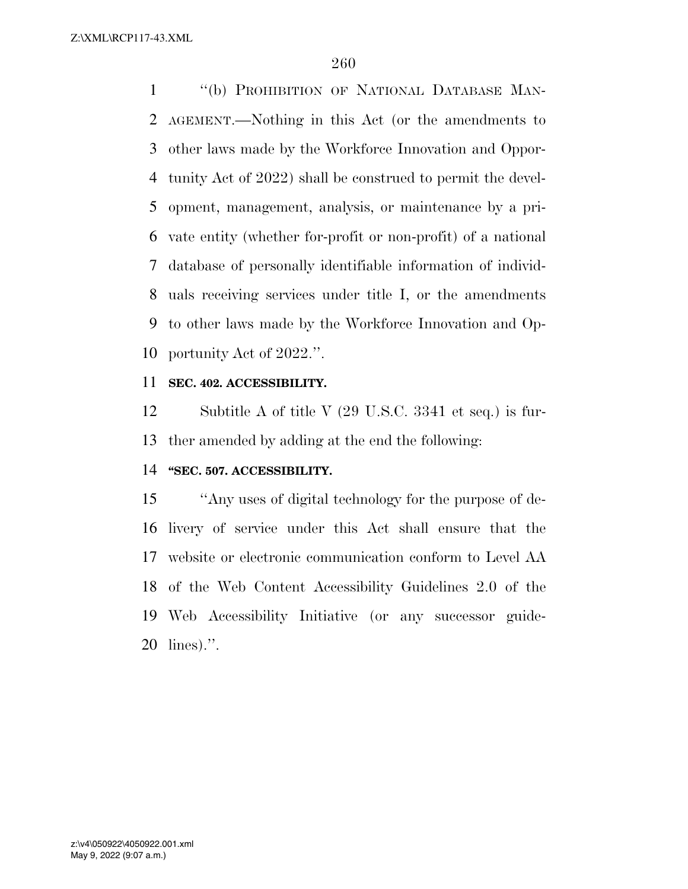"(b) PROHIBITION OF NATIONAL DATABASE MANAGEMENT.—Nothing in this Act (or the amendments to other laws made by the Workforce Innovation and Opportunity Act of 2022) shall be construed to permit the development, management, analysis, or maintenance by a private entity (whether for-profit or non-profit) of a national database of personally identifiable information of individuals receiving services under title I, or the amendments to other laws made by the Workforce Innovation and Opportunity Act of 2022.".

**SEC. 402. ACCESSIBILITY.**

Subtitle A of title V (29 U.S.C. 3341 et seq.) is further amended by adding at the end the following:

**"SEC. 507. ACCESSIBILITY.**

"Any uses of digital technology for the purpose of delivery of service under this Act shall ensure that the website or electronic communication conform to Level AA of the Web Content Accessibility Guidelines 2.0 of the Web Accessibility Initiative (or any successor guidelines).".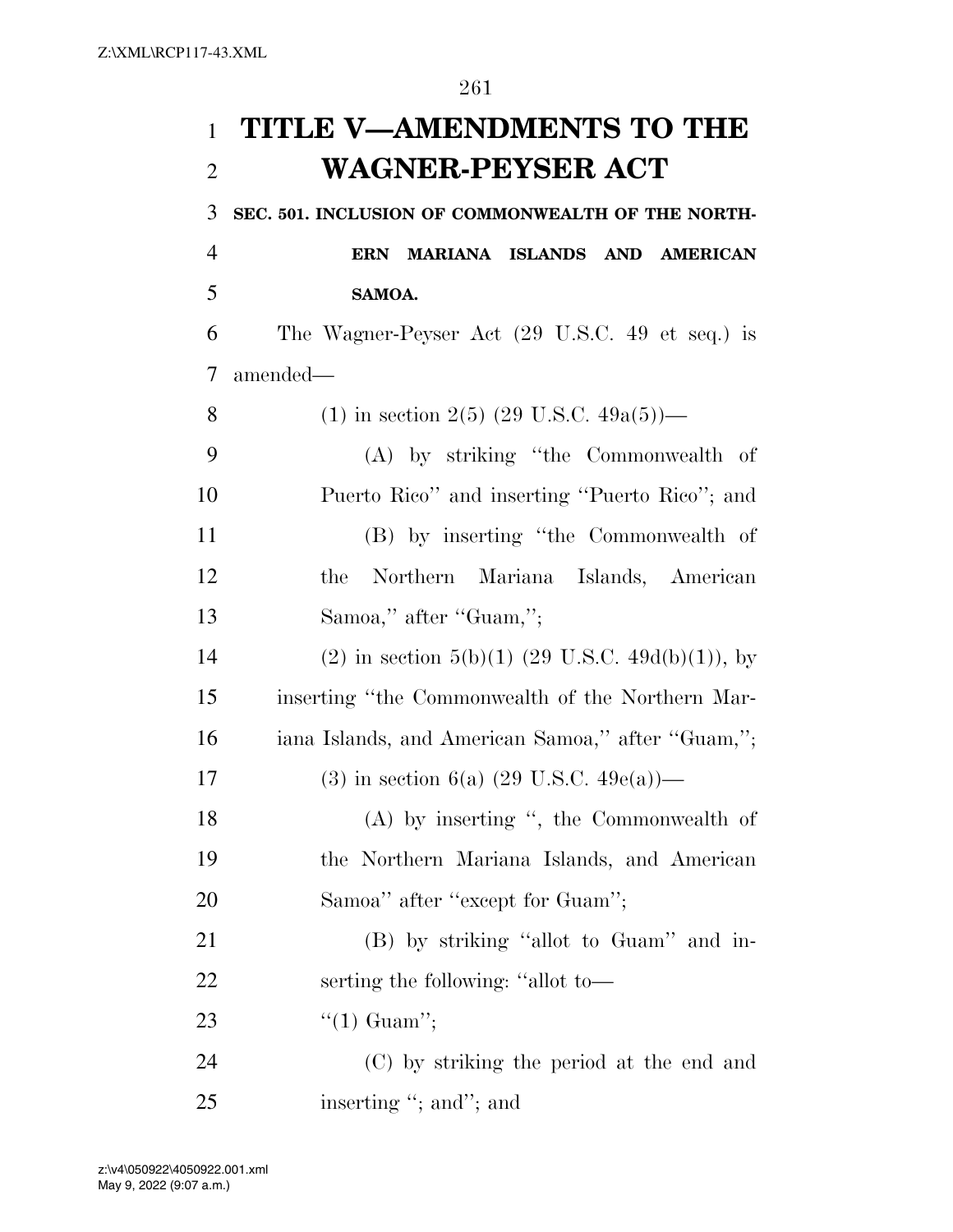# TITLE V—AMENDMENTS TO THE WAGNER-PEYSER ACT

**SEC. 501. INCLUSION OF COMMONWEALTH OF THE NORTHERN MARIANA ISLANDS AND AMERICAN SAMOA.**

The Wagner-Peyser Act (29 U.S.C. 49 et seq.) is amended—

(1) in section 2(5) (29 U.S.C. 49a(5))—

(A) by striking "the Commonwealth of Puerto Rico" and inserting "Puerto Rico"; and

(B) by inserting "the Commonwealth of the Northern Mariana Islands, American Samoa," after "Guam,";

(2) in section 5(b)(1) (29 U.S.C. 49d(b)(1)), by inserting "the Commonwealth of the Northern Mariana Islands, and American Samoa," after "Guam,";

(3) in section 6(a) (29 U.S.C. 49e(a))—

(A) by inserting ", the Commonwealth of the Northern Mariana Islands, and American Samoa" after "except for Guam";

(B) by striking "allot to Guam" and inserting the following: "allot to—

"(1) Guam";

(C) by striking the period at the end and inserting "; and"; and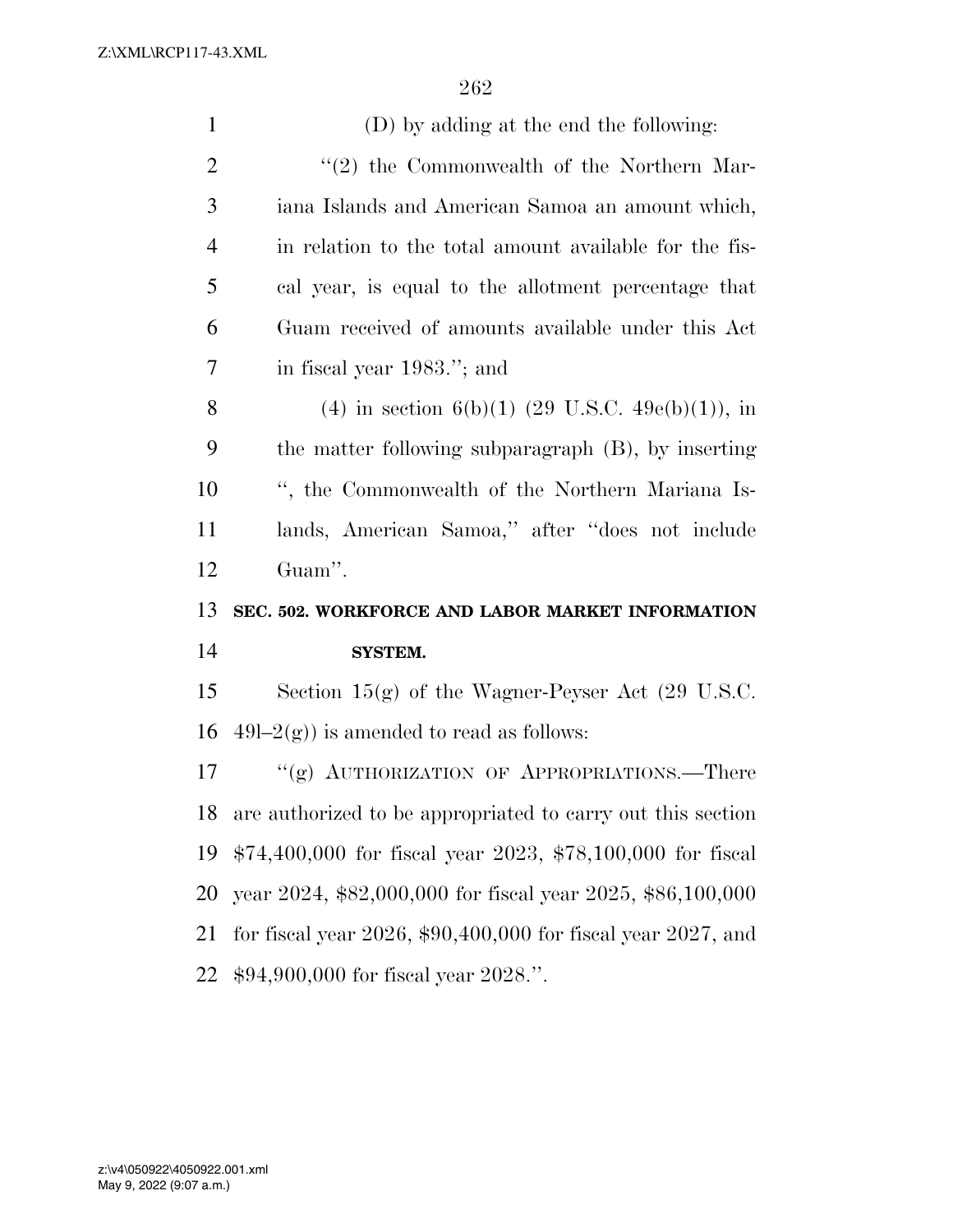(D) by adding at the end the following:

"(2) the Commonwealth of the Northern Mariana Islands and American Samoa an amount which, in relation to the total amount available for the fiscal year, is equal to the allotment percentage that Guam received of amounts available under this Act in fiscal year 1983."; and

(4) in section 6(b)(1) (29 U.S.C. 49e(b)(1)), in the matter following subparagraph (B), by inserting ", the Commonwealth of the Northern Mariana Islands, American Samoa," after "does not include Guam".

**SEC. 502. WORKFORCE AND LABOR MARKET INFORMATION SYSTEM.**

Section 15(g) of the Wagner-Peyser Act (29 U.S.C. 49l–2(g)) is amended to read as follows:

"(g) AUTHORIZATION OF APPROPRIATIONS.—There are authorized to be appropriated to carry out this section $74,400,000 for fiscal year 2023, $78,100,000 for fiscal year 2024, $82,000,000 for fiscal year 2025, $86,100,000 for fiscal year 2026, $90,400,000 for fiscal year 2027, and $94,900,000 for fiscal year 2028.".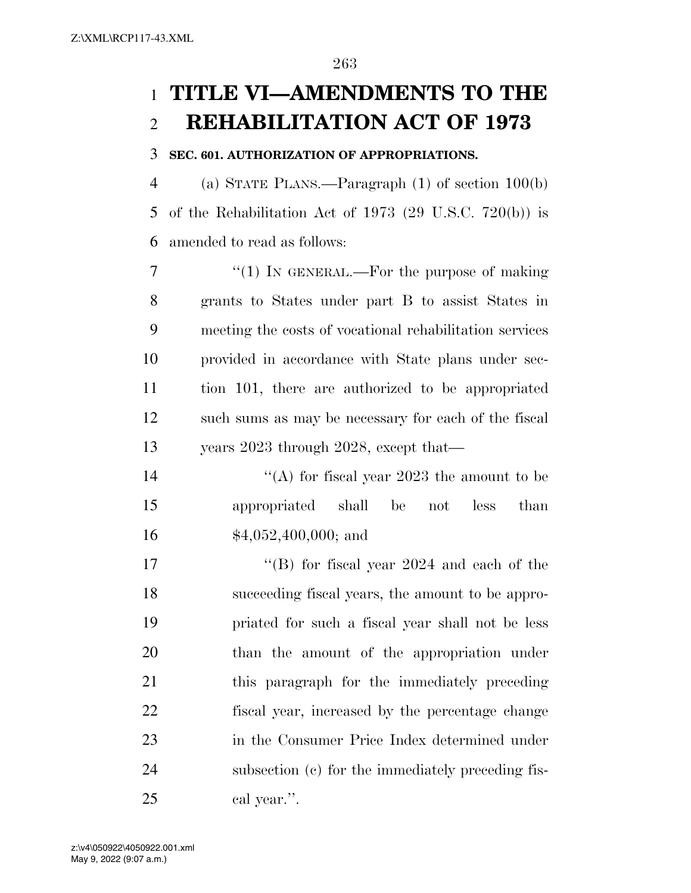# TITLE VI—AMENDMENTS TO THE REHABILITATION ACT OF 1973

**SEC. 601. AUTHORIZATION OF APPROPRIATIONS.**

(a) STATE PLANS.—Paragraph (1) of section 100(b) of the Rehabilitation Act of 1973 (29 U.S.C. 720(b)) is amended to read as follows:

"(1) IN GENERAL.—For the purpose of making grants to States under part B to assist States in meeting the costs of vocational rehabilitation services provided in accordance with State plans under section 101, there are authorized to be appropriated such sums as may be necessary for each of the fiscal years 2023 through 2028, except that—

"(A) for fiscal year 2023 the amount to be appropriated shall be not less than $4,052,400,000; and

"(B) for fiscal year 2024 and each of the succeeding fiscal years, the amount to be appropriated for such a fiscal year shall not be less than the amount of the appropriation under this paragraph for the immediately preceding fiscal year, increased by the percentage change in the Consumer Price Index determined under subsection (c) for the immediately preceding fiscal year.".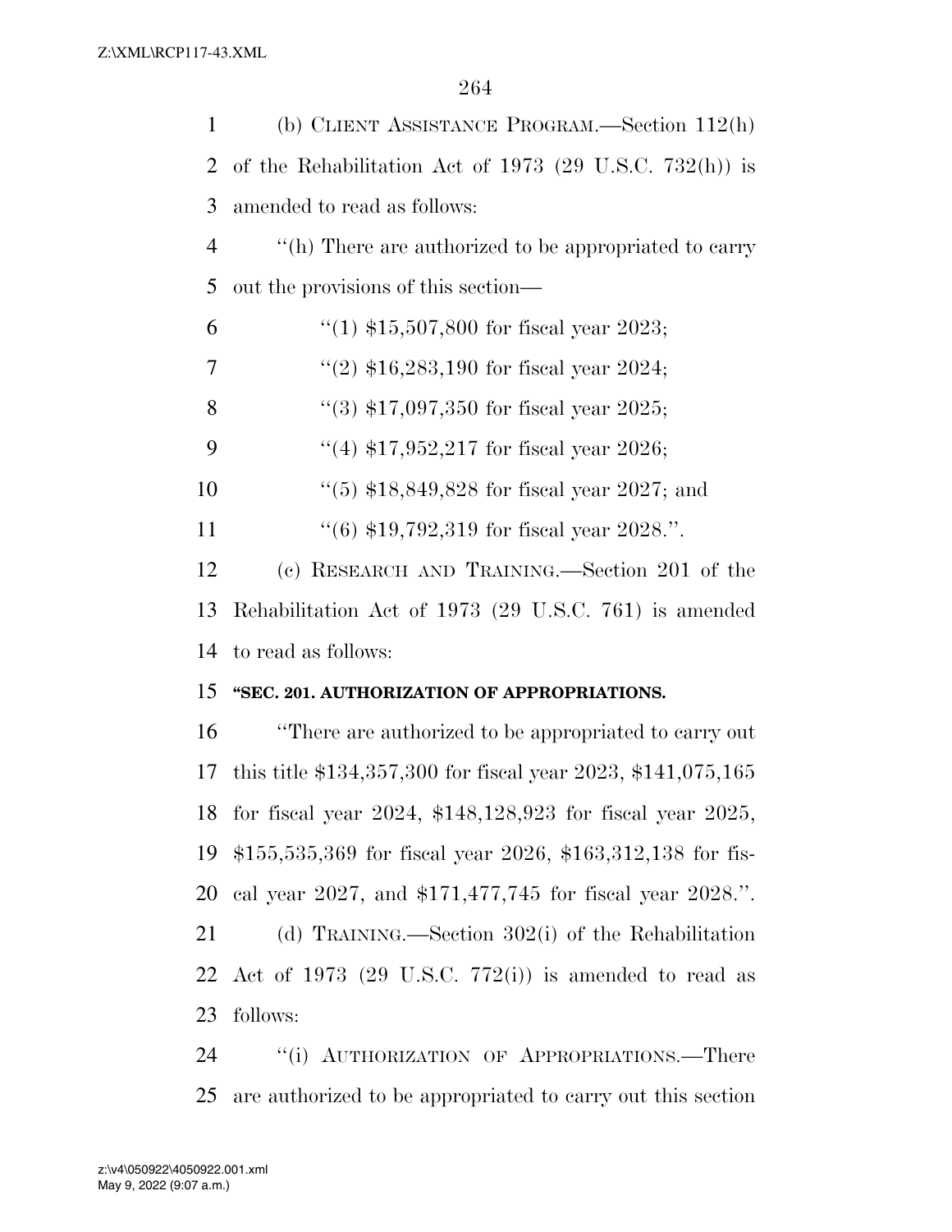(b) CLIENT ASSISTANCE PROGRAM.—Section 112(h) of the Rehabilitation Act of 1973 (29 U.S.C. 732(h)) is amended to read as follows:

"(h) There are authorized to be appropriated to carry out the provisions of this section—

"(1) $15,507,800 for fiscal year 2023;

"(2) $16,283,190 for fiscal year 2024;

"(3) $17,097,350 for fiscal year 2025;

"(4) $17,952,217 for fiscal year 2026;

"(5) $18,849,828 for fiscal year 2027; and

"(6) $19,792,319 for fiscal year 2028.".

(c) RESEARCH AND TRAINING.—Section 201 of the Rehabilitation Act of 1973 (29 U.S.C. 761) is amended to read as follows:

**"SEC. 201. AUTHORIZATION OF APPROPRIATIONS.**

"There are authorized to be appropriated to carry out this title $134,357,300 for fiscal year 2023, $141,075,165 for fiscal year 2024, $148,128,923 for fiscal year 2025, $155,535,369 for fiscal year 2026, $163,312,138 for fiscal year 2027, and $171,477,745 for fiscal year 2028.".

(d) TRAINING.—Section 302(i) of the Rehabilitation Act of 1973 (29 U.S.C. 772(i)) is amended to read as follows:

"(i) AUTHORIZATION OF APPROPRIATIONS.—There are authorized to be appropriated to carry out this section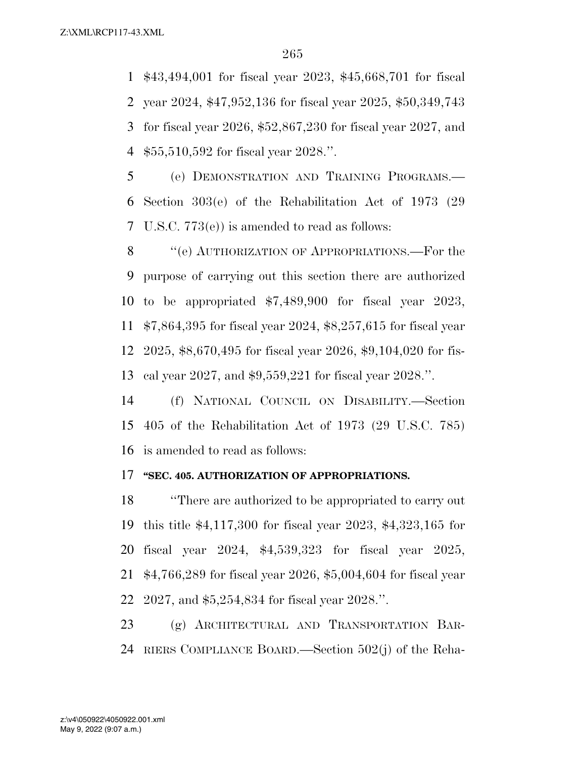$43,494,001 for fiscal year 2023, $45,668,701 for fiscal year 2024, $47,952,136 for fiscal year 2025, $50,349,743 for fiscal year 2026, $52,867,230 for fiscal year 2027, and $55,510,592 for fiscal year 2028.''.

(e) DEMONSTRATION AND TRAINING PROGRAMS.—Section 303(e) of the Rehabilitation Act of 1973 (29 U.S.C. 773(e)) is amended to read as follows:

''(e) AUTHORIZATION OF APPROPRIATIONS.—For the purpose of carrying out this section there are authorized to be appropriated $7,489,900 for fiscal year 2023, $7,864,395 for fiscal year 2024, $8,257,615 for fiscal year 2025, $8,670,495 for fiscal year 2026, $9,104,020 for fiscal year 2027, and $9,559,221 for fiscal year 2028.''.

(f) NATIONAL COUNCIL ON DISABILITY.—Section 405 of the Rehabilitation Act of 1973 (29 U.S.C. 785) is amended to read as follows:

**''SEC. 405. AUTHORIZATION OF APPROPRIATIONS.**

''There are authorized to be appropriated to carry out this title $4,117,300 for fiscal year 2023, $4,323,165 for fiscal year 2024, $4,539,323 for fiscal year 2025, $4,766,289 for fiscal year 2026, $5,004,604 for fiscal year 2027, and $5,254,834 for fiscal year 2028.''.

(g) ARCHITECTURAL AND TRANSPORTATION BARRIERS COMPLIANCE BOARD.—Section 502(j) of the Reha-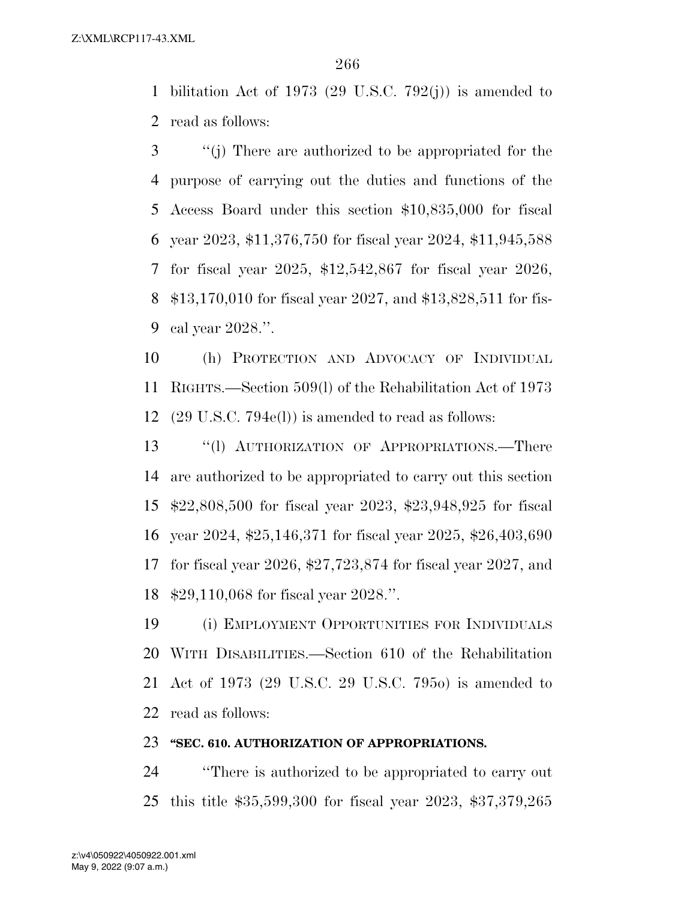bilitation Act of 1973 (29 U.S.C. 792(j)) is amended to read as follows:

"(j) There are authorized to be appropriated for the purpose of carrying out the duties and functions of the Access Board under this section $10,835,000 for fiscal year 2023, $11,376,750 for fiscal year 2024, $11,945,588 for fiscal year 2025, $12,542,867 for fiscal year 2026, $13,170,010 for fiscal year 2027, and $13,828,511 for fiscal year 2028.".

(h) PROTECTION AND ADVOCACY OF INDIVIDUAL RIGHTS.—Section 509(l) of the Rehabilitation Act of 1973 (29 U.S.C. 794e(l)) is amended to read as follows:

"(l) AUTHORIZATION OF APPROPRIATIONS.—There are authorized to be appropriated to carry out this section $22,808,500 for fiscal year 2023, $23,948,925 for fiscal year 2024, $25,146,371 for fiscal year 2025, $26,403,690 for fiscal year 2026, $27,723,874 for fiscal year 2027, and $29,110,068 for fiscal year 2028.".

(i) EMPLOYMENT OPPORTUNITIES FOR INDIVIDUALS WITH DISABILITIES.—Section 610 of the Rehabilitation Act of 1973 (29 U.S.C. 29 U.S.C. 795o) is amended to read as follows:

**"SEC. 610. AUTHORIZATION OF APPROPRIATIONS.**

"There is authorized to be appropriated to carry out this title $35,599,300 for fiscal year 2023, $37,379,265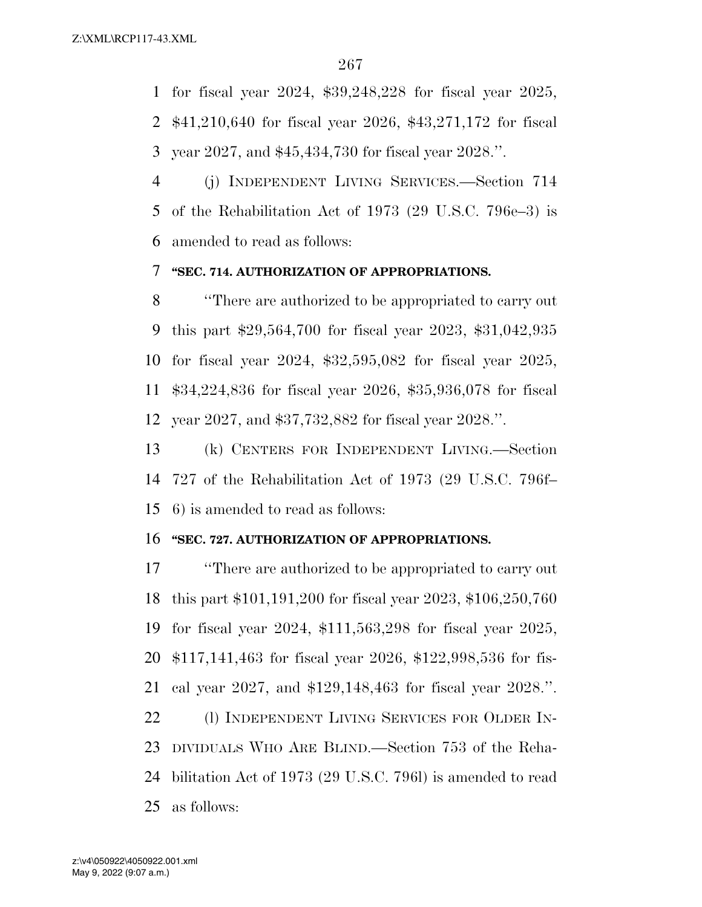for fiscal year 2024, $39,248,228 for fiscal year 2025, $41,210,640 for fiscal year 2026, $43,271,172 for fiscal year 2027, and $45,434,730 for fiscal year 2028.''.

(j) INDEPENDENT LIVING SERVICES.—Section 714 of the Rehabilitation Act of 1973 (29 U.S.C. 796e–3) is amended to read as follows:

**''SEC. 714. AUTHORIZATION OF APPROPRIATIONS.**

''There are authorized to be appropriated to carry out this part $29,564,700 for fiscal year 2023, $31,042,935 for fiscal year 2024, $32,595,082 for fiscal year 2025, $34,224,836 for fiscal year 2026, $35,936,078 for fiscal year 2027, and $37,732,882 for fiscal year 2028.''.

(k) CENTERS FOR INDEPENDENT LIVING.—Section 727 of the Rehabilitation Act of 1973 (29 U.S.C. 796f–6) is amended to read as follows:

**''SEC. 727. AUTHORIZATION OF APPROPRIATIONS.**

''There are authorized to be appropriated to carry out this part $101,191,200 for fiscal year 2023, $106,250,760 for fiscal year 2024, $111,563,298 for fiscal year 2025, $117,141,463 for fiscal year 2026, $122,998,536 for fiscal year 2027, and $129,148,463 for fiscal year 2028.''.

(l) INDEPENDENT LIVING SERVICES FOR OLDER INDIVIDUALS WHO ARE BLIND.—Section 753 of the Rehabilitation Act of 1973 (29 U.S.C. 796l) is amended to read as follows: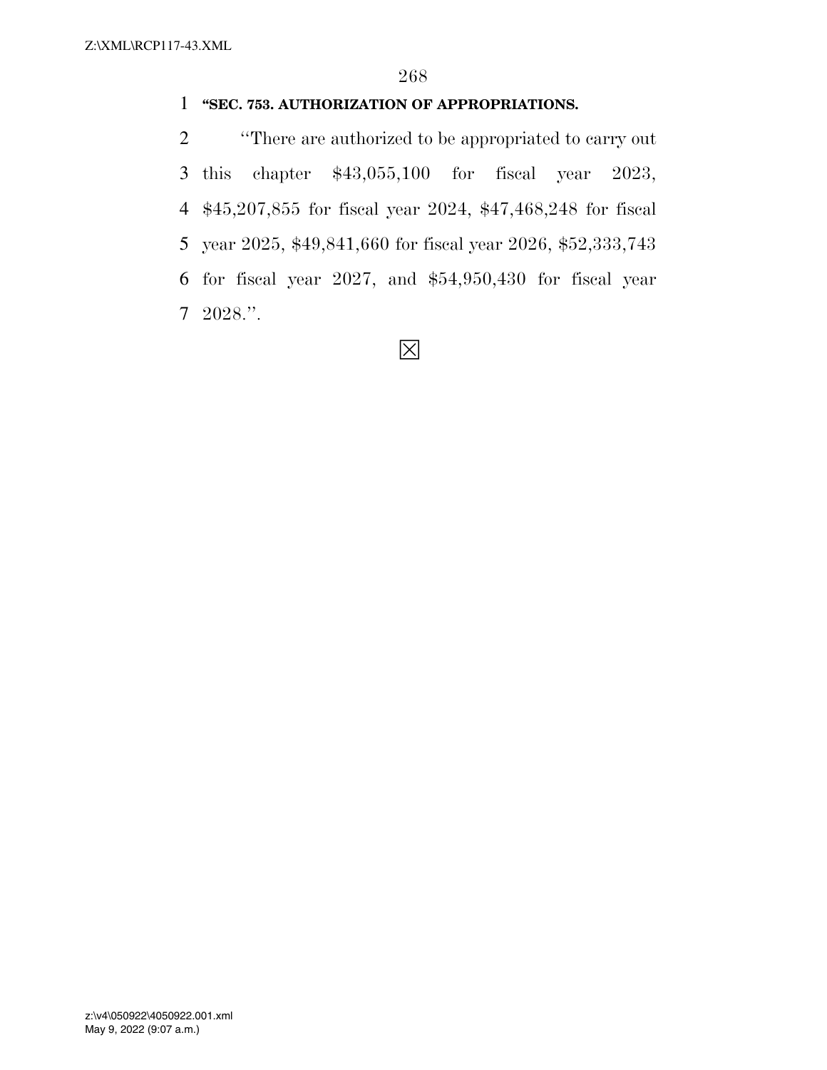**"SEC. 753. AUTHORIZATION OF APPROPRIATIONS.**

"There are authorized to be appropriated to carry out this chapter $43,055,100 for fiscal year 2023, $45,207,855 for fiscal year 2024, $47,468,248 for fiscal year 2025, $49,841,660 for fiscal year 2026, $52,333,743 for fiscal year 2027, and $54,950,430 for fiscal year 2028.".